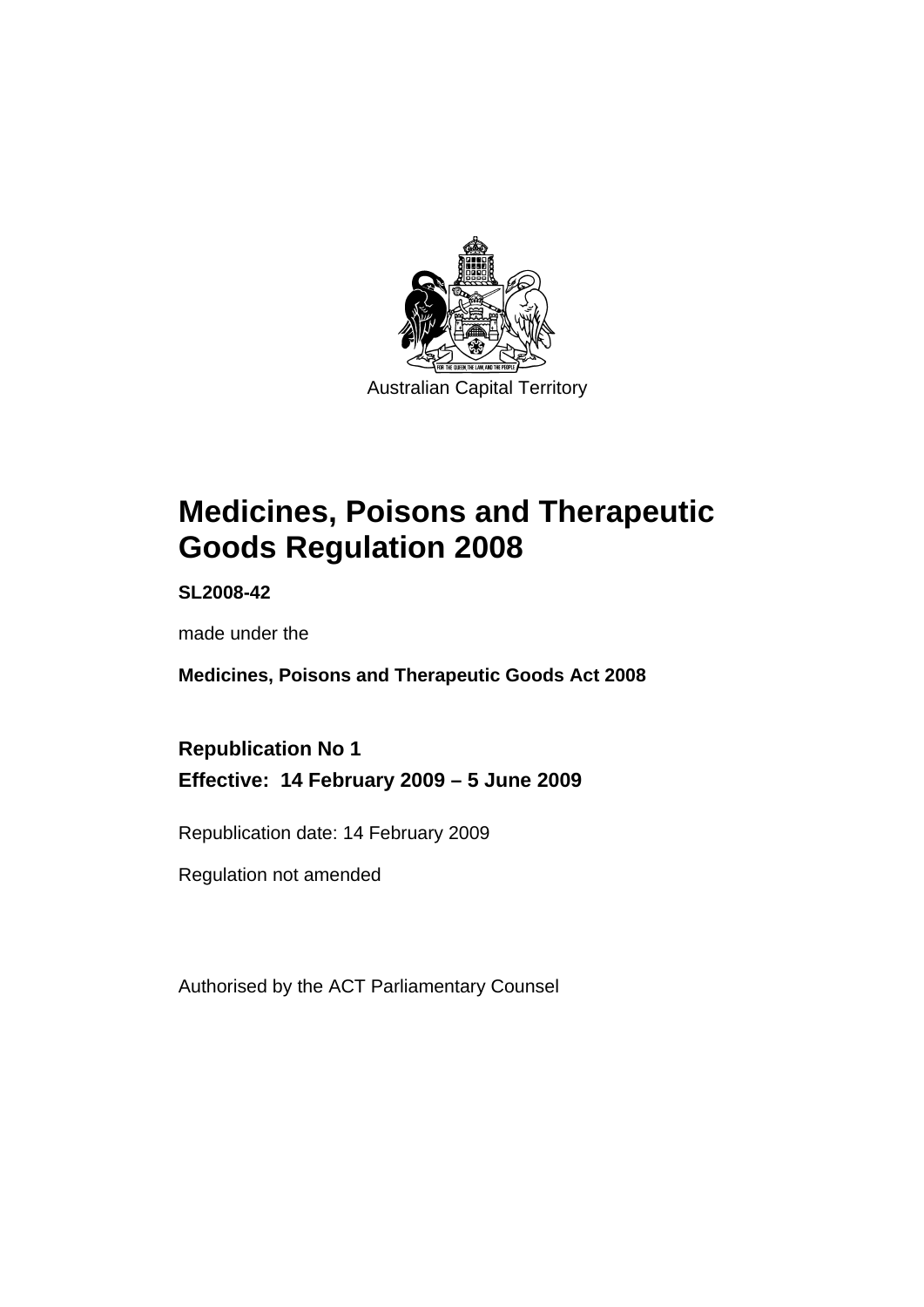Australian Capital Territory

# Medicines, Poisons and Therapeutic Goods Regulation 2008

**SL2008-42**

made under the

**Medicines, Poisons and Therapeutic Goods Act 2008**

## Republication No 1
## Effective: 14 February 2009 – 5 June 2009

Republication date: 14 February 2009

Regulation not amended

Authorised by the ACT Parliamentary Counsel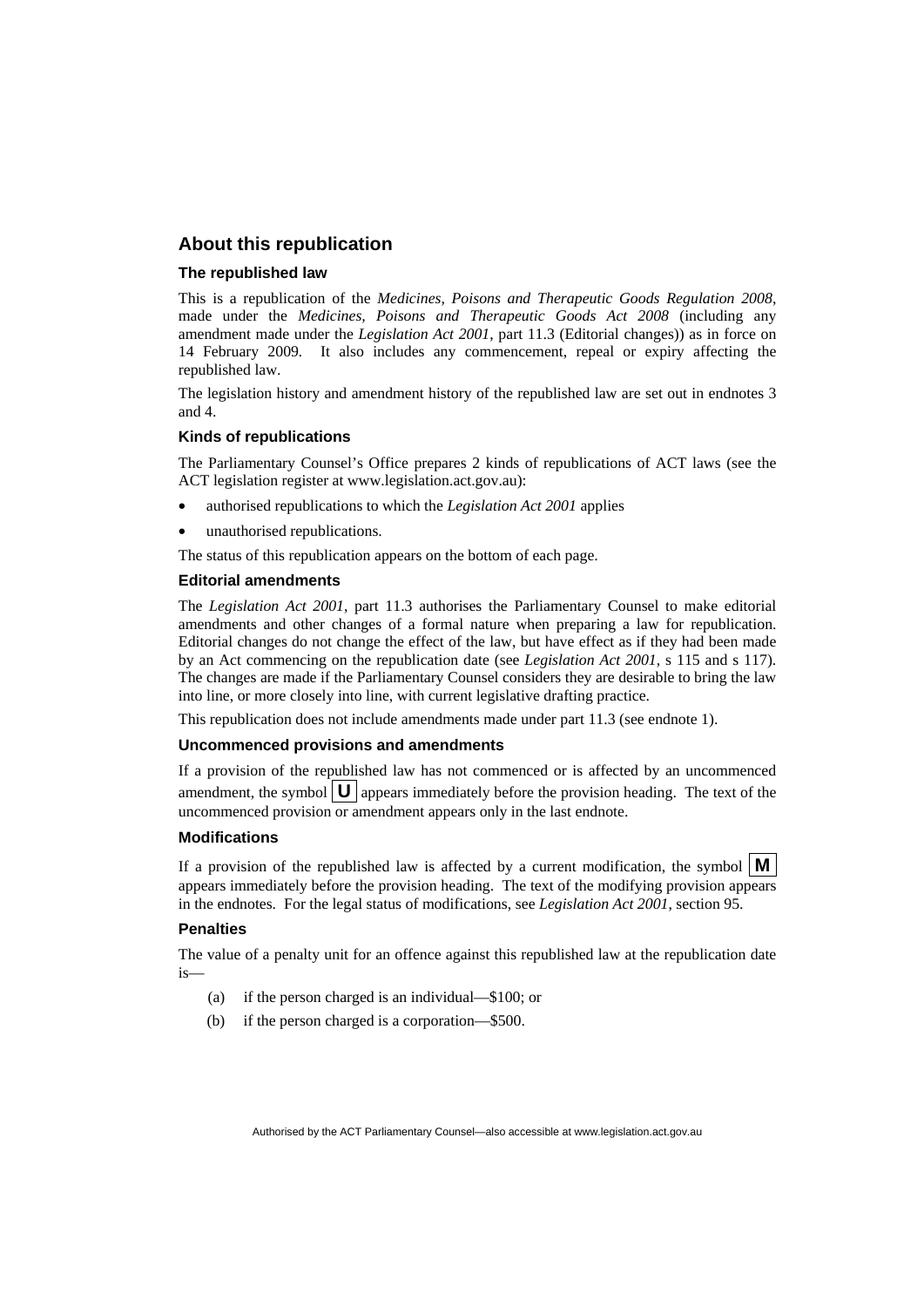## About this republication

### The republished law

This is a republication of the *Medicines, Poisons and Therapeutic Goods Regulation 2008*, made under the *Medicines, Poisons and Therapeutic Goods Act 2008* (including any amendment made under the *Legislation Act 2001*, part 11.3 (Editorial changes)) as in force on 14 February 2009. It also includes any commencement, repeal or expiry affecting the republished law.

The legislation history and amendment history of the republished law are set out in endnotes 3 and 4.

### Kinds of republications

The Parliamentary Counsel's Office prepares 2 kinds of republications of ACT laws (see the ACT legislation register at www.legislation.act.gov.au):

- authorised republications to which the *Legislation Act 2001* applies
- unauthorised republications.

The status of this republication appears on the bottom of each page.

### Editorial amendments

The *Legislation Act 2001*, part 11.3 authorises the Parliamentary Counsel to make editorial amendments and other changes of a formal nature when preparing a law for republication. Editorial changes do not change the effect of the law, but have effect as if they had been made by an Act commencing on the republication date (see *Legislation Act 2001*, s 115 and s 117). The changes are made if the Parliamentary Counsel considers they are desirable to bring the law into line, or more closely into line, with current legislative drafting practice.

This republication does not include amendments made under part 11.3 (see endnote 1).

### Uncommenced provisions and amendments

If a provision of the republished law has not commenced or is affected by an uncommenced amendment, the symbol **U** appears immediately before the provision heading. The text of the uncommenced provision or amendment appears only in the last endnote.

### Modifications

If a provision of the republished law is affected by a current modification, the symbol **M** appears immediately before the provision heading. The text of the modifying provision appears in the endnotes. For the legal status of modifications, see *Legislation Act 2001*, section 95.

### Penalties

The value of a penalty unit for an offence against this republished law at the republication date is—

(a) if the person charged is an individual—$100; or

(b) if the person charged is a corporation—$500.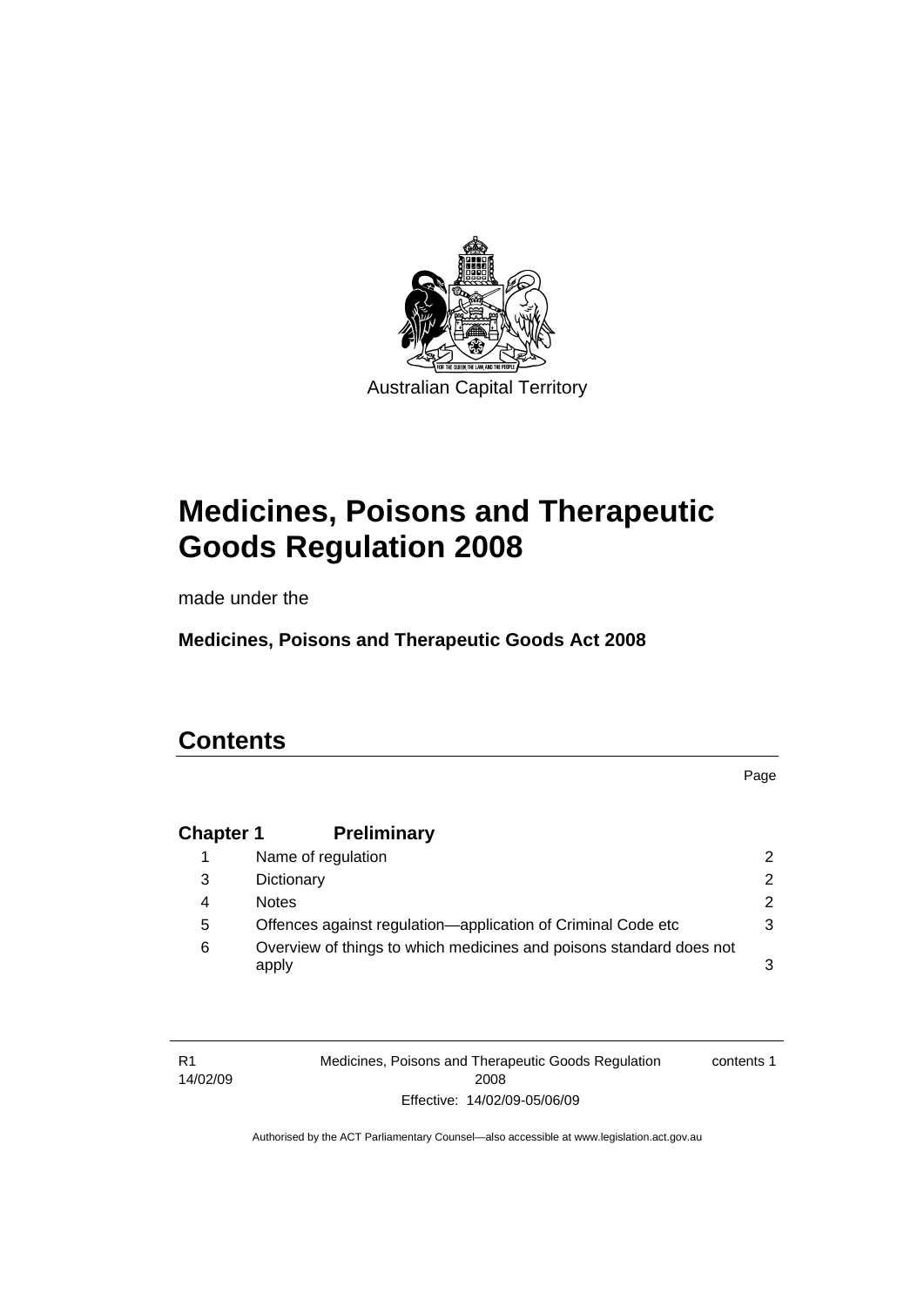Australian Capital Territory

# Medicines, Poisons and Therapeutic Goods Regulation 2008

made under the

**Medicines, Poisons and Therapeutic Goods Act 2008**

## Contents

| | | Page |
|---|---|---|
| **Chapter 1** | **Preliminary** | |
| 1 | Name of regulation | 2 |
| 3 | Dictionary | 2 |
| 4 | Notes | 2 |
| 5 | Offences against regulation—application of Criminal Code etc | 3 |
| 6 | Overview of things to which medicines and poisons standard does not apply | 3 |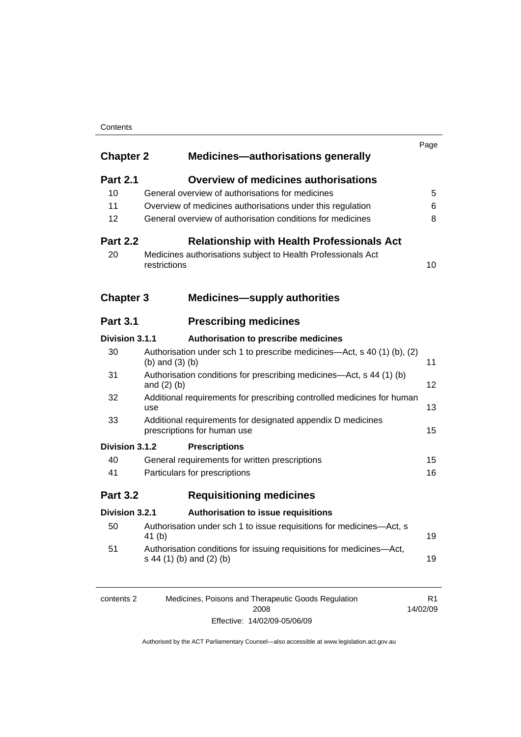| | | Page |
|---|---|---|
| **Chapter 2** | **Medicines—authorisations generally** | |
| **Part 2.1** | **Overview of medicines authorisations** | |
| 10 | General overview of authorisations for medicines | 5 |
| 11 | Overview of medicines authorisations under this regulation | 6 |
| 12 | General overview of authorisation conditions for medicines | 8 |
| **Part 2.2** | **Relationship with Health Professionals Act** | |
| 20 | Medicines authorisations subject to Health Professionals Act restrictions | 10 |
| **Chapter 3** | **Medicines—supply authorities** | |
| **Part 3.1** | **Prescribing medicines** | |
| **Division 3.1.1** | **Authorisation to prescribe medicines** | |
| 30 | Authorisation under sch 1 to prescribe medicines—Act, s 40 (1) (b), (2) (b) and (3) (b) | 11 |
| 31 | Authorisation conditions for prescribing medicines—Act, s 44 (1) (b) and (2) (b) | 12 |
| 32 | Additional requirements for prescribing controlled medicines for human use | 13 |
| 33 | Additional requirements for designated appendix D medicines prescriptions for human use | 15 |
| **Division 3.1.2** | **Prescriptions** | |
| 40 | General requirements for written prescriptions | 15 |
| 41 | Particulars for prescriptions | 16 |
| **Part 3.2** | **Requisitioning medicines** | |
| **Division 3.2.1** | **Authorisation to issue requisitions** | |
| 50 | Authorisation under sch 1 to issue requisitions for medicines—Act, s 41 (b) | 19 |
| 51 | Authorisation conditions for issuing requisitions for medicines—Act, s 44 (1) (b) and (2) (b) | 19 |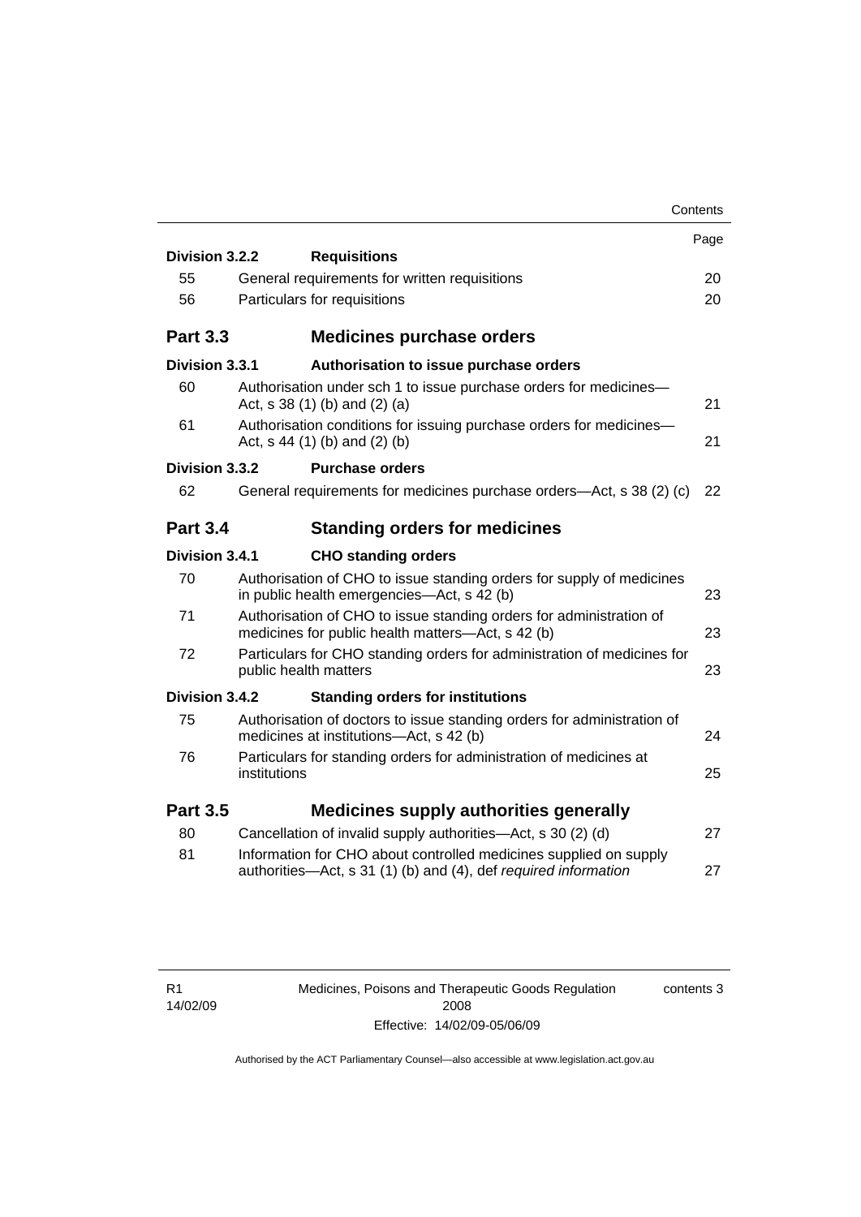| | | Page |
|---|---|---|
| **Division 3.2.2** | **Requisitions** | |
| 55 | General requirements for written requisitions | 20 |
| 56 | Particulars for requisitions | 20 |
| **Part 3.3** | **Medicines purchase orders** | |
| **Division 3.3.1** | **Authorisation to issue purchase orders** | |
| 60 | Authorisation under sch 1 to issue purchase orders for medicines—Act, s 38 (1) (b) and (2) (a) | 21 |
| 61 | Authorisation conditions for issuing purchase orders for medicines—Act, s 44 (1) (b) and (2) (b) | 21 |
| **Division 3.3.2** | **Purchase orders** | |
| 62 | General requirements for medicines purchase orders—Act, s 38 (2) (c) | 22 |
| **Part 3.4** | **Standing orders for medicines** | |
| **Division 3.4.1** | **CHO standing orders** | |
| 70 | Authorisation of CHO to issue standing orders for supply of medicines in public health emergencies—Act, s 42 (b) | 23 |
| 71 | Authorisation of CHO to issue standing orders for administration of medicines for public health matters—Act, s 42 (b) | 23 |
| 72 | Particulars for CHO standing orders for administration of medicines for public health matters | 23 |
| **Division 3.4.2** | **Standing orders for institutions** | |
| 75 | Authorisation of doctors to issue standing orders for administration of medicines at institutions—Act, s 42 (b) | 24 |
| 76 | Particulars for standing orders for administration of medicines at institutions | 25 |
| **Part 3.5** | **Medicines supply authorities generally** | |
| 80 | Cancellation of invalid supply authorities—Act, s 30 (2) (d) | 27 |
| 81 | Information for CHO about controlled medicines supplied on supply authorities—Act, s 31 (1) (b) and (4), def *required information* | 27 |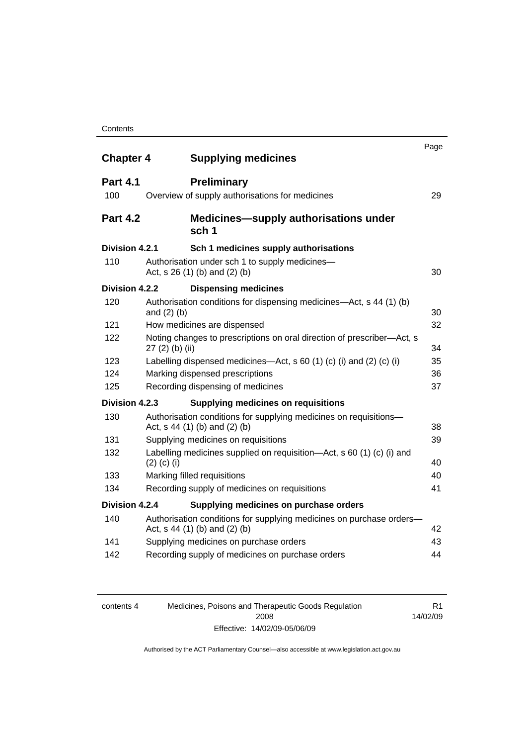| | | Page |
|---|---|---|
| **Chapter 4** | **Supplying medicines** | |
| **Part 4.1** | **Preliminary** | |
| 100 | Overview of supply authorisations for medicines | 29 |
| **Part 4.2** | **Medicines—supply authorisations under sch 1** | |
| **Division 4.2.1** | **Sch 1 medicines supply authorisations** | |
| 110 | Authorisation under sch 1 to supply medicines—Act, s 26 (1) (b) and (2) (b) | 30 |
| **Division 4.2.2** | **Dispensing medicines** | |
| 120 | Authorisation conditions for dispensing medicines—Act, s 44 (1) (b) and (2) (b) | 30 |
| 121 | How medicines are dispensed | 32 |
| 122 | Noting changes to prescriptions on oral direction of prescriber—Act, s 27 (2) (b) (ii) | 34 |
| 123 | Labelling dispensed medicines—Act, s 60 (1) (c) (i) and (2) (c) (i) | 35 |
| 124 | Marking dispensed prescriptions | 36 |
| 125 | Recording dispensing of medicines | 37 |
| **Division 4.2.3** | **Supplying medicines on requisitions** | |
| 130 | Authorisation conditions for supplying medicines on requisitions—Act, s 44 (1) (b) and (2) (b) | 38 |
| 131 | Supplying medicines on requisitions | 39 |
| 132 | Labelling medicines supplied on requisition—Act, s 60 (1) (c) (i) and (2) (c) (i) | 40 |
| 133 | Marking filled requisitions | 40 |
| 134 | Recording supply of medicines on requisitions | 41 |
| **Division 4.2.4** | **Supplying medicines on purchase orders** | |
| 140 | Authorisation conditions for supplying medicines on purchase orders—Act, s 44 (1) (b) and (2) (b) | 42 |
| 141 | Supplying medicines on purchase orders | 43 |
| 142 | Recording supply of medicines on purchase orders | 44 |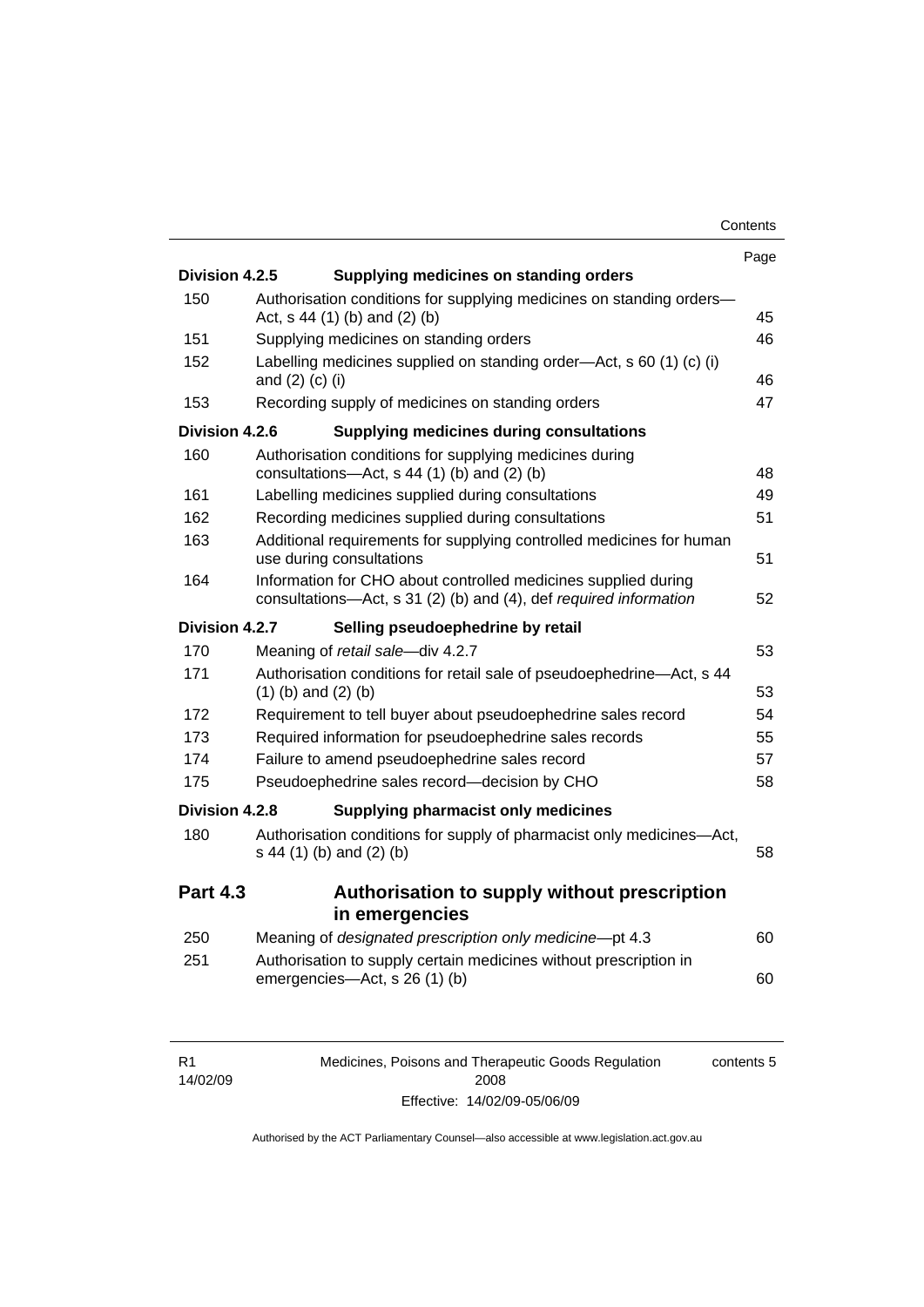| | | Page |
|---|---|---|
| **Division 4.2.5** | **Supplying medicines on standing orders** | |
| 150 | Authorisation conditions for supplying medicines on standing orders—Act, s 44 (1) (b) and (2) (b) | 45 |
| 151 | Supplying medicines on standing orders | 46 |
| 152 | Labelling medicines supplied on standing order—Act, s 60 (1) (c) (i) and (2) (c) (i) | 46 |
| 153 | Recording supply of medicines on standing orders | 47 |
| **Division 4.2.6** | **Supplying medicines during consultations** | |
| 160 | Authorisation conditions for supplying medicines during consultations—Act, s 44 (1) (b) and (2) (b) | 48 |
| 161 | Labelling medicines supplied during consultations | 49 |
| 162 | Recording medicines supplied during consultations | 51 |
| 163 | Additional requirements for supplying controlled medicines for human use during consultations | 51 |
| 164 | Information for CHO about controlled medicines supplied during consultations—Act, s 31 (2) (b) and (4), def *required information* | 52 |
| **Division 4.2.7** | **Selling pseudoephedrine by retail** | |
| 170 | Meaning of *retail sale*—div 4.2.7 | 53 |
| 171 | Authorisation conditions for retail sale of pseudoephedrine—Act, s 44 (1) (b) and (2) (b) | 53 |
| 172 | Requirement to tell buyer about pseudoephedrine sales record | 54 |
| 173 | Required information for pseudoephedrine sales records | 55 |
| 174 | Failure to amend pseudoephedrine sales record | 57 |
| 175 | Pseudoephedrine sales record—decision by CHO | 58 |
| **Division 4.2.8** | **Supplying pharmacist only medicines** | |
| 180 | Authorisation conditions for supply of pharmacist only medicines—Act, s 44 (1) (b) and (2) (b) | 58 |
| **Part 4.3** | **Authorisation to supply without prescription in emergencies** | |
| 250 | Meaning of *designated prescription only medicine*—pt 4.3 | 60 |
| 251 | Authorisation to supply certain medicines without prescription in emergencies—Act, s 26 (1) (b) | 60 |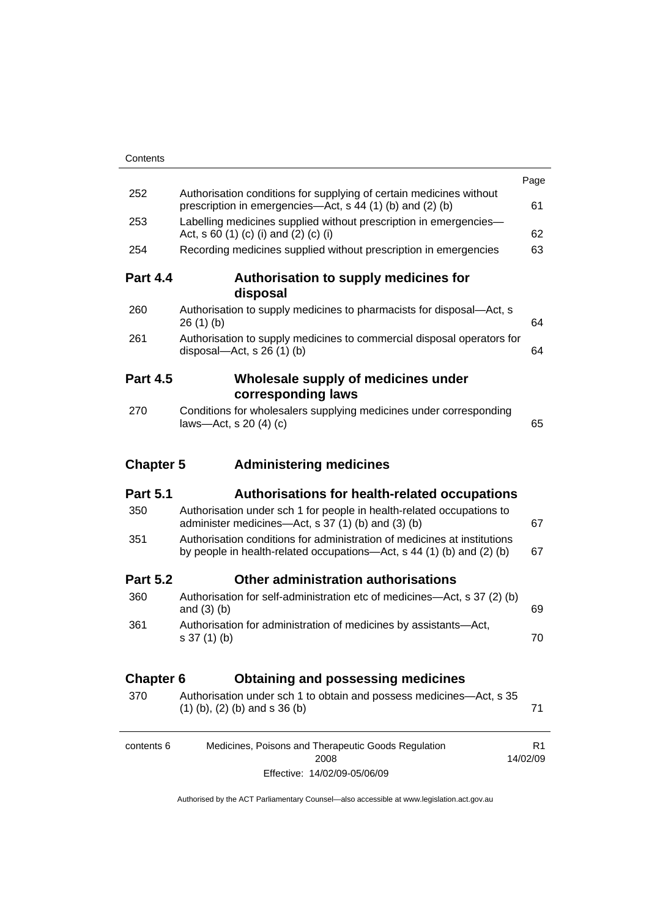| | | Page |
|---|---|---|
| 252 | Authorisation conditions for supplying of certain medicines without prescription in emergencies—Act, s 44 (1) (b) and (2) (b) | 61 |
| 253 | Labelling medicines supplied without prescription in emergencies—Act, s 60 (1) (c) (i) and (2) (c) (i) | 62 |
| 254 | Recording medicines supplied without prescription in emergencies | 63 |
| **Part 4.4** | **Authorisation to supply medicines for disposal** | |
| 260 | Authorisation to supply medicines to pharmacists for disposal—Act, s 26 (1) (b) | 64 |
| 261 | Authorisation to supply medicines to commercial disposal operators for disposal—Act, s 26 (1) (b) | 64 |
| **Part 4.5** | **Wholesale supply of medicines under corresponding laws** | |
| 270 | Conditions for wholesalers supplying medicines under corresponding laws—Act, s 20 (4) (c) | 65 |
| **Chapter 5** | **Administering medicines** | |
| **Part 5.1** | **Authorisations for health-related occupations** | |
| 350 | Authorisation under sch 1 for people in health-related occupations to administer medicines—Act, s 37 (1) (b) and (3) (b) | 67 |
| 351 | Authorisation conditions for administration of medicines at institutions by people in health-related occupations—Act, s 44 (1) (b) and (2) (b) | 67 |
| **Part 5.2** | **Other administration authorisations** | |
| 360 | Authorisation for self-administration etc of medicines—Act, s 37 (2) (b) and (3) (b) | 69 |
| 361 | Authorisation for administration of medicines by assistants—Act, s 37 (1) (b) | 70 |
| **Chapter 6** | **Obtaining and possessing medicines** | |
| 370 | Authorisation under sch 1 to obtain and possess medicines—Act, s 35 (1) (b), (2) (b) and s 36 (b) | 71 |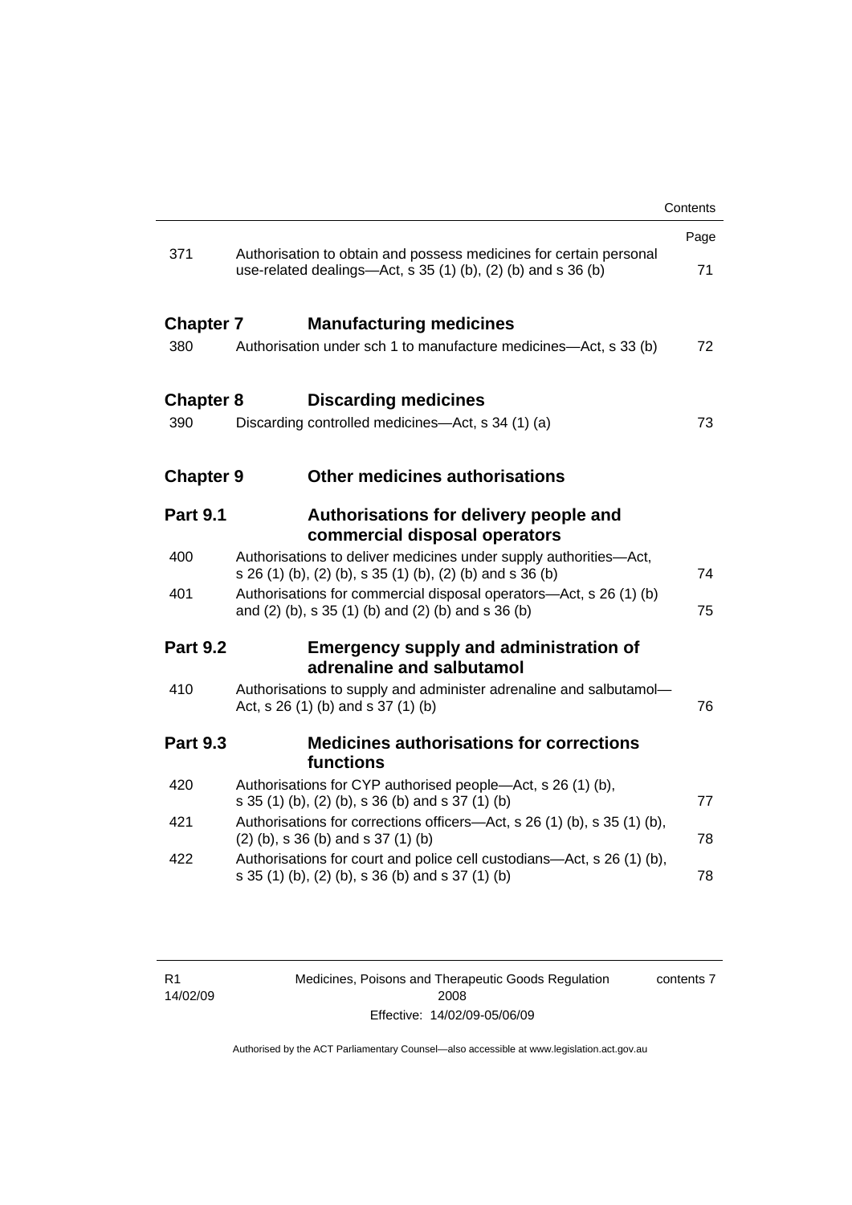| | | Page |
|---|---|---|
| 371 | Authorisation to obtain and possess medicines for certain personal use-related dealings—Act, s 35 (1) (b), (2) (b) and s 36 (b) | 71 |
| **Chapter 7** | **Manufacturing medicines** | |
| 380 | Authorisation under sch 1 to manufacture medicines—Act, s 33 (b) | 72 |
| **Chapter 8** | **Discarding medicines** | |
| 390 | Discarding controlled medicines—Act, s 34 (1) (a) | 73 |
| **Chapter 9** | **Other medicines authorisations** | |
| **Part 9.1** | **Authorisations for delivery people and commercial disposal operators** | |
| 400 | Authorisations to deliver medicines under supply authorities—Act, s 26 (1) (b), (2) (b), s 35 (1) (b), (2) (b) and s 36 (b) | 74 |
| 401 | Authorisations for commercial disposal operators—Act, s 26 (1) (b) and (2) (b), s 35 (1) (b) and (2) (b) and s 36 (b) | 75 |
| **Part 9.2** | **Emergency supply and administration of adrenaline and salbutamol** | |
| 410 | Authorisations to supply and administer adrenaline and salbutamol—Act, s 26 (1) (b) and s 37 (1) (b) | 76 |
| **Part 9.3** | **Medicines authorisations for corrections functions** | |
| 420 | Authorisations for CYP authorised people—Act, s 26 (1) (b), s 35 (1) (b), (2) (b), s 36 (b) and s 37 (1) (b) | 77 |
| 421 | Authorisations for corrections officers—Act, s 26 (1) (b), s 35 (1) (b), (2) (b), s 36 (b) and s 37 (1) (b) | 78 |
| 422 | Authorisations for court and police cell custodians—Act, s 26 (1) (b), s 35 (1) (b), (2) (b), s 36 (b) and s 37 (1) (b) | 78 |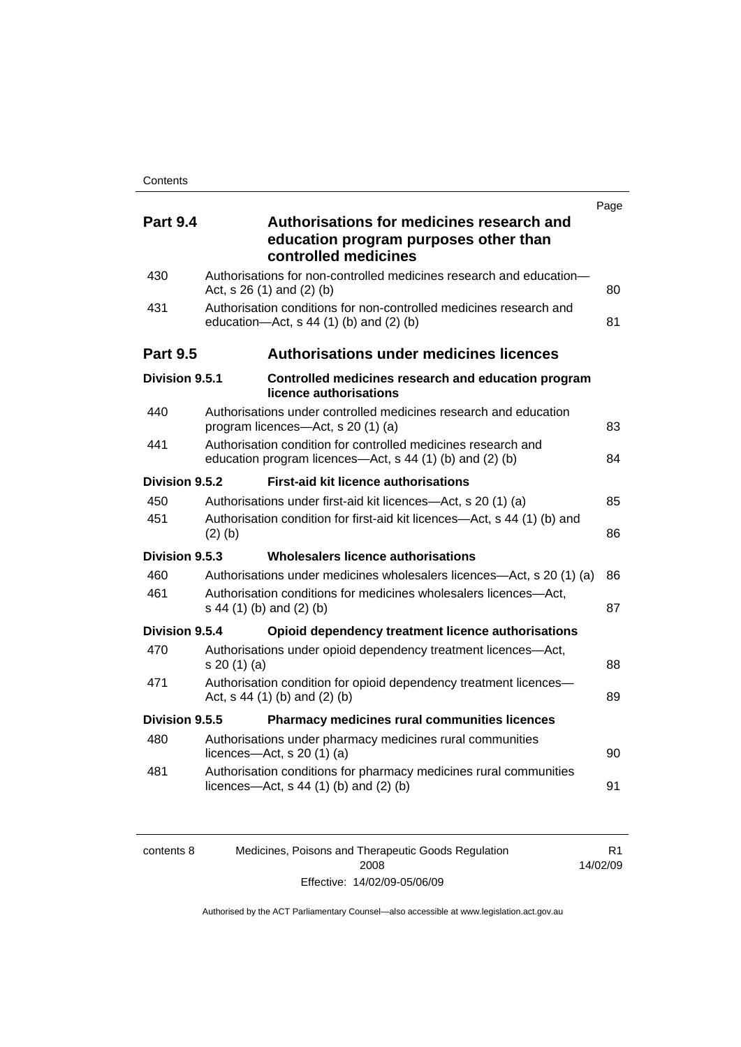| | | Page |
|---|---|---|
| **Part 9.4** | **Authorisations for medicines research and education program purposes other than controlled medicines** | |
| 430 | Authorisations for non-controlled medicines research and education—Act, s 26 (1) and (2) (b) | 80 |
| 431 | Authorisation conditions for non-controlled medicines research and education—Act, s 44 (1) (b) and (2) (b) | 81 |
| **Part 9.5** | **Authorisations under medicines licences** | |
| **Division 9.5.1** | **Controlled medicines research and education program licence authorisations** | |
| 440 | Authorisations under controlled medicines research and education program licences—Act, s 20 (1) (a) | 83 |
| 441 | Authorisation condition for controlled medicines research and education program licences—Act, s 44 (1) (b) and (2) (b) | 84 |
| **Division 9.5.2** | **First-aid kit licence authorisations** | |
| 450 | Authorisations under first-aid kit licences—Act, s 20 (1) (a) | 85 |
| 451 | Authorisation condition for first-aid kit licences—Act, s 44 (1) (b) and (2) (b) | 86 |
| **Division 9.5.3** | **Wholesalers licence authorisations** | |
| 460 | Authorisations under medicines wholesalers licences—Act, s 20 (1) (a) | 86 |
| 461 | Authorisation conditions for medicines wholesalers licences—Act, s 44 (1) (b) and (2) (b) | 87 |
| **Division 9.5.4** | **Opioid dependency treatment licence authorisations** | |
| 470 | Authorisations under opioid dependency treatment licences—Act, s 20 (1) (a) | 88 |
| 471 | Authorisation condition for opioid dependency treatment licences—Act, s 44 (1) (b) and (2) (b) | 89 |
| **Division 9.5.5** | **Pharmacy medicines rural communities licences** | |
| 480 | Authorisations under pharmacy medicines rural communities licences—Act, s 20 (1) (a) | 90 |
| 481 | Authorisation conditions for pharmacy medicines rural communities licences—Act, s 44 (1) (b) and (2) (b) | 91 |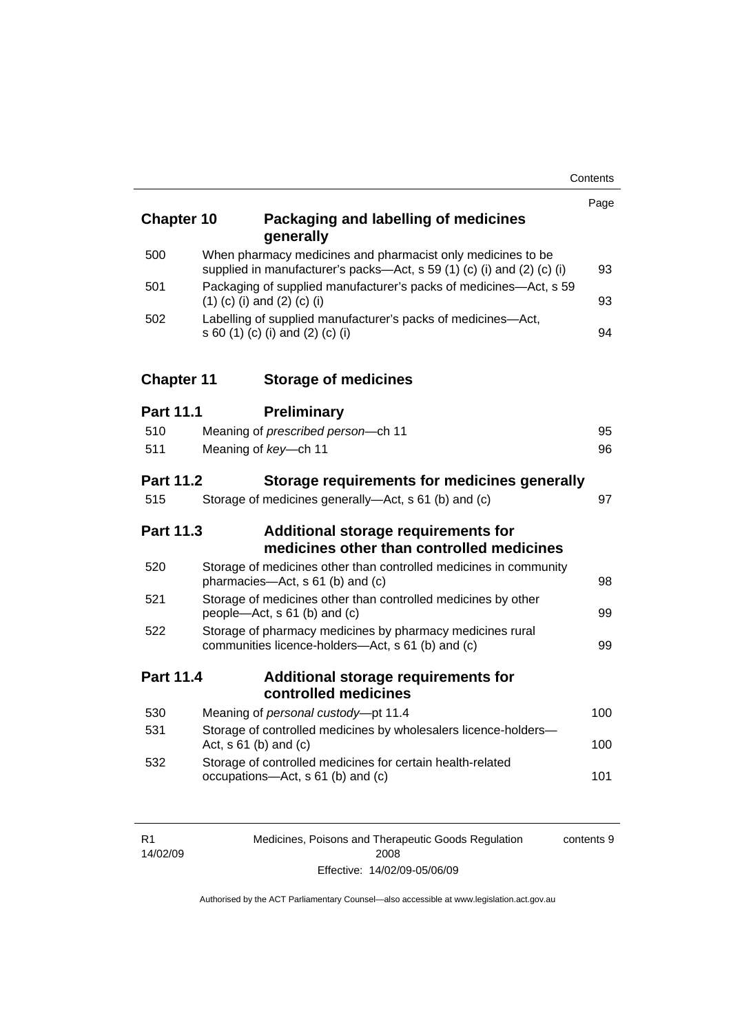| | | Page |
|---|---|---|
| **Chapter 10** | **Packaging and labelling of medicines generally** | |
| 500 | When pharmacy medicines and pharmacist only medicines to be supplied in manufacturer's packs—Act, s 59 (1) (c) (i) and (2) (c) (i) | 93 |
| 501 | Packaging of supplied manufacturer's packs of medicines—Act, s 59 (1) (c) (i) and (2) (c) (i) | 93 |
| 502 | Labelling of supplied manufacturer's packs of medicines—Act, s 60 (1) (c) (i) and (2) (c) (i) | 94 |
| **Chapter 11** | **Storage of medicines** | |
| **Part 11.1** | **Preliminary** | |
| 510 | Meaning of *prescribed person*—ch 11 | 95 |
| 511 | Meaning of *key*—ch 11 | 96 |
| **Part 11.2** | **Storage requirements for medicines generally** | |
| 515 | Storage of medicines generally—Act, s 61 (b) and (c) | 97 |
| **Part 11.3** | **Additional storage requirements for medicines other than controlled medicines** | |
| 520 | Storage of medicines other than controlled medicines in community pharmacies—Act, s 61 (b) and (c) | 98 |
| 521 | Storage of medicines other than controlled medicines by other people—Act, s 61 (b) and (c) | 99 |
| 522 | Storage of pharmacy medicines by pharmacy medicines rural communities licence-holders—Act, s 61 (b) and (c) | 99 |
| **Part 11.4** | **Additional storage requirements for controlled medicines** | |
| 530 | Meaning of *personal custody*—pt 11.4 | 100 |
| 531 | Storage of controlled medicines by wholesalers licence-holders—Act, s 61 (b) and (c) | 100 |
| 532 | Storage of controlled medicines for certain health-related occupations—Act, s 61 (b) and (c) | 101 |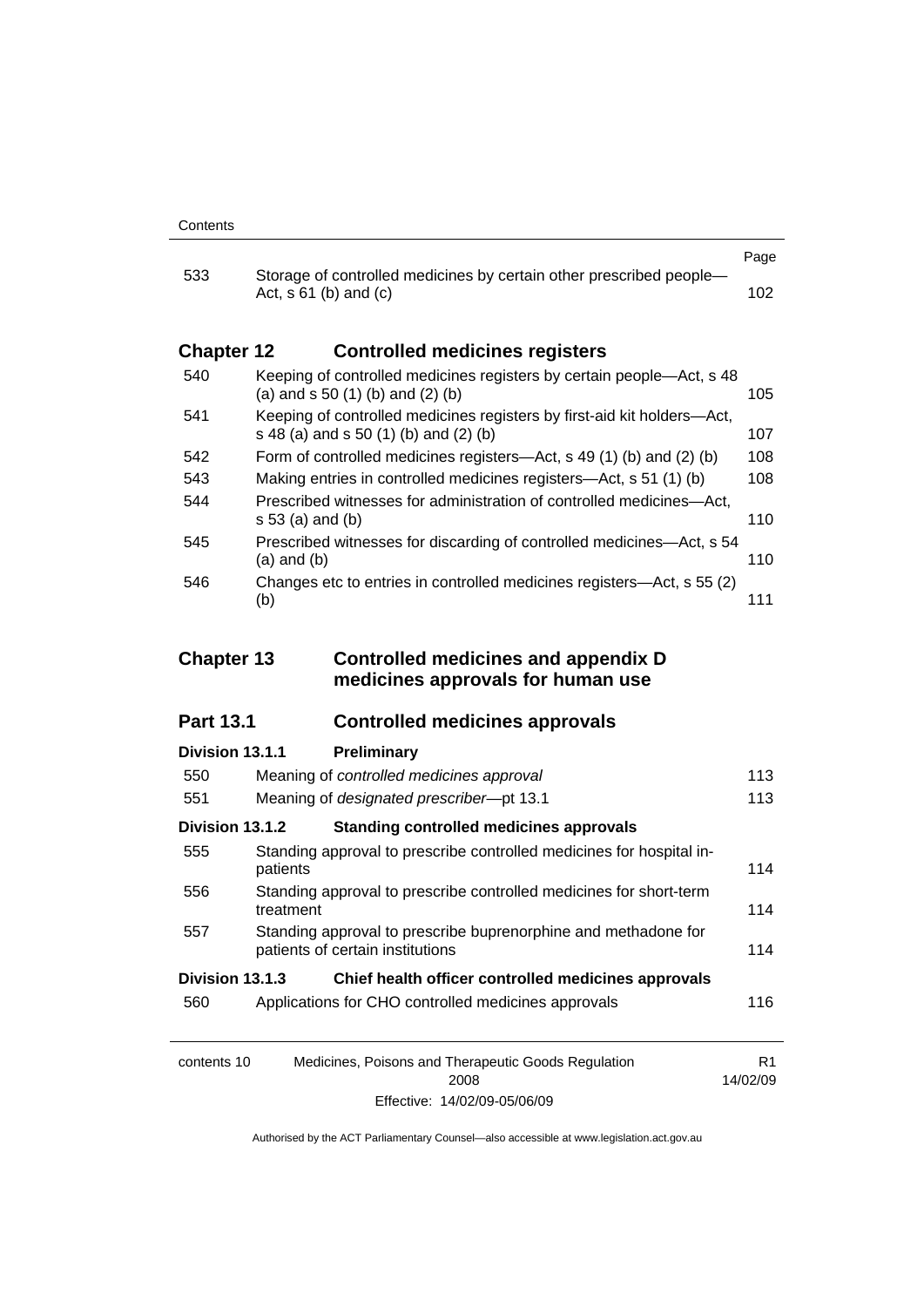| | | Page |
|---|---|---|
| 533 | Storage of controlled medicines by certain other prescribed people—Act, s 61 (b) and (c) | 102 |

## Chapter 12 Controlled medicines registers

| | | |
|---|---|---|
| 540 | Keeping of controlled medicines registers by certain people—Act, s 48 (a) and s 50 (1) (b) and (2) (b) | 105 |
| 541 | Keeping of controlled medicines registers by first-aid kit holders—Act, s 48 (a) and s 50 (1) (b) and (2) (b) | 107 |
| 542 | Form of controlled medicines registers—Act, s 49 (1) (b) and (2) (b) | 108 |
| 543 | Making entries in controlled medicines registers—Act, s 51 (1) (b) | 108 |
| 544 | Prescribed witnesses for administration of controlled medicines—Act, s 53 (a) and (b) | 110 |
| 545 | Prescribed witnesses for discarding of controlled medicines—Act, s 54 (a) and (b) | 110 |
| 546 | Changes etc to entries in controlled medicines registers—Act, s 55 (2) (b) | 111 |

## Chapter 13 Controlled medicines and appendix D medicines approvals for human use

### Part 13.1 Controlled medicines approvals

#### Division 13.1.1 Preliminary

| | | |
|---|---|---|
| 550 | Meaning of *controlled medicines approval* | 113 |
| 551 | Meaning of *designated prescriber*—pt 13.1 | 113 |

#### Division 13.1.2 Standing controlled medicines approvals

| | | |
|---|---|---|
| 555 | Standing approval to prescribe controlled medicines for hospital in-patients | 114 |
| 556 | Standing approval to prescribe controlled medicines for short-term treatment | 114 |
| 557 | Standing approval to prescribe buprenorphine and methadone for patients of certain institutions | 114 |

#### Division 13.1.3 Chief health officer controlled medicines approvals

| | | |
|---|---|---|
| 560 | Applications for CHO controlled medicines approvals | 116 |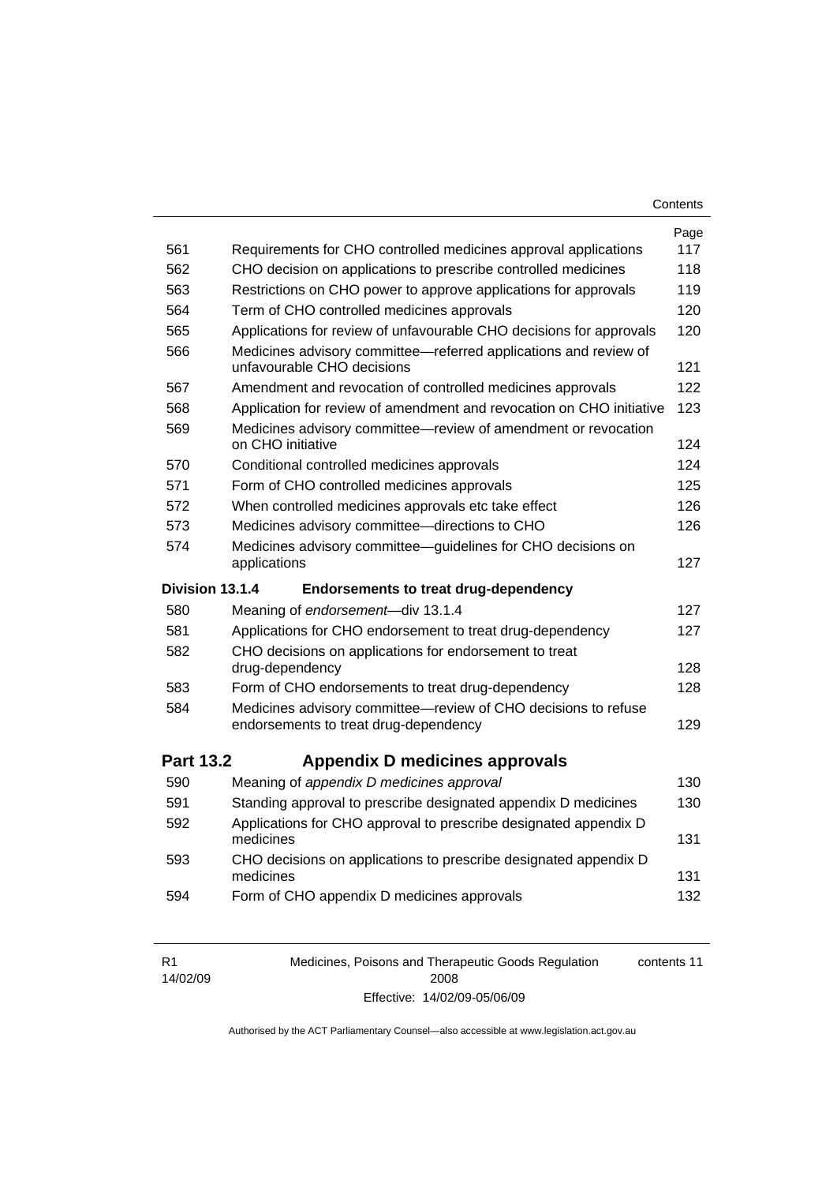| | | Page |
|---|---|---|
| 561 | Requirements for CHO controlled medicines approval applications | 117 |
| 562 | CHO decision on applications to prescribe controlled medicines | 118 |
| 563 | Restrictions on CHO power to approve applications for approvals | 119 |
| 564 | Term of CHO controlled medicines approvals | 120 |
| 565 | Applications for review of unfavourable CHO decisions for approvals | 120 |
| 566 | Medicines advisory committee—referred applications and review of unfavourable CHO decisions | 121 |
| 567 | Amendment and revocation of controlled medicines approvals | 122 |
| 568 | Application for review of amendment and revocation on CHO initiative | 123 |
| 569 | Medicines advisory committee—review of amendment or revocation on CHO initiative | 124 |
| 570 | Conditional controlled medicines approvals | 124 |
| 571 | Form of CHO controlled medicines approvals | 125 |
| 572 | When controlled medicines approvals etc take effect | 126 |
| 573 | Medicines advisory committee—directions to CHO | 126 |
| 574 | Medicines advisory committee—guidelines for CHO decisions on applications | 127 |
| **Division 13.1.4** | **Endorsements to treat drug-dependency** | |
| 580 | Meaning of *endorsement*—div 13.1.4 | 127 |
| 581 | Applications for CHO endorsement to treat drug-dependency | 127 |
| 582 | CHO decisions on applications for endorsement to treat drug-dependency | 128 |
| 583 | Form of CHO endorsements to treat drug-dependency | 128 |
| 584 | Medicines advisory committee—review of CHO decisions to refuse endorsements to treat drug-dependency | 129 |
| **Part 13.2** | **Appendix D medicines approvals** | |
| 590 | Meaning of *appendix D medicines approval* | 130 |
| 591 | Standing approval to prescribe designated appendix D medicines | 130 |
| 592 | Applications for CHO approval to prescribe designated appendix D medicines | 131 |
| 593 | CHO decisions on applications to prescribe designated appendix D medicines | 131 |
| 594 | Form of CHO appendix D medicines approvals | 132 |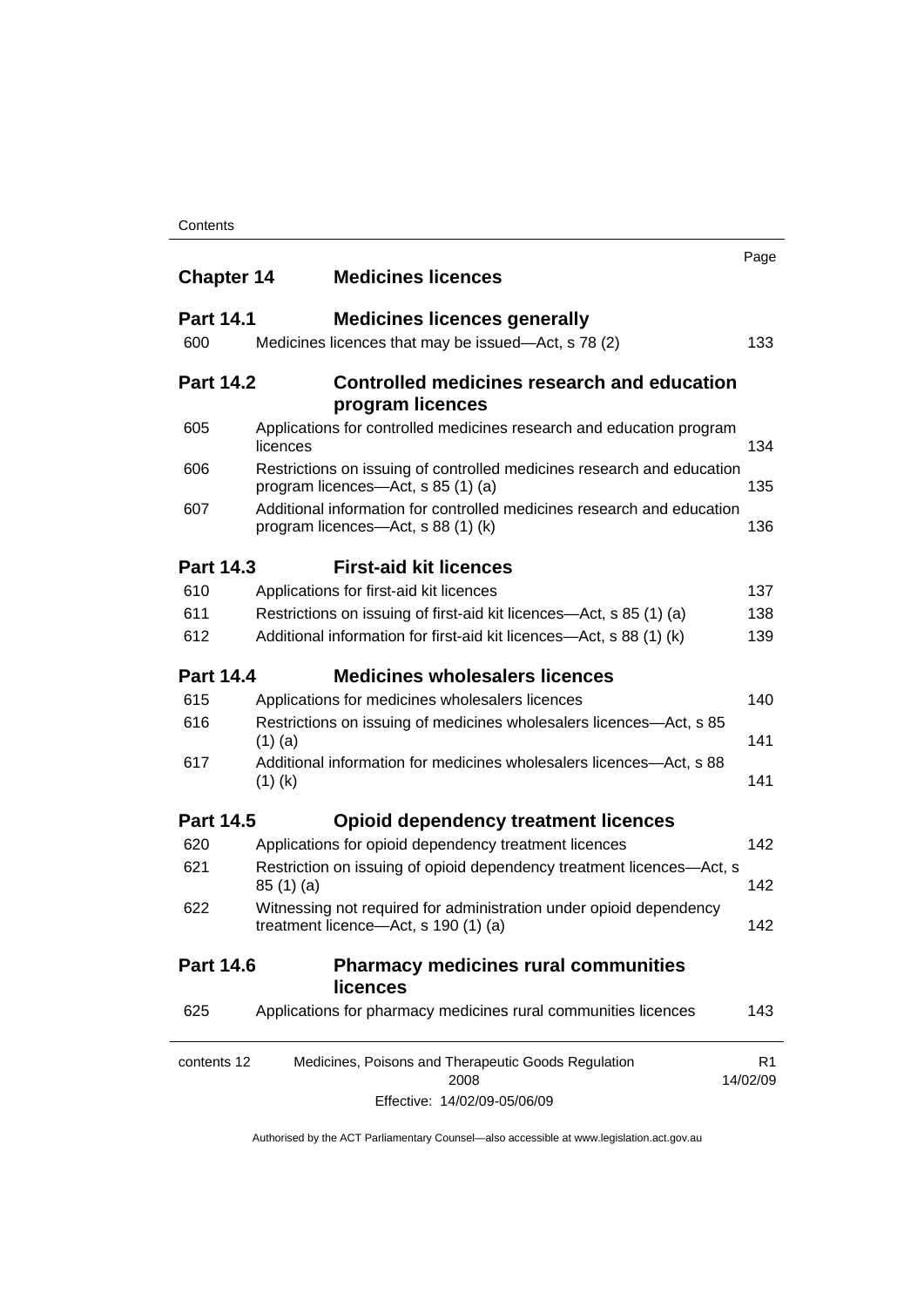| | | Page |
|---|---|---|
| **Chapter 14** | **Medicines licences** | |
| **Part 14.1** | **Medicines licences generally** | |
| 600 | Medicines licences that may be issued—Act, s 78 (2) | 133 |
| **Part 14.2** | **Controlled medicines research and education program licences** | |
| 605 | Applications for controlled medicines research and education program licences | 134 |
| 606 | Restrictions on issuing of controlled medicines research and education program licences—Act, s 85 (1) (a) | 135 |
| 607 | Additional information for controlled medicines research and education program licences—Act, s 88 (1) (k) | 136 |
| **Part 14.3** | **First-aid kit licences** | |
| 610 | Applications for first-aid kit licences | 137 |
| 611 | Restrictions on issuing of first-aid kit licences—Act, s 85 (1) (a) | 138 |
| 612 | Additional information for first-aid kit licences—Act, s 88 (1) (k) | 139 |
| **Part 14.4** | **Medicines wholesalers licences** | |
| 615 | Applications for medicines wholesalers licences | 140 |
| 616 | Restrictions on issuing of medicines wholesalers licences—Act, s 85 (1) (a) | 141 |
| 617 | Additional information for medicines wholesalers licences—Act, s 88 (1) (k) | 141 |
| **Part 14.5** | **Opioid dependency treatment licences** | |
| 620 | Applications for opioid dependency treatment licences | 142 |
| 621 | Restriction on issuing of opioid dependency treatment licences—Act, s 85 (1) (a) | 142 |
| 622 | Witnessing not required for administration under opioid dependency treatment licence—Act, s 190 (1) (a) | 142 |
| **Part 14.6** | **Pharmacy medicines rural communities licences** | |
| 625 | Applications for pharmacy medicines rural communities licences | 143 |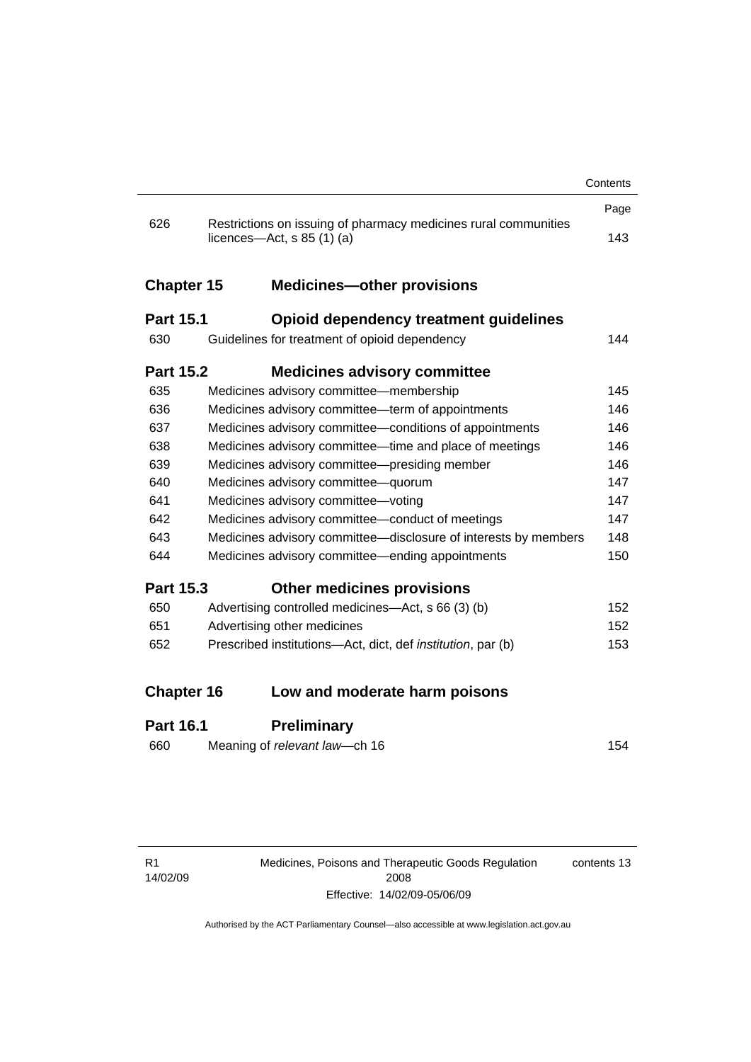| | | Page |
|---|---|---|
| 626 | Restrictions on issuing of pharmacy medicines rural communities licences—Act, s 85 (1) (a) | 143 |

## Chapter 15 Medicines—other provisions

### Part 15.1 Opioid dependency treatment guidelines

| | | |
|---|---|---|
| 630 | Guidelines for treatment of opioid dependency | 144 |

### Part 15.2 Medicines advisory committee

| | | |
|---|---|---|
| 635 | Medicines advisory committee—membership | 145 |
| 636 | Medicines advisory committee—term of appointments | 146 |
| 637 | Medicines advisory committee—conditions of appointments | 146 |
| 638 | Medicines advisory committee—time and place of meetings | 146 |
| 639 | Medicines advisory committee—presiding member | 146 |
| 640 | Medicines advisory committee—quorum | 147 |
| 641 | Medicines advisory committee—voting | 147 |
| 642 | Medicines advisory committee—conduct of meetings | 147 |
| 643 | Medicines advisory committee—disclosure of interests by members | 148 |
| 644 | Medicines advisory committee—ending appointments | 150 |

### Part 15.3 Other medicines provisions

| | | |
|---|---|---|
| 650 | Advertising controlled medicines—Act, s 66 (3) (b) | 152 |
| 651 | Advertising other medicines | 152 |
| 652 | Prescribed institutions—Act, dict, def *institution*, par (b) | 153 |

## Chapter 16 Low and moderate harm poisons

### Part 16.1 Preliminary

| | | |
|---|---|---|
| 660 | Meaning of *relevant law*—ch 16 | 154 |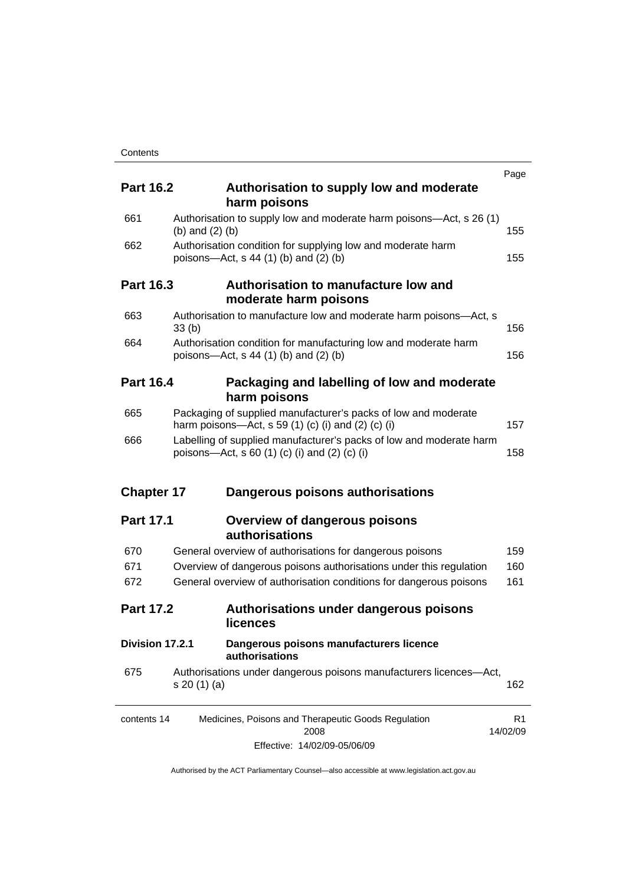| | | Page |
|---|---|---|
| **Part 16.2** | **Authorisation to supply low and moderate harm poisons** | |
| 661 | Authorisation to supply low and moderate harm poisons—Act, s 26 (1) (b) and (2) (b) | 155 |
| 662 | Authorisation condition for supplying low and moderate harm poisons—Act, s 44 (1) (b) and (2) (b) | 155 |
| **Part 16.3** | **Authorisation to manufacture low and moderate harm poisons** | |
| 663 | Authorisation to manufacture low and moderate harm poisons—Act, s 33 (b) | 156 |
| 664 | Authorisation condition for manufacturing low and moderate harm poisons—Act, s 44 (1) (b) and (2) (b) | 156 |
| **Part 16.4** | **Packaging and labelling of low and moderate harm poisons** | |
| 665 | Packaging of supplied manufacturer's packs of low and moderate harm poisons—Act, s 59 (1) (c) (i) and (2) (c) (i) | 157 |
| 666 | Labelling of supplied manufacturer's packs of low and moderate harm poisons—Act, s 60 (1) (c) (i) and (2) (c) (i) | 158 |
| **Chapter 17** | **Dangerous poisons authorisations** | |
| **Part 17.1** | **Overview of dangerous poisons authorisations** | |
| 670 | General overview of authorisations for dangerous poisons | 159 |
| 671 | Overview of dangerous poisons authorisations under this regulation | 160 |
| 672 | General overview of authorisation conditions for dangerous poisons | 161 |
| **Part 17.2** | **Authorisations under dangerous poisons licences** | |
| **Division 17.2.1** | **Dangerous poisons manufacturers licence authorisations** | |
| 675 | Authorisations under dangerous poisons manufacturers licences—Act, s 20 (1) (a) | 162 |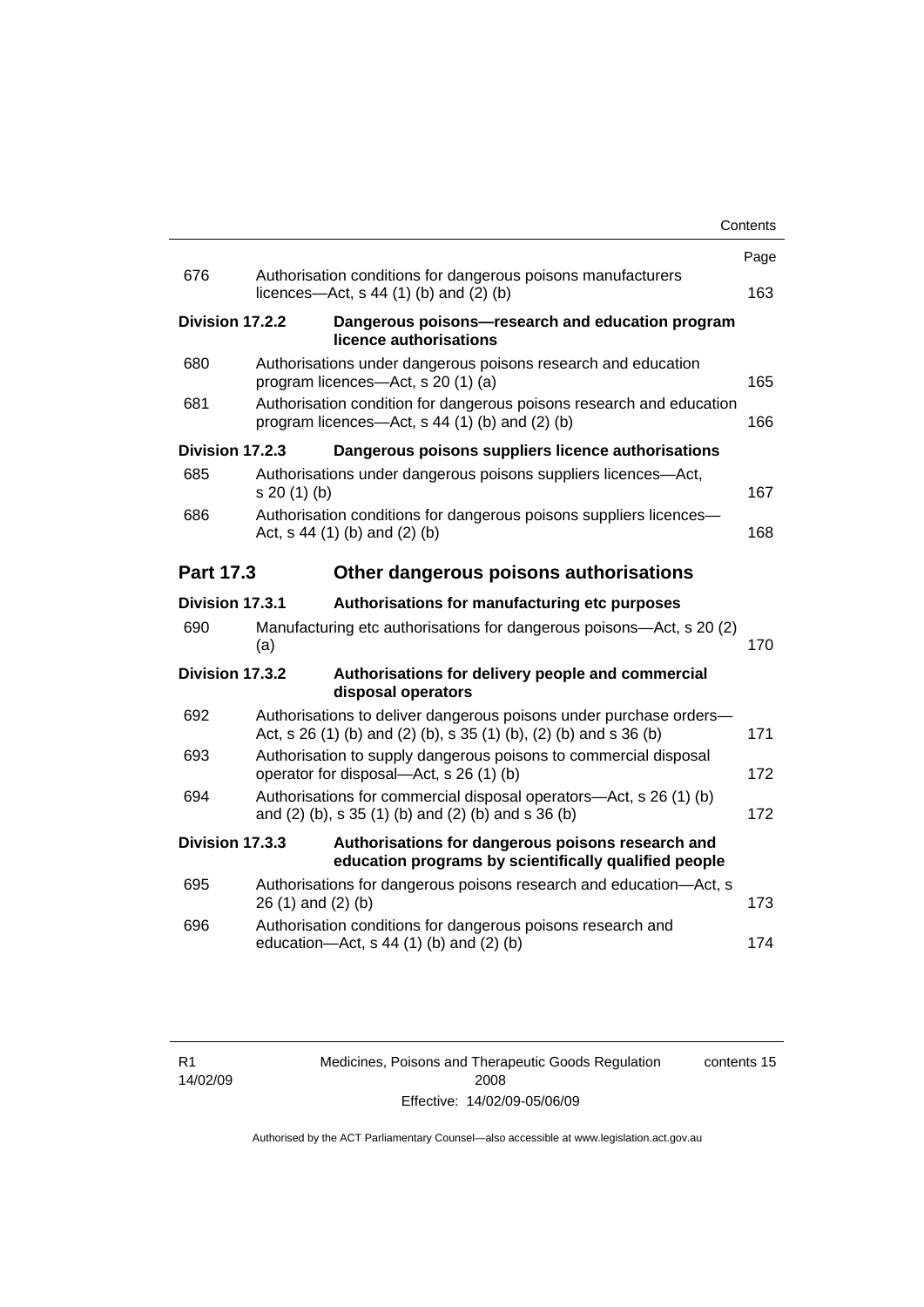| | | Page |
|---|---|---|
| 676 | Authorisation conditions for dangerous poisons manufacturers licences—Act, s 44 (1) (b) and (2) (b) | 163 |
| **Division 17.2.2** | **Dangerous poisons—research and education program licence authorisations** | |
| 680 | Authorisations under dangerous poisons research and education program licences—Act, s 20 (1) (a) | 165 |
| 681 | Authorisation condition for dangerous poisons research and education program licences—Act, s 44 (1) (b) and (2) (b) | 166 |
| **Division 17.2.3** | **Dangerous poisons suppliers licence authorisations** | |
| 685 | Authorisations under dangerous poisons suppliers licences—Act, s 20 (1) (b) | 167 |
| 686 | Authorisation conditions for dangerous poisons suppliers licences—Act, s 44 (1) (b) and (2) (b) | 168 |
| **Part 17.3** | **Other dangerous poisons authorisations** | |
| **Division 17.3.1** | **Authorisations for manufacturing etc purposes** | |
| 690 | Manufacturing etc authorisations for dangerous poisons—Act, s 20 (2) (a) | 170 |
| **Division 17.3.2** | **Authorisations for delivery people and commercial disposal operators** | |
| 692 | Authorisations to deliver dangerous poisons under purchase orders—Act, s 26 (1) (b) and (2) (b), s 35 (1) (b), (2) (b) and s 36 (b) | 171 |
| 693 | Authorisation to supply dangerous poisons to commercial disposal operator for disposal—Act, s 26 (1) (b) | 172 |
| 694 | Authorisations for commercial disposal operators—Act, s 26 (1) (b) and (2) (b), s 35 (1) (b) and (2) (b) and s 36 (b) | 172 |
| **Division 17.3.3** | **Authorisations for dangerous poisons research and education programs by scientifically qualified people** | |
| 695 | Authorisations for dangerous poisons research and education—Act, s 26 (1) and (2) (b) | 173 |
| 696 | Authorisation conditions for dangerous poisons research and education—Act, s 44 (1) (b) and (2) (b) | 174 |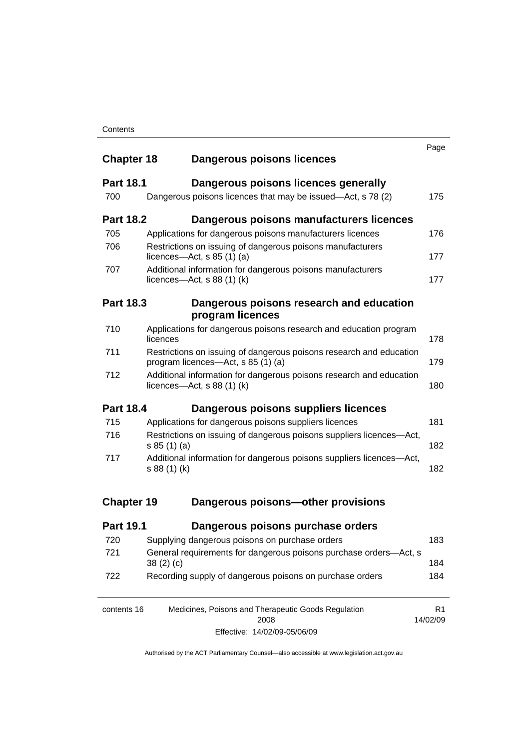| | | Page |
|---|---|---|
| **Chapter 18** | **Dangerous poisons licences** | |
| **Part 18.1** | **Dangerous poisons licences generally** | |
| 700 | Dangerous poisons licences that may be issued—Act, s 78 (2) | 175 |
| **Part 18.2** | **Dangerous poisons manufacturers licences** | |
| 705 | Applications for dangerous poisons manufacturers licences | 176 |
| 706 | Restrictions on issuing of dangerous poisons manufacturers licences—Act, s 85 (1) (a) | 177 |
| 707 | Additional information for dangerous poisons manufacturers licences—Act, s 88 (1) (k) | 177 |
| **Part 18.3** | **Dangerous poisons research and education program licences** | |
| 710 | Applications for dangerous poisons research and education program licences | 178 |
| 711 | Restrictions on issuing of dangerous poisons research and education program licences—Act, s 85 (1) (a) | 179 |
| 712 | Additional information for dangerous poisons research and education licences—Act, s 88 (1) (k) | 180 |
| **Part 18.4** | **Dangerous poisons suppliers licences** | |
| 715 | Applications for dangerous poisons suppliers licences | 181 |
| 716 | Restrictions on issuing of dangerous poisons suppliers licences—Act, s 85 (1) (a) | 182 |
| 717 | Additional information for dangerous poisons suppliers licences—Act, s 88 (1) (k) | 182 |
| **Chapter 19** | **Dangerous poisons—other provisions** | |
| **Part 19.1** | **Dangerous poisons purchase orders** | |
| 720 | Supplying dangerous poisons on purchase orders | 183 |
| 721 | General requirements for dangerous poisons purchase orders—Act, s 38 (2) (c) | 184 |
| 722 | Recording supply of dangerous poisons on purchase orders | 184 |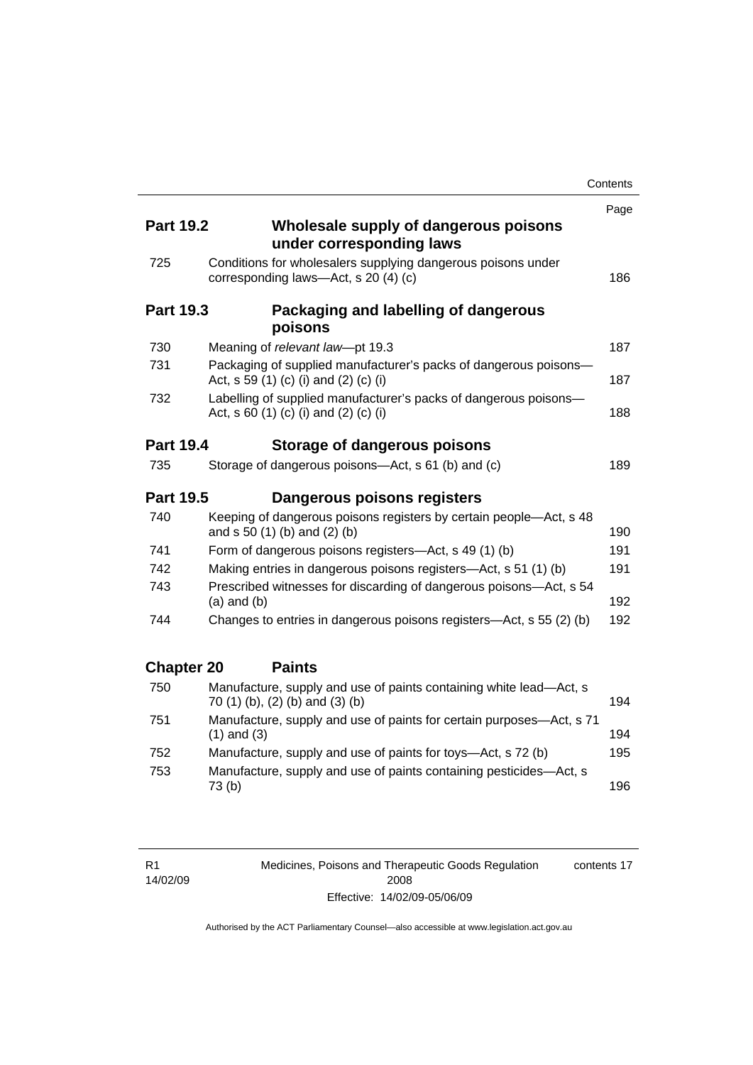| | | Page |
|---|---|---|
| **Part 19.2** | **Wholesale supply of dangerous poisons under corresponding laws** | |
| 725 | Conditions for wholesalers supplying dangerous poisons under corresponding laws—Act, s 20 (4) (c) | 186 |
| **Part 19.3** | **Packaging and labelling of dangerous poisons** | |
| 730 | Meaning of *relevant law*—pt 19.3 | 187 |
| 731 | Packaging of supplied manufacturer's packs of dangerous poisons—Act, s 59 (1) (c) (i) and (2) (c) (i) | 187 |
| 732 | Labelling of supplied manufacturer's packs of dangerous poisons—Act, s 60 (1) (c) (i) and (2) (c) (i) | 188 |
| **Part 19.4** | **Storage of dangerous poisons** | |
| 735 | Storage of dangerous poisons—Act, s 61 (b) and (c) | 189 |
| **Part 19.5** | **Dangerous poisons registers** | |
| 740 | Keeping of dangerous poisons registers by certain people—Act, s 48 and s 50 (1) (b) and (2) (b) | 190 |
| 741 | Form of dangerous poisons registers—Act, s 49 (1) (b) | 191 |
| 742 | Making entries in dangerous poisons registers—Act, s 51 (1) (b) | 191 |
| 743 | Prescribed witnesses for discarding of dangerous poisons—Act, s 54 (a) and (b) | 192 |
| 744 | Changes to entries in dangerous poisons registers—Act, s 55 (2) (b) | 192 |
| **Chapter 20** | **Paints** | |
| 750 | Manufacture, supply and use of paints containing white lead—Act, s 70 (1) (b), (2) (b) and (3) (b) | 194 |
| 751 | Manufacture, supply and use of paints for certain purposes—Act, s 71 (1) and (3) | 194 |
| 752 | Manufacture, supply and use of paints for toys—Act, s 72 (b) | 195 |
| 753 | Manufacture, supply and use of paints containing pesticides—Act, s 73 (b) | 196 |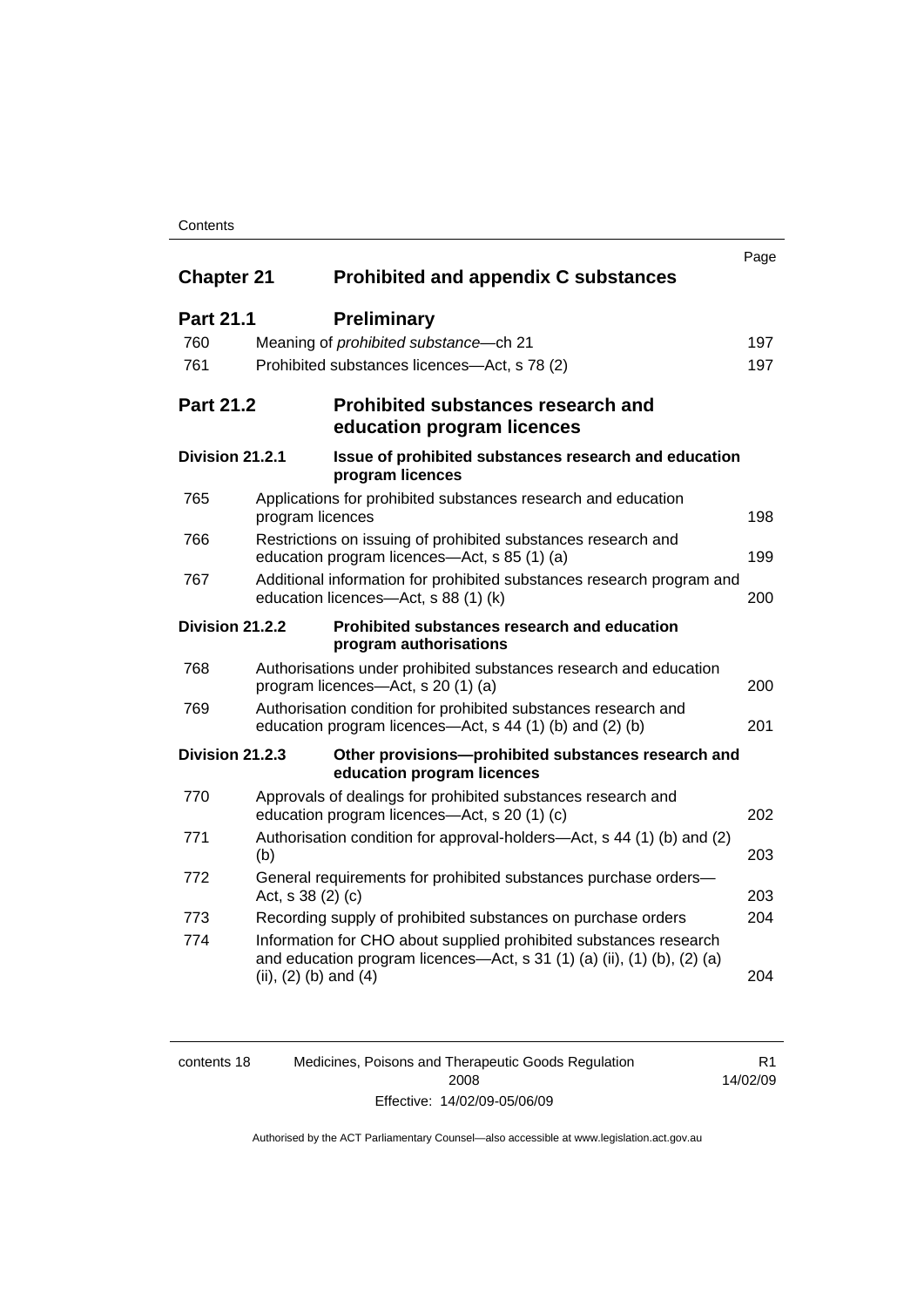| | | Page |
|---|---|---|
| **Chapter 21** | **Prohibited and appendix C substances** | |
| **Part 21.1** | **Preliminary** | |
| 760 | Meaning of *prohibited substance*—ch 21 | 197 |
| 761 | Prohibited substances licences—Act, s 78 (2) | 197 |
| **Part 21.2** | **Prohibited substances research and education program licences** | |
| **Division 21.2.1** | **Issue of prohibited substances research and education program licences** | |
| 765 | Applications for prohibited substances research and education program licences | 198 |
| 766 | Restrictions on issuing of prohibited substances research and education program licences—Act, s 85 (1) (a) | 199 |
| 767 | Additional information for prohibited substances research program and education licences—Act, s 88 (1) (k) | 200 |
| **Division 21.2.2** | **Prohibited substances research and education program authorisations** | |
| 768 | Authorisations under prohibited substances research and education program licences—Act, s 20 (1) (a) | 200 |
| 769 | Authorisation condition for prohibited substances research and education program licences—Act, s 44 (1) (b) and (2) (b) | 201 |
| **Division 21.2.3** | **Other provisions—prohibited substances research and education program licences** | |
| 770 | Approvals of dealings for prohibited substances research and education program licences—Act, s 20 (1) (c) | 202 |
| 771 | Authorisation condition for approval-holders—Act, s 44 (1) (b) and (2) (b) | 203 |
| 772 | General requirements for prohibited substances purchase orders—Act, s 38 (2) (c) | 203 |
| 773 | Recording supply of prohibited substances on purchase orders | 204 |
| 774 | Information for CHO about supplied prohibited substances research and education program licences—Act, s 31 (1) (a) (ii), (1) (b), (2) (a) (ii), (2) (b) and (4) | 204 |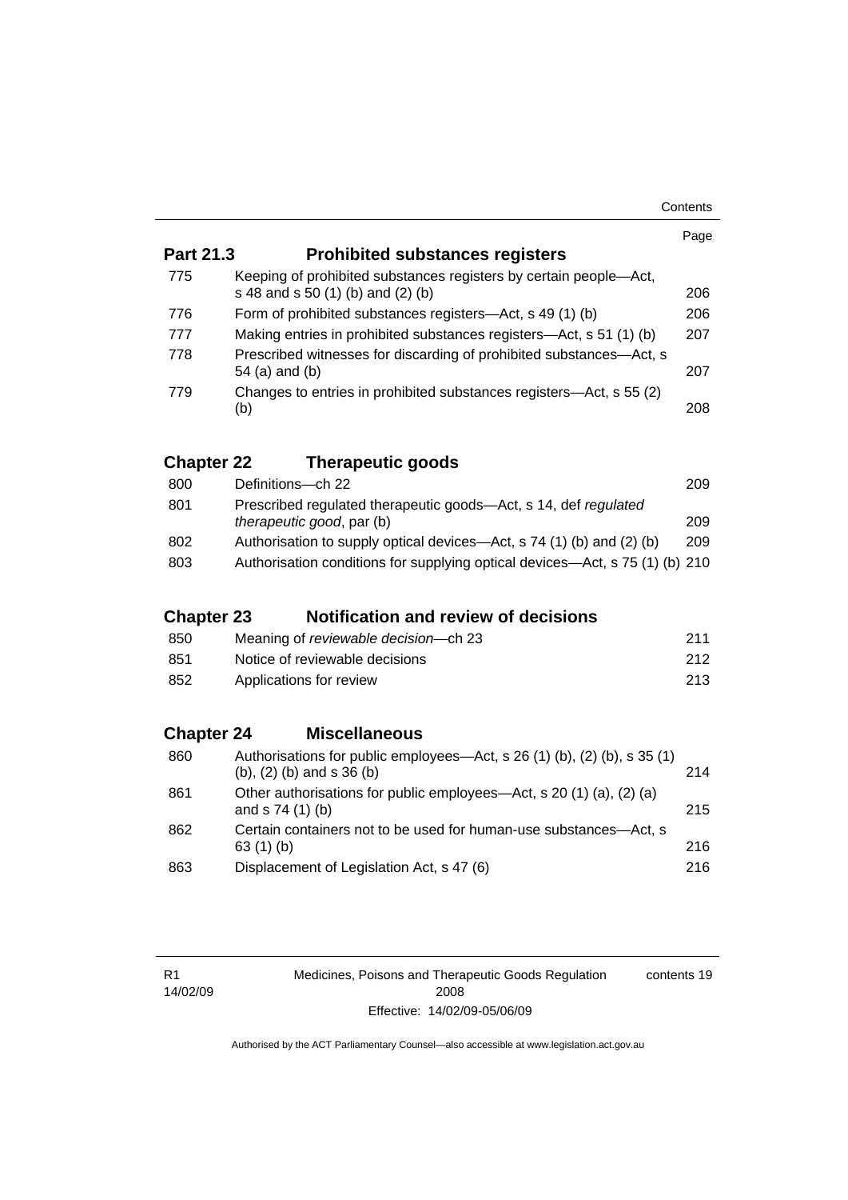| | | Page |
|---|---|---|
| **Part 21.3** | **Prohibited substances registers** | |
| 775 | Keeping of prohibited substances registers by certain people—Act, s 48 and s 50 (1) (b) and (2) (b) | 206 |
| 776 | Form of prohibited substances registers—Act, s 49 (1) (b) | 206 |
| 777 | Making entries in prohibited substances registers—Act, s 51 (1) (b) | 207 |
| 778 | Prescribed witnesses for discarding of prohibited substances—Act, s 54 (a) and (b) | 207 |
| 779 | Changes to entries in prohibited substances registers—Act, s 55 (2) (b) | 208 |
| **Chapter 22** | **Therapeutic goods** | |
| 800 | Definitions—ch 22 | 209 |
| 801 | Prescribed regulated therapeutic goods—Act, s 14, def *regulated therapeutic good*, par (b) | 209 |
| 802 | Authorisation to supply optical devices—Act, s 74 (1) (b) and (2) (b) | 209 |
| 803 | Authorisation conditions for supplying optical devices—Act, s 75 (1) (b) | 210 |
| **Chapter 23** | **Notification and review of decisions** | |
| 850 | Meaning of *reviewable decision*—ch 23 | 211 |
| 851 | Notice of reviewable decisions | 212 |
| 852 | Applications for review | 213 |
| **Chapter 24** | **Miscellaneous** | |
| 860 | Authorisations for public employees—Act, s 26 (1) (b), (2) (b), s 35 (1) (b), (2) (b) and s 36 (b) | 214 |
| 861 | Other authorisations for public employees—Act, s 20 (1) (a), (2) (a) and s 74 (1) (b) | 215 |
| 862 | Certain containers not to be used for human-use substances—Act, s 63 (1) (b) | 216 |
| 863 | Displacement of Legislation Act, s 47 (6) | 216 |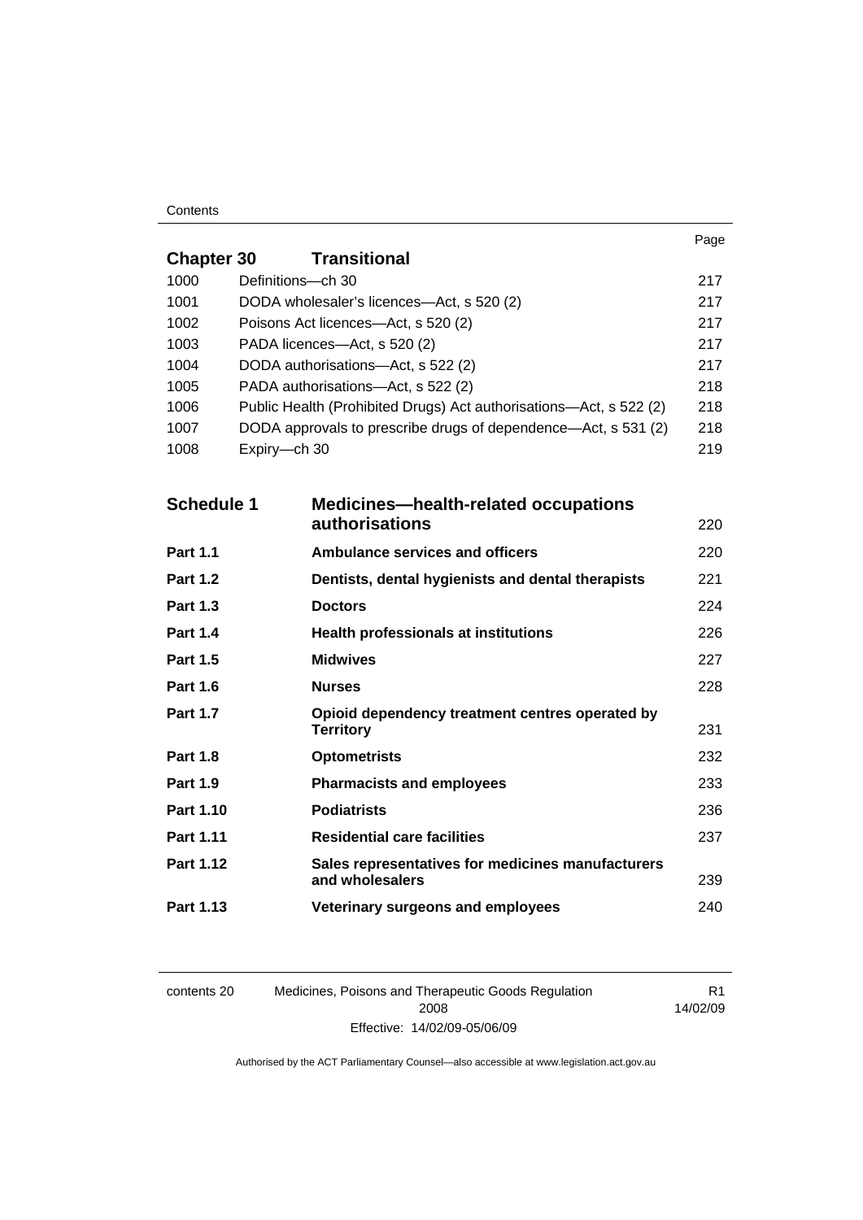| | | Page |
|---|---|---|
| **Chapter 30** | **Transitional** | |
| 1000 | Definitions—ch 30 | 217 |
| 1001 | DODA wholesaler's licences—Act, s 520 (2) | 217 |
| 1002 | Poisons Act licences—Act, s 520 (2) | 217 |
| 1003 | PADA licences—Act, s 520 (2) | 217 |
| 1004 | DODA authorisations—Act, s 522 (2) | 217 |
| 1005 | PADA authorisations—Act, s 522 (2) | 218 |
| 1006 | Public Health (Prohibited Drugs) Act authorisations—Act, s 522 (2) | 218 |
| 1007 | DODA approvals to prescribe drugs of dependence—Act, s 531 (2) | 218 |
| 1008 | Expiry—ch 30 | 219 |

| | | |
|---|---|---|
| **Schedule 1** | **Medicines—health-related occupations authorisations** | 220 |
| **Part 1.1** | **Ambulance services and officers** | 220 |
| **Part 1.2** | **Dentists, dental hygienists and dental therapists** | 221 |
| **Part 1.3** | **Doctors** | 224 |
| **Part 1.4** | **Health professionals at institutions** | 226 |
| **Part 1.5** | **Midwives** | 227 |
| **Part 1.6** | **Nurses** | 228 |
| **Part 1.7** | **Opioid dependency treatment centres operated by Territory** | 231 |
| **Part 1.8** | **Optometrists** | 232 |
| **Part 1.9** | **Pharmacists and employees** | 233 |
| **Part 1.10** | **Podiatrists** | 236 |
| **Part 1.11** | **Residential care facilities** | 237 |
| **Part 1.12** | **Sales representatives for medicines manufacturers and wholesalers** | 239 |
| **Part 1.13** | **Veterinary surgeons and employees** | 240 |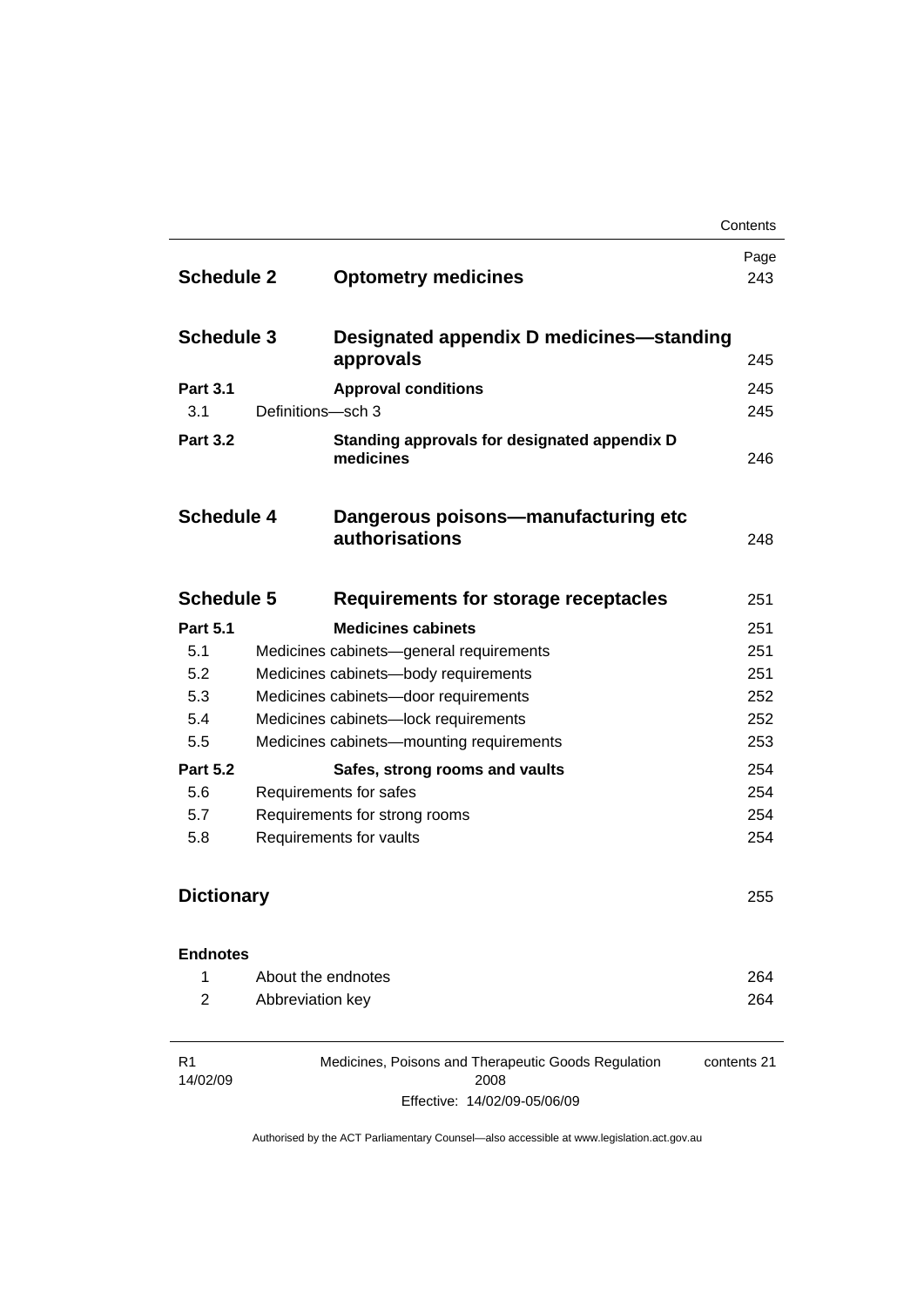| | | Page |
|---|---|---|
| **Schedule 2** | **Optometry medicines** | 243 |
| **Schedule 3** | **Designated appendix D medicines—standing approvals** | 245 |
| **Part 3.1** | **Approval conditions** | 245 |
| 3.1 | Definitions—sch 3 | 245 |
| **Part 3.2** | **Standing approvals for designated appendix D medicines** | 246 |
| **Schedule 4** | **Dangerous poisons—manufacturing etc authorisations** | 248 |
| **Schedule 5** | **Requirements for storage receptacles** | 251 |
| **Part 5.1** | **Medicines cabinets** | 251 |
| 5.1 | Medicines cabinets—general requirements | 251 |
| 5.2 | Medicines cabinets—body requirements | 251 |
| 5.3 | Medicines cabinets—door requirements | 252 |
| 5.4 | Medicines cabinets—lock requirements | 252 |
| 5.5 | Medicines cabinets—mounting requirements | 253 |
| **Part 5.2** | **Safes, strong rooms and vaults** | 254 |
| 5.6 | Requirements for safes | 254 |
| 5.7 | Requirements for strong rooms | 254 |
| 5.8 | Requirements for vaults | 254 |
| **Dictionary** | | 255 |
| **Endnotes** | | |
| 1 | About the endnotes | 264 |
| 2 | Abbreviation key | 264 |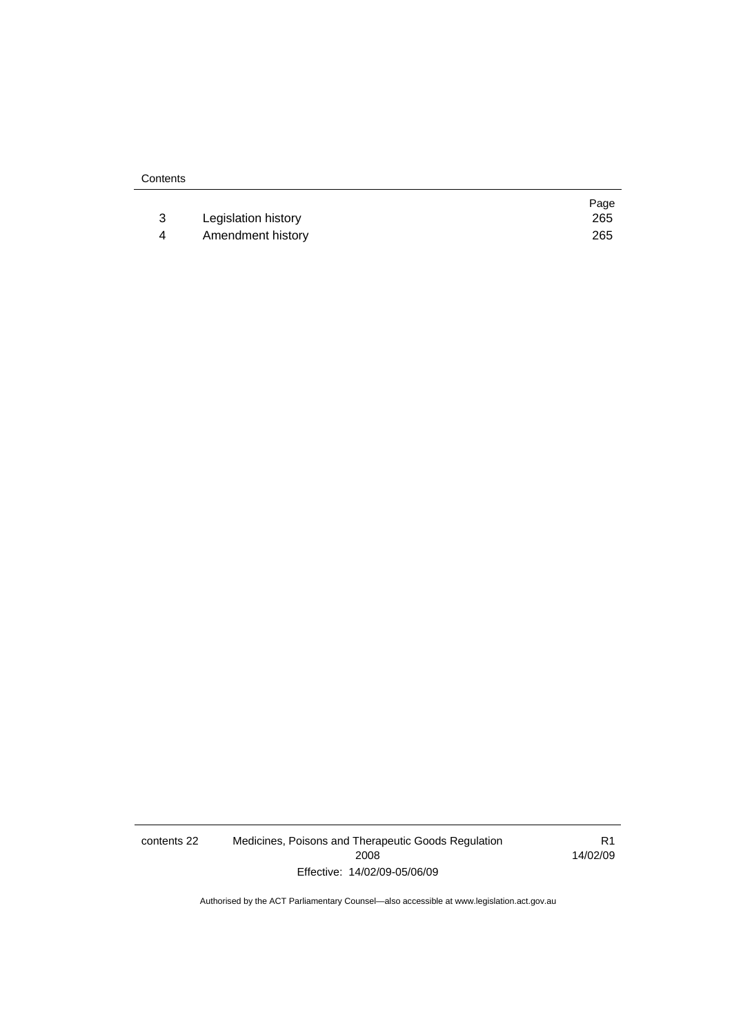| | | Page |
|---|---|---|
| 3 | Legislation history | 265 |
| 4 | Amendment history | 265 |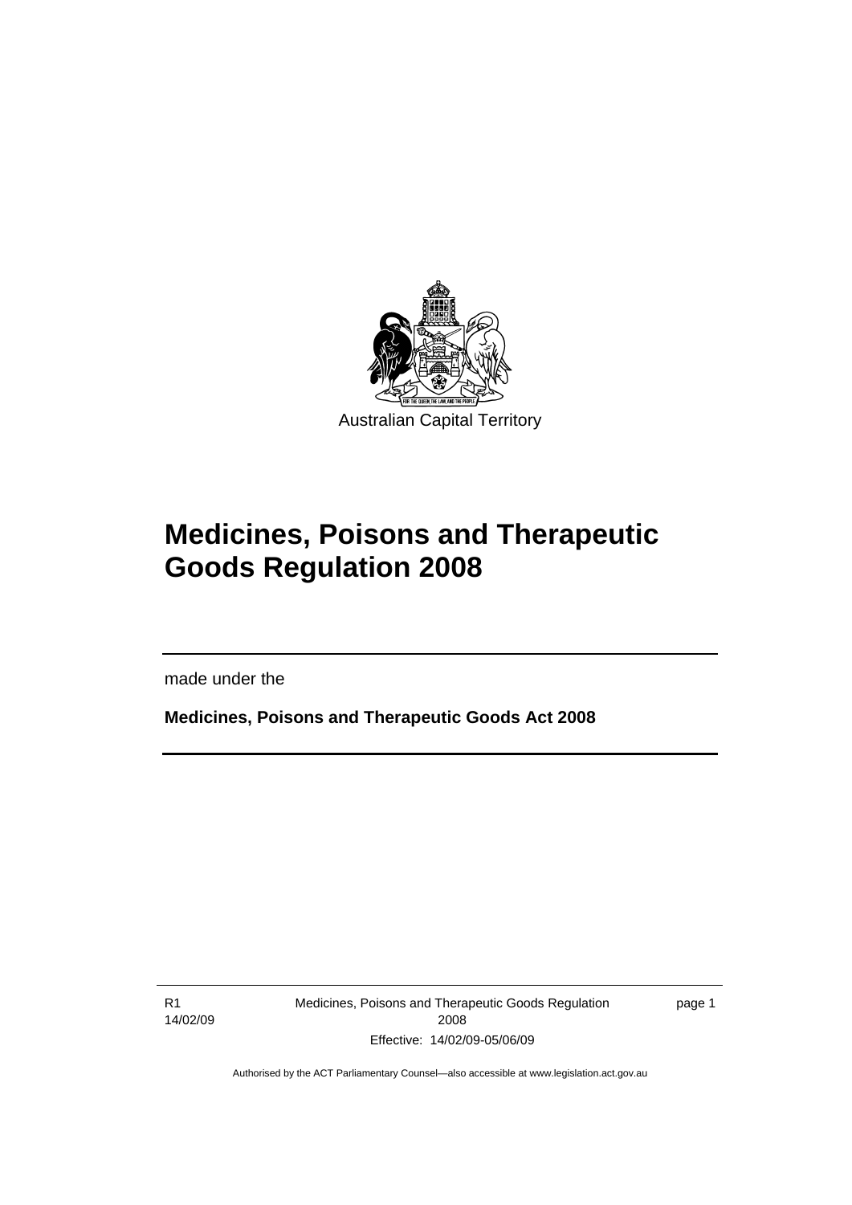Australian Capital Territory

# Medicines, Poisons and Therapeutic Goods Regulation 2008

made under the

**Medicines, Poisons and Therapeutic Goods Act 2008**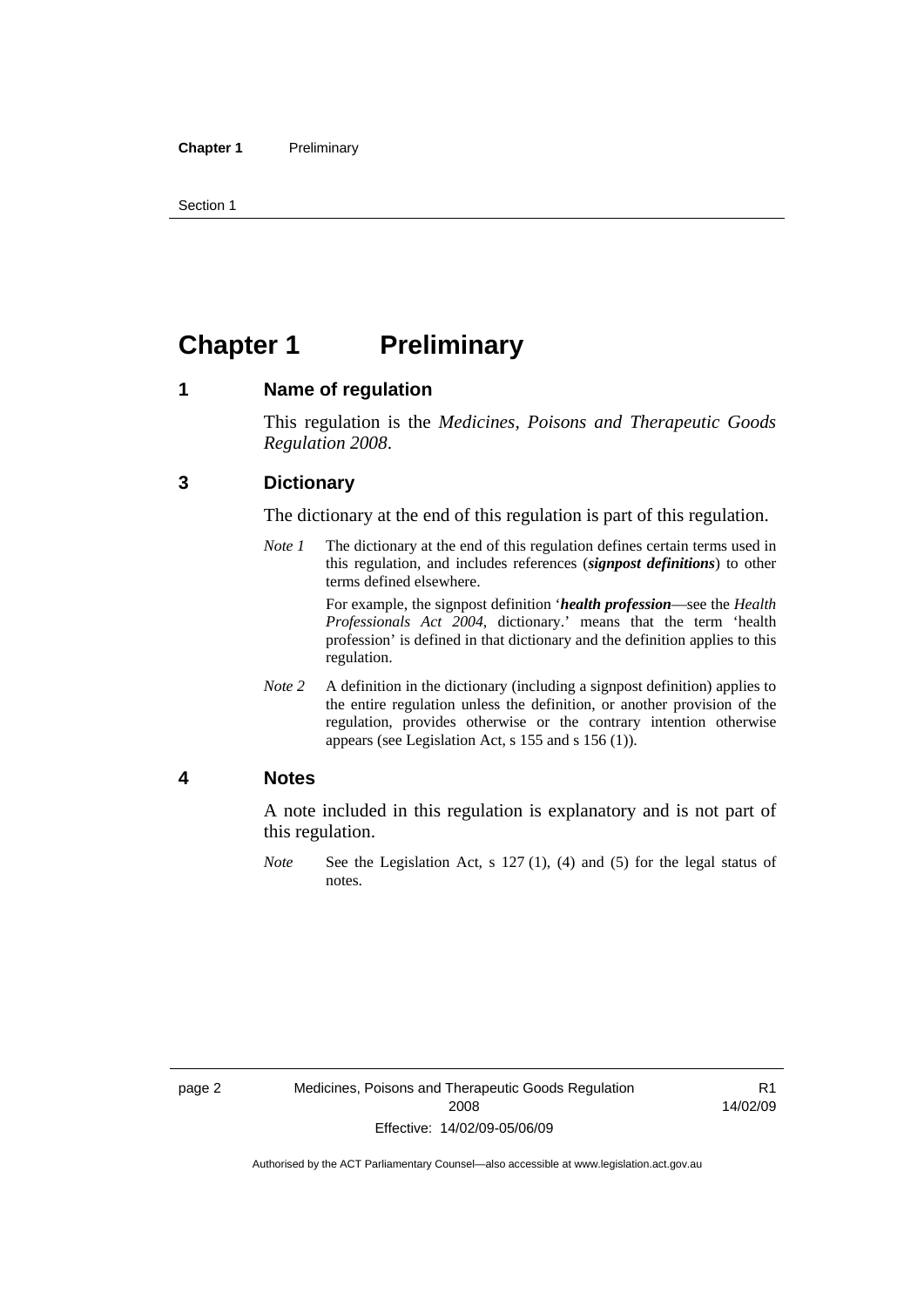# Chapter 1 Preliminary

## 1 Name of regulation

This regulation is the *Medicines, Poisons and Therapeutic Goods Regulation 2008*.

## 3 Dictionary

The dictionary at the end of this regulation is part of this regulation.

*Note 1* The dictionary at the end of this regulation defines certain terms used in this regulation, and includes references (***signpost definitions***) to other terms defined elsewhere.

For example, the signpost definition '***health profession***—see the *Health Professionals Act 2004*, dictionary.' means that the term 'health profession' is defined in that dictionary and the definition applies to this regulation.

*Note 2* A definition in the dictionary (including a signpost definition) applies to the entire regulation unless the definition, or another provision of the regulation, provides otherwise or the contrary intention otherwise appears (see Legislation Act, s 155 and s 156 (1)).

## 4 Notes

A note included in this regulation is explanatory and is not part of this regulation.

*Note* See the Legislation Act, s 127 (1), (4) and (5) for the legal status of notes.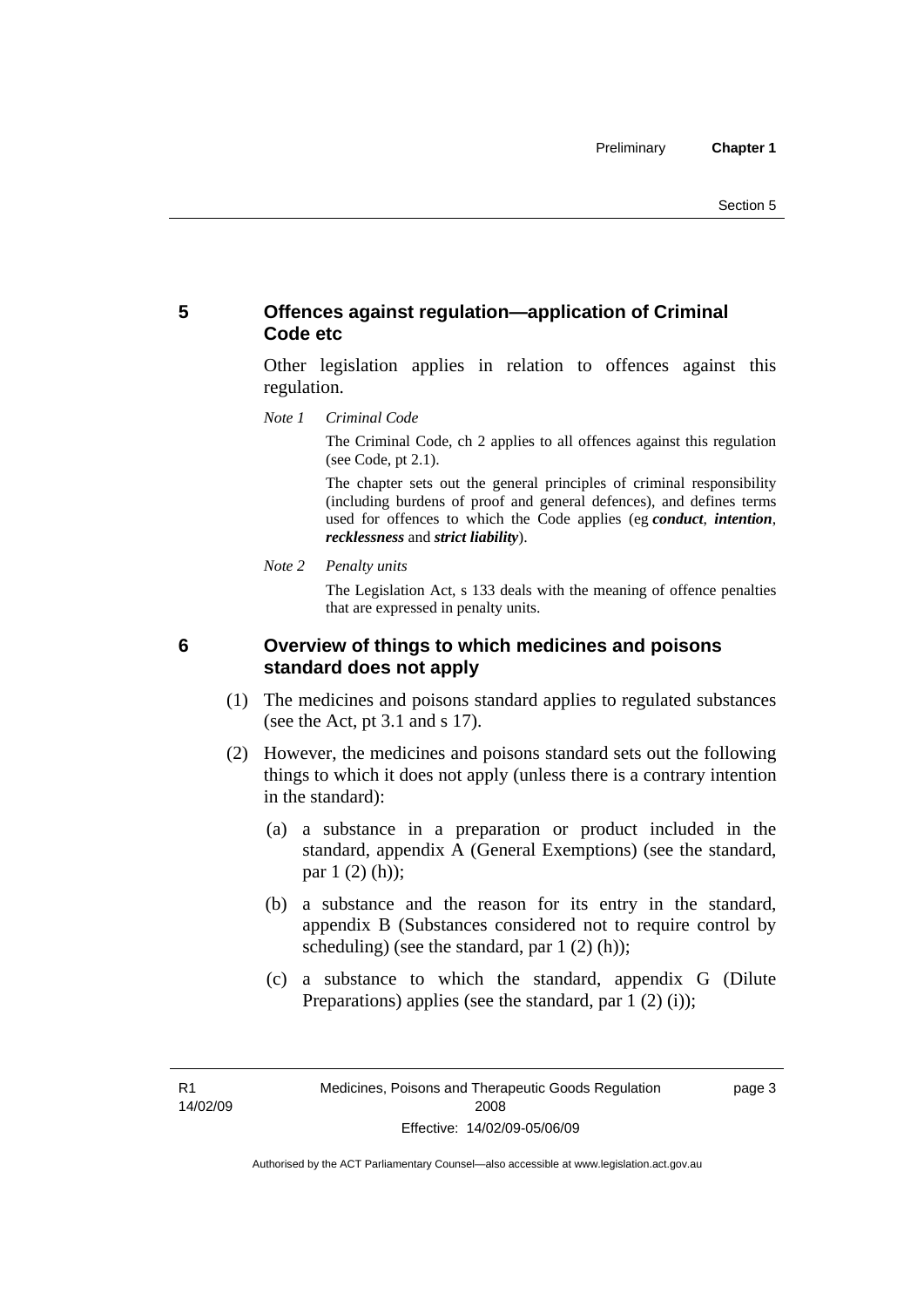## 5 Offences against regulation—application of Criminal Code etc

Other legislation applies in relation to offences against this regulation.

*Note 1 Criminal Code*

The Criminal Code, ch 2 applies to all offences against this regulation (see Code, pt 2.1).

The chapter sets out the general principles of criminal responsibility (including burdens of proof and general defences), and defines terms used for offences to which the Code applies (eg ***conduct***, ***intention***, ***recklessness*** and ***strict liability***).

*Note 2 Penalty units*

The Legislation Act, s 133 deals with the meaning of offence penalties that are expressed in penalty units.

## 6 Overview of things to which medicines and poisons standard does not apply

(1) The medicines and poisons standard applies to regulated substances (see the Act, pt 3.1 and s 17).

(2) However, the medicines and poisons standard sets out the following things to which it does not apply (unless there is a contrary intention in the standard):

(a) a substance in a preparation or product included in the standard, appendix A (General Exemptions) (see the standard, par 1 (2) (h));

(b) a substance and the reason for its entry in the standard, appendix B (Substances considered not to require control by scheduling) (see the standard, par 1 (2) (h));

(c) a substance to which the standard, appendix G (Dilute Preparations) applies (see the standard, par 1 (2) (i));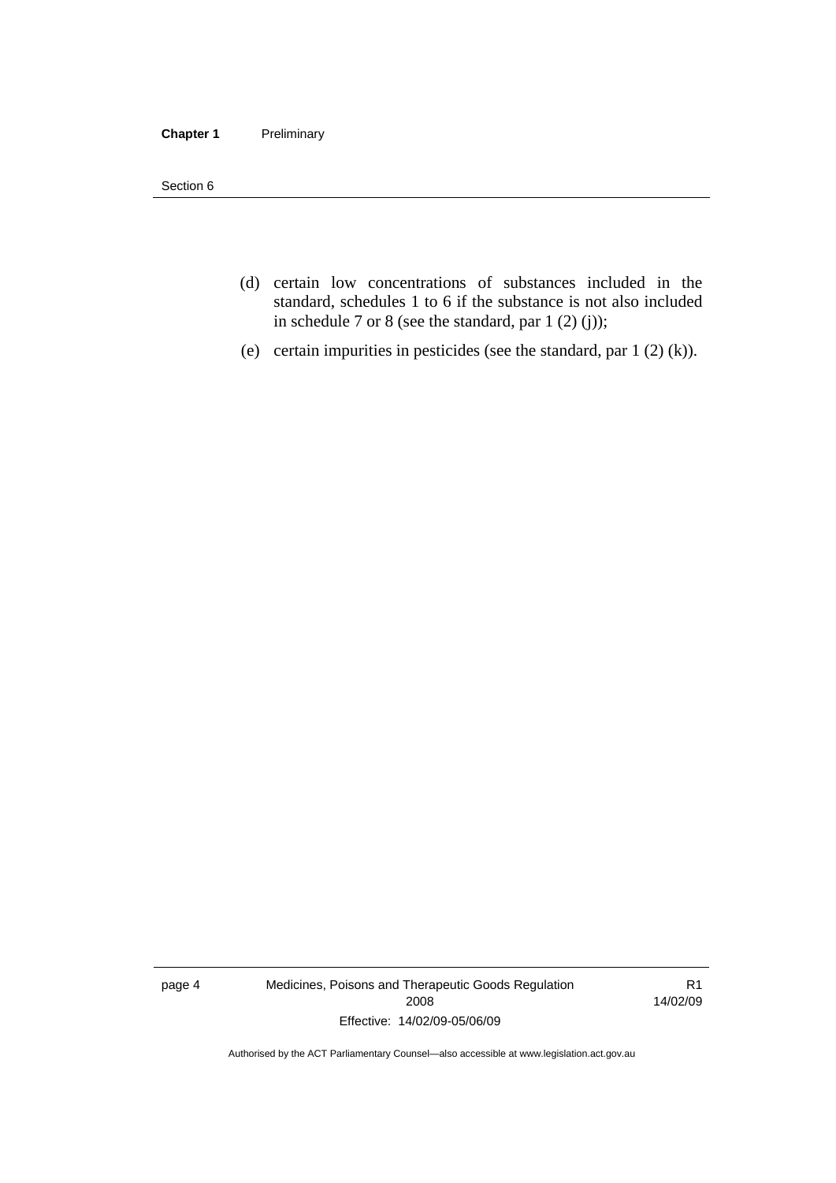(d) certain low concentrations of substances included in the standard, schedules 1 to 6 if the substance is not also included in schedule 7 or 8 (see the standard, par 1 (2) (j));

(e) certain impurities in pesticides (see the standard, par 1 (2) (k)).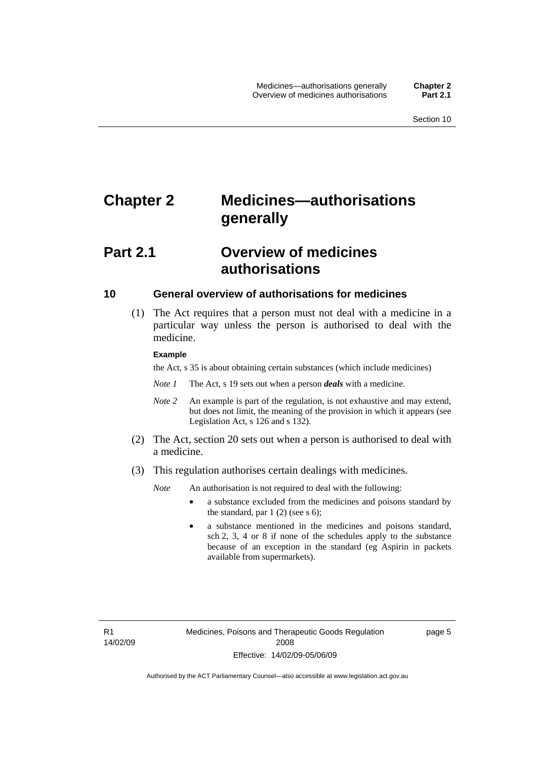# Chapter 2 Medicines—authorisations generally

## Part 2.1 Overview of medicines authorisations

### 10 General overview of authorisations for medicines

(1) The Act requires that a person must not deal with a medicine in a particular way unless the person is authorised to deal with the medicine.

**Example**

the Act, s 35 is about obtaining certain substances (which include medicines)

*Note 1* The Act, s 19 sets out when a person ***deals*** with a medicine.

*Note 2* An example is part of the regulation, is not exhaustive and may extend, but does not limit, the meaning of the provision in which it appears (see Legislation Act, s 126 and s 132).

(2) The Act, section 20 sets out when a person is authorised to deal with a medicine.

(3) This regulation authorises certain dealings with medicines.

*Note* An authorisation is not required to deal with the following:

- a substance excluded from the medicines and poisons standard by the standard, par 1 (2) (see s 6);
- a substance mentioned in the medicines and poisons standard, sch 2, 3, 4 or 8 if none of the schedules apply to the substance because of an exception in the standard (eg Aspirin in packets available from supermarkets).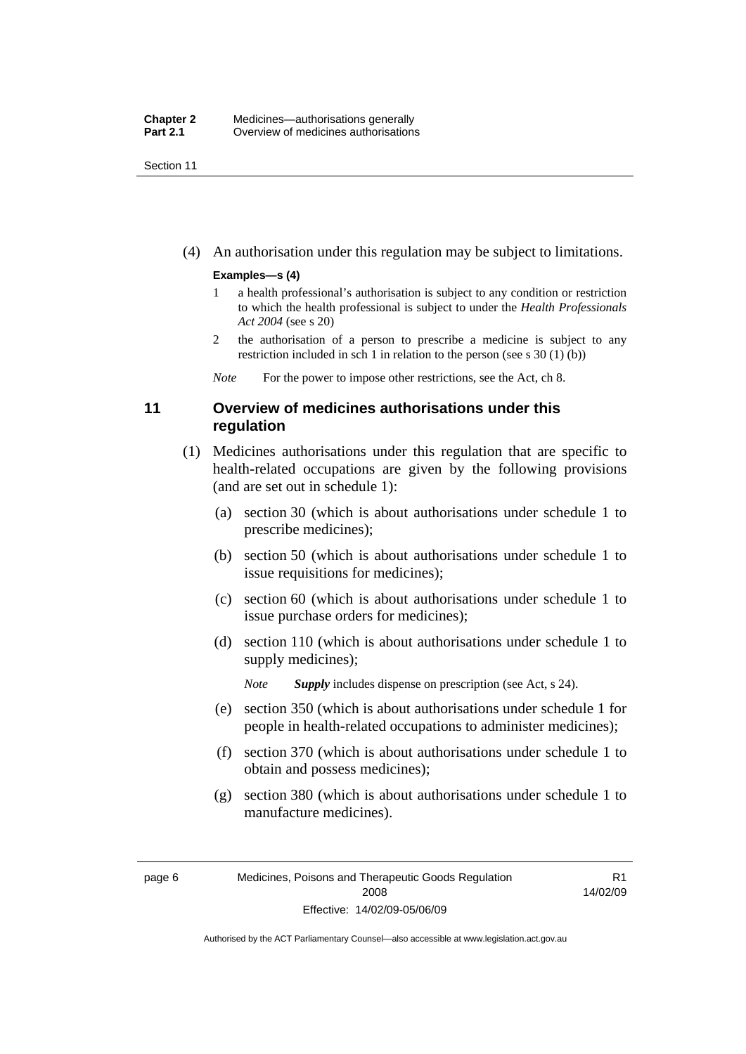(4) An authorisation under this regulation may be subject to limitations.

**Examples—s (4)**

1 a health professional's authorisation is subject to any condition or restriction to which the health professional is subject to under the *Health Professionals Act 2004* (see s 20)

2 the authorisation of a person to prescribe a medicine is subject to any restriction included in sch 1 in relation to the person (see s 30 (1) (b))

*Note* For the power to impose other restrictions, see the Act, ch 8.

### 11 Overview of medicines authorisations under this regulation

(1) Medicines authorisations under this regulation that are specific to health-related occupations are given by the following provisions (and are set out in schedule 1):

(a) section 30 (which is about authorisations under schedule 1 to prescribe medicines);

(b) section 50 (which is about authorisations under schedule 1 to issue requisitions for medicines);

(c) section 60 (which is about authorisations under schedule 1 to issue purchase orders for medicines);

(d) section 110 (which is about authorisations under schedule 1 to supply medicines);

*Note* ***Supply*** includes dispense on prescription (see Act, s 24).

(e) section 350 (which is about authorisations under schedule 1 for people in health-related occupations to administer medicines);

(f) section 370 (which is about authorisations under schedule 1 to obtain and possess medicines);

(g) section 380 (which is about authorisations under schedule 1 to manufacture medicines).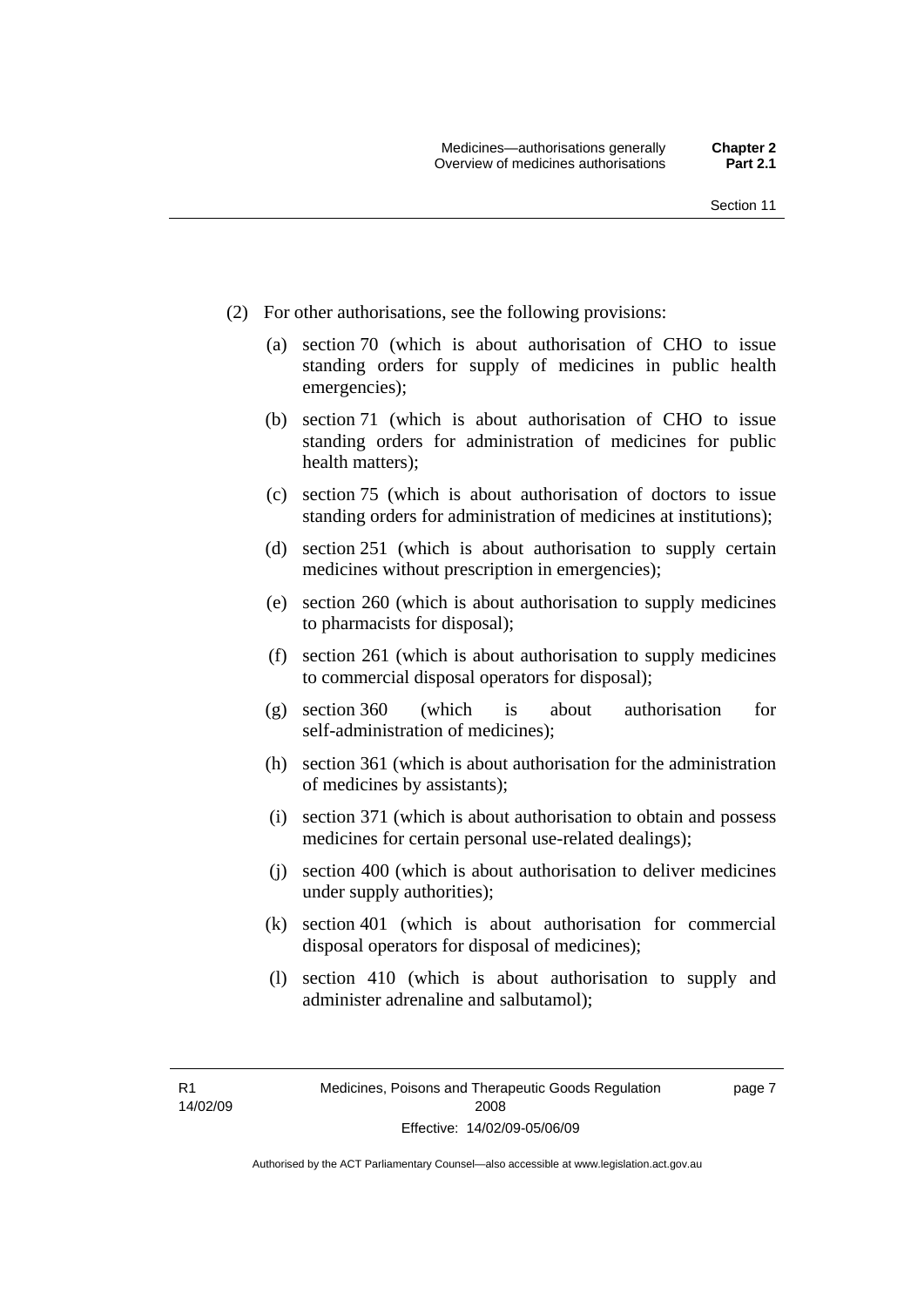(2) For other authorisations, see the following provisions:

(a) section 70 (which is about authorisation of CHO to issue standing orders for supply of medicines in public health emergencies);

(b) section 71 (which is about authorisation of CHO to issue standing orders for administration of medicines for public health matters);

(c) section 75 (which is about authorisation of doctors to issue standing orders for administration of medicines at institutions);

(d) section 251 (which is about authorisation to supply certain medicines without prescription in emergencies);

(e) section 260 (which is about authorisation to supply medicines to pharmacists for disposal);

(f) section 261 (which is about authorisation to supply medicines to commercial disposal operators for disposal);

(g) section 360 (which is about authorisation for self-administration of medicines);

(h) section 361 (which is about authorisation for the administration of medicines by assistants);

(i) section 371 (which is about authorisation to obtain and possess medicines for certain personal use-related dealings);

(j) section 400 (which is about authorisation to deliver medicines under supply authorities);

(k) section 401 (which is about authorisation for commercial disposal operators for disposal of medicines);

(l) section 410 (which is about authorisation to supply and administer adrenaline and salbutamol);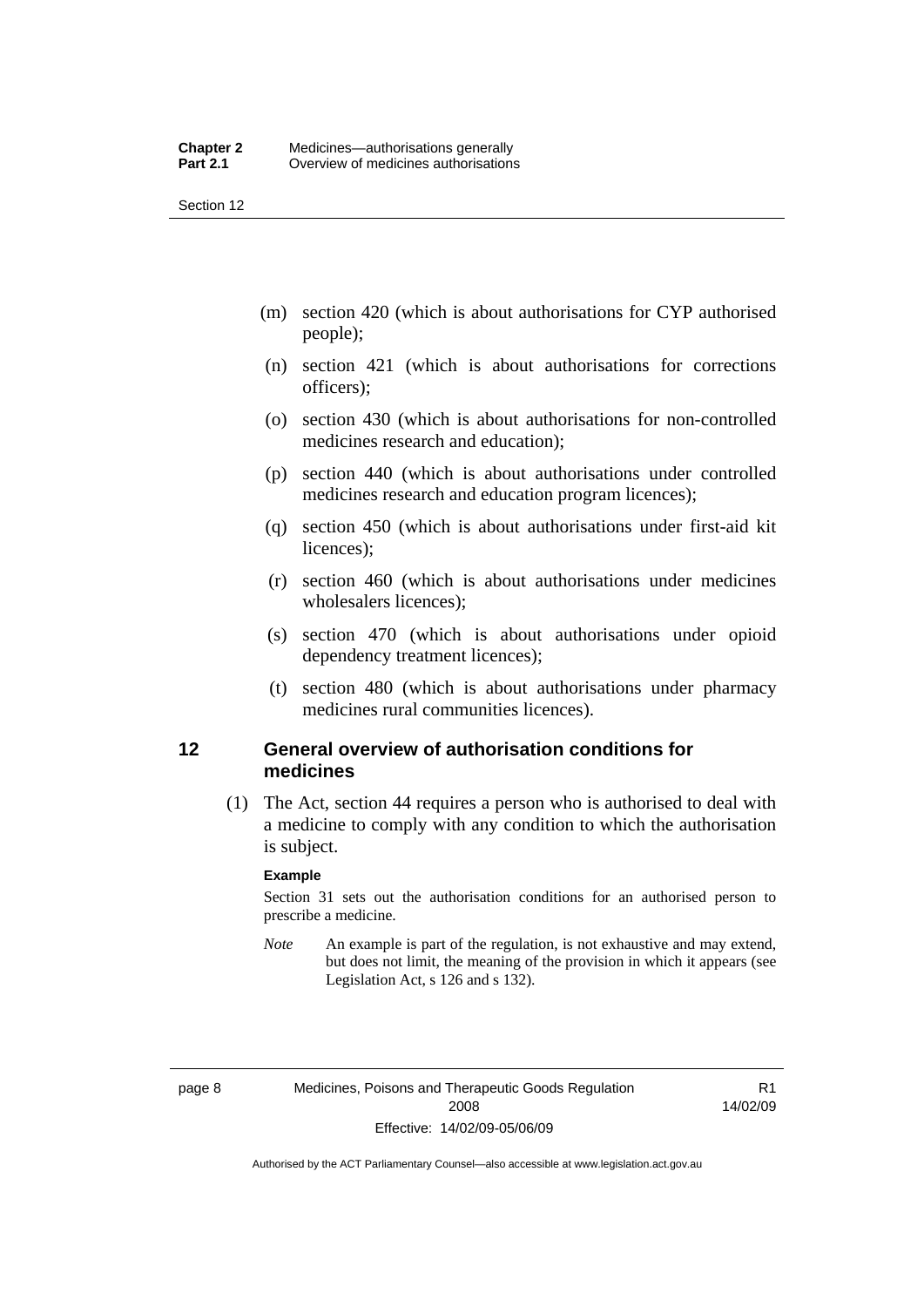(m) section 420 (which is about authorisations for CYP authorised people);

(n) section 421 (which is about authorisations for corrections officers);

(o) section 430 (which is about authorisations for non-controlled medicines research and education);

(p) section 440 (which is about authorisations under controlled medicines research and education program licences);

(q) section 450 (which is about authorisations under first-aid kit licences);

(r) section 460 (which is about authorisations under medicines wholesalers licences);

(s) section 470 (which is about authorisations under opioid dependency treatment licences);

(t) section 480 (which is about authorisations under pharmacy medicines rural communities licences).

## 12 General overview of authorisation conditions for medicines

(1) The Act, section 44 requires a person who is authorised to deal with a medicine to comply with any condition to which the authorisation is subject.

**Example**

Section 31 sets out the authorisation conditions for an authorised person to prescribe a medicine.

*Note* An example is part of the regulation, is not exhaustive and may extend, but does not limit, the meaning of the provision in which it appears (see Legislation Act, s 126 and s 132).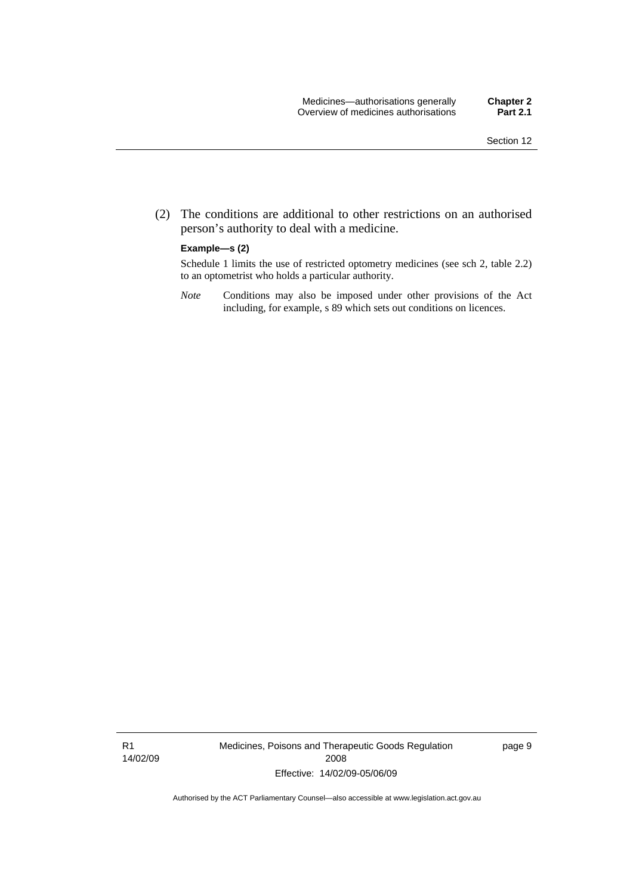(2) The conditions are additional to other restrictions on an authorised person's authority to deal with a medicine.

**Example—s (2)**

Schedule 1 limits the use of restricted optometry medicines (see sch 2, table 2.2) to an optometrist who holds a particular authority.

*Note* Conditions may also be imposed under other provisions of the Act including, for example, s 89 which sets out conditions on licences.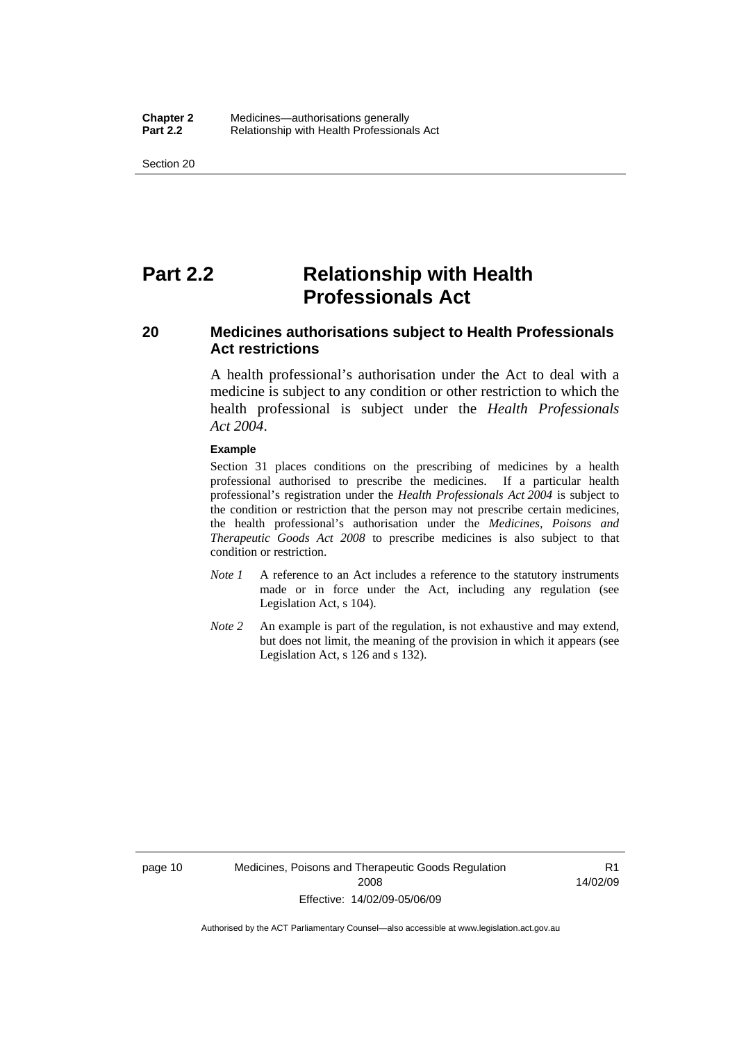# Part 2.2 Relationship with Health Professionals Act

## 20 Medicines authorisations subject to Health Professionals Act restrictions

A health professional's authorisation under the Act to deal with a medicine is subject to any condition or other restriction to which the health professional is subject under the *Health Professionals Act 2004*.

**Example**

Section 31 places conditions on the prescribing of medicines by a health professional authorised to prescribe the medicines. If a particular health professional's registration under the *Health Professionals Act 2004* is subject to the condition or restriction that the person may not prescribe certain medicines, the health professional's authorisation under the *Medicines, Poisons and Therapeutic Goods Act 2008* to prescribe medicines is also subject to that condition or restriction.

*Note 1* A reference to an Act includes a reference to the statutory instruments made or in force under the Act, including any regulation (see Legislation Act, s 104).

*Note 2* An example is part of the regulation, is not exhaustive and may extend, but does not limit, the meaning of the provision in which it appears (see Legislation Act, s 126 and s 132).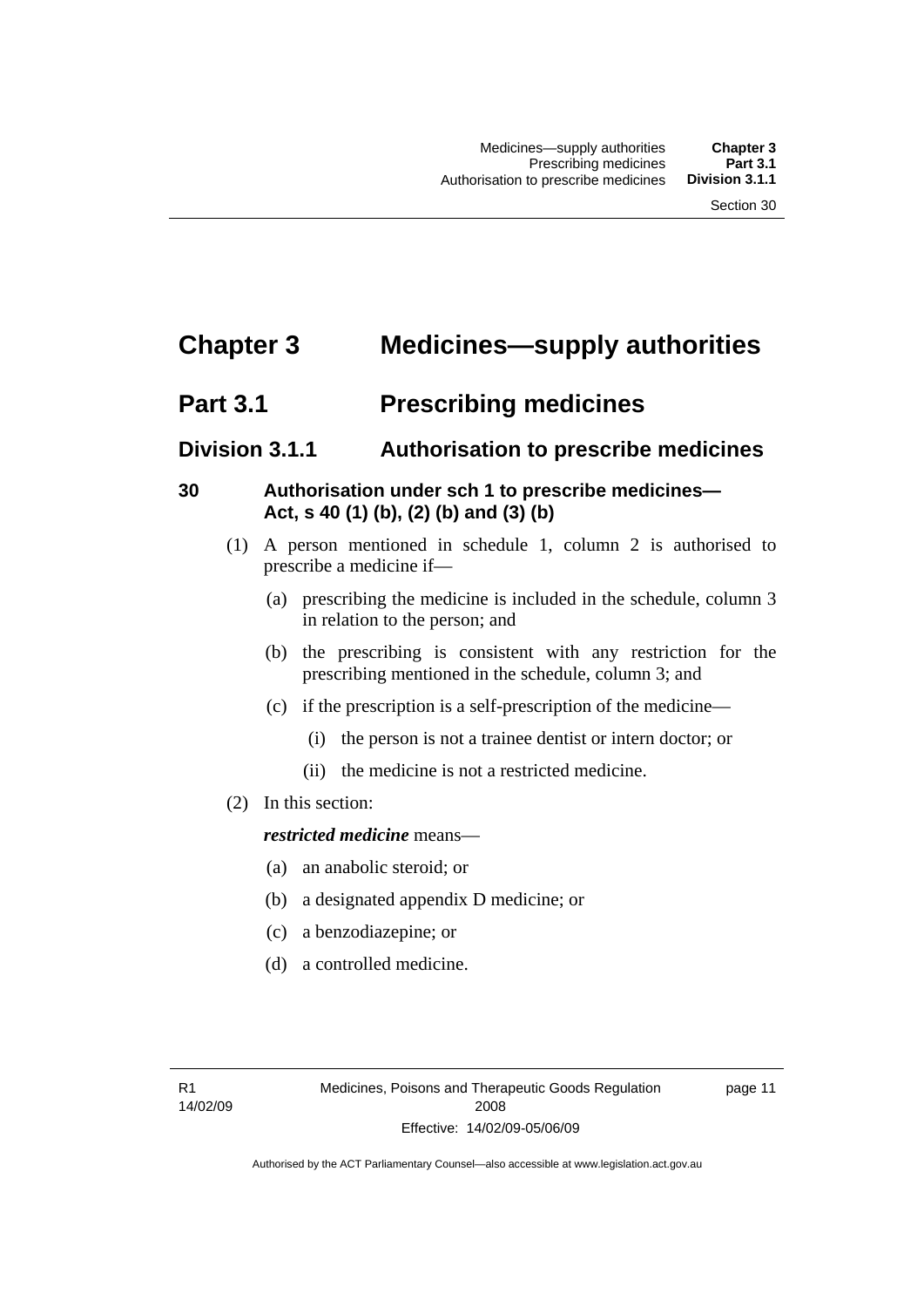# Chapter 3 Medicines—supply authorities

## Part 3.1 Prescribing medicines

### Division 3.1.1 Authorisation to prescribe medicines

#### 30 Authorisation under sch 1 to prescribe medicines—Act, s 40 (1) (b), (2) (b) and (3) (b)

(1) A person mentioned in schedule 1, column 2 is authorised to prescribe a medicine if—

(a) prescribing the medicine is included in the schedule, column 3 in relation to the person; and

(b) the prescribing is consistent with any restriction for the prescribing mentioned in the schedule, column 3; and

(c) if the prescription is a self-prescription of the medicine—

(i) the person is not a trainee dentist or intern doctor; or

(ii) the medicine is not a restricted medicine.

(2) In this section:

***restricted medicine*** means—

(a) an anabolic steroid; or

(b) a designated appendix D medicine; or

(c) a benzodiazepine; or

(d) a controlled medicine.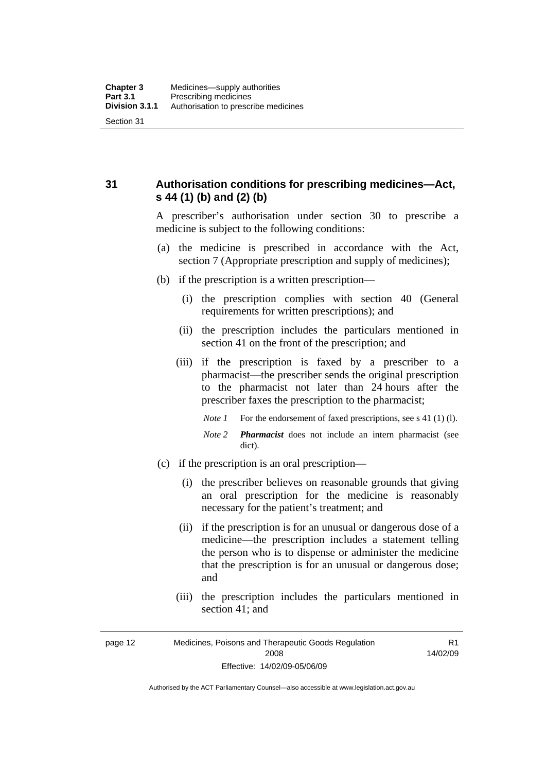## 31 Authorisation conditions for prescribing medicines—Act, s 44 (1) (b) and (2) (b)

A prescriber's authorisation under section 30 to prescribe a medicine is subject to the following conditions:

(a) the medicine is prescribed in accordance with the Act, section 7 (Appropriate prescription and supply of medicines);

(b) if the prescription is a written prescription—

(i) the prescription complies with section 40 (General requirements for written prescriptions); and

(ii) the prescription includes the particulars mentioned in section 41 on the front of the prescription; and

(iii) if the prescription is faxed by a prescriber to a pharmacist—the prescriber sends the original prescription to the pharmacist not later than 24 hours after the prescriber faxes the prescription to the pharmacist;

*Note 1* For the endorsement of faxed prescriptions, see s 41 (1) (l).

*Note 2* ***Pharmacist*** does not include an intern pharmacist (see dict).

(c) if the prescription is an oral prescription—

(i) the prescriber believes on reasonable grounds that giving an oral prescription for the medicine is reasonably necessary for the patient's treatment; and

(ii) if the prescription is for an unusual or dangerous dose of a medicine—the prescription includes a statement telling the person who is to dispense or administer the medicine that the prescription is for an unusual or dangerous dose; and

(iii) the prescription includes the particulars mentioned in section 41; and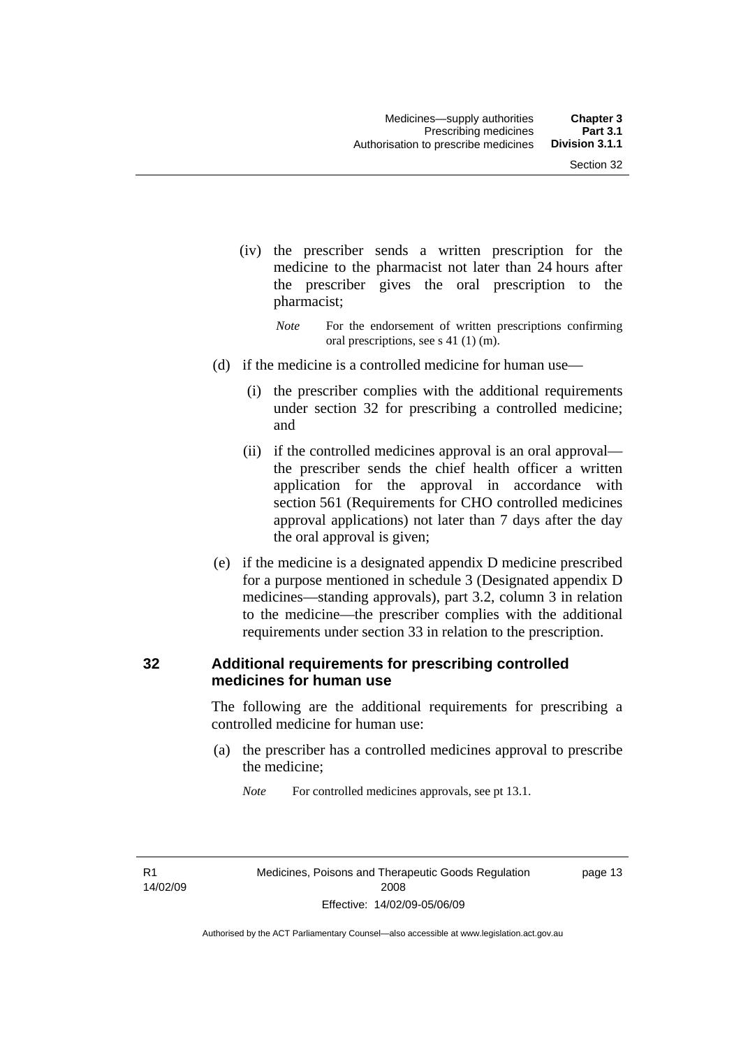(iv) the prescriber sends a written prescription for the medicine to the pharmacist not later than 24 hours after the prescriber gives the oral prescription to the pharmacist;

*Note* For the endorsement of written prescriptions confirming oral prescriptions, see s 41 (1) (m).

(d) if the medicine is a controlled medicine for human use—

(i) the prescriber complies with the additional requirements under section 32 for prescribing a controlled medicine; and

(ii) if the controlled medicines approval is an oral approval—the prescriber sends the chief health officer a written application for the approval in accordance with section 561 (Requirements for CHO controlled medicines approval applications) not later than 7 days after the day the oral approval is given;

(e) if the medicine is a designated appendix D medicine prescribed for a purpose mentioned in schedule 3 (Designated appendix D medicines—standing approvals), part 3.2, column 3 in relation to the medicine—the prescriber complies with the additional requirements under section 33 in relation to the prescription.

## 32 Additional requirements for prescribing controlled medicines for human use

The following are the additional requirements for prescribing a controlled medicine for human use:

(a) the prescriber has a controlled medicines approval to prescribe the medicine;

*Note* For controlled medicines approvals, see pt 13.1.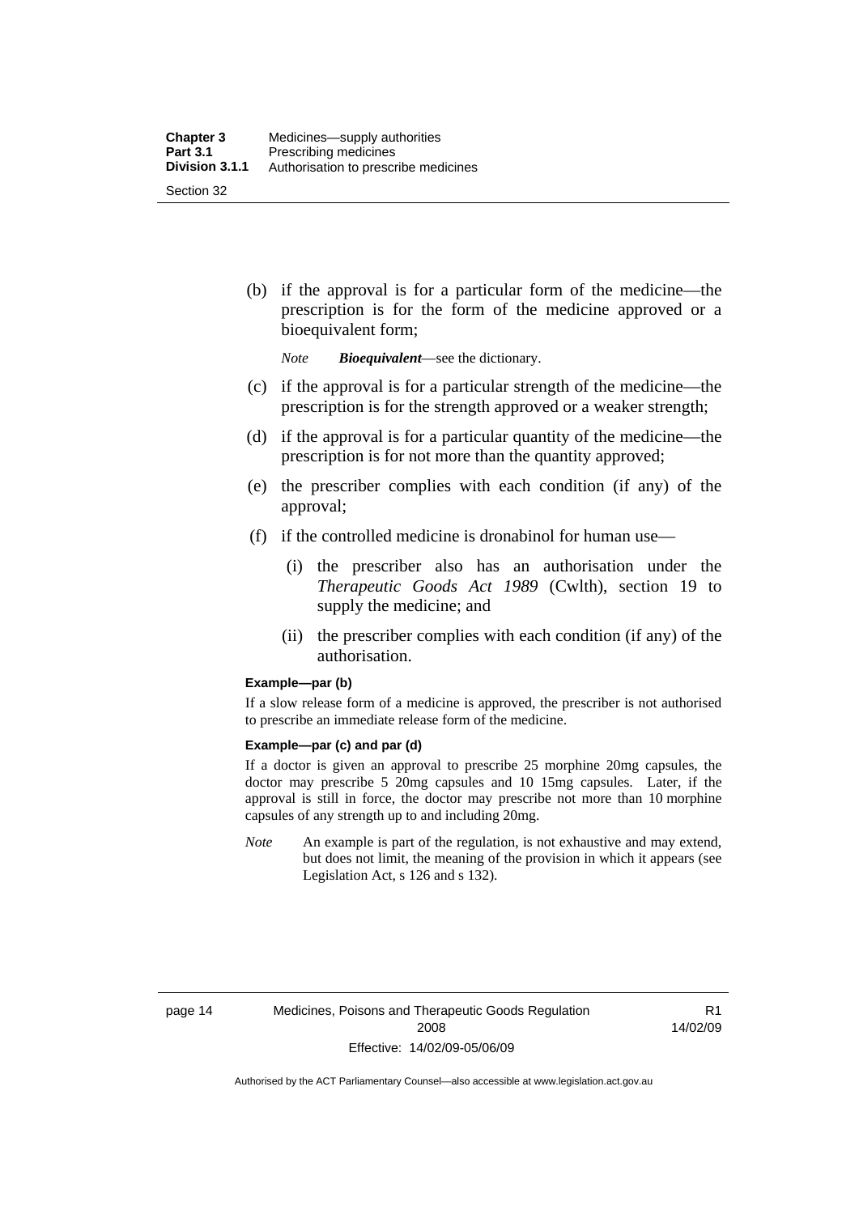(b) if the approval is for a particular form of the medicine—the prescription is for the form of the medicine approved or a bioequivalent form;

*Note* ***Bioequivalent***—see the dictionary.

(c) if the approval is for a particular strength of the medicine—the prescription is for the strength approved or a weaker strength;

(d) if the approval is for a particular quantity of the medicine—the prescription is for not more than the quantity approved;

(e) the prescriber complies with each condition (if any) of the approval;

(f) if the controlled medicine is dronabinol for human use—

(i) the prescriber also has an authorisation under the *Therapeutic Goods Act 1989* (Cwlth), section 19 to supply the medicine; and

(ii) the prescriber complies with each condition (if any) of the authorisation.

**Example—par (b)**

If a slow release form of a medicine is approved, the prescriber is not authorised to prescribe an immediate release form of the medicine.

**Example—par (c) and par (d)**

If a doctor is given an approval to prescribe 25 morphine 20mg capsules, the doctor may prescribe 5 20mg capsules and 10 15mg capsules. Later, if the approval is still in force, the doctor may prescribe not more than 10 morphine capsules of any strength up to and including 20mg.

*Note* An example is part of the regulation, is not exhaustive and may extend, but does not limit, the meaning of the provision in which it appears (see Legislation Act, s 126 and s 132).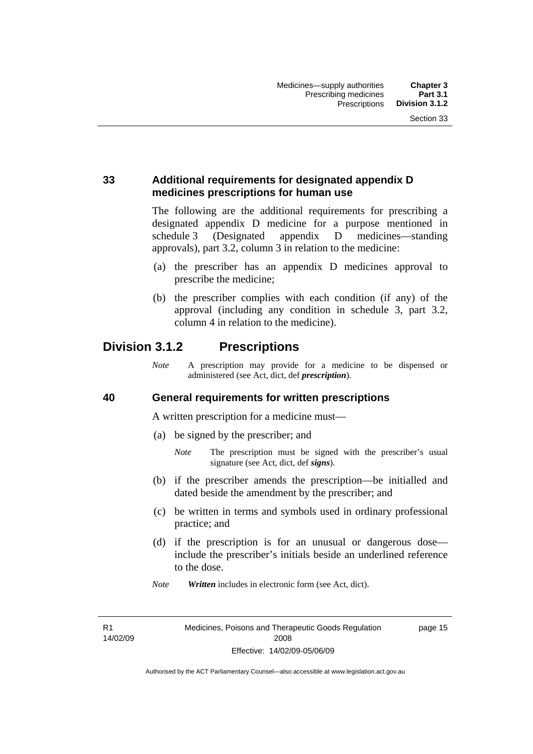## 33 Additional requirements for designated appendix D medicines prescriptions for human use

The following are the additional requirements for prescribing a designated appendix D medicine for a purpose mentioned in schedule 3 (Designated appendix D medicines—standing approvals), part 3.2, column 3 in relation to the medicine:

(a) the prescriber has an appendix D medicines approval to prescribe the medicine;

(b) the prescriber complies with each condition (if any) of the approval (including any condition in schedule 3, part 3.2, column 4 in relation to the medicine).

# Division 3.1.2 Prescriptions

*Note* A prescription may provide for a medicine to be dispensed or administered (see Act, dict, def ***prescription***).

## 40 General requirements for written prescriptions

A written prescription for a medicine must—

(a) be signed by the prescriber; and

*Note* The prescription must be signed with the prescriber's usual signature (see Act, dict, def ***signs***).

(b) if the prescriber amends the prescription—be initialled and dated beside the amendment by the prescriber; and

(c) be written in terms and symbols used in ordinary professional practice; and

(d) if the prescription is for an unusual or dangerous dose—include the prescriber's initials beside an underlined reference to the dose.

*Note* ***Written*** includes in electronic form (see Act, dict).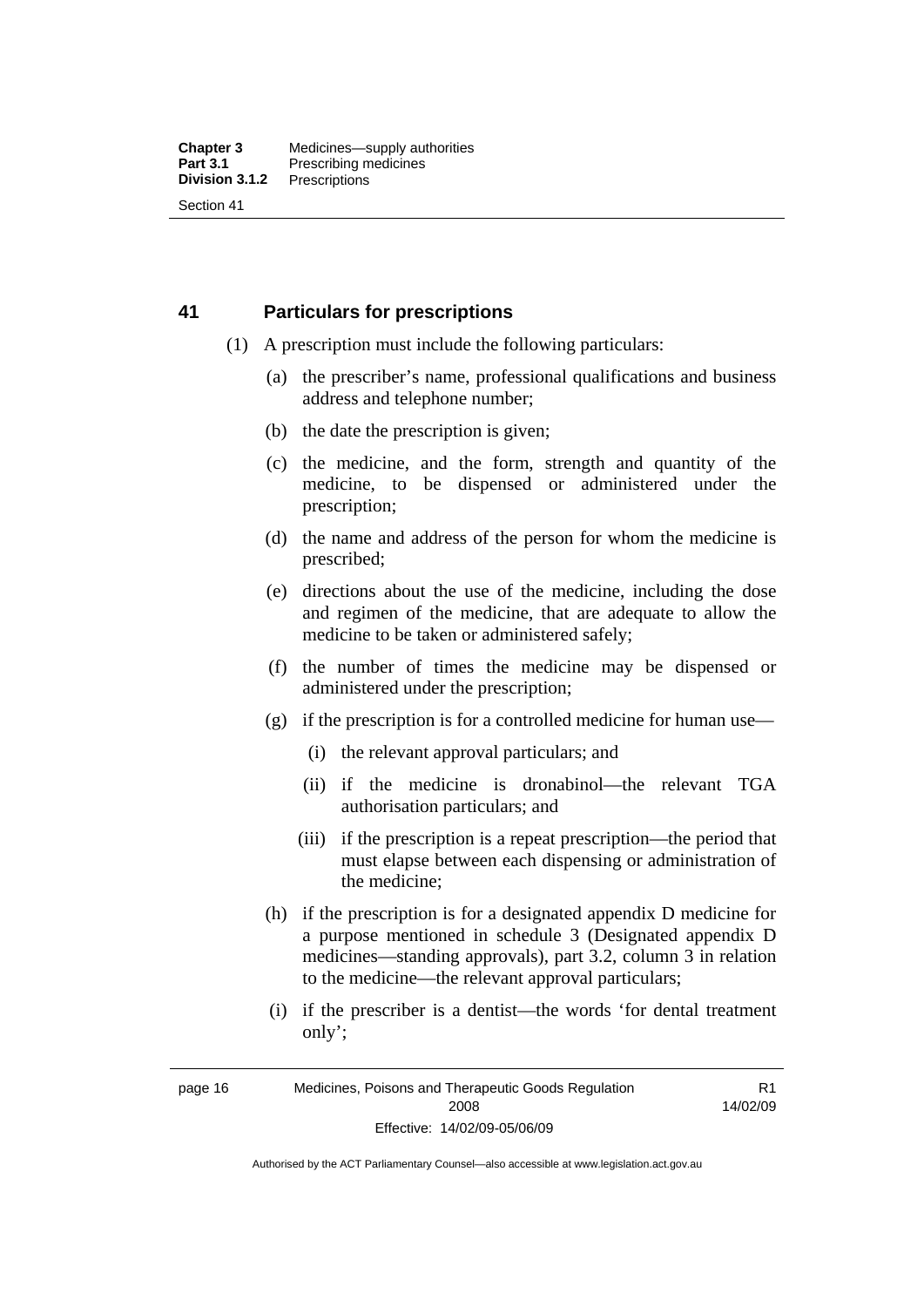## 41 Particulars for prescriptions

(1) A prescription must include the following particulars:

(a) the prescriber's name, professional qualifications and business address and telephone number;

(b) the date the prescription is given;

(c) the medicine, and the form, strength and quantity of the medicine, to be dispensed or administered under the prescription;

(d) the name and address of the person for whom the medicine is prescribed;

(e) directions about the use of the medicine, including the dose and regimen of the medicine, that are adequate to allow the medicine to be taken or administered safely;

(f) the number of times the medicine may be dispensed or administered under the prescription;

(g) if the prescription is for a controlled medicine for human use—

(i) the relevant approval particulars; and

(ii) if the medicine is dronabinol—the relevant TGA authorisation particulars; and

(iii) if the prescription is a repeat prescription—the period that must elapse between each dispensing or administration of the medicine;

(h) if the prescription is for a designated appendix D medicine for a purpose mentioned in schedule 3 (Designated appendix D medicines—standing approvals), part 3.2, column 3 in relation to the medicine—the relevant approval particulars;

(i) if the prescriber is a dentist—the words 'for dental treatment only';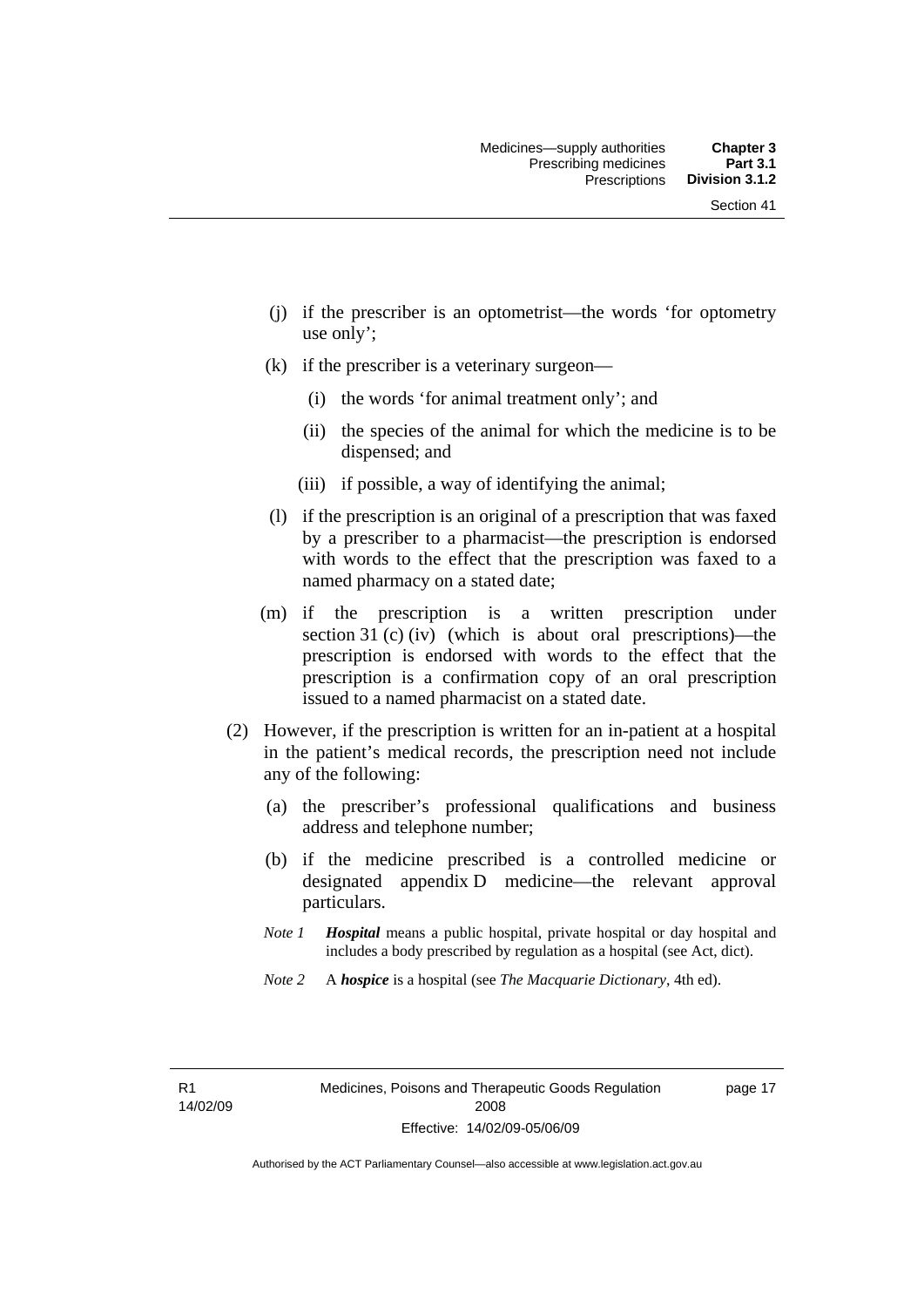(j) if the prescriber is an optometrist—the words 'for optometry use only';

(k) if the prescriber is a veterinary surgeon—

  (i) the words 'for animal treatment only'; and

  (ii) the species of the animal for which the medicine is to be dispensed; and

  (iii) if possible, a way of identifying the animal;

(l) if the prescription is an original of a prescription that was faxed by a prescriber to a pharmacist—the prescription is endorsed with words to the effect that the prescription was faxed to a named pharmacy on a stated date;

(m) if the prescription is a written prescription under section 31 (c) (iv) (which is about oral prescriptions)—the prescription is endorsed with words to the effect that the prescription is a confirmation copy of an oral prescription issued to a named pharmacist on a stated date.

(2) However, if the prescription is written for an in-patient at a hospital in the patient's medical records, the prescription need not include any of the following:

  (a) the prescriber's professional qualifications and business address and telephone number;

  (b) if the medicine prescribed is a controlled medicine or designated appendix D medicine—the relevant approval particulars.

*Note 1* ***Hospital*** means a public hospital, private hospital or day hospital and includes a body prescribed by regulation as a hospital (see Act, dict).

*Note 2* A ***hospice*** is a hospital (see *The Macquarie Dictionary*, 4th ed).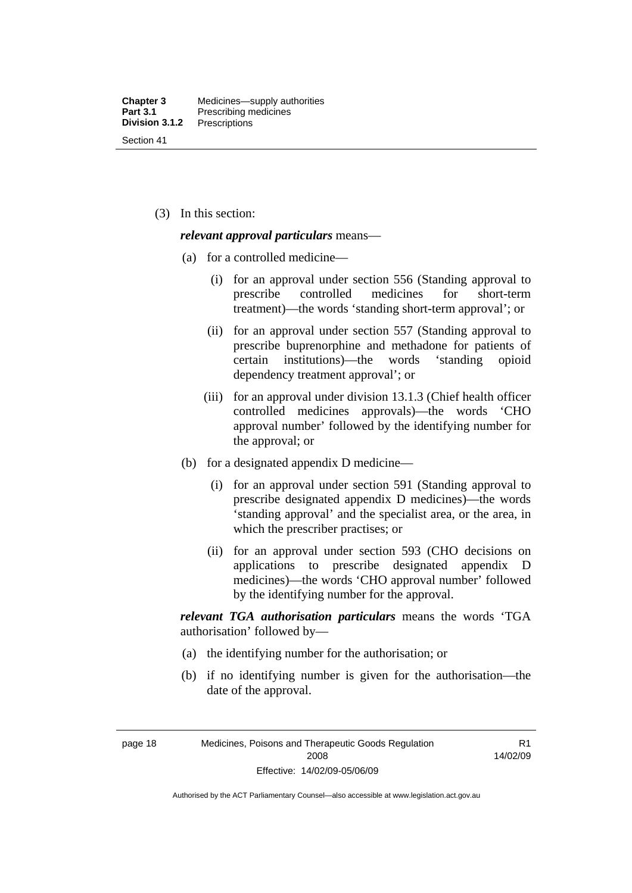(3) In this section:

***relevant approval particulars*** means—

(a) for a controlled medicine—

(i) for an approval under section 556 (Standing approval to prescribe controlled medicines for short-term treatment)—the words 'standing short-term approval'; or

(ii) for an approval under section 557 (Standing approval to prescribe buprenorphine and methadone for patients of certain institutions)—the words 'standing opioid dependency treatment approval'; or

(iii) for an approval under division 13.1.3 (Chief health officer controlled medicines approvals)—the words 'CHO approval number' followed by the identifying number for the approval; or

(b) for a designated appendix D medicine—

(i) for an approval under section 591 (Standing approval to prescribe designated appendix D medicines)—the words 'standing approval' and the specialist area, or the area, in which the prescriber practises; or

(ii) for an approval under section 593 (CHO decisions on applications to prescribe designated appendix D medicines)—the words 'CHO approval number' followed by the identifying number for the approval.

***relevant TGA authorisation particulars*** means the words 'TGA authorisation' followed by—

(a) the identifying number for the authorisation; or

(b) if no identifying number is given for the authorisation—the date of the approval.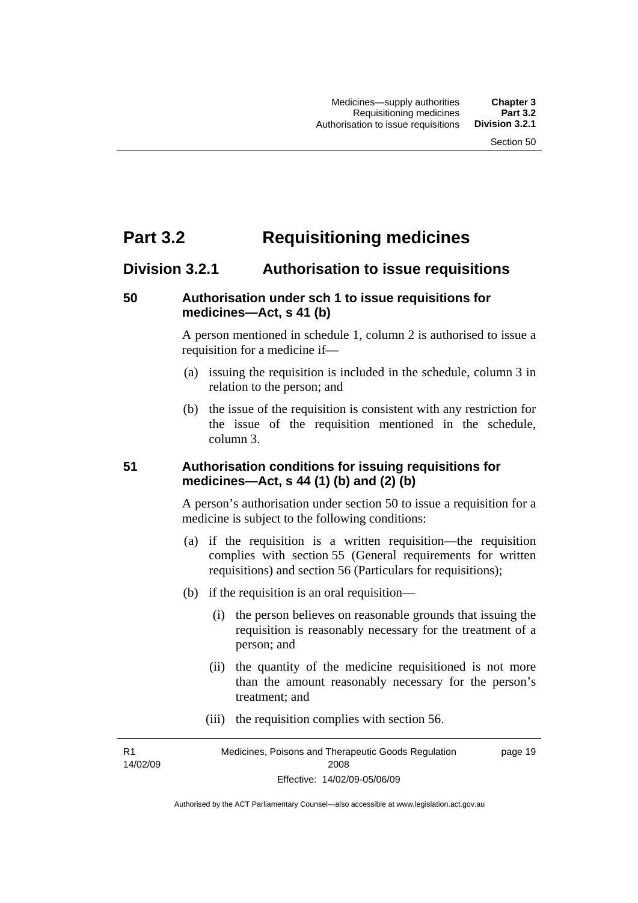# Part 3.2 Requisitioning medicines

## Division 3.2.1 Authorisation to issue requisitions

### 50 Authorisation under sch 1 to issue requisitions for medicines—Act, s 41 (b)

A person mentioned in schedule 1, column 2 is authorised to issue a requisition for a medicine if—

(a) issuing the requisition is included in the schedule, column 3 in relation to the person; and

(b) the issue of the requisition is consistent with any restriction for the issue of the requisition mentioned in the schedule, column 3.

### 51 Authorisation conditions for issuing requisitions for medicines—Act, s 44 (1) (b) and (2) (b)

A person's authorisation under section 50 to issue a requisition for a medicine is subject to the following conditions:

(a) if the requisition is a written requisition—the requisition complies with section 55 (General requirements for written requisitions) and section 56 (Particulars for requisitions);

(b) if the requisition is an oral requisition—

(i) the person believes on reasonable grounds that issuing the requisition is reasonably necessary for the treatment of a person; and

(ii) the quantity of the medicine requisitioned is not more than the amount reasonably necessary for the person's treatment; and

(iii) the requisition complies with section 56.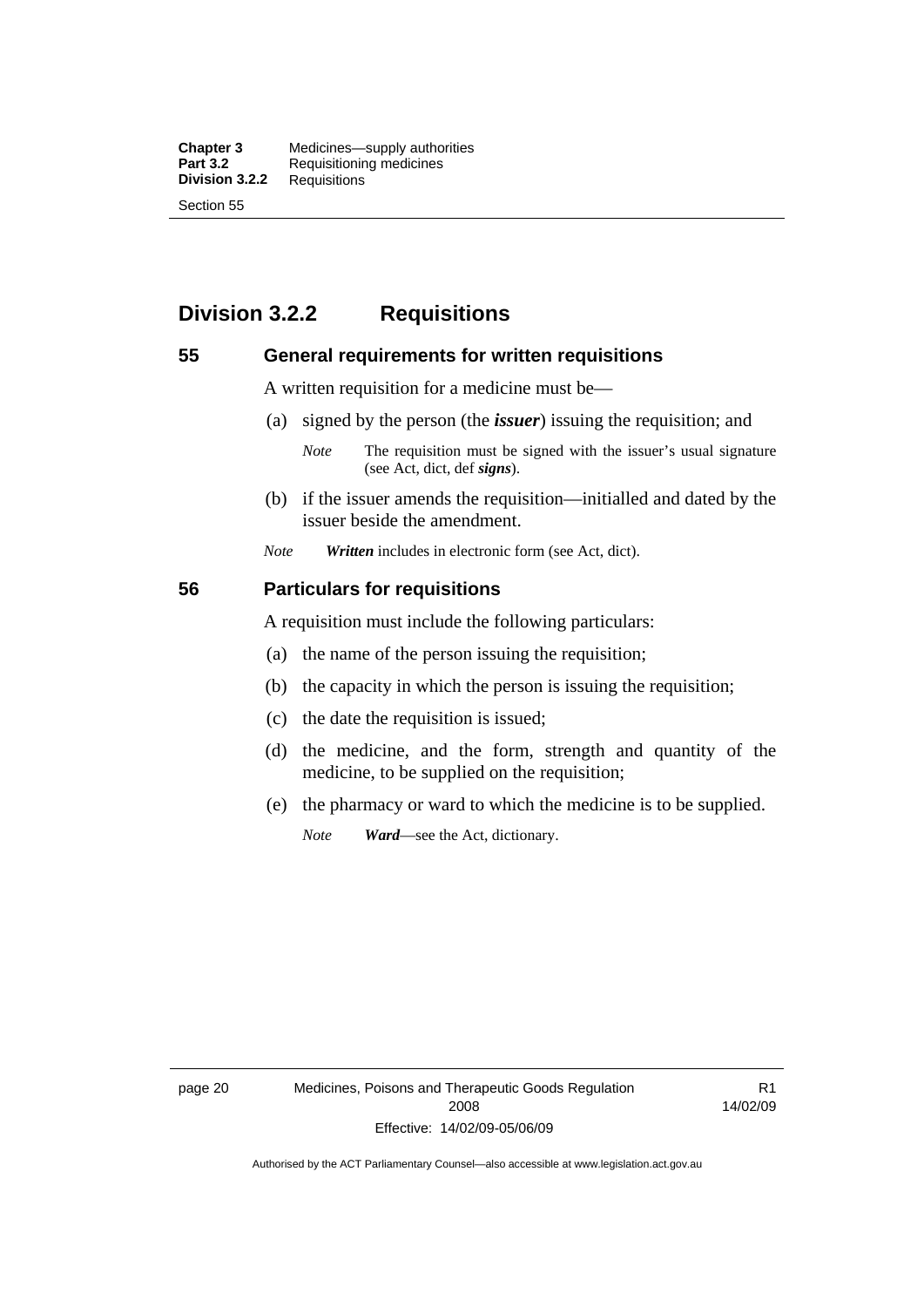## Division 3.2.2 Requisitions

### 55 General requirements for written requisitions

A written requisition for a medicine must be—

(a) signed by the person (the ***issuer***) issuing the requisition; and

*Note* The requisition must be signed with the issuer's usual signature (see Act, dict, def ***signs***).

(b) if the issuer amends the requisition—initialled and dated by the issuer beside the amendment.

*Note* ***Written*** includes in electronic form (see Act, dict).

### 56 Particulars for requisitions

A requisition must include the following particulars:

(a) the name of the person issuing the requisition;

(b) the capacity in which the person is issuing the requisition;

(c) the date the requisition is issued;

(d) the medicine, and the form, strength and quantity of the medicine, to be supplied on the requisition;

(e) the pharmacy or ward to which the medicine is to be supplied.

*Note* ***Ward***—see the Act, dictionary.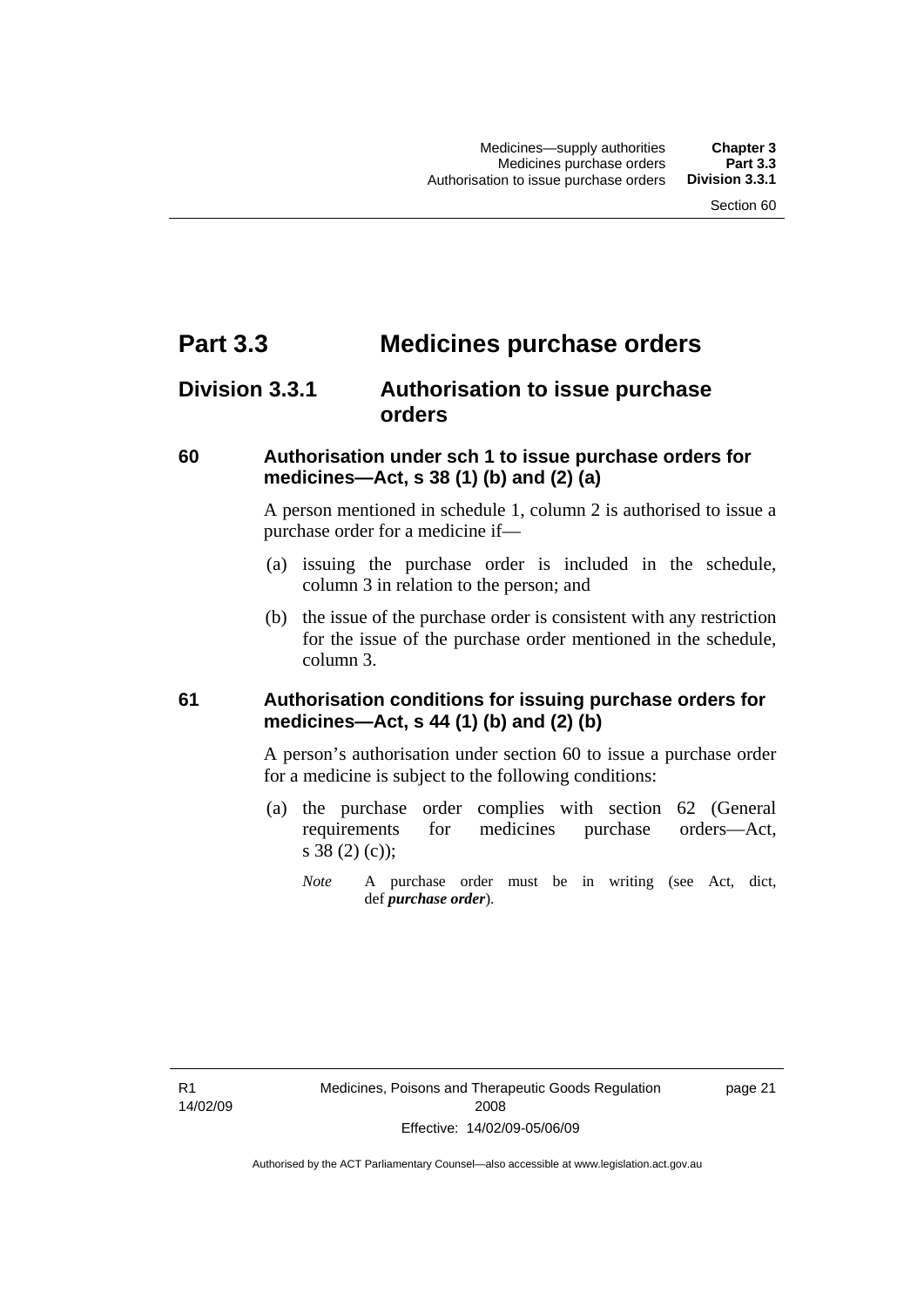# Part 3.3 Medicines purchase orders

## Division 3.3.1 Authorisation to issue purchase orders

### 60 Authorisation under sch 1 to issue purchase orders for medicines—Act, s 38 (1) (b) and (2) (a)

A person mentioned in schedule 1, column 2 is authorised to issue a purchase order for a medicine if—

(a) issuing the purchase order is included in the schedule, column 3 in relation to the person; and

(b) the issue of the purchase order is consistent with any restriction for the issue of the purchase order mentioned in the schedule, column 3.

### 61 Authorisation conditions for issuing purchase orders for medicines—Act, s 44 (1) (b) and (2) (b)

A person's authorisation under section 60 to issue a purchase order for a medicine is subject to the following conditions:

(a) the purchase order complies with section 62 (General requirements for medicines purchase orders—Act, s 38 (2) (c));

*Note* A purchase order must be in writing (see Act, dict, def ***purchase order***).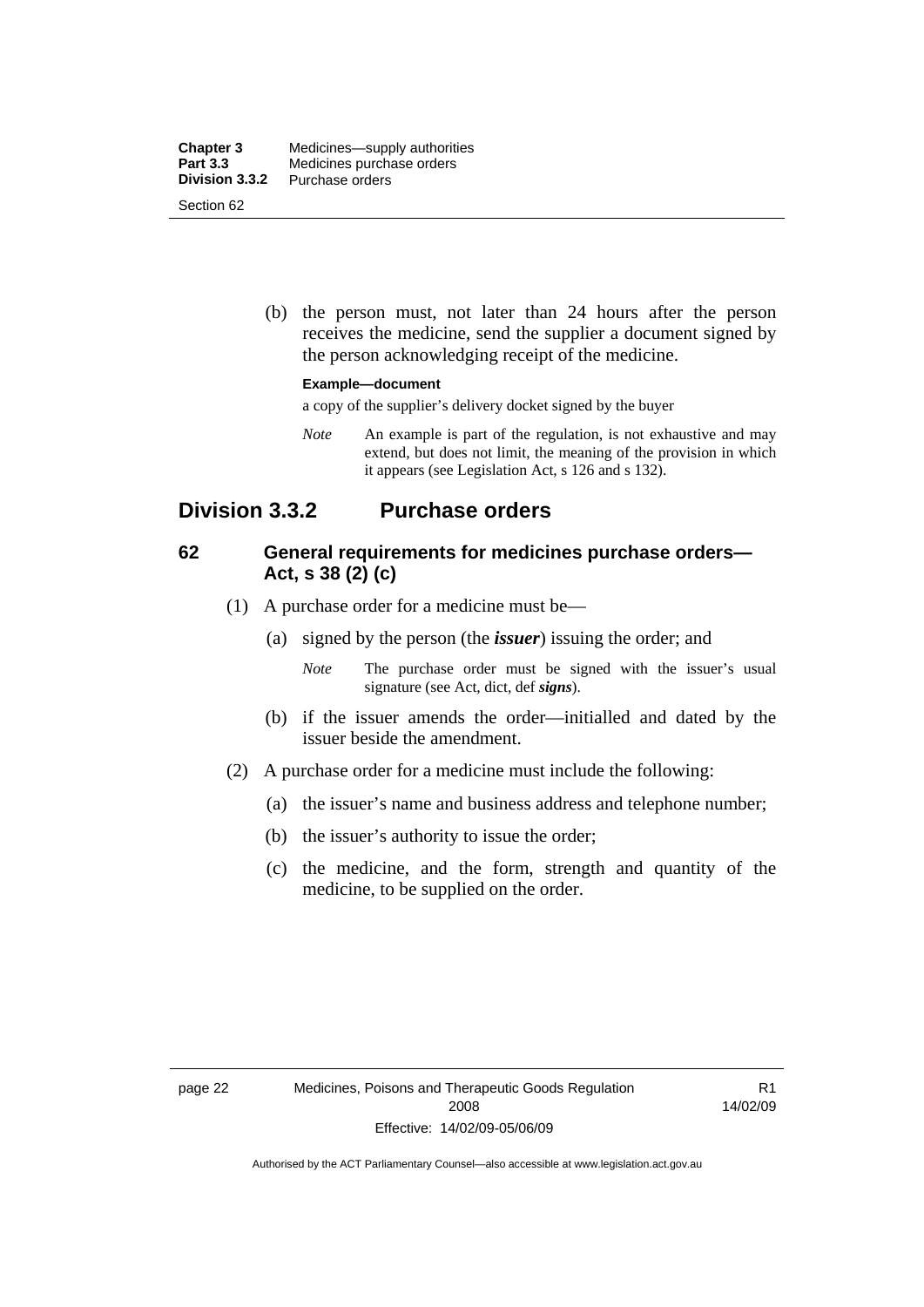(b) the person must, not later than 24 hours after the person receives the medicine, send the supplier a document signed by the person acknowledging receipt of the medicine.

**Example—document**

a copy of the supplier's delivery docket signed by the buyer

*Note* An example is part of the regulation, is not exhaustive and may extend, but does not limit, the meaning of the provision in which it appears (see Legislation Act, s 126 and s 132).

## Division 3.3.2 Purchase orders

### 62 General requirements for medicines purchase orders—Act, s 38 (2) (c)

(1) A purchase order for a medicine must be—

(a) signed by the person (the ***issuer***) issuing the order; and

*Note* The purchase order must be signed with the issuer's usual signature (see Act, dict, def ***signs***).

(b) if the issuer amends the order—initialled and dated by the issuer beside the amendment.

(2) A purchase order for a medicine must include the following:

(a) the issuer's name and business address and telephone number;

(b) the issuer's authority to issue the order;

(c) the medicine, and the form, strength and quantity of the medicine, to be supplied on the order.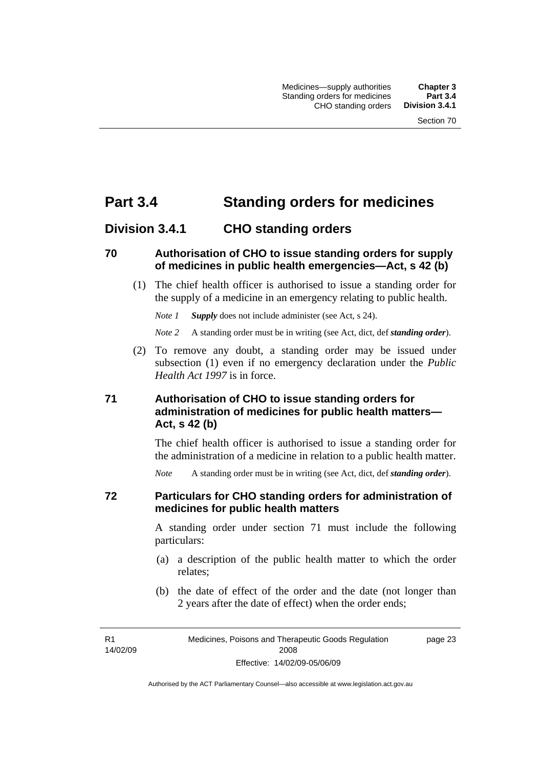# Part 3.4 Standing orders for medicines

## Division 3.4.1 CHO standing orders

### 70 Authorisation of CHO to issue standing orders for supply of medicines in public health emergencies—Act, s 42 (b)

(1) The chief health officer is authorised to issue a standing order for the supply of a medicine in an emergency relating to public health.

*Note 1* ***Supply*** does not include administer (see Act, s 24).

*Note 2* A standing order must be in writing (see Act, dict, def ***standing order***).

(2) To remove any doubt, a standing order may be issued under subsection (1) even if no emergency declaration under the *Public Health Act 1997* is in force.

### 71 Authorisation of CHO to issue standing orders for administration of medicines for public health matters—Act, s 42 (b)

The chief health officer is authorised to issue a standing order for the administration of a medicine in relation to a public health matter.

*Note* A standing order must be in writing (see Act, dict, def ***standing order***).

### 72 Particulars for CHO standing orders for administration of medicines for public health matters

A standing order under section 71 must include the following particulars:

(a) a description of the public health matter to which the order relates;

(b) the date of effect of the order and the date (not longer than 2 years after the date of effect) when the order ends;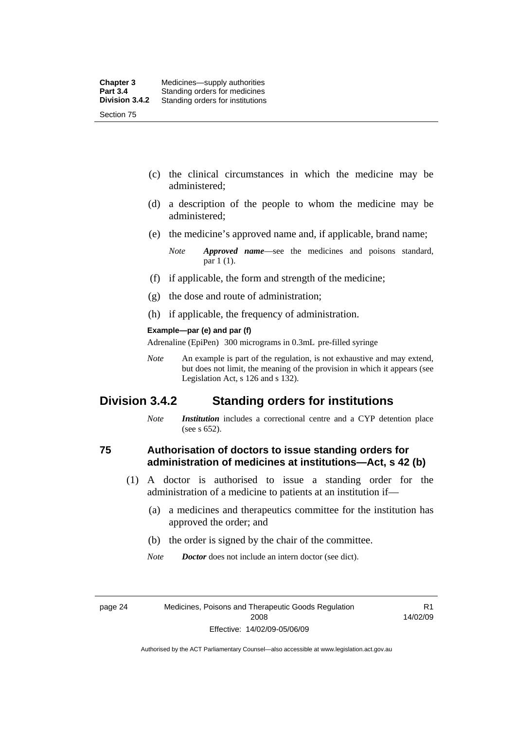(c) the clinical circumstances in which the medicine may be administered;

(d) a description of the people to whom the medicine may be administered;

(e) the medicine's approved name and, if applicable, brand name;

*Note* ***Approved name***—see the medicines and poisons standard, par 1 (1).

(f) if applicable, the form and strength of the medicine;

(g) the dose and route of administration;

(h) if applicable, the frequency of administration.

**Example—par (e) and par (f)**

Adrenaline (EpiPen) 300 micrograms in 0.3mL pre-filled syringe

*Note* An example is part of the regulation, is not exhaustive and may extend, but does not limit, the meaning of the provision in which it appears (see Legislation Act, s 126 and s 132).

## Division 3.4.2 Standing orders for institutions

*Note* ***Institution*** includes a correctional centre and a CYP detention place (see s 652).

### 75 Authorisation of doctors to issue standing orders for administration of medicines at institutions—Act, s 42 (b)

(1) A doctor is authorised to issue a standing order for the administration of a medicine to patients at an institution if—

(a) a medicines and therapeutics committee for the institution has approved the order; and

(b) the order is signed by the chair of the committee.

*Note* ***Doctor*** does not include an intern doctor (see dict).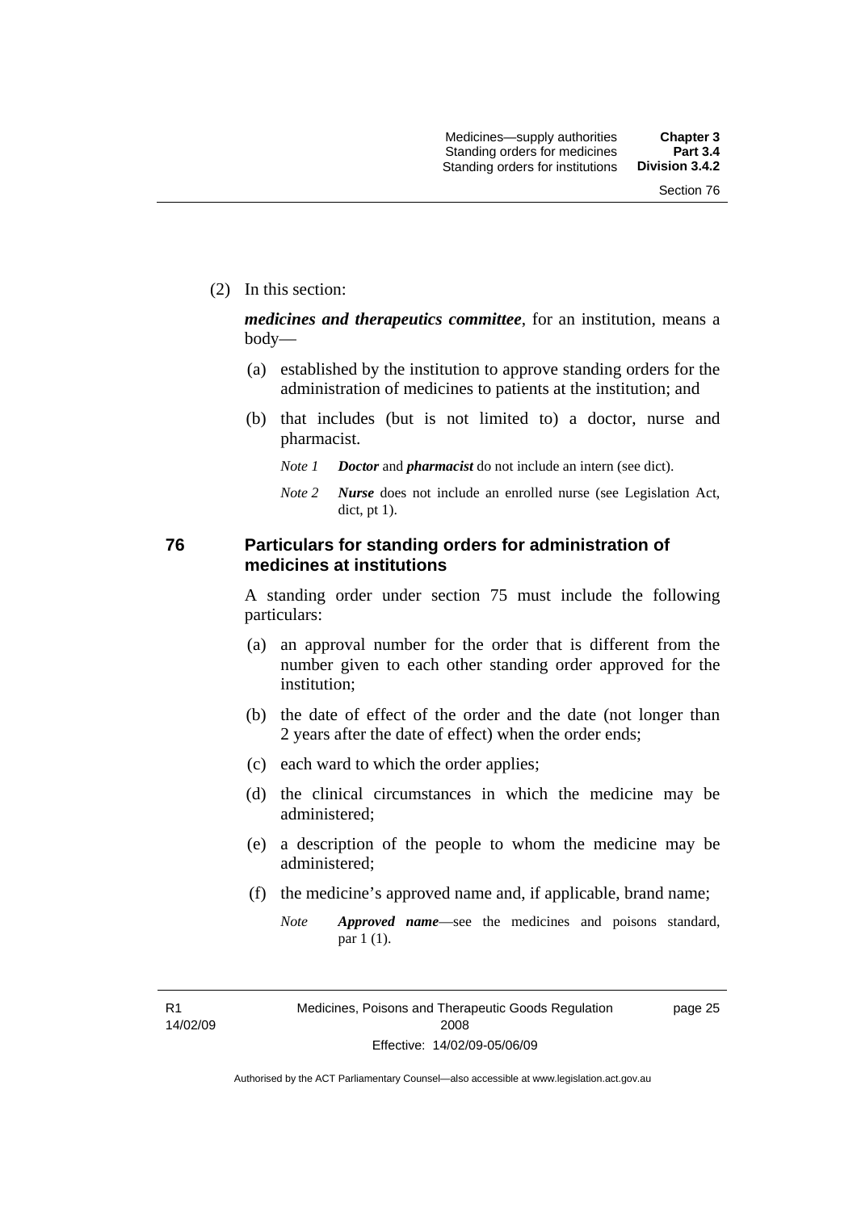(2) In this section:

***medicines and therapeutics committee***, for an institution, means a body—

(a) established by the institution to approve standing orders for the administration of medicines to patients at the institution; and

(b) that includes (but is not limited to) a doctor, nurse and pharmacist.

*Note 1* ***Doctor*** and ***pharmacist*** do not include an intern (see dict).

*Note 2* ***Nurse*** does not include an enrolled nurse (see Legislation Act, dict, pt 1).

## 76 Particulars for standing orders for administration of medicines at institutions

A standing order under section 75 must include the following particulars:

(a) an approval number for the order that is different from the number given to each other standing order approved for the institution;

(b) the date of effect of the order and the date (not longer than 2 years after the date of effect) when the order ends;

(c) each ward to which the order applies;

(d) the clinical circumstances in which the medicine may be administered;

(e) a description of the people to whom the medicine may be administered;

(f) the medicine's approved name and, if applicable, brand name;

*Note* ***Approved name***—see the medicines and poisons standard, par 1 (1).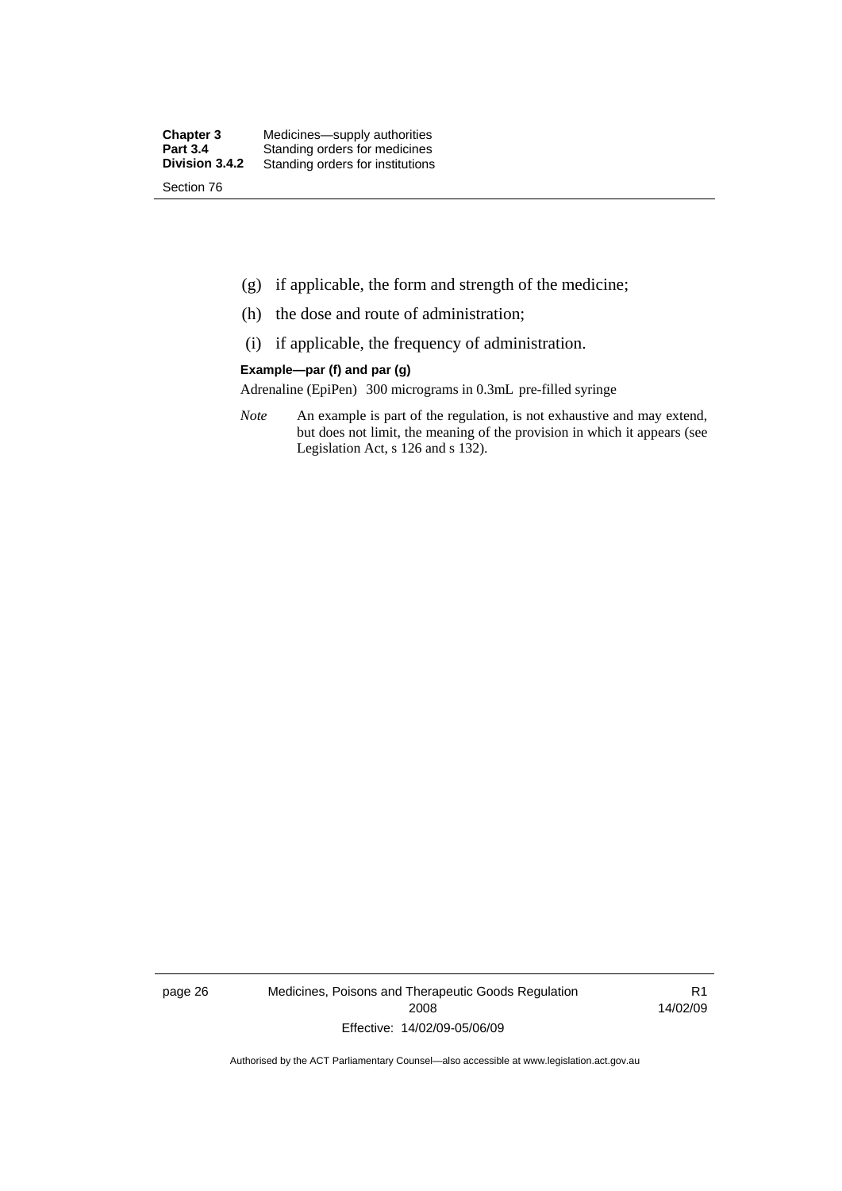(g) if applicable, the form and strength of the medicine;

(h) the dose and route of administration;

(i) if applicable, the frequency of administration.

**Example—par (f) and par (g)**

Adrenaline (EpiPen) 300 micrograms in 0.3mL pre-filled syringe

*Note* An example is part of the regulation, is not exhaustive and may extend, but does not limit, the meaning of the provision in which it appears (see Legislation Act, s 126 and s 132).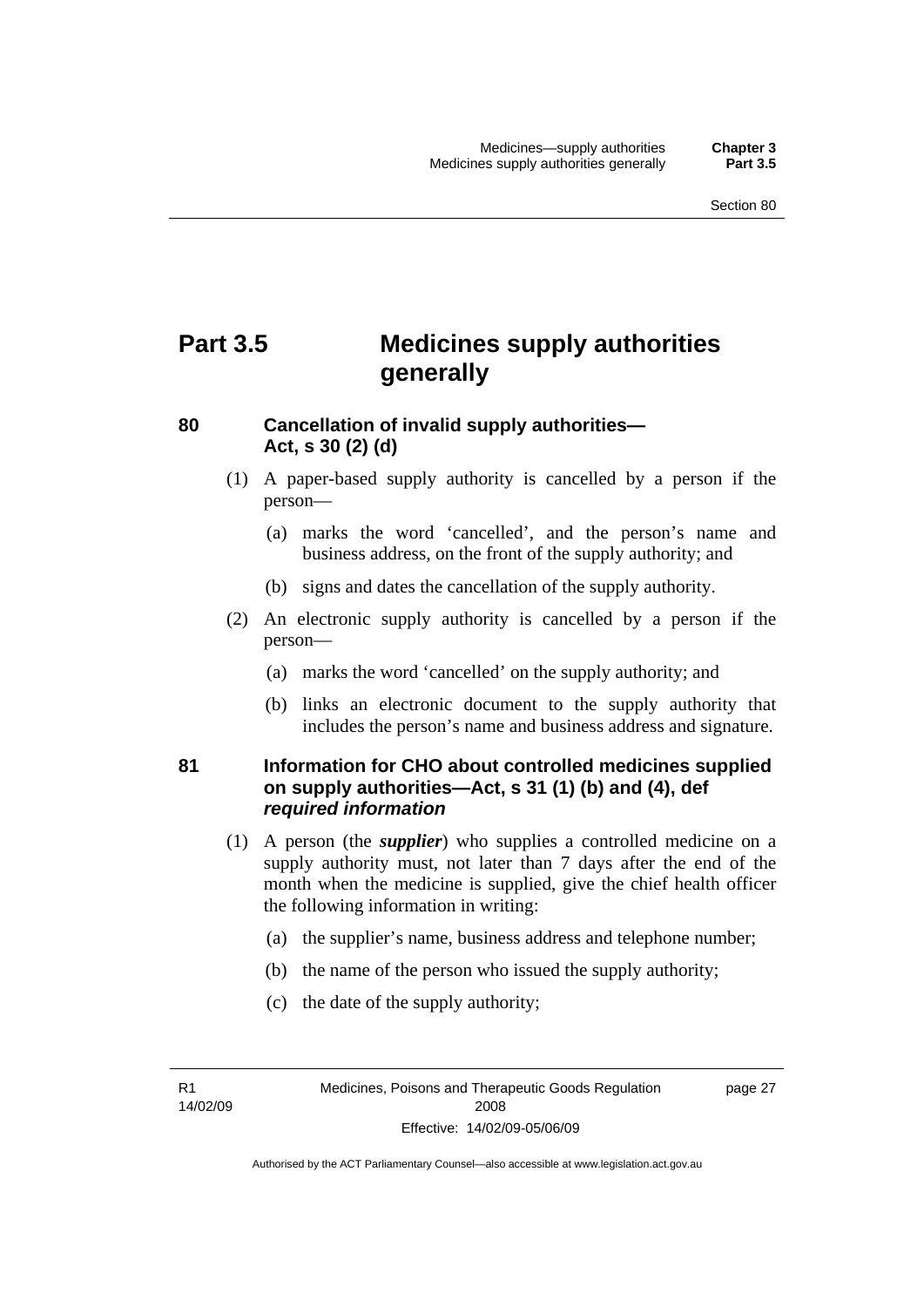# Part 3.5 Medicines supply authorities generally

## 80 Cancellation of invalid supply authorities—Act, s 30 (2) (d)

(1) A paper-based supply authority is cancelled by a person if the person—

(a) marks the word 'cancelled', and the person's name and business address, on the front of the supply authority; and

(b) signs and dates the cancellation of the supply authority.

(2) An electronic supply authority is cancelled by a person if the person—

(a) marks the word 'cancelled' on the supply authority; and

(b) links an electronic document to the supply authority that includes the person's name and business address and signature.

## 81 Information for CHO about controlled medicines supplied on supply authorities—Act, s 31 (1) (b) and (4), def *required information*

(1) A person (the ***supplier***) who supplies a controlled medicine on a supply authority must, not later than 7 days after the end of the month when the medicine is supplied, give the chief health officer the following information in writing:

(a) the supplier's name, business address and telephone number;

(b) the name of the person who issued the supply authority;

(c) the date of the supply authority;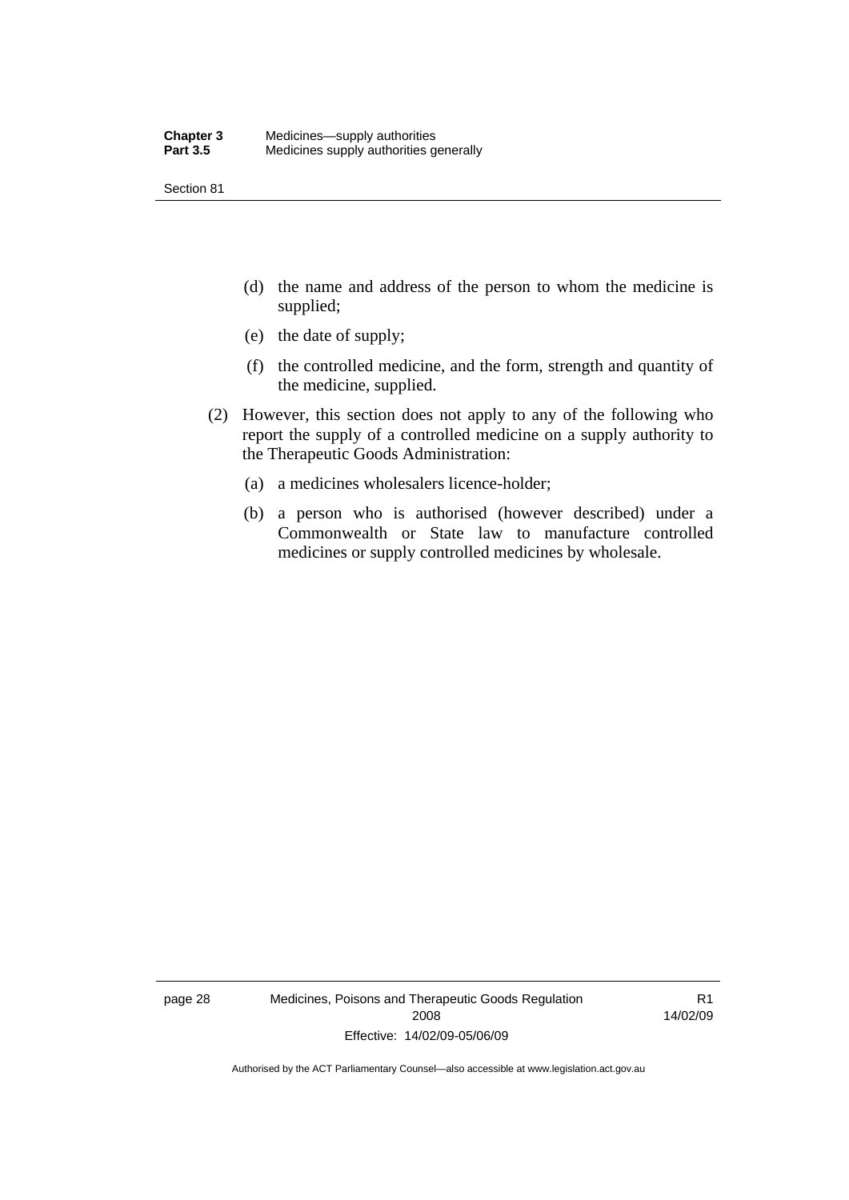(d) the name and address of the person to whom the medicine is supplied;

(e) the date of supply;

(f) the controlled medicine, and the form, strength and quantity of the medicine, supplied.

(2) However, this section does not apply to any of the following who report the supply of a controlled medicine on a supply authority to the Therapeutic Goods Administration:

(a) a medicines wholesalers licence-holder;

(b) a person who is authorised (however described) under a Commonwealth or State law to manufacture controlled medicines or supply controlled medicines by wholesale.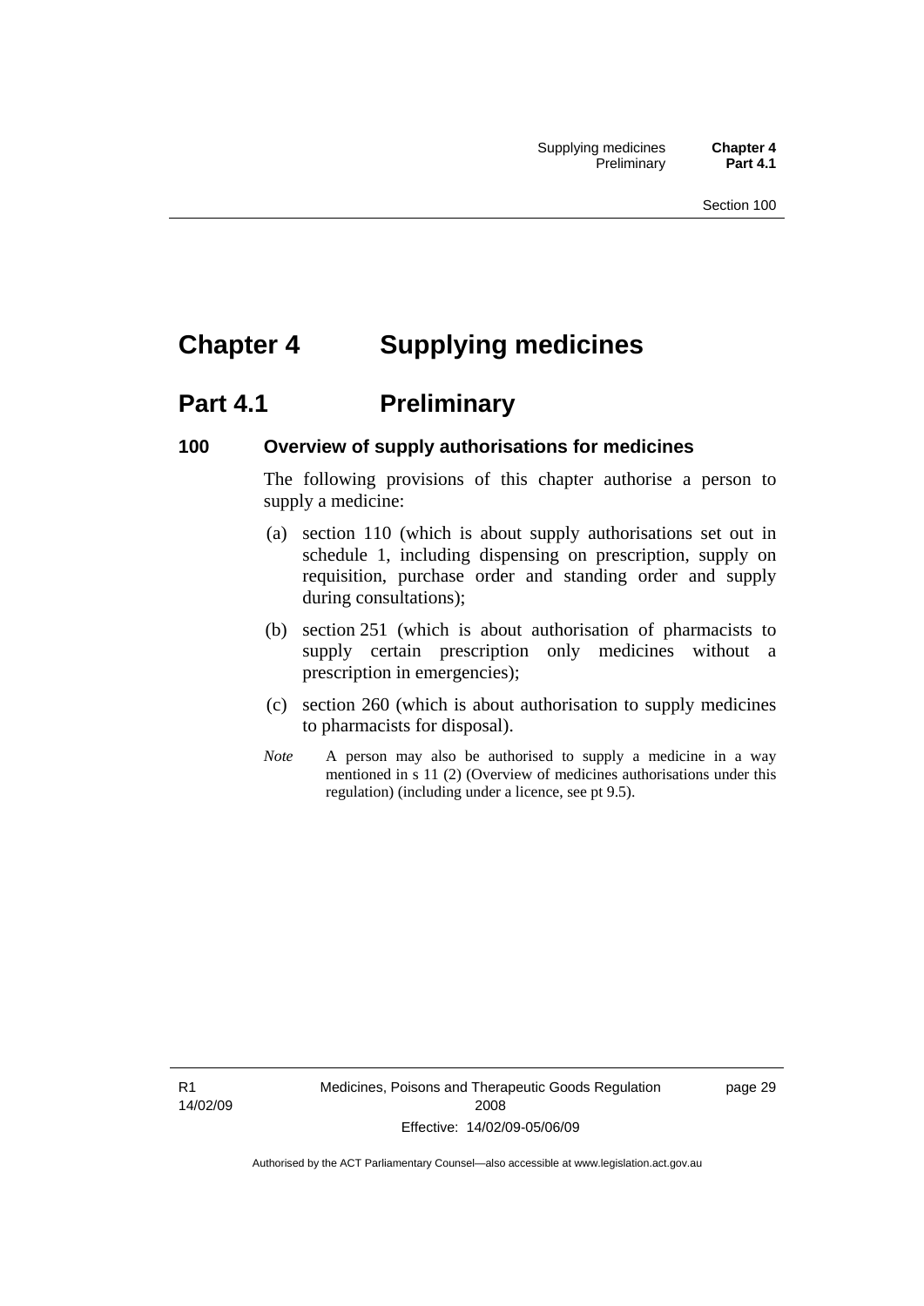# Chapter 4 Supplying medicines

## Part 4.1 Preliminary

### 100 Overview of supply authorisations for medicines

The following provisions of this chapter authorise a person to supply a medicine:

(a) section 110 (which is about supply authorisations set out in schedule 1, including dispensing on prescription, supply on requisition, purchase order and standing order and supply during consultations);

(b) section 251 (which is about authorisation of pharmacists to supply certain prescription only medicines without a prescription in emergencies);

(c) section 260 (which is about authorisation to supply medicines to pharmacists for disposal).

*Note* A person may also be authorised to supply a medicine in a way mentioned in s 11 (2) (Overview of medicines authorisations under this regulation) (including under a licence, see pt 9.5).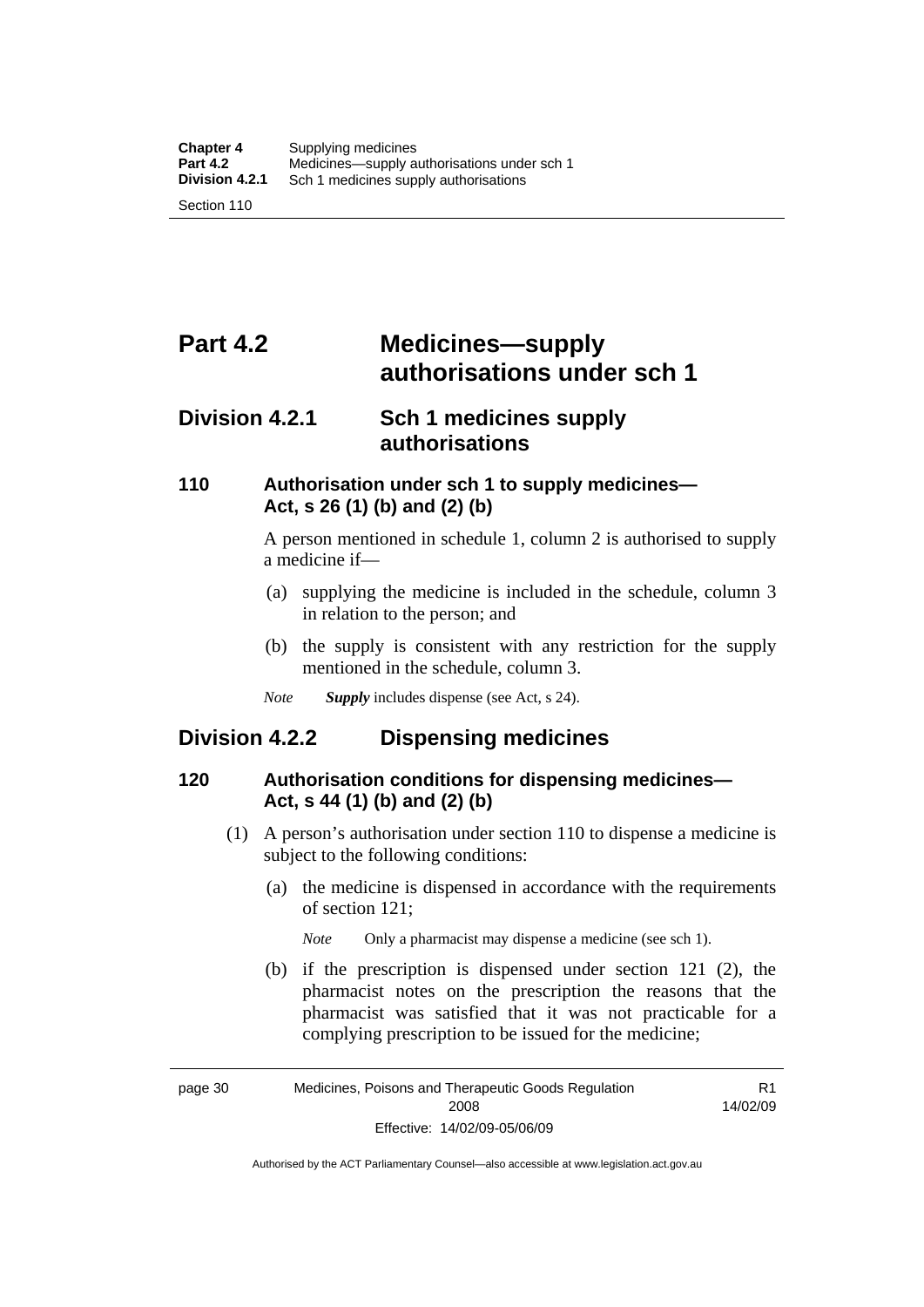# Part 4.2 Medicines—supply authorisations under sch 1

## Division 4.2.1 Sch 1 medicines supply authorisations

### 110 Authorisation under sch 1 to supply medicines—Act, s 26 (1) (b) and (2) (b)

A person mentioned in schedule 1, column 2 is authorised to supply a medicine if—

(a) supplying the medicine is included in the schedule, column 3 in relation to the person; and

(b) the supply is consistent with any restriction for the supply mentioned in the schedule, column 3.

*Note* ***Supply*** includes dispense (see Act, s 24).

## Division 4.2.2 Dispensing medicines

### 120 Authorisation conditions for dispensing medicines—Act, s 44 (1) (b) and (2) (b)

(1) A person's authorisation under section 110 to dispense a medicine is subject to the following conditions:

(a) the medicine is dispensed in accordance with the requirements of section 121;

*Note* Only a pharmacist may dispense a medicine (see sch 1).

(b) if the prescription is dispensed under section 121 (2), the pharmacist notes on the prescription the reasons that the pharmacist was satisfied that it was not practicable for a complying prescription to be issued for the medicine;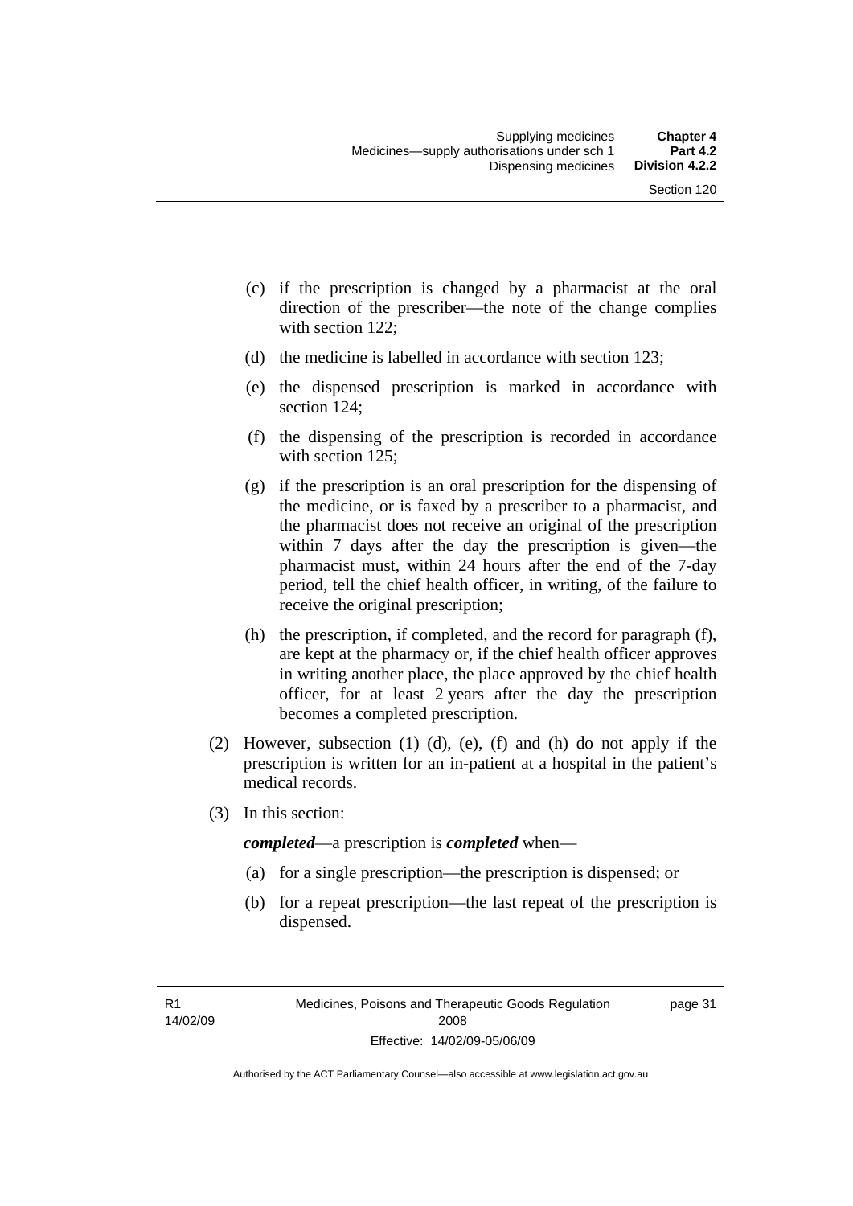(c) if the prescription is changed by a pharmacist at the oral direction of the prescriber—the note of the change complies with section 122;

(d) the medicine is labelled in accordance with section 123;

(e) the dispensed prescription is marked in accordance with section 124;

(f) the dispensing of the prescription is recorded in accordance with section 125;

(g) if the prescription is an oral prescription for the dispensing of the medicine, or is faxed by a prescriber to a pharmacist, and the pharmacist does not receive an original of the prescription within 7 days after the day the prescription is given—the pharmacist must, within 24 hours after the end of the 7-day period, tell the chief health officer, in writing, of the failure to receive the original prescription;

(h) the prescription, if completed, and the record for paragraph (f), are kept at the pharmacy or, if the chief health officer approves in writing another place, the place approved by the chief health officer, for at least 2 years after the day the prescription becomes a completed prescription.

(2) However, subsection (1) (d), (e), (f) and (h) do not apply if the prescription is written for an in-patient at a hospital in the patient's medical records.

(3) In this section:

***completed***—a prescription is ***completed*** when—

(a) for a single prescription—the prescription is dispensed; or

(b) for a repeat prescription—the last repeat of the prescription is dispensed.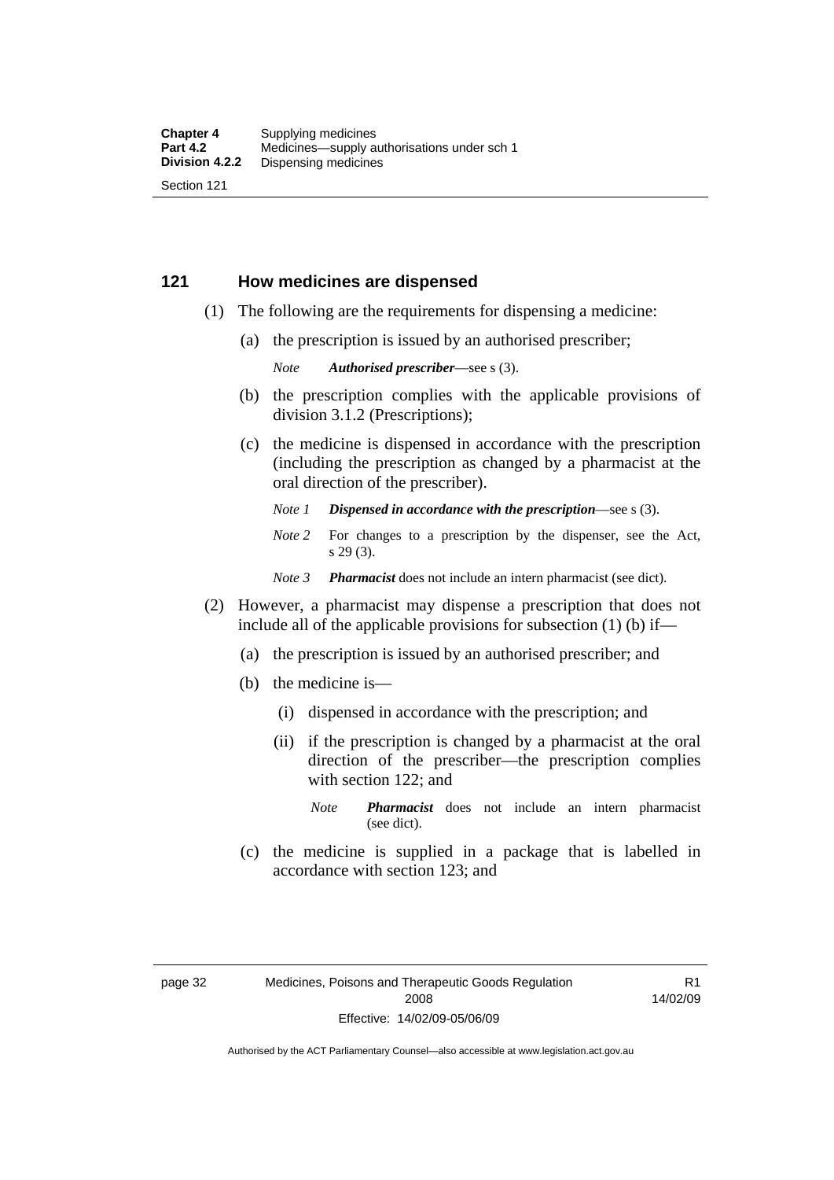## 121 How medicines are dispensed

(1) The following are the requirements for dispensing a medicine:

(a) the prescription is issued by an authorised prescriber;

*Note* ***Authorised prescriber***—see s (3).

(b) the prescription complies with the applicable provisions of division 3.1.2 (Prescriptions);

(c) the medicine is dispensed in accordance with the prescription (including the prescription as changed by a pharmacist at the oral direction of the prescriber).

*Note 1* ***Dispensed in accordance with the prescription***—see s (3).

*Note 2* For changes to a prescription by the dispenser, see the Act, s 29 (3).

*Note 3* ***Pharmacist*** does not include an intern pharmacist (see dict).

(2) However, a pharmacist may dispense a prescription that does not include all of the applicable provisions for subsection (1) (b) if—

(a) the prescription is issued by an authorised prescriber; and

(b) the medicine is—

(i) dispensed in accordance with the prescription; and

(ii) if the prescription is changed by a pharmacist at the oral direction of the prescriber—the prescription complies with section 122; and

*Note* ***Pharmacist*** does not include an intern pharmacist (see dict).

(c) the medicine is supplied in a package that is labelled in accordance with section 123; and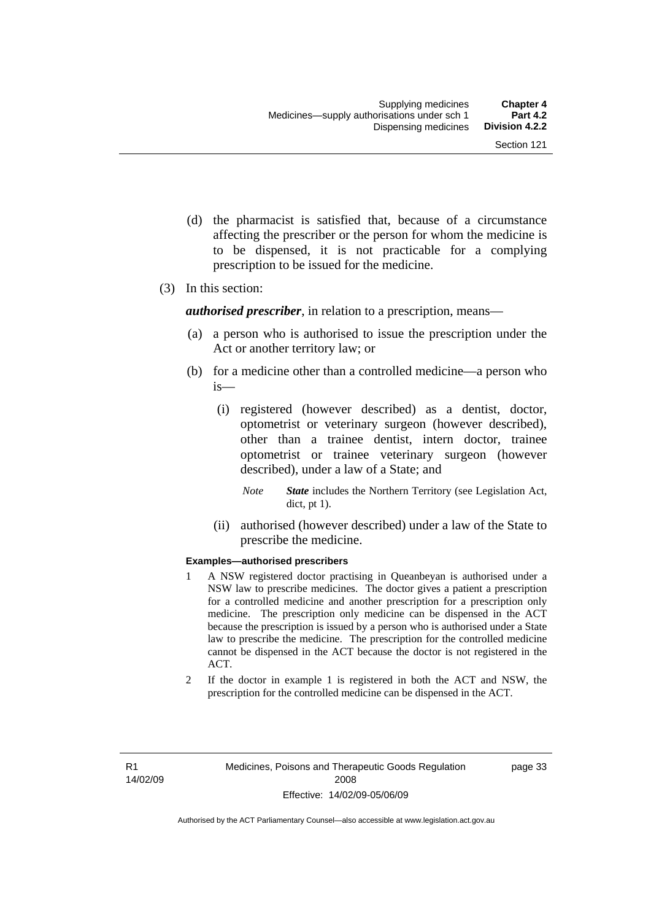(d) the pharmacist is satisfied that, because of a circumstance affecting the prescriber or the person for whom the medicine is to be dispensed, it is not practicable for a complying prescription to be issued for the medicine.

(3) In this section:

***authorised prescriber***, in relation to a prescription, means—

(a) a person who is authorised to issue the prescription under the Act or another territory law; or

(b) for a medicine other than a controlled medicine—a person who is—

(i) registered (however described) as a dentist, doctor, optometrist or veterinary surgeon (however described), other than a trainee dentist, intern doctor, trainee optometrist or trainee veterinary surgeon (however described), under a law of a State; and

*Note* ***State*** includes the Northern Territory (see Legislation Act, dict, pt 1).

(ii) authorised (however described) under a law of the State to prescribe the medicine.

**Examples—authorised prescribers**

1 A NSW registered doctor practising in Queanbeyan is authorised under a NSW law to prescribe medicines. The doctor gives a patient a prescription for a controlled medicine and another prescription for a prescription only medicine. The prescription only medicine can be dispensed in the ACT because the prescription is issued by a person who is authorised under a State law to prescribe the medicine. The prescription for the controlled medicine cannot be dispensed in the ACT because the doctor is not registered in the ACT.

2 If the doctor in example 1 is registered in both the ACT and NSW, the prescription for the controlled medicine can be dispensed in the ACT.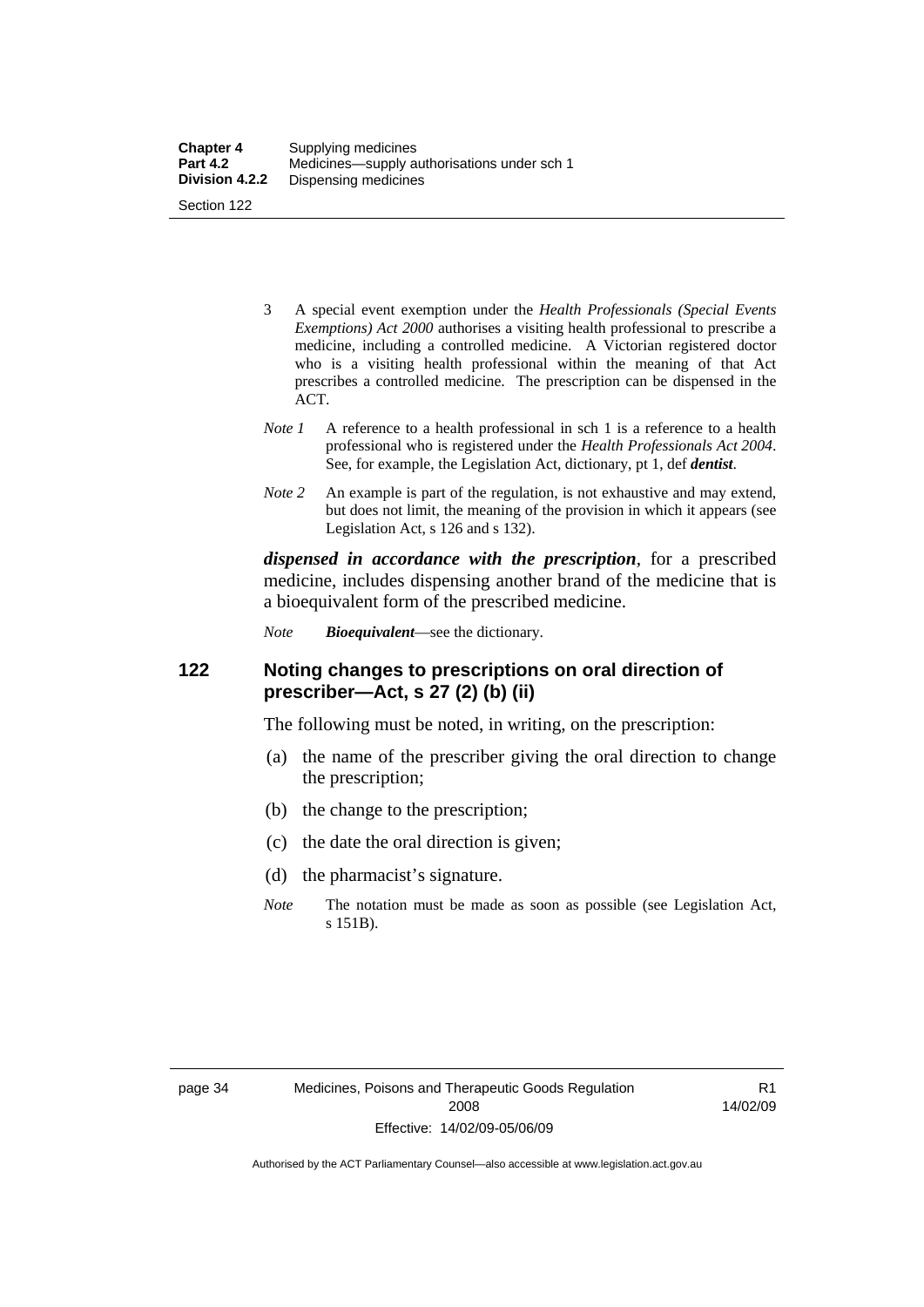3 A special event exemption under the *Health Professionals (Special Events Exemptions) Act 2000* authorises a visiting health professional to prescribe a medicine, including a controlled medicine. A Victorian registered doctor who is a visiting health professional within the meaning of that Act prescribes a controlled medicine. The prescription can be dispensed in the ACT.

*Note 1* A reference to a health professional in sch 1 is a reference to a health professional who is registered under the *Health Professionals Act 2004*. See, for example, the Legislation Act, dictionary, pt 1, def ***dentist***.

*Note 2* An example is part of the regulation, is not exhaustive and may extend, but does not limit, the meaning of the provision in which it appears (see Legislation Act, s 126 and s 132).

***dispensed in accordance with the prescription***, for a prescribed medicine, includes dispensing another brand of the medicine that is a bioequivalent form of the prescribed medicine.

*Note* ***Bioequivalent***—see the dictionary.

## 122 Noting changes to prescriptions on oral direction of prescriber—Act, s 27 (2) (b) (ii)

The following must be noted, in writing, on the prescription:

(a) the name of the prescriber giving the oral direction to change the prescription;

(b) the change to the prescription;

(c) the date the oral direction is given;

(d) the pharmacist's signature.

*Note* The notation must be made as soon as possible (see Legislation Act, s 151B).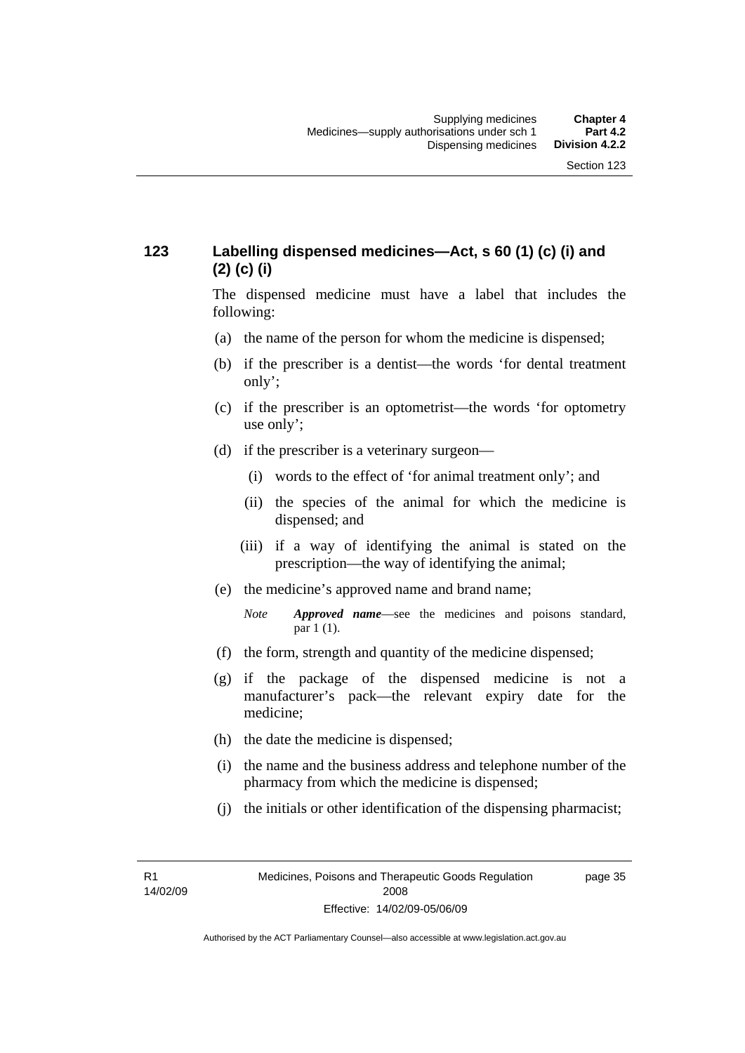## 123 Labelling dispensed medicines—Act, s 60 (1) (c) (i) and (2) (c) (i)

The dispensed medicine must have a label that includes the following:

(a) the name of the person for whom the medicine is dispensed;

(b) if the prescriber is a dentist—the words 'for dental treatment only';

(c) if the prescriber is an optometrist—the words 'for optometry use only';

(d) if the prescriber is a veterinary surgeon—

(i) words to the effect of 'for animal treatment only'; and

(ii) the species of the animal for which the medicine is dispensed; and

(iii) if a way of identifying the animal is stated on the prescription—the way of identifying the animal;

(e) the medicine's approved name and brand name;

*Note* ***Approved name***—see the medicines and poisons standard, par 1 (1).

(f) the form, strength and quantity of the medicine dispensed;

(g) if the package of the dispensed medicine is not a manufacturer's pack—the relevant expiry date for the medicine;

(h) the date the medicine is dispensed;

(i) the name and the business address and telephone number of the pharmacy from which the medicine is dispensed;

(j) the initials or other identification of the dispensing pharmacist;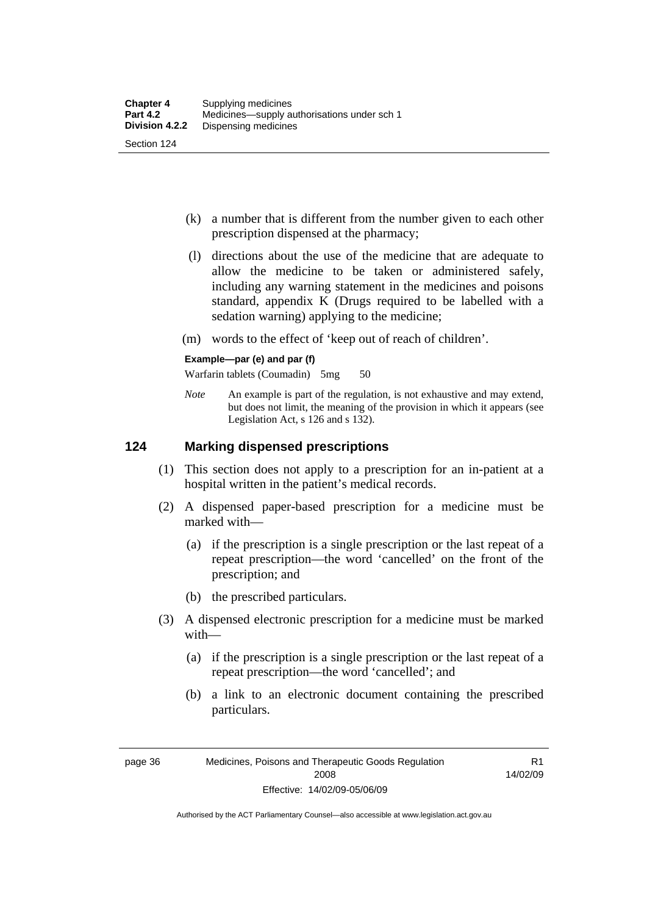(k) a number that is different from the number given to each other prescription dispensed at the pharmacy;

(l) directions about the use of the medicine that are adequate to allow the medicine to be taken or administered safely, including any warning statement in the medicines and poisons standard, appendix K (Drugs required to be labelled with a sedation warning) applying to the medicine;

(m) words to the effect of 'keep out of reach of children'.

**Example—par (e) and par (f)**

Warfarin tablets (Coumadin) 5mg 50

*Note* An example is part of the regulation, is not exhaustive and may extend, but does not limit, the meaning of the provision in which it appears (see Legislation Act, s 126 and s 132).

## 124 Marking dispensed prescriptions

(1) This section does not apply to a prescription for an in-patient at a hospital written in the patient's medical records.

(2) A dispensed paper-based prescription for a medicine must be marked with—

(a) if the prescription is a single prescription or the last repeat of a repeat prescription—the word 'cancelled' on the front of the prescription; and

(b) the prescribed particulars.

(3) A dispensed electronic prescription for a medicine must be marked with—

(a) if the prescription is a single prescription or the last repeat of a repeat prescription—the word 'cancelled'; and

(b) a link to an electronic document containing the prescribed particulars.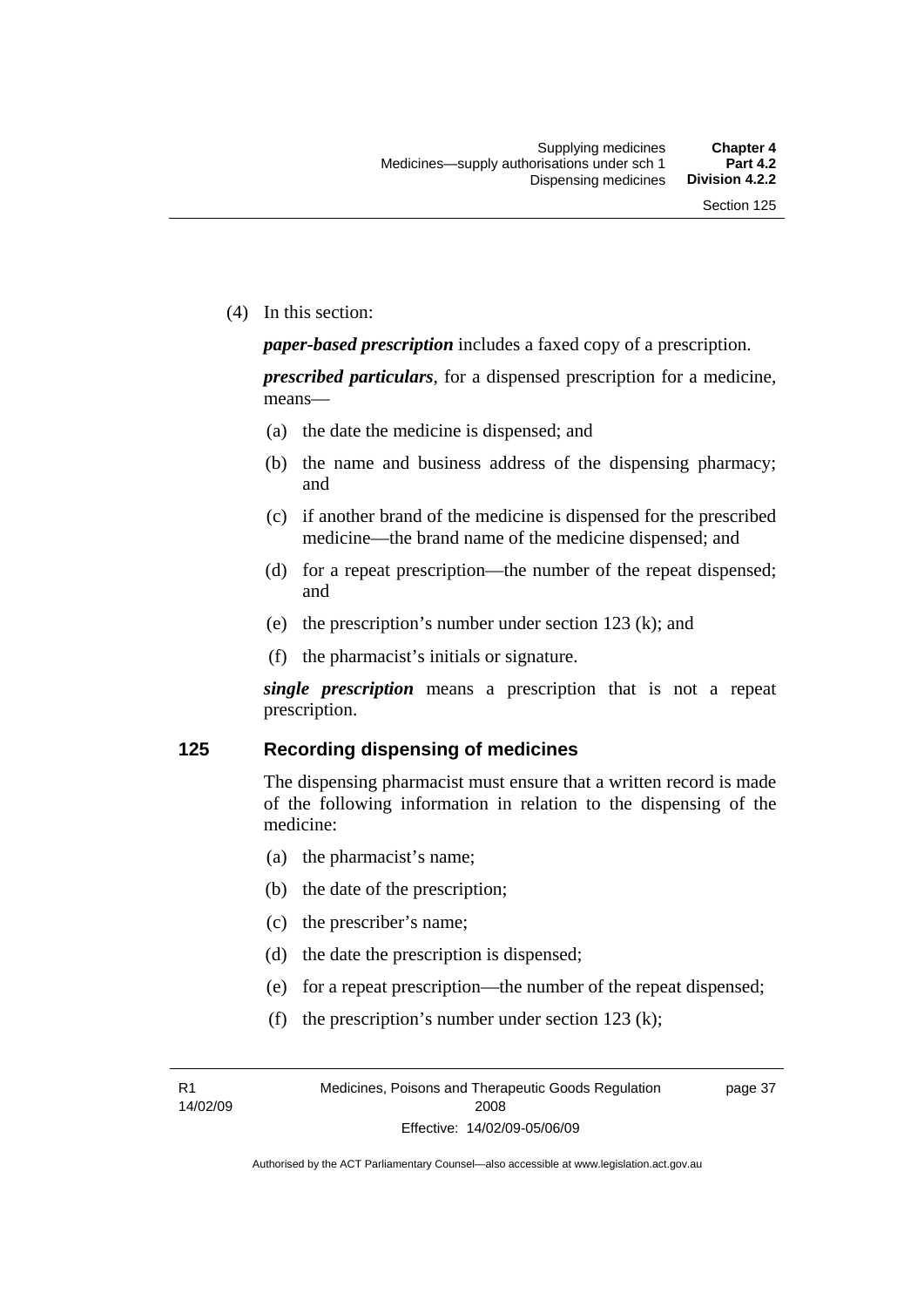(4) In this section:

***paper-based prescription*** includes a faxed copy of a prescription.

***prescribed particulars***, for a dispensed prescription for a medicine, means—

(a) the date the medicine is dispensed; and

(b) the name and business address of the dispensing pharmacy; and

(c) if another brand of the medicine is dispensed for the prescribed medicine—the brand name of the medicine dispensed; and

(d) for a repeat prescription—the number of the repeat dispensed; and

(e) the prescription's number under section 123 (k); and

(f) the pharmacist's initials or signature.

***single prescription*** means a prescription that is not a repeat prescription.

## 125 Recording dispensing of medicines

The dispensing pharmacist must ensure that a written record is made of the following information in relation to the dispensing of the medicine:

(a) the pharmacist's name;

(b) the date of the prescription;

(c) the prescriber's name;

(d) the date the prescription is dispensed;

(e) for a repeat prescription—the number of the repeat dispensed;

(f) the prescription's number under section 123 (k);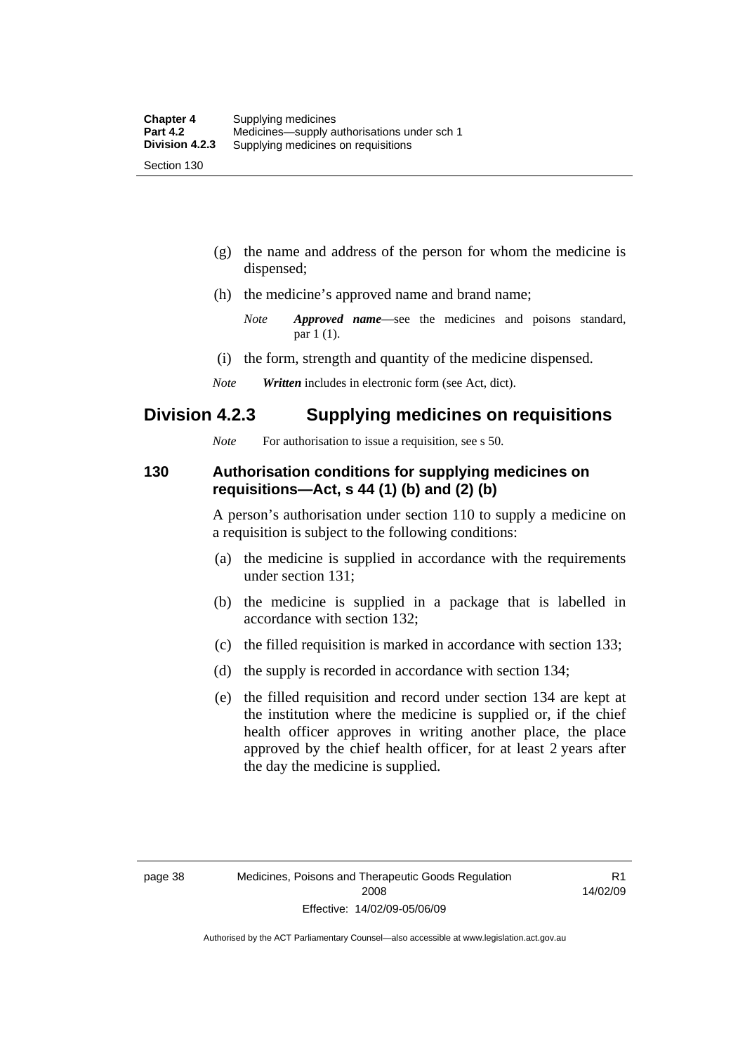(g) the name and address of the person for whom the medicine is dispensed;

(h) the medicine's approved name and brand name;

*Note* ***Approved name***—see the medicines and poisons standard, par 1 (1).

(i) the form, strength and quantity of the medicine dispensed.

*Note* ***Written*** includes in electronic form (see Act, dict).

## Division 4.2.3 Supplying medicines on requisitions

*Note* For authorisation to issue a requisition, see s 50.

### 130 Authorisation conditions for supplying medicines on requisitions—Act, s 44 (1) (b) and (2) (b)

A person's authorisation under section 110 to supply a medicine on a requisition is subject to the following conditions:

(a) the medicine is supplied in accordance with the requirements under section 131;

(b) the medicine is supplied in a package that is labelled in accordance with section 132;

(c) the filled requisition is marked in accordance with section 133;

(d) the supply is recorded in accordance with section 134;

(e) the filled requisition and record under section 134 are kept at the institution where the medicine is supplied or, if the chief health officer approves in writing another place, the place approved by the chief health officer, for at least 2 years after the day the medicine is supplied.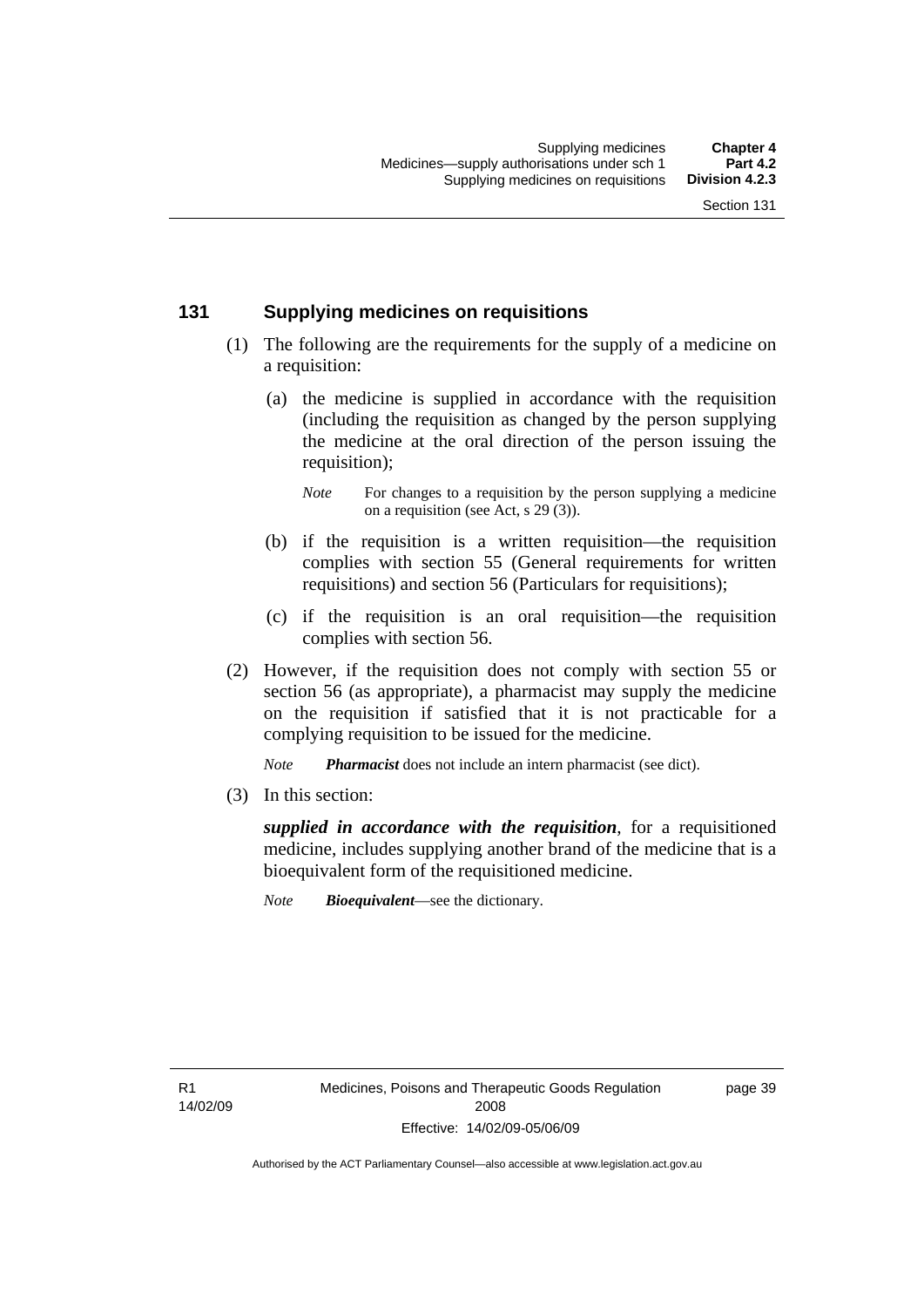## 131 Supplying medicines on requisitions

(1) The following are the requirements for the supply of a medicine on a requisition:

(a) the medicine is supplied in accordance with the requisition (including the requisition as changed by the person supplying the medicine at the oral direction of the person issuing the requisition);

*Note* For changes to a requisition by the person supplying a medicine on a requisition (see Act, s 29 (3)).

(b) if the requisition is a written requisition—the requisition complies with section 55 (General requirements for written requisitions) and section 56 (Particulars for requisitions);

(c) if the requisition is an oral requisition—the requisition complies with section 56.

(2) However, if the requisition does not comply with section 55 or section 56 (as appropriate), a pharmacist may supply the medicine on the requisition if satisfied that it is not practicable for a complying requisition to be issued for the medicine.

*Note* ***Pharmacist*** does not include an intern pharmacist (see dict).

(3) In this section:

***supplied in accordance with the requisition***, for a requisitioned medicine, includes supplying another brand of the medicine that is a bioequivalent form of the requisitioned medicine.

*Note* ***Bioequivalent***—see the dictionary.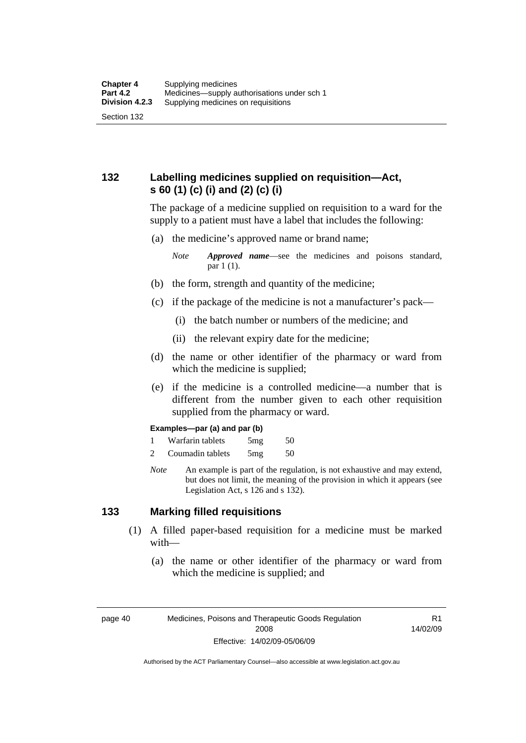## 132 Labelling medicines supplied on requisition—Act, s 60 (1) (c) (i) and (2) (c) (i)

The package of a medicine supplied on requisition to a ward for the supply to a patient must have a label that includes the following:

(a) the medicine's approved name or brand name;

*Note* ***Approved name***—see the medicines and poisons standard, par 1 (1).

(b) the form, strength and quantity of the medicine;

(c) if the package of the medicine is not a manufacturer's pack—

(i) the batch number or numbers of the medicine; and

(ii) the relevant expiry date for the medicine;

(d) the name or other identifier of the pharmacy or ward from which the medicine is supplied;

(e) if the medicine is a controlled medicine—a number that is different from the number given to each other requisition supplied from the pharmacy or ward.

**Examples—par (a) and par (b)**

| | | | |
|---|---|---|---|
| 1 | Warfarin tablets | 5mg | 50 |
| 2 | Coumadin tablets | 5mg | 50 |

*Note* An example is part of the regulation, is not exhaustive and may extend, but does not limit, the meaning of the provision in which it appears (see Legislation Act, s 126 and s 132).

## 133 Marking filled requisitions

(1) A filled paper-based requisition for a medicine must be marked with—

(a) the name or other identifier of the pharmacy or ward from which the medicine is supplied; and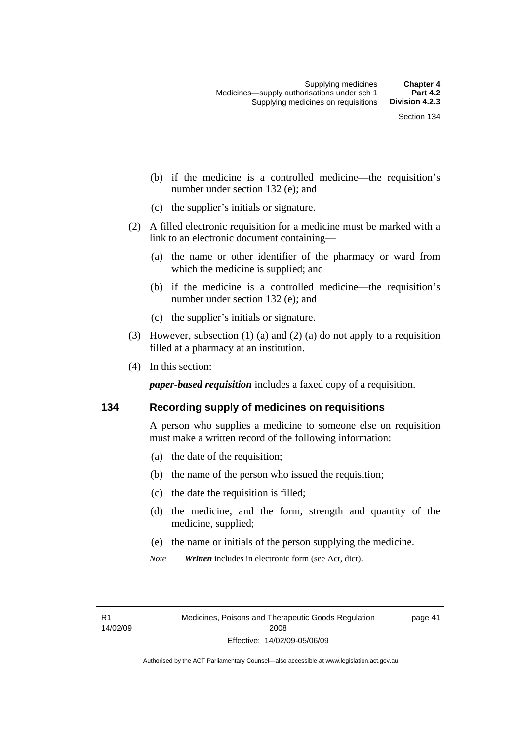(b) if the medicine is a controlled medicine—the requisition's number under section 132 (e); and

(c) the supplier's initials or signature.

(2) A filled electronic requisition for a medicine must be marked with a link to an electronic document containing—

(a) the name or other identifier of the pharmacy or ward from which the medicine is supplied; and

(b) if the medicine is a controlled medicine—the requisition's number under section 132 (e); and

(c) the supplier's initials or signature.

(3) However, subsection (1) (a) and (2) (a) do not apply to a requisition filled at a pharmacy at an institution.

(4) In this section:

***paper-based requisition*** includes a faxed copy of a requisition.

## 134 Recording supply of medicines on requisitions

A person who supplies a medicine to someone else on requisition must make a written record of the following information:

(a) the date of the requisition;

(b) the name of the person who issued the requisition;

(c) the date the requisition is filled;

(d) the medicine, and the form, strength and quantity of the medicine, supplied;

(e) the name or initials of the person supplying the medicine.

*Note* ***Written*** includes in electronic form (see Act, dict).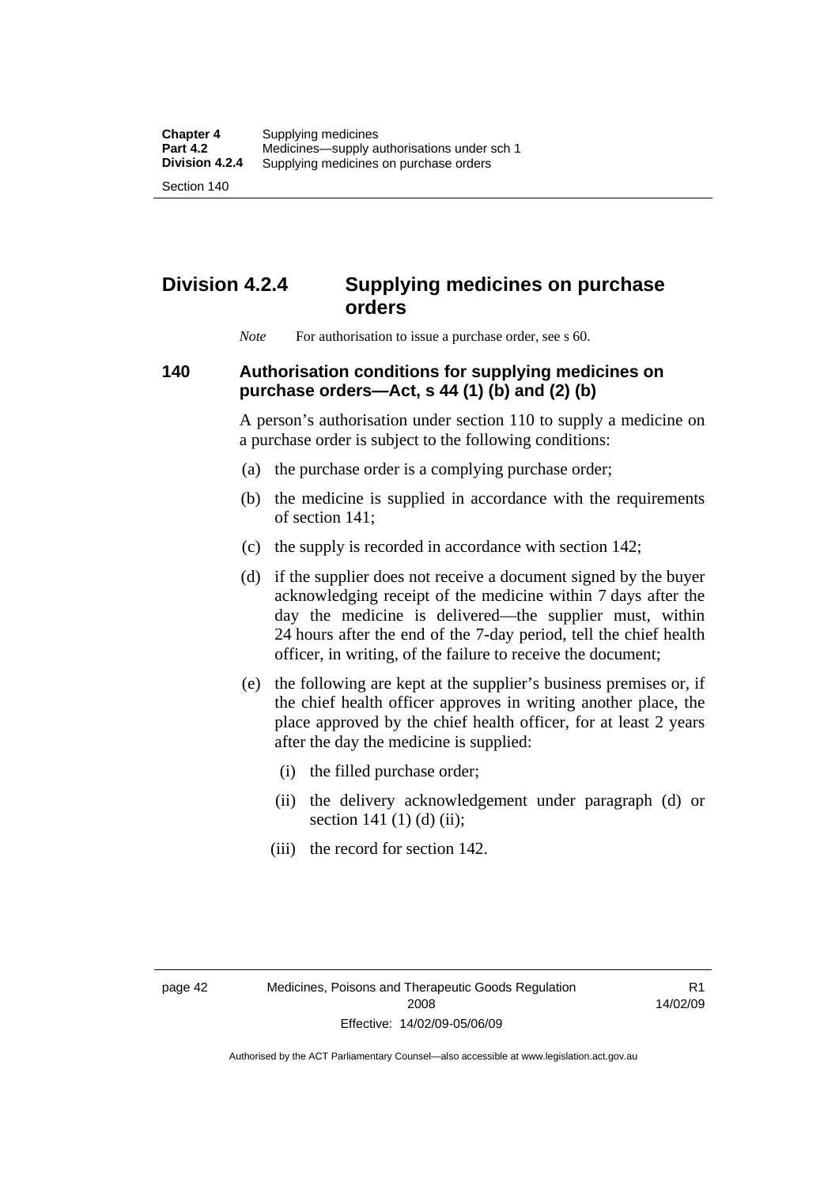## Division 4.2.4 Supplying medicines on purchase orders

*Note* For authorisation to issue a purchase order, see s 60.

### 140 Authorisation conditions for supplying medicines on purchase orders—Act, s 44 (1) (b) and (2) (b)

A person's authorisation under section 110 to supply a medicine on a purchase order is subject to the following conditions:

(a) the purchase order is a complying purchase order;

(b) the medicine is supplied in accordance with the requirements of section 141;

(c) the supply is recorded in accordance with section 142;

(d) if the supplier does not receive a document signed by the buyer acknowledging receipt of the medicine within 7 days after the day the medicine is delivered—the supplier must, within 24 hours after the end of the 7-day period, tell the chief health officer, in writing, of the failure to receive the document;

(e) the following are kept at the supplier's business premises or, if the chief health officer approves in writing another place, the place approved by the chief health officer, for at least 2 years after the day the medicine is supplied:

(i) the filled purchase order;

(ii) the delivery acknowledgement under paragraph (d) or section 141 (1) (d) (ii);

(iii) the record for section 142.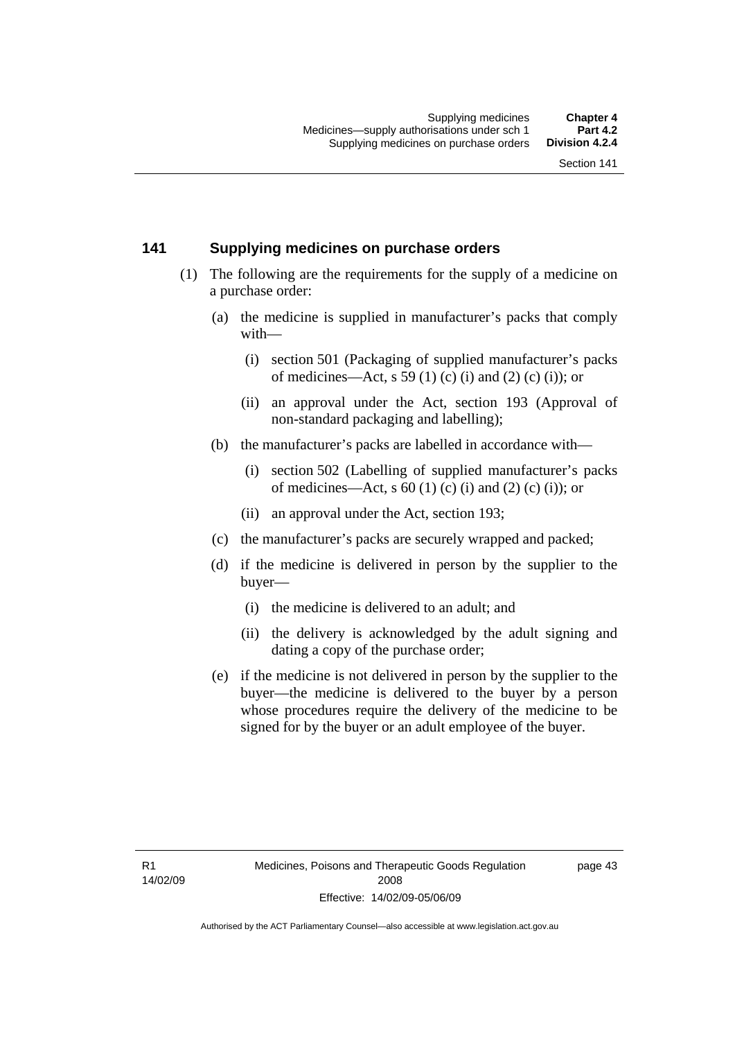## 141 Supplying medicines on purchase orders

(1) The following are the requirements for the supply of a medicine on a purchase order:

(a) the medicine is supplied in manufacturer's packs that comply with—

(i) section 501 (Packaging of supplied manufacturer's packs of medicines—Act, s 59 (1) (c) (i) and (2) (c) (i)); or

(ii) an approval under the Act, section 193 (Approval of non-standard packaging and labelling);

(b) the manufacturer's packs are labelled in accordance with—

(i) section 502 (Labelling of supplied manufacturer's packs of medicines—Act, s 60 (1) (c) (i) and (2) (c) (i)); or

(ii) an approval under the Act, section 193;

(c) the manufacturer's packs are securely wrapped and packed;

(d) if the medicine is delivered in person by the supplier to the buyer—

(i) the medicine is delivered to an adult; and

(ii) the delivery is acknowledged by the adult signing and dating a copy of the purchase order;

(e) if the medicine is not delivered in person by the supplier to the buyer—the medicine is delivered to the buyer by a person whose procedures require the delivery of the medicine to be signed for by the buyer or an adult employee of the buyer.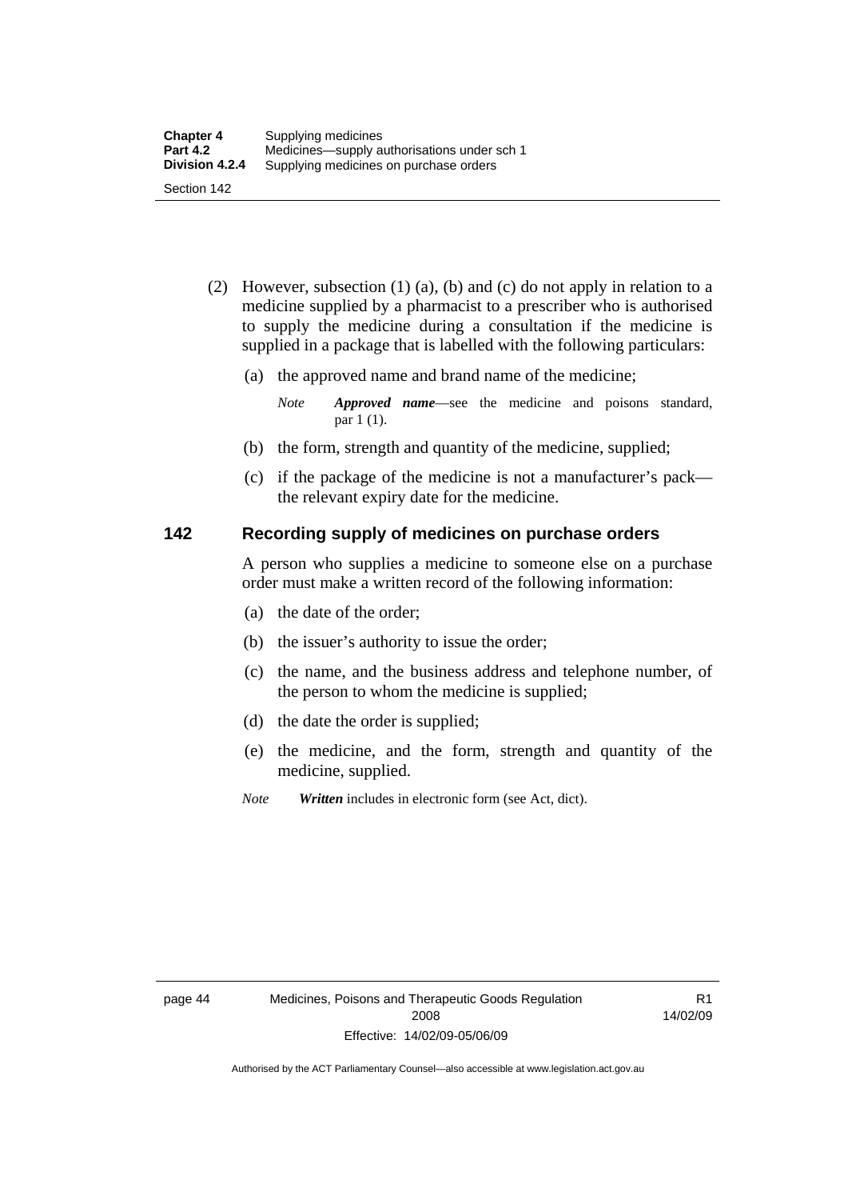(2) However, subsection (1) (a), (b) and (c) do not apply in relation to a medicine supplied by a pharmacist to a prescriber who is authorised to supply the medicine during a consultation if the medicine is supplied in a package that is labelled with the following particulars:

(a) the approved name and brand name of the medicine;

*Note* ***Approved name***—see the medicine and poisons standard, par 1 (1).

(b) the form, strength and quantity of the medicine, supplied;

(c) if the package of the medicine is not a manufacturer's pack—the relevant expiry date for the medicine.

## 142 Recording supply of medicines on purchase orders

A person who supplies a medicine to someone else on a purchase order must make a written record of the following information:

(a) the date of the order;

(b) the issuer's authority to issue the order;

(c) the name, and the business address and telephone number, of the person to whom the medicine is supplied;

(d) the date the order is supplied;

(e) the medicine, and the form, strength and quantity of the medicine, supplied.

*Note* ***Written*** includes in electronic form (see Act, dict).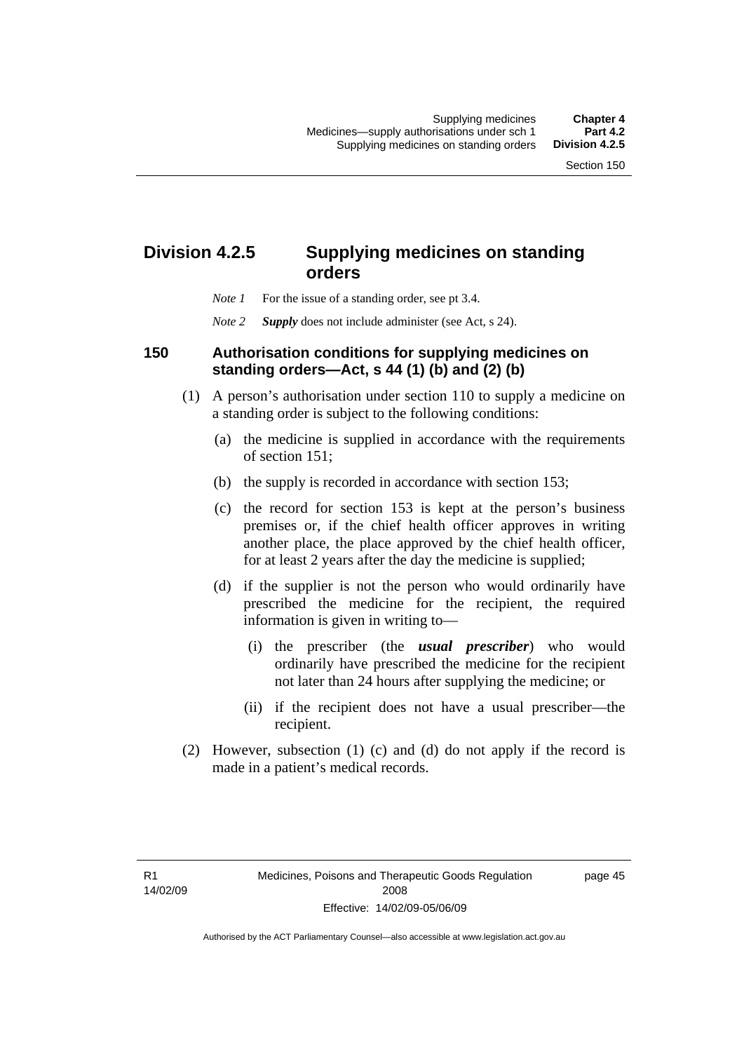## Division 4.2.5 Supplying medicines on standing orders

*Note 1* For the issue of a standing order, see pt 3.4.

*Note 2* ***Supply*** does not include administer (see Act, s 24).

### 150 Authorisation conditions for supplying medicines on standing orders—Act, s 44 (1) (b) and (2) (b)

(1) A person's authorisation under section 110 to supply a medicine on a standing order is subject to the following conditions:

(a) the medicine is supplied in accordance with the requirements of section 151;

(b) the supply is recorded in accordance with section 153;

(c) the record for section 153 is kept at the person's business premises or, if the chief health officer approves in writing another place, the place approved by the chief health officer, for at least 2 years after the day the medicine is supplied;

(d) if the supplier is not the person who would ordinarily have prescribed the medicine for the recipient, the required information is given in writing to—

(i) the prescriber (the ***usual prescriber***) who would ordinarily have prescribed the medicine for the recipient not later than 24 hours after supplying the medicine; or

(ii) if the recipient does not have a usual prescriber—the recipient.

(2) However, subsection (1) (c) and (d) do not apply if the record is made in a patient's medical records.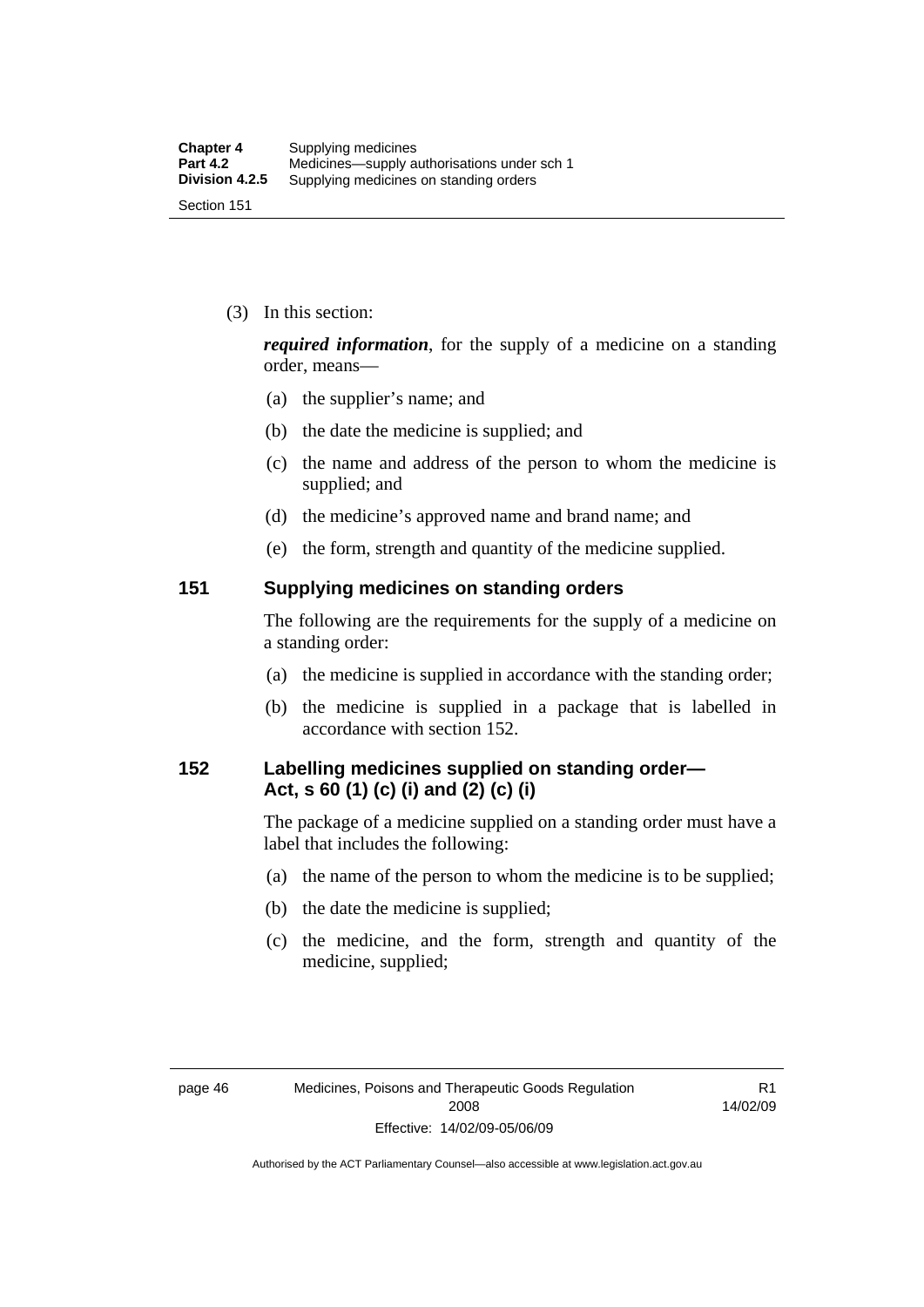(3) In this section:

***required information***, for the supply of a medicine on a standing order, means—

(a) the supplier's name; and

(b) the date the medicine is supplied; and

(c) the name and address of the person to whom the medicine is supplied; and

(d) the medicine's approved name and brand name; and

(e) the form, strength and quantity of the medicine supplied.

## 151 Supplying medicines on standing orders

The following are the requirements for the supply of a medicine on a standing order:

(a) the medicine is supplied in accordance with the standing order;

(b) the medicine is supplied in a package that is labelled in accordance with section 152.

## 152 Labelling medicines supplied on standing order—Act, s 60 (1) (c) (i) and (2) (c) (i)

The package of a medicine supplied on a standing order must have a label that includes the following:

(a) the name of the person to whom the medicine is to be supplied;

(b) the date the medicine is supplied;

(c) the medicine, and the form, strength and quantity of the medicine, supplied;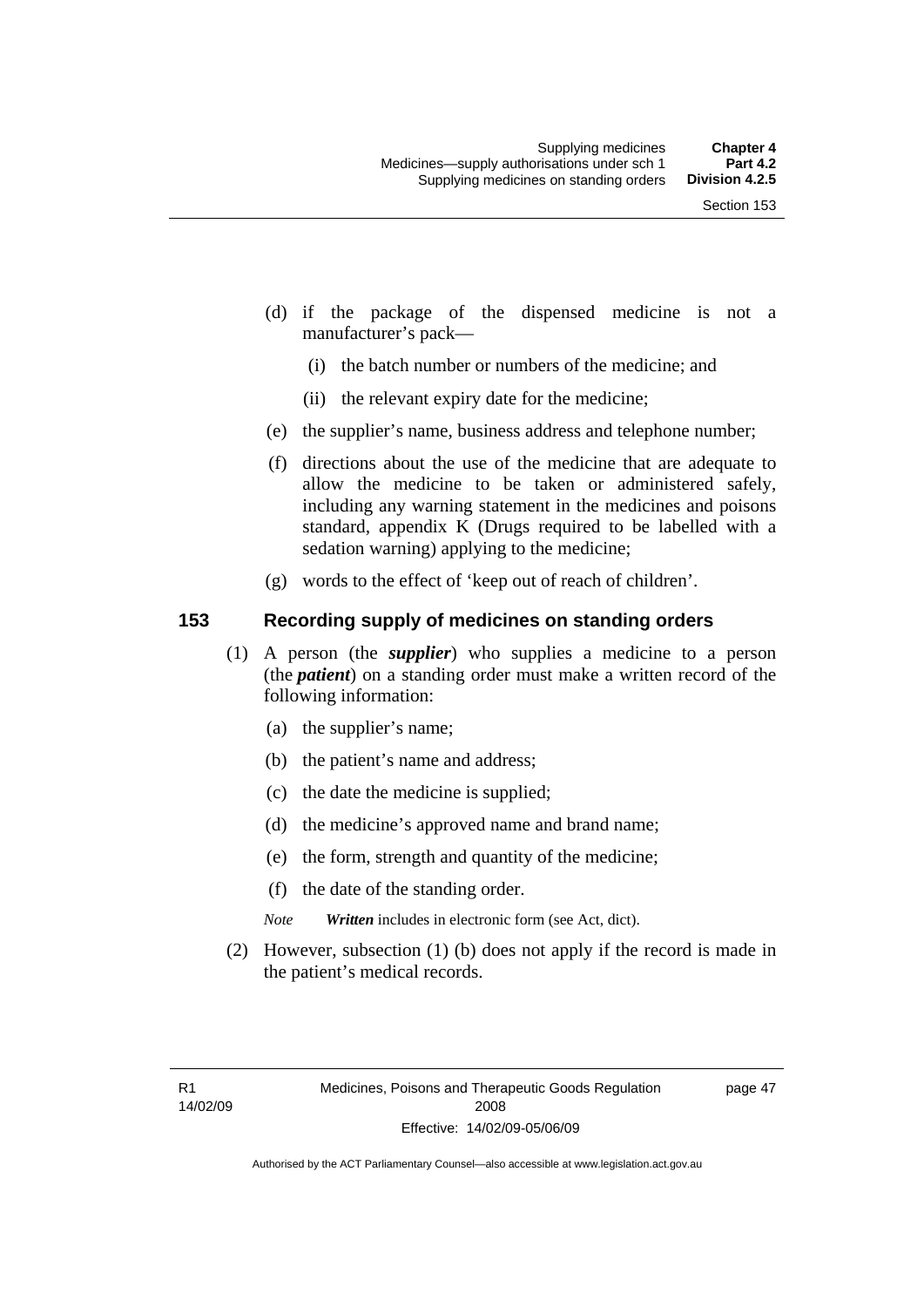(d) if the package of the dispensed medicine is not a manufacturer's pack—

  (i) the batch number or numbers of the medicine; and

  (ii) the relevant expiry date for the medicine;

(e) the supplier's name, business address and telephone number;

(f) directions about the use of the medicine that are adequate to allow the medicine to be taken or administered safely, including any warning statement in the medicines and poisons standard, appendix K (Drugs required to be labelled with a sedation warning) applying to the medicine;

(g) words to the effect of 'keep out of reach of children'.

## 153 Recording supply of medicines on standing orders

(1) A person (the ***supplier***) who supplies a medicine to a person (the ***patient***) on a standing order must make a written record of the following information:

  (a) the supplier's name;

  (b) the patient's name and address;

  (c) the date the medicine is supplied;

  (d) the medicine's approved name and brand name;

  (e) the form, strength and quantity of the medicine;

  (f) the date of the standing order.

  *Note* ***Written*** includes in electronic form (see Act, dict).

(2) However, subsection (1) (b) does not apply if the record is made in the patient's medical records.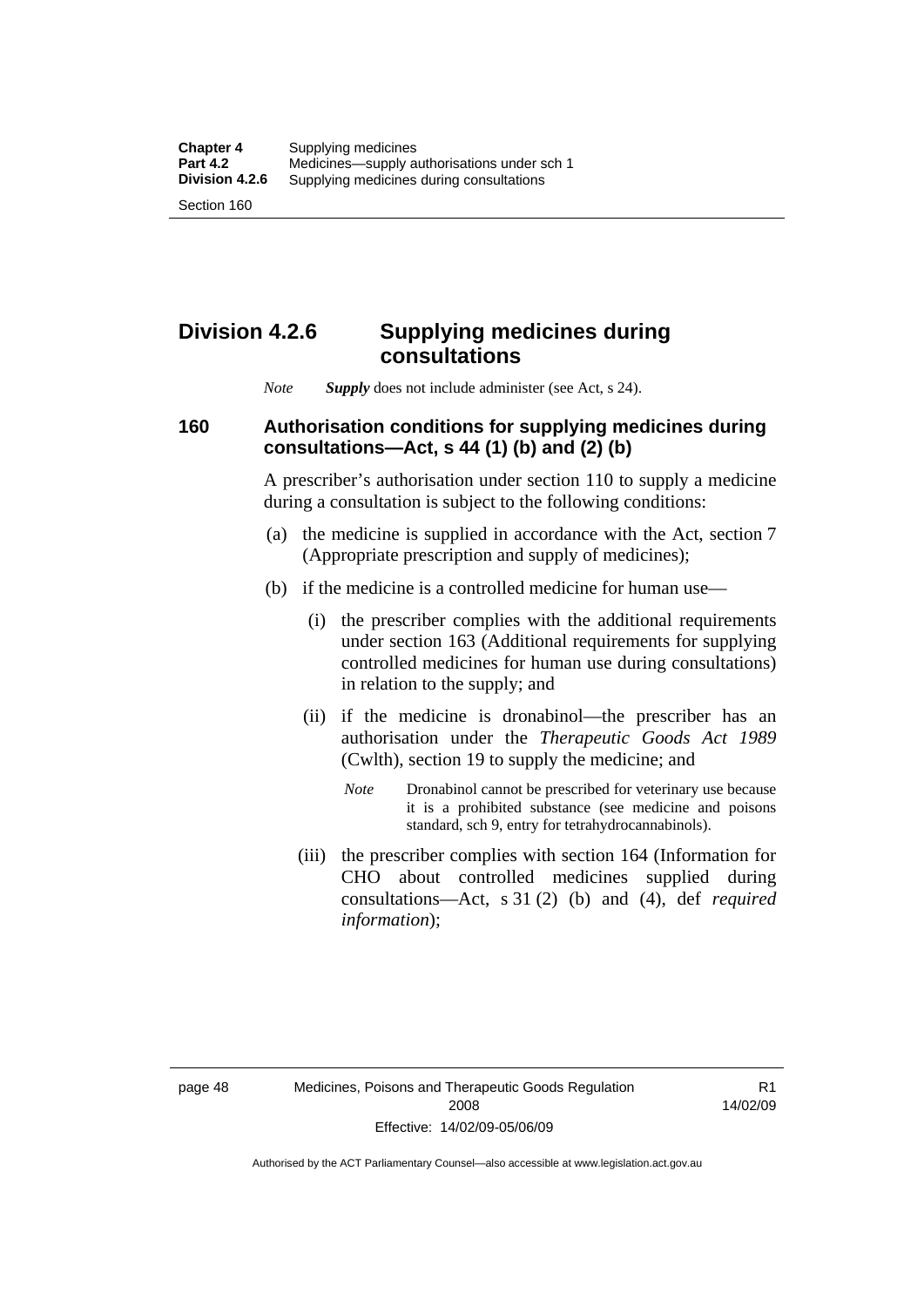## Division 4.2.6 Supplying medicines during consultations

*Note* ***Supply*** does not include administer (see Act, s 24).

### 160 Authorisation conditions for supplying medicines during consultations—Act, s 44 (1) (b) and (2) (b)

A prescriber's authorisation under section 110 to supply a medicine during a consultation is subject to the following conditions:

(a) the medicine is supplied in accordance with the Act, section 7 (Appropriate prescription and supply of medicines);

(b) if the medicine is a controlled medicine for human use—

(i) the prescriber complies with the additional requirements under section 163 (Additional requirements for supplying controlled medicines for human use during consultations) in relation to the supply; and

(ii) if the medicine is dronabinol—the prescriber has an authorisation under the *Therapeutic Goods Act 1989* (Cwlth), section 19 to supply the medicine; and

*Note* Dronabinol cannot be prescribed for veterinary use because it is a prohibited substance (see medicine and poisons standard, sch 9, entry for tetrahydrocannabinols).

(iii) the prescriber complies with section 164 (Information for CHO about controlled medicines supplied during consultations—Act, s 31 (2) (b) and (4), def *required information*);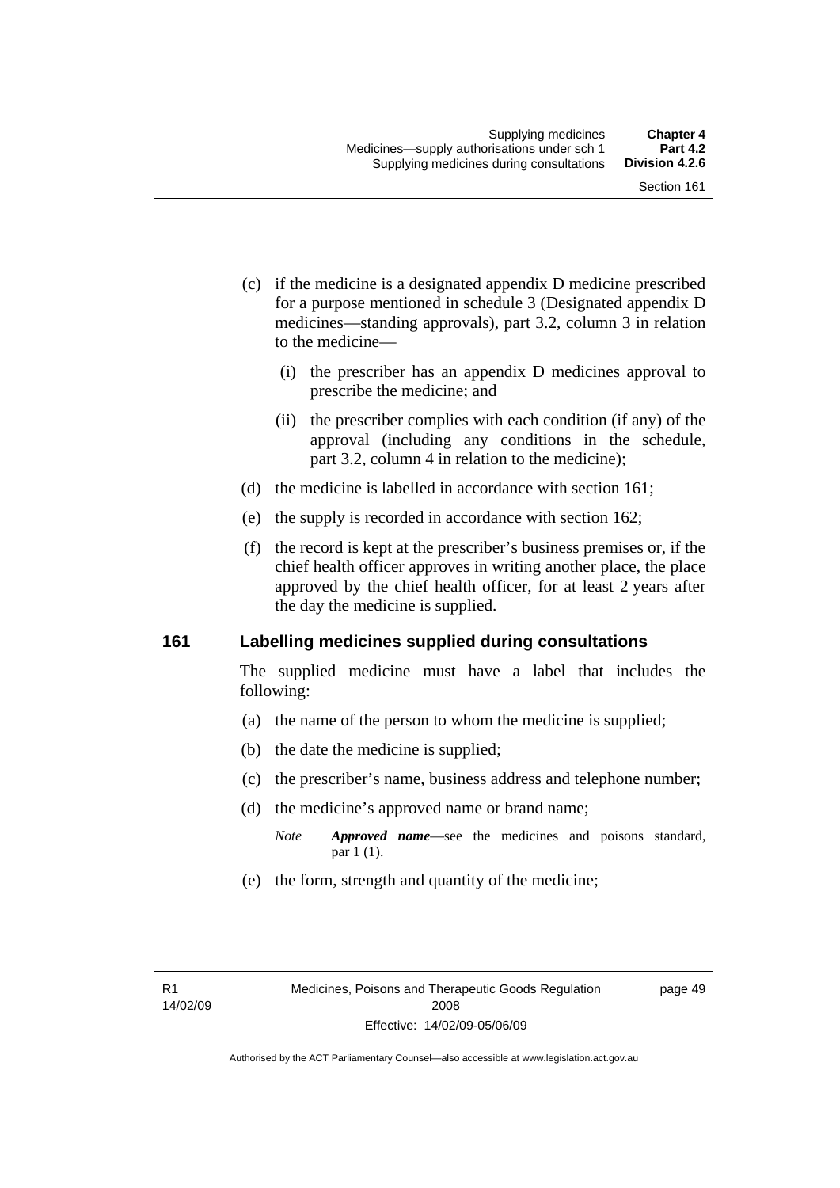(c) if the medicine is a designated appendix D medicine prescribed for a purpose mentioned in schedule 3 (Designated appendix D medicines—standing approvals), part 3.2, column 3 in relation to the medicine—

   (i) the prescriber has an appendix D medicines approval to prescribe the medicine; and

   (ii) the prescriber complies with each condition (if any) of the approval (including any conditions in the schedule, part 3.2, column 4 in relation to the medicine);

(d) the medicine is labelled in accordance with section 161;

(e) the supply is recorded in accordance with section 162;

(f) the record is kept at the prescriber's business premises or, if the chief health officer approves in writing another place, the place approved by the chief health officer, for at least 2 years after the day the medicine is supplied.

## 161 Labelling medicines supplied during consultations

The supplied medicine must have a label that includes the following:

(a) the name of the person to whom the medicine is supplied;

(b) the date the medicine is supplied;

(c) the prescriber's name, business address and telephone number;

(d) the medicine's approved name or brand name;

*Note* ***Approved name***—see the medicines and poisons standard, par 1 (1).

(e) the form, strength and quantity of the medicine;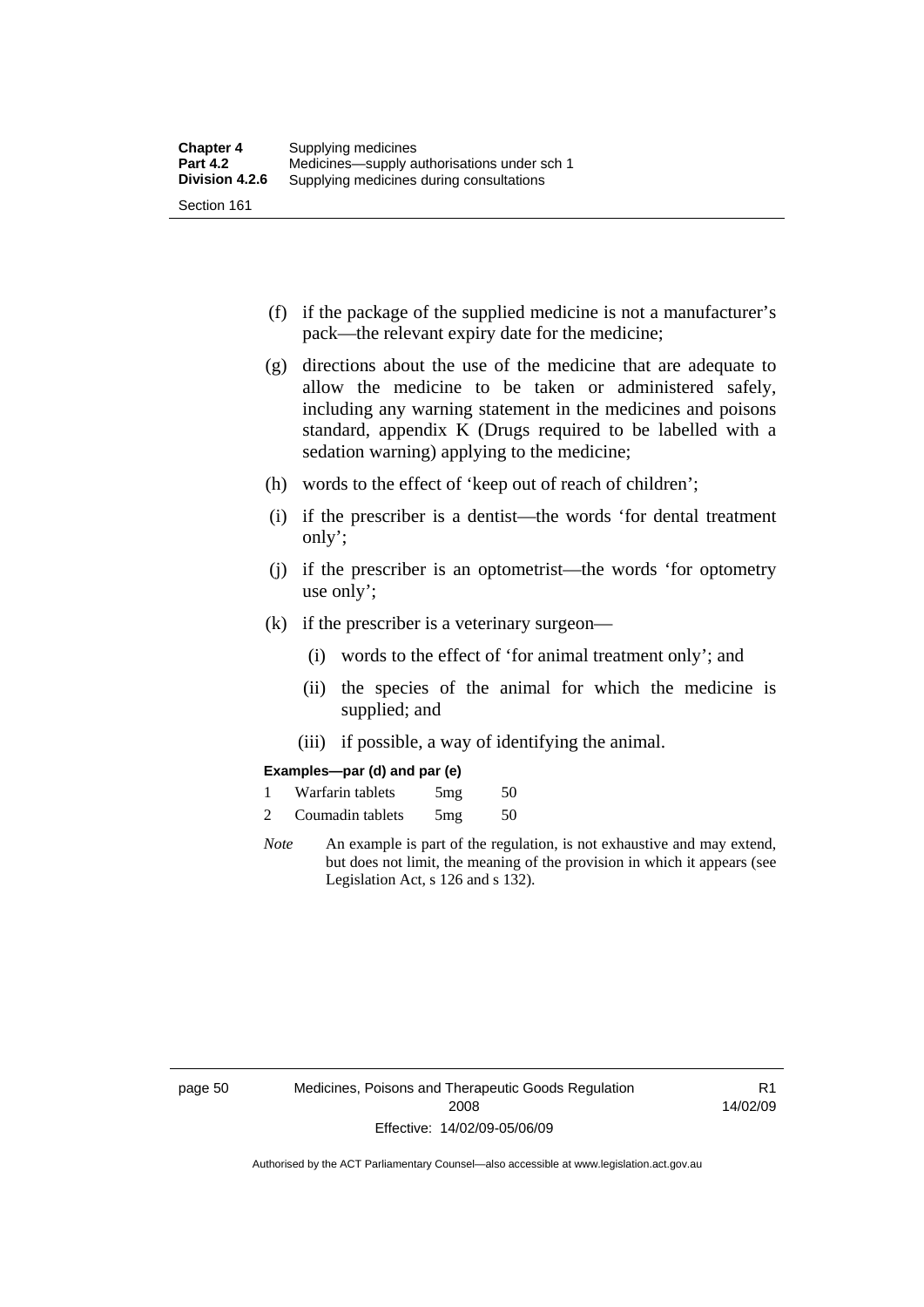(f) if the package of the supplied medicine is not a manufacturer's pack—the relevant expiry date for the medicine;

(g) directions about the use of the medicine that are adequate to allow the medicine to be taken or administered safely, including any warning statement in the medicines and poisons standard, appendix K (Drugs required to be labelled with a sedation warning) applying to the medicine;

(h) words to the effect of 'keep out of reach of children';

(i) if the prescriber is a dentist—the words 'for dental treatment only';

(j) if the prescriber is an optometrist—the words 'for optometry use only';

(k) if the prescriber is a veterinary surgeon—

  (i) words to the effect of 'for animal treatment only'; and

  (ii) the species of the animal for which the medicine is supplied; and

  (iii) if possible, a way of identifying the animal.

**Examples—par (d) and par (e)**

| | | | |
|---|---|---|---|
| 1 | Warfarin tablets | 5mg | 50 |
| 2 | Coumadin tablets | 5mg | 50 |

*Note* An example is part of the regulation, is not exhaustive and may extend, but does not limit, the meaning of the provision in which it appears (see Legislation Act, s 126 and s 132).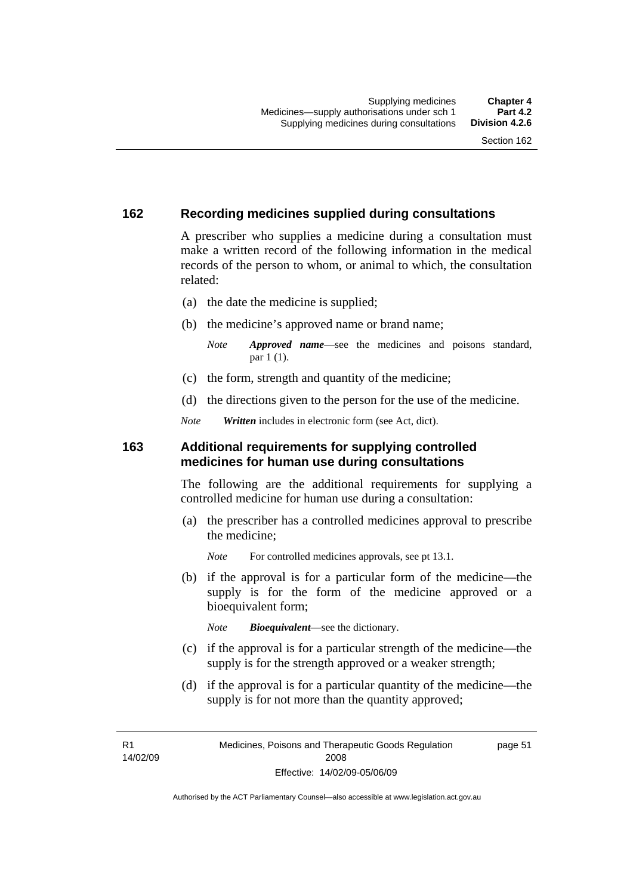## 162 Recording medicines supplied during consultations

A prescriber who supplies a medicine during a consultation must make a written record of the following information in the medical records of the person to whom, or animal to which, the consultation related:

(a) the date the medicine is supplied;

(b) the medicine's approved name or brand name;

*Note* ***Approved name***—see the medicines and poisons standard, par 1 (1).

(c) the form, strength and quantity of the medicine;

(d) the directions given to the person for the use of the medicine.

*Note* ***Written*** includes in electronic form (see Act, dict).

## 163 Additional requirements for supplying controlled medicines for human use during consultations

The following are the additional requirements for supplying a controlled medicine for human use during a consultation:

(a) the prescriber has a controlled medicines approval to prescribe the medicine;

*Note* For controlled medicines approvals, see pt 13.1.

(b) if the approval is for a particular form of the medicine—the supply is for the form of the medicine approved or a bioequivalent form;

*Note* ***Bioequivalent***—see the dictionary.

(c) if the approval is for a particular strength of the medicine—the supply is for the strength approved or a weaker strength;

(d) if the approval is for a particular quantity of the medicine—the supply is for not more than the quantity approved;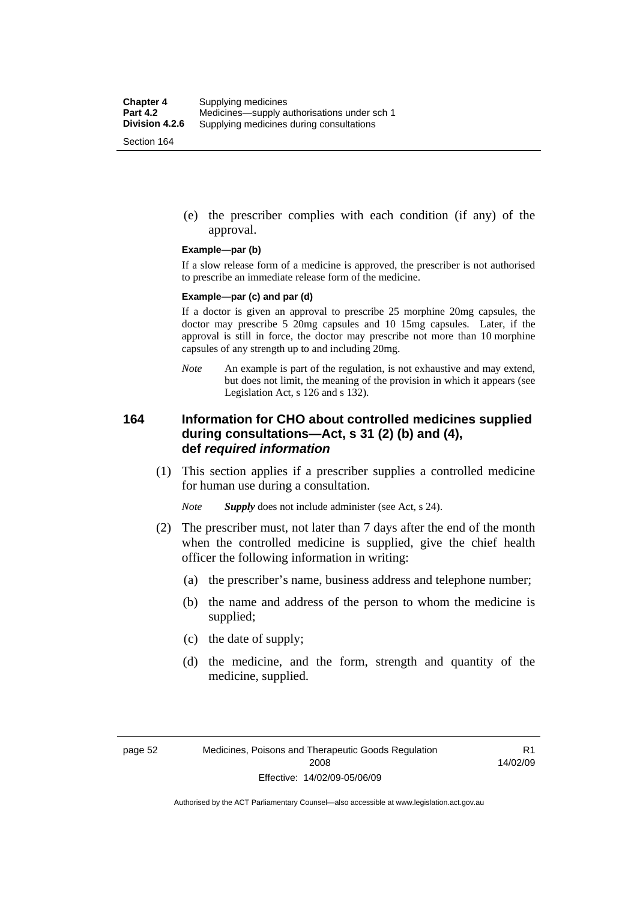(e) the prescriber complies with each condition (if any) of the approval.

**Example—par (b)**

If a slow release form of a medicine is approved, the prescriber is not authorised to prescribe an immediate release form of the medicine.

**Example—par (c) and par (d)**

If a doctor is given an approval to prescribe 25 morphine 20mg capsules, the doctor may prescribe 5 20mg capsules and 10 15mg capsules. Later, if the approval is still in force, the doctor may prescribe not more than 10 morphine capsules of any strength up to and including 20mg.

*Note* An example is part of the regulation, is not exhaustive and may extend, but does not limit, the meaning of the provision in which it appears (see Legislation Act, s 126 and s 132).

## 164 Information for CHO about controlled medicines supplied during consultations—Act, s 31 (2) (b) and (4), def *required information*

(1) This section applies if a prescriber supplies a controlled medicine for human use during a consultation.

*Note* ***Supply*** does not include administer (see Act, s 24).

(2) The prescriber must, not later than 7 days after the end of the month when the controlled medicine is supplied, give the chief health officer the following information in writing:

(a) the prescriber's name, business address and telephone number;

(b) the name and address of the person to whom the medicine is supplied;

(c) the date of supply;

(d) the medicine, and the form, strength and quantity of the medicine, supplied.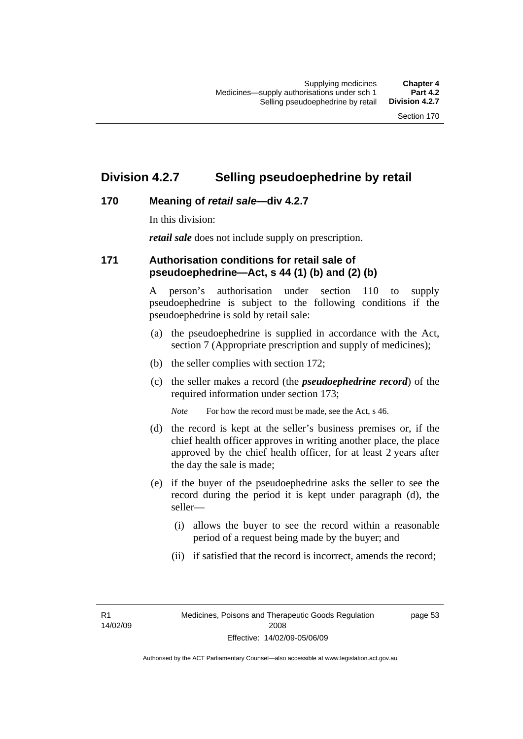## Division 4.2.7 Selling pseudoephedrine by retail

### 170 Meaning of *retail sale*—div 4.2.7

In this division:

***retail sale*** does not include supply on prescription.

### 171 Authorisation conditions for retail sale of pseudoephedrine—Act, s 44 (1) (b) and (2) (b)

A person's authorisation under section 110 to supply pseudoephedrine is subject to the following conditions if the pseudoephedrine is sold by retail sale:

(a) the pseudoephedrine is supplied in accordance with the Act, section 7 (Appropriate prescription and supply of medicines);

(b) the seller complies with section 172;

(c) the seller makes a record (the ***pseudoephedrine record***) of the required information under section 173;

*Note* For how the record must be made, see the Act, s 46.

(d) the record is kept at the seller's business premises or, if the chief health officer approves in writing another place, the place approved by the chief health officer, for at least 2 years after the day the sale is made;

(e) if the buyer of the pseudoephedrine asks the seller to see the record during the period it is kept under paragraph (d), the seller—

(i) allows the buyer to see the record within a reasonable period of a request being made by the buyer; and

(ii) if satisfied that the record is incorrect, amends the record;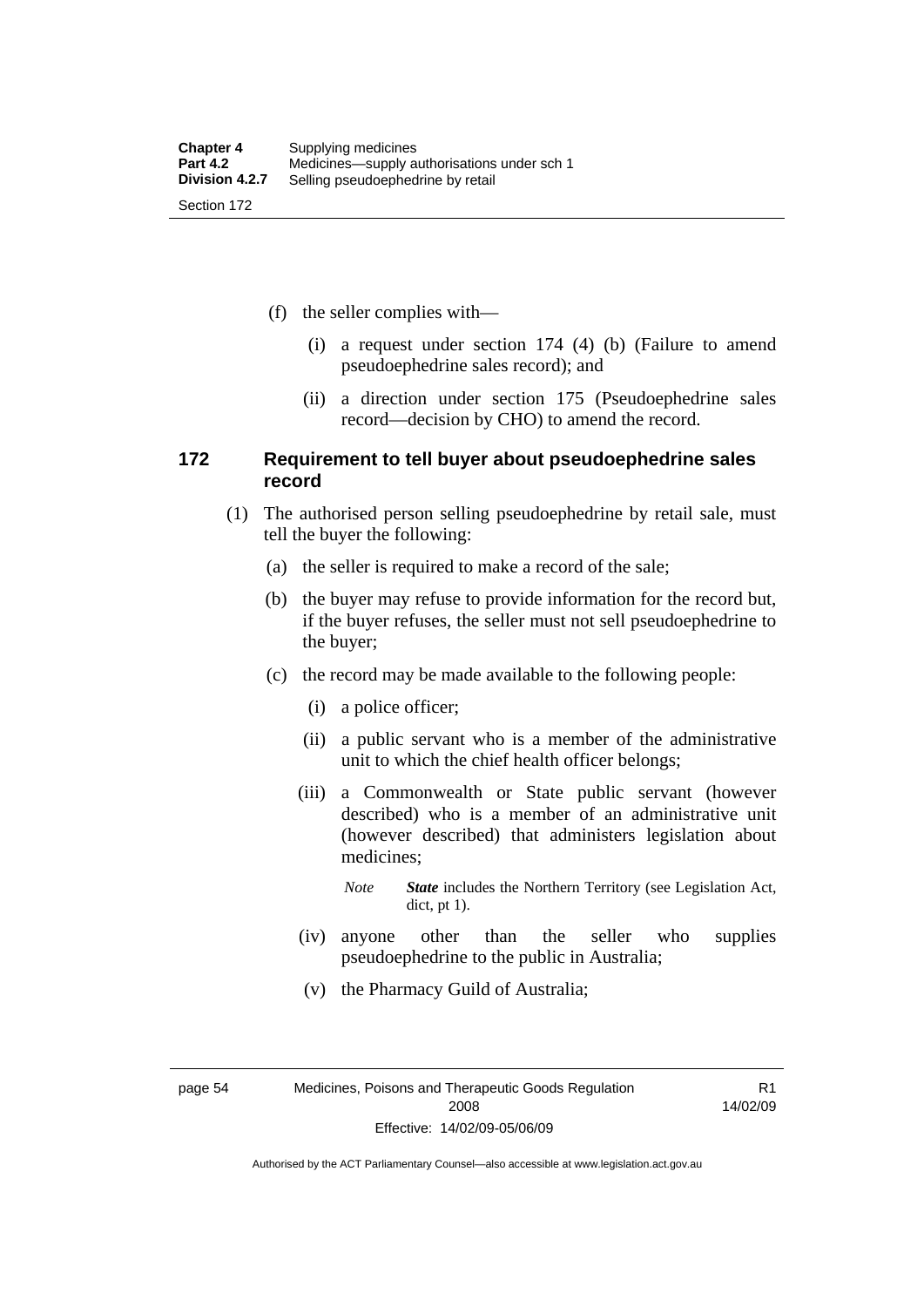(f) the seller complies with—

(i) a request under section 174 (4) (b) (Failure to amend pseudoephedrine sales record); and

(ii) a direction under section 175 (Pseudoephedrine sales record—decision by CHO) to amend the record.

### 172 Requirement to tell buyer about pseudoephedrine sales record

(1) The authorised person selling pseudoephedrine by retail sale, must tell the buyer the following:

(a) the seller is required to make a record of the sale;

(b) the buyer may refuse to provide information for the record but, if the buyer refuses, the seller must not sell pseudoephedrine to the buyer;

(c) the record may be made available to the following people:

(i) a police officer;

(ii) a public servant who is a member of the administrative unit to which the chief health officer belongs;

(iii) a Commonwealth or State public servant (however described) who is a member of an administrative unit (however described) that administers legislation about medicines;

*Note* ***State*** includes the Northern Territory (see Legislation Act, dict, pt 1).

(iv) anyone other than the seller who supplies pseudoephedrine to the public in Australia;

(v) the Pharmacy Guild of Australia;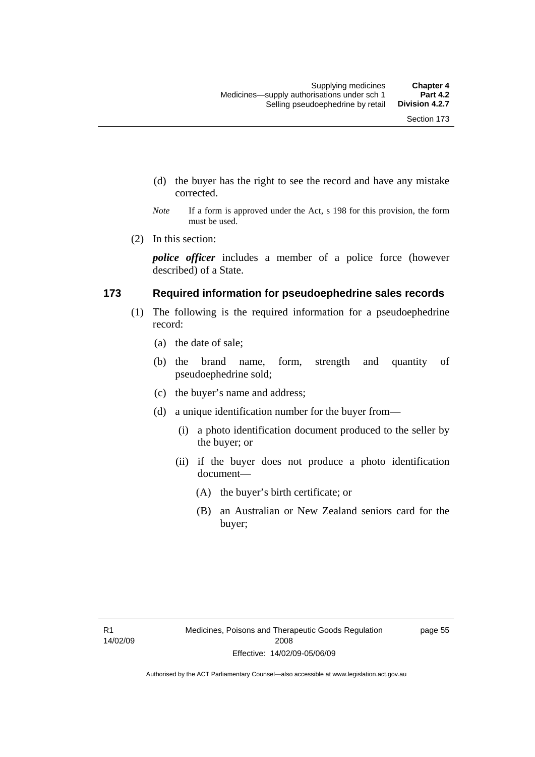(d) the buyer has the right to see the record and have any mistake corrected.

*Note* If a form is approved under the Act, s 198 for this provision, the form must be used.

(2) In this section:

***police officer*** includes a member of a police force (however described) of a State.

### 173 Required information for pseudoephedrine sales records

(1) The following is the required information for a pseudoephedrine record:

(a) the date of sale;

(b) the brand name, form, strength and quantity of pseudoephedrine sold;

(c) the buyer's name and address;

(d) a unique identification number for the buyer from—

(i) a photo identification document produced to the seller by the buyer; or

(ii) if the buyer does not produce a photo identification document—

(A) the buyer's birth certificate; or

(B) an Australian or New Zealand seniors card for the buyer;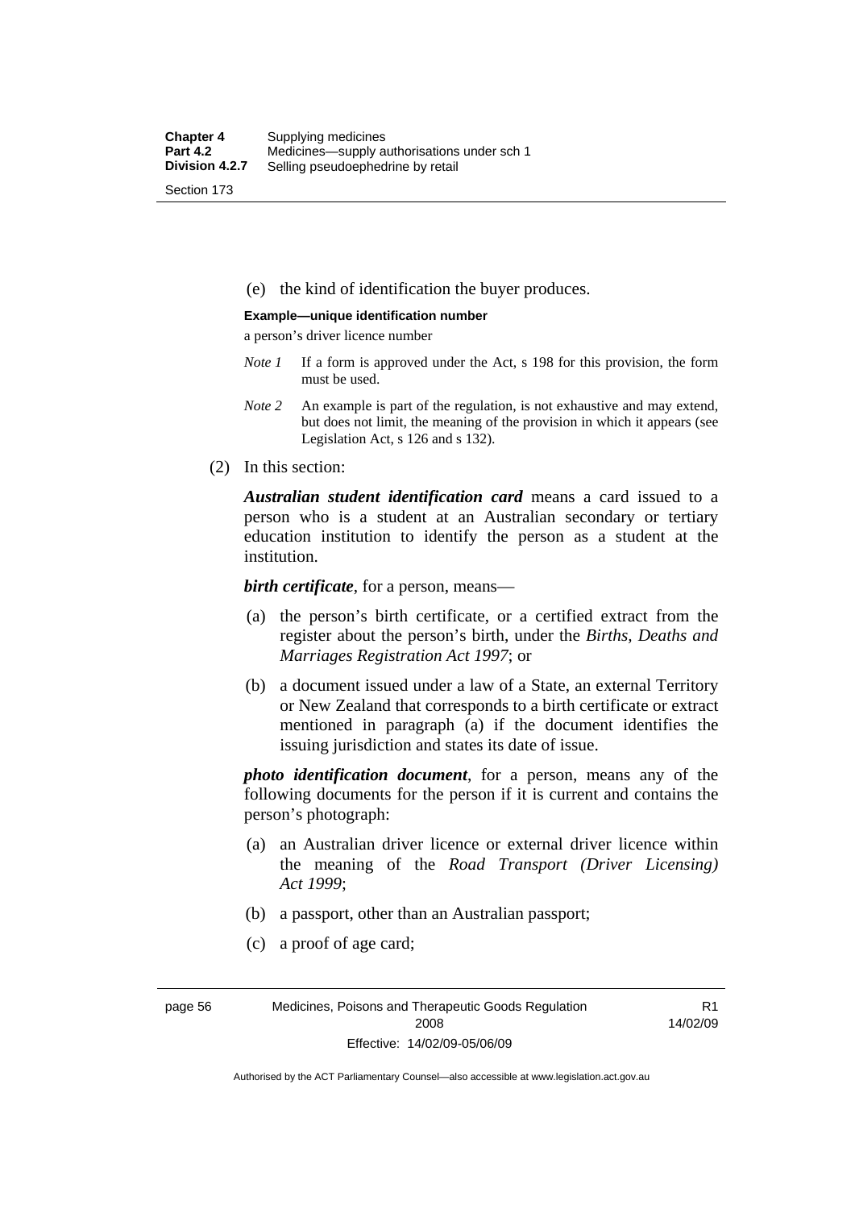(e) the kind of identification the buyer produces.

**Example—unique identification number**

a person's driver licence number

*Note 1* If a form is approved under the Act, s 198 for this provision, the form must be used.

*Note 2* An example is part of the regulation, is not exhaustive and may extend, but does not limit, the meaning of the provision in which it appears (see Legislation Act, s 126 and s 132).

(2) In this section:

***Australian student identification card*** means a card issued to a person who is a student at an Australian secondary or tertiary education institution to identify the person as a student at the institution.

***birth certificate***, for a person, means—

(a) the person's birth certificate, or a certified extract from the register about the person's birth, under the *Births, Deaths and Marriages Registration Act 1997*; or

(b) a document issued under a law of a State, an external Territory or New Zealand that corresponds to a birth certificate or extract mentioned in paragraph (a) if the document identifies the issuing jurisdiction and states its date of issue.

***photo identification document***, for a person, means any of the following documents for the person if it is current and contains the person's photograph:

(a) an Australian driver licence or external driver licence within the meaning of the *Road Transport (Driver Licensing) Act 1999*;

(b) a passport, other than an Australian passport;

(c) a proof of age card;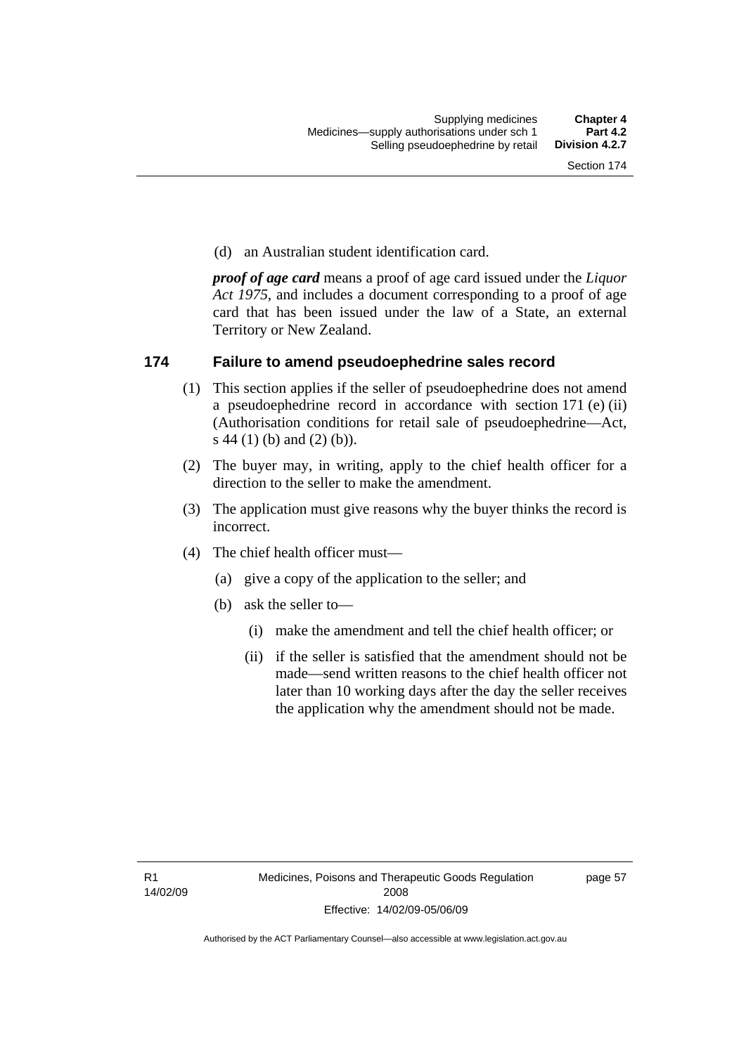(d) an Australian student identification card.

***proof of age card*** means a proof of age card issued under the *Liquor Act 1975*, and includes a document corresponding to a proof of age card that has been issued under the law of a State, an external Territory or New Zealand.

## 174 Failure to amend pseudoephedrine sales record

(1) This section applies if the seller of pseudoephedrine does not amend a pseudoephedrine record in accordance with section 171 (e) (ii) (Authorisation conditions for retail sale of pseudoephedrine—Act, s 44 (1) (b) and (2) (b)).

(2) The buyer may, in writing, apply to the chief health officer for a direction to the seller to make the amendment.

(3) The application must give reasons why the buyer thinks the record is incorrect.

(4) The chief health officer must—

(a) give a copy of the application to the seller; and

(b) ask the seller to—

(i) make the amendment and tell the chief health officer; or

(ii) if the seller is satisfied that the amendment should not be made—send written reasons to the chief health officer not later than 10 working days after the day the seller receives the application why the amendment should not be made.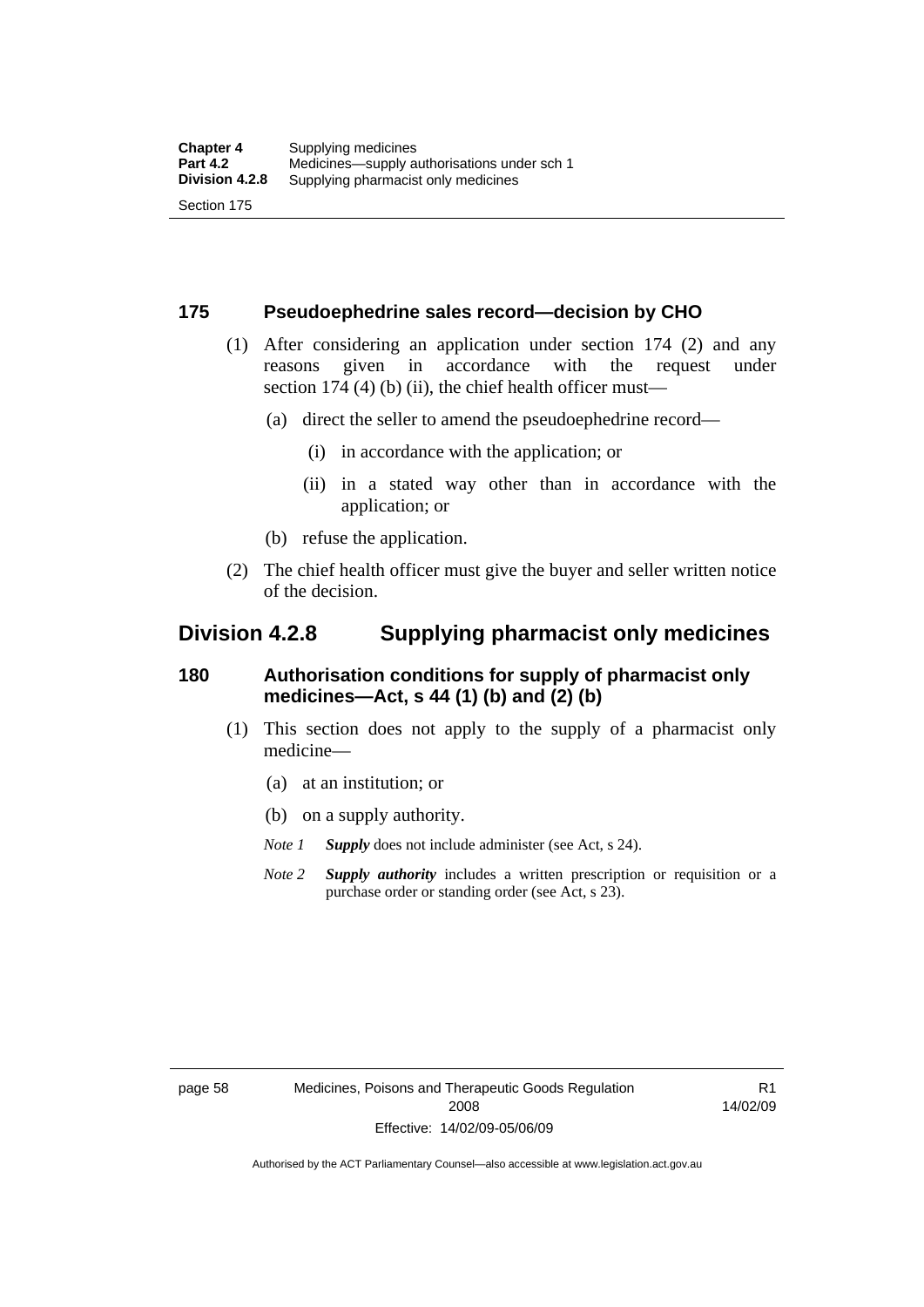### 175 Pseudoephedrine sales record—decision by CHO

(1) After considering an application under section 174 (2) and any reasons given in accordance with the request under section 174 (4) (b) (ii), the chief health officer must—

(a) direct the seller to amend the pseudoephedrine record—

(i) in accordance with the application; or

(ii) in a stated way other than in accordance with the application; or

(b) refuse the application.

(2) The chief health officer must give the buyer and seller written notice of the decision.

## Division 4.2.8 Supplying pharmacist only medicines

### 180 Authorisation conditions for supply of pharmacist only medicines—Act, s 44 (1) (b) and (2) (b)

(1) This section does not apply to the supply of a pharmacist only medicine—

(a) at an institution; or

(b) on a supply authority.

*Note 1* ***Supply*** does not include administer (see Act, s 24).

*Note 2* ***Supply authority*** includes a written prescription or requisition or a purchase order or standing order (see Act, s 23).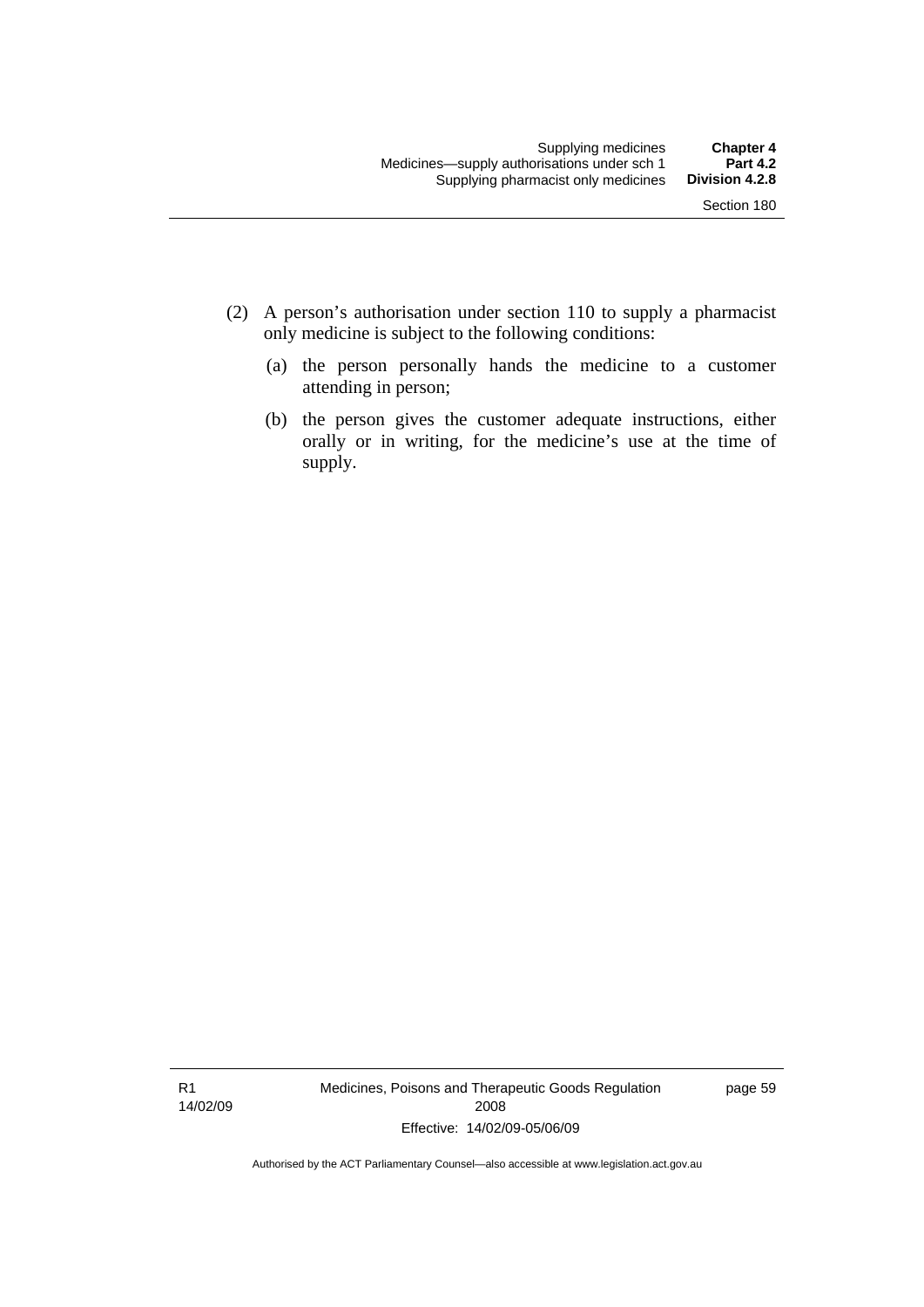(2) A person's authorisation under section 110 to supply a pharmacist only medicine is subject to the following conditions:

(a) the person personally hands the medicine to a customer attending in person;

(b) the person gives the customer adequate instructions, either orally or in writing, for the medicine's use at the time of supply.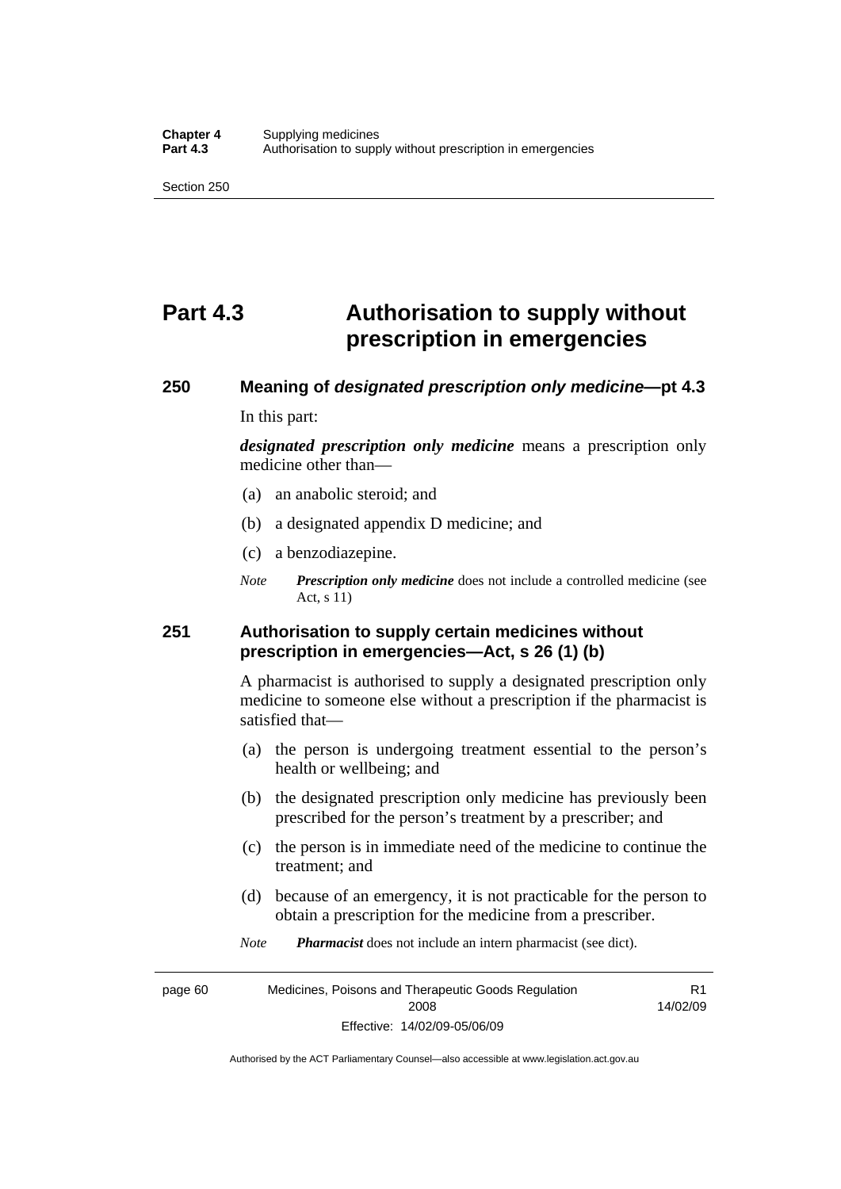# Part 4.3 Authorisation to supply without prescription in emergencies

### 250 Meaning of *designated prescription only medicine*—pt 4.3

In this part:

***designated prescription only medicine*** means a prescription only medicine other than—

(a) an anabolic steroid; and

(b) a designated appendix D medicine; and

(c) a benzodiazepine.

*Note* ***Prescription only medicine*** does not include a controlled medicine (see Act, s 11)

### 251 Authorisation to supply certain medicines without prescription in emergencies—Act, s 26 (1) (b)

A pharmacist is authorised to supply a designated prescription only medicine to someone else without a prescription if the pharmacist is satisfied that—

(a) the person is undergoing treatment essential to the person's health or wellbeing; and

(b) the designated prescription only medicine has previously been prescribed for the person's treatment by a prescriber; and

(c) the person is in immediate need of the medicine to continue the treatment; and

(d) because of an emergency, it is not practicable for the person to obtain a prescription for the medicine from a prescriber.

*Note* ***Pharmacist*** does not include an intern pharmacist (see dict).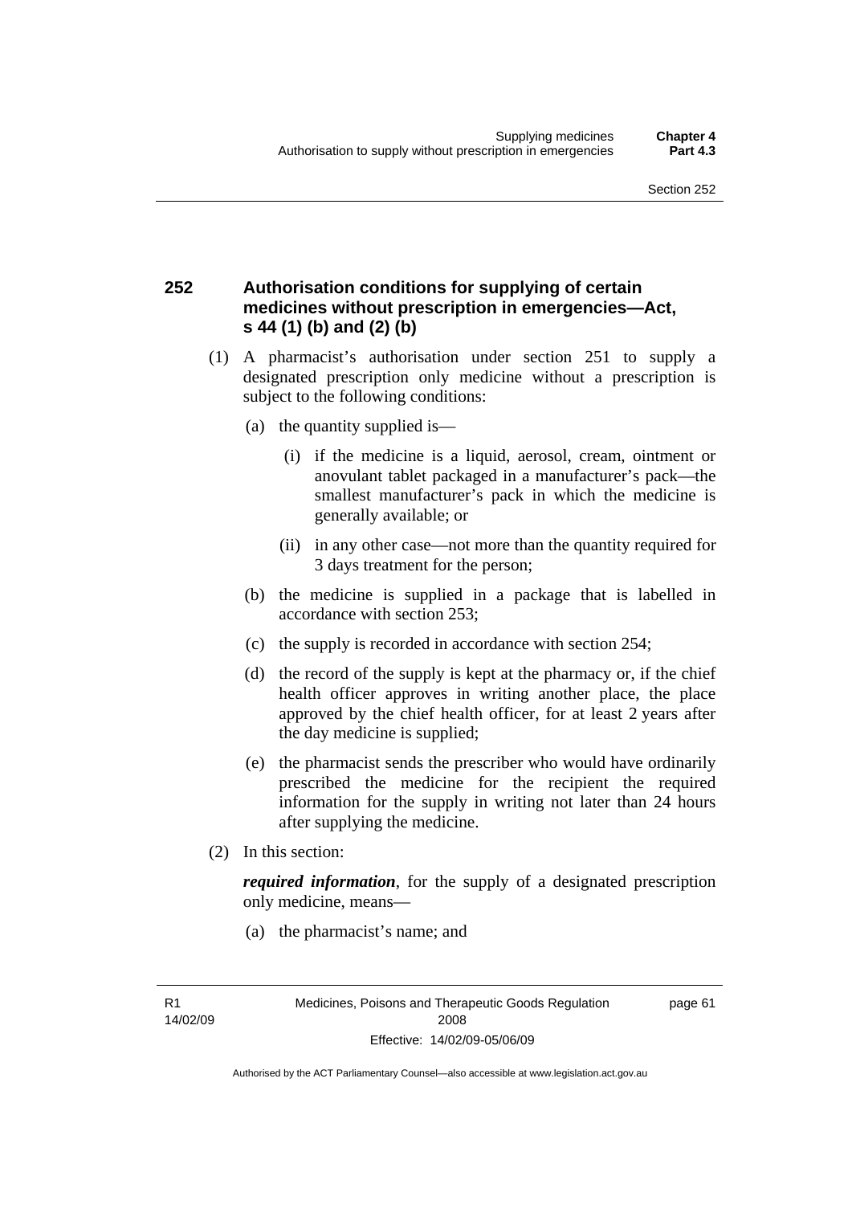### 252 Authorisation conditions for supplying of certain medicines without prescription in emergencies—Act, s 44 (1) (b) and (2) (b)

(1) A pharmacist's authorisation under section 251 to supply a designated prescription only medicine without a prescription is subject to the following conditions:

(a) the quantity supplied is—

(i) if the medicine is a liquid, aerosol, cream, ointment or anovulant tablet packaged in a manufacturer's pack—the smallest manufacturer's pack in which the medicine is generally available; or

(ii) in any other case—not more than the quantity required for 3 days treatment for the person;

(b) the medicine is supplied in a package that is labelled in accordance with section 253;

(c) the supply is recorded in accordance with section 254;

(d) the record of the supply is kept at the pharmacy or, if the chief health officer approves in writing another place, the place approved by the chief health officer, for at least 2 years after the day medicine is supplied;

(e) the pharmacist sends the prescriber who would have ordinarily prescribed the medicine for the recipient the required information for the supply in writing not later than 24 hours after supplying the medicine.

(2) In this section:

***required information***, for the supply of a designated prescription only medicine, means—

(a) the pharmacist's name; and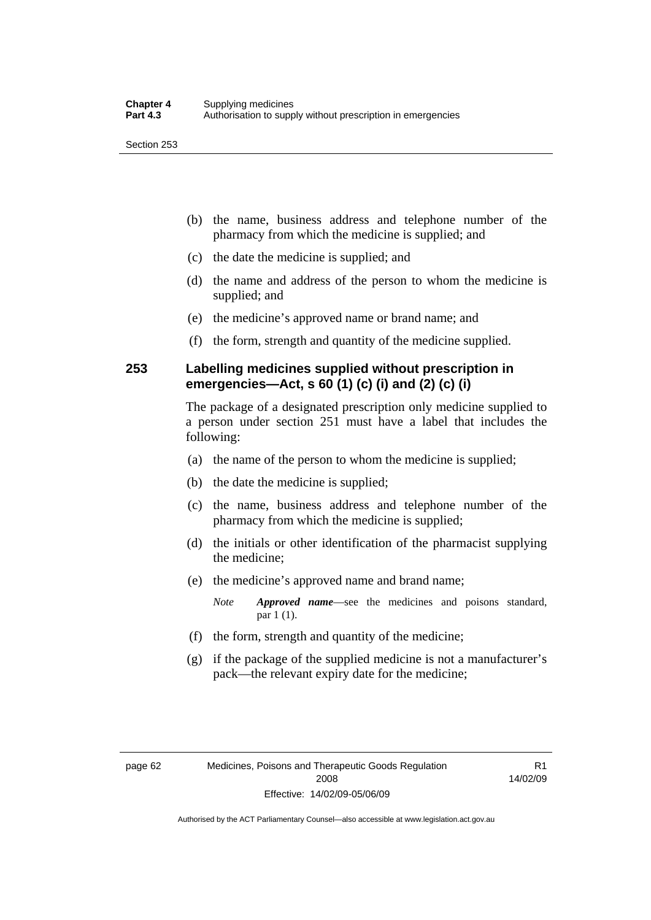(b) the name, business address and telephone number of the pharmacy from which the medicine is supplied; and

(c) the date the medicine is supplied; and

(d) the name and address of the person to whom the medicine is supplied; and

(e) the medicine's approved name or brand name; and

(f) the form, strength and quantity of the medicine supplied.

### 253 Labelling medicines supplied without prescription in emergencies—Act, s 60 (1) (c) (i) and (2) (c) (i)

The package of a designated prescription only medicine supplied to a person under section 251 must have a label that includes the following:

(a) the name of the person to whom the medicine is supplied;

(b) the date the medicine is supplied;

(c) the name, business address and telephone number of the pharmacy from which the medicine is supplied;

(d) the initials or other identification of the pharmacist supplying the medicine;

(e) the medicine's approved name and brand name;

*Note* ***Approved name***—see the medicines and poisons standard, par 1 (1).

(f) the form, strength and quantity of the medicine;

(g) if the package of the supplied medicine is not a manufacturer's pack—the relevant expiry date for the medicine;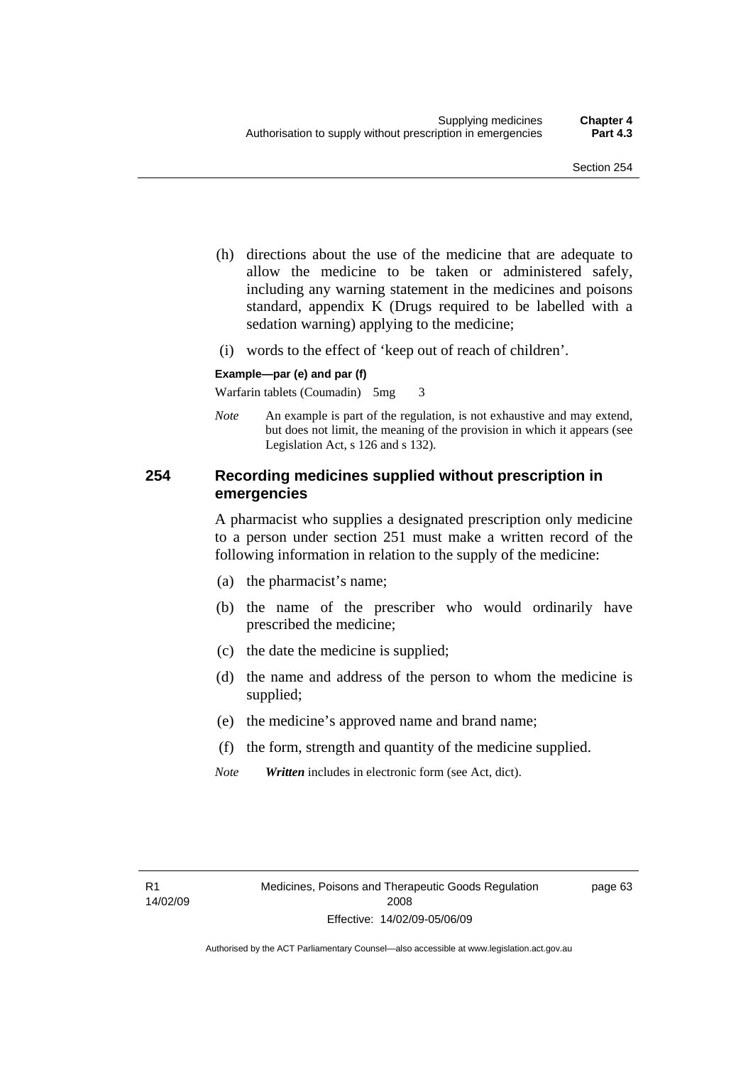(h) directions about the use of the medicine that are adequate to allow the medicine to be taken or administered safely, including any warning statement in the medicines and poisons standard, appendix K (Drugs required to be labelled with a sedation warning) applying to the medicine;

(i) words to the effect of 'keep out of reach of children'.

**Example—par (e) and par (f)**

Warfarin tablets (Coumadin) 5mg 3

*Note* An example is part of the regulation, is not exhaustive and may extend, but does not limit, the meaning of the provision in which it appears (see Legislation Act, s 126 and s 132).

## 254 Recording medicines supplied without prescription in emergencies

A pharmacist who supplies a designated prescription only medicine to a person under section 251 must make a written record of the following information in relation to the supply of the medicine:

(a) the pharmacist's name;

(b) the name of the prescriber who would ordinarily have prescribed the medicine;

(c) the date the medicine is supplied;

(d) the name and address of the person to whom the medicine is supplied;

(e) the medicine's approved name and brand name;

(f) the form, strength and quantity of the medicine supplied.

*Note* ***Written*** includes in electronic form (see Act, dict).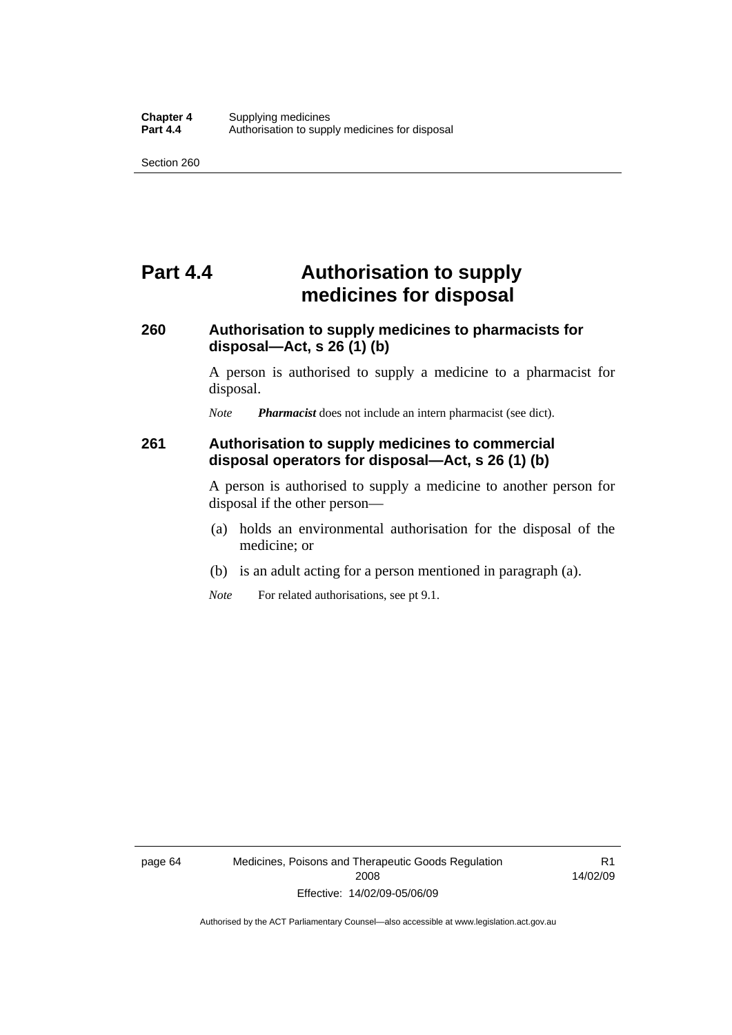# Part 4.4 Authorisation to supply medicines for disposal

## 260 Authorisation to supply medicines to pharmacists for disposal—Act, s 26 (1) (b)

A person is authorised to supply a medicine to a pharmacist for disposal.

*Note* ***Pharmacist*** does not include an intern pharmacist (see dict).

## 261 Authorisation to supply medicines to commercial disposal operators for disposal—Act, s 26 (1) (b)

A person is authorised to supply a medicine to another person for disposal if the other person—

(a) holds an environmental authorisation for the disposal of the medicine; or

(b) is an adult acting for a person mentioned in paragraph (a).

*Note* For related authorisations, see pt 9.1.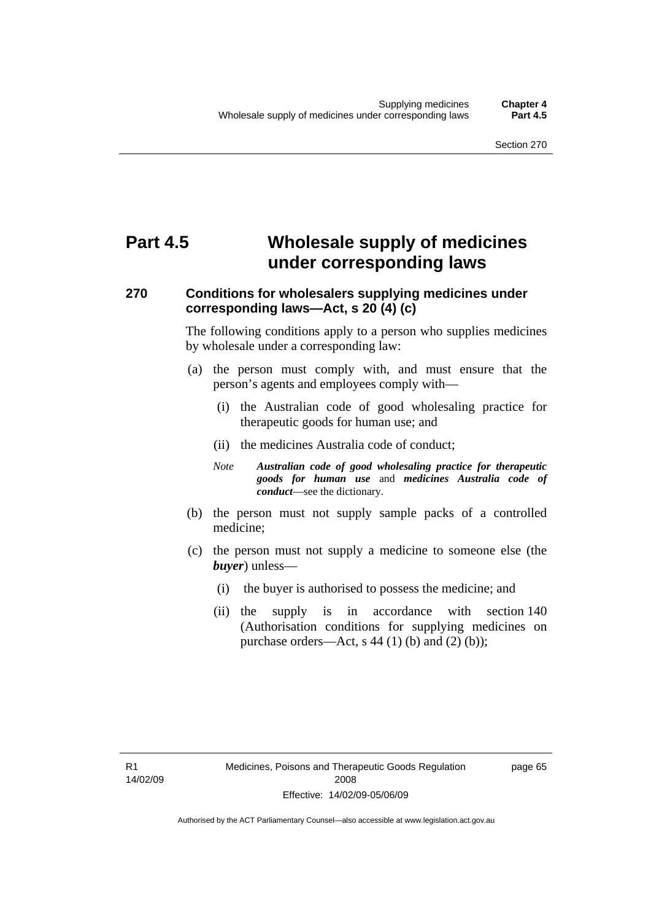# Part 4.5 Wholesale supply of medicines under corresponding laws

### 270 Conditions for wholesalers supplying medicines under corresponding laws—Act, s 20 (4) (c)

The following conditions apply to a person who supplies medicines by wholesale under a corresponding law:

(a) the person must comply with, and must ensure that the person's agents and employees comply with—

   (i) the Australian code of good wholesaling practice for therapeutic goods for human use; and

   (ii) the medicines Australia code of conduct;

   *Note* ***Australian code of good wholesaling practice for therapeutic goods for human use*** and ***medicines Australia code of conduct***—see the dictionary.

(b) the person must not supply sample packs of a controlled medicine;

(c) the person must not supply a medicine to someone else (the ***buyer***) unless—

   (i) the buyer is authorised to possess the medicine; and

   (ii) the supply is in accordance with section 140 (Authorisation conditions for supplying medicines on purchase orders—Act, s 44 (1) (b) and (2) (b));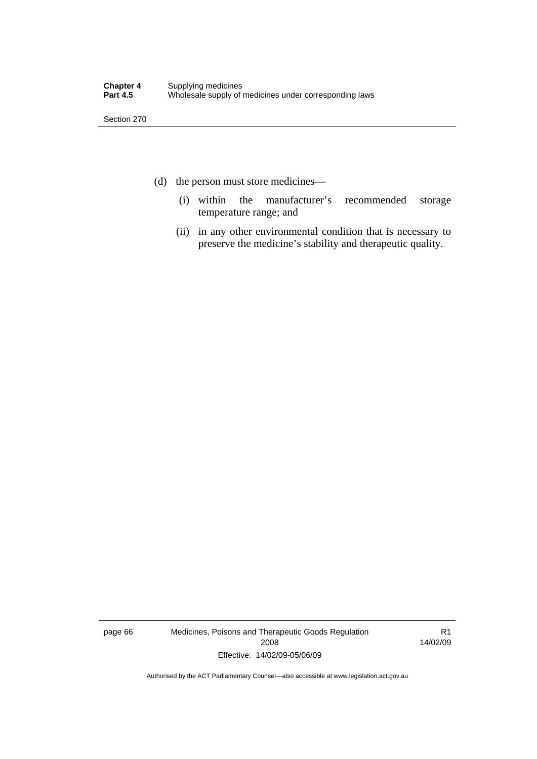(d) the person must store medicines—

   (i) within the manufacturer's recommended storage temperature range; and

   (ii) in any other environmental condition that is necessary to preserve the medicine's stability and therapeutic quality.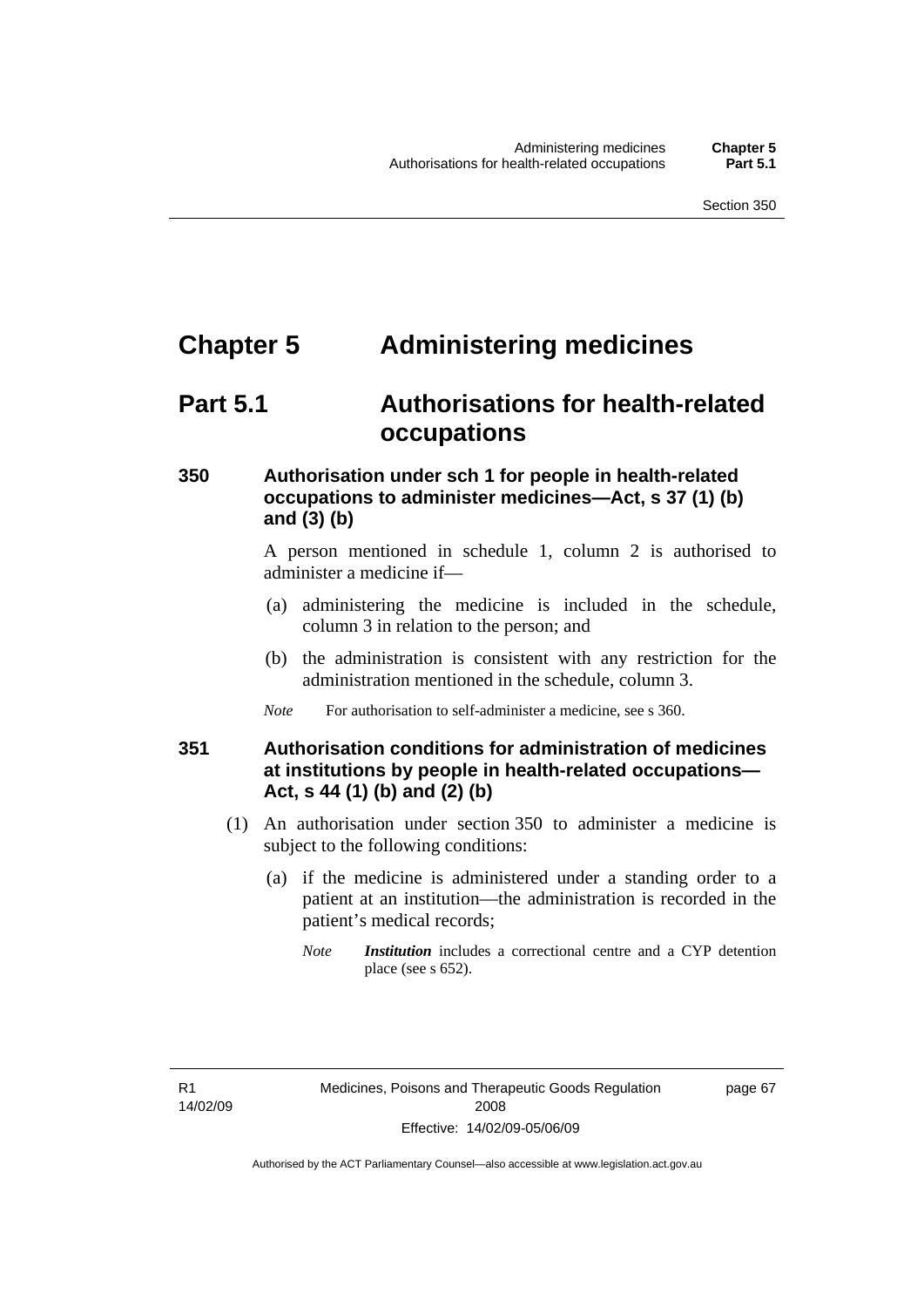# Chapter 5 Administering medicines

## Part 5.1 Authorisations for health-related occupations

### 350 Authorisation under sch 1 for people in health-related occupations to administer medicines—Act, s 37 (1) (b) and (3) (b)

A person mentioned in schedule 1, column 2 is authorised to administer a medicine if—

(a) administering the medicine is included in the schedule, column 3 in relation to the person; and

(b) the administration is consistent with any restriction for the administration mentioned in the schedule, column 3.

*Note* For authorisation to self-administer a medicine, see s 360.

### 351 Authorisation conditions for administration of medicines at institutions by people in health-related occupations—Act, s 44 (1) (b) and (2) (b)

(1) An authorisation under section 350 to administer a medicine is subject to the following conditions:

(a) if the medicine is administered under a standing order to a patient at an institution—the administration is recorded in the patient's medical records;

*Note* ***Institution*** includes a correctional centre and a CYP detention place (see s 652).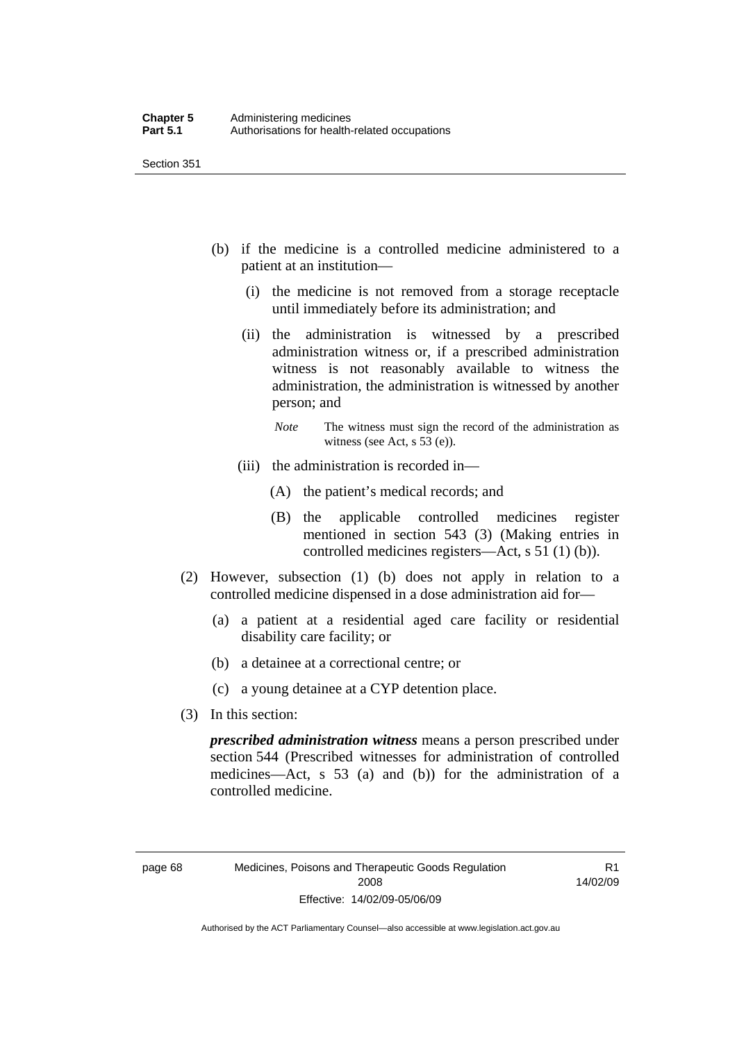(b) if the medicine is a controlled medicine administered to a patient at an institution—

   (i) the medicine is not removed from a storage receptacle until immediately before its administration; and

   (ii) the administration is witnessed by a prescribed administration witness or, if a prescribed administration witness is not reasonably available to witness the administration, the administration is witnessed by another person; and

   *Note* The witness must sign the record of the administration as witness (see Act, s 53 (e)).

   (iii) the administration is recorded in—

      (A) the patient's medical records; and

      (B) the applicable controlled medicines register mentioned in section 543 (3) (Making entries in controlled medicines registers—Act, s 51 (1) (b)).

(2) However, subsection (1) (b) does not apply in relation to a controlled medicine dispensed in a dose administration aid for—

   (a) a patient at a residential aged care facility or residential disability care facility; or

   (b) a detainee at a correctional centre; or

   (c) a young detainee at a CYP detention place.

(3) In this section:

***prescribed administration witness*** means a person prescribed under section 544 (Prescribed witnesses for administration of controlled medicines—Act, s 53 (a) and (b)) for the administration of a controlled medicine.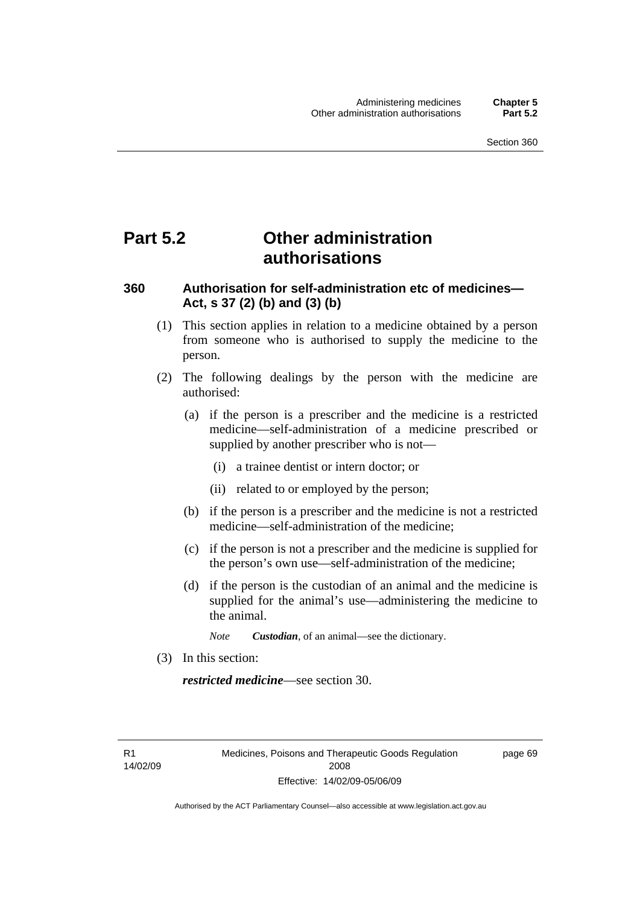# Part 5.2 Other administration authorisations

### 360 Authorisation for self-administration etc of medicines—Act, s 37 (2) (b) and (3) (b)

(1) This section applies in relation to a medicine obtained by a person from someone who is authorised to supply the medicine to the person.

(2) The following dealings by the person with the medicine are authorised:

(a) if the person is a prescriber and the medicine is a restricted medicine—self-administration of a medicine prescribed or supplied by another prescriber who is not—

(i) a trainee dentist or intern doctor; or

(ii) related to or employed by the person;

(b) if the person is a prescriber and the medicine is not a restricted medicine—self-administration of the medicine;

(c) if the person is not a prescriber and the medicine is supplied for the person's own use—self-administration of the medicine;

(d) if the person is the custodian of an animal and the medicine is supplied for the animal's use—administering the medicine to the animal.

*Note* ***Custodian***, of an animal—see the dictionary.

(3) In this section:

***restricted medicine***—see section 30.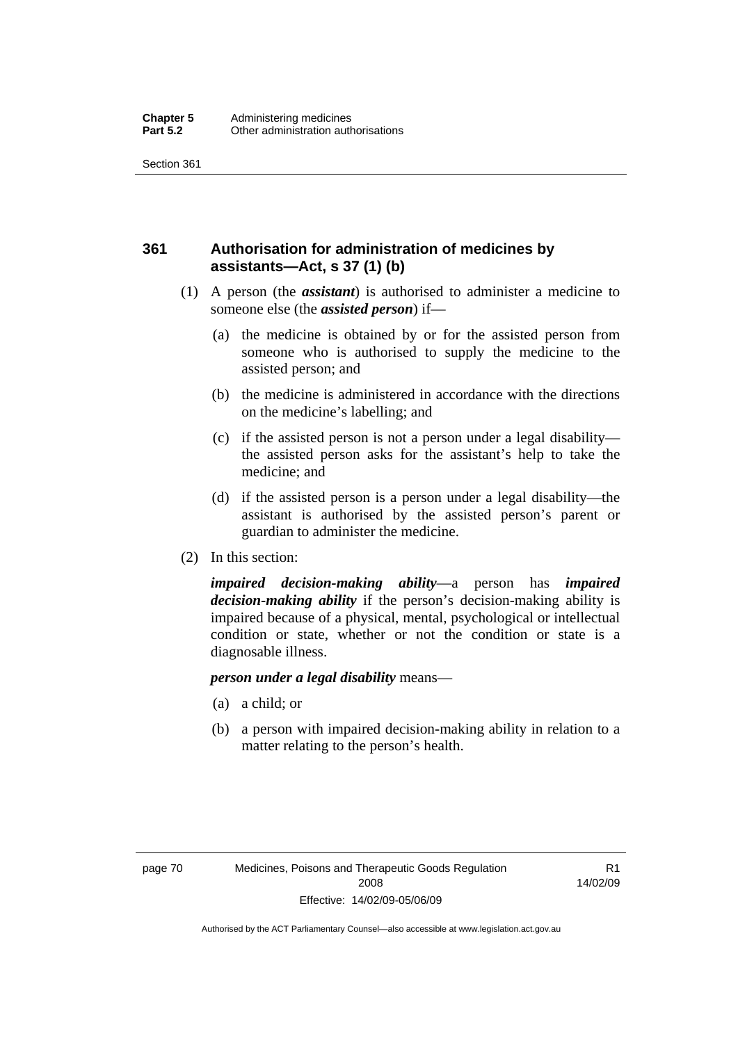## 361 Authorisation for administration of medicines by assistants—Act, s 37 (1) (b)

(1) A person (the ***assistant***) is authorised to administer a medicine to someone else (the ***assisted person***) if—

 (a) the medicine is obtained by or for the assisted person from someone who is authorised to supply the medicine to the assisted person; and

 (b) the medicine is administered in accordance with the directions on the medicine's labelling; and

 (c) if the assisted person is not a person under a legal disability—the assisted person asks for the assistant's help to take the medicine; and

 (d) if the assisted person is a person under a legal disability—the assistant is authorised by the assisted person's parent or guardian to administer the medicine.

(2) In this section:

***impaired decision-making ability***—a person has ***impaired decision-making ability*** if the person's decision-making ability is impaired because of a physical, mental, psychological or intellectual condition or state, whether or not the condition or state is a diagnosable illness.

***person under a legal disability*** means—

 (a) a child; or

 (b) a person with impaired decision-making ability in relation to a matter relating to the person's health.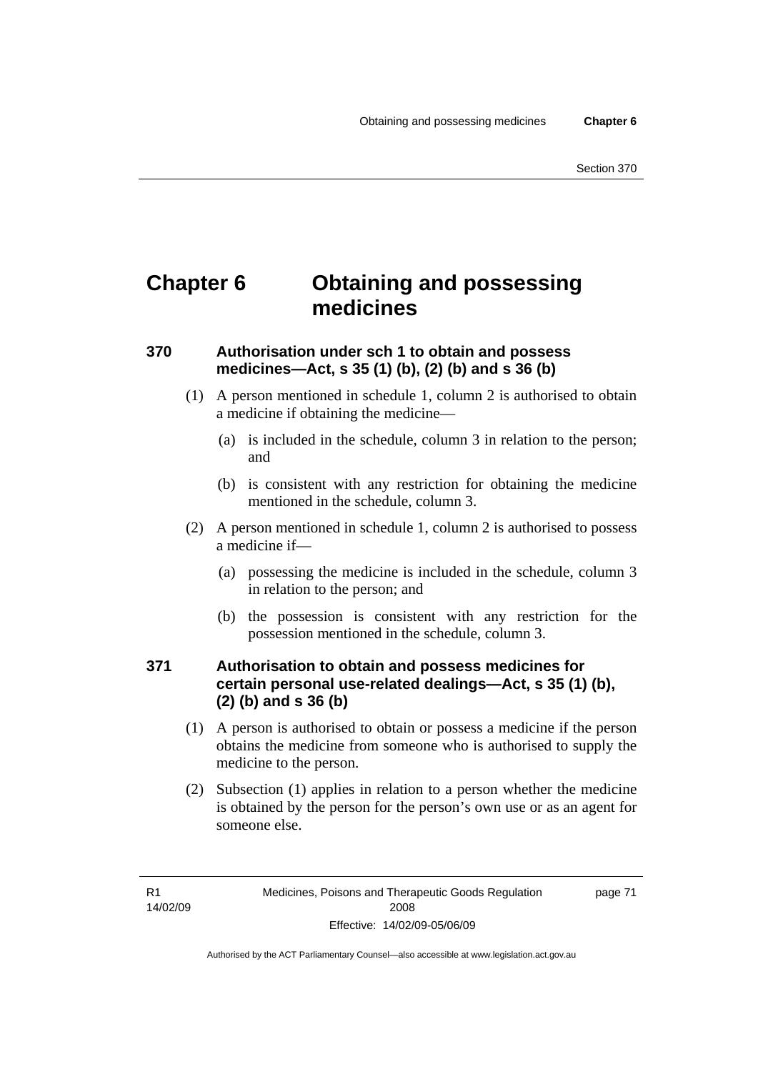# Chapter 6 Obtaining and possessing medicines

## 370 Authorisation under sch 1 to obtain and possess medicines—Act, s 35 (1) (b), (2) (b) and s 36 (b)

(1) A person mentioned in schedule 1, column 2 is authorised to obtain a medicine if obtaining the medicine—

(a) is included in the schedule, column 3 in relation to the person; and

(b) is consistent with any restriction for obtaining the medicine mentioned in the schedule, column 3.

(2) A person mentioned in schedule 1, column 2 is authorised to possess a medicine if—

(a) possessing the medicine is included in the schedule, column 3 in relation to the person; and

(b) the possession is consistent with any restriction for the possession mentioned in the schedule, column 3.

## 371 Authorisation to obtain and possess medicines for certain personal use-related dealings—Act, s 35 (1) (b), (2) (b) and s 36 (b)

(1) A person is authorised to obtain or possess a medicine if the person obtains the medicine from someone who is authorised to supply the medicine to the person.

(2) Subsection (1) applies in relation to a person whether the medicine is obtained by the person for the person's own use or as an agent for someone else.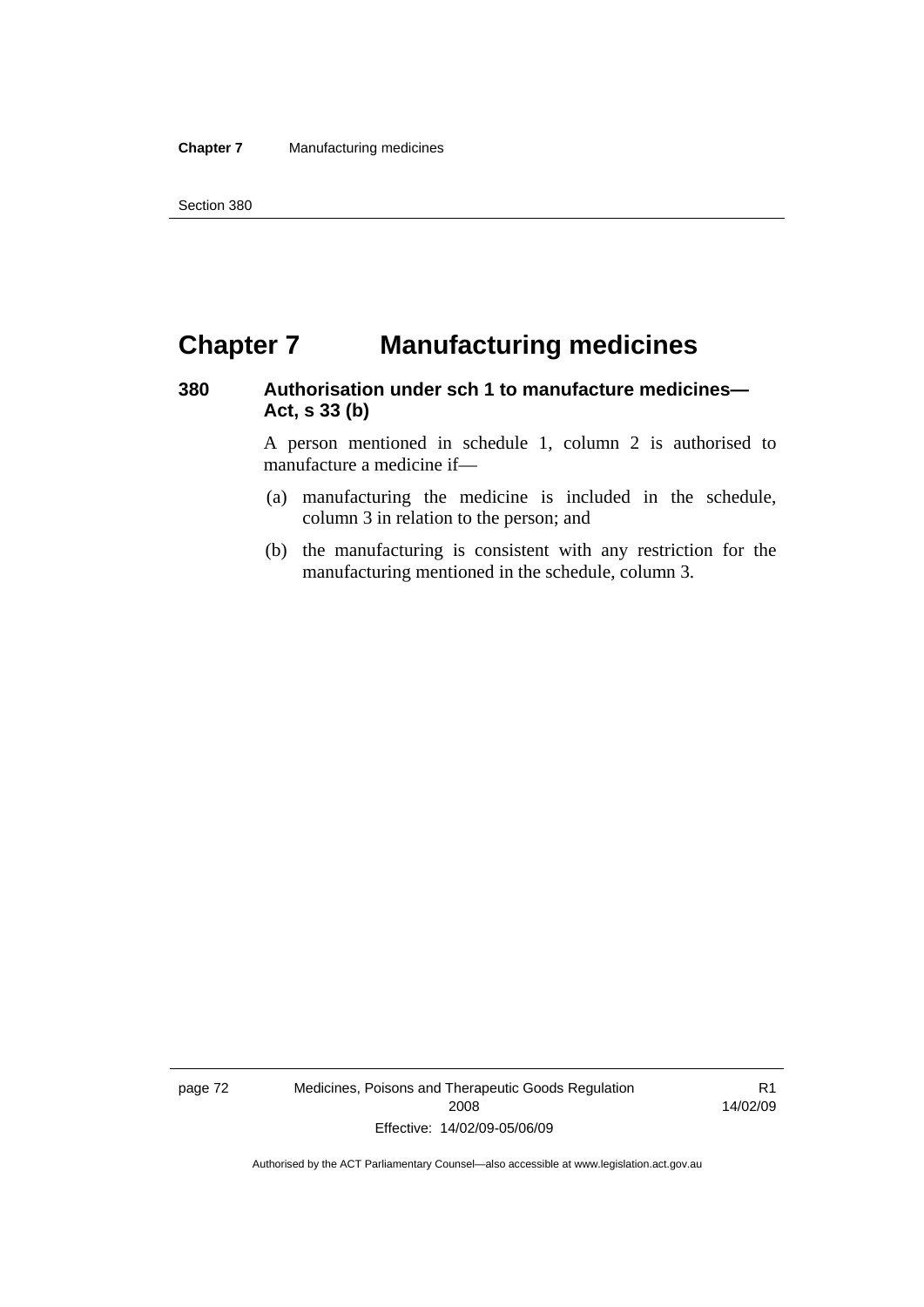# Chapter 7 Manufacturing medicines

## 380 Authorisation under sch 1 to manufacture medicines—Act, s 33 (b)

A person mentioned in schedule 1, column 2 is authorised to manufacture a medicine if—

(a) manufacturing the medicine is included in the schedule, column 3 in relation to the person; and

(b) the manufacturing is consistent with any restriction for the manufacturing mentioned in the schedule, column 3.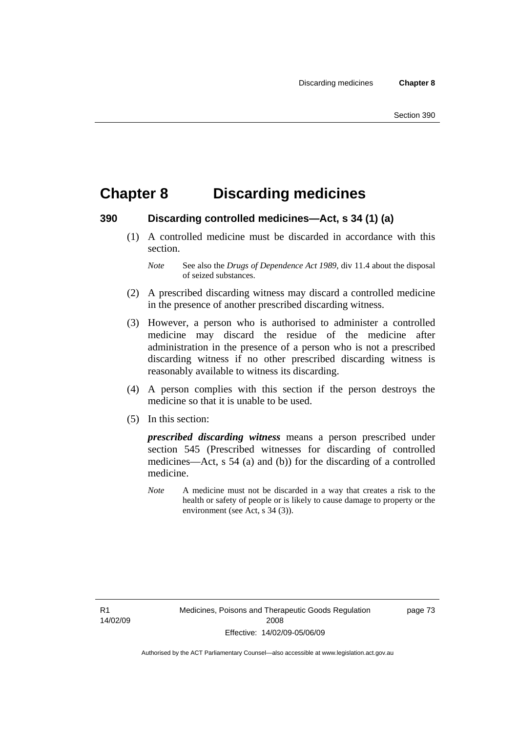# Chapter 8 Discarding medicines

## 390 Discarding controlled medicines—Act, s 34 (1) (a)

(1) A controlled medicine must be discarded in accordance with this section.

*Note* See also the *Drugs of Dependence Act 1989*, div 11.4 about the disposal of seized substances.

(2) A prescribed discarding witness may discard a controlled medicine in the presence of another prescribed discarding witness.

(3) However, a person who is authorised to administer a controlled medicine may discard the residue of the medicine after administration in the presence of a person who is not a prescribed discarding witness if no other prescribed discarding witness is reasonably available to witness its discarding.

(4) A person complies with this section if the person destroys the medicine so that it is unable to be used.

(5) In this section:

***prescribed discarding witness*** means a person prescribed under section 545 (Prescribed witnesses for discarding of controlled medicines—Act, s 54 (a) and (b)) for the discarding of a controlled medicine.

*Note* A medicine must not be discarded in a way that creates a risk to the health or safety of people or is likely to cause damage to property or the environment (see Act, s 34 (3)).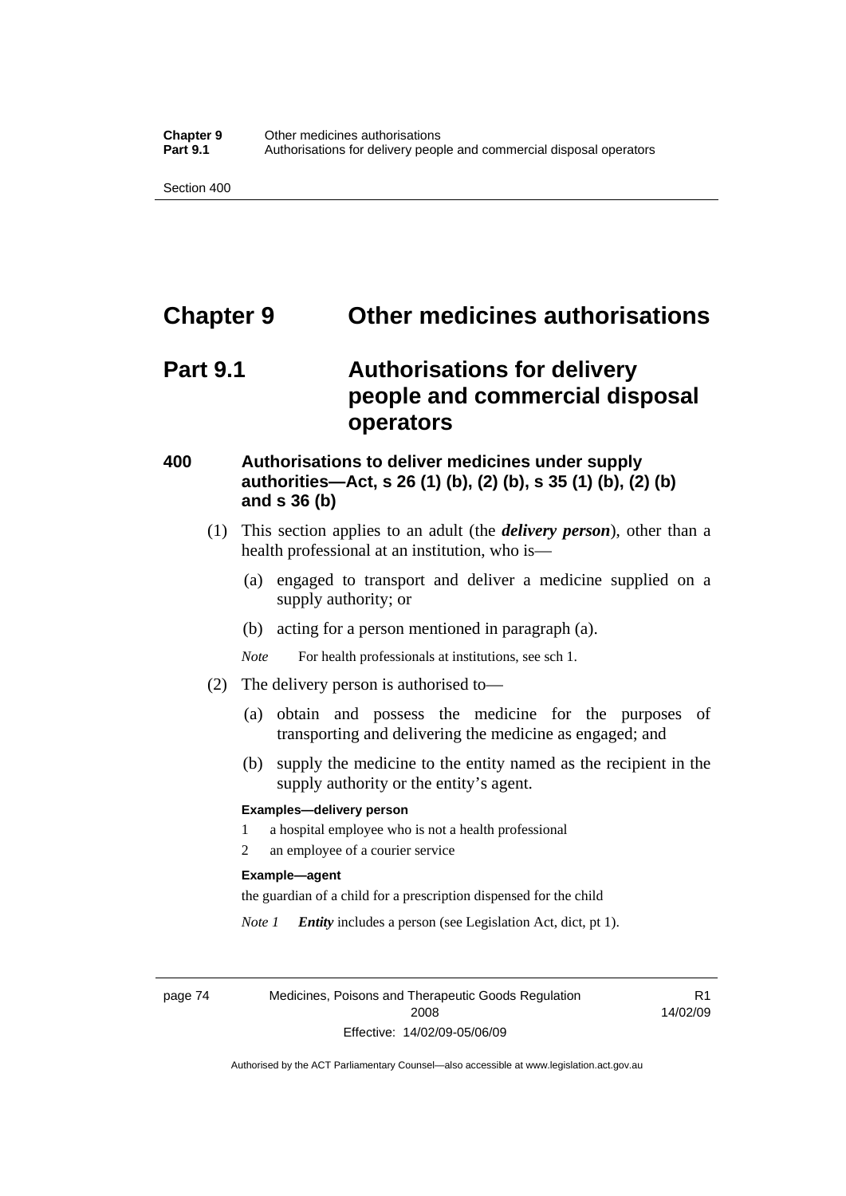# Chapter 9 Other medicines authorisations

## Part 9.1 Authorisations for delivery people and commercial disposal operators

### 400 Authorisations to deliver medicines under supply authorities—Act, s 26 (1) (b), (2) (b), s 35 (1) (b), (2) (b) and s 36 (b)

(1) This section applies to an adult (the ***delivery person***), other than a health professional at an institution, who is—

(a) engaged to transport and deliver a medicine supplied on a supply authority; or

(b) acting for a person mentioned in paragraph (a).

*Note* For health professionals at institutions, see sch 1.

(2) The delivery person is authorised to—

(a) obtain and possess the medicine for the purposes of transporting and delivering the medicine as engaged; and

(b) supply the medicine to the entity named as the recipient in the supply authority or the entity's agent.

**Examples—delivery person**

1 a hospital employee who is not a health professional

2 an employee of a courier service

**Example—agent**

the guardian of a child for a prescription dispensed for the child

*Note 1* ***Entity*** includes a person (see Legislation Act, dict, pt 1).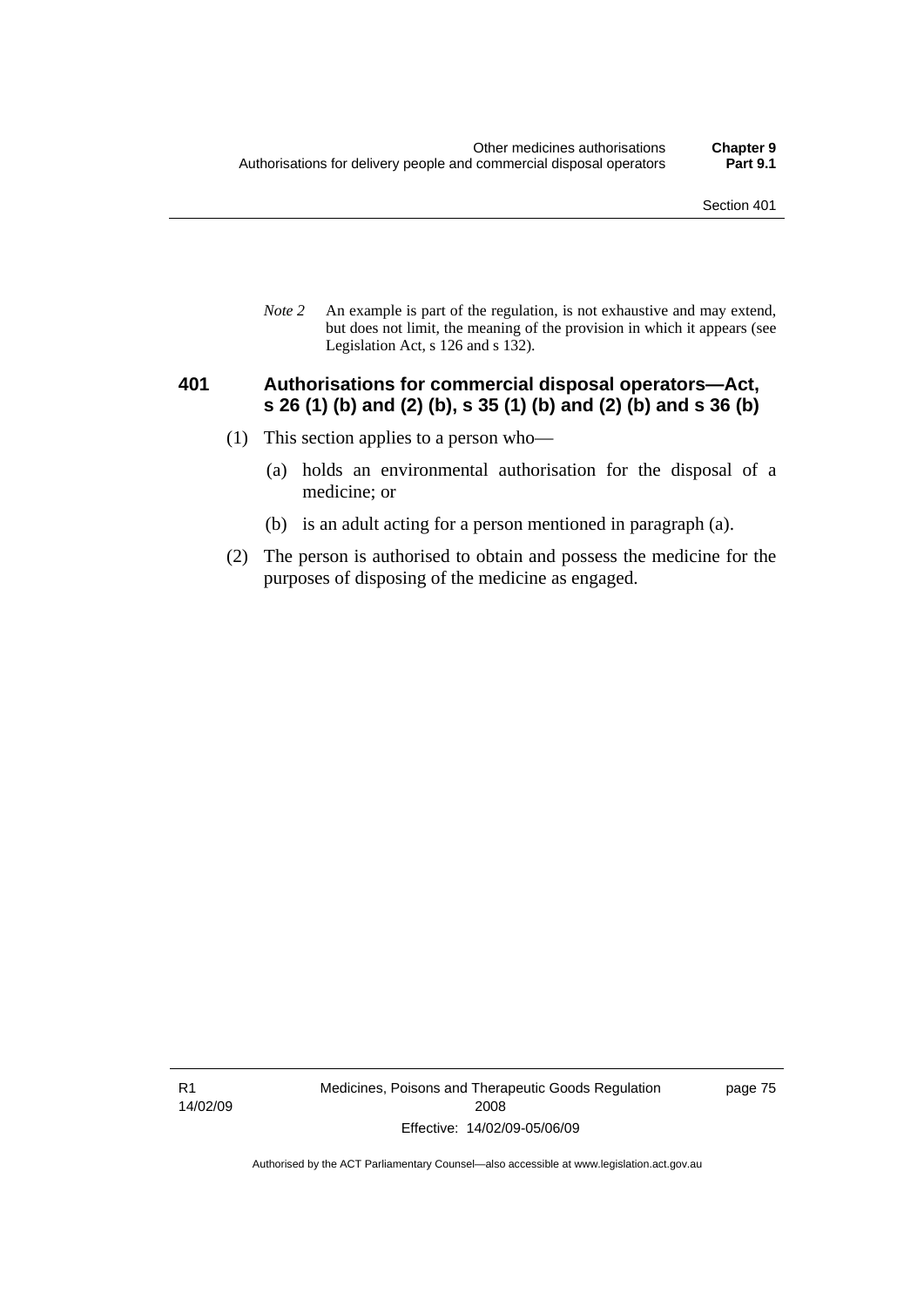*Note 2* An example is part of the regulation, is not exhaustive and may extend, but does not limit, the meaning of the provision in which it appears (see Legislation Act, s 126 and s 132).

### 401 Authorisations for commercial disposal operators—Act, s 26 (1) (b) and (2) (b), s 35 (1) (b) and (2) (b) and s 36 (b)

(1) This section applies to a person who—

(a) holds an environmental authorisation for the disposal of a medicine; or

(b) is an adult acting for a person mentioned in paragraph (a).

(2) The person is authorised to obtain and possess the medicine for the purposes of disposing of the medicine as engaged.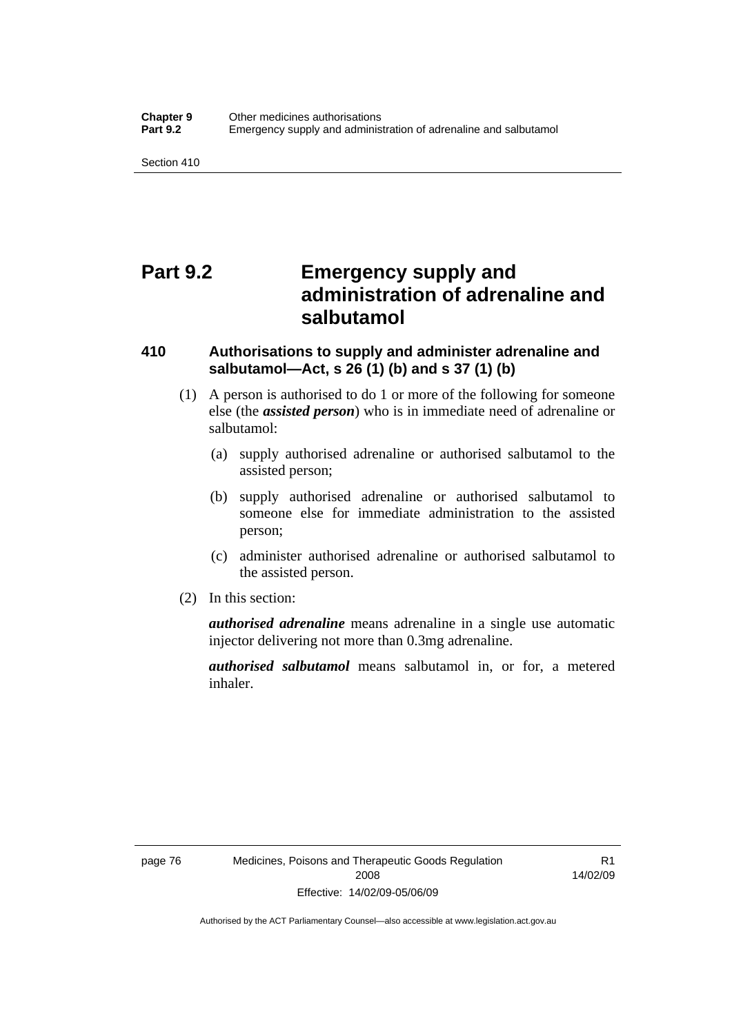# Part 9.2 Emergency supply and administration of adrenaline and salbutamol

## 410 Authorisations to supply and administer adrenaline and salbutamol—Act, s 26 (1) (b) and s 37 (1) (b)

(1) A person is authorised to do 1 or more of the following for someone else (the ***assisted person***) who is in immediate need of adrenaline or salbutamol:

(a) supply authorised adrenaline or authorised salbutamol to the assisted person;

(b) supply authorised adrenaline or authorised salbutamol to someone else for immediate administration to the assisted person;

(c) administer authorised adrenaline or authorised salbutamol to the assisted person.

(2) In this section:

***authorised adrenaline*** means adrenaline in a single use automatic injector delivering not more than 0.3mg adrenaline.

***authorised salbutamol*** means salbutamol in, or for, a metered inhaler.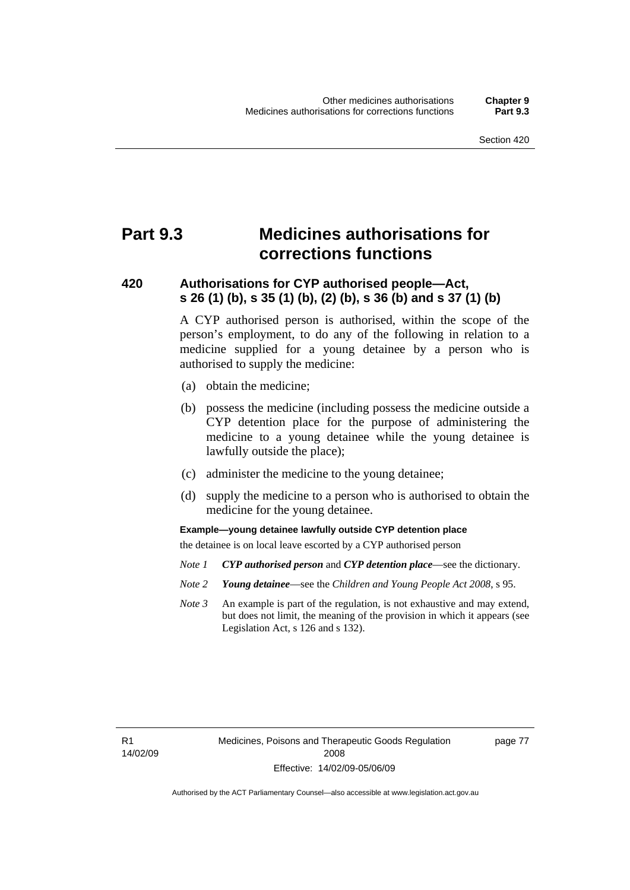# Part 9.3 Medicines authorisations for corrections functions

### 420 Authorisations for CYP authorised people—Act, s 26 (1) (b), s 35 (1) (b), (2) (b), s 36 (b) and s 37 (1) (b)

A CYP authorised person is authorised, within the scope of the person's employment, to do any of the following in relation to a medicine supplied for a young detainee by a person who is authorised to supply the medicine:

(a) obtain the medicine;

(b) possess the medicine (including possess the medicine outside a CYP detention place for the purpose of administering the medicine to a young detainee while the young detainee is lawfully outside the place);

(c) administer the medicine to the young detainee;

(d) supply the medicine to a person who is authorised to obtain the medicine for the young detainee.

**Example—young detainee lawfully outside CYP detention place**

the detainee is on local leave escorted by a CYP authorised person

*Note 1* ***CYP authorised person*** and ***CYP detention place***—see the dictionary.

*Note 2* ***Young detainee***—see the *Children and Young People Act 2008*, s 95.

*Note 3* An example is part of the regulation, is not exhaustive and may extend, but does not limit, the meaning of the provision in which it appears (see Legislation Act, s 126 and s 132).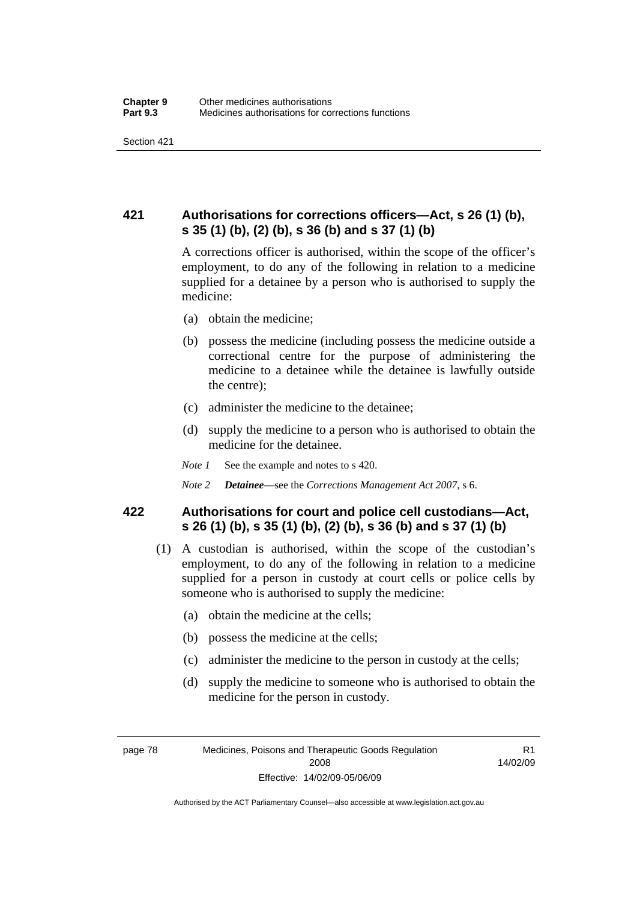## 421 Authorisations for corrections officers—Act, s 26 (1) (b), s 35 (1) (b), (2) (b), s 36 (b) and s 37 (1) (b)

A corrections officer is authorised, within the scope of the officer's employment, to do any of the following in relation to a medicine supplied for a detainee by a person who is authorised to supply the medicine:

(a) obtain the medicine;

(b) possess the medicine (including possess the medicine outside a correctional centre for the purpose of administering the medicine to a detainee while the detainee is lawfully outside the centre);

(c) administer the medicine to the detainee;

(d) supply the medicine to a person who is authorised to obtain the medicine for the detainee.

*Note 1* See the example and notes to s 420.

*Note 2* ***Detainee***—see the *Corrections Management Act 2007*, s 6.

## 422 Authorisations for court and police cell custodians—Act, s 26 (1) (b), s 35 (1) (b), (2) (b), s 36 (b) and s 37 (1) (b)

(1) A custodian is authorised, within the scope of the custodian's employment, to do any of the following in relation to a medicine supplied for a person in custody at court cells or police cells by someone who is authorised to supply the medicine:

(a) obtain the medicine at the cells;

(b) possess the medicine at the cells;

(c) administer the medicine to the person in custody at the cells;

(d) supply the medicine to someone who is authorised to obtain the medicine for the person in custody.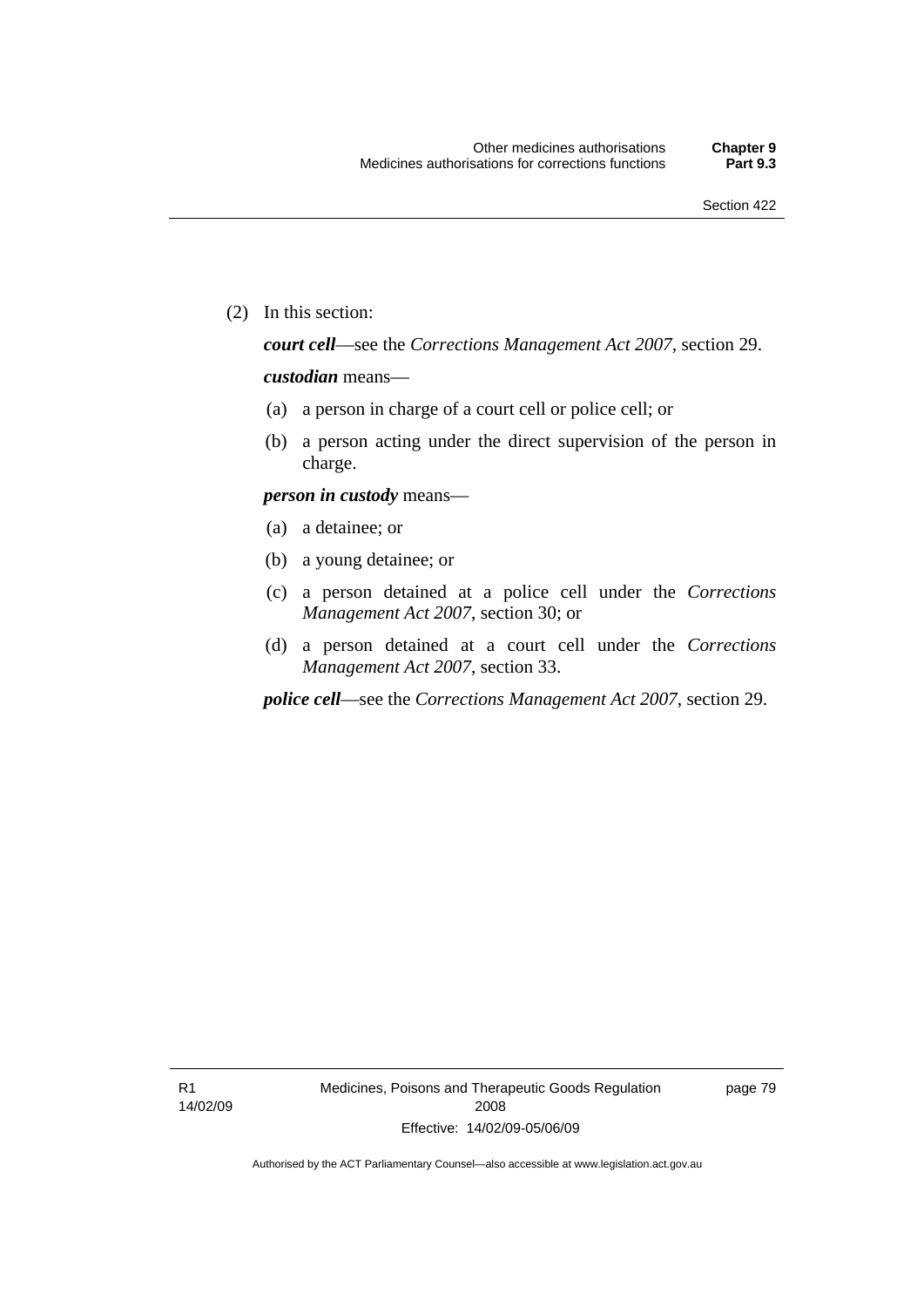(2) In this section:

***court cell***—see the *Corrections Management Act 2007*, section 29.

***custodian*** means—

(a) a person in charge of a court cell or police cell; or

(b) a person acting under the direct supervision of the person in charge.

***person in custody*** means—

(a) a detainee; or

(b) a young detainee; or

(c) a person detained at a police cell under the *Corrections Management Act 2007*, section 30; or

(d) a person detained at a court cell under the *Corrections Management Act 2007*, section 33.

***police cell***—see the *Corrections Management Act 2007*, section 29.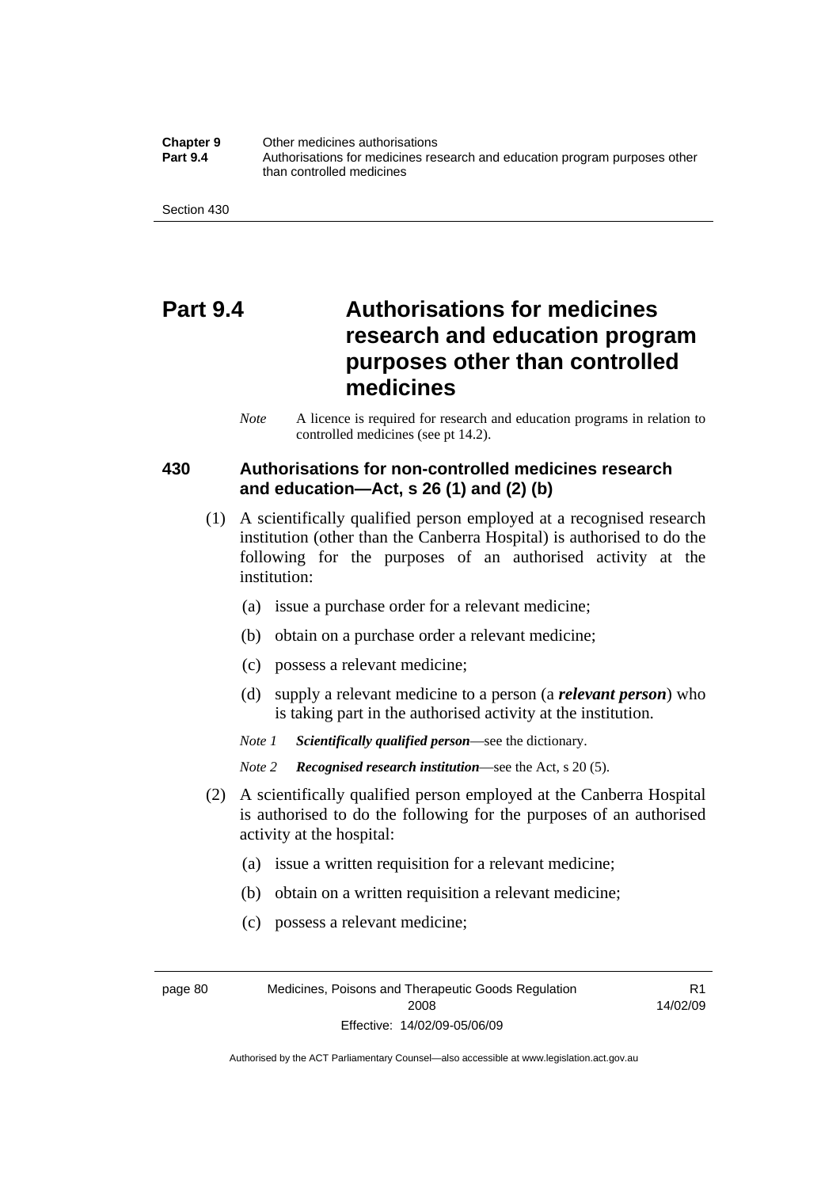# Part 9.4 Authorisations for medicines research and education program purposes other than controlled medicines

*Note* A licence is required for research and education programs in relation to controlled medicines (see pt 14.2).

## 430 Authorisations for non-controlled medicines research and education—Act, s 26 (1) and (2) (b)

(1) A scientifically qualified person employed at a recognised research institution (other than the Canberra Hospital) is authorised to do the following for the purposes of an authorised activity at the institution:

(a) issue a purchase order for a relevant medicine;

(b) obtain on a purchase order a relevant medicine;

(c) possess a relevant medicine;

(d) supply a relevant medicine to a person (a ***relevant person***) who is taking part in the authorised activity at the institution.

*Note 1* ***Scientifically qualified person***—see the dictionary.

*Note 2* ***Recognised research institution***—see the Act, s 20 (5).

(2) A scientifically qualified person employed at the Canberra Hospital is authorised to do the following for the purposes of an authorised activity at the hospital:

(a) issue a written requisition for a relevant medicine;

(b) obtain on a written requisition a relevant medicine;

(c) possess a relevant medicine;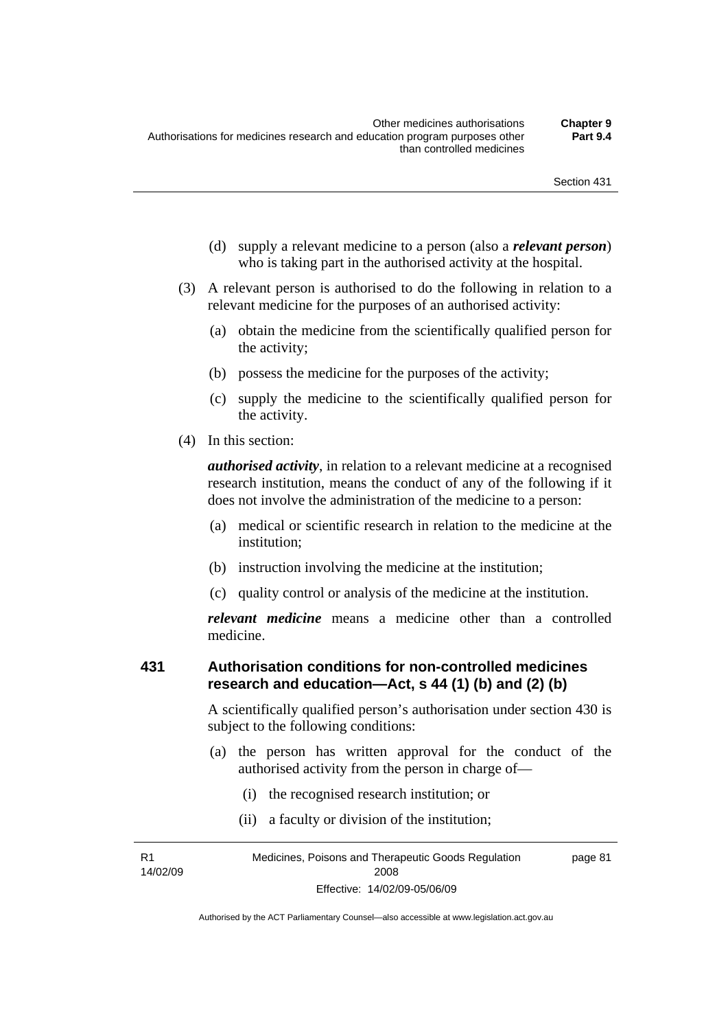(d) supply a relevant medicine to a person (also a ***relevant person***) who is taking part in the authorised activity at the hospital.

(3) A relevant person is authorised to do the following in relation to a relevant medicine for the purposes of an authorised activity:

(a) obtain the medicine from the scientifically qualified person for the activity;

(b) possess the medicine for the purposes of the activity;

(c) supply the medicine to the scientifically qualified person for the activity.

(4) In this section:

***authorised activity***, in relation to a relevant medicine at a recognised research institution, means the conduct of any of the following if it does not involve the administration of the medicine to a person:

(a) medical or scientific research in relation to the medicine at the institution;

(b) instruction involving the medicine at the institution;

(c) quality control or analysis of the medicine at the institution.

***relevant medicine*** means a medicine other than a controlled medicine.

### 431 Authorisation conditions for non-controlled medicines research and education—Act, s 44 (1) (b) and (2) (b)

A scientifically qualified person's authorisation under section 430 is subject to the following conditions:

(a) the person has written approval for the conduct of the authorised activity from the person in charge of—

(i) the recognised research institution; or

(ii) a faculty or division of the institution;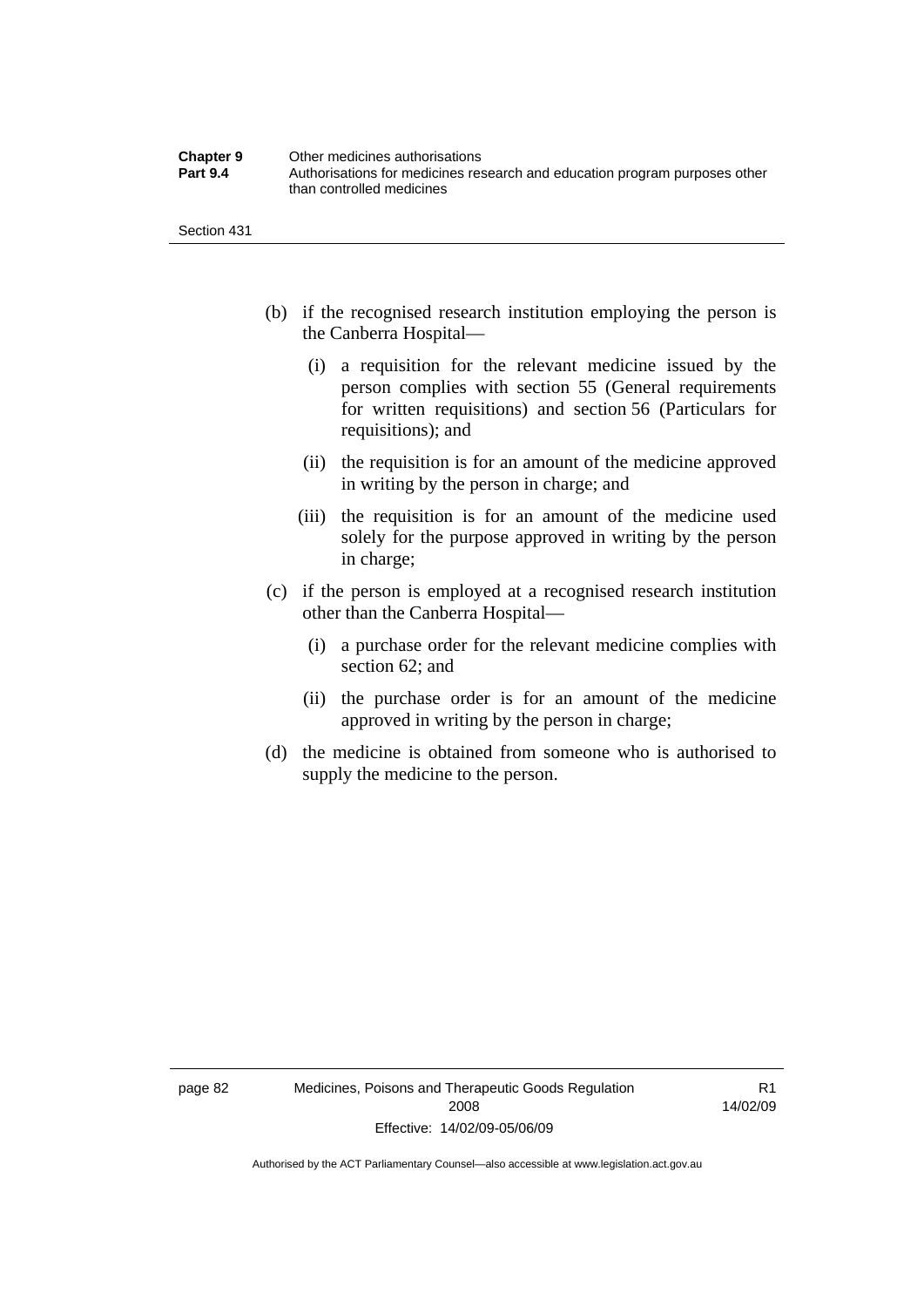(b) if the recognised research institution employing the person is the Canberra Hospital—

   (i) a requisition for the relevant medicine issued by the person complies with section 55 (General requirements for written requisitions) and section 56 (Particulars for requisitions); and

   (ii) the requisition is for an amount of the medicine approved in writing by the person in charge; and

   (iii) the requisition is for an amount of the medicine used solely for the purpose approved in writing by the person in charge;

(c) if the person is employed at a recognised research institution other than the Canberra Hospital—

   (i) a purchase order for the relevant medicine complies with section 62; and

   (ii) the purchase order is for an amount of the medicine approved in writing by the person in charge;

(d) the medicine is obtained from someone who is authorised to supply the medicine to the person.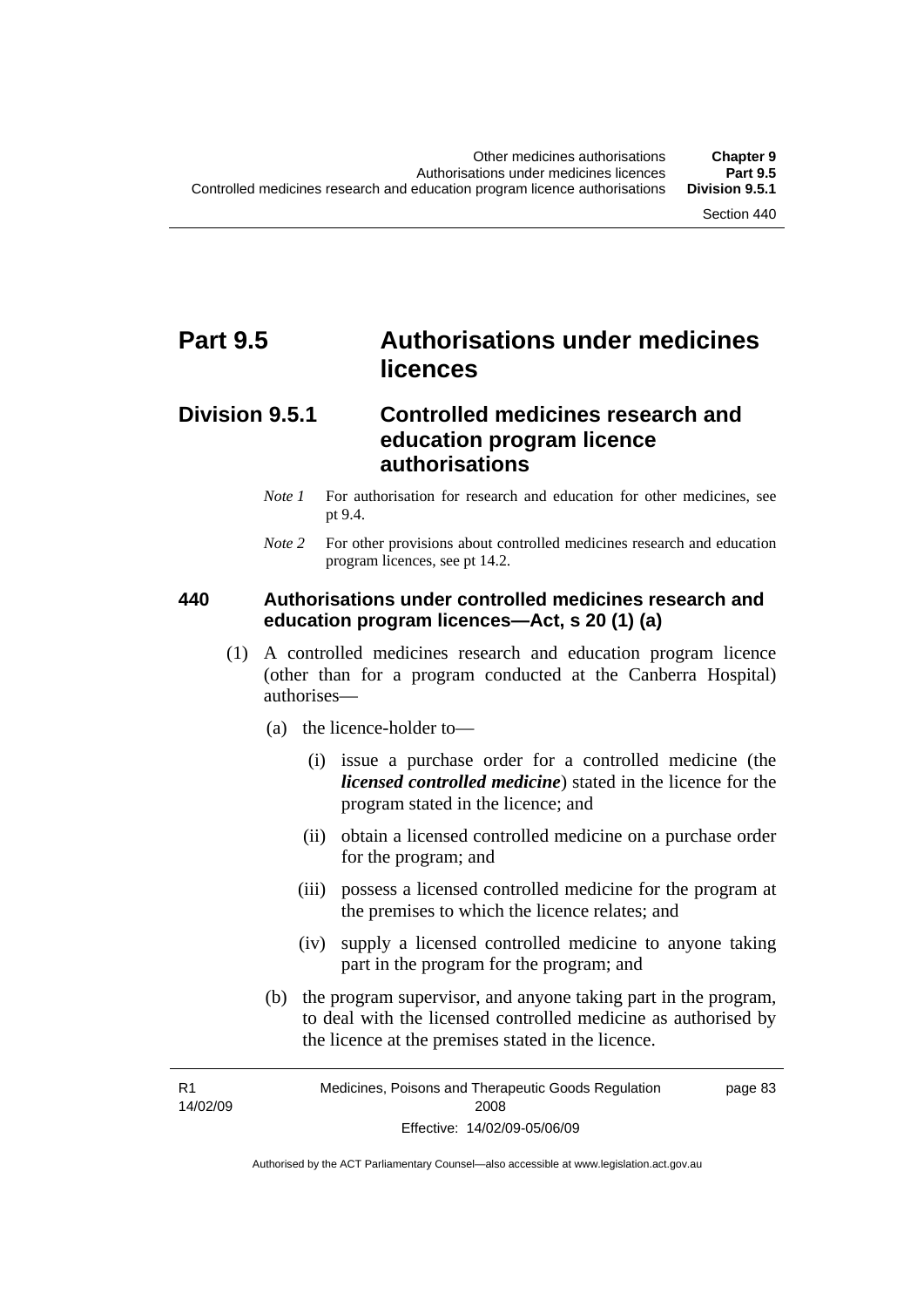# Part 9.5 Authorisations under medicines licences

## Division 9.5.1 Controlled medicines research and education program licence authorisations

*Note 1* For authorisation for research and education for other medicines, see pt 9.4.

*Note 2* For other provisions about controlled medicines research and education program licences, see pt 14.2.

### 440 Authorisations under controlled medicines research and education program licences—Act, s 20 (1) (a)

(1) A controlled medicines research and education program licence (other than for a program conducted at the Canberra Hospital) authorises—

(a) the licence-holder to—

(i) issue a purchase order for a controlled medicine (the ***licensed controlled medicine***) stated in the licence for the program stated in the licence; and

(ii) obtain a licensed controlled medicine on a purchase order for the program; and

(iii) possess a licensed controlled medicine for the program at the premises to which the licence relates; and

(iv) supply a licensed controlled medicine to anyone taking part in the program for the program; and

(b) the program supervisor, and anyone taking part in the program, to deal with the licensed controlled medicine as authorised by the licence at the premises stated in the licence.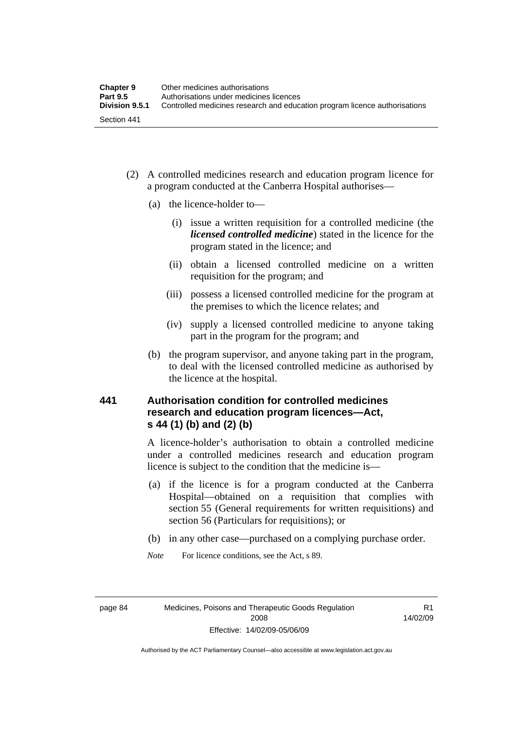(2) A controlled medicines research and education program licence for a program conducted at the Canberra Hospital authorises—

(a) the licence-holder to—

(i) issue a written requisition for a controlled medicine (the ***licensed controlled medicine***) stated in the licence for the program stated in the licence; and

(ii) obtain a licensed controlled medicine on a written requisition for the program; and

(iii) possess a licensed controlled medicine for the program at the premises to which the licence relates; and

(iv) supply a licensed controlled medicine to anyone taking part in the program for the program; and

(b) the program supervisor, and anyone taking part in the program, to deal with the licensed controlled medicine as authorised by the licence at the hospital.

### 441 Authorisation condition for controlled medicines research and education program licences—Act, s 44 (1) (b) and (2) (b)

A licence-holder's authorisation to obtain a controlled medicine under a controlled medicines research and education program licence is subject to the condition that the medicine is—

(a) if the licence is for a program conducted at the Canberra Hospital—obtained on a requisition that complies with section 55 (General requirements for written requisitions) and section 56 (Particulars for requisitions); or

(b) in any other case—purchased on a complying purchase order.

*Note* For licence conditions, see the Act, s 89.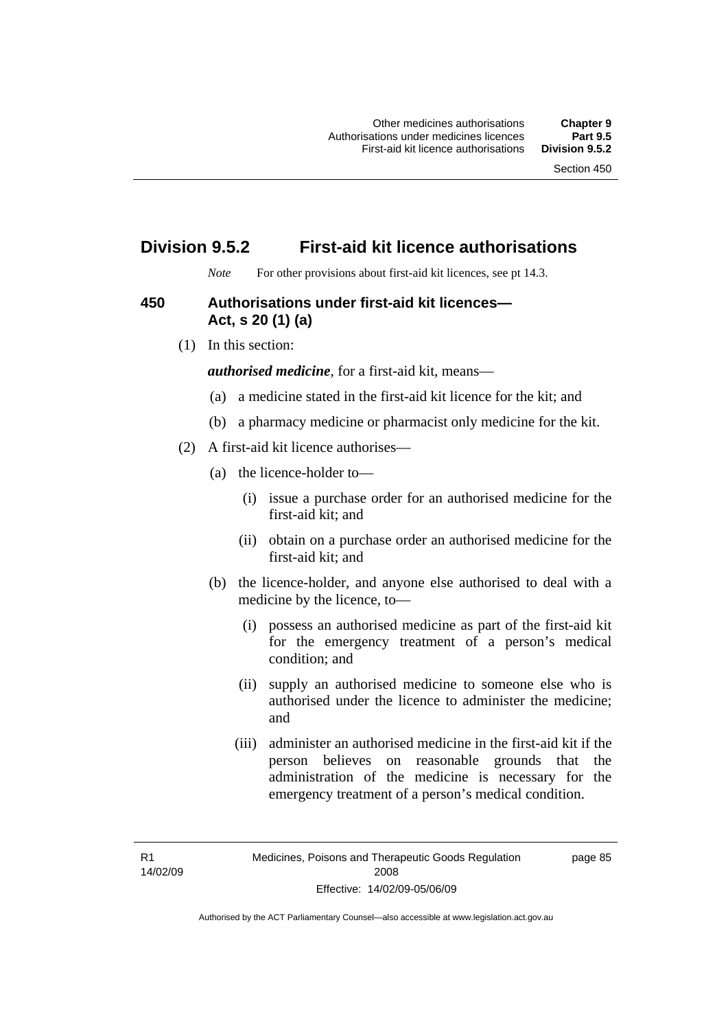# Division 9.5.2 First-aid kit licence authorisations

*Note* For other provisions about first-aid kit licences, see pt 14.3.

## 450 Authorisations under first-aid kit licences—Act, s 20 (1) (a)

(1) In this section:

***authorised medicine***, for a first-aid kit, means—

(a) a medicine stated in the first-aid kit licence for the kit; and

(b) a pharmacy medicine or pharmacist only medicine for the kit.

(2) A first-aid kit licence authorises—

(a) the licence-holder to—

(i) issue a purchase order for an authorised medicine for the first-aid kit; and

(ii) obtain on a purchase order an authorised medicine for the first-aid kit; and

(b) the licence-holder, and anyone else authorised to deal with a medicine by the licence, to—

(i) possess an authorised medicine as part of the first-aid kit for the emergency treatment of a person's medical condition; and

(ii) supply an authorised medicine to someone else who is authorised under the licence to administer the medicine; and

(iii) administer an authorised medicine in the first-aid kit if the person believes on reasonable grounds that the administration of the medicine is necessary for the emergency treatment of a person's medical condition.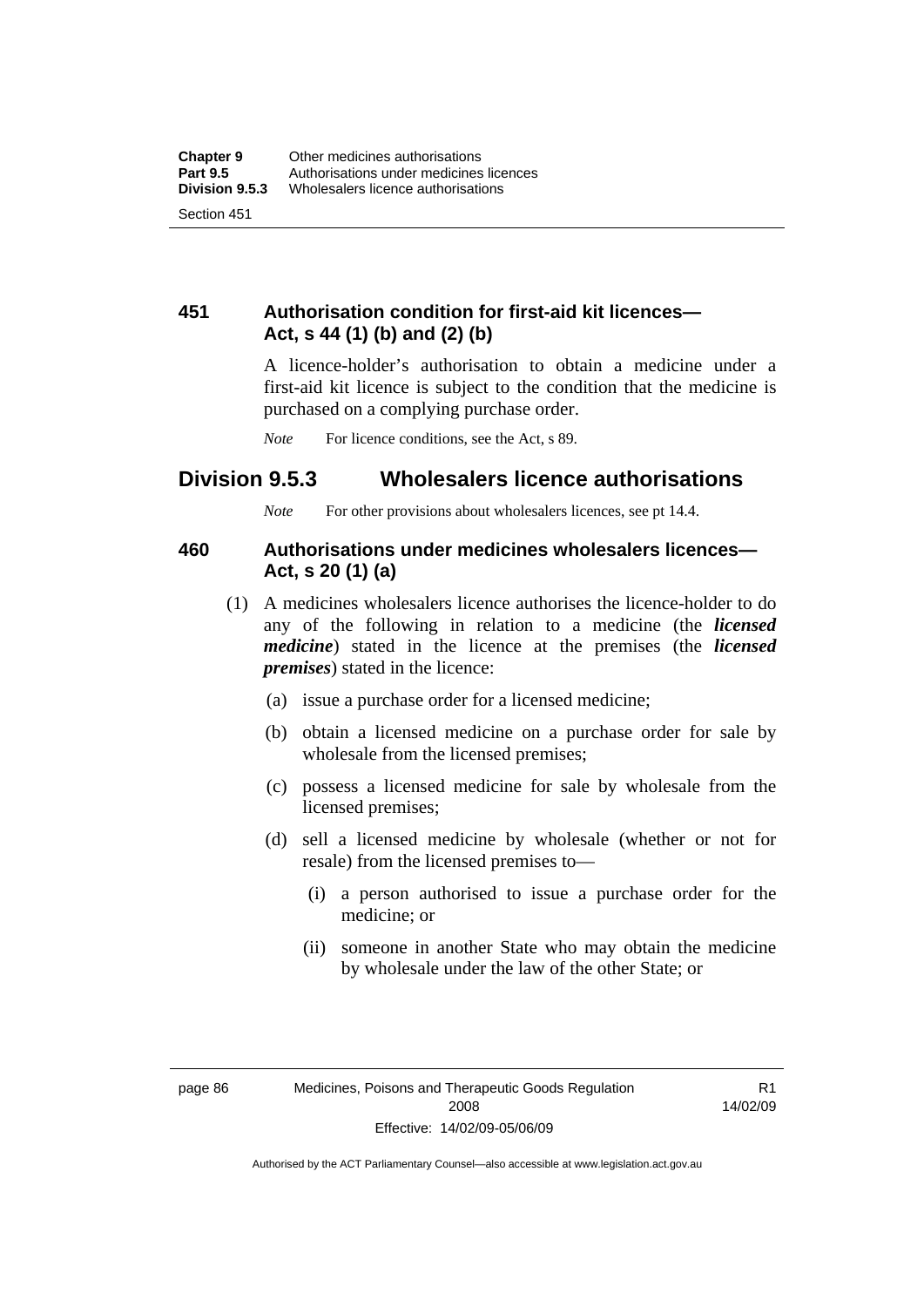### 451 Authorisation condition for first-aid kit licences—Act, s 44 (1) (b) and (2) (b)

A licence-holder's authorisation to obtain a medicine under a first-aid kit licence is subject to the condition that the medicine is purchased on a complying purchase order.

*Note* For licence conditions, see the Act, s 89.

## Division 9.5.3 Wholesalers licence authorisations

*Note* For other provisions about wholesalers licences, see pt 14.4.

### 460 Authorisations under medicines wholesalers licences—Act, s 20 (1) (a)

(1) A medicines wholesalers licence authorises the licence-holder to do any of the following in relation to a medicine (the ***licensed medicine***) stated in the licence at the premises (the ***licensed premises***) stated in the licence:

(a) issue a purchase order for a licensed medicine;

(b) obtain a licensed medicine on a purchase order for sale by wholesale from the licensed premises;

(c) possess a licensed medicine for sale by wholesale from the licensed premises;

(d) sell a licensed medicine by wholesale (whether or not for resale) from the licensed premises to—

(i) a person authorised to issue a purchase order for the medicine; or

(ii) someone in another State who may obtain the medicine by wholesale under the law of the other State; or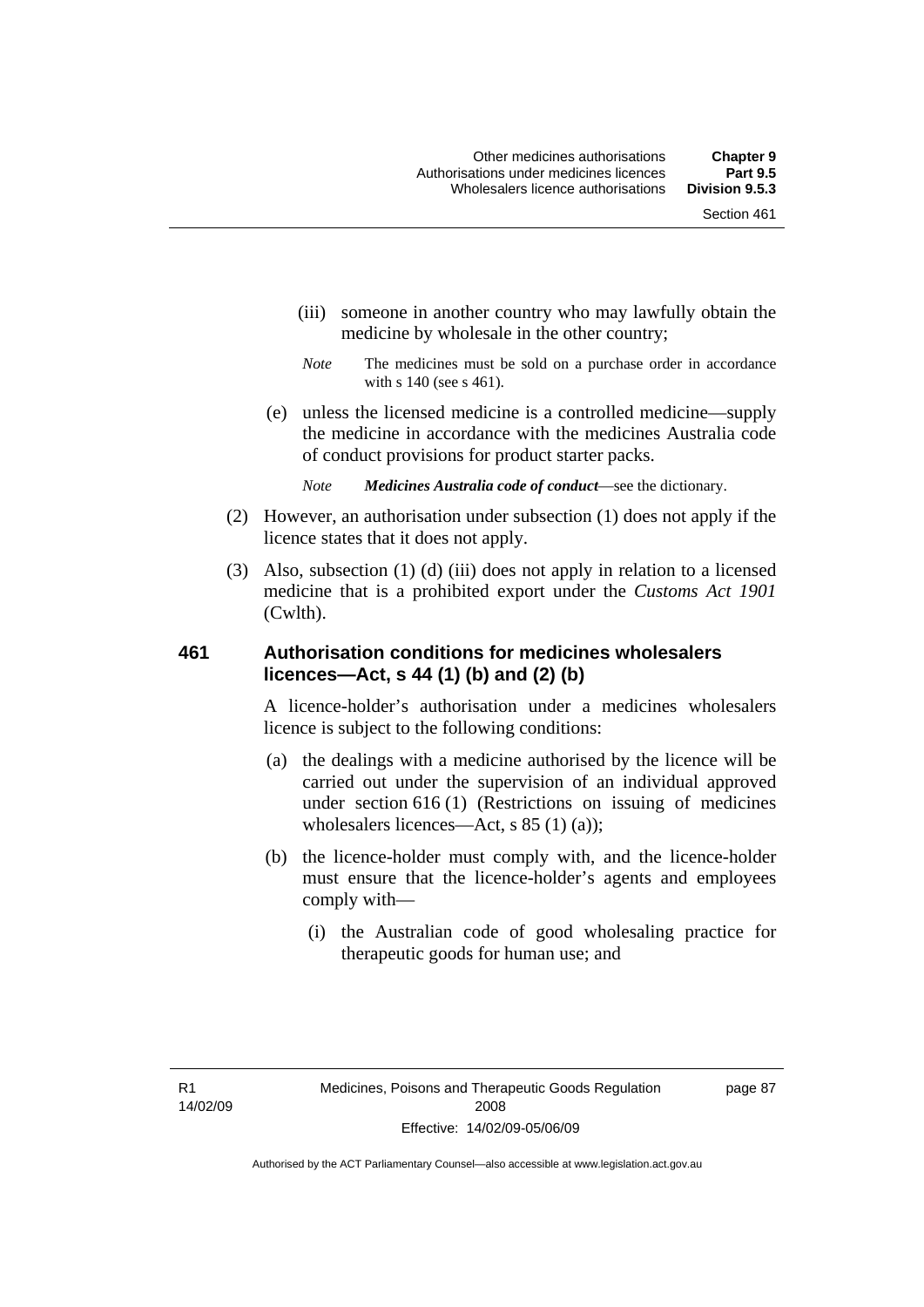(iii) someone in another country who may lawfully obtain the medicine by wholesale in the other country;

*Note* The medicines must be sold on a purchase order in accordance with s 140 (see s 461).

(e) unless the licensed medicine is a controlled medicine—supply the medicine in accordance with the medicines Australia code of conduct provisions for product starter packs.

*Note* ***Medicines Australia code of conduct***—see the dictionary.

(2) However, an authorisation under subsection (1) does not apply if the licence states that it does not apply.

(3) Also, subsection (1) (d) (iii) does not apply in relation to a licensed medicine that is a prohibited export under the *Customs Act 1901* (Cwlth).

## 461 Authorisation conditions for medicines wholesalers licences—Act, s 44 (1) (b) and (2) (b)

A licence-holder's authorisation under a medicines wholesalers licence is subject to the following conditions:

(a) the dealings with a medicine authorised by the licence will be carried out under the supervision of an individual approved under section 616 (1) (Restrictions on issuing of medicines wholesalers licences—Act, s 85 (1) (a));

(b) the licence-holder must comply with, and the licence-holder must ensure that the licence-holder's agents and employees comply with—

(i) the Australian code of good wholesaling practice for therapeutic goods for human use; and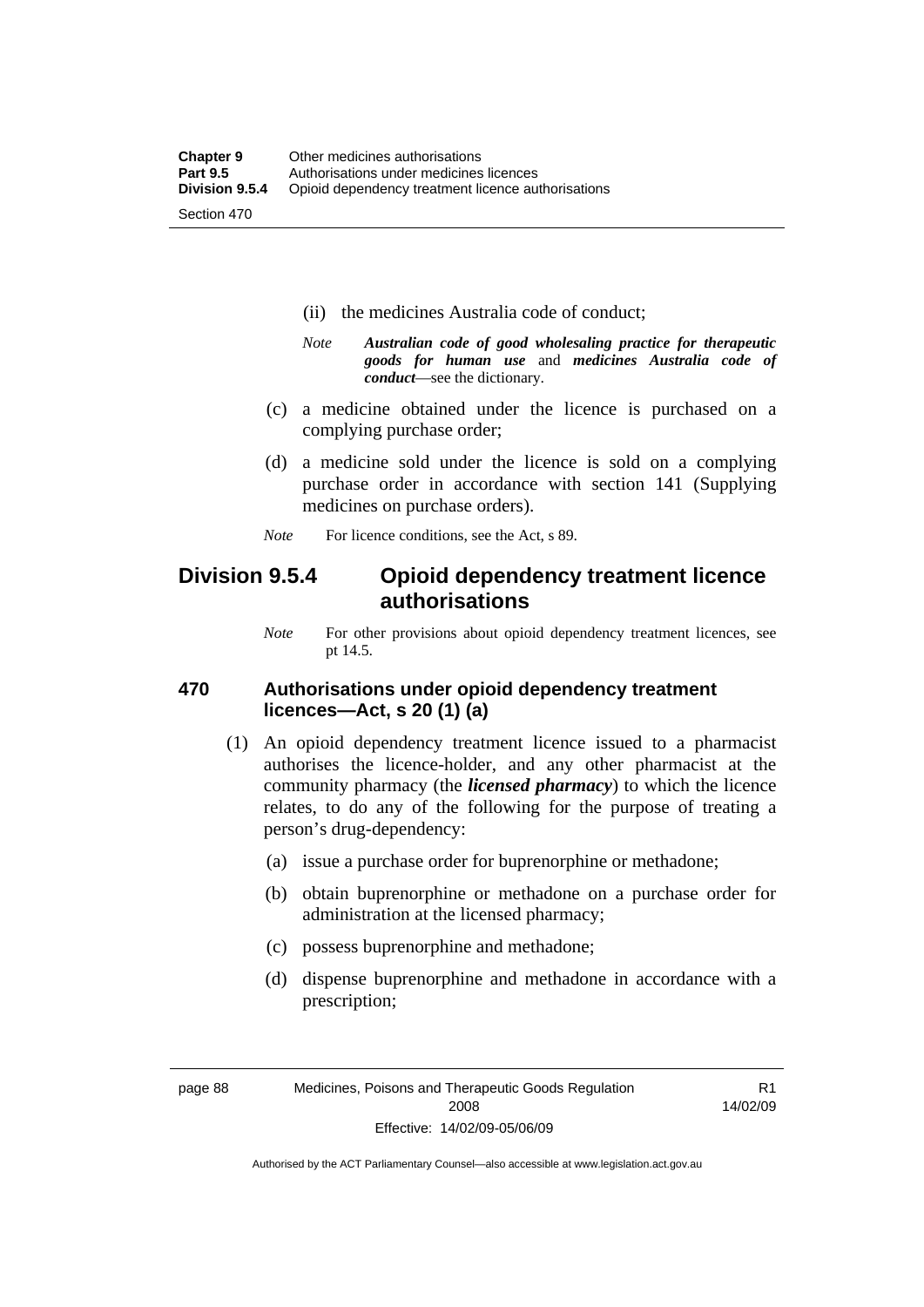(ii) the medicines Australia code of conduct;

*Note* ***Australian code of good wholesaling practice for therapeutic goods for human use*** and ***medicines Australia code of conduct***—see the dictionary.

(c) a medicine obtained under the licence is purchased on a complying purchase order;

(d) a medicine sold under the licence is sold on a complying purchase order in accordance with section 141 (Supplying medicines on purchase orders).

*Note* For licence conditions, see the Act, s 89.

## Division 9.5.4 Opioid dependency treatment licence authorisations

*Note* For other provisions about opioid dependency treatment licences, see pt 14.5.

### 470 Authorisations under opioid dependency treatment licences—Act, s 20 (1) (a)

(1) An opioid dependency treatment licence issued to a pharmacist authorises the licence-holder, and any other pharmacist at the community pharmacy (the ***licensed pharmacy***) to which the licence relates, to do any of the following for the purpose of treating a person's drug-dependency:

(a) issue a purchase order for buprenorphine or methadone;

(b) obtain buprenorphine or methadone on a purchase order for administration at the licensed pharmacy;

(c) possess buprenorphine and methadone;

(d) dispense buprenorphine and methadone in accordance with a prescription;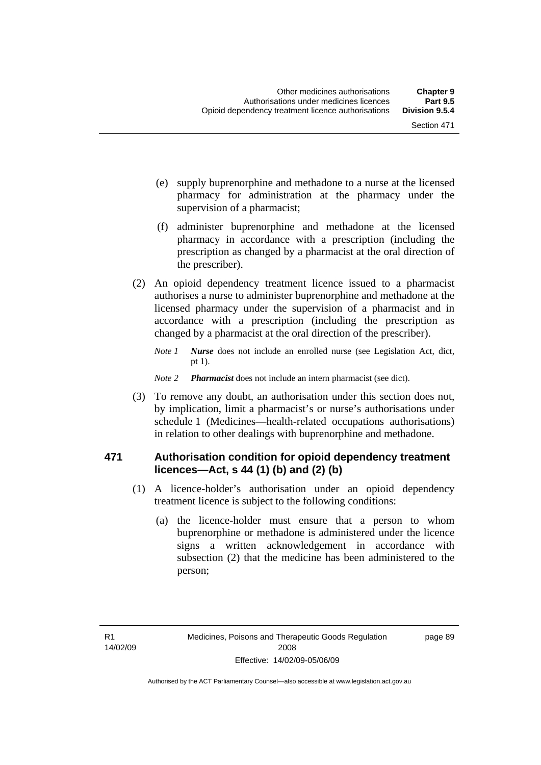(e) supply buprenorphine and methadone to a nurse at the licensed pharmacy for administration at the pharmacy under the supervision of a pharmacist;

(f) administer buprenorphine and methadone at the licensed pharmacy in accordance with a prescription (including the prescription as changed by a pharmacist at the oral direction of the prescriber).

(2) An opioid dependency treatment licence issued to a pharmacist authorises a nurse to administer buprenorphine and methadone at the licensed pharmacy under the supervision of a pharmacist and in accordance with a prescription (including the prescription as changed by a pharmacist at the oral direction of the prescriber).

*Note 1* ***Nurse*** does not include an enrolled nurse (see Legislation Act, dict, pt 1).

*Note 2* ***Pharmacist*** does not include an intern pharmacist (see dict).

(3) To remove any doubt, an authorisation under this section does not, by implication, limit a pharmacist's or nurse's authorisations under schedule 1 (Medicines—health-related occupations authorisations) in relation to other dealings with buprenorphine and methadone.

### 471 Authorisation condition for opioid dependency treatment licences—Act, s 44 (1) (b) and (2) (b)

(1) A licence-holder's authorisation under an opioid dependency treatment licence is subject to the following conditions:

(a) the licence-holder must ensure that a person to whom buprenorphine or methadone is administered under the licence signs a written acknowledgement in accordance with subsection (2) that the medicine has been administered to the person;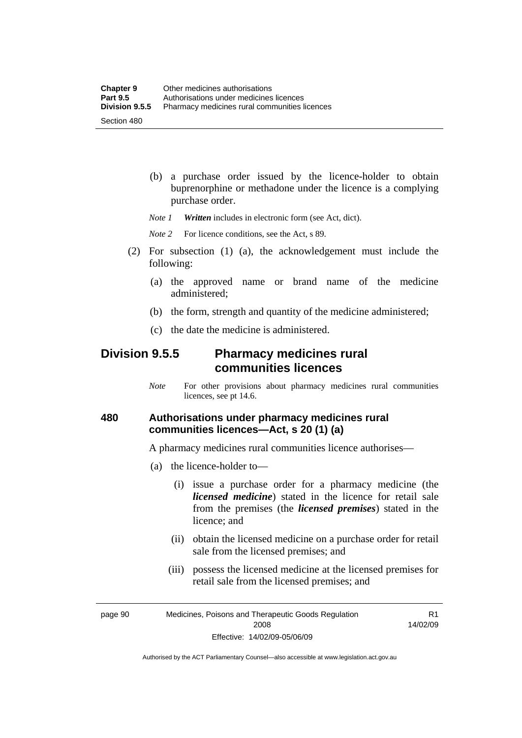(b) a purchase order issued by the licence-holder to obtain buprenorphine or methadone under the licence is a complying purchase order.

*Note 1* ***Written*** includes in electronic form (see Act, dict).

*Note 2* For licence conditions, see the Act, s 89.

(2) For subsection (1) (a), the acknowledgement must include the following:

(a) the approved name or brand name of the medicine administered;

(b) the form, strength and quantity of the medicine administered;

(c) the date the medicine is administered.

## Division 9.5.5 Pharmacy medicines rural communities licences

*Note* For other provisions about pharmacy medicines rural communities licences, see pt 14.6.

### 480 Authorisations under pharmacy medicines rural communities licences—Act, s 20 (1) (a)

A pharmacy medicines rural communities licence authorises—

(a) the licence-holder to—

(i) issue a purchase order for a pharmacy medicine (the ***licensed medicine***) stated in the licence for retail sale from the premises (the ***licensed premises***) stated in the licence; and

(ii) obtain the licensed medicine on a purchase order for retail sale from the licensed premises; and

(iii) possess the licensed medicine at the licensed premises for retail sale from the licensed premises; and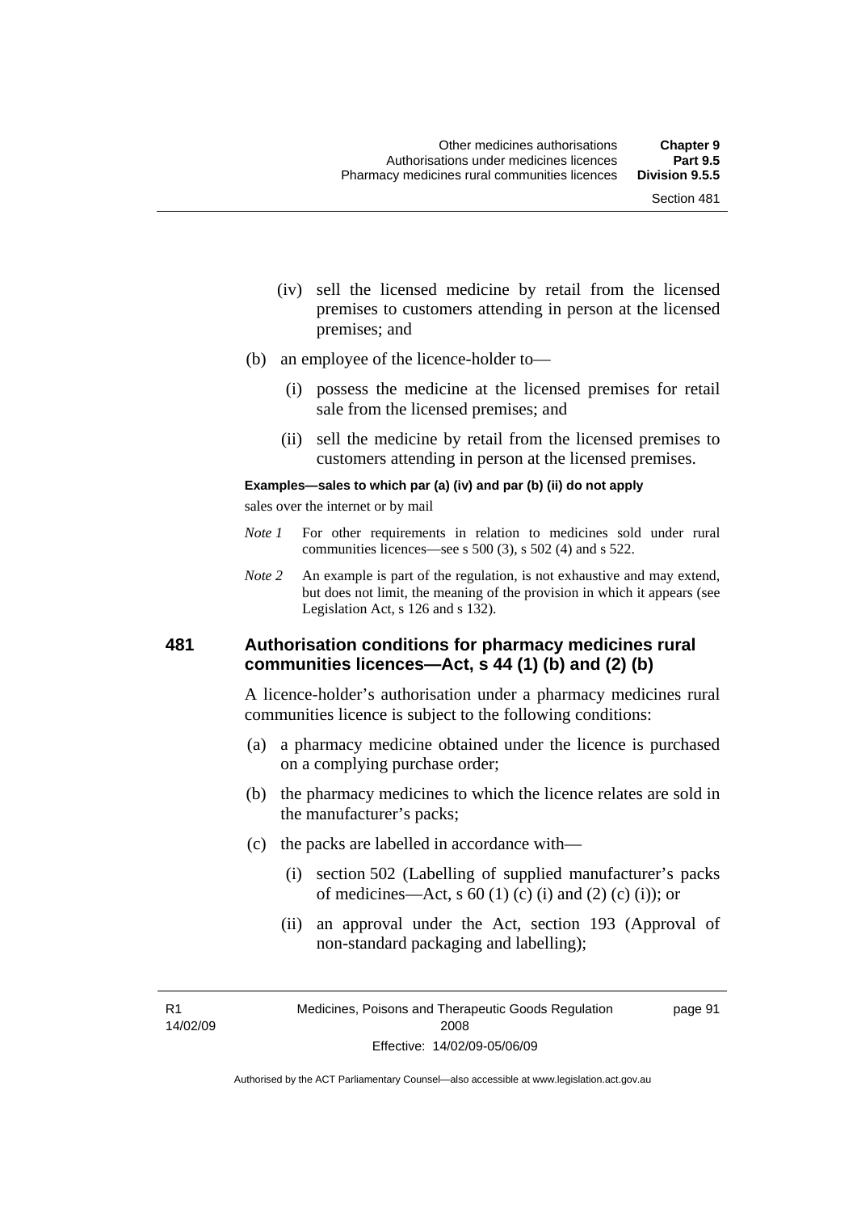(iv) sell the licensed medicine by retail from the licensed premises to customers attending in person at the licensed premises; and

(b) an employee of the licence-holder to—

(i) possess the medicine at the licensed premises for retail sale from the licensed premises; and

(ii) sell the medicine by retail from the licensed premises to customers attending in person at the licensed premises.

**Examples—sales to which par (a) (iv) and par (b) (ii) do not apply**

sales over the internet or by mail

*Note 1* For other requirements in relation to medicines sold under rural communities licences—see s 500 (3), s 502 (4) and s 522.

*Note 2* An example is part of the regulation, is not exhaustive and may extend, but does not limit, the meaning of the provision in which it appears (see Legislation Act, s 126 and s 132).

### 481 Authorisation conditions for pharmacy medicines rural communities licences—Act, s 44 (1) (b) and (2) (b)

A licence-holder's authorisation under a pharmacy medicines rural communities licence is subject to the following conditions:

(a) a pharmacy medicine obtained under the licence is purchased on a complying purchase order;

(b) the pharmacy medicines to which the licence relates are sold in the manufacturer's packs;

(c) the packs are labelled in accordance with—

(i) section 502 (Labelling of supplied manufacturer's packs of medicines—Act, s 60 (1) (c) (i) and (2) (c) (i)); or

(ii) an approval under the Act, section 193 (Approval of non-standard packaging and labelling);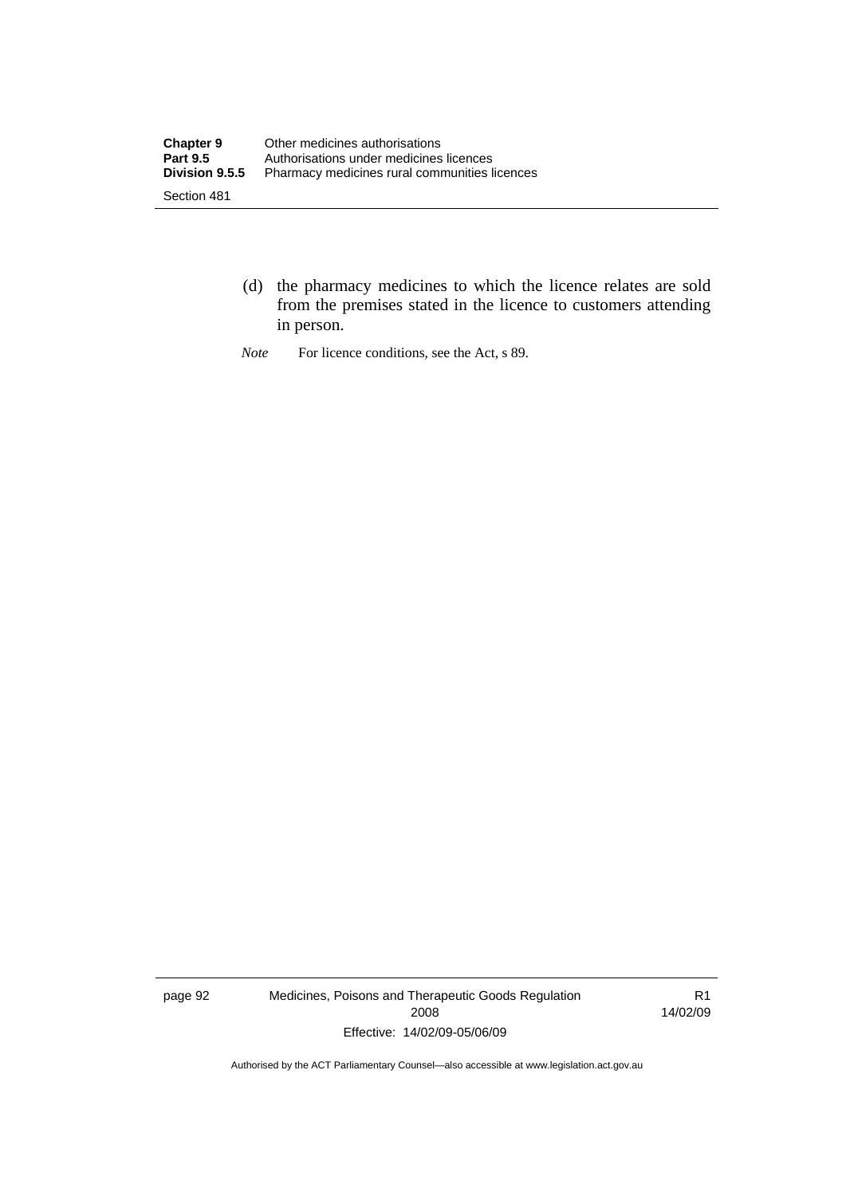(d) the pharmacy medicines to which the licence relates are sold from the premises stated in the licence to customers attending in person.

*Note* For licence conditions, see the Act, s 89.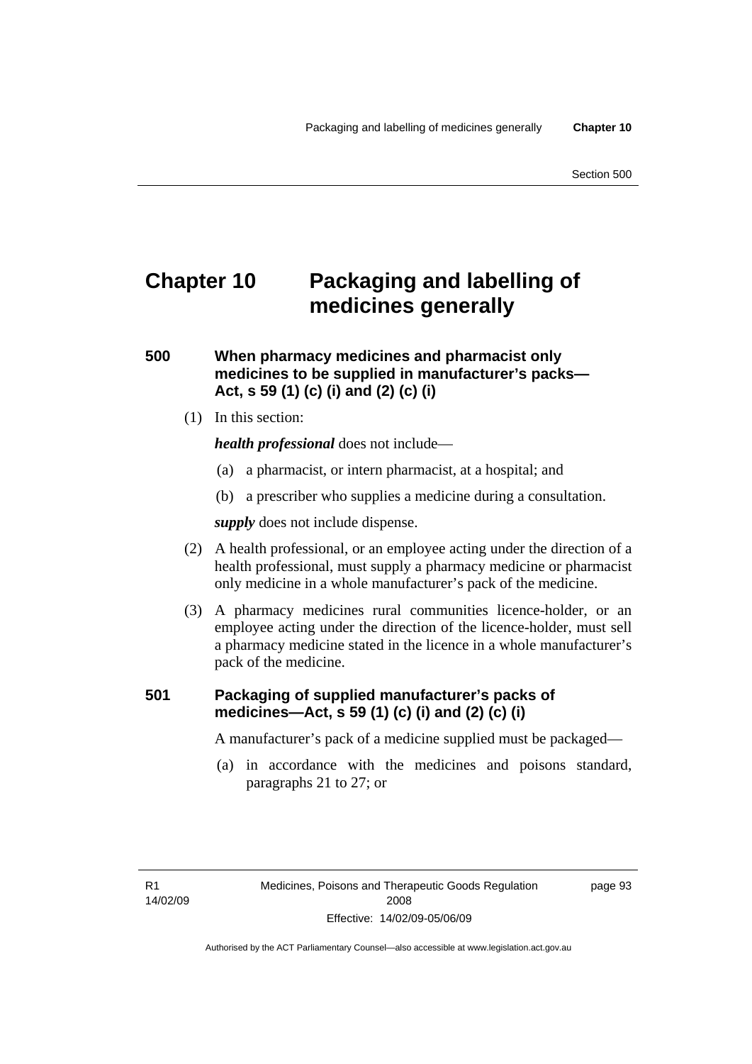# Chapter 10 Packaging and labelling of medicines generally

### 500 When pharmacy medicines and pharmacist only medicines to be supplied in manufacturer's packs—Act, s 59 (1) (c) (i) and (2) (c) (i)

(1) In this section:

***health professional*** does not include—

(a) a pharmacist, or intern pharmacist, at a hospital; and

(b) a prescriber who supplies a medicine during a consultation.

***supply*** does not include dispense.

(2) A health professional, or an employee acting under the direction of a health professional, must supply a pharmacy medicine or pharmacist only medicine in a whole manufacturer's pack of the medicine.

(3) A pharmacy medicines rural communities licence-holder, or an employee acting under the direction of the licence-holder, must sell a pharmacy medicine stated in the licence in a whole manufacturer's pack of the medicine.

### 501 Packaging of supplied manufacturer's packs of medicines—Act, s 59 (1) (c) (i) and (2) (c) (i)

A manufacturer's pack of a medicine supplied must be packaged—

(a) in accordance with the medicines and poisons standard, paragraphs 21 to 27; or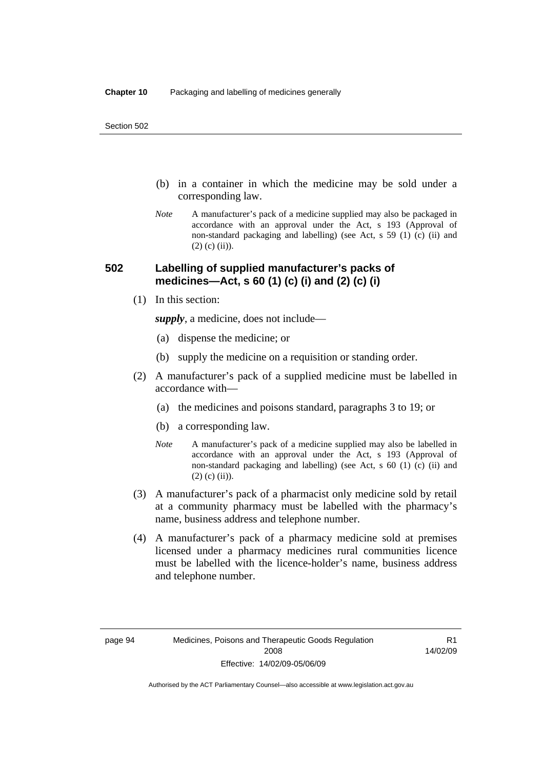(b) in a container in which the medicine may be sold under a corresponding law.

*Note* A manufacturer's pack of a medicine supplied may also be packaged in accordance with an approval under the Act, s 193 (Approval of non-standard packaging and labelling) (see Act, s 59 (1) (c) (ii) and (2) (c) (ii)).

### 502 Labelling of supplied manufacturer's packs of medicines—Act, s 60 (1) (c) (i) and (2) (c) (i)

(1) In this section:

***supply***, a medicine, does not include—

(a) dispense the medicine; or

(b) supply the medicine on a requisition or standing order.

(2) A manufacturer's pack of a supplied medicine must be labelled in accordance with—

(a) the medicines and poisons standard, paragraphs 3 to 19; or

(b) a corresponding law.

*Note* A manufacturer's pack of a medicine supplied may also be labelled in accordance with an approval under the Act, s 193 (Approval of non-standard packaging and labelling) (see Act, s 60 (1) (c) (ii) and (2) (c) (ii)).

(3) A manufacturer's pack of a pharmacist only medicine sold by retail at a community pharmacy must be labelled with the pharmacy's name, business address and telephone number.

(4) A manufacturer's pack of a pharmacy medicine sold at premises licensed under a pharmacy medicines rural communities licence must be labelled with the licence-holder's name, business address and telephone number.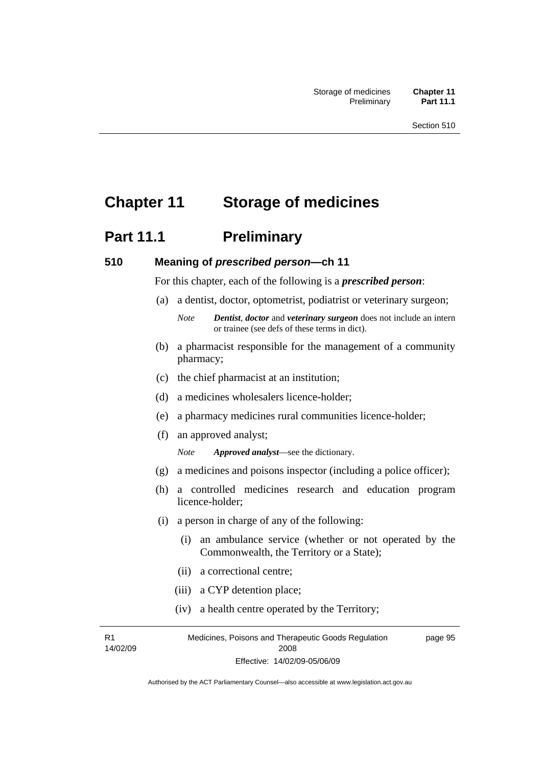# Chapter 11 Storage of medicines

## Part 11.1 Preliminary

### 510 Meaning of *prescribed person*—ch 11

For this chapter, each of the following is a ***prescribed person***:

(a) a dentist, doctor, optometrist, podiatrist or veterinary surgeon;

*Note* ***Dentist***, ***doctor*** and ***veterinary surgeon*** does not include an intern or trainee (see defs of these terms in dict).

(b) a pharmacist responsible for the management of a community pharmacy;

(c) the chief pharmacist at an institution;

(d) a medicines wholesalers licence-holder;

(e) a pharmacy medicines rural communities licence-holder;

(f) an approved analyst;

*Note* ***Approved analyst***—see the dictionary.

(g) a medicines and poisons inspector (including a police officer);

(h) a controlled medicines research and education program licence-holder;

(i) a person in charge of any of the following:

(i) an ambulance service (whether or not operated by the Commonwealth, the Territory or a State);

(ii) a correctional centre;

(iii) a CYP detention place;

(iv) a health centre operated by the Territory;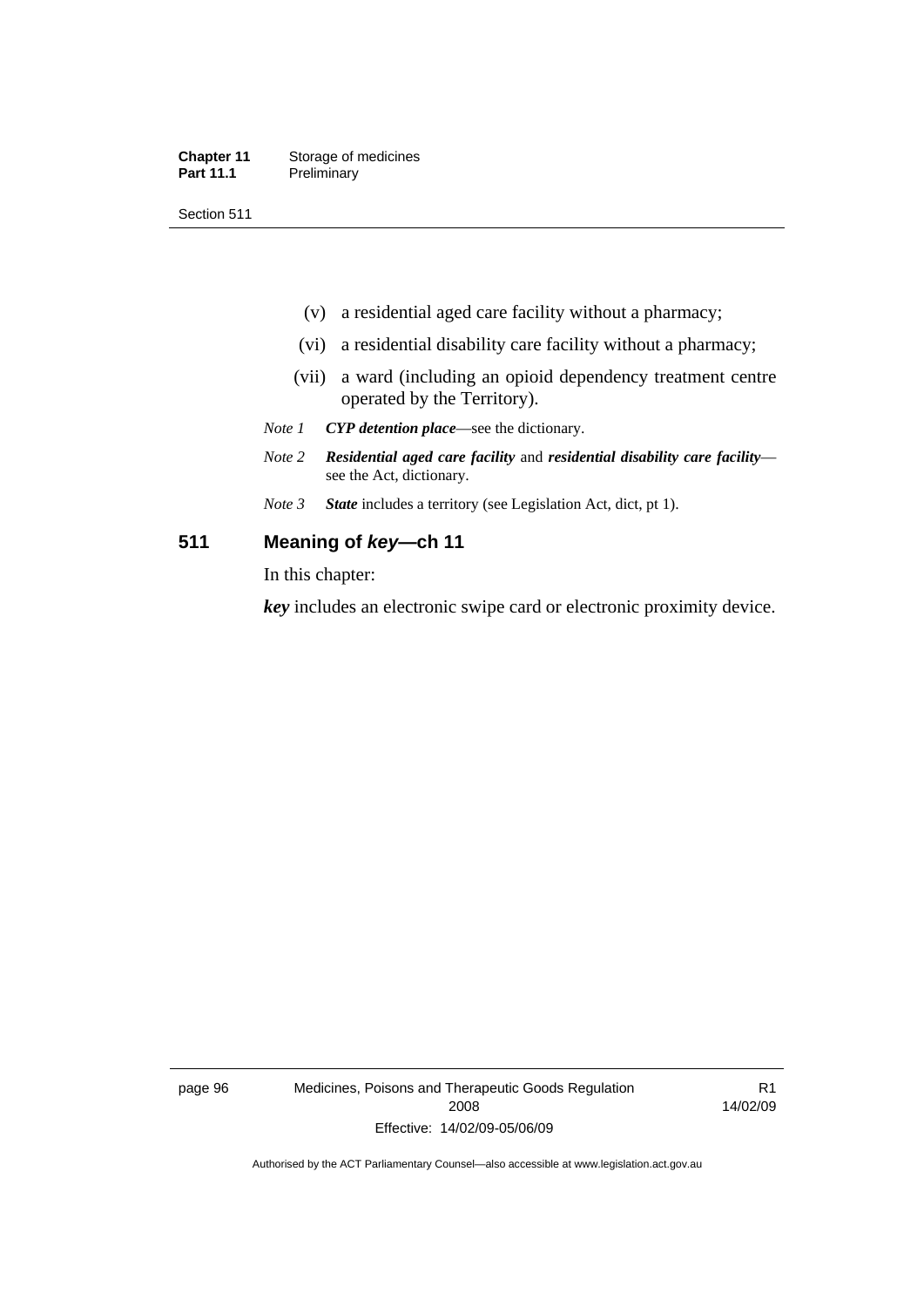(v) a residential aged care facility without a pharmacy;

(vi) a residential disability care facility without a pharmacy;

(vii) a ward (including an opioid dependency treatment centre operated by the Territory).

*Note 1* ***CYP detention place***—see the dictionary.

*Note 2* ***Residential aged care facility*** and ***residential disability care facility***—see the Act, dictionary.

*Note 3* ***State*** includes a territory (see Legislation Act, dict, pt 1).

## 511 Meaning of *key*—ch 11

In this chapter:

***key*** includes an electronic swipe card or electronic proximity device.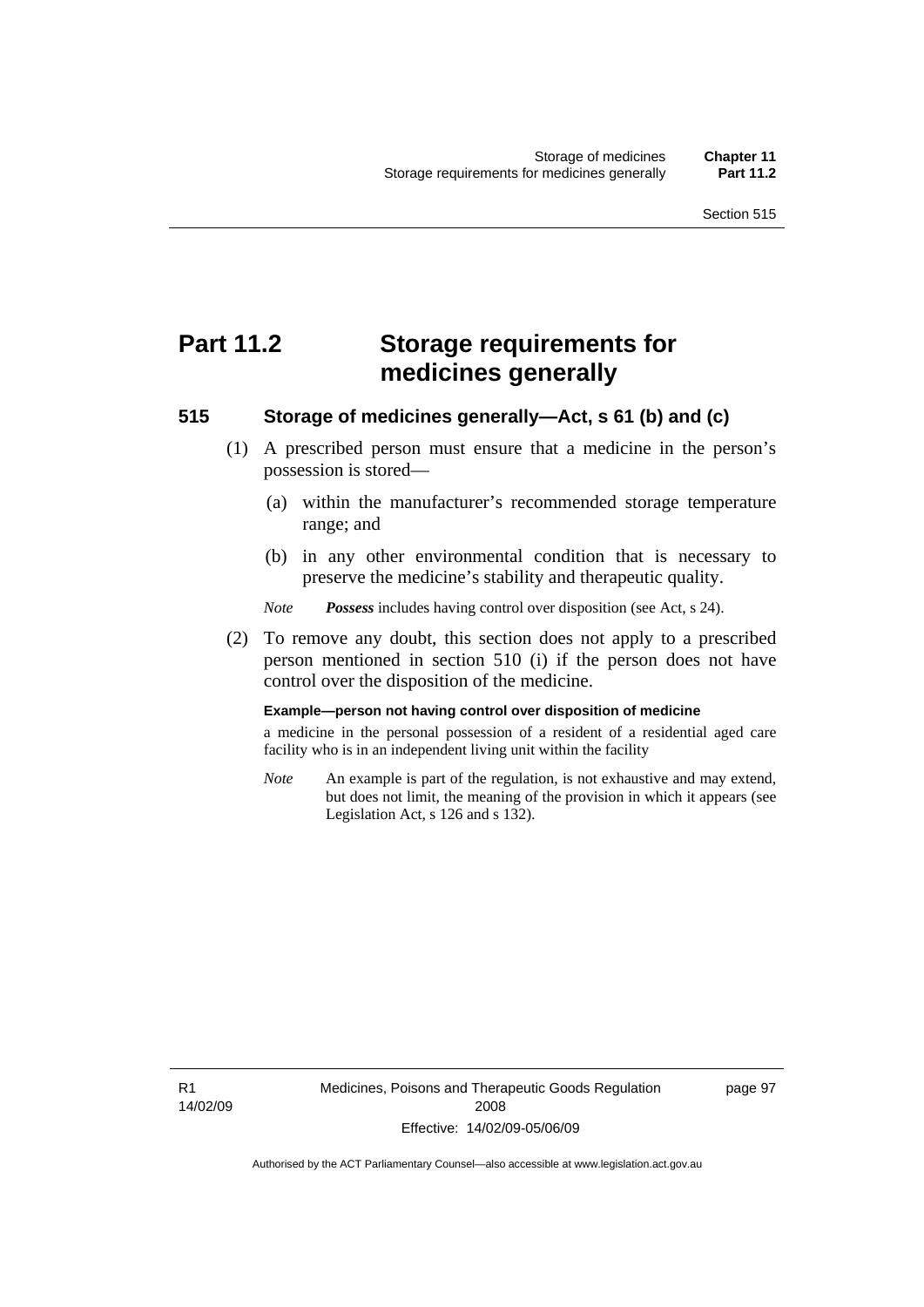# Part 11.2 Storage requirements for medicines generally

## 515 Storage of medicines generally—Act, s 61 (b) and (c)

(1) A prescribed person must ensure that a medicine in the person's possession is stored—

(a) within the manufacturer's recommended storage temperature range; and

(b) in any other environmental condition that is necessary to preserve the medicine's stability and therapeutic quality.

*Note* ***Possess*** includes having control over disposition (see Act, s 24).

(2) To remove any doubt, this section does not apply to a prescribed person mentioned in section 510 (i) if the person does not have control over the disposition of the medicine.

**Example—person not having control over disposition of medicine**

a medicine in the personal possession of a resident of a residential aged care facility who is in an independent living unit within the facility

*Note* An example is part of the regulation, is not exhaustive and may extend, but does not limit, the meaning of the provision in which it appears (see Legislation Act, s 126 and s 132).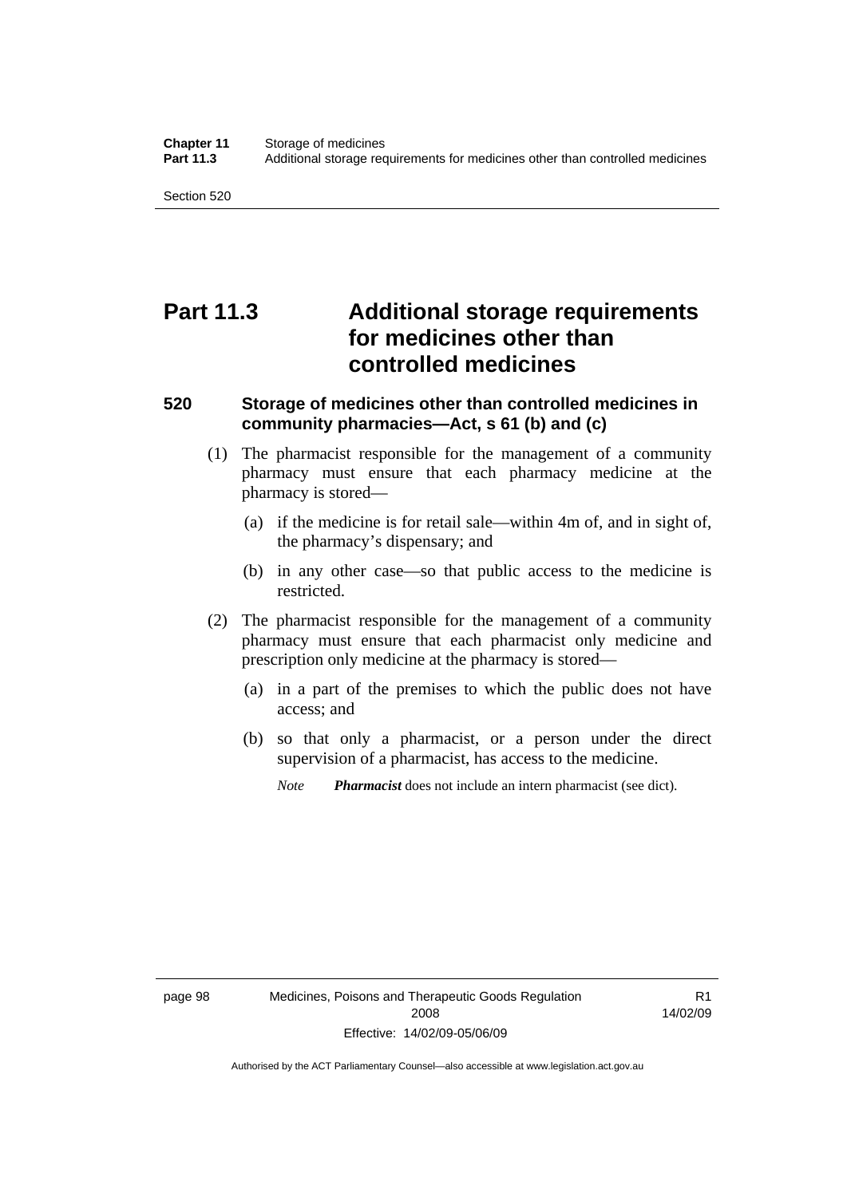# Part 11.3 Additional storage requirements for medicines other than controlled medicines

### 520 Storage of medicines other than controlled medicines in community pharmacies—Act, s 61 (b) and (c)

(1) The pharmacist responsible for the management of a community pharmacy must ensure that each pharmacy medicine at the pharmacy is stored—

(a) if the medicine is for retail sale—within 4m of, and in sight of, the pharmacy's dispensary; and

(b) in any other case—so that public access to the medicine is restricted.

(2) The pharmacist responsible for the management of a community pharmacy must ensure that each pharmacist only medicine and prescription only medicine at the pharmacy is stored—

(a) in a part of the premises to which the public does not have access; and

(b) so that only a pharmacist, or a person under the direct supervision of a pharmacist, has access to the medicine.

*Note* ***Pharmacist*** does not include an intern pharmacist (see dict).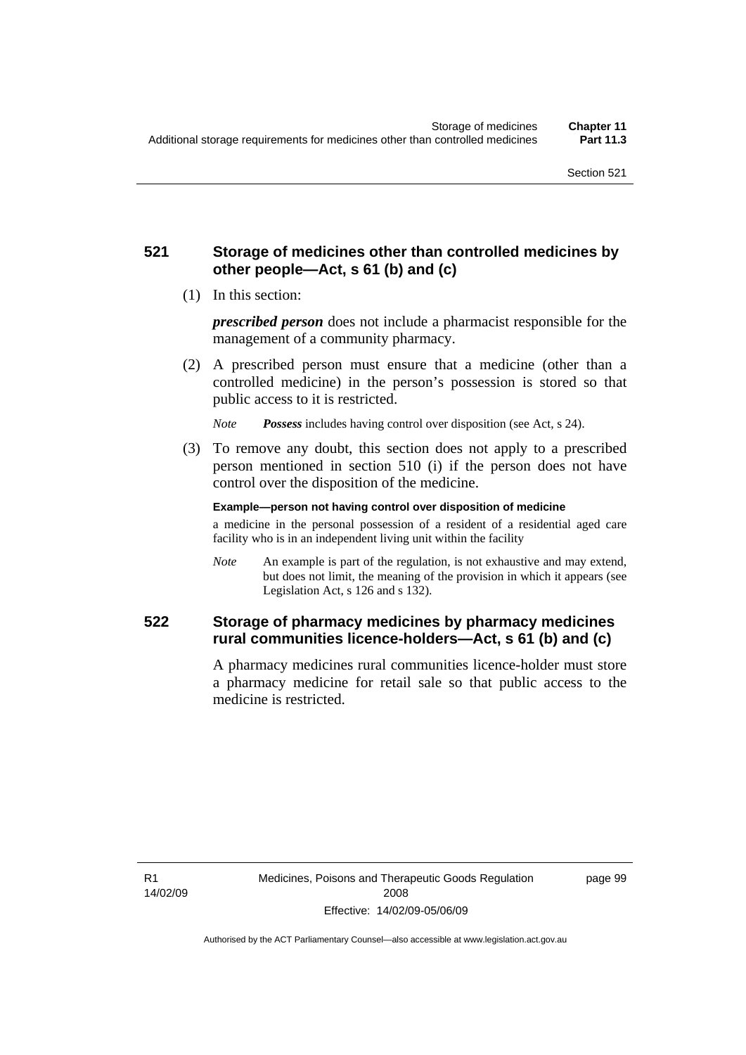### 521 Storage of medicines other than controlled medicines by other people—Act, s 61 (b) and (c)

(1) In this section:

***prescribed person*** does not include a pharmacist responsible for the management of a community pharmacy.

(2) A prescribed person must ensure that a medicine (other than a controlled medicine) in the person's possession is stored so that public access to it is restricted.

*Note* ***Possess*** includes having control over disposition (see Act, s 24).

(3) To remove any doubt, this section does not apply to a prescribed person mentioned in section 510 (i) if the person does not have control over the disposition of the medicine.

**Example—person not having control over disposition of medicine**

a medicine in the personal possession of a resident of a residential aged care facility who is in an independent living unit within the facility

*Note* An example is part of the regulation, is not exhaustive and may extend, but does not limit, the meaning of the provision in which it appears (see Legislation Act, s 126 and s 132).

### 522 Storage of pharmacy medicines by pharmacy medicines rural communities licence-holders—Act, s 61 (b) and (c)

A pharmacy medicines rural communities licence-holder must store a pharmacy medicine for retail sale so that public access to the medicine is restricted.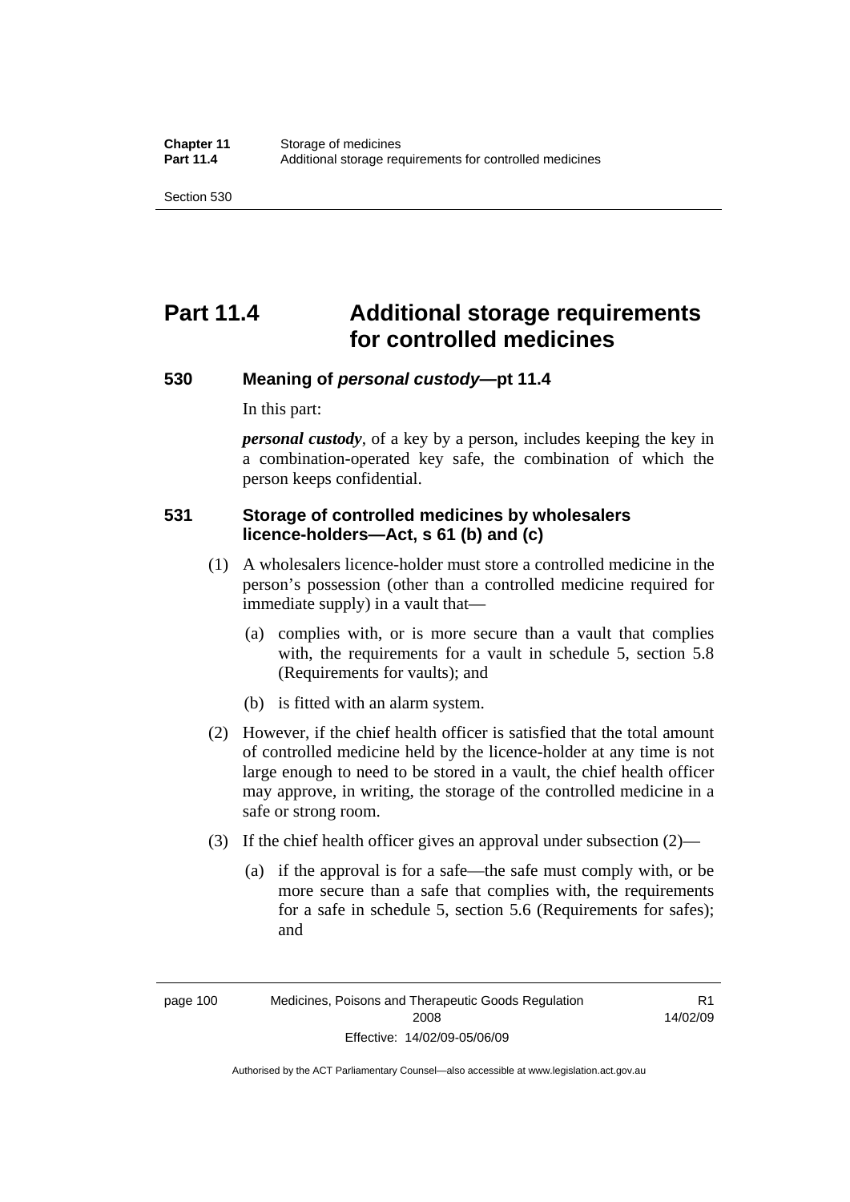# Part 11.4 Additional storage requirements for controlled medicines

### 530 Meaning of *personal custody*—pt 11.4

In this part:

***personal custody***, of a key by a person, includes keeping the key in a combination-operated key safe, the combination of which the person keeps confidential.

### 531 Storage of controlled medicines by wholesalers licence-holders—Act, s 61 (b) and (c)

(1) A wholesalers licence-holder must store a controlled medicine in the person's possession (other than a controlled medicine required for immediate supply) in a vault that—

(a) complies with, or is more secure than a vault that complies with, the requirements for a vault in schedule 5, section 5.8 (Requirements for vaults); and

(b) is fitted with an alarm system.

(2) However, if the chief health officer is satisfied that the total amount of controlled medicine held by the licence-holder at any time is not large enough to need to be stored in a vault, the chief health officer may approve, in writing, the storage of the controlled medicine in a safe or strong room.

(3) If the chief health officer gives an approval under subsection (2)—

(a) if the approval is for a safe—the safe must comply with, or be more secure than a safe that complies with, the requirements for a safe in schedule 5, section 5.6 (Requirements for safes); and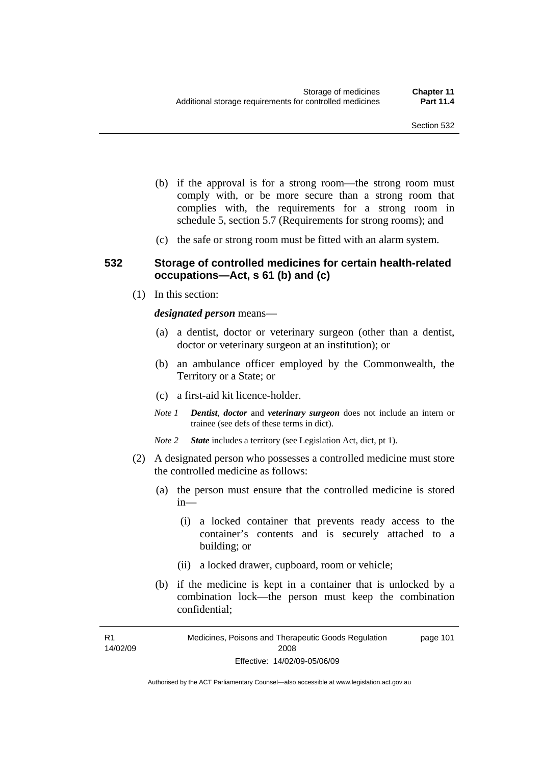(b) if the approval is for a strong room—the strong room must comply with, or be more secure than a strong room that complies with, the requirements for a strong room in schedule 5, section 5.7 (Requirements for strong rooms); and

(c) the safe or strong room must be fitted with an alarm system.

### 532 Storage of controlled medicines for certain health-related occupations—Act, s 61 (b) and (c)

(1) In this section:

***designated person*** means—

(a) a dentist, doctor or veterinary surgeon (other than a dentist, doctor or veterinary surgeon at an institution); or

(b) an ambulance officer employed by the Commonwealth, the Territory or a State; or

(c) a first-aid kit licence-holder.

*Note 1* ***Dentist***, ***doctor*** and ***veterinary surgeon*** does not include an intern or trainee (see defs of these terms in dict).

*Note 2* ***State*** includes a territory (see Legislation Act, dict, pt 1).

(2) A designated person who possesses a controlled medicine must store the controlled medicine as follows:

(a) the person must ensure that the controlled medicine is stored in—

(i) a locked container that prevents ready access to the container's contents and is securely attached to a building; or

(ii) a locked drawer, cupboard, room or vehicle;

(b) if the medicine is kept in a container that is unlocked by a combination lock—the person must keep the combination confidential;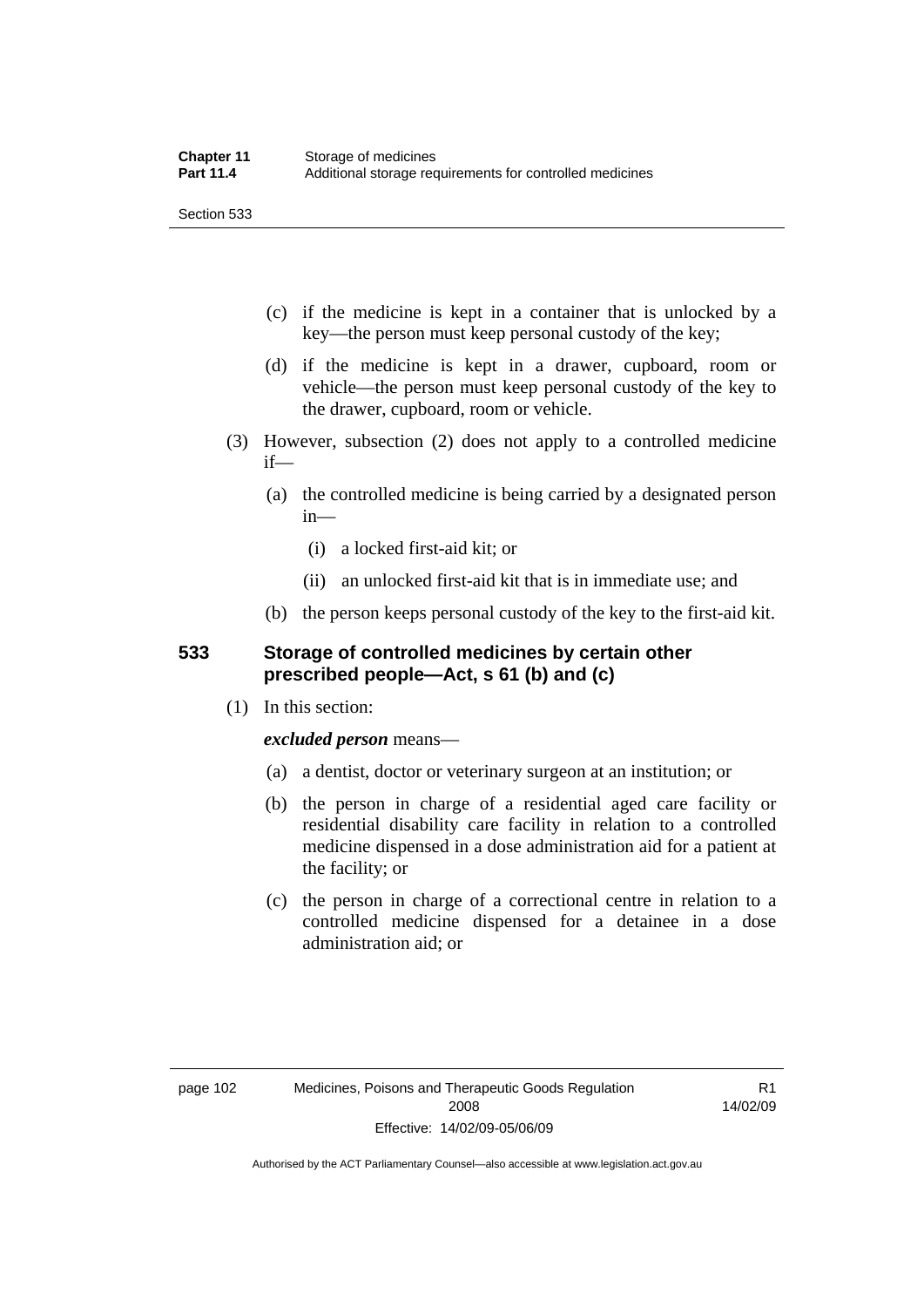(c) if the medicine is kept in a container that is unlocked by a key—the person must keep personal custody of the key;

(d) if the medicine is kept in a drawer, cupboard, room or vehicle—the person must keep personal custody of the key to the drawer, cupboard, room or vehicle.

(3) However, subsection (2) does not apply to a controlled medicine if—

(a) the controlled medicine is being carried by a designated person in—

(i) a locked first-aid kit; or

(ii) an unlocked first-aid kit that is in immediate use; and

(b) the person keeps personal custody of the key to the first-aid kit.

## 533 Storage of controlled medicines by certain other prescribed people—Act, s 61 (b) and (c)

(1) In this section:

***excluded person*** means—

(a) a dentist, doctor or veterinary surgeon at an institution; or

(b) the person in charge of a residential aged care facility or residential disability care facility in relation to a controlled medicine dispensed in a dose administration aid for a patient at the facility; or

(c) the person in charge of a correctional centre in relation to a controlled medicine dispensed for a detainee in a dose administration aid; or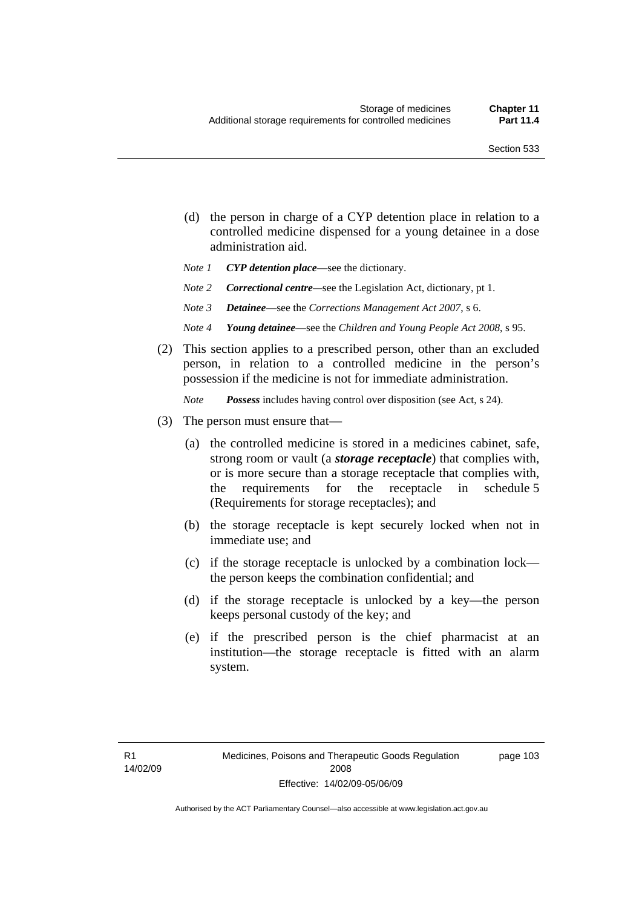(d) the person in charge of a CYP detention place in relation to a controlled medicine dispensed for a young detainee in a dose administration aid.

*Note 1* ***CYP detention place***—see the dictionary.

*Note 2* ***Correctional centre***—see the Legislation Act, dictionary, pt 1.

*Note 3* ***Detainee***—see the *Corrections Management Act 2007*, s 6.

*Note 4* ***Young detainee***—see the *Children and Young People Act 2008*, s 95.

(2) This section applies to a prescribed person, other than an excluded person, in relation to a controlled medicine in the person's possession if the medicine is not for immediate administration.

*Note* ***Possess*** includes having control over disposition (see Act, s 24).

(3) The person must ensure that—

(a) the controlled medicine is stored in a medicines cabinet, safe, strong room or vault (a ***storage receptacle***) that complies with, or is more secure than a storage receptacle that complies with, the requirements for the receptacle in schedule 5 (Requirements for storage receptacles); and

(b) the storage receptacle is kept securely locked when not in immediate use; and

(c) if the storage receptacle is unlocked by a combination lock—the person keeps the combination confidential; and

(d) if the storage receptacle is unlocked by a key—the person keeps personal custody of the key; and

(e) if the prescribed person is the chief pharmacist at an institution—the storage receptacle is fitted with an alarm system.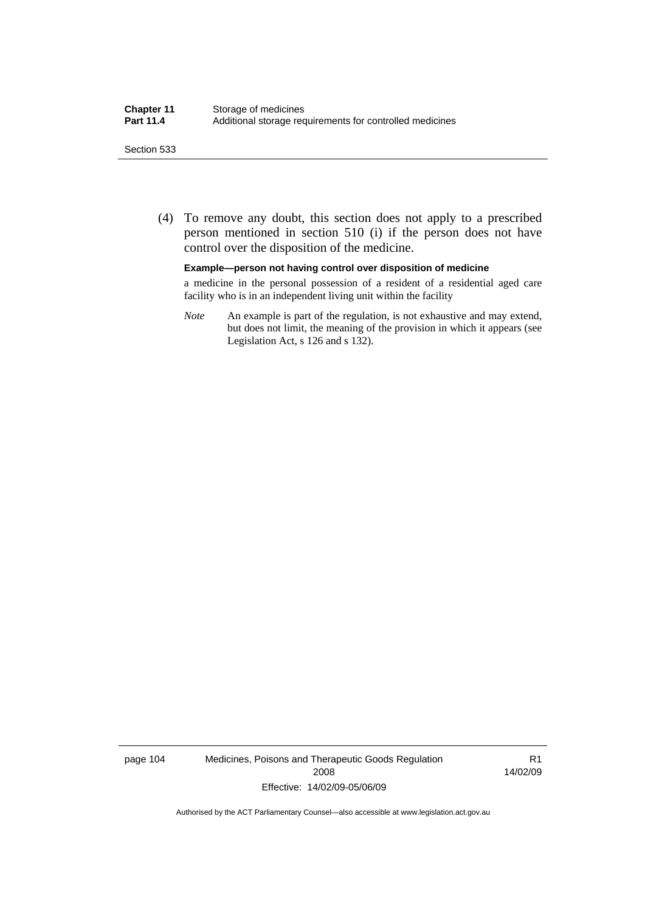(4) To remove any doubt, this section does not apply to a prescribed person mentioned in section 510 (i) if the person does not have control over the disposition of the medicine.

**Example—person not having control over disposition of medicine**

a medicine in the personal possession of a resident of a residential aged care facility who is in an independent living unit within the facility

*Note* An example is part of the regulation, is not exhaustive and may extend, but does not limit, the meaning of the provision in which it appears (see Legislation Act, s 126 and s 132).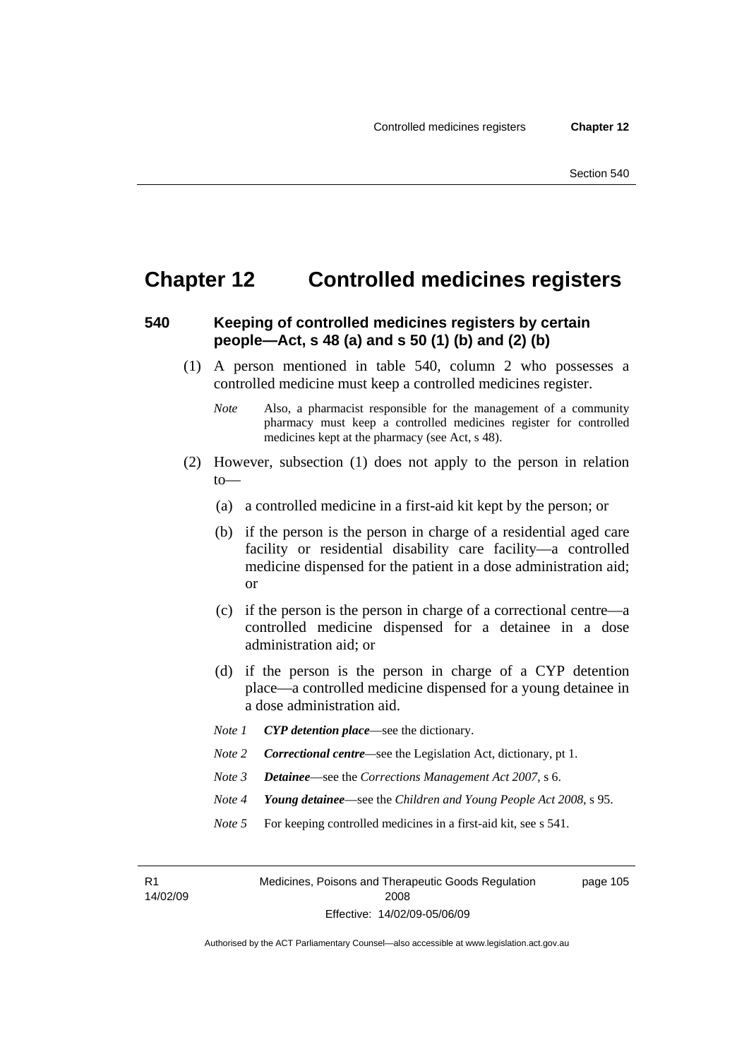# Chapter 12 Controlled medicines registers

## 540 Keeping of controlled medicines registers by certain people—Act, s 48 (a) and s 50 (1) (b) and (2) (b)

(1) A person mentioned in table 540, column 2 who possesses a controlled medicine must keep a controlled medicines register.

*Note* Also, a pharmacist responsible for the management of a community pharmacy must keep a controlled medicines register for controlled medicines kept at the pharmacy (see Act, s 48).

(2) However, subsection (1) does not apply to the person in relation to—

(a) a controlled medicine in a first-aid kit kept by the person; or

(b) if the person is the person in charge of a residential aged care facility or residential disability care facility—a controlled medicine dispensed for the patient in a dose administration aid; or

(c) if the person is the person in charge of a correctional centre—a controlled medicine dispensed for a detainee in a dose administration aid; or

(d) if the person is the person in charge of a CYP detention place—a controlled medicine dispensed for a young detainee in a dose administration aid.

*Note 1* ***CYP detention place***—see the dictionary.

*Note 2* ***Correctional centre***—see the Legislation Act, dictionary, pt 1.

*Note 3* ***Detainee***—see the *Corrections Management Act 2007*, s 6.

*Note 4* ***Young detainee***—see the *Children and Young People Act 2008*, s 95.

*Note 5* For keeping controlled medicines in a first-aid kit, see s 541.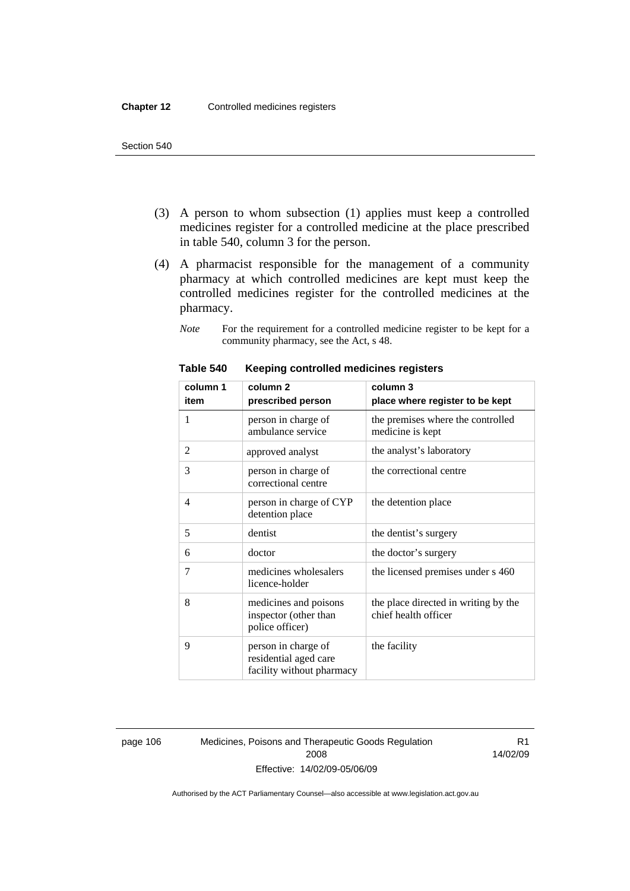(3) A person to whom subsection (1) applies must keep a controlled medicines register for a controlled medicine at the place prescribed in table 540, column 3 for the person.

(4) A pharmacist responsible for the management of a community pharmacy at which controlled medicines are kept must keep the controlled medicines register for the controlled medicines at the pharmacy.

*Note* For the requirement for a controlled medicine register to be kept for a community pharmacy, see the Act, s 48.

**Table 540 Keeping controlled medicines registers**

| column 1<br>item | column 2<br>prescribed person | column 3<br>place where register to be kept |
|---|---|---|
| 1 | person in charge of ambulance service | the premises where the controlled medicine is kept |
| 2 | approved analyst | the analyst's laboratory |
| 3 | person in charge of correctional centre | the correctional centre |
| 4 | person in charge of CYP detention place | the detention place |
| 5 | dentist | the dentist's surgery |
| 6 | doctor | the doctor's surgery |
| 7 | medicines wholesalers licence-holder | the licensed premises under s 460 |
| 8 | medicines and poisons inspector (other than police officer) | the place directed in writing by the chief health officer |
| 9 | person in charge of residential aged care facility without pharmacy | the facility |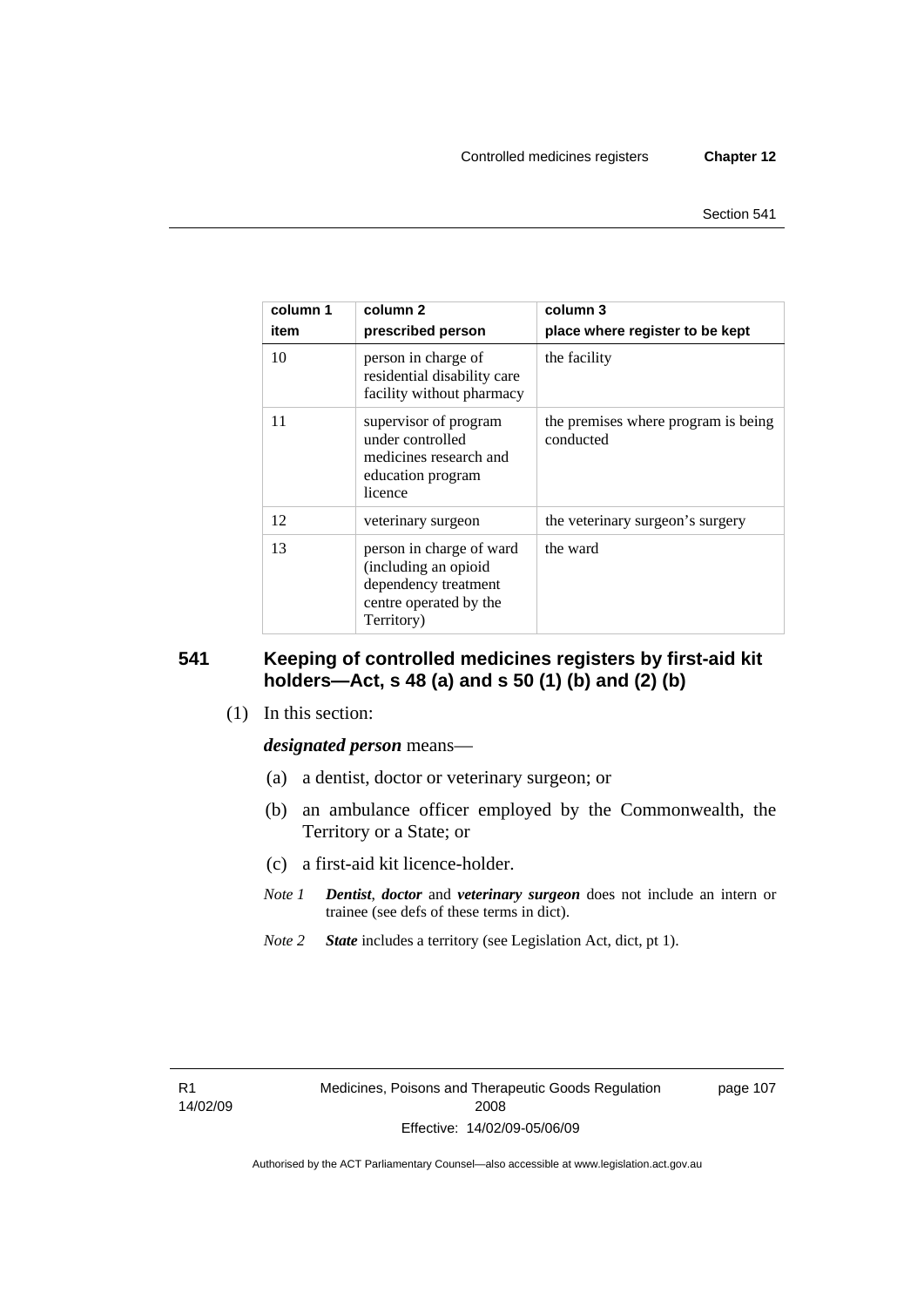| column 1<br>item | column 2<br>prescribed person | column 3<br>place where register to be kept |
|---|---|---|
| 10 | person in charge of residential disability care facility without pharmacy | the facility |
| 11 | supervisor of program under controlled medicines research and education program licence | the premises where program is being conducted |
| 12 | veterinary surgeon | the veterinary surgeon's surgery |
| 13 | person in charge of ward (including an opioid dependency treatment centre operated by the Territory) | the ward |

### 541 Keeping of controlled medicines registers by first-aid kit holders—Act, s 48 (a) and s 50 (1) (b) and (2) (b)

(1) In this section:

***designated person*** means—

(a) a dentist, doctor or veterinary surgeon; or

(b) an ambulance officer employed by the Commonwealth, the Territory or a State; or

(c) a first-aid kit licence-holder.

*Note 1* ***Dentist***, ***doctor*** and ***veterinary surgeon*** does not include an intern or trainee (see defs of these terms in dict).

*Note 2* ***State*** includes a territory (see Legislation Act, dict, pt 1).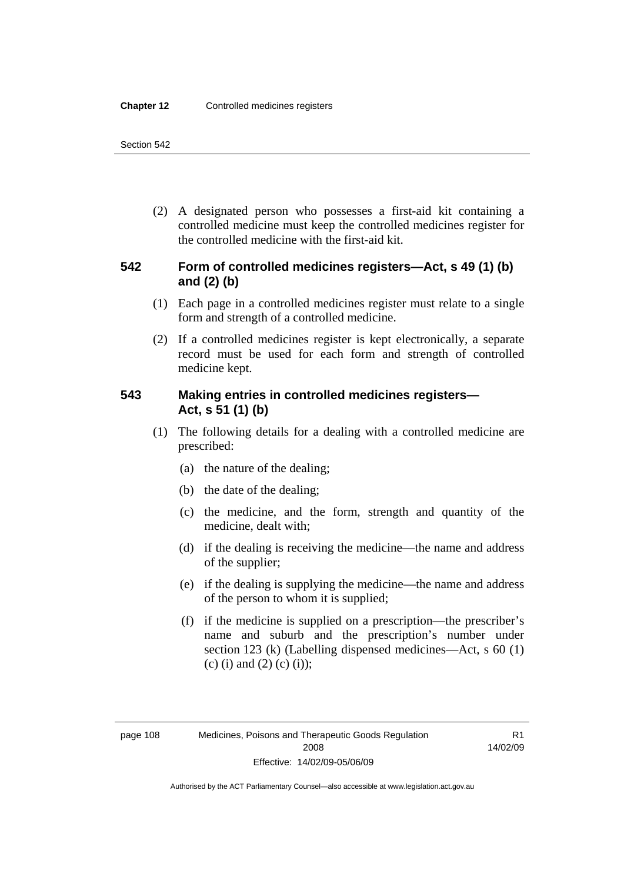(2) A designated person who possesses a first-aid kit containing a controlled medicine must keep the controlled medicines register for the controlled medicine with the first-aid kit.

### 542 Form of controlled medicines registers—Act, s 49 (1) (b) and (2) (b)

(1) Each page in a controlled medicines register must relate to a single form and strength of a controlled medicine.

(2) If a controlled medicines register is kept electronically, a separate record must be used for each form and strength of controlled medicine kept.

### 543 Making entries in controlled medicines registers—Act, s 51 (1) (b)

(1) The following details for a dealing with a controlled medicine are prescribed:

- (a) the nature of the dealing;
- (b) the date of the dealing;
- (c) the medicine, and the form, strength and quantity of the medicine, dealt with;
- (d) if the dealing is receiving the medicine—the name and address of the supplier;
- (e) if the dealing is supplying the medicine—the name and address of the person to whom it is supplied;
- (f) if the medicine is supplied on a prescription—the prescriber's name and suburb and the prescription's number under section 123 (k) (Labelling dispensed medicines—Act, s 60 (1) (c) (i) and (2) (c) (i));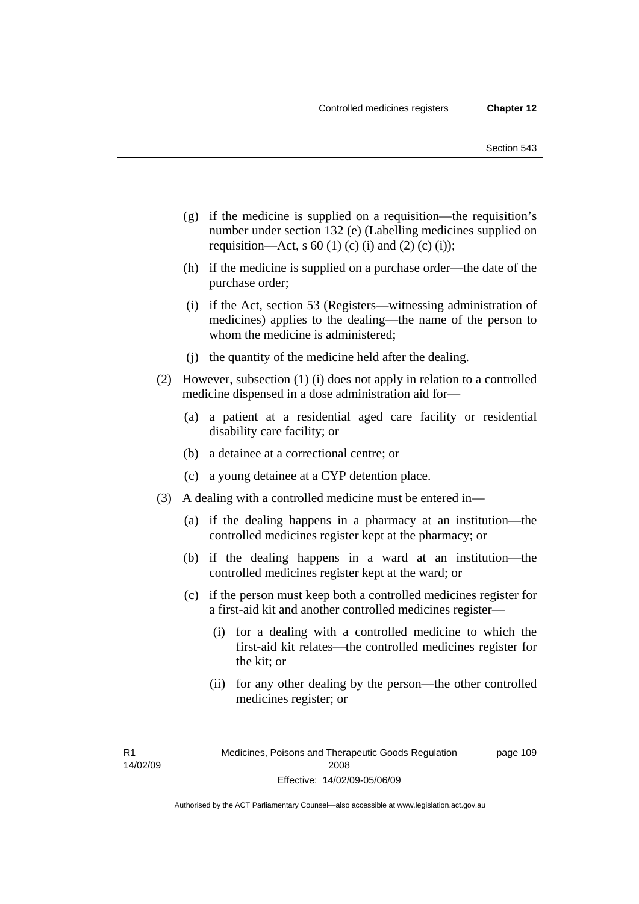(g) if the medicine is supplied on a requisition—the requisition's number under section 132 (e) (Labelling medicines supplied on requisition—Act, s 60 (1) (c) (i) and (2) (c) (i));

(h) if the medicine is supplied on a purchase order—the date of the purchase order;

(i) if the Act, section 53 (Registers—witnessing administration of medicines) applies to the dealing—the name of the person to whom the medicine is administered;

(j) the quantity of the medicine held after the dealing.

(2) However, subsection (1) (i) does not apply in relation to a controlled medicine dispensed in a dose administration aid for—

(a) a patient at a residential aged care facility or residential disability care facility; or

(b) a detainee at a correctional centre; or

(c) a young detainee at a CYP detention place.

(3) A dealing with a controlled medicine must be entered in—

(a) if the dealing happens in a pharmacy at an institution—the controlled medicines register kept at the pharmacy; or

(b) if the dealing happens in a ward at an institution—the controlled medicines register kept at the ward; or

(c) if the person must keep both a controlled medicines register for a first-aid kit and another controlled medicines register—

(i) for a dealing with a controlled medicine to which the first-aid kit relates—the controlled medicines register for the kit; or

(ii) for any other dealing by the person—the other controlled medicines register; or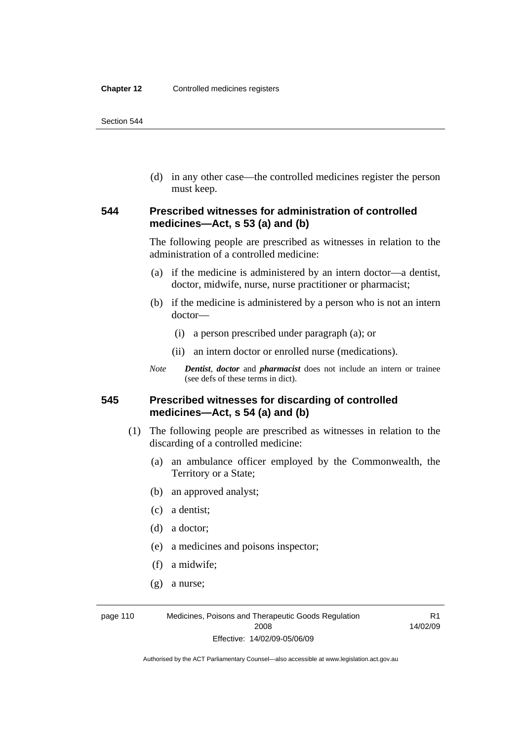(d) in any other case—the controlled medicines register the person must keep.

### 544 Prescribed witnesses for administration of controlled medicines—Act, s 53 (a) and (b)

The following people are prescribed as witnesses in relation to the administration of a controlled medicine:

(a) if the medicine is administered by an intern doctor—a dentist, doctor, midwife, nurse, nurse practitioner or pharmacist;

(b) if the medicine is administered by a person who is not an intern doctor—

(i) a person prescribed under paragraph (a); or

(ii) an intern doctor or enrolled nurse (medications).

*Note* ***Dentist***, ***doctor*** and ***pharmacist*** does not include an intern or trainee (see defs of these terms in dict).

### 545 Prescribed witnesses for discarding of controlled medicines—Act, s 54 (a) and (b)

(1) The following people are prescribed as witnesses in relation to the discarding of a controlled medicine:

(a) an ambulance officer employed by the Commonwealth, the Territory or a State;

(b) an approved analyst;

(c) a dentist;

(d) a doctor;

(e) a medicines and poisons inspector;

(f) a midwife;

(g) a nurse;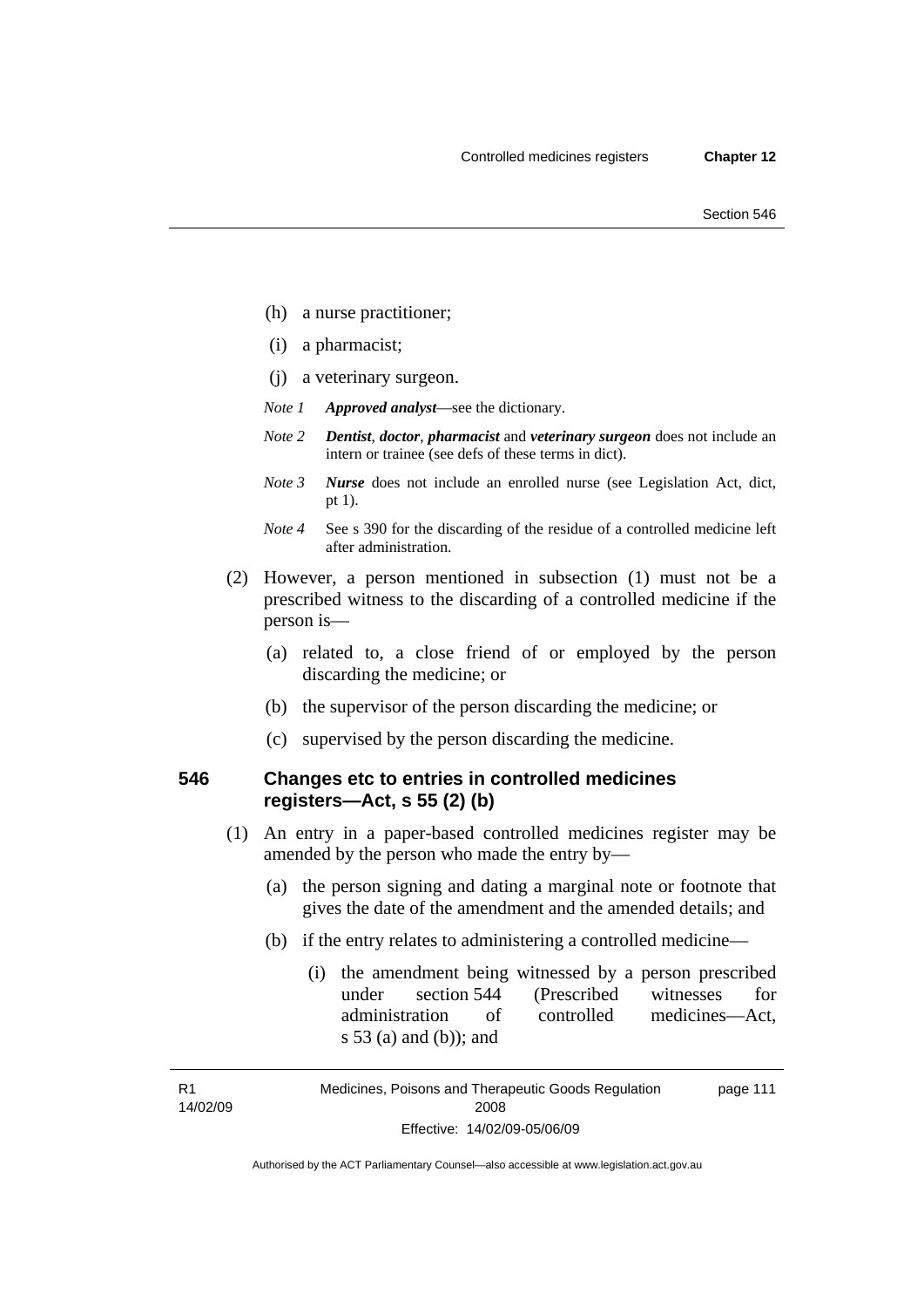(h) a nurse practitioner;

(i) a pharmacist;

(j) a veterinary surgeon.

*Note 1* ***Approved analyst***—see the dictionary.

*Note 2* ***Dentist***, ***doctor***, ***pharmacist*** and ***veterinary surgeon*** does not include an intern or trainee (see defs of these terms in dict).

*Note 3* ***Nurse*** does not include an enrolled nurse (see Legislation Act, dict, pt 1).

*Note 4* See s 390 for the discarding of the residue of a controlled medicine left after administration.

(2) However, a person mentioned in subsection (1) must not be a prescribed witness to the discarding of a controlled medicine if the person is—

(a) related to, a close friend of or employed by the person discarding the medicine; or

(b) the supervisor of the person discarding the medicine; or

(c) supervised by the person discarding the medicine.

### 546 Changes etc to entries in controlled medicines registers—Act, s 55 (2) (b)

(1) An entry in a paper-based controlled medicines register may be amended by the person who made the entry by—

(a) the person signing and dating a marginal note or footnote that gives the date of the amendment and the amended details; and

(b) if the entry relates to administering a controlled medicine—

(i) the amendment being witnessed by a person prescribed under section 544 (Prescribed witnesses for administration of controlled medicines—Act, s 53 (a) and (b)); and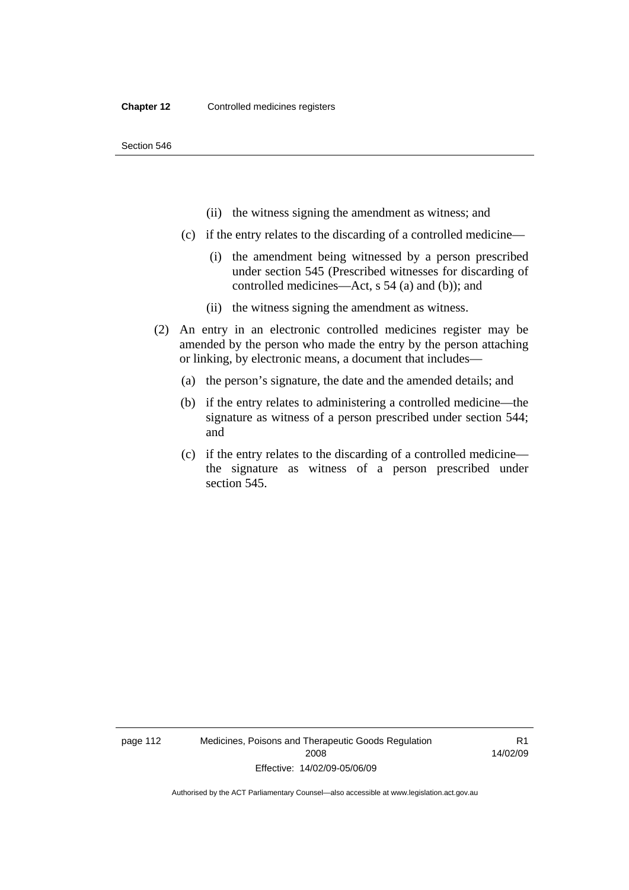(ii) the witness signing the amendment as witness; and

(c) if the entry relates to the discarding of a controlled medicine—

(i) the amendment being witnessed by a person prescribed under section 545 (Prescribed witnesses for discarding of controlled medicines—Act, s 54 (a) and (b)); and

(ii) the witness signing the amendment as witness.

(2) An entry in an electronic controlled medicines register may be amended by the person who made the entry by the person attaching or linking, by electronic means, a document that includes—

(a) the person's signature, the date and the amended details; and

(b) if the entry relates to administering a controlled medicine—the signature as witness of a person prescribed under section 544; and

(c) if the entry relates to the discarding of a controlled medicine—the signature as witness of a person prescribed under section 545.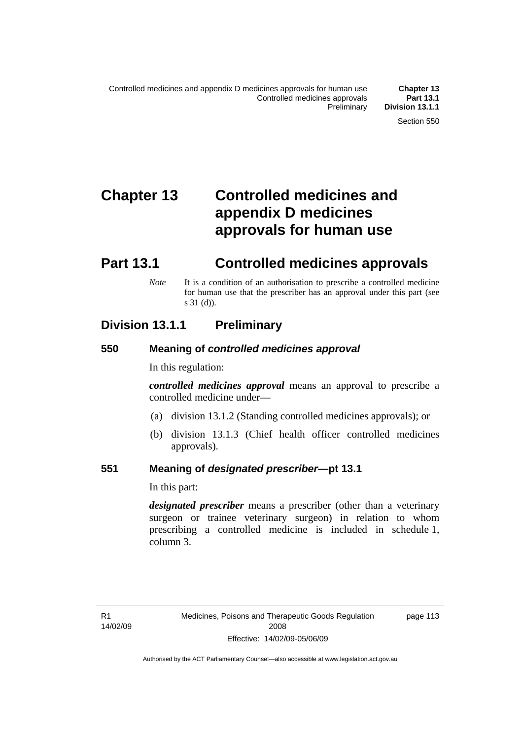# Chapter 13 Controlled medicines and appendix D medicines approvals for human use

## Part 13.1 Controlled medicines approvals

*Note* It is a condition of an authorisation to prescribe a controlled medicine for human use that the prescriber has an approval under this part (see s 31 (d)).

### Division 13.1.1 Preliminary

#### 550 Meaning of *controlled medicines approval*

In this regulation:

***controlled medicines approval*** means an approval to prescribe a controlled medicine under—

(a) division 13.1.2 (Standing controlled medicines approvals); or

(b) division 13.1.3 (Chief health officer controlled medicines approvals).

#### 551 Meaning of *designated prescriber*—pt 13.1

In this part:

***designated prescriber*** means a prescriber (other than a veterinary surgeon or trainee veterinary surgeon) in relation to whom prescribing a controlled medicine is included in schedule 1, column 3.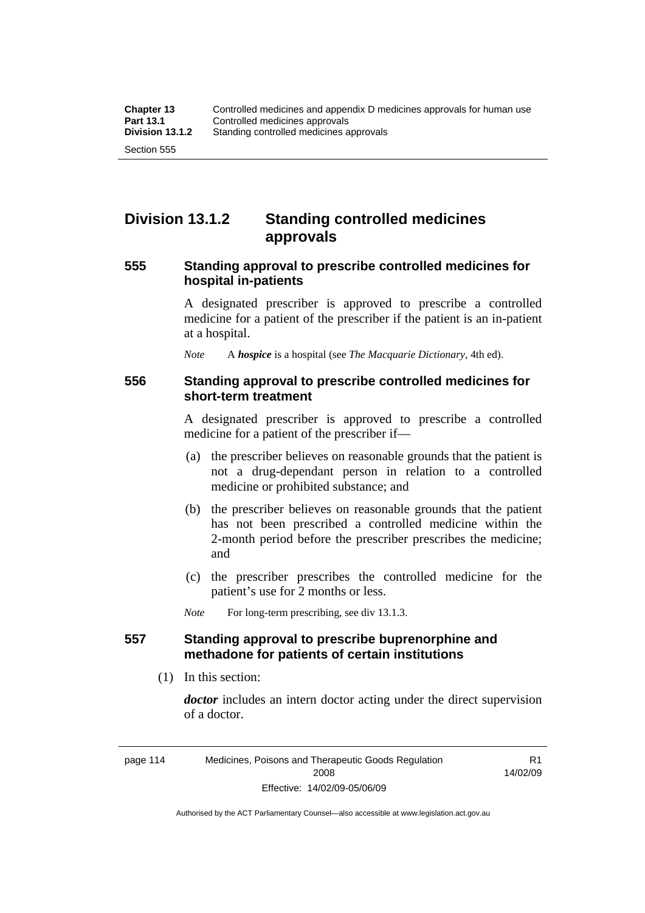## Division 13.1.2 Standing controlled medicines approvals

### 555 Standing approval to prescribe controlled medicines for hospital in-patients

A designated prescriber is approved to prescribe a controlled medicine for a patient of the prescriber if the patient is an in-patient at a hospital.

*Note* A ***hospice*** is a hospital (see *The Macquarie Dictionary*, 4th ed).

### 556 Standing approval to prescribe controlled medicines for short-term treatment

A designated prescriber is approved to prescribe a controlled medicine for a patient of the prescriber if—

(a) the prescriber believes on reasonable grounds that the patient is not a drug-dependant person in relation to a controlled medicine or prohibited substance; and

(b) the prescriber believes on reasonable grounds that the patient has not been prescribed a controlled medicine within the 2-month period before the prescriber prescribes the medicine; and

(c) the prescriber prescribes the controlled medicine for the patient's use for 2 months or less.

*Note* For long-term prescribing, see div 13.1.3.

### 557 Standing approval to prescribe buprenorphine and methadone for patients of certain institutions

(1) In this section:

***doctor*** includes an intern doctor acting under the direct supervision of a doctor.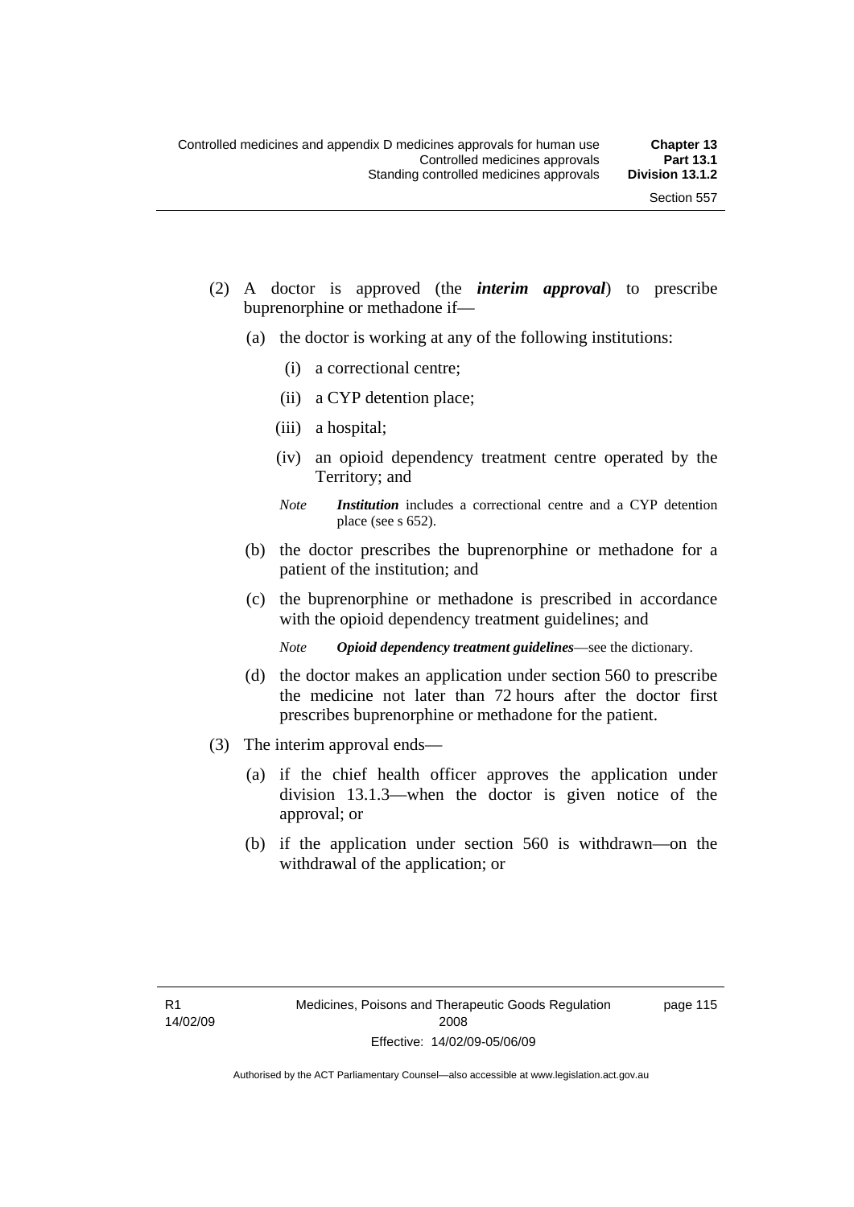(2) A doctor is approved (the ***interim approval***) to prescribe buprenorphine or methadone if—

(a) the doctor is working at any of the following institutions:

(i) a correctional centre;

(ii) a CYP detention place;

(iii) a hospital;

(iv) an opioid dependency treatment centre operated by the Territory; and

*Note* ***Institution*** includes a correctional centre and a CYP detention place (see s 652).

(b) the doctor prescribes the buprenorphine or methadone for a patient of the institution; and

(c) the buprenorphine or methadone is prescribed in accordance with the opioid dependency treatment guidelines; and

*Note* ***Opioid dependency treatment guidelines***—see the dictionary.

(d) the doctor makes an application under section 560 to prescribe the medicine not later than 72 hours after the doctor first prescribes buprenorphine or methadone for the patient.

(3) The interim approval ends—

(a) if the chief health officer approves the application under division 13.1.3—when the doctor is given notice of the approval; or

(b) if the application under section 560 is withdrawn—on the withdrawal of the application; or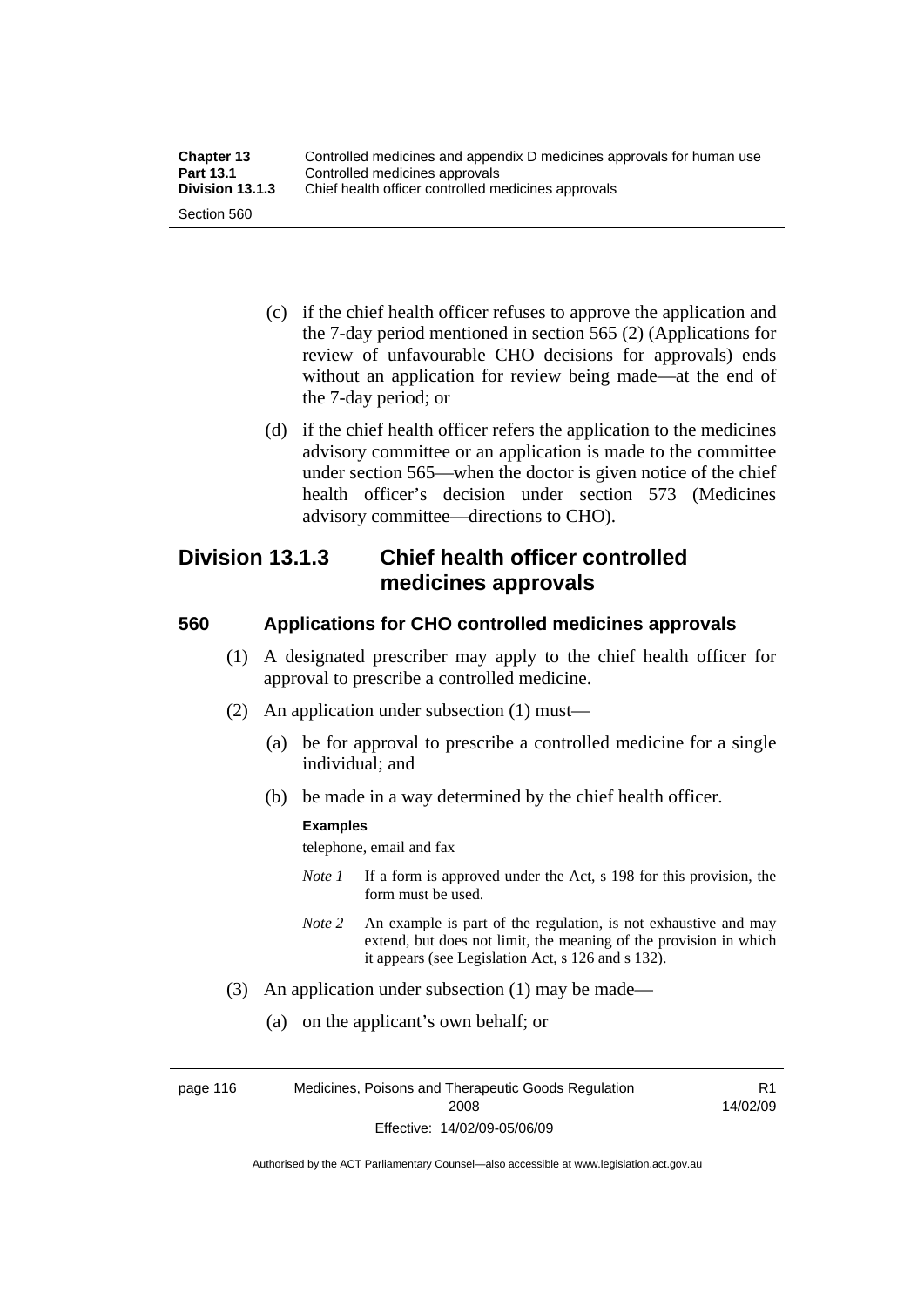(c) if the chief health officer refuses to approve the application and the 7-day period mentioned in section 565 (2) (Applications for review of unfavourable CHO decisions for approvals) ends without an application for review being made—at the end of the 7-day period; or

(d) if the chief health officer refers the application to the medicines advisory committee or an application is made to the committee under section 565—when the doctor is given notice of the chief health officer's decision under section 573 (Medicines advisory committee—directions to CHO).

## Division 13.1.3 Chief health officer controlled medicines approvals

### 560 Applications for CHO controlled medicines approvals

(1) A designated prescriber may apply to the chief health officer for approval to prescribe a controlled medicine.

(2) An application under subsection (1) must—

(a) be for approval to prescribe a controlled medicine for a single individual; and

(b) be made in a way determined by the chief health officer.

**Examples**

telephone, email and fax

*Note 1* If a form is approved under the Act, s 198 for this provision, the form must be used.

*Note 2* An example is part of the regulation, is not exhaustive and may extend, but does not limit, the meaning of the provision in which it appears (see Legislation Act, s 126 and s 132).

(3) An application under subsection (1) may be made—

(a) on the applicant's own behalf; or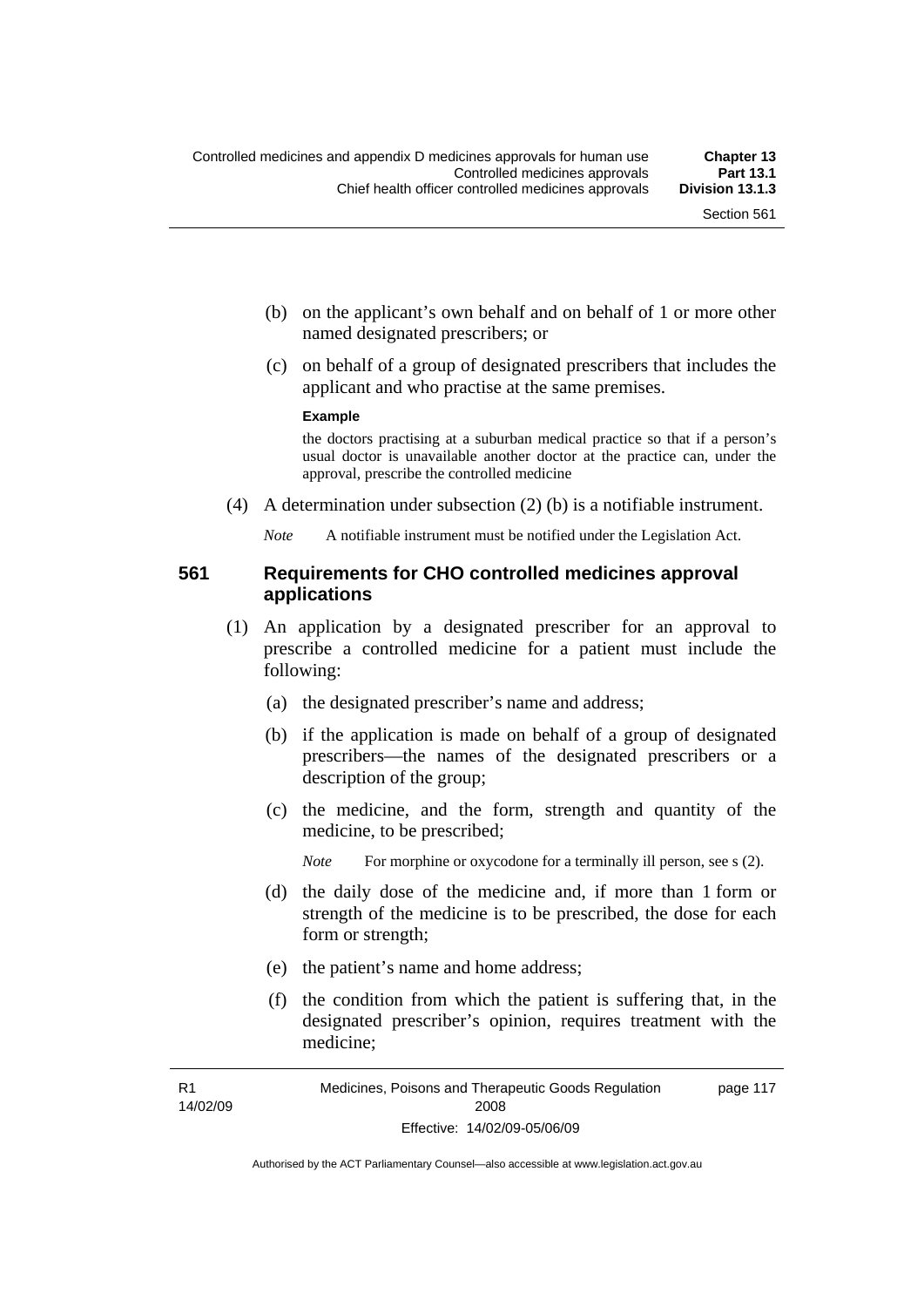(b) on the applicant's own behalf and on behalf of 1 or more other named designated prescribers; or

(c) on behalf of a group of designated prescribers that includes the applicant and who practise at the same premises.

**Example**

the doctors practising at a suburban medical practice so that if a person's usual doctor is unavailable another doctor at the practice can, under the approval, prescribe the controlled medicine

(4) A determination under subsection (2) (b) is a notifiable instrument.

*Note* A notifiable instrument must be notified under the Legislation Act.

### 561 Requirements for CHO controlled medicines approval applications

(1) An application by a designated prescriber for an approval to prescribe a controlled medicine for a patient must include the following:

(a) the designated prescriber's name and address;

(b) if the application is made on behalf of a group of designated prescribers—the names of the designated prescribers or a description of the group;

(c) the medicine, and the form, strength and quantity of the medicine, to be prescribed;

*Note* For morphine or oxycodone for a terminally ill person, see s (2).

(d) the daily dose of the medicine and, if more than 1 form or strength of the medicine is to be prescribed, the dose for each form or strength;

(e) the patient's name and home address;

(f) the condition from which the patient is suffering that, in the designated prescriber's opinion, requires treatment with the medicine;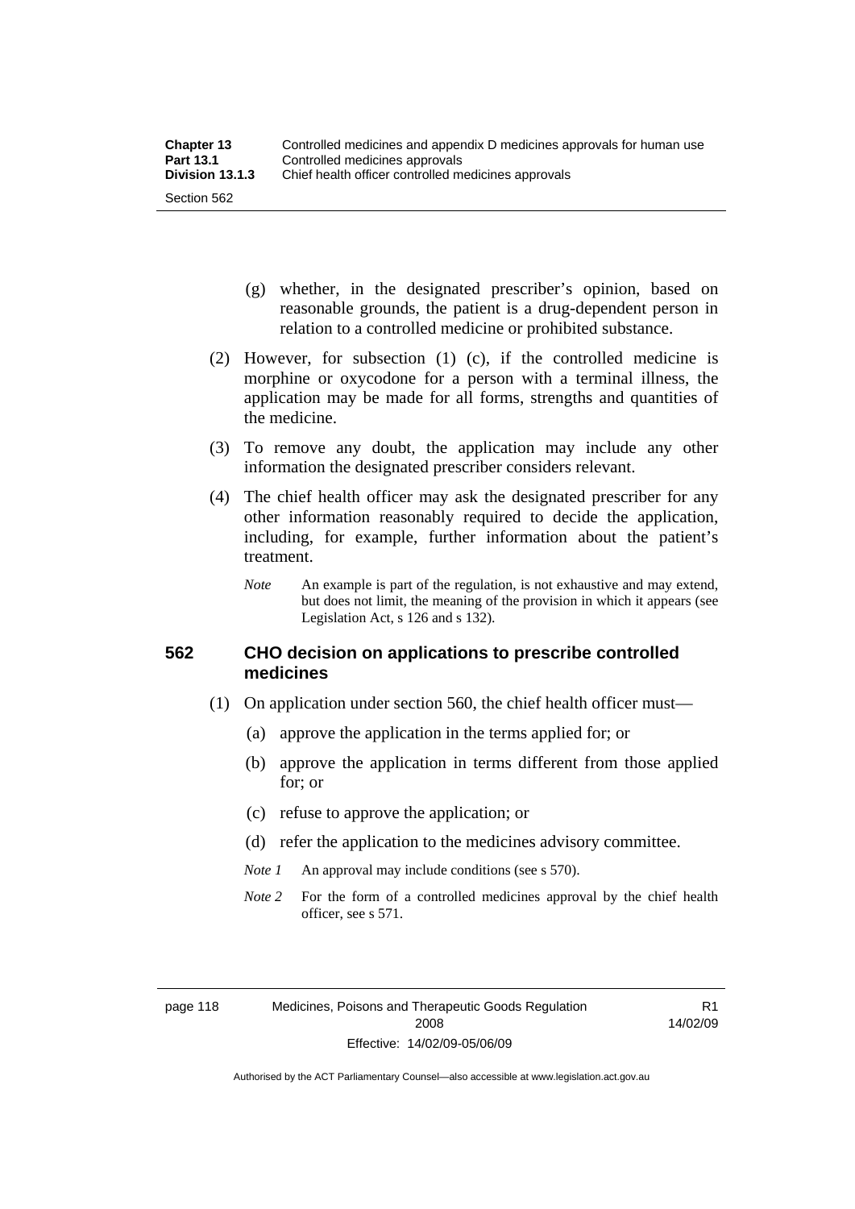(g) whether, in the designated prescriber's opinion, based on reasonable grounds, the patient is a drug-dependent person in relation to a controlled medicine or prohibited substance.

(2) However, for subsection (1) (c), if the controlled medicine is morphine or oxycodone for a person with a terminal illness, the application may be made for all forms, strengths and quantities of the medicine.

(3) To remove any doubt, the application may include any other information the designated prescriber considers relevant.

(4) The chief health officer may ask the designated prescriber for any other information reasonably required to decide the application, including, for example, further information about the patient's treatment.

*Note* An example is part of the regulation, is not exhaustive and may extend, but does not limit, the meaning of the provision in which it appears (see Legislation Act, s 126 and s 132).

## 562 CHO decision on applications to prescribe controlled medicines

(1) On application under section 560, the chief health officer must—

(a) approve the application in the terms applied for; or

(b) approve the application in terms different from those applied for; or

(c) refuse to approve the application; or

(d) refer the application to the medicines advisory committee.

*Note 1* An approval may include conditions (see s 570).

*Note 2* For the form of a controlled medicines approval by the chief health officer, see s 571.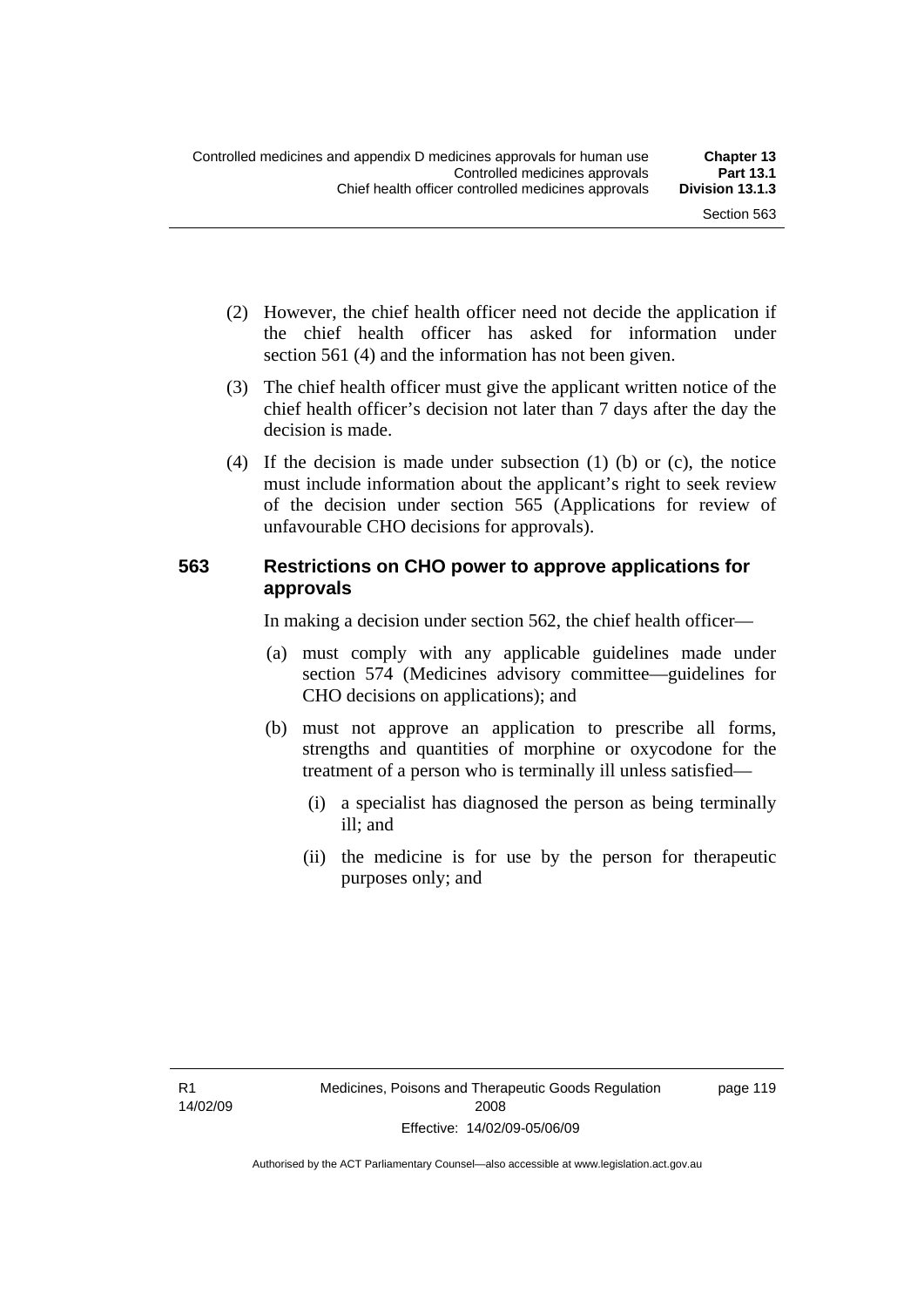(2) However, the chief health officer need not decide the application if the chief health officer has asked for information under section 561 (4) and the information has not been given.

(3) The chief health officer must give the applicant written notice of the chief health officer's decision not later than 7 days after the day the decision is made.

(4) If the decision is made under subsection (1) (b) or (c), the notice must include information about the applicant's right to seek review of the decision under section 565 (Applications for review of unfavourable CHO decisions for approvals).

### 563 Restrictions on CHO power to approve applications for approvals

In making a decision under section 562, the chief health officer—

(a) must comply with any applicable guidelines made under section 574 (Medicines advisory committee—guidelines for CHO decisions on applications); and

(b) must not approve an application to prescribe all forms, strengths and quantities of morphine or oxycodone for the treatment of a person who is terminally ill unless satisfied—

(i) a specialist has diagnosed the person as being terminally ill; and

(ii) the medicine is for use by the person for therapeutic purposes only; and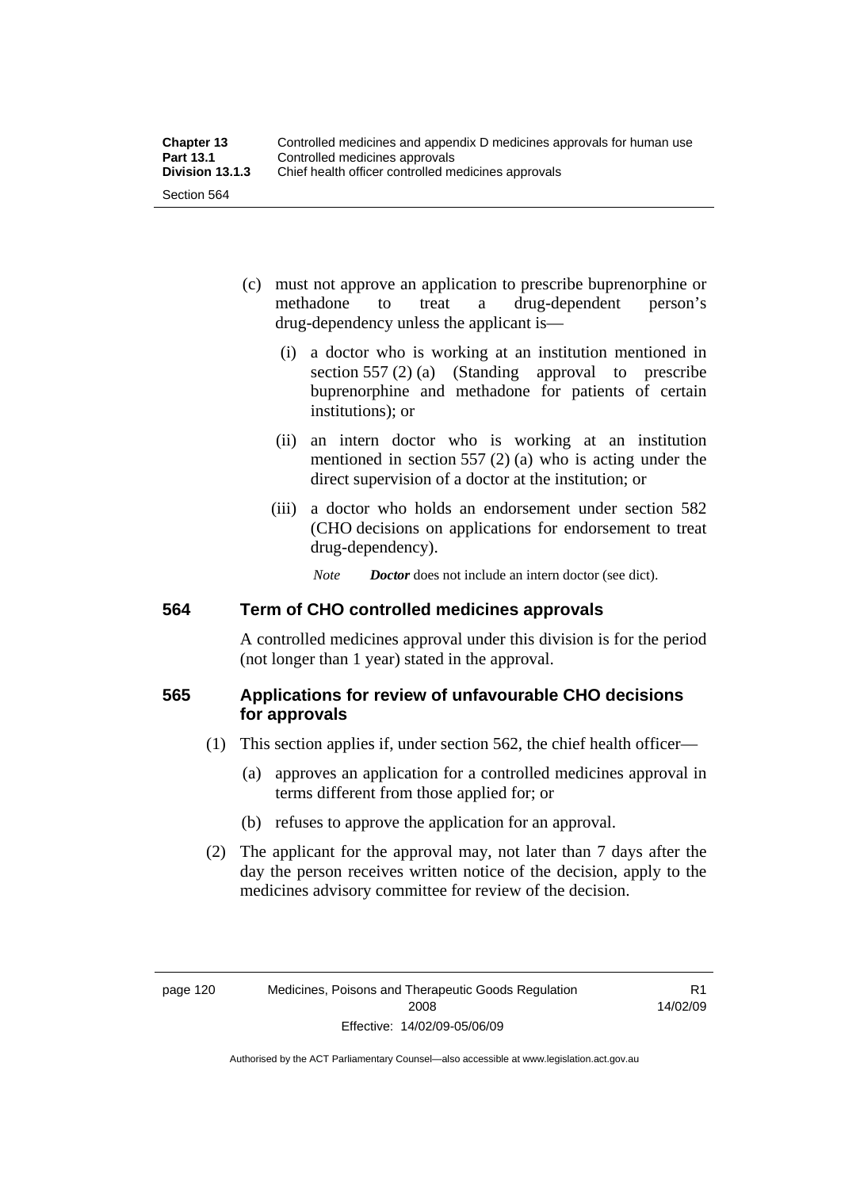(c) must not approve an application to prescribe buprenorphine or methadone to treat a drug-dependent person's drug-dependency unless the applicant is—

   (i) a doctor who is working at an institution mentioned in section 557 (2) (a) (Standing approval to prescribe buprenorphine and methadone for patients of certain institutions); or

   (ii) an intern doctor who is working at an institution mentioned in section 557 (2) (a) who is acting under the direct supervision of a doctor at the institution; or

   (iii) a doctor who holds an endorsement under section 582 (CHO decisions on applications for endorsement to treat drug-dependency).

   *Note* ***Doctor*** does not include an intern doctor (see dict).

## 564 Term of CHO controlled medicines approvals

A controlled medicines approval under this division is for the period (not longer than 1 year) stated in the approval.

## 565 Applications for review of unfavourable CHO decisions for approvals

(1) This section applies if, under section 562, the chief health officer—

   (a) approves an application for a controlled medicines approval in terms different from those applied for; or

   (b) refuses to approve the application for an approval.

(2) The applicant for the approval may, not later than 7 days after the day the person receives written notice of the decision, apply to the medicines advisory committee for review of the decision.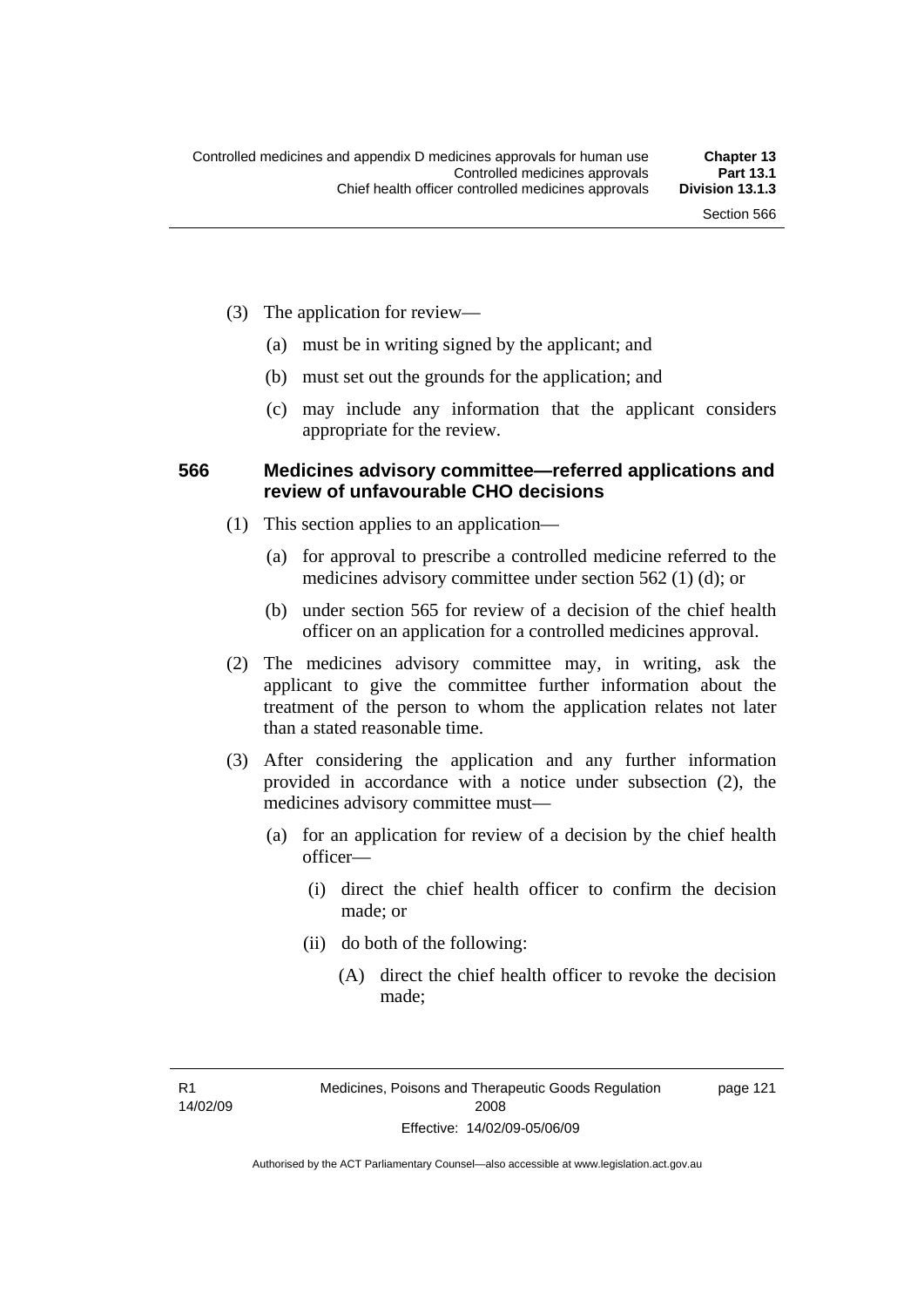(3) The application for review—

(a) must be in writing signed by the applicant; and

(b) must set out the grounds for the application; and

(c) may include any information that the applicant considers appropriate for the review.

### 566 Medicines advisory committee—referred applications and review of unfavourable CHO decisions

(1) This section applies to an application—

(a) for approval to prescribe a controlled medicine referred to the medicines advisory committee under section 562 (1) (d); or

(b) under section 565 for review of a decision of the chief health officer on an application for a controlled medicines approval.

(2) The medicines advisory committee may, in writing, ask the applicant to give the committee further information about the treatment of the person to whom the application relates not later than a stated reasonable time.

(3) After considering the application and any further information provided in accordance with a notice under subsection (2), the medicines advisory committee must—

(a) for an application for review of a decision by the chief health officer—

(i) direct the chief health officer to confirm the decision made; or

(ii) do both of the following:

(A) direct the chief health officer to revoke the decision made;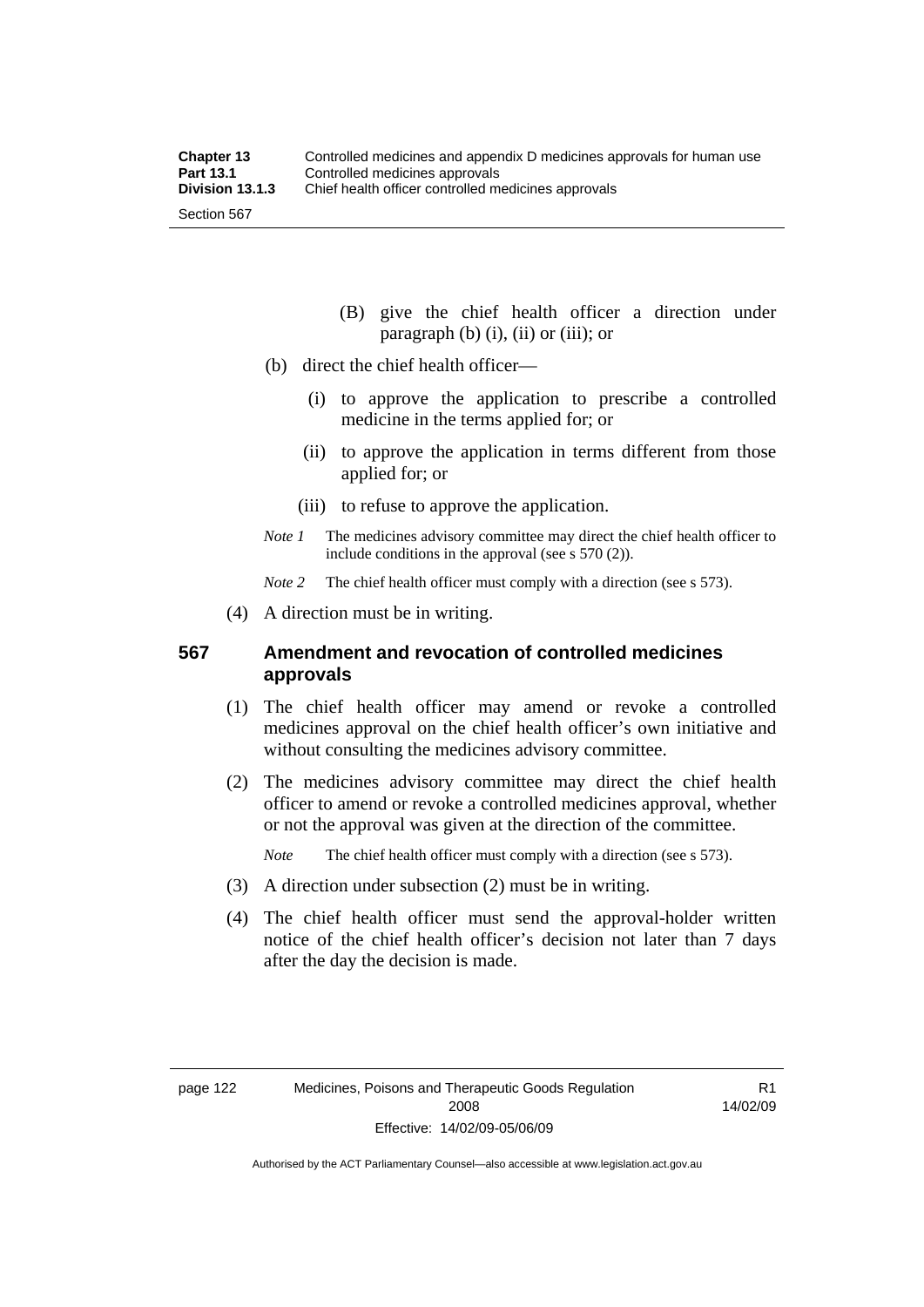(B) give the chief health officer a direction under paragraph (b) (i), (ii) or (iii); or

(b) direct the chief health officer—

(i) to approve the application to prescribe a controlled medicine in the terms applied for; or

(ii) to approve the application in terms different from those applied for; or

(iii) to refuse to approve the application.

*Note 1* The medicines advisory committee may direct the chief health officer to include conditions in the approval (see s 570 (2)).

*Note 2* The chief health officer must comply with a direction (see s 573).

(4) A direction must be in writing.

## 567 Amendment and revocation of controlled medicines approvals

(1) The chief health officer may amend or revoke a controlled medicines approval on the chief health officer's own initiative and without consulting the medicines advisory committee.

(2) The medicines advisory committee may direct the chief health officer to amend or revoke a controlled medicines approval, whether or not the approval was given at the direction of the committee.

*Note* The chief health officer must comply with a direction (see s 573).

(3) A direction under subsection (2) must be in writing.

(4) The chief health officer must send the approval-holder written notice of the chief health officer's decision not later than 7 days after the day the decision is made.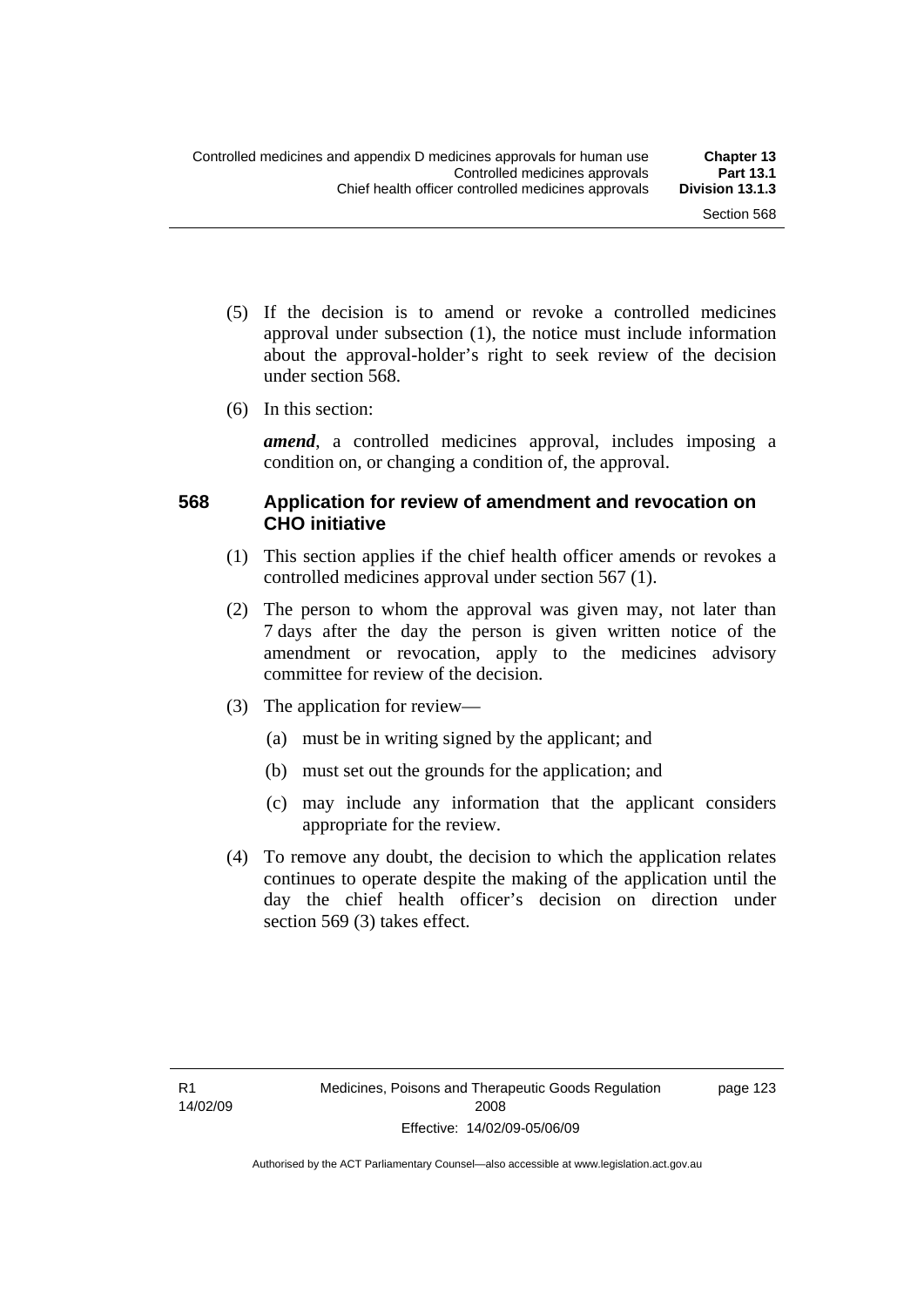(5) If the decision is to amend or revoke a controlled medicines approval under subsection (1), the notice must include information about the approval-holder's right to seek review of the decision under section 568.

(6) In this section:

***amend***, a controlled medicines approval, includes imposing a condition on, or changing a condition of, the approval.

### 568 Application for review of amendment and revocation on CHO initiative

(1) This section applies if the chief health officer amends or revokes a controlled medicines approval under section 567 (1).

(2) The person to whom the approval was given may, not later than 7 days after the day the person is given written notice of the amendment or revocation, apply to the medicines advisory committee for review of the decision.

(3) The application for review—

(a) must be in writing signed by the applicant; and

(b) must set out the grounds for the application; and

(c) may include any information that the applicant considers appropriate for the review.

(4) To remove any doubt, the decision to which the application relates continues to operate despite the making of the application until the day the chief health officer's decision on direction under section 569 (3) takes effect.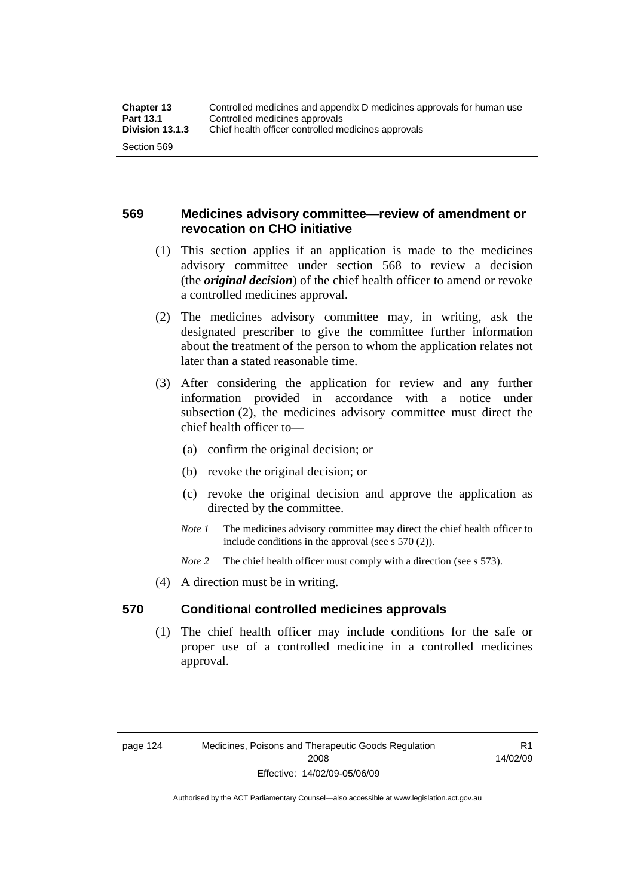## 569 Medicines advisory committee—review of amendment or revocation on CHO initiative

(1) This section applies if an application is made to the medicines advisory committee under section 568 to review a decision (the ***original decision***) of the chief health officer to amend or revoke a controlled medicines approval.

(2) The medicines advisory committee may, in writing, ask the designated prescriber to give the committee further information about the treatment of the person to whom the application relates not later than a stated reasonable time.

(3) After considering the application for review and any further information provided in accordance with a notice under subsection (2), the medicines advisory committee must direct the chief health officer to—

(a) confirm the original decision; or

(b) revoke the original decision; or

(c) revoke the original decision and approve the application as directed by the committee.

*Note 1* The medicines advisory committee may direct the chief health officer to include conditions in the approval (see s 570 (2)).

*Note 2* The chief health officer must comply with a direction (see s 573).

(4) A direction must be in writing.

## 570 Conditional controlled medicines approvals

(1) The chief health officer may include conditions for the safe or proper use of a controlled medicine in a controlled medicines approval.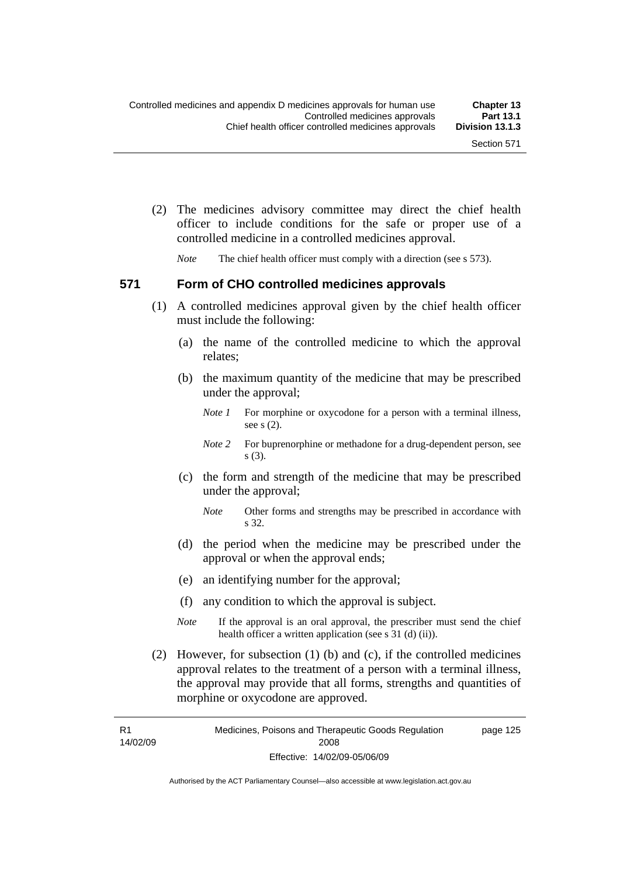(2) The medicines advisory committee may direct the chief health officer to include conditions for the safe or proper use of a controlled medicine in a controlled medicines approval.

*Note* The chief health officer must comply with a direction (see s 573).

## 571 Form of CHO controlled medicines approvals

(1) A controlled medicines approval given by the chief health officer must include the following:

(a) the name of the controlled medicine to which the approval relates;

(b) the maximum quantity of the medicine that may be prescribed under the approval;

*Note 1* For morphine or oxycodone for a person with a terminal illness, see s (2).

*Note 2* For buprenorphine or methadone for a drug-dependent person, see s (3).

(c) the form and strength of the medicine that may be prescribed under the approval;

*Note* Other forms and strengths may be prescribed in accordance with s 32.

(d) the period when the medicine may be prescribed under the approval or when the approval ends;

(e) an identifying number for the approval;

(f) any condition to which the approval is subject.

*Note* If the approval is an oral approval, the prescriber must send the chief health officer a written application (see s 31 (d) (ii)).

(2) However, for subsection (1) (b) and (c), if the controlled medicines approval relates to the treatment of a person with a terminal illness, the approval may provide that all forms, strengths and quantities of morphine or oxycodone are approved.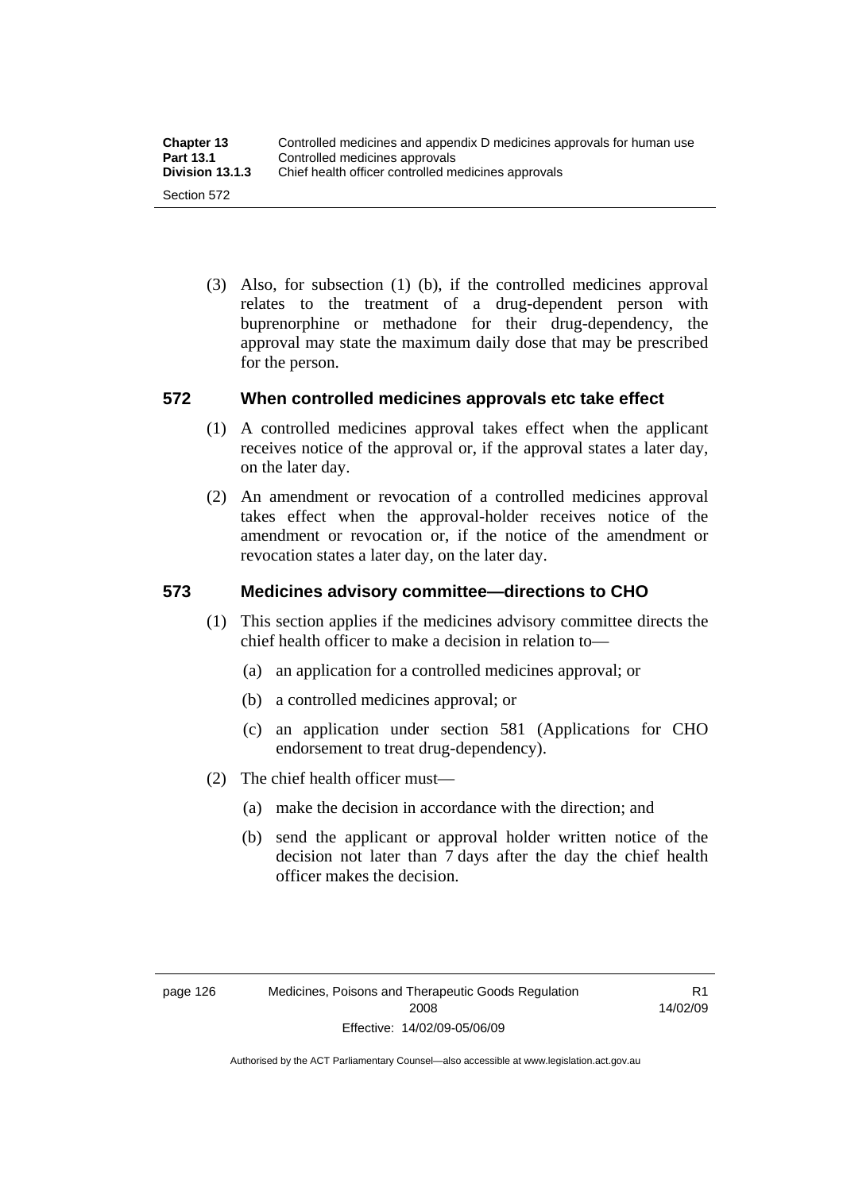(3) Also, for subsection (1) (b), if the controlled medicines approval relates to the treatment of a drug-dependent person with buprenorphine or methadone for their drug-dependency, the approval may state the maximum daily dose that may be prescribed for the person.

## 572 When controlled medicines approvals etc take effect

(1) A controlled medicines approval takes effect when the applicant receives notice of the approval or, if the approval states a later day, on the later day.

(2) An amendment or revocation of a controlled medicines approval takes effect when the approval-holder receives notice of the amendment or revocation or, if the notice of the amendment or revocation states a later day, on the later day.

## 573 Medicines advisory committee—directions to CHO

(1) This section applies if the medicines advisory committee directs the chief health officer to make a decision in relation to—

(a) an application for a controlled medicines approval; or

(b) a controlled medicines approval; or

(c) an application under section 581 (Applications for CHO endorsement to treat drug-dependency).

(2) The chief health officer must—

(a) make the decision in accordance with the direction; and

(b) send the applicant or approval holder written notice of the decision not later than 7 days after the day the chief health officer makes the decision.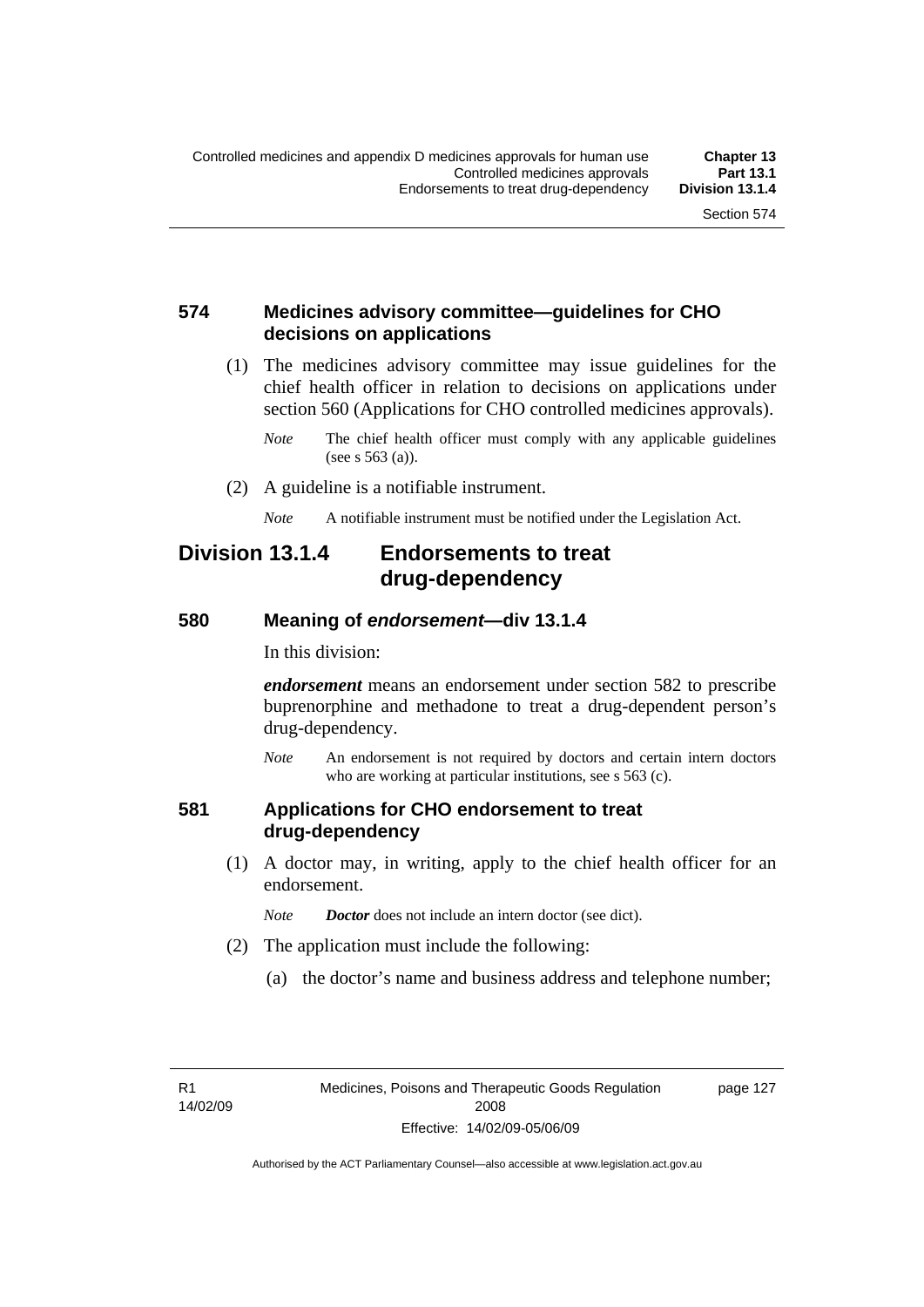## 574 Medicines advisory committee—guidelines for CHO decisions on applications

(1) The medicines advisory committee may issue guidelines for the chief health officer in relation to decisions on applications under section 560 (Applications for CHO controlled medicines approvals).

*Note* The chief health officer must comply with any applicable guidelines (see s 563 (a)).

(2) A guideline is a notifiable instrument.

*Note* A notifiable instrument must be notified under the Legislation Act.

# Division 13.1.4 Endorsements to treat drug-dependency

## 580 Meaning of *endorsement*—div 13.1.4

In this division:

***endorsement*** means an endorsement under section 582 to prescribe buprenorphine and methadone to treat a drug-dependent person's drug-dependency.

*Note* An endorsement is not required by doctors and certain intern doctors who are working at particular institutions, see s 563 (c).

## 581 Applications for CHO endorsement to treat drug-dependency

(1) A doctor may, in writing, apply to the chief health officer for an endorsement.

*Note* ***Doctor*** does not include an intern doctor (see dict).

(2) The application must include the following:

(a) the doctor's name and business address and telephone number;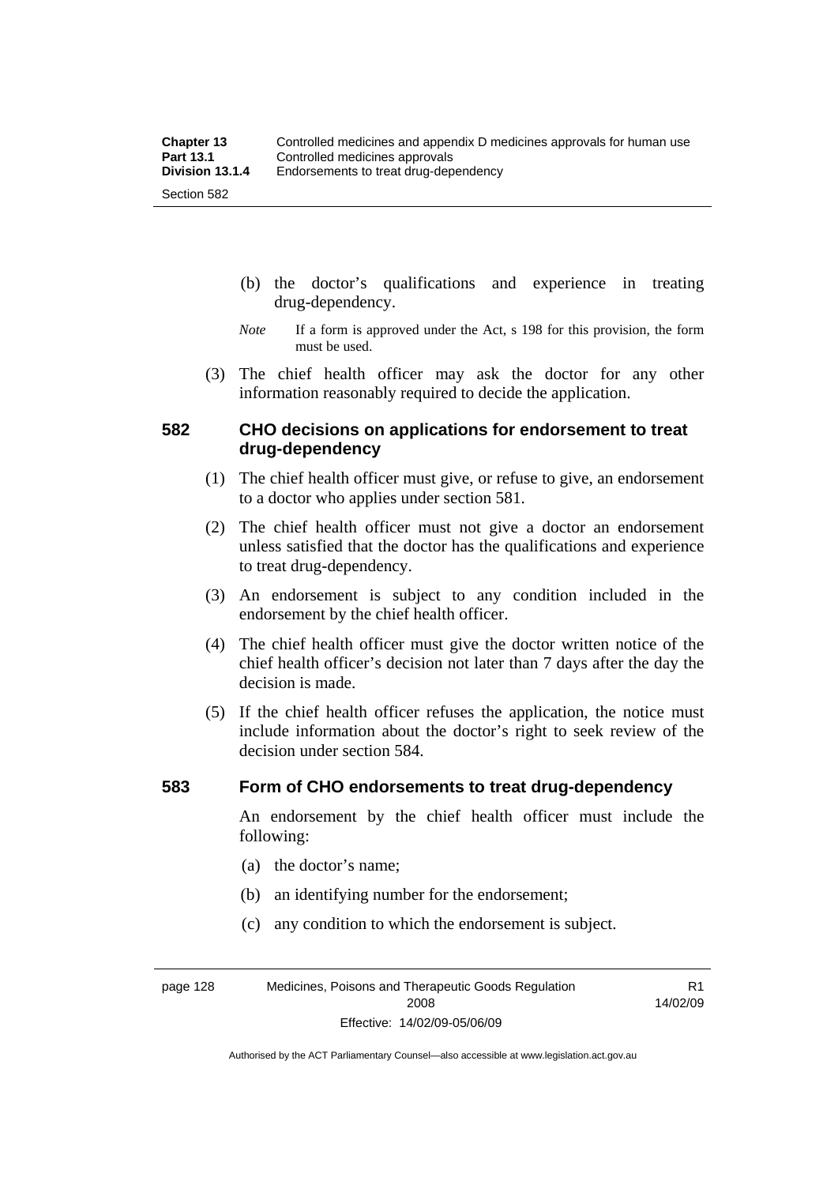(b) the doctor's qualifications and experience in treating drug-dependency.

*Note* If a form is approved under the Act, s 198 for this provision, the form must be used.

(3) The chief health officer may ask the doctor for any other information reasonably required to decide the application.

### 582 CHO decisions on applications for endorsement to treat drug-dependency

(1) The chief health officer must give, or refuse to give, an endorsement to a doctor who applies under section 581.

(2) The chief health officer must not give a doctor an endorsement unless satisfied that the doctor has the qualifications and experience to treat drug-dependency.

(3) An endorsement is subject to any condition included in the endorsement by the chief health officer.

(4) The chief health officer must give the doctor written notice of the chief health officer's decision not later than 7 days after the day the decision is made.

(5) If the chief health officer refuses the application, the notice must include information about the doctor's right to seek review of the decision under section 584.

### 583 Form of CHO endorsements to treat drug-dependency

An endorsement by the chief health officer must include the following:

(a) the doctor's name;

(b) an identifying number for the endorsement;

(c) any condition to which the endorsement is subject.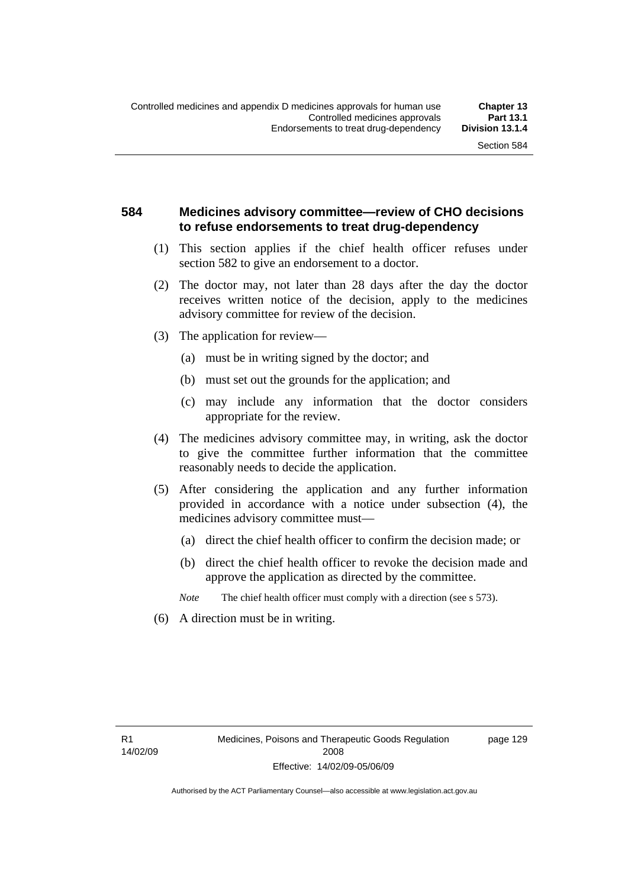### 584 Medicines advisory committee—review of CHO decisions to refuse endorsements to treat drug-dependency

(1) This section applies if the chief health officer refuses under section 582 to give an endorsement to a doctor.

(2) The doctor may, not later than 28 days after the day the doctor receives written notice of the decision, apply to the medicines advisory committee for review of the decision.

(3) The application for review—

(a) must be in writing signed by the doctor; and

(b) must set out the grounds for the application; and

(c) may include any information that the doctor considers appropriate for the review.

(4) The medicines advisory committee may, in writing, ask the doctor to give the committee further information that the committee reasonably needs to decide the application.

(5) After considering the application and any further information provided in accordance with a notice under subsection (4), the medicines advisory committee must—

(a) direct the chief health officer to confirm the decision made; or

(b) direct the chief health officer to revoke the decision made and approve the application as directed by the committee.

*Note* The chief health officer must comply with a direction (see s 573).

(6) A direction must be in writing.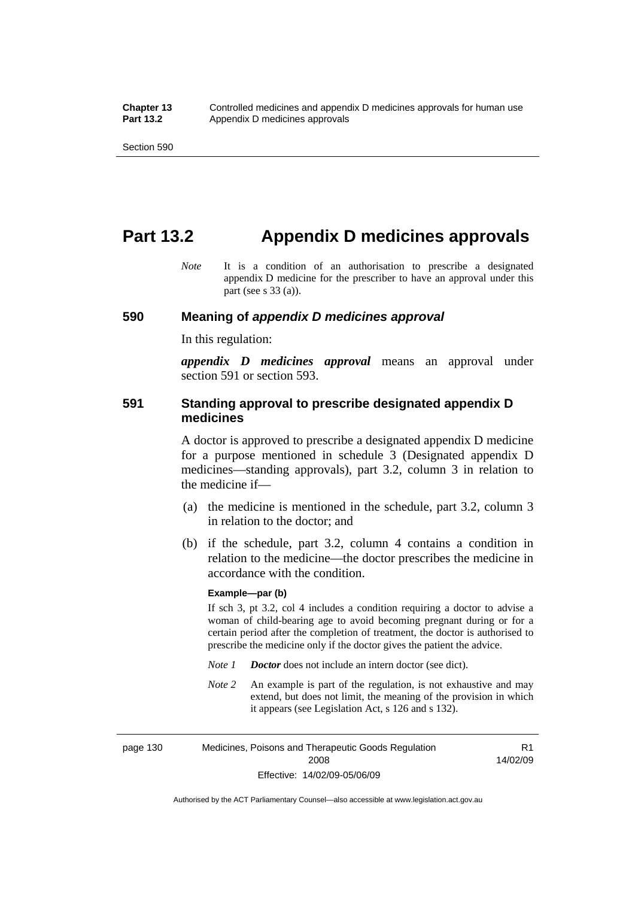# Part 13.2 Appendix D medicines approvals

*Note* It is a condition of an authorisation to prescribe a designated appendix D medicine for the prescriber to have an approval under this part (see s 33 (a)).

### 590 Meaning of *appendix D medicines approval*

In this regulation:

***appendix D medicines approval*** means an approval under section 591 or section 593.

### 591 Standing approval to prescribe designated appendix D medicines

A doctor is approved to prescribe a designated appendix D medicine for a purpose mentioned in schedule 3 (Designated appendix D medicines—standing approvals), part 3.2, column 3 in relation to the medicine if—

(a) the medicine is mentioned in the schedule, part 3.2, column 3 in relation to the doctor; and

(b) if the schedule, part 3.2, column 4 contains a condition in relation to the medicine—the doctor prescribes the medicine in accordance with the condition.

**Example—par (b)**

If sch 3, pt 3.2, col 4 includes a condition requiring a doctor to advise a woman of child-bearing age to avoid becoming pregnant during or for a certain period after the completion of treatment, the doctor is authorised to prescribe the medicine only if the doctor gives the patient the advice.

*Note 1* ***Doctor*** does not include an intern doctor (see dict).

*Note 2* An example is part of the regulation, is not exhaustive and may extend, but does not limit, the meaning of the provision in which it appears (see Legislation Act, s 126 and s 132).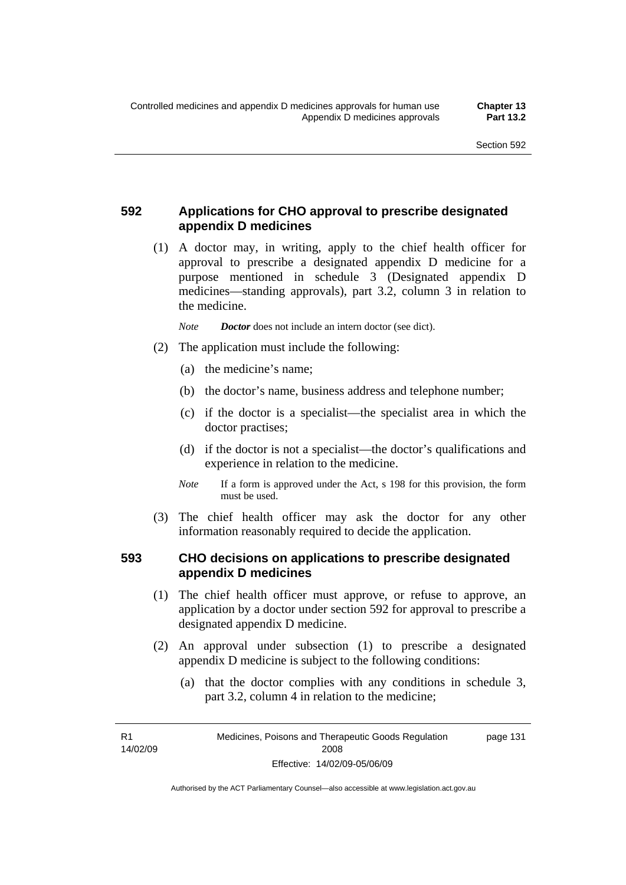## 592 Applications for CHO approval to prescribe designated appendix D medicines

(1) A doctor may, in writing, apply to the chief health officer for approval to prescribe a designated appendix D medicine for a purpose mentioned in schedule 3 (Designated appendix D medicines—standing approvals), part 3.2, column 3 in relation to the medicine.

*Note* ***Doctor*** does not include an intern doctor (see dict).

(2) The application must include the following:

(a) the medicine's name;

(b) the doctor's name, business address and telephone number;

(c) if the doctor is a specialist—the specialist area in which the doctor practises;

(d) if the doctor is not a specialist—the doctor's qualifications and experience in relation to the medicine.

*Note* If a form is approved under the Act, s 198 for this provision, the form must be used.

(3) The chief health officer may ask the doctor for any other information reasonably required to decide the application.

## 593 CHO decisions on applications to prescribe designated appendix D medicines

(1) The chief health officer must approve, or refuse to approve, an application by a doctor under section 592 for approval to prescribe a designated appendix D medicine.

(2) An approval under subsection (1) to prescribe a designated appendix D medicine is subject to the following conditions:

(a) that the doctor complies with any conditions in schedule 3, part 3.2, column 4 in relation to the medicine;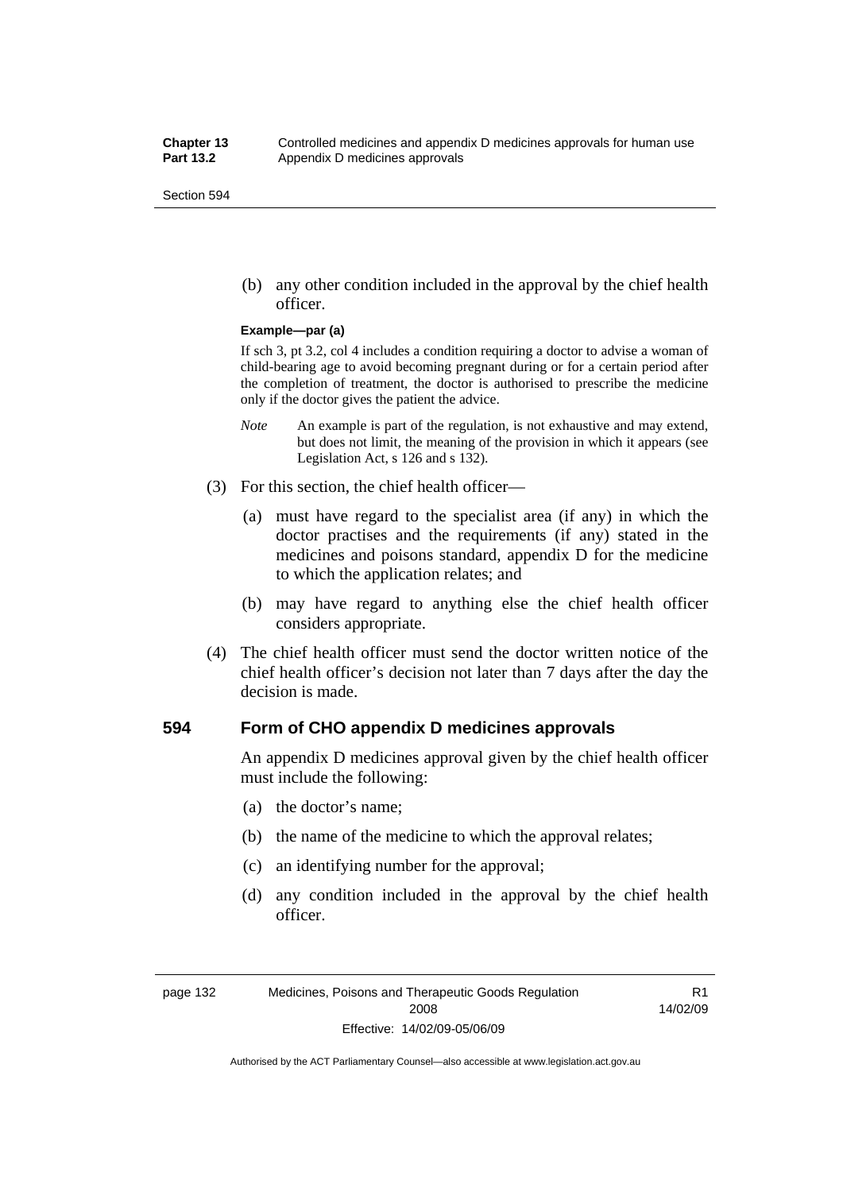(b) any other condition included in the approval by the chief health officer.

**Example—par (a)**

If sch 3, pt 3.2, col 4 includes a condition requiring a doctor to advise a woman of child-bearing age to avoid becoming pregnant during or for a certain period after the completion of treatment, the doctor is authorised to prescribe the medicine only if the doctor gives the patient the advice.

*Note* An example is part of the regulation, is not exhaustive and may extend, but does not limit, the meaning of the provision in which it appears (see Legislation Act, s 126 and s 132).

(3) For this section, the chief health officer—

(a) must have regard to the specialist area (if any) in which the doctor practises and the requirements (if any) stated in the medicines and poisons standard, appendix D for the medicine to which the application relates; and

(b) may have regard to anything else the chief health officer considers appropriate.

(4) The chief health officer must send the doctor written notice of the chief health officer's decision not later than 7 days after the day the decision is made.

## 594 Form of CHO appendix D medicines approvals

An appendix D medicines approval given by the chief health officer must include the following:

(a) the doctor's name;

(b) the name of the medicine to which the approval relates;

(c) an identifying number for the approval;

(d) any condition included in the approval by the chief health officer.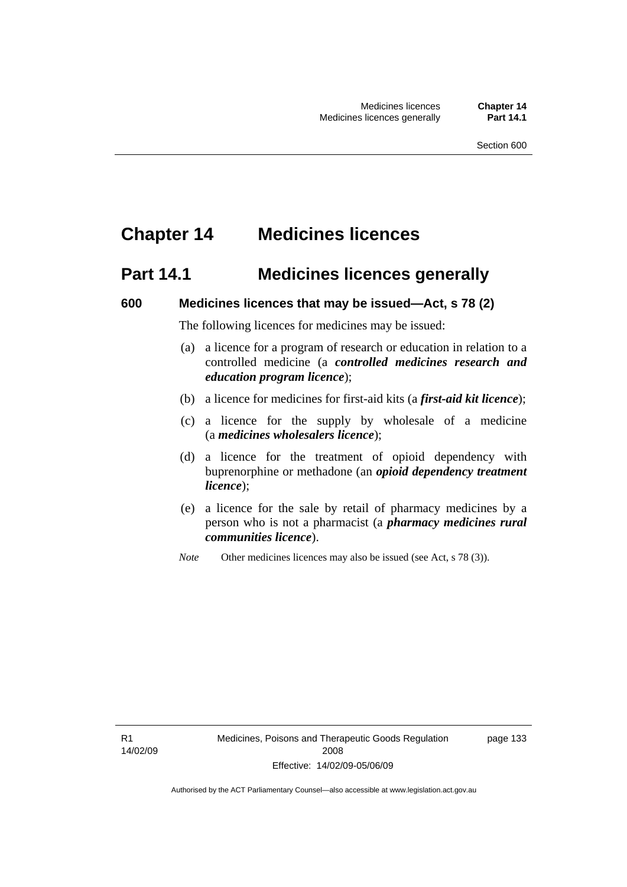# Chapter 14 Medicines licences

## Part 14.1 Medicines licences generally

### 600 Medicines licences that may be issued—Act, s 78 (2)

The following licences for medicines may be issued:

(a) a licence for a program of research or education in relation to a controlled medicine (a ***controlled medicines research and education program licence***);

(b) a licence for medicines for first-aid kits (a ***first-aid kit licence***);

(c) a licence for the supply by wholesale of a medicine (a ***medicines wholesalers licence***);

(d) a licence for the treatment of opioid dependency with buprenorphine or methadone (an ***opioid dependency treatment licence***);

(e) a licence for the sale by retail of pharmacy medicines by a person who is not a pharmacist (a ***pharmacy medicines rural communities licence***).

*Note* Other medicines licences may also be issued (see Act, s 78 (3)).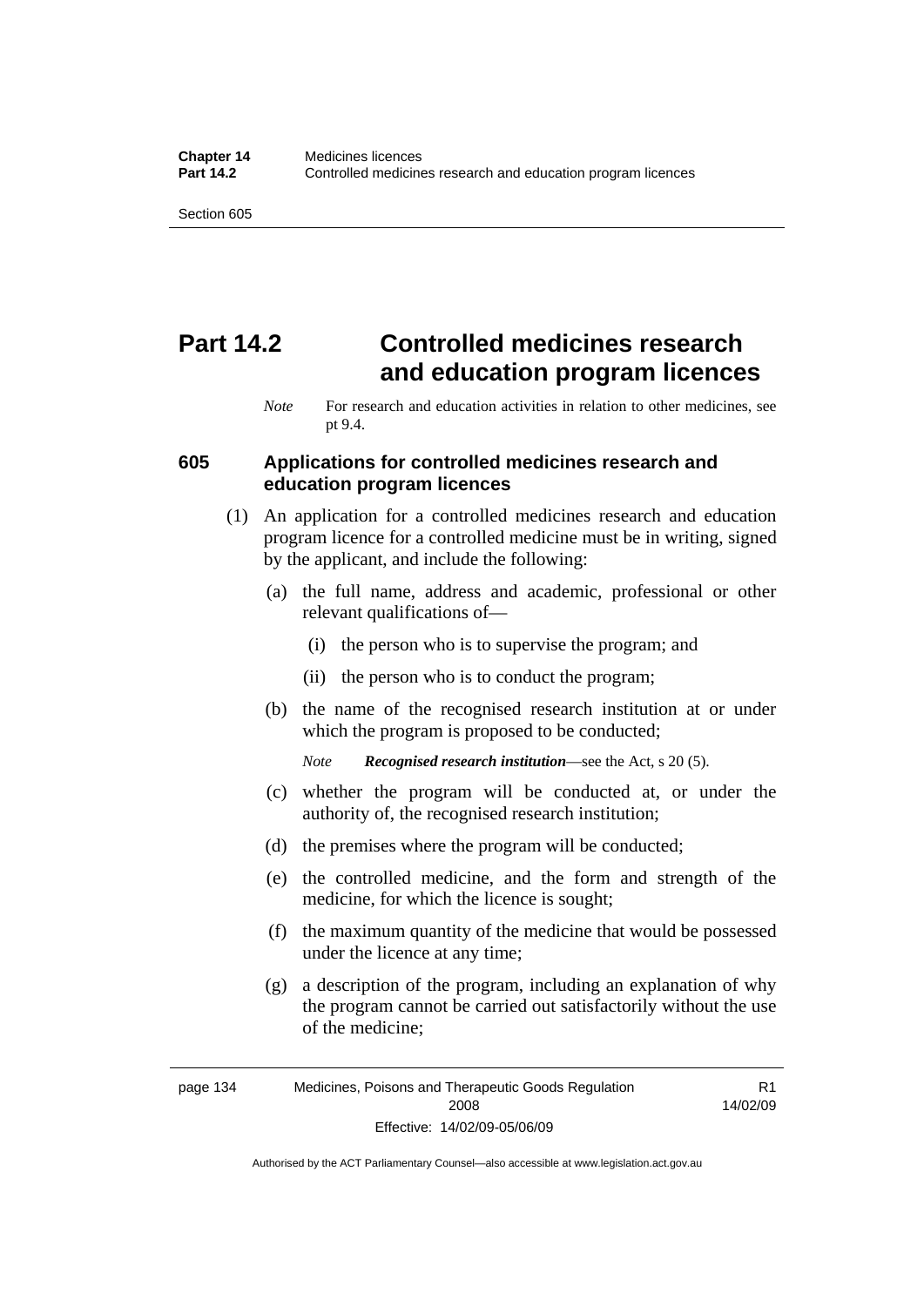# Part 14.2 Controlled medicines research and education program licences

*Note* For research and education activities in relation to other medicines, see pt 9.4.

## 605 Applications for controlled medicines research and education program licences

(1) An application for a controlled medicines research and education program licence for a controlled medicine must be in writing, signed by the applicant, and include the following:

(a) the full name, address and academic, professional or other relevant qualifications of—

(i) the person who is to supervise the program; and

(ii) the person who is to conduct the program;

(b) the name of the recognised research institution at or under which the program is proposed to be conducted;

*Note* ***Recognised research institution***—see the Act, s 20 (5).

(c) whether the program will be conducted at, or under the authority of, the recognised research institution;

(d) the premises where the program will be conducted;

(e) the controlled medicine, and the form and strength of the medicine, for which the licence is sought;

(f) the maximum quantity of the medicine that would be possessed under the licence at any time;

(g) a description of the program, including an explanation of why the program cannot be carried out satisfactorily without the use of the medicine;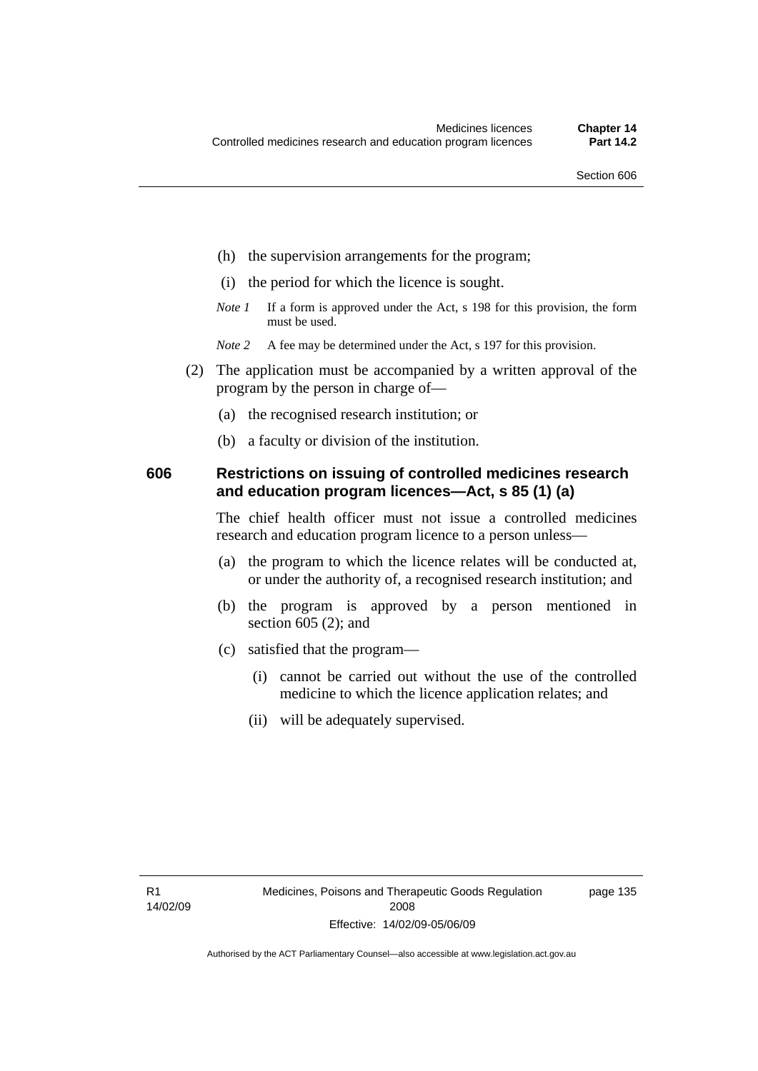(h) the supervision arrangements for the program;

(i) the period for which the licence is sought.

*Note 1* If a form is approved under the Act, s 198 for this provision, the form must be used.

*Note 2* A fee may be determined under the Act, s 197 for this provision.

(2) The application must be accompanied by a written approval of the program by the person in charge of—

(a) the recognised research institution; or

(b) a faculty or division of the institution.

### 606 Restrictions on issuing of controlled medicines research and education program licences—Act, s 85 (1) (a)

The chief health officer must not issue a controlled medicines research and education program licence to a person unless—

(a) the program to which the licence relates will be conducted at, or under the authority of, a recognised research institution; and

(b) the program is approved by a person mentioned in section 605 (2); and

(c) satisfied that the program—

(i) cannot be carried out without the use of the controlled medicine to which the licence application relates; and

(ii) will be adequately supervised.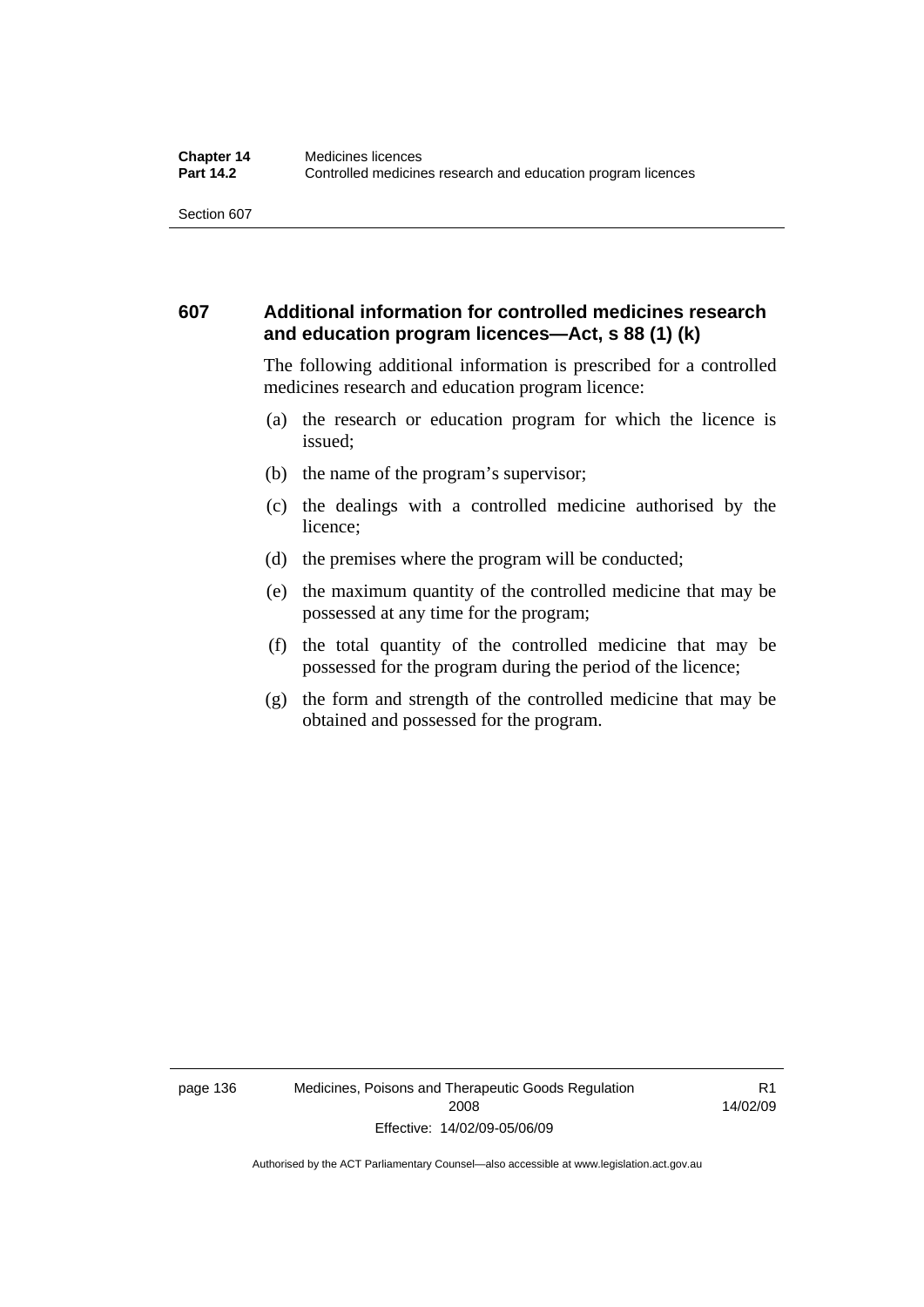## 607 Additional information for controlled medicines research and education program licences—Act, s 88 (1) (k)

The following additional information is prescribed for a controlled medicines research and education program licence:

(a) the research or education program for which the licence is issued;

(b) the name of the program's supervisor;

(c) the dealings with a controlled medicine authorised by the licence;

(d) the premises where the program will be conducted;

(e) the maximum quantity of the controlled medicine that may be possessed at any time for the program;

(f) the total quantity of the controlled medicine that may be possessed for the program during the period of the licence;

(g) the form and strength of the controlled medicine that may be obtained and possessed for the program.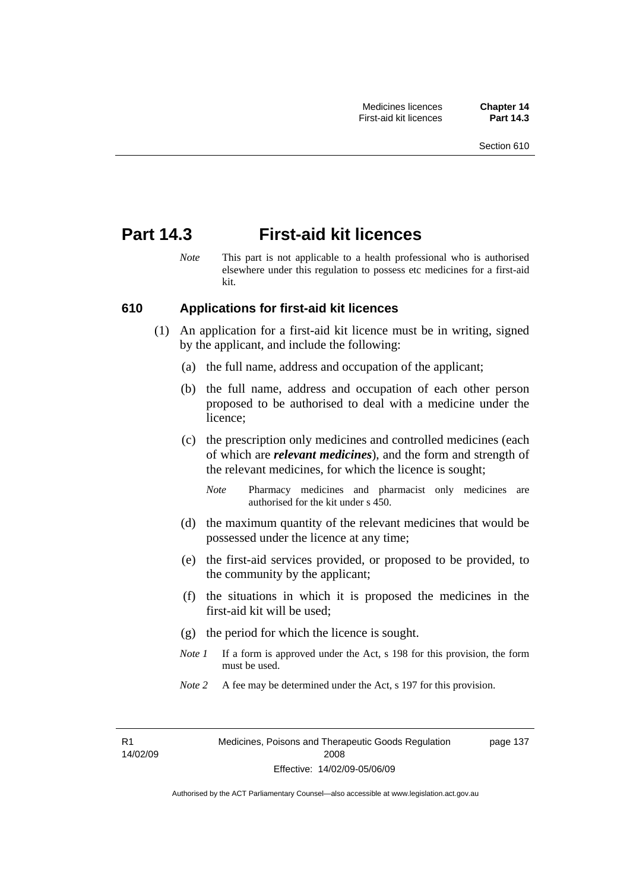# Part 14.3 First-aid kit licences

*Note* This part is not applicable to a health professional who is authorised elsewhere under this regulation to possess etc medicines for a first-aid kit.

## 610 Applications for first-aid kit licences

(1) An application for a first-aid kit licence must be in writing, signed by the applicant, and include the following:

(a) the full name, address and occupation of the applicant;

(b) the full name, address and occupation of each other person proposed to be authorised to deal with a medicine under the licence;

(c) the prescription only medicines and controlled medicines (each of which are ***relevant medicines***), and the form and strength of the relevant medicines, for which the licence is sought;

*Note* Pharmacy medicines and pharmacist only medicines are authorised for the kit under s 450.

(d) the maximum quantity of the relevant medicines that would be possessed under the licence at any time;

(e) the first-aid services provided, or proposed to be provided, to the community by the applicant;

(f) the situations in which it is proposed the medicines in the first-aid kit will be used;

(g) the period for which the licence is sought.

*Note 1* If a form is approved under the Act, s 198 for this provision, the form must be used.

*Note 2* A fee may be determined under the Act, s 197 for this provision.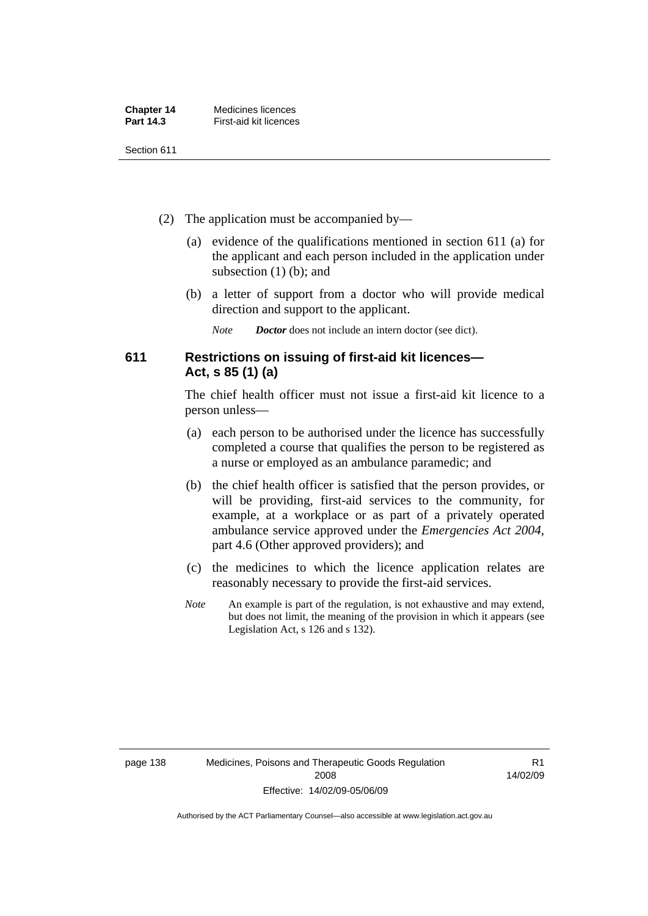(2) The application must be accompanied by—

  (a) evidence of the qualifications mentioned in section 611 (a) for the applicant and each person included in the application under subsection (1) (b); and

  (b) a letter of support from a doctor who will provide medical direction and support to the applicant.

  *Note* ***Doctor*** does not include an intern doctor (see dict).

### 611 Restrictions on issuing of first-aid kit licences—Act, s 85 (1) (a)

The chief health officer must not issue a first-aid kit licence to a person unless—

  (a) each person to be authorised under the licence has successfully completed a course that qualifies the person to be registered as a nurse or employed as an ambulance paramedic; and

  (b) the chief health officer is satisfied that the person provides, or will be providing, first-aid services to the community, for example, at a workplace or as part of a privately operated ambulance service approved under the *Emergencies Act 2004*, part 4.6 (Other approved providers); and

  (c) the medicines to which the licence application relates are reasonably necessary to provide the first-aid services.

*Note* An example is part of the regulation, is not exhaustive and may extend, but does not limit, the meaning of the provision in which it appears (see Legislation Act, s 126 and s 132).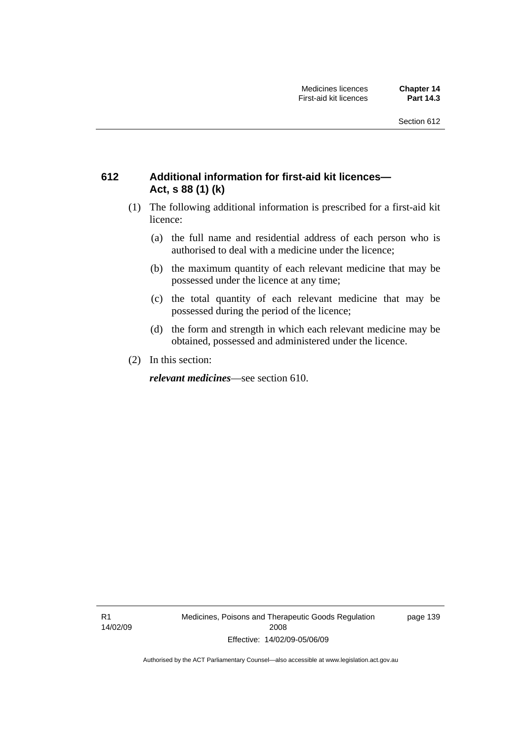## 612 Additional information for first-aid kit licences—Act, s 88 (1) (k)

(1) The following additional information is prescribed for a first-aid kit licence:

(a) the full name and residential address of each person who is authorised to deal with a medicine under the licence;

(b) the maximum quantity of each relevant medicine that may be possessed under the licence at any time;

(c) the total quantity of each relevant medicine that may be possessed during the period of the licence;

(d) the form and strength in which each relevant medicine may be obtained, possessed and administered under the licence.

(2) In this section:

***relevant medicines***—see section 610.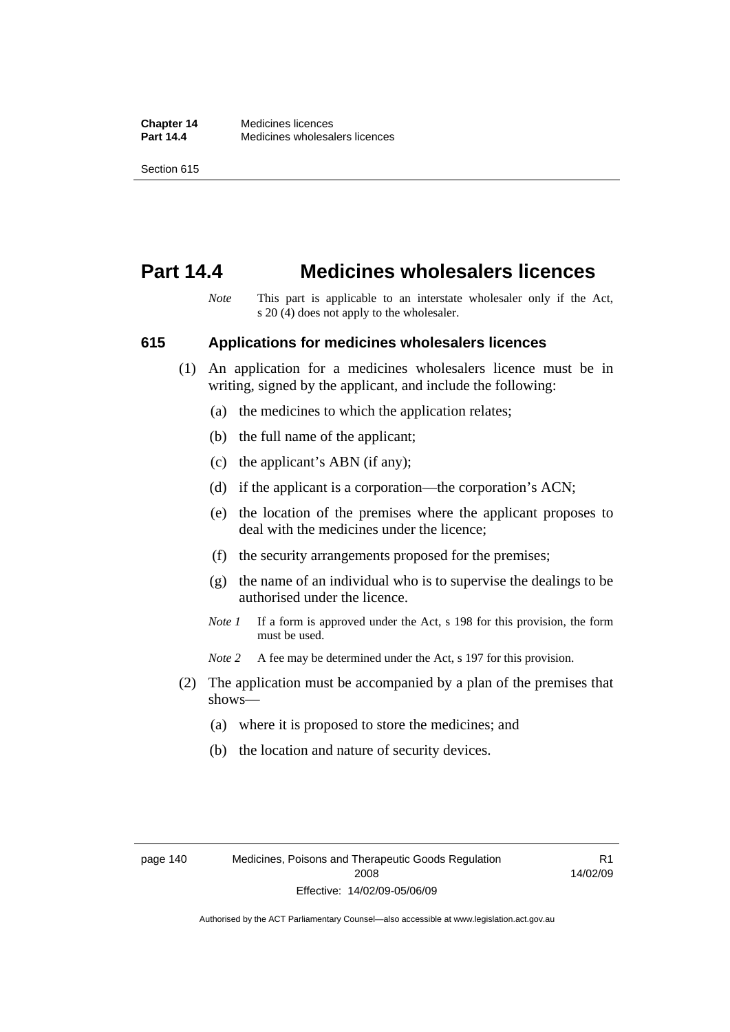# Part 14.4 Medicines wholesalers licences

*Note* This part is applicable to an interstate wholesaler only if the Act, s 20 (4) does not apply to the wholesaler.

## 615 Applications for medicines wholesalers licences

(1) An application for a medicines wholesalers licence must be in writing, signed by the applicant, and include the following:

(a) the medicines to which the application relates;

(b) the full name of the applicant;

(c) the applicant's ABN (if any);

(d) if the applicant is a corporation—the corporation's ACN;

(e) the location of the premises where the applicant proposes to deal with the medicines under the licence;

(f) the security arrangements proposed for the premises;

(g) the name of an individual who is to supervise the dealings to be authorised under the licence.

*Note 1* If a form is approved under the Act, s 198 for this provision, the form must be used.

*Note 2* A fee may be determined under the Act, s 197 for this provision.

(2) The application must be accompanied by a plan of the premises that shows—

(a) where it is proposed to store the medicines; and

(b) the location and nature of security devices.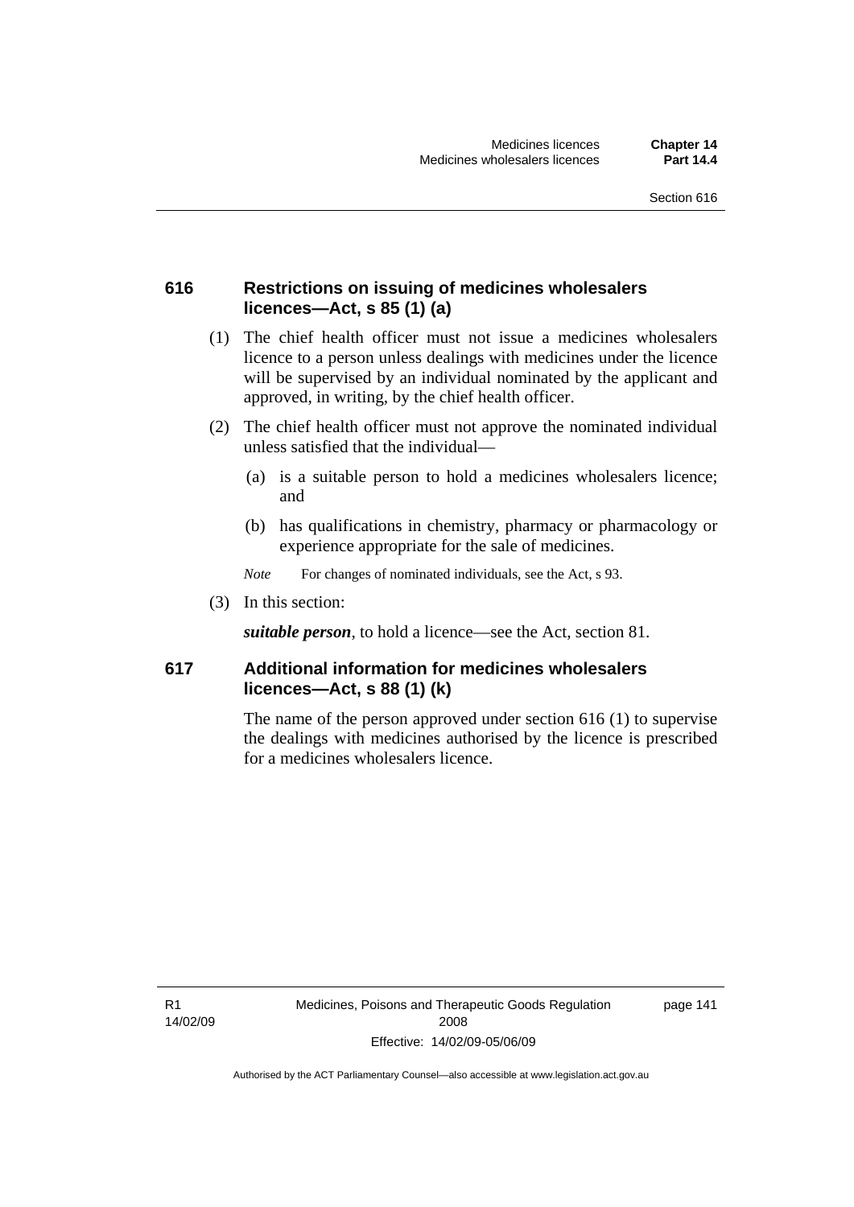### 616 Restrictions on issuing of medicines wholesalers licences—Act, s 85 (1) (a)

(1) The chief health officer must not issue a medicines wholesalers licence to a person unless dealings with medicines under the licence will be supervised by an individual nominated by the applicant and approved, in writing, by the chief health officer.

(2) The chief health officer must not approve the nominated individual unless satisfied that the individual—

(a) is a suitable person to hold a medicines wholesalers licence; and

(b) has qualifications in chemistry, pharmacy or pharmacology or experience appropriate for the sale of medicines.

*Note* For changes of nominated individuals, see the Act, s 93.

(3) In this section:

***suitable person***, to hold a licence—see the Act, section 81.

### 617 Additional information for medicines wholesalers licences—Act, s 88 (1) (k)

The name of the person approved under section 616 (1) to supervise the dealings with medicines authorised by the licence is prescribed for a medicines wholesalers licence.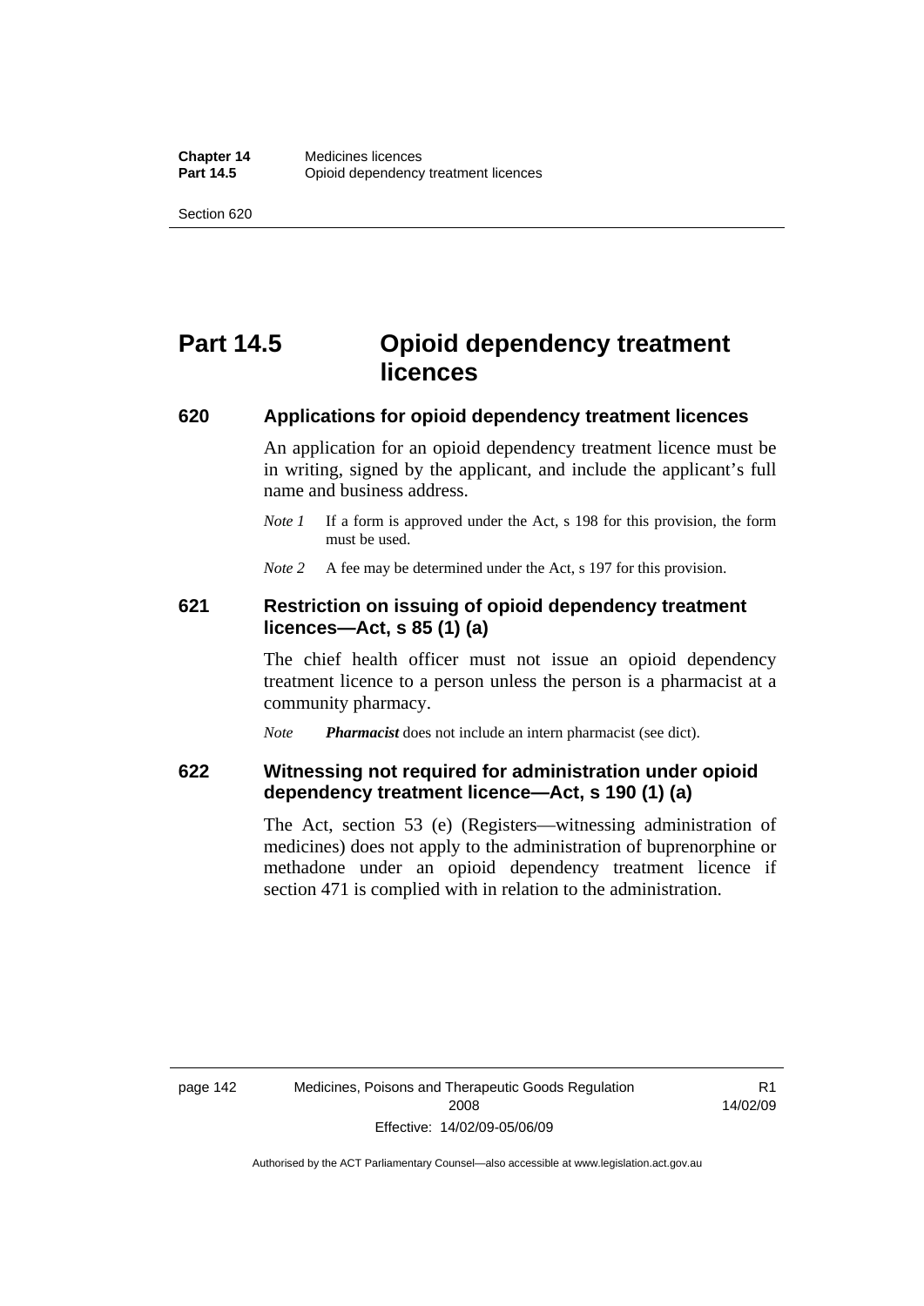# Part 14.5 Opioid dependency treatment licences

## 620 Applications for opioid dependency treatment licences

An application for an opioid dependency treatment licence must be in writing, signed by the applicant, and include the applicant's full name and business address.

*Note 1* If a form is approved under the Act, s 198 for this provision, the form must be used.

*Note 2* A fee may be determined under the Act, s 197 for this provision.

## 621 Restriction on issuing of opioid dependency treatment licences—Act, s 85 (1) (a)

The chief health officer must not issue an opioid dependency treatment licence to a person unless the person is a pharmacist at a community pharmacy.

*Note* ***Pharmacist*** does not include an intern pharmacist (see dict).

## 622 Witnessing not required for administration under opioid dependency treatment licence—Act, s 190 (1) (a)

The Act, section 53 (e) (Registers—witnessing administration of medicines) does not apply to the administration of buprenorphine or methadone under an opioid dependency treatment licence if section 471 is complied with in relation to the administration.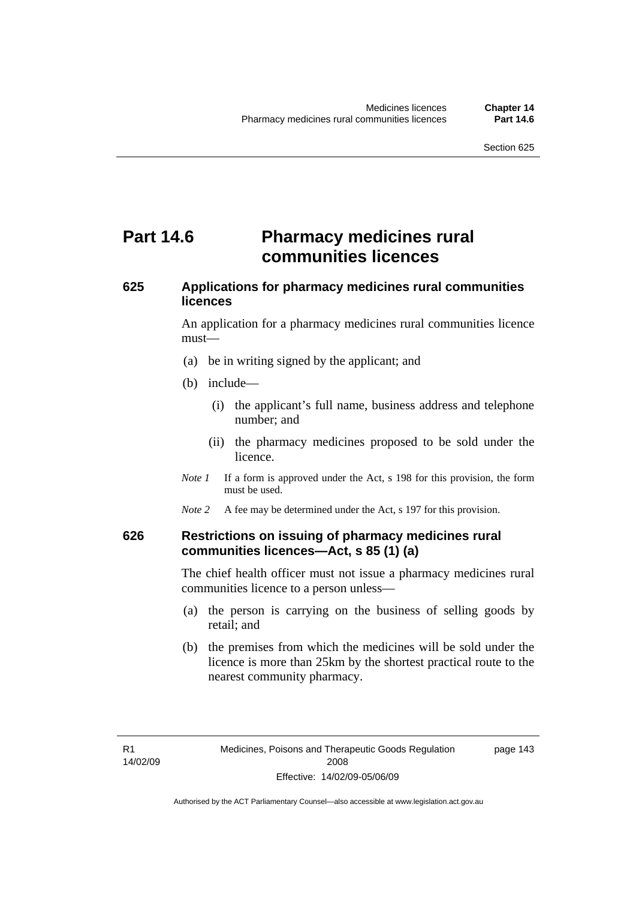# Part 14.6 Pharmacy medicines rural communities licences

## 625 Applications for pharmacy medicines rural communities licences

An application for a pharmacy medicines rural communities licence must—

(a) be in writing signed by the applicant; and

(b) include—

(i) the applicant's full name, business address and telephone number; and

(ii) the pharmacy medicines proposed to be sold under the licence.

*Note 1* If a form is approved under the Act, s 198 for this provision, the form must be used.

*Note 2* A fee may be determined under the Act, s 197 for this provision.

## 626 Restrictions on issuing of pharmacy medicines rural communities licences—Act, s 85 (1) (a)

The chief health officer must not issue a pharmacy medicines rural communities licence to a person unless—

(a) the person is carrying on the business of selling goods by retail; and

(b) the premises from which the medicines will be sold under the licence is more than 25km by the shortest practical route to the nearest community pharmacy.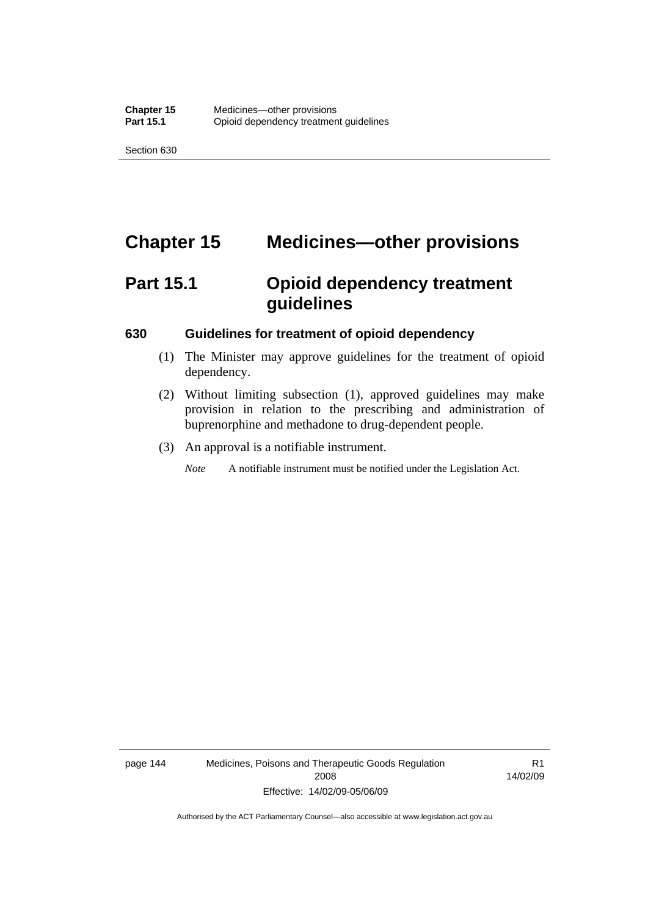# Chapter 15 Medicines—other provisions

## Part 15.1 Opioid dependency treatment guidelines

### 630 Guidelines for treatment of opioid dependency

(1) The Minister may approve guidelines for the treatment of opioid dependency.

(2) Without limiting subsection (1), approved guidelines may make provision in relation to the prescribing and administration of buprenorphine and methadone to drug-dependent people.

(3) An approval is a notifiable instrument.

*Note* A notifiable instrument must be notified under the Legislation Act.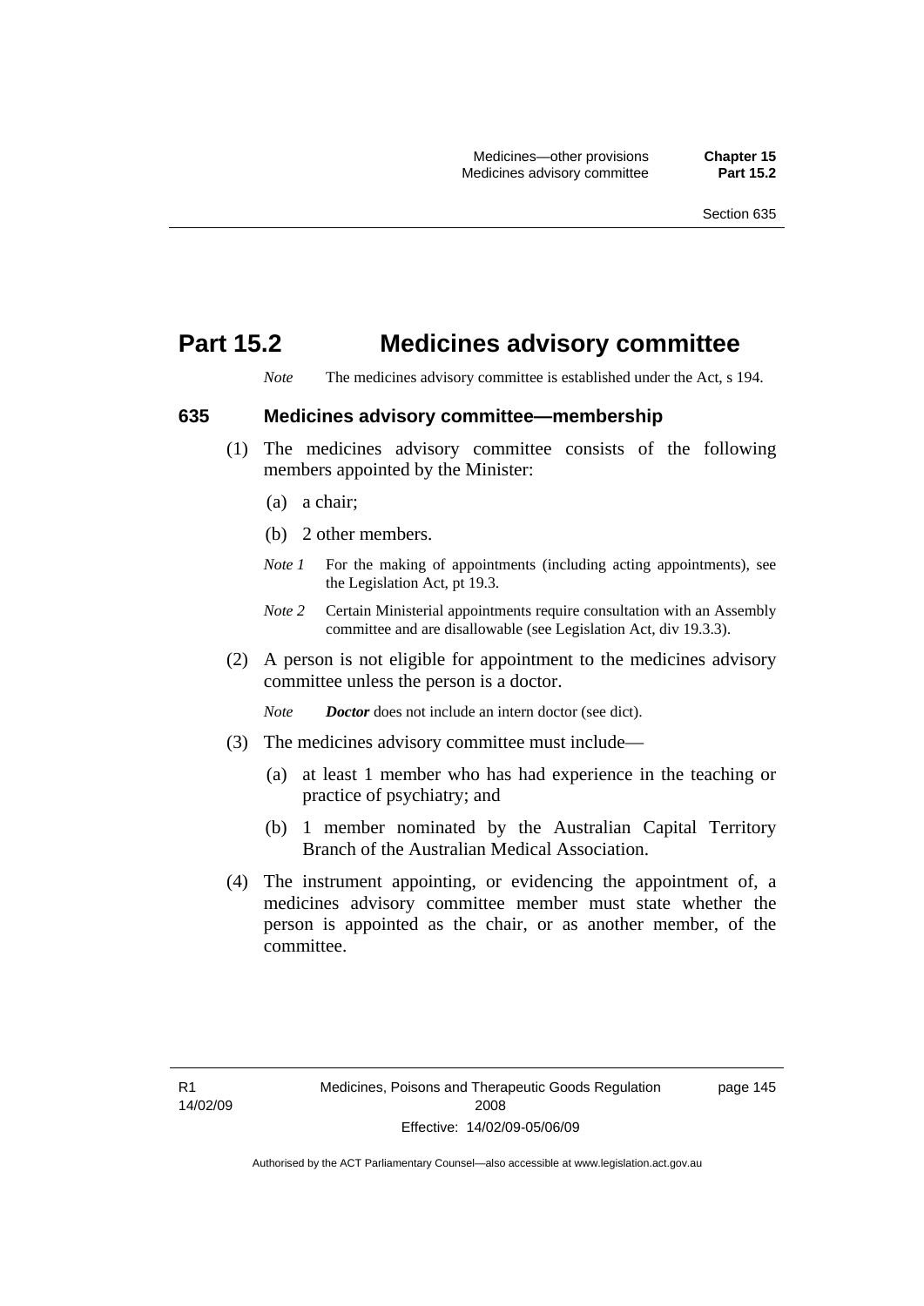# Part 15.2 Medicines advisory committee

*Note* The medicines advisory committee is established under the Act, s 194.

### 635 Medicines advisory committee—membership

(1) The medicines advisory committee consists of the following members appointed by the Minister:

(a) a chair;

(b) 2 other members.

*Note 1* For the making of appointments (including acting appointments), see the Legislation Act, pt 19.3.

*Note 2* Certain Ministerial appointments require consultation with an Assembly committee and are disallowable (see Legislation Act, div 19.3.3).

(2) A person is not eligible for appointment to the medicines advisory committee unless the person is a doctor.

*Note* ***Doctor*** does not include an intern doctor (see dict).

(3) The medicines advisory committee must include—

(a) at least 1 member who has had experience in the teaching or practice of psychiatry; and

(b) 1 member nominated by the Australian Capital Territory Branch of the Australian Medical Association.

(4) The instrument appointing, or evidencing the appointment of, a medicines advisory committee member must state whether the person is appointed as the chair, or as another member, of the committee.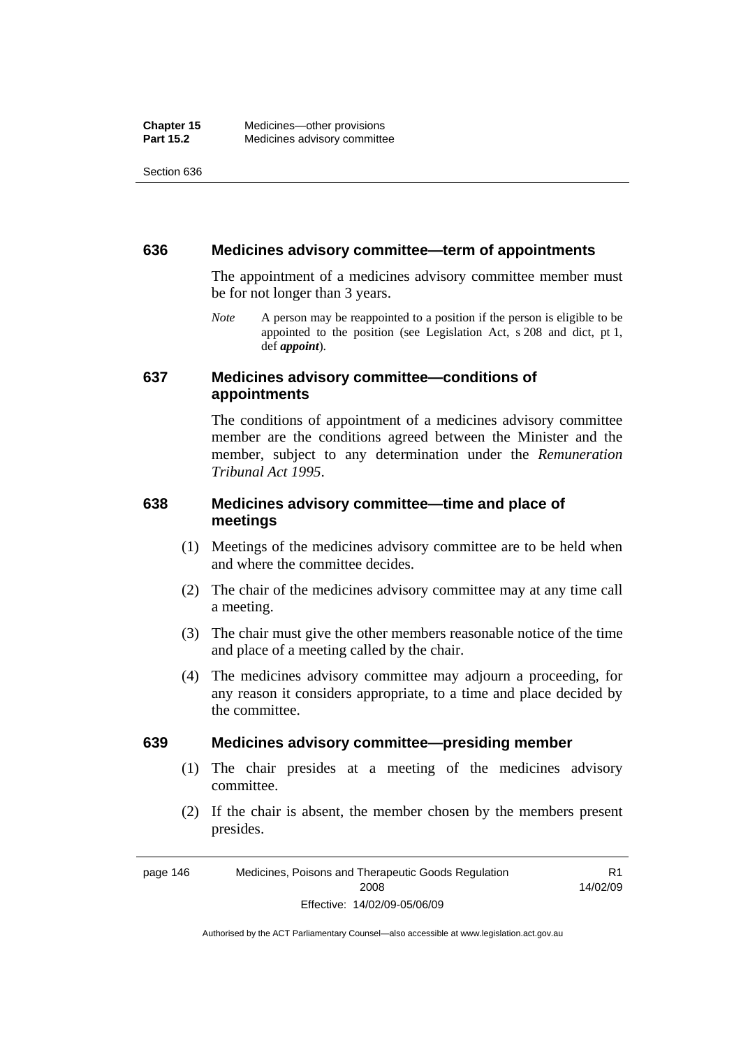### 636 Medicines advisory committee—term of appointments

The appointment of a medicines advisory committee member must be for not longer than 3 years.

*Note* A person may be reappointed to a position if the person is eligible to be appointed to the position (see Legislation Act, s 208 and dict, pt 1, def ***appoint***).

### 637 Medicines advisory committee—conditions of appointments

The conditions of appointment of a medicines advisory committee member are the conditions agreed between the Minister and the member, subject to any determination under the *Remuneration Tribunal Act 1995*.

### 638 Medicines advisory committee—time and place of meetings

(1) Meetings of the medicines advisory committee are to be held when and where the committee decides.

(2) The chair of the medicines advisory committee may at any time call a meeting.

(3) The chair must give the other members reasonable notice of the time and place of a meeting called by the chair.

(4) The medicines advisory committee may adjourn a proceeding, for any reason it considers appropriate, to a time and place decided by the committee.

### 639 Medicines advisory committee—presiding member

(1) The chair presides at a meeting of the medicines advisory committee.

(2) If the chair is absent, the member chosen by the members present presides.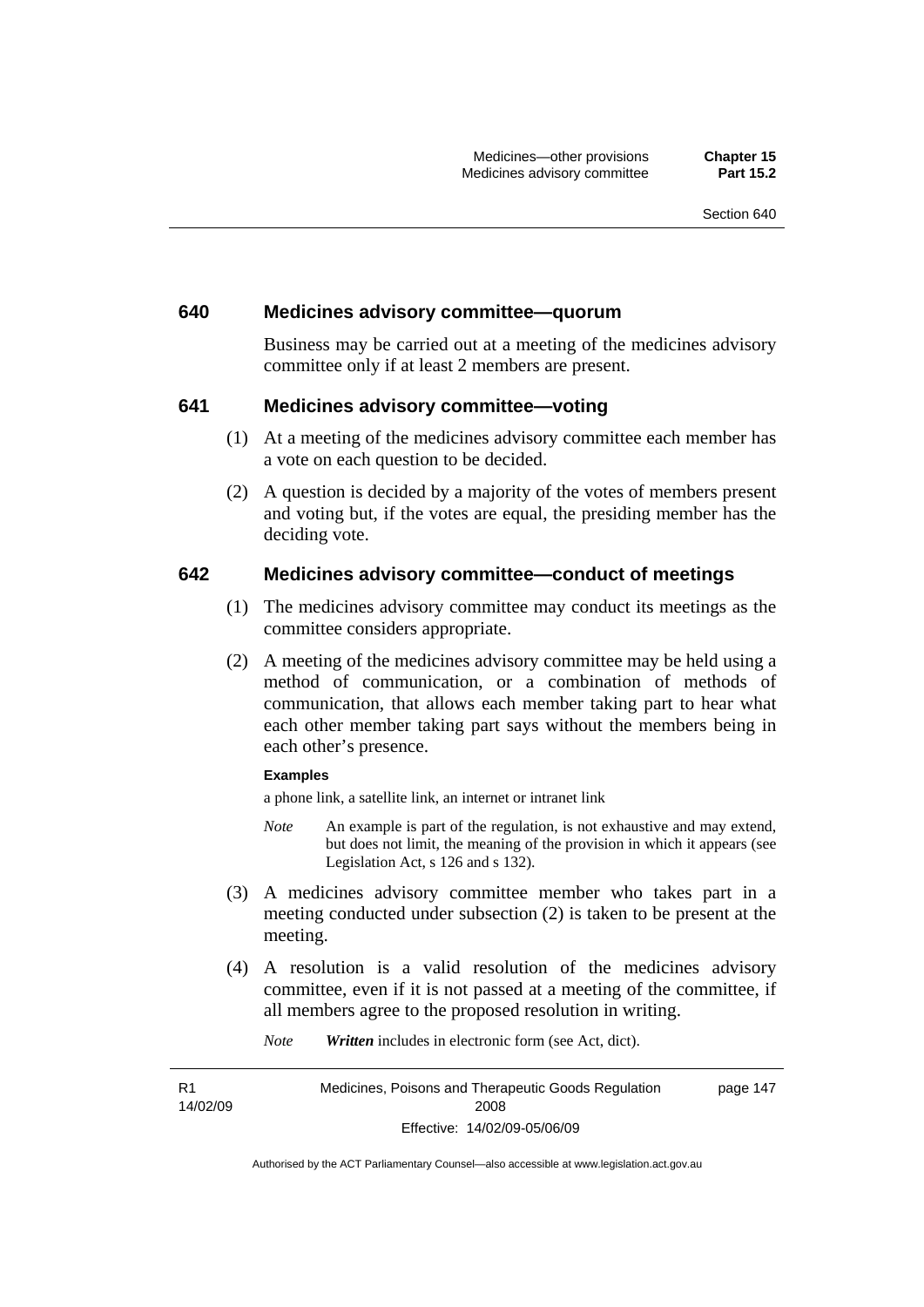### 640 Medicines advisory committee—quorum

Business may be carried out at a meeting of the medicines advisory committee only if at least 2 members are present.

### 641 Medicines advisory committee—voting

(1) At a meeting of the medicines advisory committee each member has a vote on each question to be decided.

(2) A question is decided by a majority of the votes of members present and voting but, if the votes are equal, the presiding member has the deciding vote.

### 642 Medicines advisory committee—conduct of meetings

(1) The medicines advisory committee may conduct its meetings as the committee considers appropriate.

(2) A meeting of the medicines advisory committee may be held using a method of communication, or a combination of methods of communication, that allows each member taking part to hear what each other member taking part says without the members being in each other's presence.

**Examples**

a phone link, a satellite link, an internet or intranet link

*Note* An example is part of the regulation, is not exhaustive and may extend, but does not limit, the meaning of the provision in which it appears (see Legislation Act, s 126 and s 132).

(3) A medicines advisory committee member who takes part in a meeting conducted under subsection (2) is taken to be present at the meeting.

(4) A resolution is a valid resolution of the medicines advisory committee, even if it is not passed at a meeting of the committee, if all members agree to the proposed resolution in writing.

*Note* ***Written*** includes in electronic form (see Act, dict).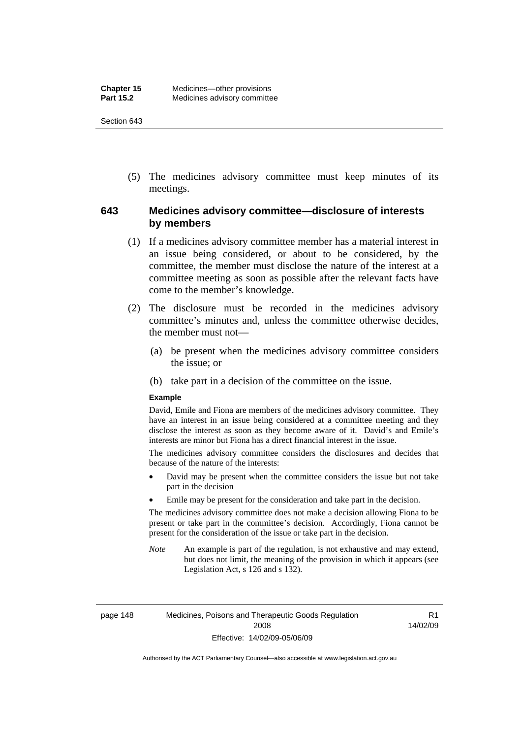(5) The medicines advisory committee must keep minutes of its meetings.

### 643 Medicines advisory committee—disclosure of interests by members

(1) If a medicines advisory committee member has a material interest in an issue being considered, or about to be considered, by the committee, the member must disclose the nature of the interest at a committee meeting as soon as possible after the relevant facts have come to the member's knowledge.

(2) The disclosure must be recorded in the medicines advisory committee's minutes and, unless the committee otherwise decides, the member must not—

(a) be present when the medicines advisory committee considers the issue; or

(b) take part in a decision of the committee on the issue.

**Example**

David, Emile and Fiona are members of the medicines advisory committee. They have an interest in an issue being considered at a committee meeting and they disclose the interest as soon as they become aware of it. David's and Emile's interests are minor but Fiona has a direct financial interest in the issue.

The medicines advisory committee considers the disclosures and decides that because of the nature of the interests:

- David may be present when the committee considers the issue but not take part in the decision
- Emile may be present for the consideration and take part in the decision.

The medicines advisory committee does not make a decision allowing Fiona to be present or take part in the committee's decision. Accordingly, Fiona cannot be present for the consideration of the issue or take part in the decision.

*Note* An example is part of the regulation, is not exhaustive and may extend, but does not limit, the meaning of the provision in which it appears (see Legislation Act, s 126 and s 132).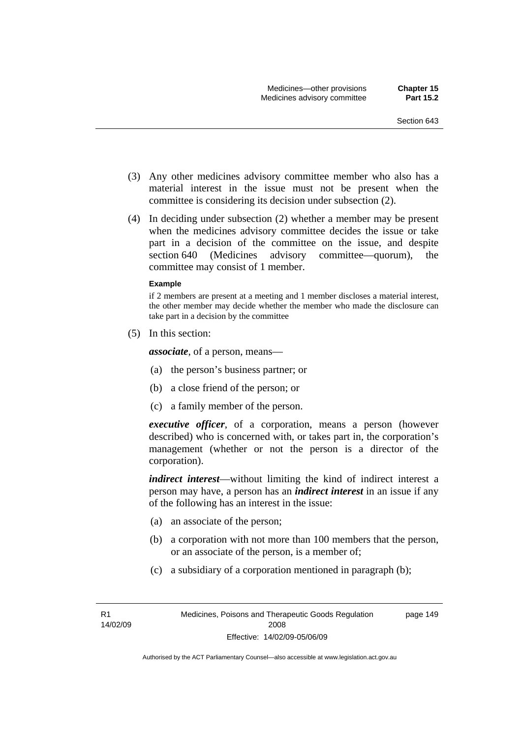(3) Any other medicines advisory committee member who also has a material interest in the issue must not be present when the committee is considering its decision under subsection (2).

(4) In deciding under subsection (2) whether a member may be present when the medicines advisory committee decides the issue or take part in a decision of the committee on the issue, and despite section 640 (Medicines advisory committee—quorum), the committee may consist of 1 member.

**Example**

if 2 members are present at a meeting and 1 member discloses a material interest, the other member may decide whether the member who made the disclosure can take part in a decision by the committee

(5) In this section:

***associate***, of a person, means—

(a) the person's business partner; or

(b) a close friend of the person; or

(c) a family member of the person.

***executive officer***, of a corporation, means a person (however described) who is concerned with, or takes part in, the corporation's management (whether or not the person is a director of the corporation).

***indirect interest***—without limiting the kind of indirect interest a person may have, a person has an ***indirect interest*** in an issue if any of the following has an interest in the issue:

(a) an associate of the person;

(b) a corporation with not more than 100 members that the person, or an associate of the person, is a member of;

(c) a subsidiary of a corporation mentioned in paragraph (b);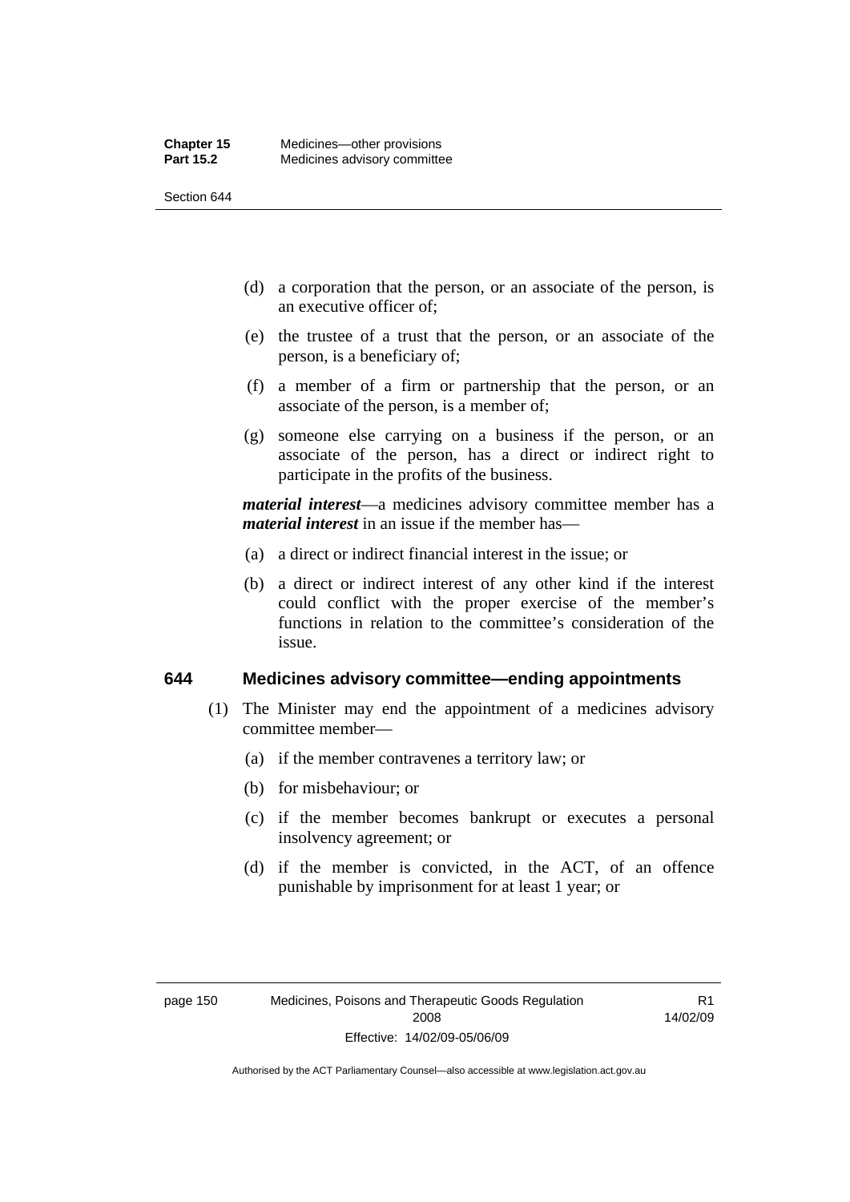(d) a corporation that the person, or an associate of the person, is an executive officer of;

(e) the trustee of a trust that the person, or an associate of the person, is a beneficiary of;

(f) a member of a firm or partnership that the person, or an associate of the person, is a member of;

(g) someone else carrying on a business if the person, or an associate of the person, has a direct or indirect right to participate in the profits of the business.

***material interest***—a medicines advisory committee member has a ***material interest*** in an issue if the member has—

(a) a direct or indirect financial interest in the issue; or

(b) a direct or indirect interest of any other kind if the interest could conflict with the proper exercise of the member's functions in relation to the committee's consideration of the issue.

## 644 Medicines advisory committee—ending appointments

(1) The Minister may end the appointment of a medicines advisory committee member—

(a) if the member contravenes a territory law; or

(b) for misbehaviour; or

(c) if the member becomes bankrupt or executes a personal insolvency agreement; or

(d) if the member is convicted, in the ACT, of an offence punishable by imprisonment for at least 1 year; or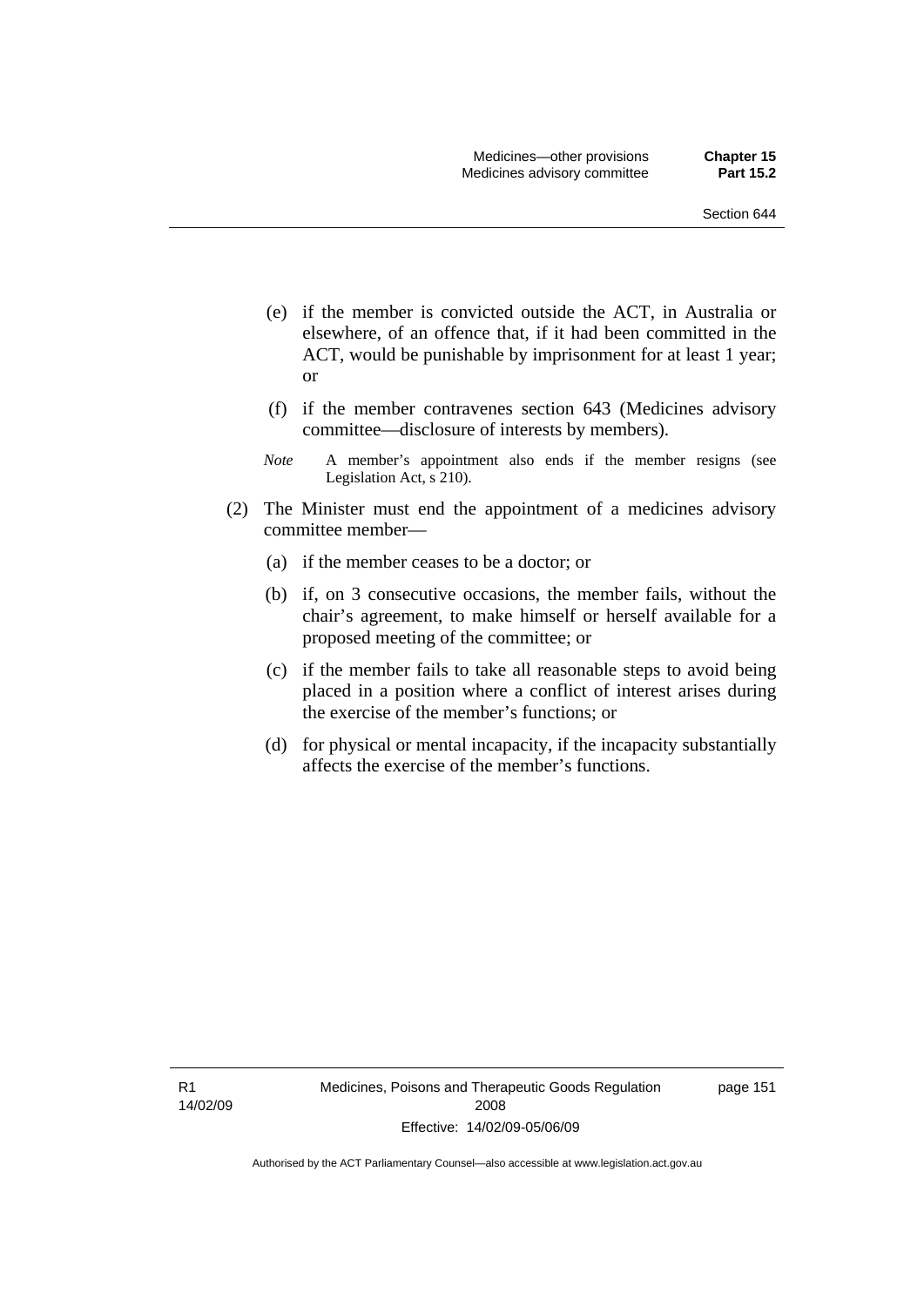(e) if the member is convicted outside the ACT, in Australia or elsewhere, of an offence that, if it had been committed in the ACT, would be punishable by imprisonment for at least 1 year; or

(f) if the member contravenes section 643 (Medicines advisory committee—disclosure of interests by members).

*Note* A member's appointment also ends if the member resigns (see Legislation Act, s 210).

(2) The Minister must end the appointment of a medicines advisory committee member—

(a) if the member ceases to be a doctor; or

(b) if, on 3 consecutive occasions, the member fails, without the chair's agreement, to make himself or herself available for a proposed meeting of the committee; or

(c) if the member fails to take all reasonable steps to avoid being placed in a position where a conflict of interest arises during the exercise of the member's functions; or

(d) for physical or mental incapacity, if the incapacity substantially affects the exercise of the member's functions.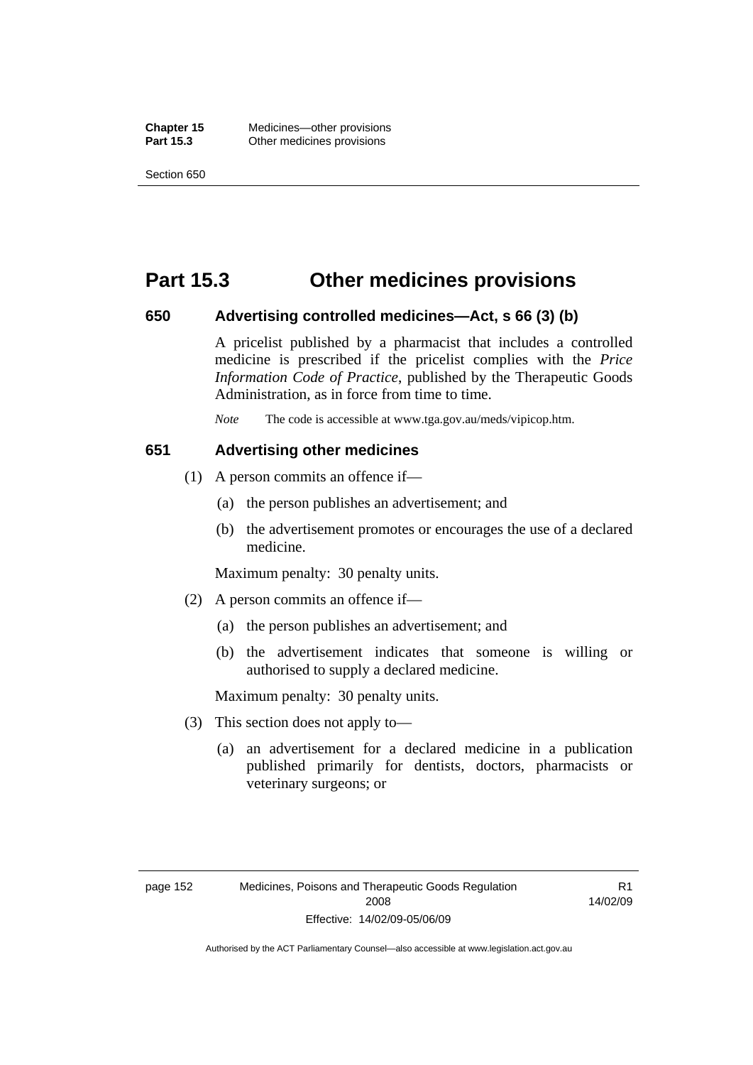# Part 15.3 Other medicines provisions

### 650 Advertising controlled medicines—Act, s 66 (3) (b)

A pricelist published by a pharmacist that includes a controlled medicine is prescribed if the pricelist complies with the *Price Information Code of Practice*, published by the Therapeutic Goods Administration, as in force from time to time.

*Note* The code is accessible at www.tga.gov.au/meds/vipicop.htm.

### 651 Advertising other medicines

(1) A person commits an offence if—

(a) the person publishes an advertisement; and

(b) the advertisement promotes or encourages the use of a declared medicine.

Maximum penalty: 30 penalty units.

(2) A person commits an offence if—

(a) the person publishes an advertisement; and

(b) the advertisement indicates that someone is willing or authorised to supply a declared medicine.

Maximum penalty: 30 penalty units.

(3) This section does not apply to—

(a) an advertisement for a declared medicine in a publication published primarily for dentists, doctors, pharmacists or veterinary surgeons; or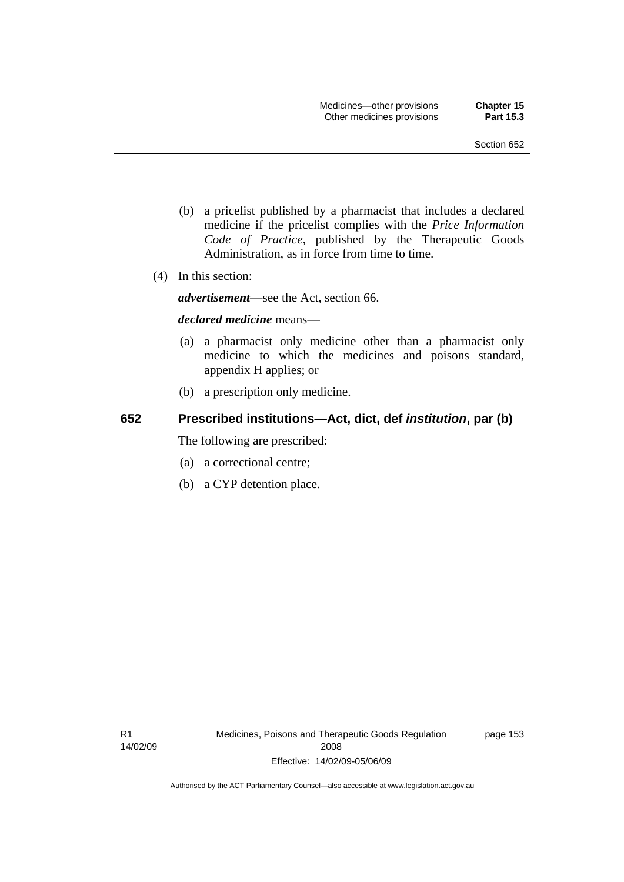(b) a pricelist published by a pharmacist that includes a declared medicine if the pricelist complies with the *Price Information Code of Practice*, published by the Therapeutic Goods Administration, as in force from time to time.

(4) In this section:

***advertisement***—see the Act, section 66.

***declared medicine*** means—

(a) a pharmacist only medicine other than a pharmacist only medicine to which the medicines and poisons standard, appendix H applies; or

(b) a prescription only medicine.

## 652 Prescribed institutions—Act, dict, def *institution*, par (b)

The following are prescribed:

(a) a correctional centre;

(b) a CYP detention place.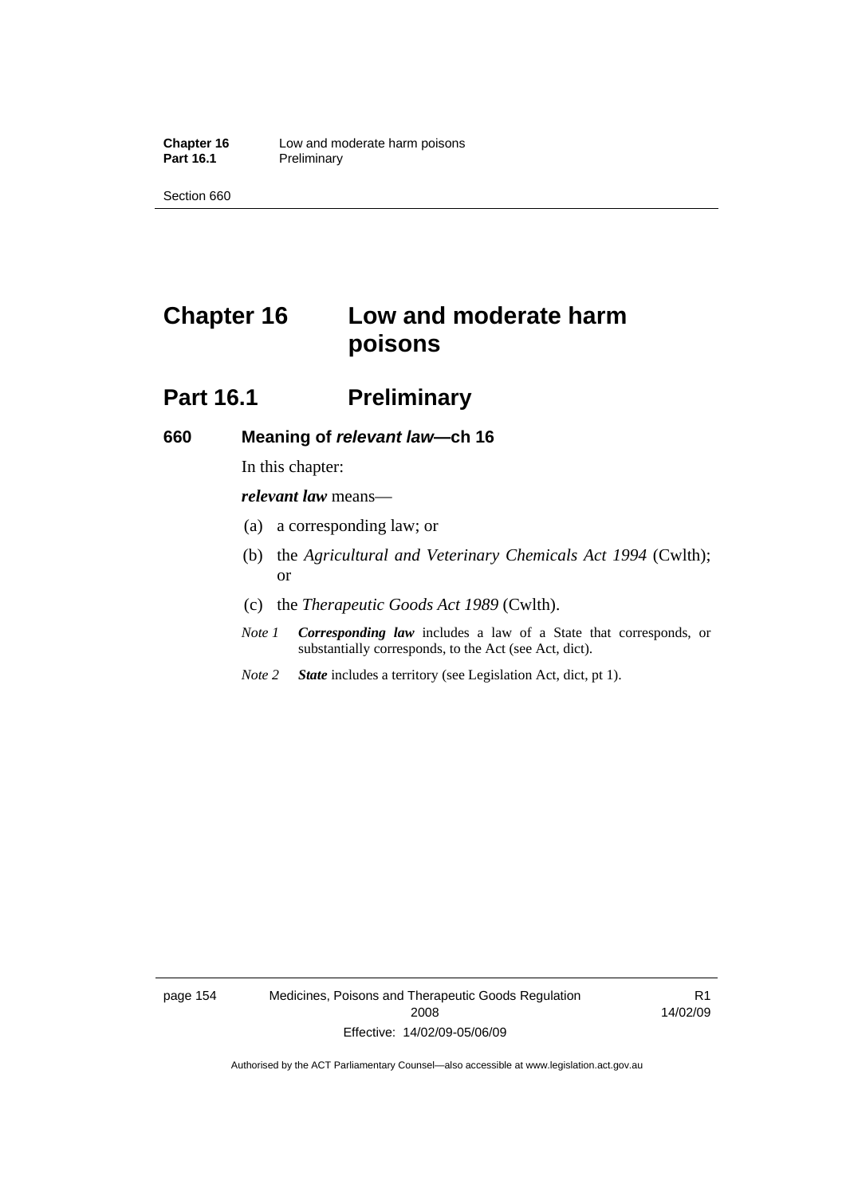# Chapter 16 Low and moderate harm poisons

## Part 16.1 Preliminary

### 660 Meaning of *relevant law*—ch 16

In this chapter:

***relevant law*** means—

(a) a corresponding law; or

(b) the *Agricultural and Veterinary Chemicals Act 1994* (Cwlth); or

(c) the *Therapeutic Goods Act 1989* (Cwlth).

*Note 1* ***Corresponding law*** includes a law of a State that corresponds, or substantially corresponds, to the Act (see Act, dict).

*Note 2* ***State*** includes a territory (see Legislation Act, dict, pt 1).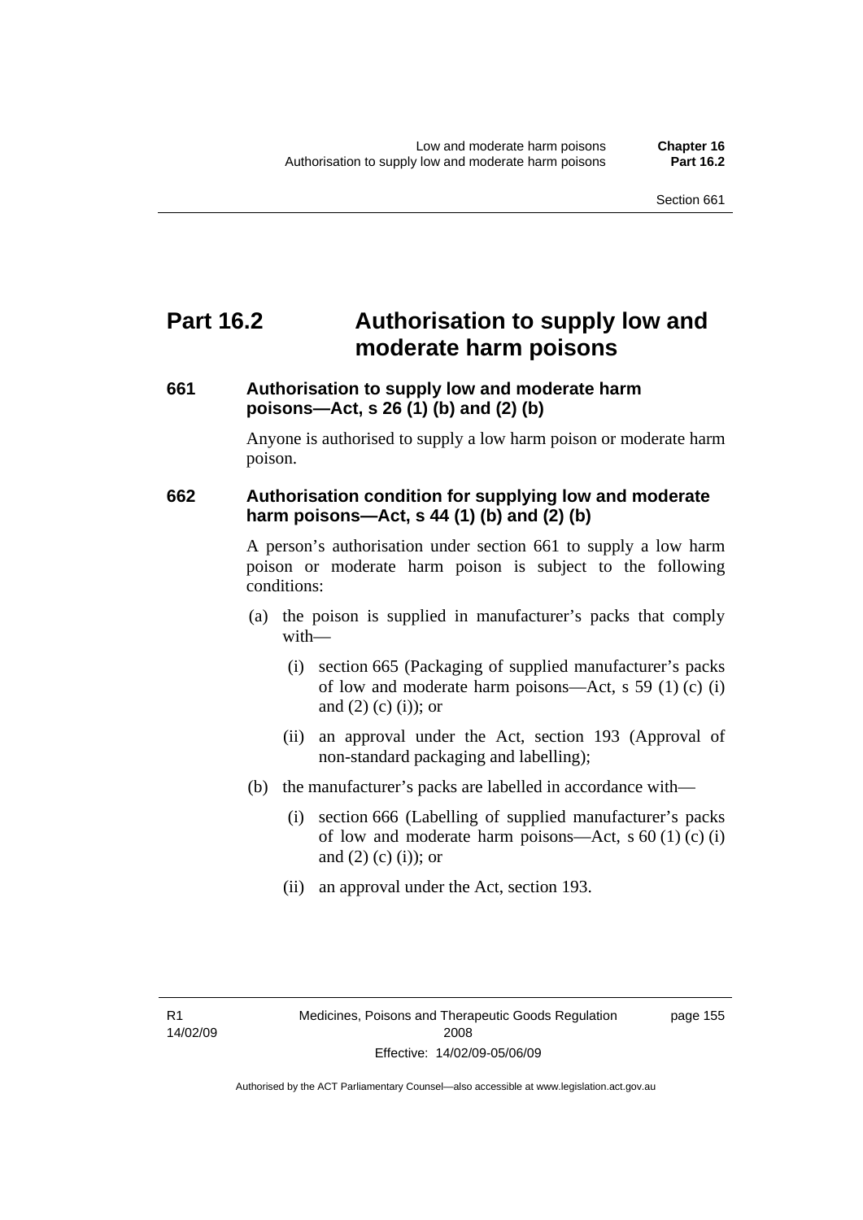# Part 16.2 Authorisation to supply low and moderate harm poisons

### 661 Authorisation to supply low and moderate harm poisons—Act, s 26 (1) (b) and (2) (b)

Anyone is authorised to supply a low harm poison or moderate harm poison.

### 662 Authorisation condition for supplying low and moderate harm poisons—Act, s 44 (1) (b) and (2) (b)

A person's authorisation under section 661 to supply a low harm poison or moderate harm poison is subject to the following conditions:

- (a) the poison is supplied in manufacturer's packs that comply with—
  - (i) section 665 (Packaging of supplied manufacturer's packs of low and moderate harm poisons—Act, s 59 (1) (c) (i) and (2) (c) (i)); or
  - (ii) an approval under the Act, section 193 (Approval of non-standard packaging and labelling);
- (b) the manufacturer's packs are labelled in accordance with—
  - (i) section 666 (Labelling of supplied manufacturer's packs of low and moderate harm poisons—Act, s 60 (1) (c) (i) and (2) (c) (i)); or
  - (ii) an approval under the Act, section 193.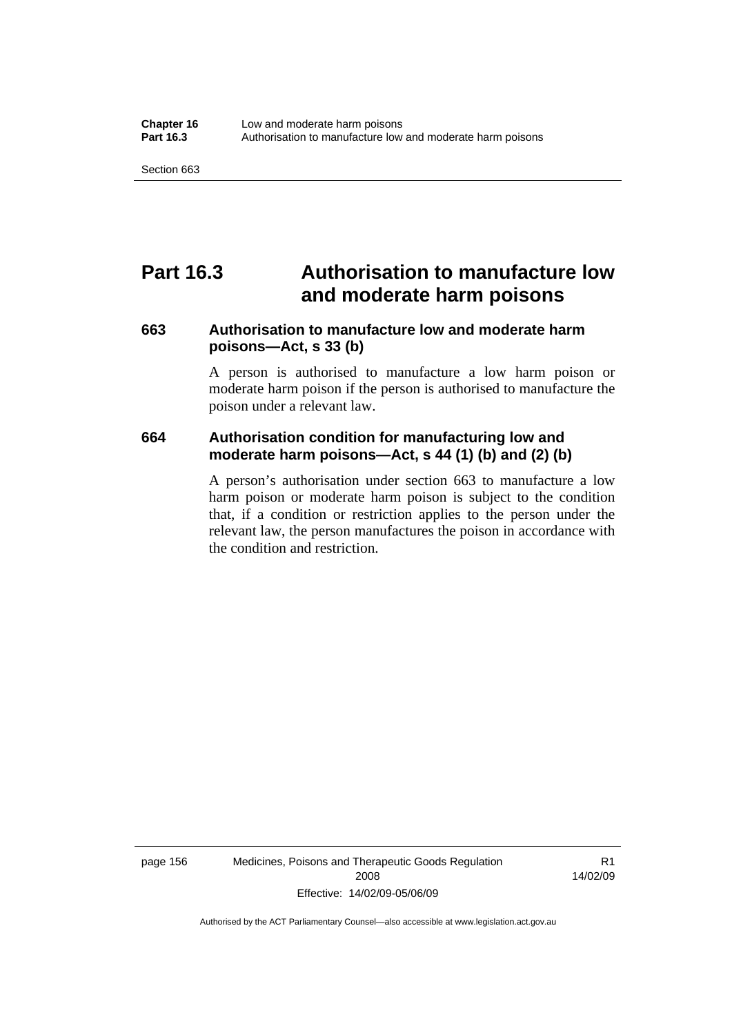# Part 16.3 Authorisation to manufacture low and moderate harm poisons

### 663 Authorisation to manufacture low and moderate harm poisons—Act, s 33 (b)

A person is authorised to manufacture a low harm poison or moderate harm poison if the person is authorised to manufacture the poison under a relevant law.

### 664 Authorisation condition for manufacturing low and moderate harm poisons—Act, s 44 (1) (b) and (2) (b)

A person's authorisation under section 663 to manufacture a low harm poison or moderate harm poison is subject to the condition that, if a condition or restriction applies to the person under the relevant law, the person manufactures the poison in accordance with the condition and restriction.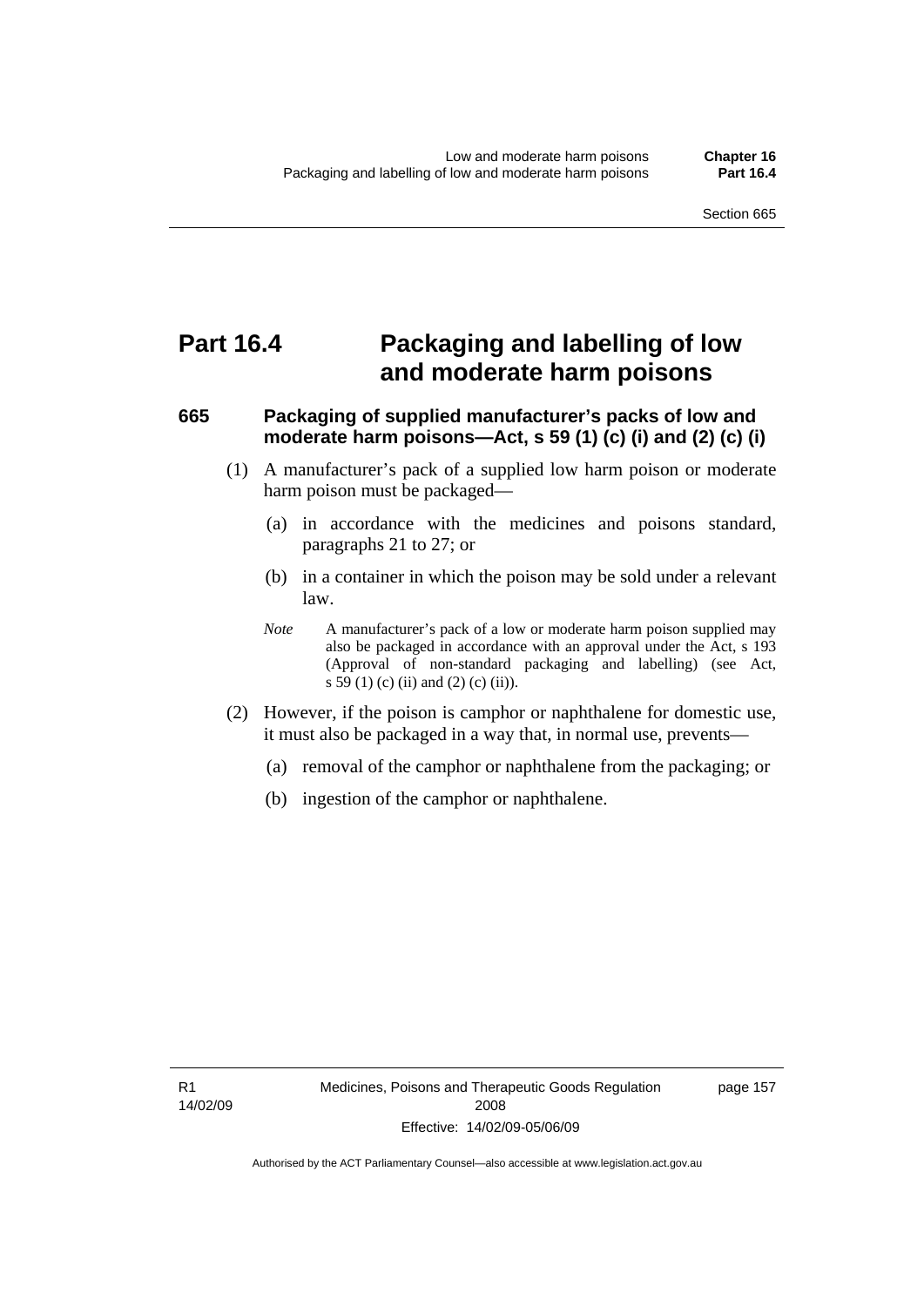# Part 16.4 Packaging and labelling of low and moderate harm poisons

### 665 Packaging of supplied manufacturer's packs of low and moderate harm poisons—Act, s 59 (1) (c) (i) and (2) (c) (i)

(1) A manufacturer's pack of a supplied low harm poison or moderate harm poison must be packaged—

(a) in accordance with the medicines and poisons standard, paragraphs 21 to 27; or

(b) in a container in which the poison may be sold under a relevant law.

*Note* A manufacturer's pack of a low or moderate harm poison supplied may also be packaged in accordance with an approval under the Act, s 193 (Approval of non-standard packaging and labelling) (see Act, s 59 (1) (c) (ii) and (2) (c) (ii)).

(2) However, if the poison is camphor or naphthalene for domestic use, it must also be packaged in a way that, in normal use, prevents—

(a) removal of the camphor or naphthalene from the packaging; or

(b) ingestion of the camphor or naphthalene.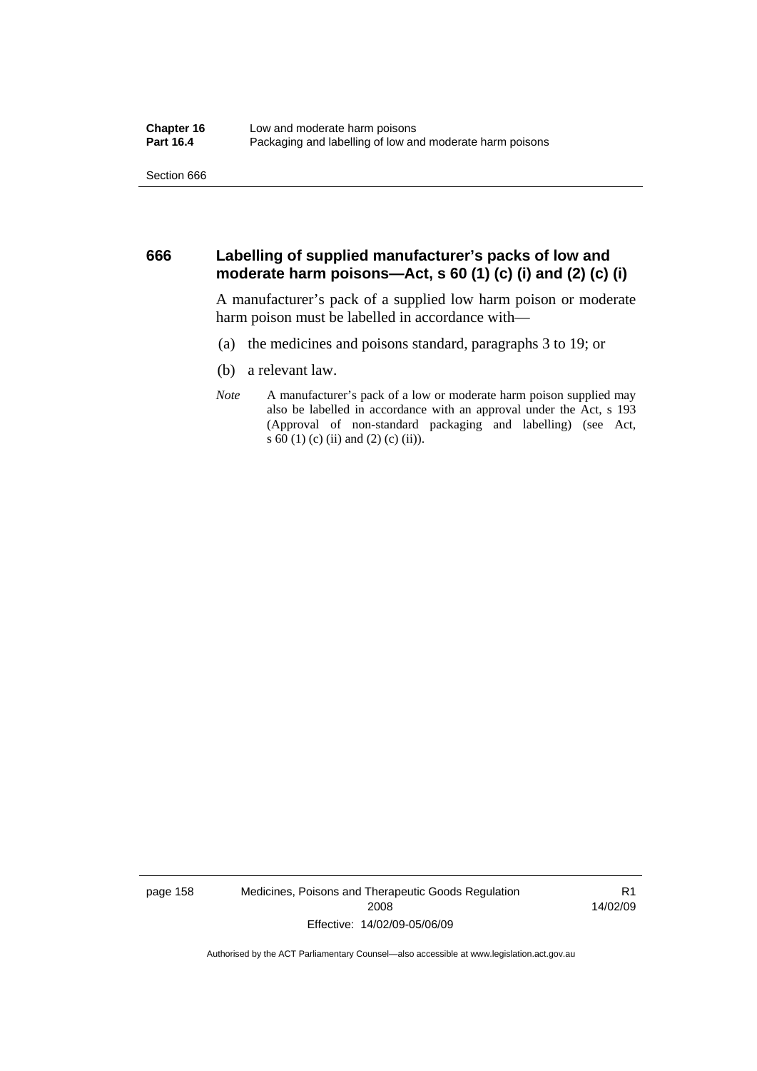## 666 Labelling of supplied manufacturer's packs of low and moderate harm poisons—Act, s 60 (1) (c) (i) and (2) (c) (i)

A manufacturer's pack of a supplied low harm poison or moderate harm poison must be labelled in accordance with—

(a) the medicines and poisons standard, paragraphs 3 to 19; or

(b) a relevant law.

*Note* A manufacturer's pack of a low or moderate harm poison supplied may also be labelled in accordance with an approval under the Act, s 193 (Approval of non-standard packaging and labelling) (see Act, s 60 (1) (c) (ii) and (2) (c) (ii)).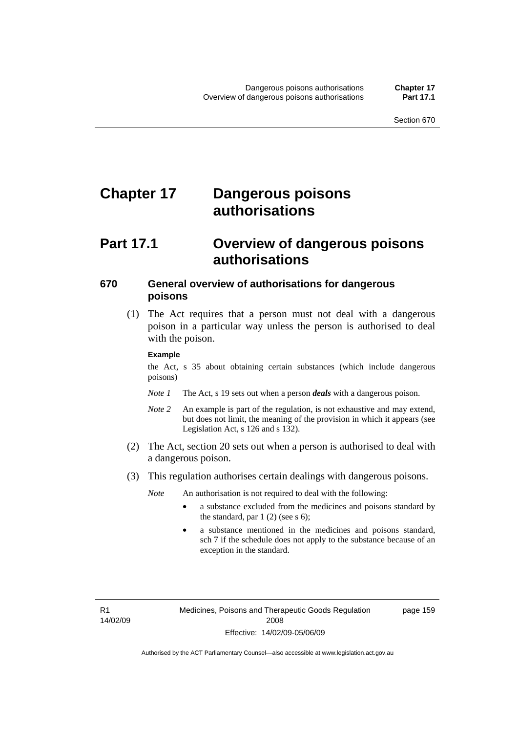# Chapter 17 Dangerous poisons authorisations

## Part 17.1 Overview of dangerous poisons authorisations

### 670 General overview of authorisations for dangerous poisons

(1) The Act requires that a person must not deal with a dangerous poison in a particular way unless the person is authorised to deal with the poison.

**Example**

the Act, s 35 about obtaining certain substances (which include dangerous poisons)

*Note 1* The Act, s 19 sets out when a person ***deals*** with a dangerous poison.

*Note 2* An example is part of the regulation, is not exhaustive and may extend, but does not limit, the meaning of the provision in which it appears (see Legislation Act, s 126 and s 132).

(2) The Act, section 20 sets out when a person is authorised to deal with a dangerous poison.

(3) This regulation authorises certain dealings with dangerous poisons.

*Note* An authorisation is not required to deal with the following:

- a substance excluded from the medicines and poisons standard by the standard, par 1 (2) (see s 6);
- a substance mentioned in the medicines and poisons standard, sch 7 if the schedule does not apply to the substance because of an exception in the standard.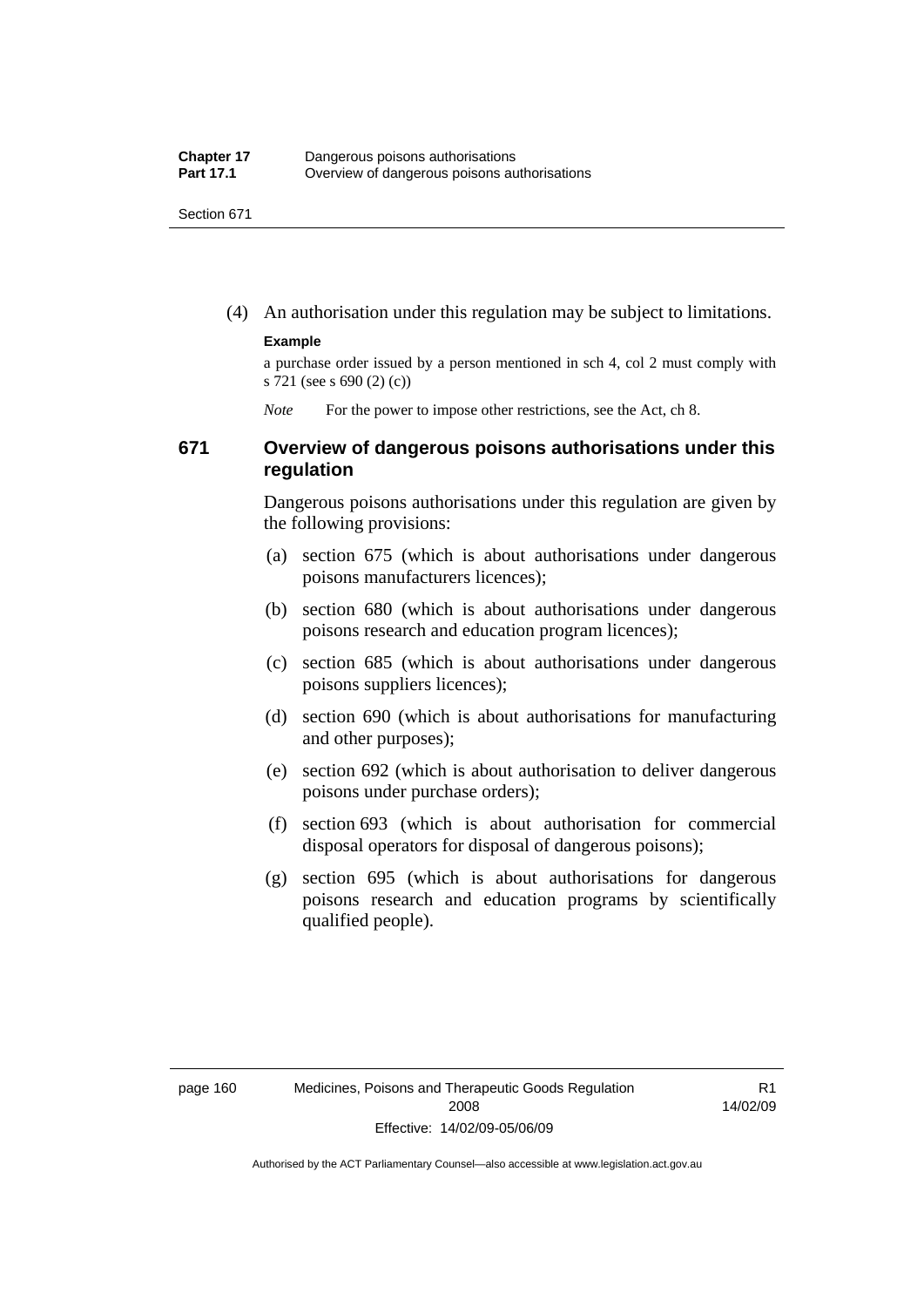(4) An authorisation under this regulation may be subject to limitations.

**Example**

a purchase order issued by a person mentioned in sch 4, col 2 must comply with s 721 (see s 690 (2) (c))

*Note* For the power to impose other restrictions, see the Act, ch 8.

### 671 Overview of dangerous poisons authorisations under this regulation

Dangerous poisons authorisations under this regulation are given by the following provisions:

(a) section 675 (which is about authorisations under dangerous poisons manufacturers licences);

(b) section 680 (which is about authorisations under dangerous poisons research and education program licences);

(c) section 685 (which is about authorisations under dangerous poisons suppliers licences);

(d) section 690 (which is about authorisations for manufacturing and other purposes);

(e) section 692 (which is about authorisation to deliver dangerous poisons under purchase orders);

(f) section 693 (which is about authorisation for commercial disposal operators for disposal of dangerous poisons);

(g) section 695 (which is about authorisations for dangerous poisons research and education programs by scientifically qualified people).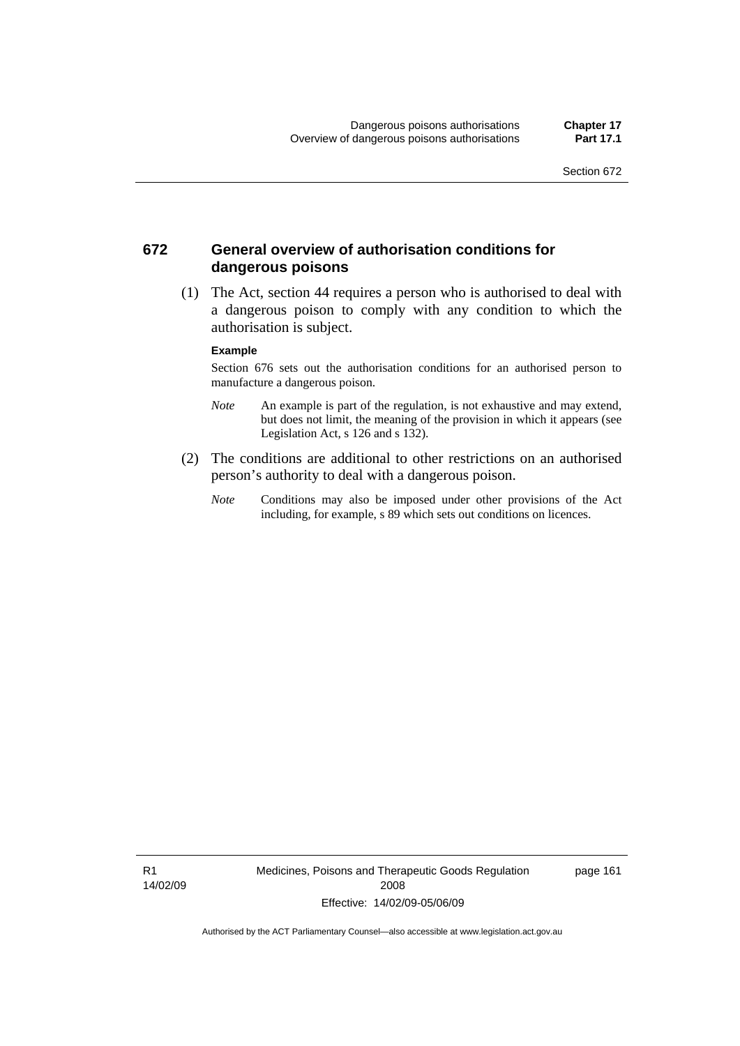## 672 General overview of authorisation conditions for dangerous poisons

(1) The Act, section 44 requires a person who is authorised to deal with a dangerous poison to comply with any condition to which the authorisation is subject.

**Example**

Section 676 sets out the authorisation conditions for an authorised person to manufacture a dangerous poison.

*Note* An example is part of the regulation, is not exhaustive and may extend, but does not limit, the meaning of the provision in which it appears (see Legislation Act, s 126 and s 132).

(2) The conditions are additional to other restrictions on an authorised person's authority to deal with a dangerous poison.

*Note* Conditions may also be imposed under other provisions of the Act including, for example, s 89 which sets out conditions on licences.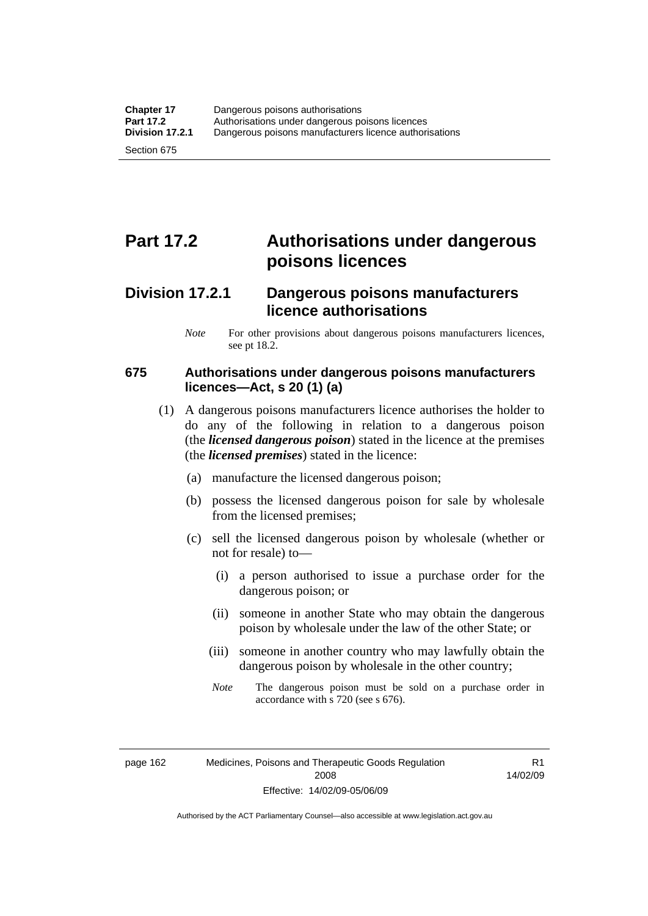# Part 17.2 Authorisations under dangerous poisons licences

## Division 17.2.1 Dangerous poisons manufacturers licence authorisations

*Note* For other provisions about dangerous poisons manufacturers licences, see pt 18.2.

### 675 Authorisations under dangerous poisons manufacturers licences—Act, s 20 (1) (a)

(1) A dangerous poisons manufacturers licence authorises the holder to do any of the following in relation to a dangerous poison (the ***licensed dangerous poison***) stated in the licence at the premises (the ***licensed premises***) stated in the licence:

(a) manufacture the licensed dangerous poison;

(b) possess the licensed dangerous poison for sale by wholesale from the licensed premises;

(c) sell the licensed dangerous poison by wholesale (whether or not for resale) to—

(i) a person authorised to issue a purchase order for the dangerous poison; or

(ii) someone in another State who may obtain the dangerous poison by wholesale under the law of the other State; or

(iii) someone in another country who may lawfully obtain the dangerous poison by wholesale in the other country;

*Note* The dangerous poison must be sold on a purchase order in accordance with s 720 (see s 676).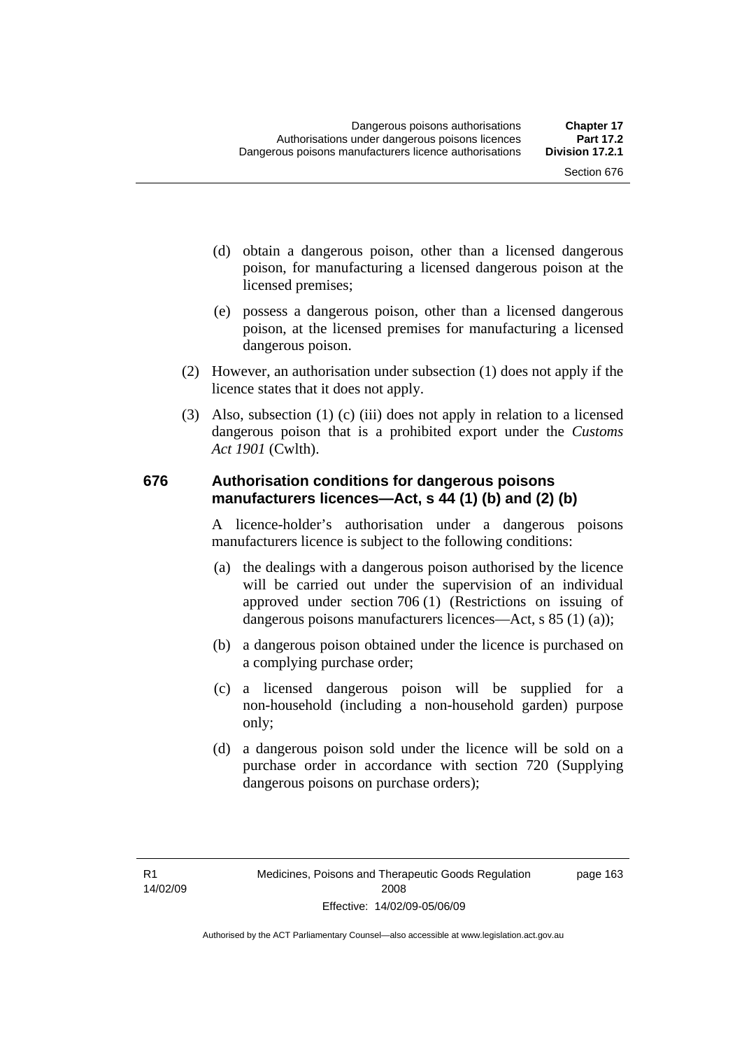(d) obtain a dangerous poison, other than a licensed dangerous poison, for manufacturing a licensed dangerous poison at the licensed premises;

(e) possess a dangerous poison, other than a licensed dangerous poison, at the licensed premises for manufacturing a licensed dangerous poison.

(2) However, an authorisation under subsection (1) does not apply if the licence states that it does not apply.

(3) Also, subsection (1) (c) (iii) does not apply in relation to a licensed dangerous poison that is a prohibited export under the *Customs Act 1901* (Cwlth).

### 676 Authorisation conditions for dangerous poisons manufacturers licences—Act, s 44 (1) (b) and (2) (b)

A licence-holder's authorisation under a dangerous poisons manufacturers licence is subject to the following conditions:

(a) the dealings with a dangerous poison authorised by the licence will be carried out under the supervision of an individual approved under section 706 (1) (Restrictions on issuing of dangerous poisons manufacturers licences—Act, s 85 (1) (a));

(b) a dangerous poison obtained under the licence is purchased on a complying purchase order;

(c) a licensed dangerous poison will be supplied for a non-household (including a non-household garden) purpose only;

(d) a dangerous poison sold under the licence will be sold on a purchase order in accordance with section 720 (Supplying dangerous poisons on purchase orders);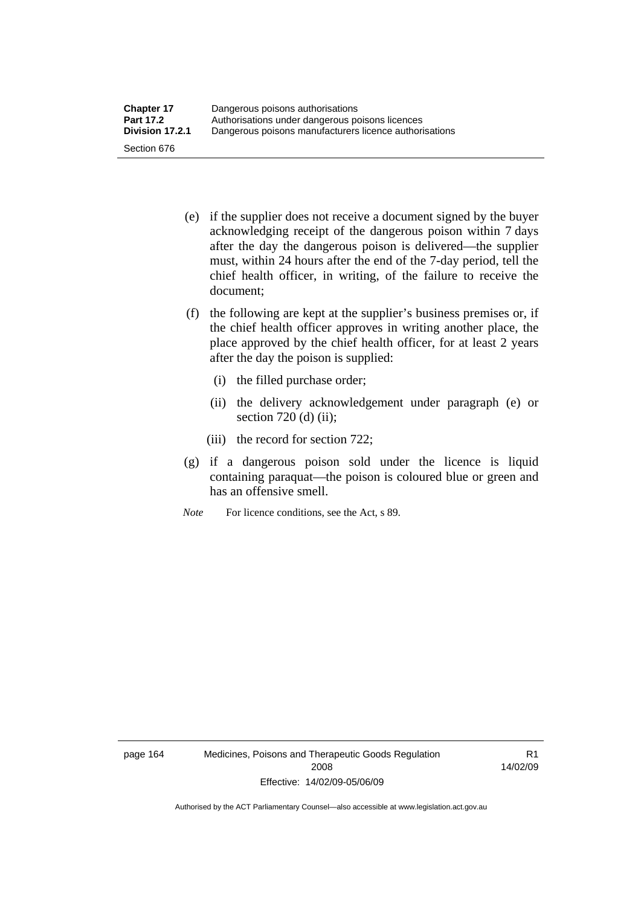(e) if the supplier does not receive a document signed by the buyer acknowledging receipt of the dangerous poison within 7 days after the day the dangerous poison is delivered—the supplier must, within 24 hours after the end of the 7-day period, tell the chief health officer, in writing, of the failure to receive the document;

(f) the following are kept at the supplier's business premises or, if the chief health officer approves in writing another place, the place approved by the chief health officer, for at least 2 years after the day the poison is supplied:

  (i) the filled purchase order;

  (ii) the delivery acknowledgement under paragraph (e) or section 720 (d) (ii);

  (iii) the record for section 722;

(g) if a dangerous poison sold under the licence is liquid containing paraquat—the poison is coloured blue or green and has an offensive smell.

*Note* For licence conditions, see the Act, s 89.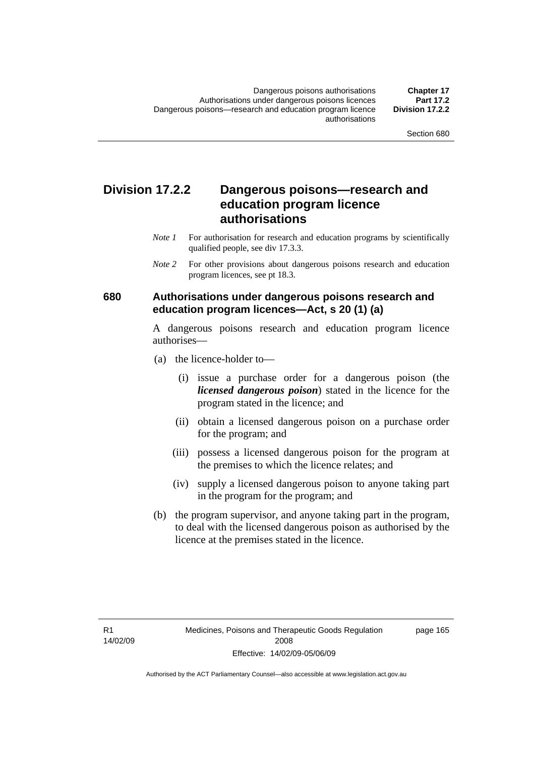## Division 17.2.2 Dangerous poisons—research and education program licence authorisations

*Note 1* For authorisation for research and education programs by scientifically qualified people, see div 17.3.3.

*Note 2* For other provisions about dangerous poisons research and education program licences, see pt 18.3.

### 680 Authorisations under dangerous poisons research and education program licences—Act, s 20 (1) (a)

A dangerous poisons research and education program licence authorises—

(a) the licence-holder to—

(i) issue a purchase order for a dangerous poison (the ***licensed dangerous poison***) stated in the licence for the program stated in the licence; and

(ii) obtain a licensed dangerous poison on a purchase order for the program; and

(iii) possess a licensed dangerous poison for the program at the premises to which the licence relates; and

(iv) supply a licensed dangerous poison to anyone taking part in the program for the program; and

(b) the program supervisor, and anyone taking part in the program, to deal with the licensed dangerous poison as authorised by the licence at the premises stated in the licence.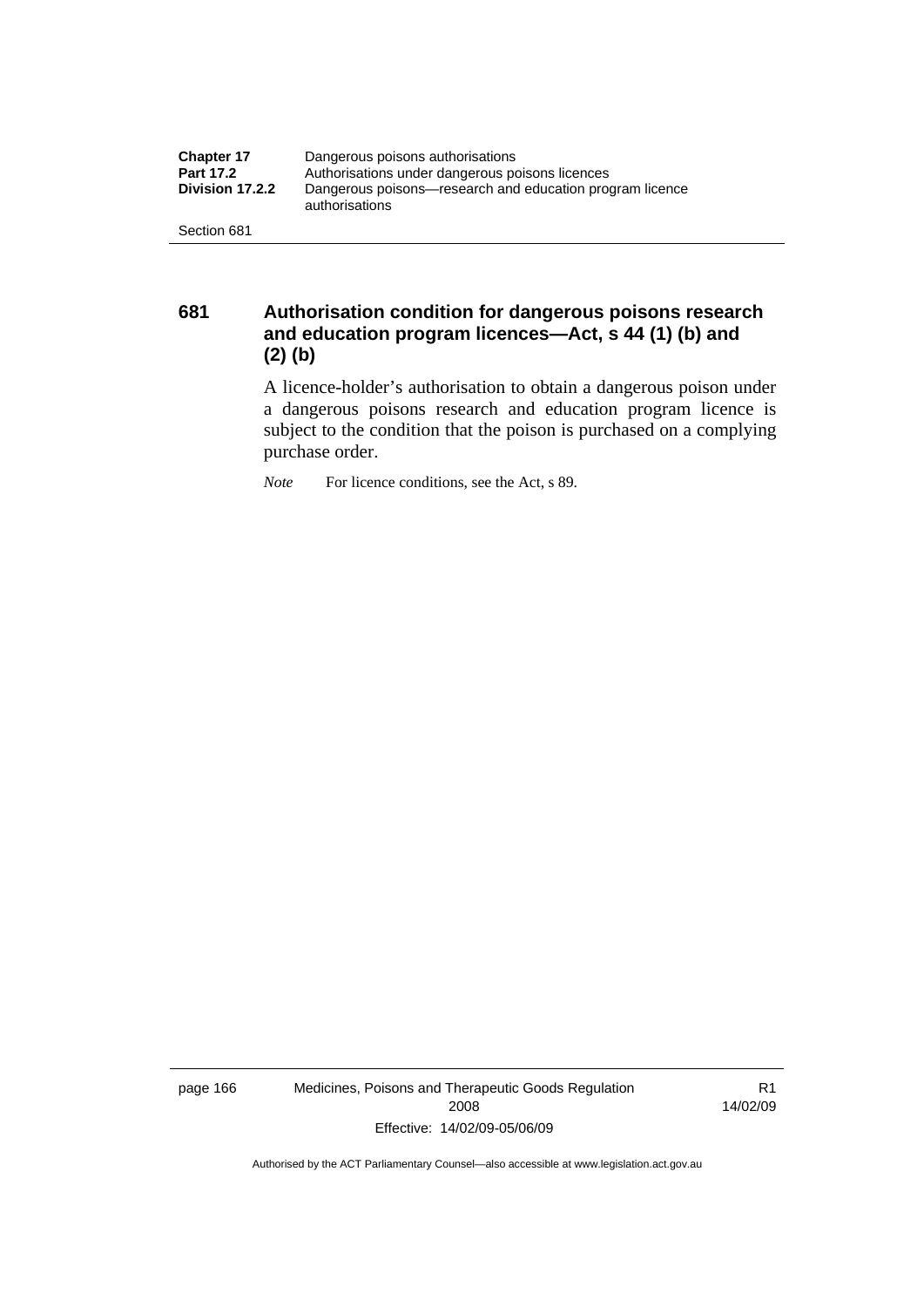## 681 Authorisation condition for dangerous poisons research and education program licences—Act, s 44 (1) (b) and (2) (b)

A licence-holder's authorisation to obtain a dangerous poison under a dangerous poisons research and education program licence is subject to the condition that the poison is purchased on a complying purchase order.

*Note* For licence conditions, see the Act, s 89.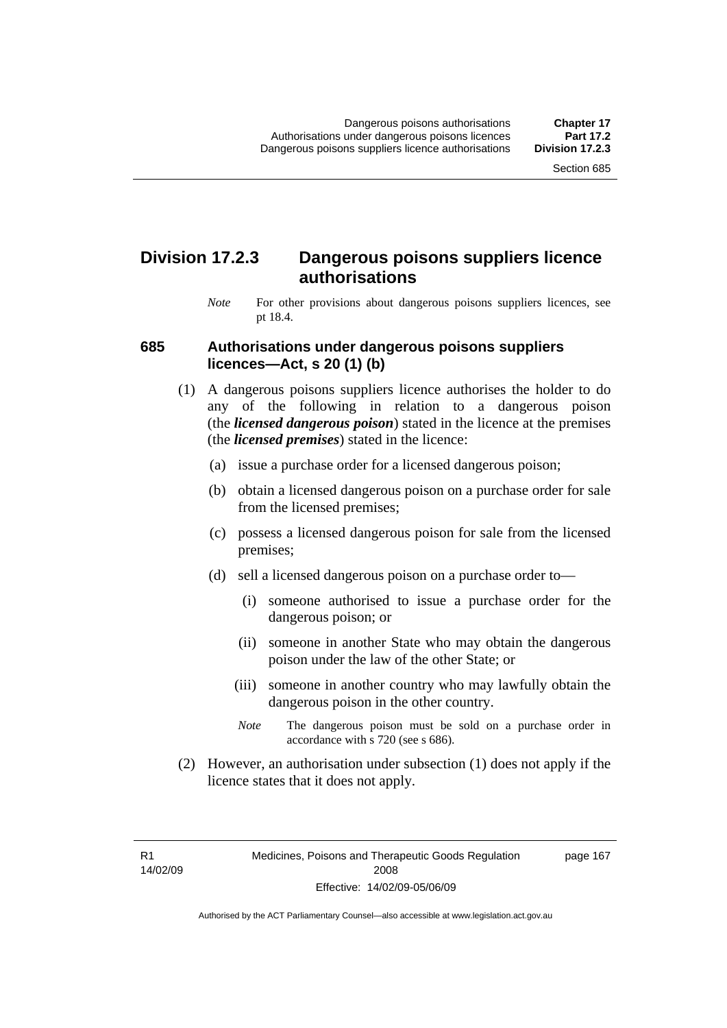## Division 17.2.3 Dangerous poisons suppliers licence authorisations

*Note* For other provisions about dangerous poisons suppliers licences, see pt 18.4.

### 685 Authorisations under dangerous poisons suppliers licences—Act, s 20 (1) (b)

(1) A dangerous poisons suppliers licence authorises the holder to do any of the following in relation to a dangerous poison (the ***licensed dangerous poison***) stated in the licence at the premises (the ***licensed premises***) stated in the licence:

(a) issue a purchase order for a licensed dangerous poison;

(b) obtain a licensed dangerous poison on a purchase order for sale from the licensed premises;

(c) possess a licensed dangerous poison for sale from the licensed premises;

(d) sell a licensed dangerous poison on a purchase order to—

(i) someone authorised to issue a purchase order for the dangerous poison; or

(ii) someone in another State who may obtain the dangerous poison under the law of the other State; or

(iii) someone in another country who may lawfully obtain the dangerous poison in the other country.

*Note* The dangerous poison must be sold on a purchase order in accordance with s 720 (see s 686).

(2) However, an authorisation under subsection (1) does not apply if the licence states that it does not apply.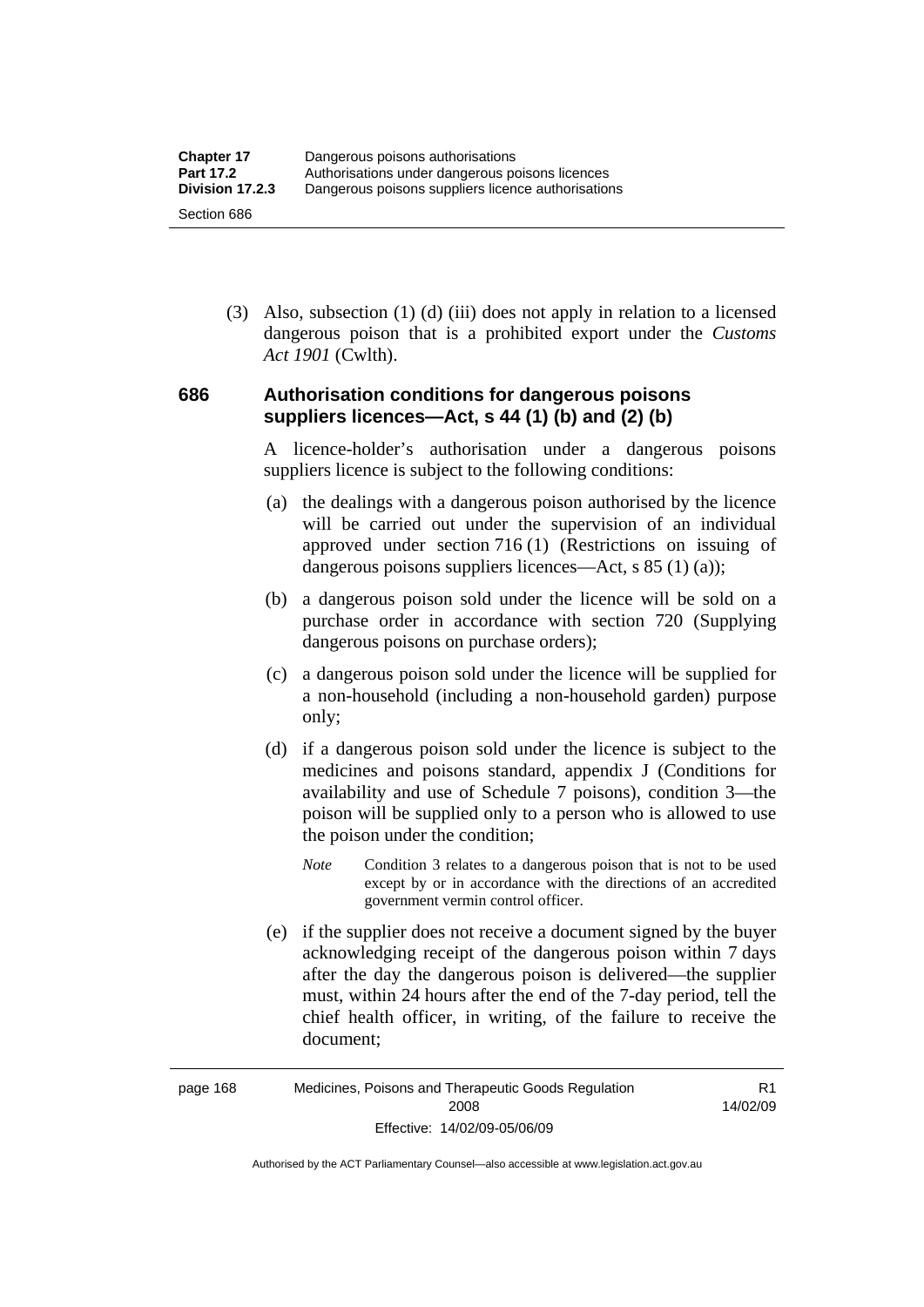(3) Also, subsection (1) (d) (iii) does not apply in relation to a licensed dangerous poison that is a prohibited export under the *Customs Act 1901* (Cwlth).

### 686 Authorisation conditions for dangerous poisons suppliers licences—Act, s 44 (1) (b) and (2) (b)

A licence-holder's authorisation under a dangerous poisons suppliers licence is subject to the following conditions:

(a) the dealings with a dangerous poison authorised by the licence will be carried out under the supervision of an individual approved under section 716 (1) (Restrictions on issuing of dangerous poisons suppliers licences—Act, s 85 (1) (a));

(b) a dangerous poison sold under the licence will be sold on a purchase order in accordance with section 720 (Supplying dangerous poisons on purchase orders);

(c) a dangerous poison sold under the licence will be supplied for a non-household (including a non-household garden) purpose only;

(d) if a dangerous poison sold under the licence is subject to the medicines and poisons standard, appendix J (Conditions for availability and use of Schedule 7 poisons), condition 3—the poison will be supplied only to a person who is allowed to use the poison under the condition;

*Note* Condition 3 relates to a dangerous poison that is not to be used except by or in accordance with the directions of an accredited government vermin control officer.

(e) if the supplier does not receive a document signed by the buyer acknowledging receipt of the dangerous poison within 7 days after the day the dangerous poison is delivered—the supplier must, within 24 hours after the end of the 7-day period, tell the chief health officer, in writing, of the failure to receive the document;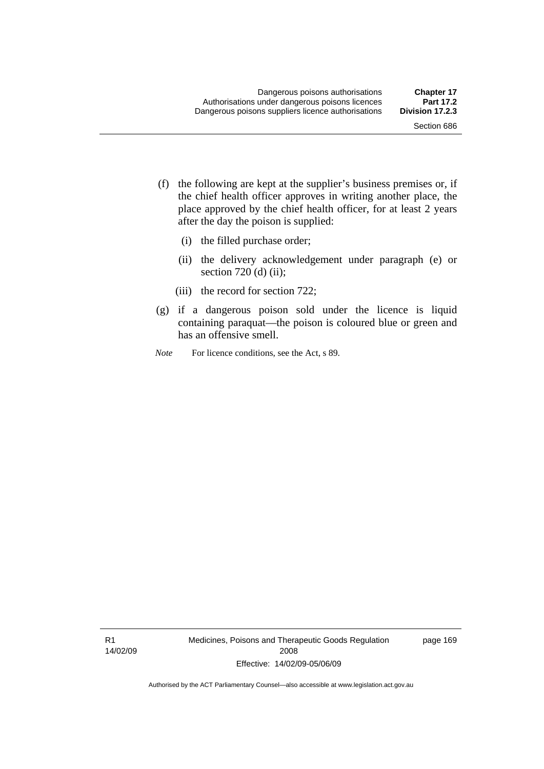(f) the following are kept at the supplier's business premises or, if the chief health officer approves in writing another place, the place approved by the chief health officer, for at least 2 years after the day the poison is supplied:

   (i) the filled purchase order;

   (ii) the delivery acknowledgement under paragraph (e) or section 720 (d) (ii);

   (iii) the record for section 722;

(g) if a dangerous poison sold under the licence is liquid containing paraquat—the poison is coloured blue or green and has an offensive smell.

*Note* For licence conditions, see the Act, s 89.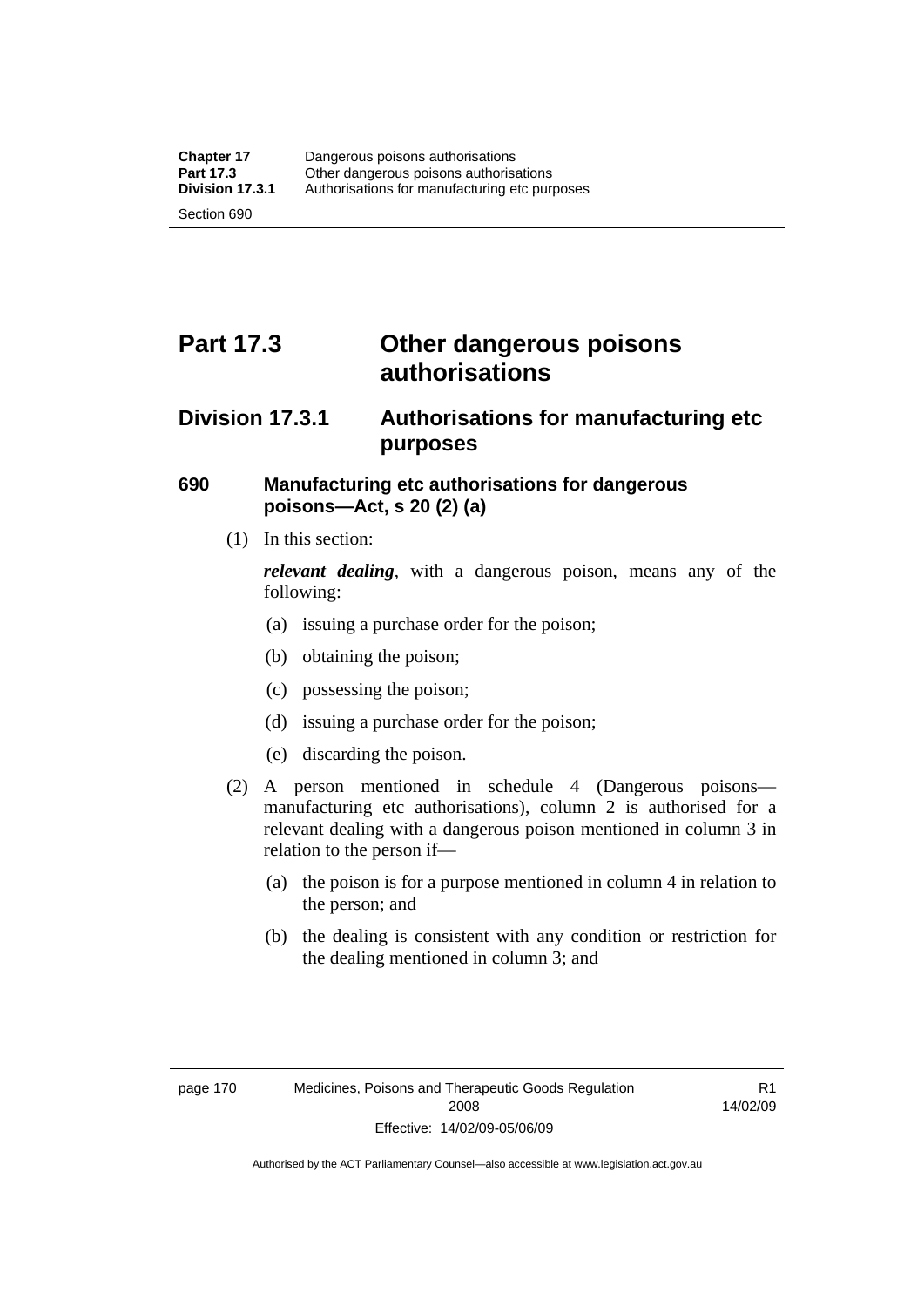# Part 17.3 Other dangerous poisons authorisations

## Division 17.3.1 Authorisations for manufacturing etc purposes

### 690 Manufacturing etc authorisations for dangerous poisons—Act, s 20 (2) (a)

(1) In this section:

***relevant dealing***, with a dangerous poison, means any of the following:

(a) issuing a purchase order for the poison;

(b) obtaining the poison;

(c) possessing the poison;

(d) issuing a purchase order for the poison;

(e) discarding the poison.

(2) A person mentioned in schedule 4 (Dangerous poisons—manufacturing etc authorisations), column 2 is authorised for a relevant dealing with a dangerous poison mentioned in column 3 in relation to the person if—

(a) the poison is for a purpose mentioned in column 4 in relation to the person; and

(b) the dealing is consistent with any condition or restriction for the dealing mentioned in column 3; and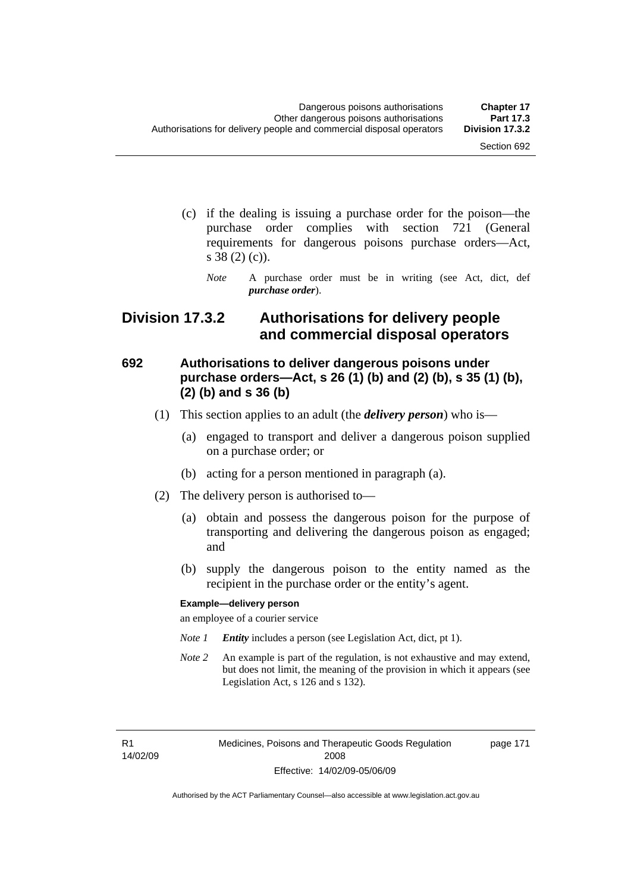(c) if the dealing is issuing a purchase order for the poison—the purchase order complies with section 721 (General requirements for dangerous poisons purchase orders—Act, s 38 (2) (c)).

*Note* A purchase order must be in writing (see Act, dict, def ***purchase order***).

## Division 17.3.2 Authorisations for delivery people and commercial disposal operators

### 692 Authorisations to deliver dangerous poisons under purchase orders—Act, s 26 (1) (b) and (2) (b), s 35 (1) (b), (2) (b) and s 36 (b)

(1) This section applies to an adult (the ***delivery person***) who is—

(a) engaged to transport and deliver a dangerous poison supplied on a purchase order; or

(b) acting for a person mentioned in paragraph (a).

(2) The delivery person is authorised to—

(a) obtain and possess the dangerous poison for the purpose of transporting and delivering the dangerous poison as engaged; and

(b) supply the dangerous poison to the entity named as the recipient in the purchase order or the entity's agent.

**Example—delivery person**

an employee of a courier service

*Note 1* ***Entity*** includes a person (see Legislation Act, dict, pt 1).

*Note 2* An example is part of the regulation, is not exhaustive and may extend, but does not limit, the meaning of the provision in which it appears (see Legislation Act, s 126 and s 132).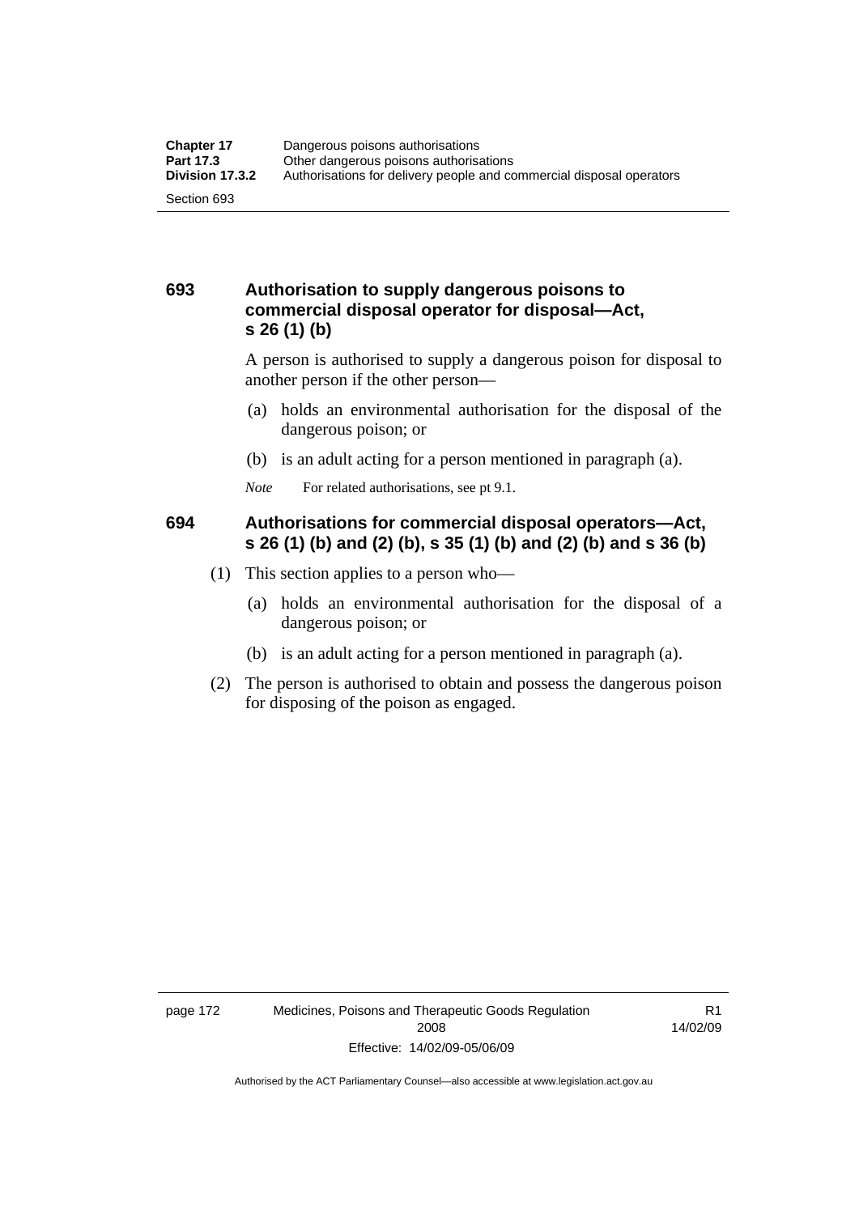## 693 Authorisation to supply dangerous poisons to commercial disposal operator for disposal—Act, s 26 (1) (b)

A person is authorised to supply a dangerous poison for disposal to another person if the other person—

(a) holds an environmental authorisation for the disposal of the dangerous poison; or

(b) is an adult acting for a person mentioned in paragraph (a).

*Note* For related authorisations, see pt 9.1.

## 694 Authorisations for commercial disposal operators—Act, s 26 (1) (b) and (2) (b), s 35 (1) (b) and (2) (b) and s 36 (b)

(1) This section applies to a person who—

(a) holds an environmental authorisation for the disposal of a dangerous poison; or

(b) is an adult acting for a person mentioned in paragraph (a).

(2) The person is authorised to obtain and possess the dangerous poison for disposing of the poison as engaged.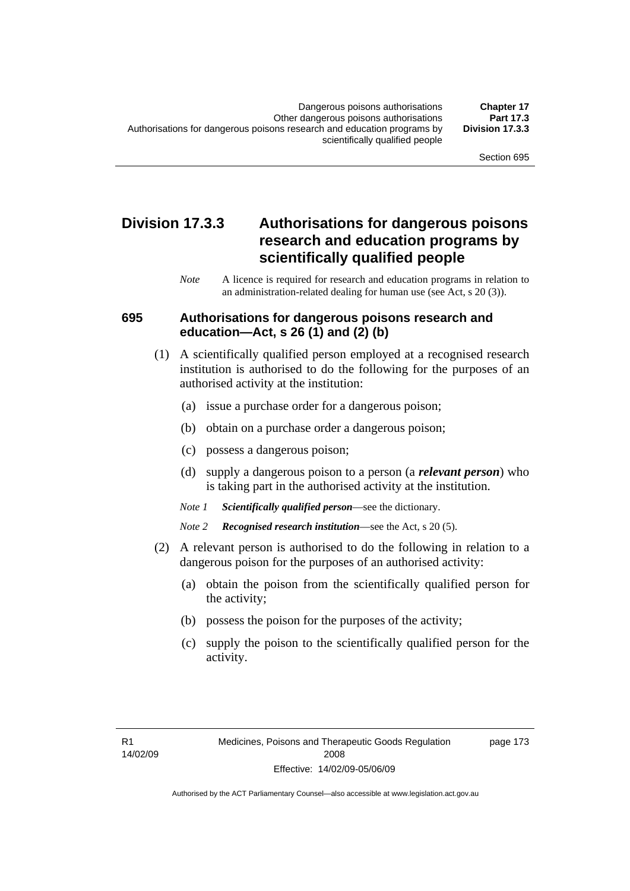## Division 17.3.3 Authorisations for dangerous poisons research and education programs by scientifically qualified people

*Note* A licence is required for research and education programs in relation to an administration-related dealing for human use (see Act, s 20 (3)).

### 695 Authorisations for dangerous poisons research and education—Act, s 26 (1) and (2) (b)

(1) A scientifically qualified person employed at a recognised research institution is authorised to do the following for the purposes of an authorised activity at the institution:

(a) issue a purchase order for a dangerous poison;

(b) obtain on a purchase order a dangerous poison;

(c) possess a dangerous poison;

(d) supply a dangerous poison to a person (a ***relevant person***) who is taking part in the authorised activity at the institution.

*Note 1* ***Scientifically qualified person***—see the dictionary.

*Note 2* ***Recognised research institution***—see the Act, s 20 (5).

(2) A relevant person is authorised to do the following in relation to a dangerous poison for the purposes of an authorised activity:

(a) obtain the poison from the scientifically qualified person for the activity;

(b) possess the poison for the purposes of the activity;

(c) supply the poison to the scientifically qualified person for the activity.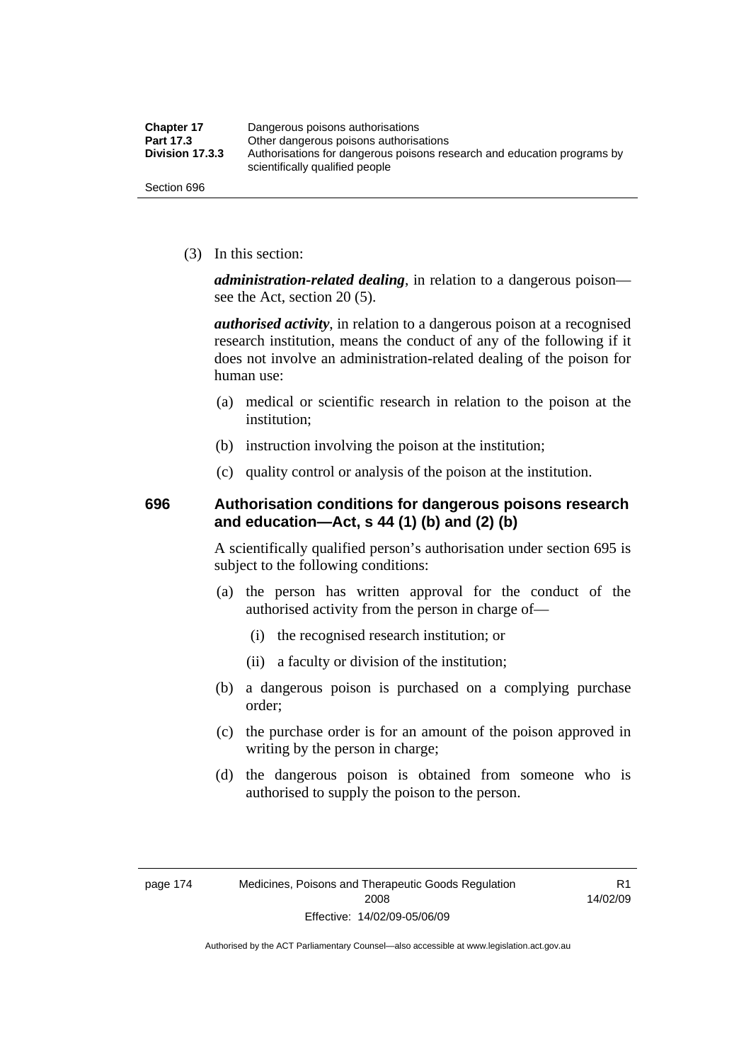(3) In this section:

***administration-related dealing***, in relation to a dangerous poison—see the Act, section 20 (5).

***authorised activity***, in relation to a dangerous poison at a recognised research institution, means the conduct of any of the following if it does not involve an administration-related dealing of the poison for human use:

(a) medical or scientific research in relation to the poison at the institution;

(b) instruction involving the poison at the institution;

(c) quality control or analysis of the poison at the institution.

### 696 Authorisation conditions for dangerous poisons research and education—Act, s 44 (1) (b) and (2) (b)

A scientifically qualified person's authorisation under section 695 is subject to the following conditions:

(a) the person has written approval for the conduct of the authorised activity from the person in charge of—

(i) the recognised research institution; or

(ii) a faculty or division of the institution;

(b) a dangerous poison is purchased on a complying purchase order;

(c) the purchase order is for an amount of the poison approved in writing by the person in charge;

(d) the dangerous poison is obtained from someone who is authorised to supply the poison to the person.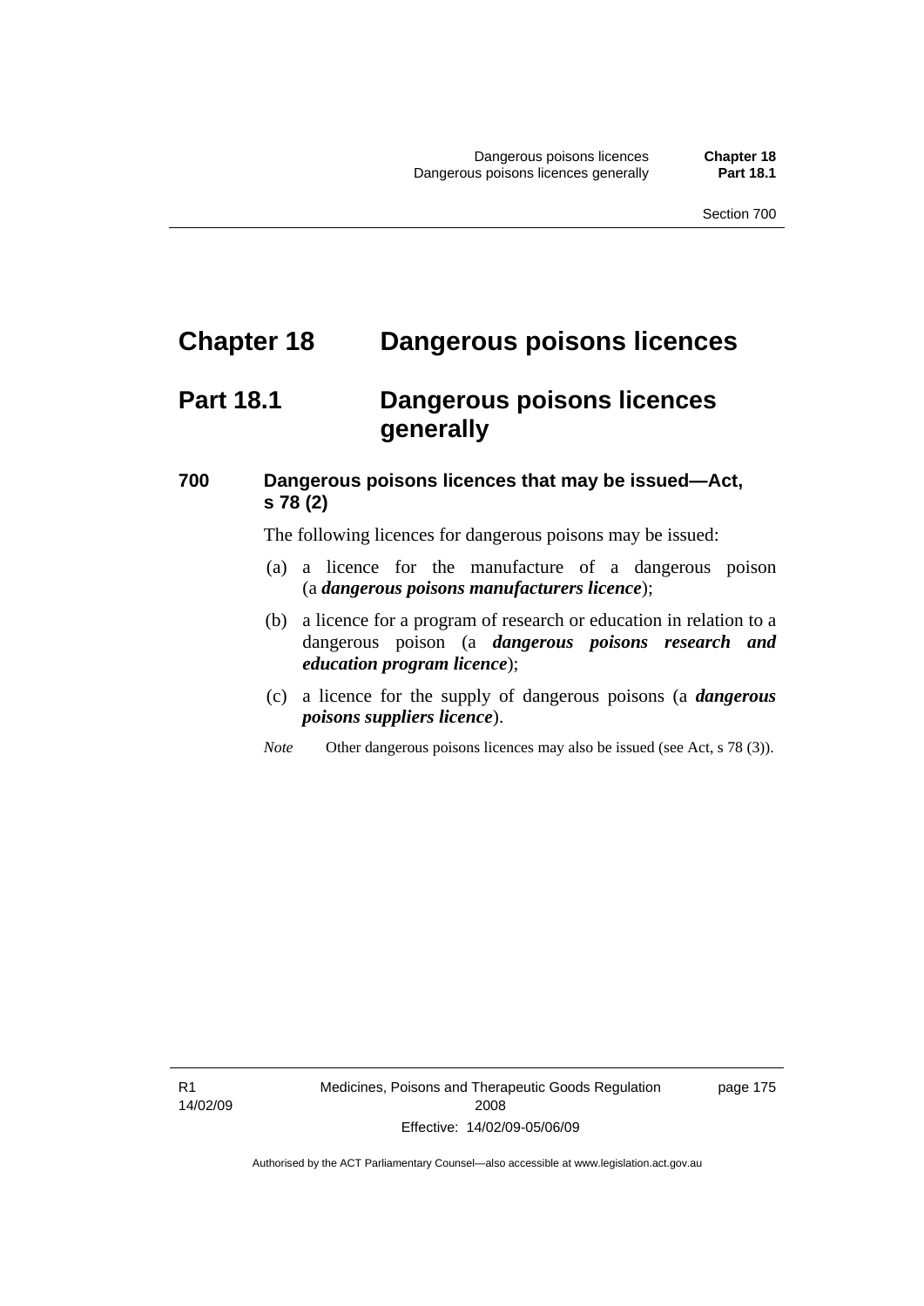# Chapter 18 Dangerous poisons licences

## Part 18.1 Dangerous poisons licences generally

### 700 Dangerous poisons licences that may be issued—Act, s 78 (2)

The following licences for dangerous poisons may be issued:

(a) a licence for the manufacture of a dangerous poison (a ***dangerous poisons manufacturers licence***);

(b) a licence for a program of research or education in relation to a dangerous poison (a ***dangerous poisons research and education program licence***);

(c) a licence for the supply of dangerous poisons (a ***dangerous poisons suppliers licence***).

*Note* Other dangerous poisons licences may also be issued (see Act, s 78 (3)).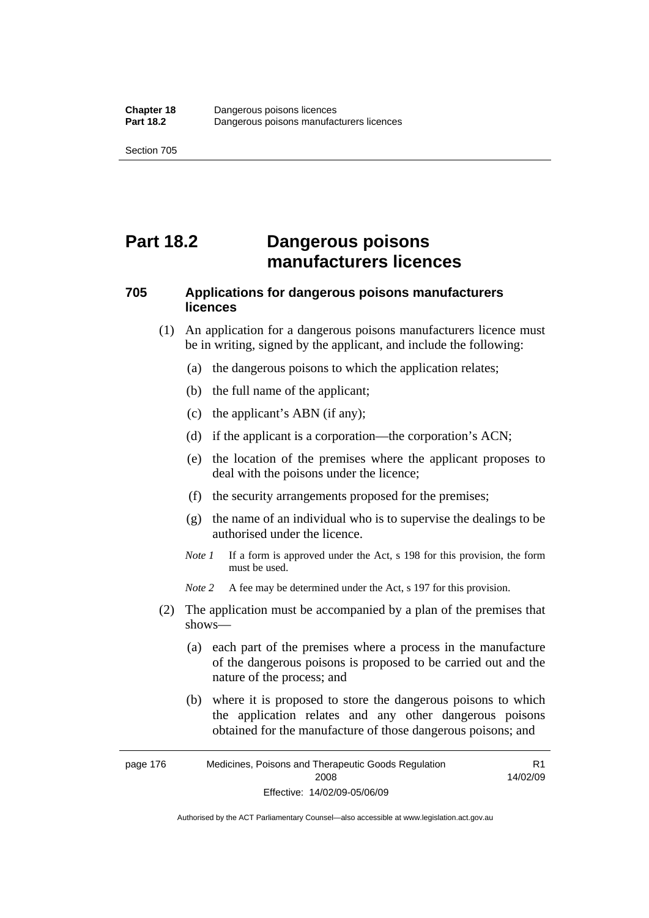# Part 18.2 Dangerous poisons manufacturers licences

## 705 Applications for dangerous poisons manufacturers licences

(1) An application for a dangerous poisons manufacturers licence must be in writing, signed by the applicant, and include the following:

(a) the dangerous poisons to which the application relates;

(b) the full name of the applicant;

(c) the applicant's ABN (if any);

(d) if the applicant is a corporation—the corporation's ACN;

(e) the location of the premises where the applicant proposes to deal with the poisons under the licence;

(f) the security arrangements proposed for the premises;

(g) the name of an individual who is to supervise the dealings to be authorised under the licence.

*Note 1* If a form is approved under the Act, s 198 for this provision, the form must be used.

*Note 2* A fee may be determined under the Act, s 197 for this provision.

(2) The application must be accompanied by a plan of the premises that shows—

(a) each part of the premises where a process in the manufacture of the dangerous poisons is proposed to be carried out and the nature of the process; and

(b) where it is proposed to store the dangerous poisons to which the application relates and any other dangerous poisons obtained for the manufacture of those dangerous poisons; and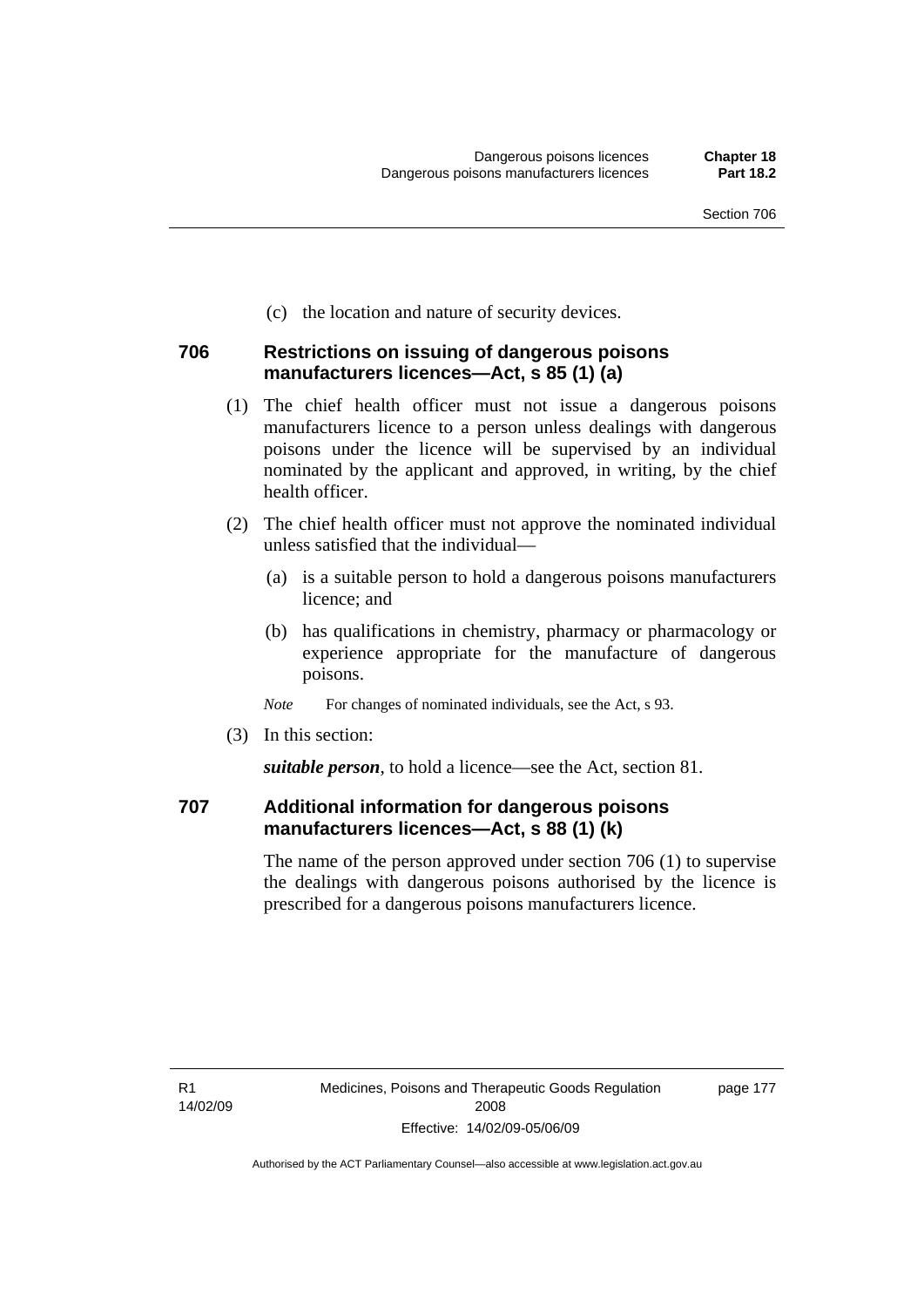(c) the location and nature of security devices.

### 706 Restrictions on issuing of dangerous poisons manufacturers licences—Act, s 85 (1) (a)

(1) The chief health officer must not issue a dangerous poisons manufacturers licence to a person unless dealings with dangerous poisons under the licence will be supervised by an individual nominated by the applicant and approved, in writing, by the chief health officer.

(2) The chief health officer must not approve the nominated individual unless satisfied that the individual—

(a) is a suitable person to hold a dangerous poisons manufacturers licence; and

(b) has qualifications in chemistry, pharmacy or pharmacology or experience appropriate for the manufacture of dangerous poisons.

*Note* For changes of nominated individuals, see the Act, s 93.

(3) In this section:

***suitable person***, to hold a licence—see the Act, section 81.

### 707 Additional information for dangerous poisons manufacturers licences—Act, s 88 (1) (k)

The name of the person approved under section 706 (1) to supervise the dealings with dangerous poisons authorised by the licence is prescribed for a dangerous poisons manufacturers licence.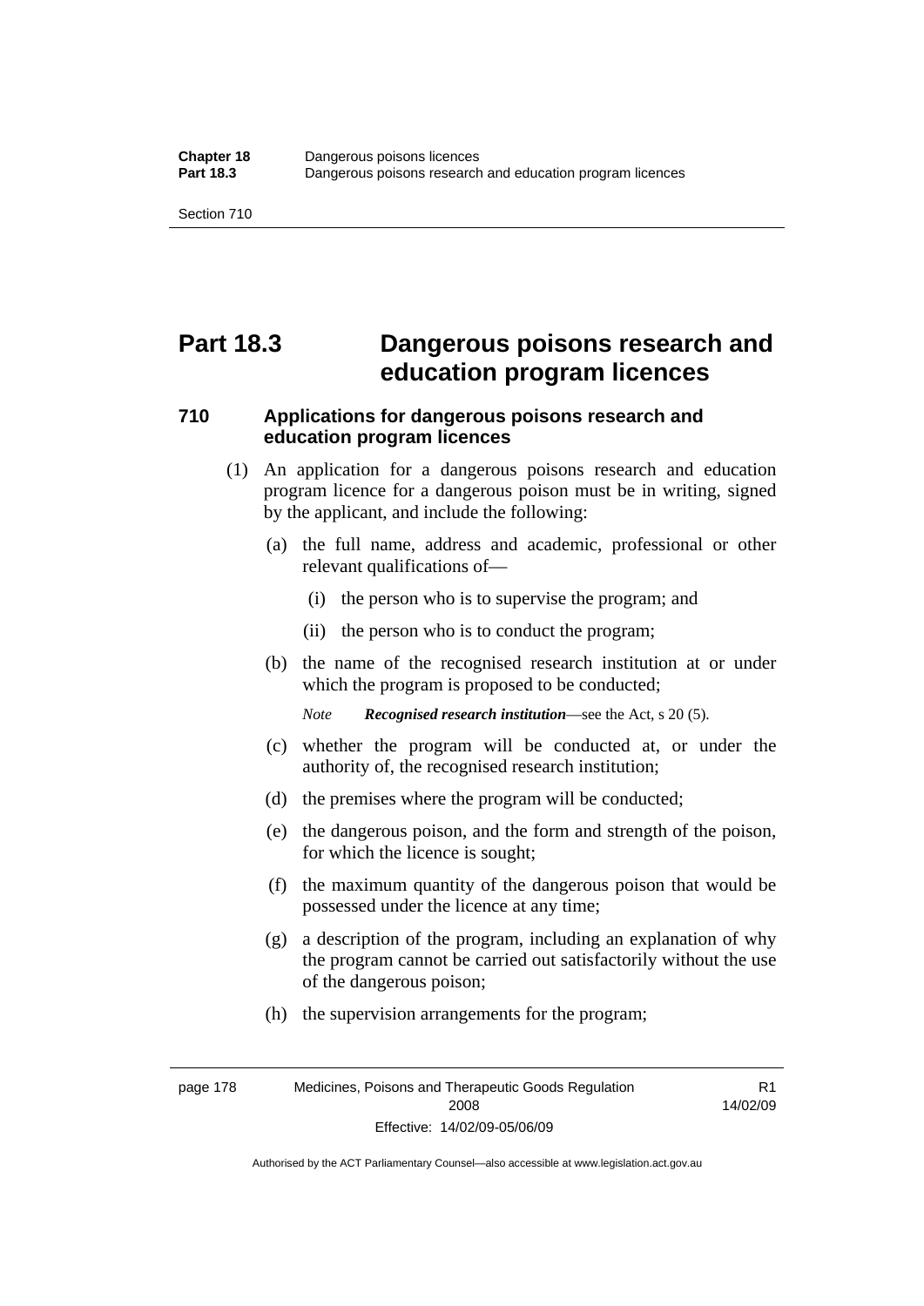# Part 18.3 Dangerous poisons research and education program licences

## 710 Applications for dangerous poisons research and education program licences

(1) An application for a dangerous poisons research and education program licence for a dangerous poison must be in writing, signed by the applicant, and include the following:

(a) the full name, address and academic, professional or other relevant qualifications of—

(i) the person who is to supervise the program; and

(ii) the person who is to conduct the program;

(b) the name of the recognised research institution at or under which the program is proposed to be conducted;

*Note* ***Recognised research institution***—see the Act, s 20 (5).

(c) whether the program will be conducted at, or under the authority of, the recognised research institution;

(d) the premises where the program will be conducted;

(e) the dangerous poison, and the form and strength of the poison, for which the licence is sought;

(f) the maximum quantity of the dangerous poison that would be possessed under the licence at any time;

(g) a description of the program, including an explanation of why the program cannot be carried out satisfactorily without the use of the dangerous poison;

(h) the supervision arrangements for the program;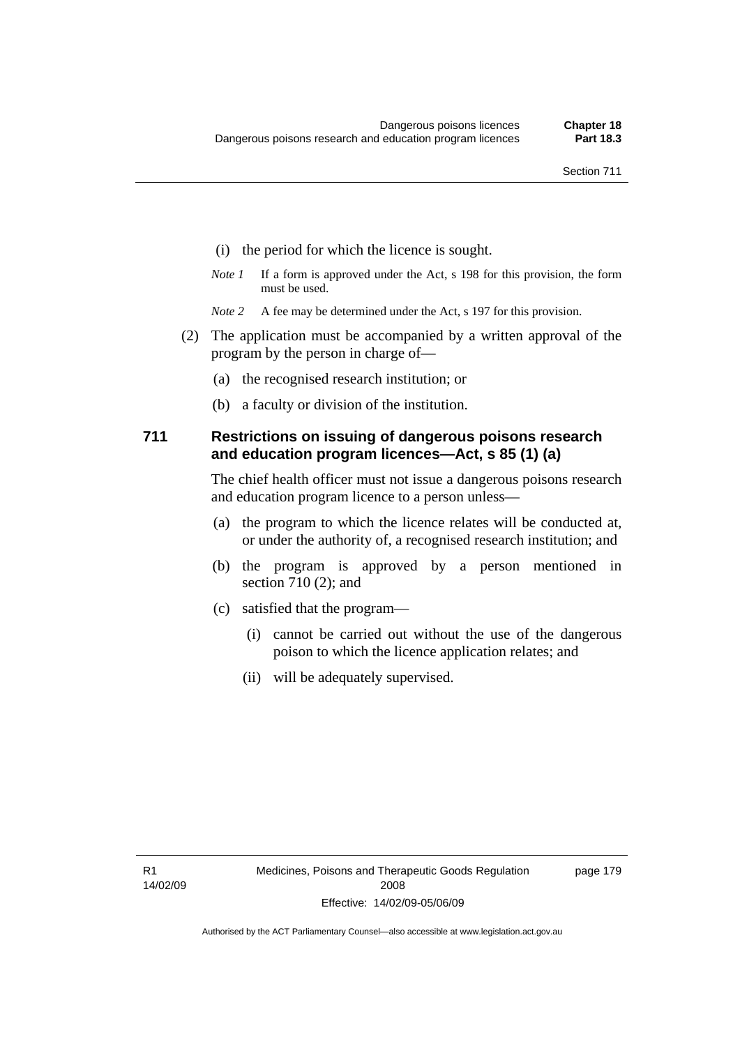(i) the period for which the licence is sought.

*Note 1* If a form is approved under the Act, s 198 for this provision, the form must be used.

*Note 2* A fee may be determined under the Act, s 197 for this provision.

(2) The application must be accompanied by a written approval of the program by the person in charge of—

(a) the recognised research institution; or

(b) a faculty or division of the institution.

### 711 Restrictions on issuing of dangerous poisons research and education program licences—Act, s 85 (1) (a)

The chief health officer must not issue a dangerous poisons research and education program licence to a person unless—

(a) the program to which the licence relates will be conducted at, or under the authority of, a recognised research institution; and

(b) the program is approved by a person mentioned in section 710 (2); and

(c) satisfied that the program—

(i) cannot be carried out without the use of the dangerous poison to which the licence application relates; and

(ii) will be adequately supervised.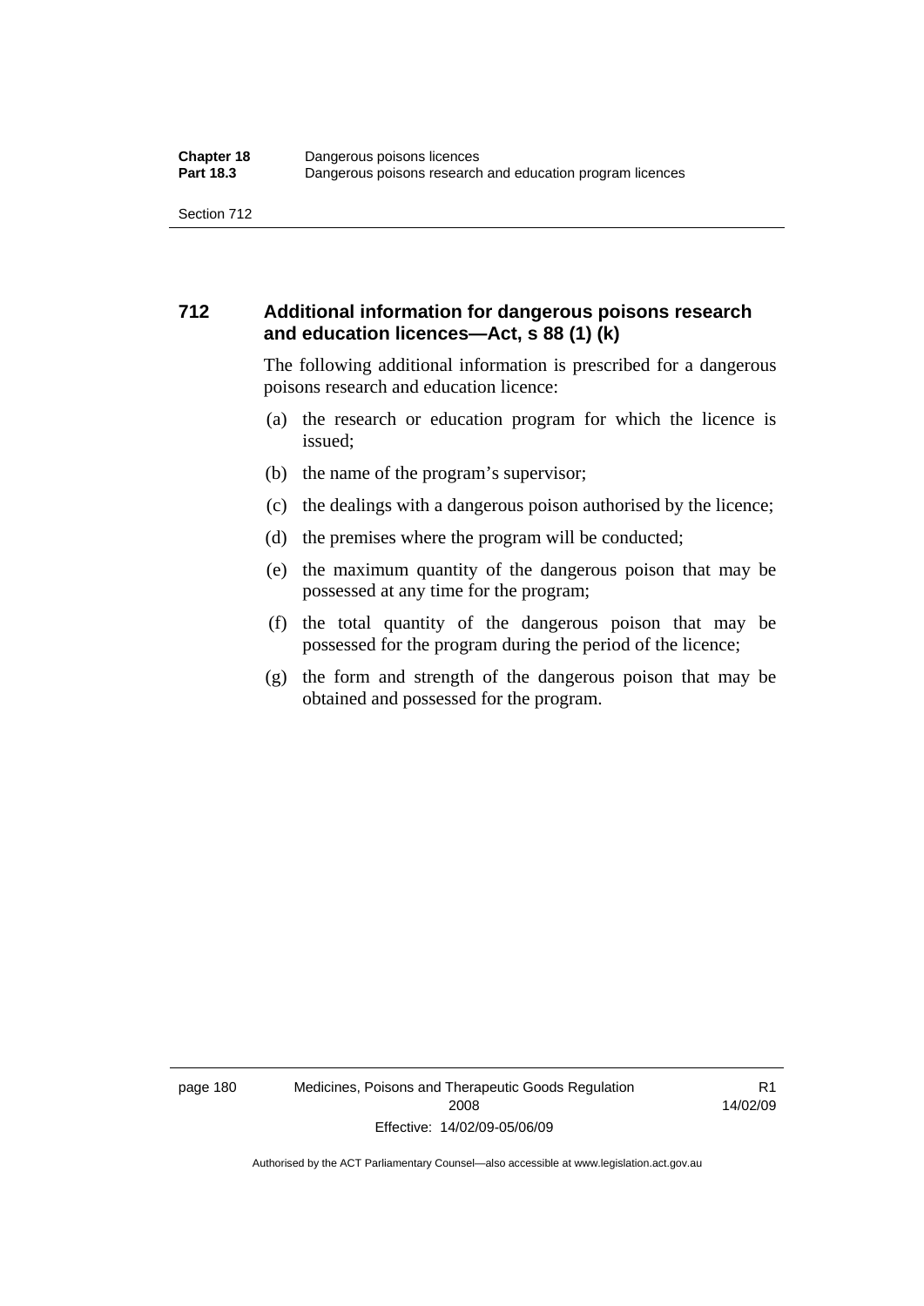## 712 Additional information for dangerous poisons research and education licences—Act, s 88 (1) (k)

The following additional information is prescribed for a dangerous poisons research and education licence:

(a) the research or education program for which the licence is issued;

(b) the name of the program's supervisor;

(c) the dealings with a dangerous poison authorised by the licence;

(d) the premises where the program will be conducted;

(e) the maximum quantity of the dangerous poison that may be possessed at any time for the program;

(f) the total quantity of the dangerous poison that may be possessed for the program during the period of the licence;

(g) the form and strength of the dangerous poison that may be obtained and possessed for the program.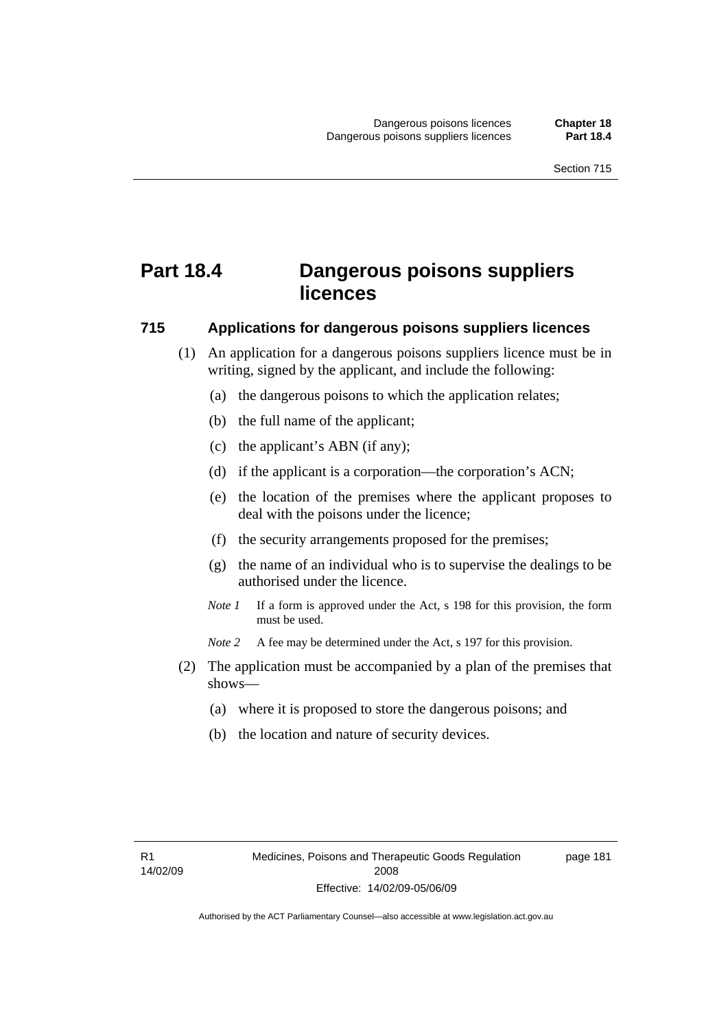# Part 18.4 Dangerous poisons suppliers licences

## 715 Applications for dangerous poisons suppliers licences

(1) An application for a dangerous poisons suppliers licence must be in writing, signed by the applicant, and include the following:

(a) the dangerous poisons to which the application relates;

(b) the full name of the applicant;

(c) the applicant's ABN (if any);

(d) if the applicant is a corporation—the corporation's ACN;

(e) the location of the premises where the applicant proposes to deal with the poisons under the licence;

(f) the security arrangements proposed for the premises;

(g) the name of an individual who is to supervise the dealings to be authorised under the licence.

*Note 1* If a form is approved under the Act, s 198 for this provision, the form must be used.

*Note 2* A fee may be determined under the Act, s 197 for this provision.

(2) The application must be accompanied by a plan of the premises that shows—

(a) where it is proposed to store the dangerous poisons; and

(b) the location and nature of security devices.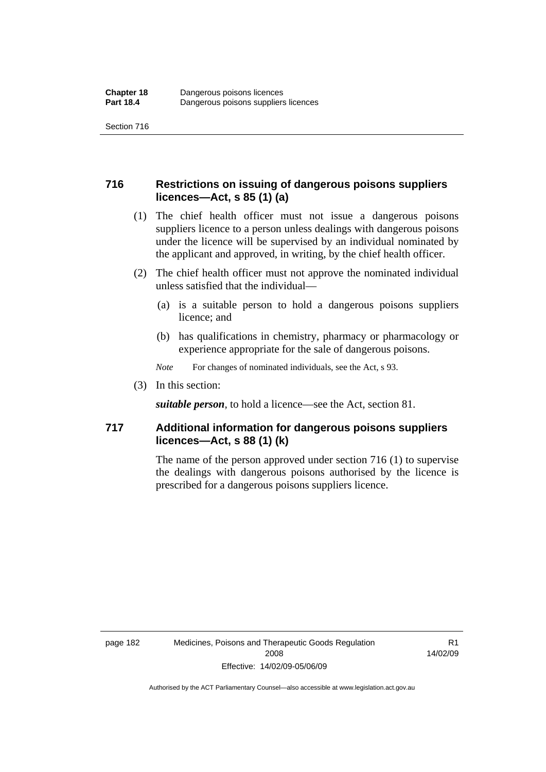### 716 Restrictions on issuing of dangerous poisons suppliers licences—Act, s 85 (1) (a)

(1) The chief health officer must not issue a dangerous poisons suppliers licence to a person unless dealings with dangerous poisons under the licence will be supervised by an individual nominated by the applicant and approved, in writing, by the chief health officer.

(2) The chief health officer must not approve the nominated individual unless satisfied that the individual—

(a) is a suitable person to hold a dangerous poisons suppliers licence; and

(b) has qualifications in chemistry, pharmacy or pharmacology or experience appropriate for the sale of dangerous poisons.

*Note* For changes of nominated individuals, see the Act, s 93.

(3) In this section:

***suitable person***, to hold a licence—see the Act, section 81.

### 717 Additional information for dangerous poisons suppliers licences—Act, s 88 (1) (k)

The name of the person approved under section 716 (1) to supervise the dealings with dangerous poisons authorised by the licence is prescribed for a dangerous poisons suppliers licence.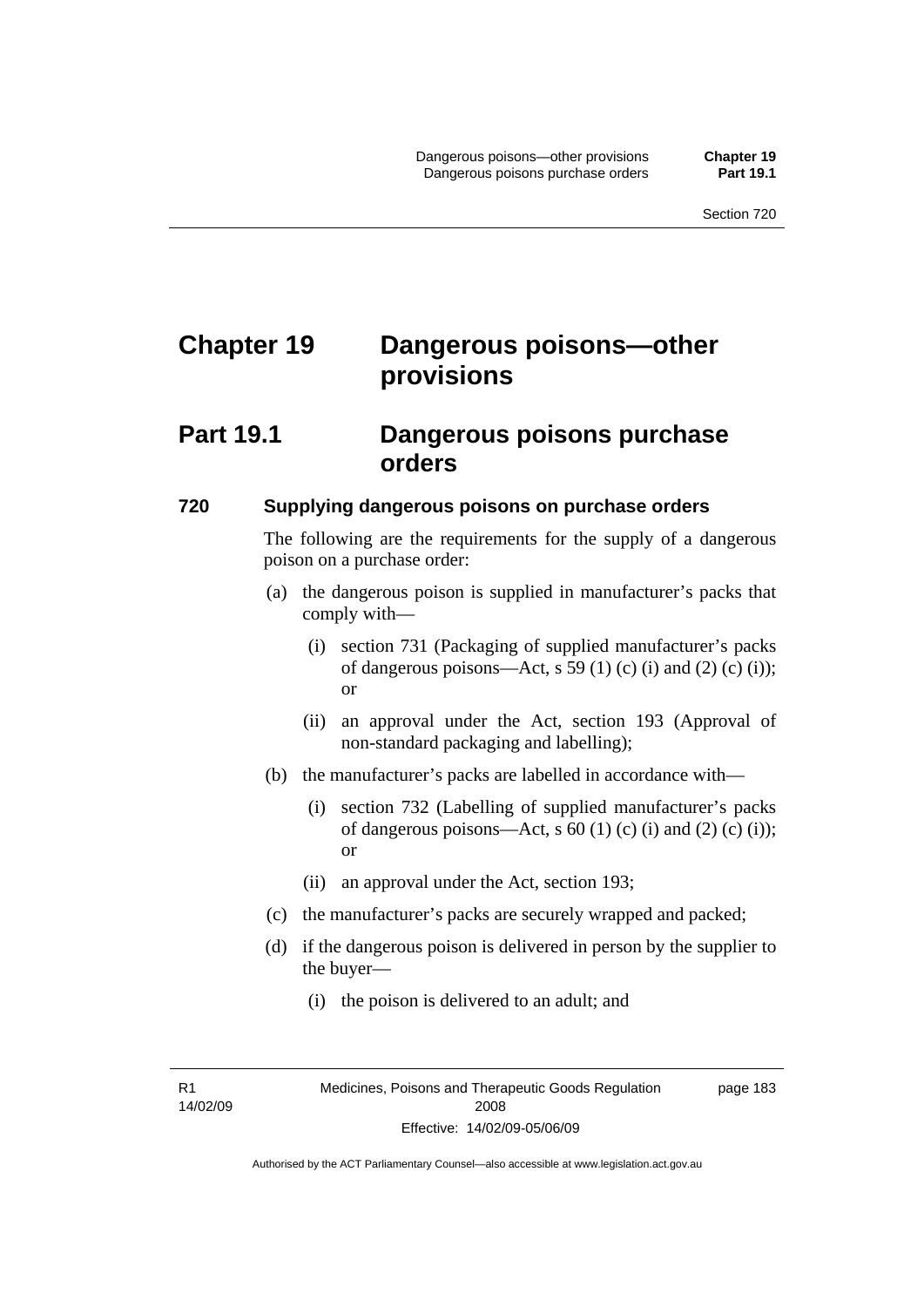# Chapter 19 Dangerous poisons—other provisions

## Part 19.1 Dangerous poisons purchase orders

### 720 Supplying dangerous poisons on purchase orders

The following are the requirements for the supply of a dangerous poison on a purchase order:

(a) the dangerous poison is supplied in manufacturer's packs that comply with—

(i) section 731 (Packaging of supplied manufacturer's packs of dangerous poisons—Act, s 59 (1) (c) (i) and (2) (c) (i)); or

(ii) an approval under the Act, section 193 (Approval of non-standard packaging and labelling);

(b) the manufacturer's packs are labelled in accordance with—

(i) section 732 (Labelling of supplied manufacturer's packs of dangerous poisons—Act, s 60 (1) (c) (i) and (2) (c) (i)); or

(ii) an approval under the Act, section 193;

(c) the manufacturer's packs are securely wrapped and packed;

(d) if the dangerous poison is delivered in person by the supplier to the buyer—

(i) the poison is delivered to an adult; and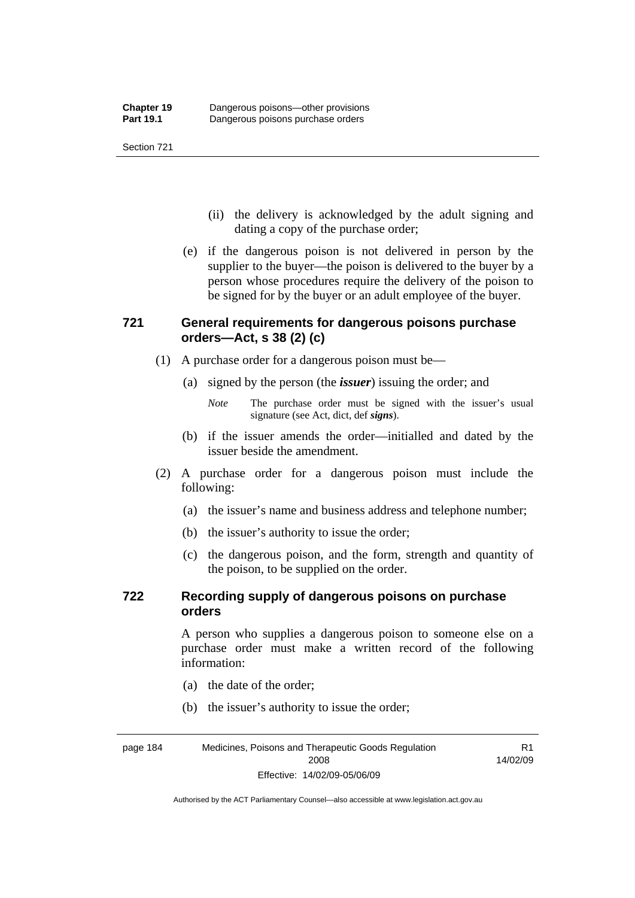(ii) the delivery is acknowledged by the adult signing and dating a copy of the purchase order;

(e) if the dangerous poison is not delivered in person by the supplier to the buyer—the poison is delivered to the buyer by a person whose procedures require the delivery of the poison to be signed for by the buyer or an adult employee of the buyer.

## 721 General requirements for dangerous poisons purchase orders—Act, s 38 (2) (c)

(1) A purchase order for a dangerous poison must be—

(a) signed by the person (the ***issuer***) issuing the order; and

*Note* The purchase order must be signed with the issuer's usual signature (see Act, dict, def ***signs***).

(b) if the issuer amends the order—initialled and dated by the issuer beside the amendment.

(2) A purchase order for a dangerous poison must include the following:

(a) the issuer's name and business address and telephone number;

(b) the issuer's authority to issue the order;

(c) the dangerous poison, and the form, strength and quantity of the poison, to be supplied on the order.

## 722 Recording supply of dangerous poisons on purchase orders

A person who supplies a dangerous poison to someone else on a purchase order must make a written record of the following information:

(a) the date of the order;

(b) the issuer's authority to issue the order;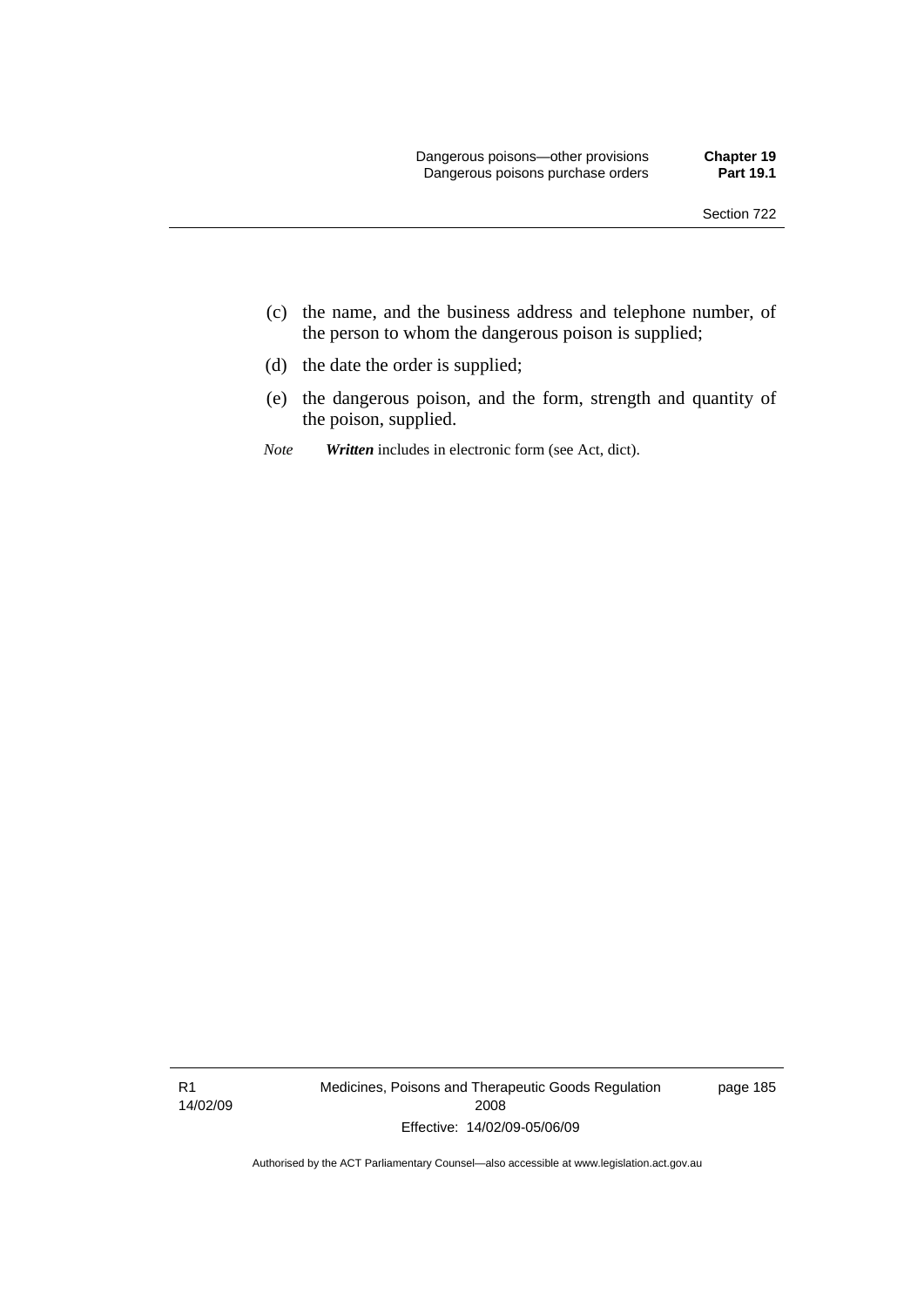(c) the name, and the business address and telephone number, of the person to whom the dangerous poison is supplied;

(d) the date the order is supplied;

(e) the dangerous poison, and the form, strength and quantity of the poison, supplied.

*Note* ***Written*** includes in electronic form (see Act, dict).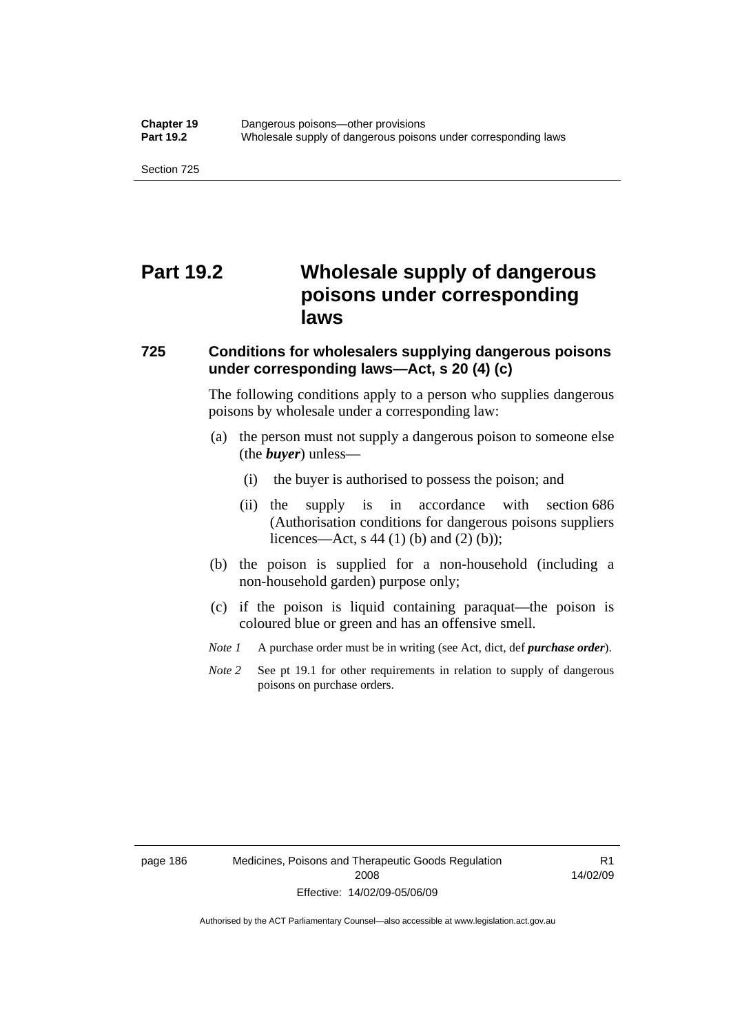# Part 19.2 Wholesale supply of dangerous poisons under corresponding laws

## 725 Conditions for wholesalers supplying dangerous poisons under corresponding laws—Act, s 20 (4) (c)

The following conditions apply to a person who supplies dangerous poisons by wholesale under a corresponding law:

(a) the person must not supply a dangerous poison to someone else (the ***buyer***) unless—

  (i) the buyer is authorised to possess the poison; and

  (ii) the supply is in accordance with section 686 (Authorisation conditions for dangerous poisons suppliers licences—Act, s 44 (1) (b) and (2) (b));

(b) the poison is supplied for a non-household (including a non-household garden) purpose only;

(c) if the poison is liquid containing paraquat—the poison is coloured blue or green and has an offensive smell.

*Note 1* A purchase order must be in writing (see Act, dict, def ***purchase order***).

*Note 2* See pt 19.1 for other requirements in relation to supply of dangerous poisons on purchase orders.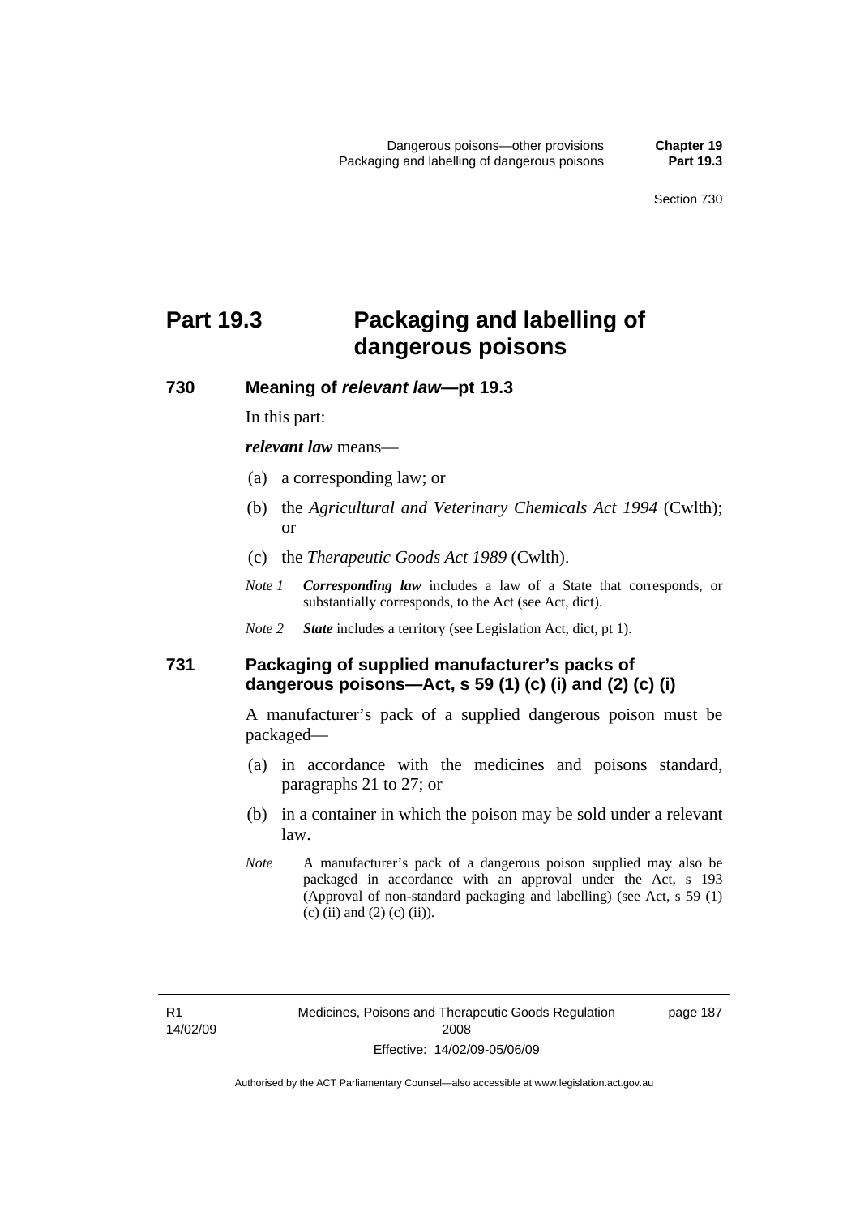# Part 19.3 Packaging and labelling of dangerous poisons

### 730 Meaning of *relevant law*—pt 19.3

In this part:

***relevant law*** means—

(a) a corresponding law; or

(b) the *Agricultural and Veterinary Chemicals Act 1994* (Cwlth); or

(c) the *Therapeutic Goods Act 1989* (Cwlth).

*Note 1* ***Corresponding law*** includes a law of a State that corresponds, or substantially corresponds, to the Act (see Act, dict).

*Note 2* ***State*** includes a territory (see Legislation Act, dict, pt 1).

### 731 Packaging of supplied manufacturer's packs of dangerous poisons—Act, s 59 (1) (c) (i) and (2) (c) (i)

A manufacturer's pack of a supplied dangerous poison must be packaged—

(a) in accordance with the medicines and poisons standard, paragraphs 21 to 27; or

(b) in a container in which the poison may be sold under a relevant law.

*Note* A manufacturer's pack of a dangerous poison supplied may also be packaged in accordance with an approval under the Act, s 193 (Approval of non-standard packaging and labelling) (see Act, s 59 (1) (c) (ii) and (2) (c) (ii)).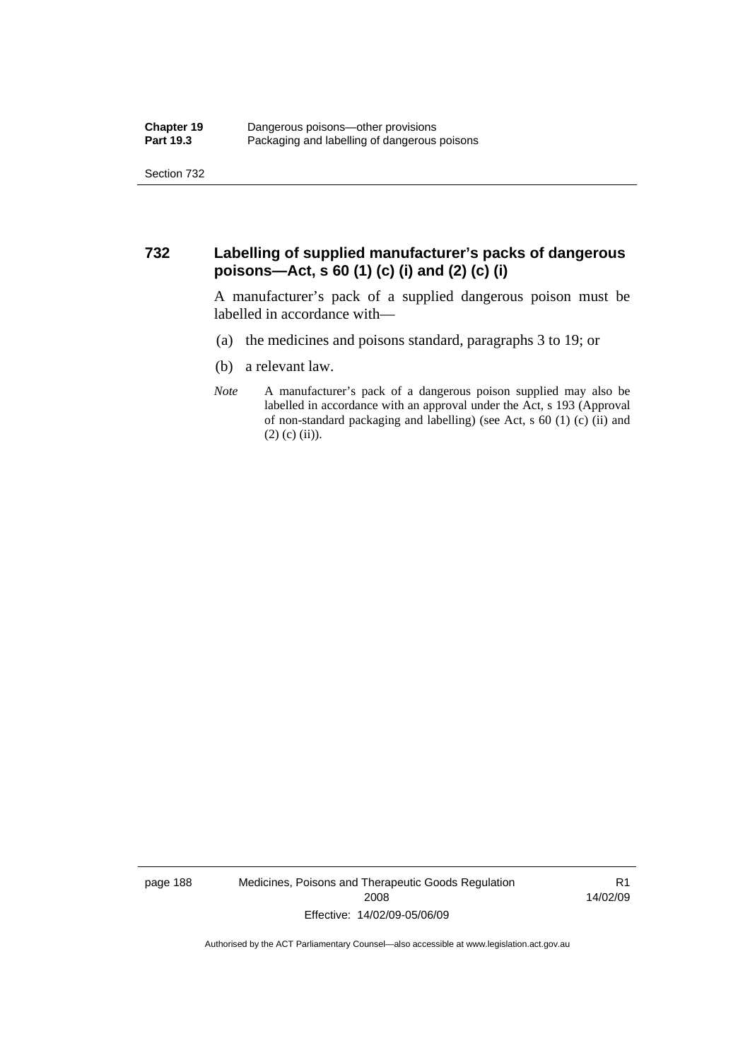## 732 Labelling of supplied manufacturer's packs of dangerous poisons—Act, s 60 (1) (c) (i) and (2) (c) (i)

A manufacturer's pack of a supplied dangerous poison must be labelled in accordance with—

(a) the medicines and poisons standard, paragraphs 3 to 19; or

(b) a relevant law.

*Note* A manufacturer's pack of a dangerous poison supplied may also be labelled in accordance with an approval under the Act, s 193 (Approval of non-standard packaging and labelling) (see Act, s 60 (1) (c) (ii) and (2) (c) (ii)).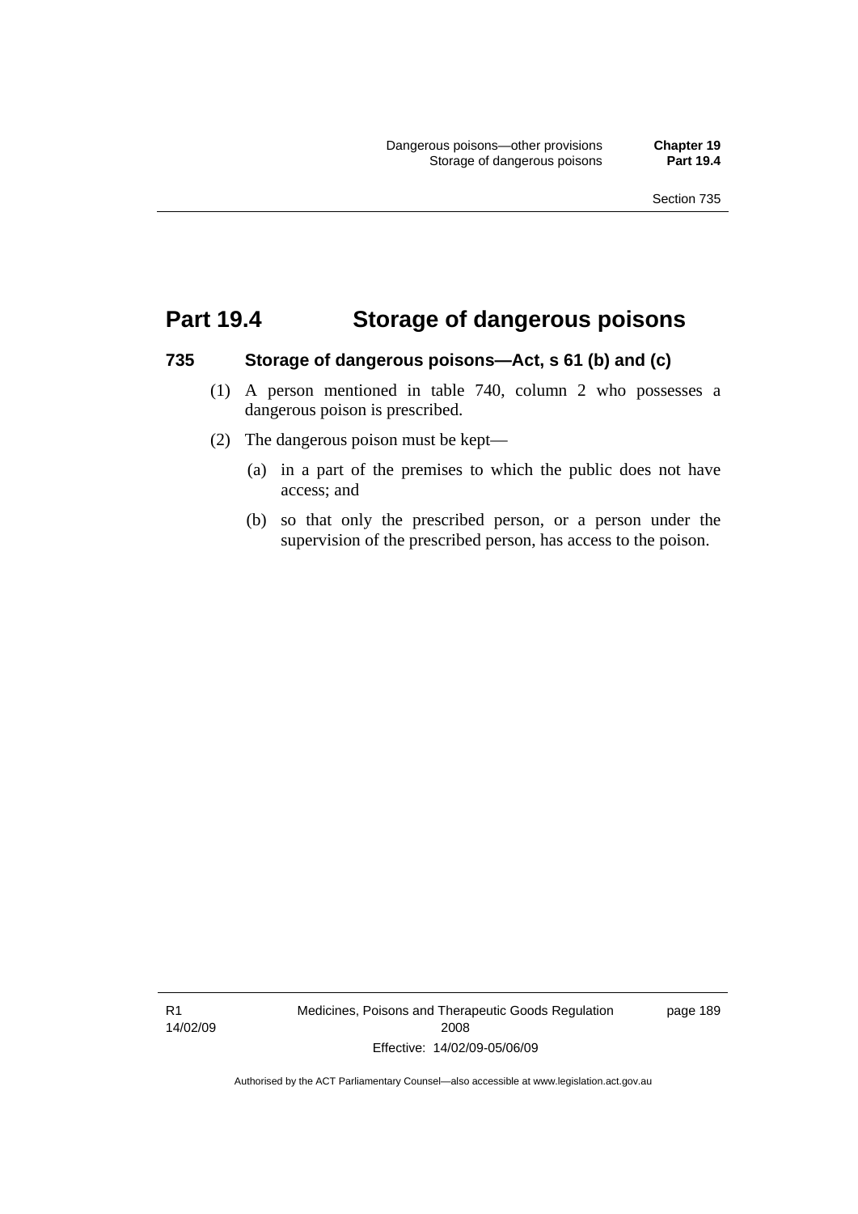# Part 19.4 Storage of dangerous poisons

### 735 Storage of dangerous poisons—Act, s 61 (b) and (c)

(1) A person mentioned in table 740, column 2 who possesses a dangerous poison is prescribed.

(2) The dangerous poison must be kept—

- (a) in a part of the premises to which the public does not have access; and
- (b) so that only the prescribed person, or a person under the supervision of the prescribed person, has access to the poison.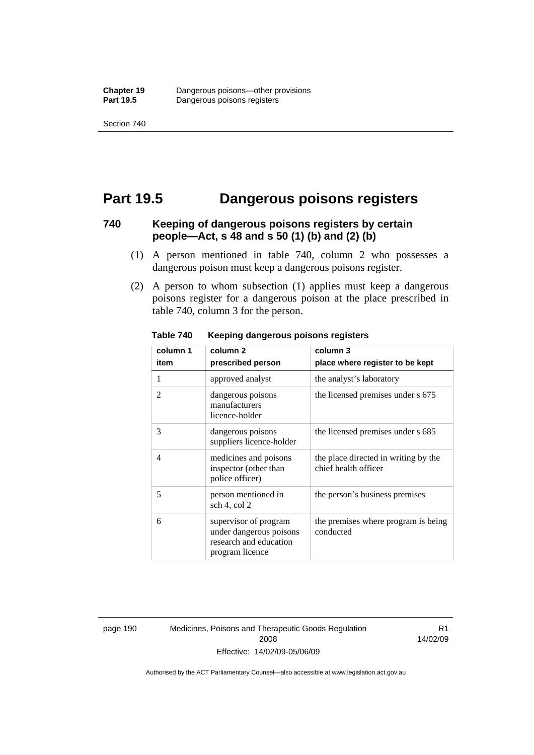# Part 19.5 Dangerous poisons registers

### 740 Keeping of dangerous poisons registers by certain people—Act, s 48 and s 50 (1) (b) and (2) (b)

(1) A person mentioned in table 740, column 2 who possesses a dangerous poison must keep a dangerous poisons register.

(2) A person to whom subsection (1) applies must keep a dangerous poisons register for a dangerous poison at the place prescribed in table 740, column 3 for the person.

**Table 740 Keeping dangerous poisons registers**

| column 1<br>item | column 2<br>prescribed person | column 3<br>place where register to be kept |
|---|---|---|
| 1 | approved analyst | the analyst's laboratory |
| 2 | dangerous poisons manufacturers licence-holder | the licensed premises under s 675 |
| 3 | dangerous poisons suppliers licence-holder | the licensed premises under s 685 |
| 4 | medicines and poisons inspector (other than police officer) | the place directed in writing by the chief health officer |
| 5 | person mentioned in sch 4, col 2 | the person's business premises |
| 6 | supervisor of program under dangerous poisons research and education program licence | the premises where program is being conducted |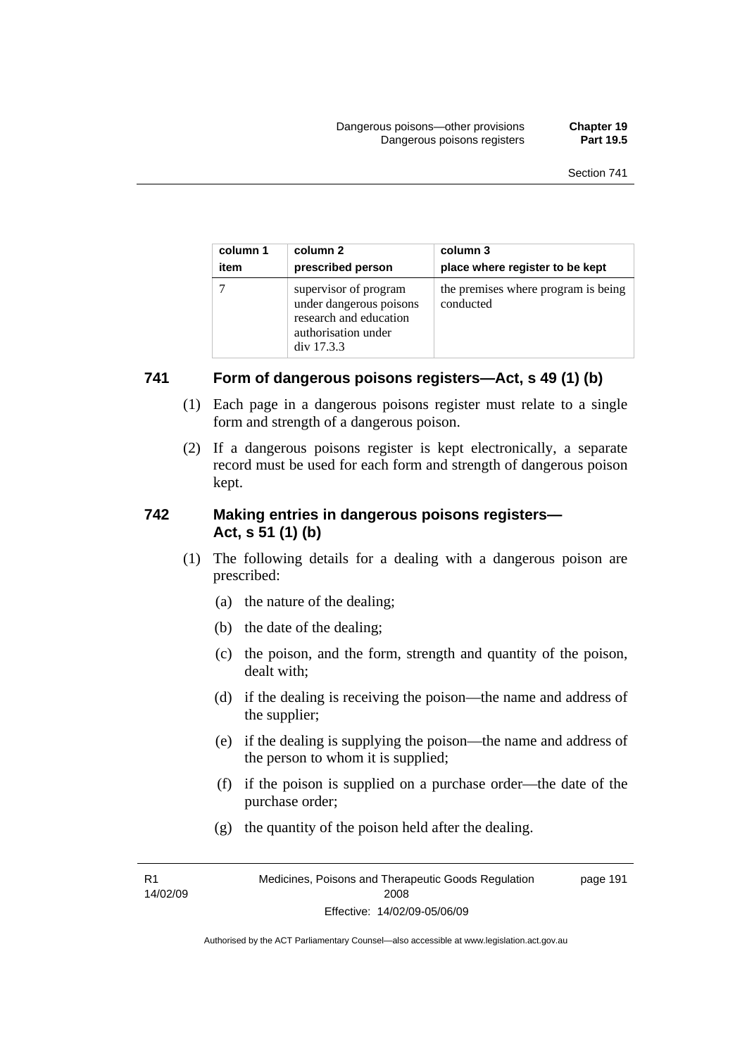| column 1<br>item | column 2<br>prescribed person | column 3<br>place where register to be kept |
|---|---|---|
| 7 | supervisor of program under dangerous poisons research and education authorisation under div 17.3.3 | the premises where program is being conducted |

### 741 Form of dangerous poisons registers—Act, s 49 (1) (b)

(1) Each page in a dangerous poisons register must relate to a single form and strength of a dangerous poison.

(2) If a dangerous poisons register is kept electronically, a separate record must be used for each form and strength of dangerous poison kept.

### 742 Making entries in dangerous poisons registers—Act, s 51 (1) (b)

(1) The following details for a dealing with a dangerous poison are prescribed:

(a) the nature of the dealing;

(b) the date of the dealing;

(c) the poison, and the form, strength and quantity of the poison, dealt with;

(d) if the dealing is receiving the poison—the name and address of the supplier;

(e) if the dealing is supplying the poison—the name and address of the person to whom it is supplied;

(f) if the poison is supplied on a purchase order—the date of the purchase order;

(g) the quantity of the poison held after the dealing.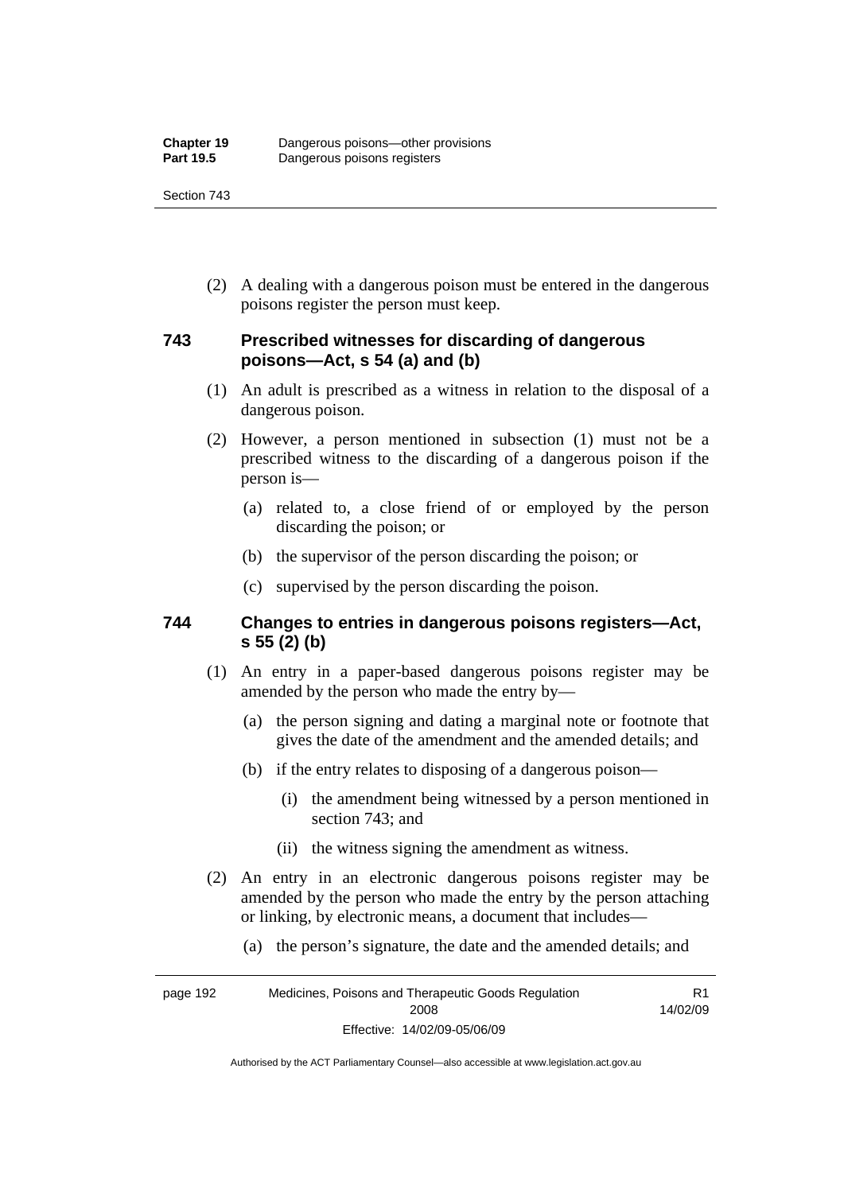(2) A dealing with a dangerous poison must be entered in the dangerous poisons register the person must keep.

### 743 Prescribed witnesses for discarding of dangerous poisons—Act, s 54 (a) and (b)

(1) An adult is prescribed as a witness in relation to the disposal of a dangerous poison.

(2) However, a person mentioned in subsection (1) must not be a prescribed witness to the discarding of a dangerous poison if the person is—

(a) related to, a close friend of or employed by the person discarding the poison; or

(b) the supervisor of the person discarding the poison; or

(c) supervised by the person discarding the poison.

### 744 Changes to entries in dangerous poisons registers—Act, s 55 (2) (b)

(1) An entry in a paper-based dangerous poisons register may be amended by the person who made the entry by—

(a) the person signing and dating a marginal note or footnote that gives the date of the amendment and the amended details; and

(b) if the entry relates to disposing of a dangerous poison—

(i) the amendment being witnessed by a person mentioned in section 743; and

(ii) the witness signing the amendment as witness.

(2) An entry in an electronic dangerous poisons register may be amended by the person who made the entry by the person attaching or linking, by electronic means, a document that includes—

(a) the person's signature, the date and the amended details; and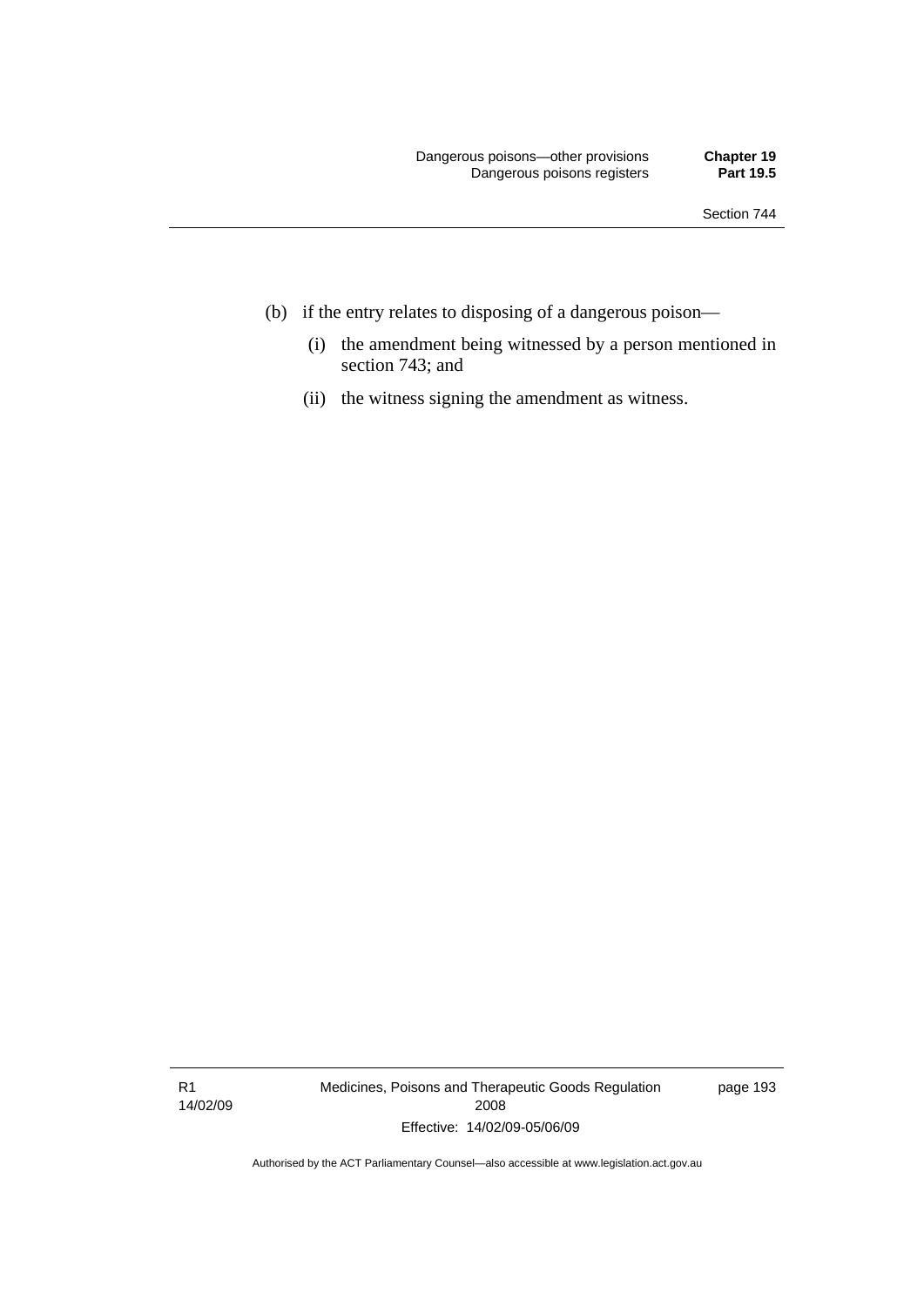(b) if the entry relates to disposing of a dangerous poison—

  (i) the amendment being witnessed by a person mentioned in section 743; and

  (ii) the witness signing the amendment as witness.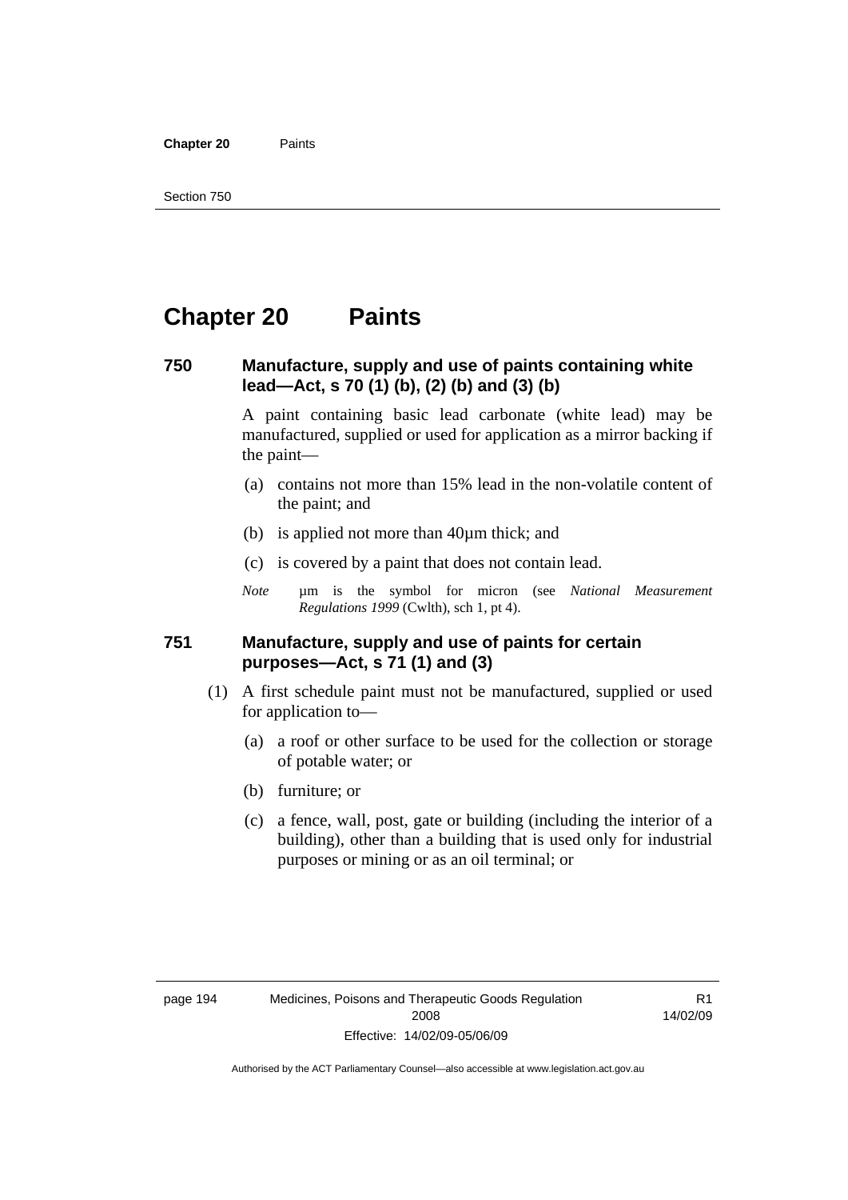# Chapter 20 Paints

### 750 Manufacture, supply and use of paints containing white lead—Act, s 70 (1) (b), (2) (b) and (3) (b)

A paint containing basic lead carbonate (white lead) may be manufactured, supplied or used for application as a mirror backing if the paint—

(a) contains not more than 15% lead in the non-volatile content of the paint; and

(b) is applied not more than 40µm thick; and

(c) is covered by a paint that does not contain lead.

*Note* µm is the symbol for micron (see *National Measurement Regulations 1999* (Cwlth), sch 1, pt 4).

### 751 Manufacture, supply and use of paints for certain purposes—Act, s 71 (1) and (3)

(1) A first schedule paint must not be manufactured, supplied or used for application to—

(a) a roof or other surface to be used for the collection or storage of potable water; or

(b) furniture; or

(c) a fence, wall, post, gate or building (including the interior of a building), other than a building that is used only for industrial purposes or mining or as an oil terminal; or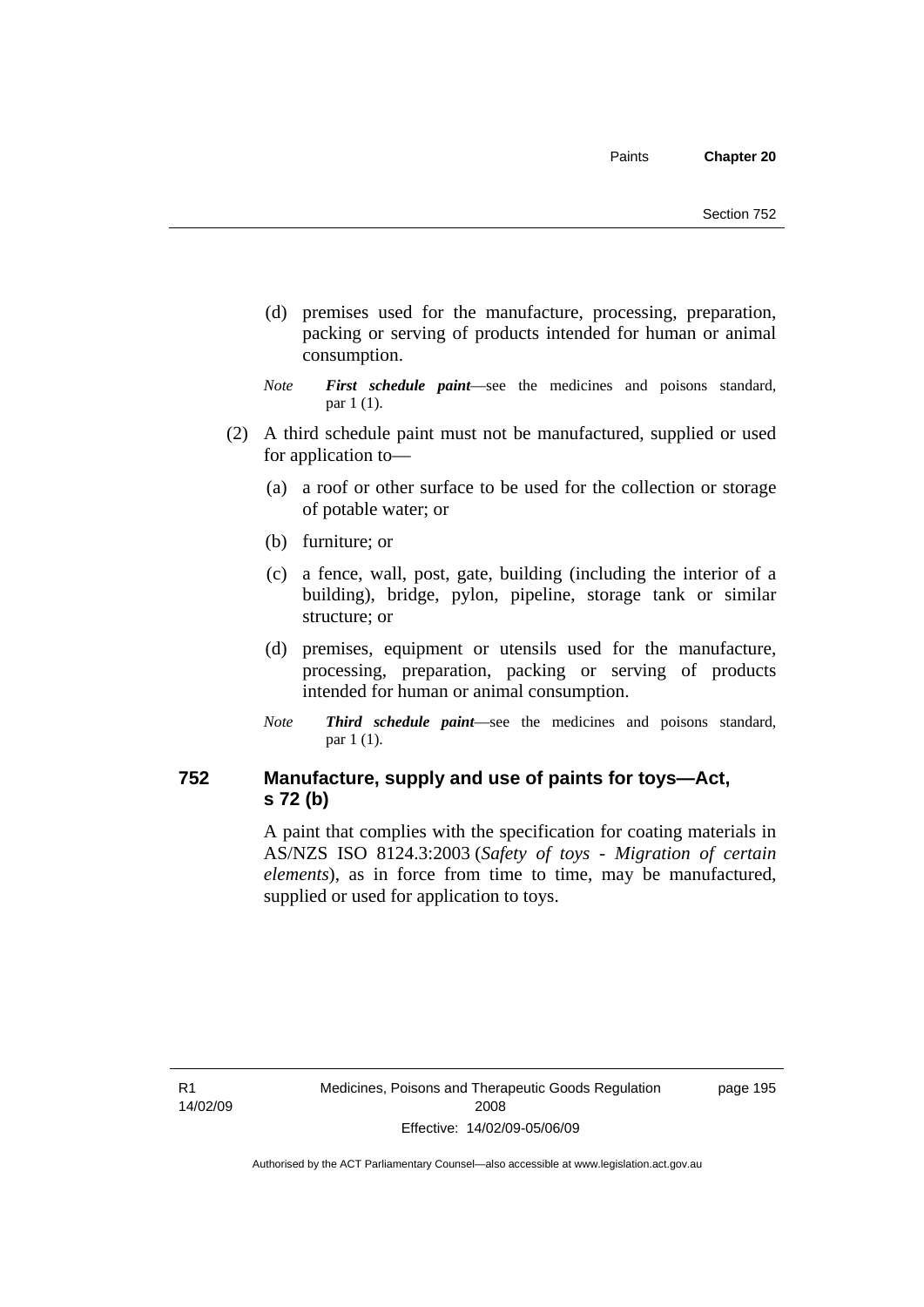(d) premises used for the manufacture, processing, preparation, packing or serving of products intended for human or animal consumption.

*Note* ***First schedule paint***—see the medicines and poisons standard, par 1 (1).

(2) A third schedule paint must not be manufactured, supplied or used for application to—

(a) a roof or other surface to be used for the collection or storage of potable water; or

(b) furniture; or

(c) a fence, wall, post, gate, building (including the interior of a building), bridge, pylon, pipeline, storage tank or similar structure; or

(d) premises, equipment or utensils used for the manufacture, processing, preparation, packing or serving of products intended for human or animal consumption.

*Note* ***Third schedule paint***—see the medicines and poisons standard, par 1 (1).

## 752 Manufacture, supply and use of paints for toys—Act, s 72 (b)

A paint that complies with the specification for coating materials in AS/NZS ISO 8124.3:2003 (*Safety of toys - Migration of certain elements*), as in force from time to time, may be manufactured, supplied or used for application to toys.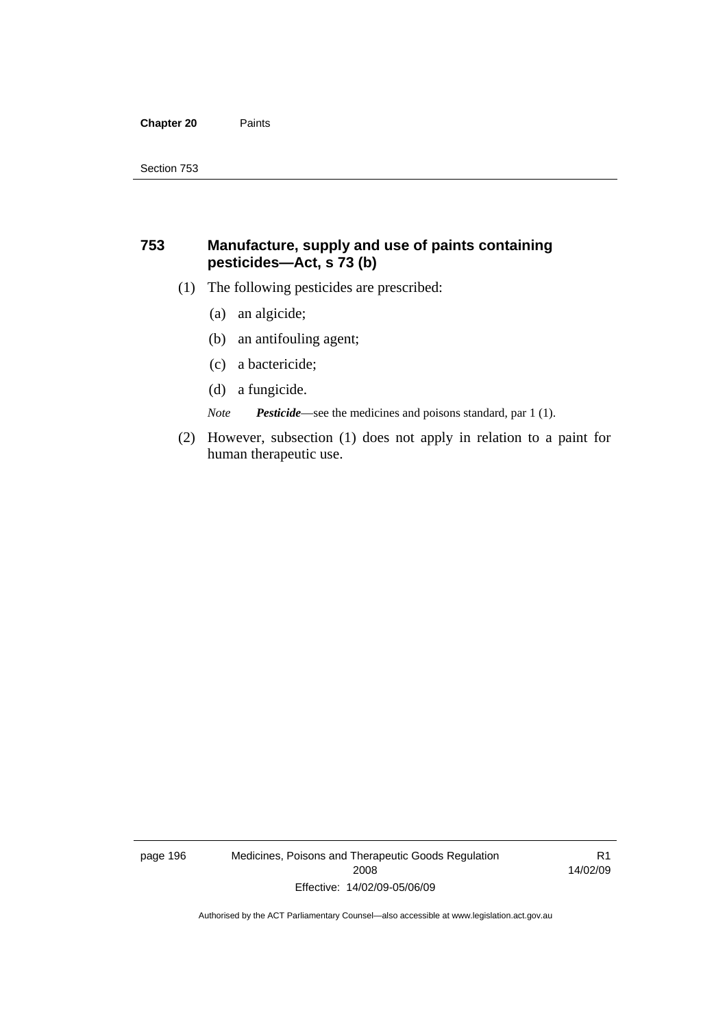## 753 Manufacture, supply and use of paints containing pesticides—Act, s 73 (b)

(1) The following pesticides are prescribed:

(a) an algicide;

(b) an antifouling agent;

(c) a bactericide;

(d) a fungicide.

*Note* ***Pesticide***—see the medicines and poisons standard, par 1 (1).

(2) However, subsection (1) does not apply in relation to a paint for human therapeutic use.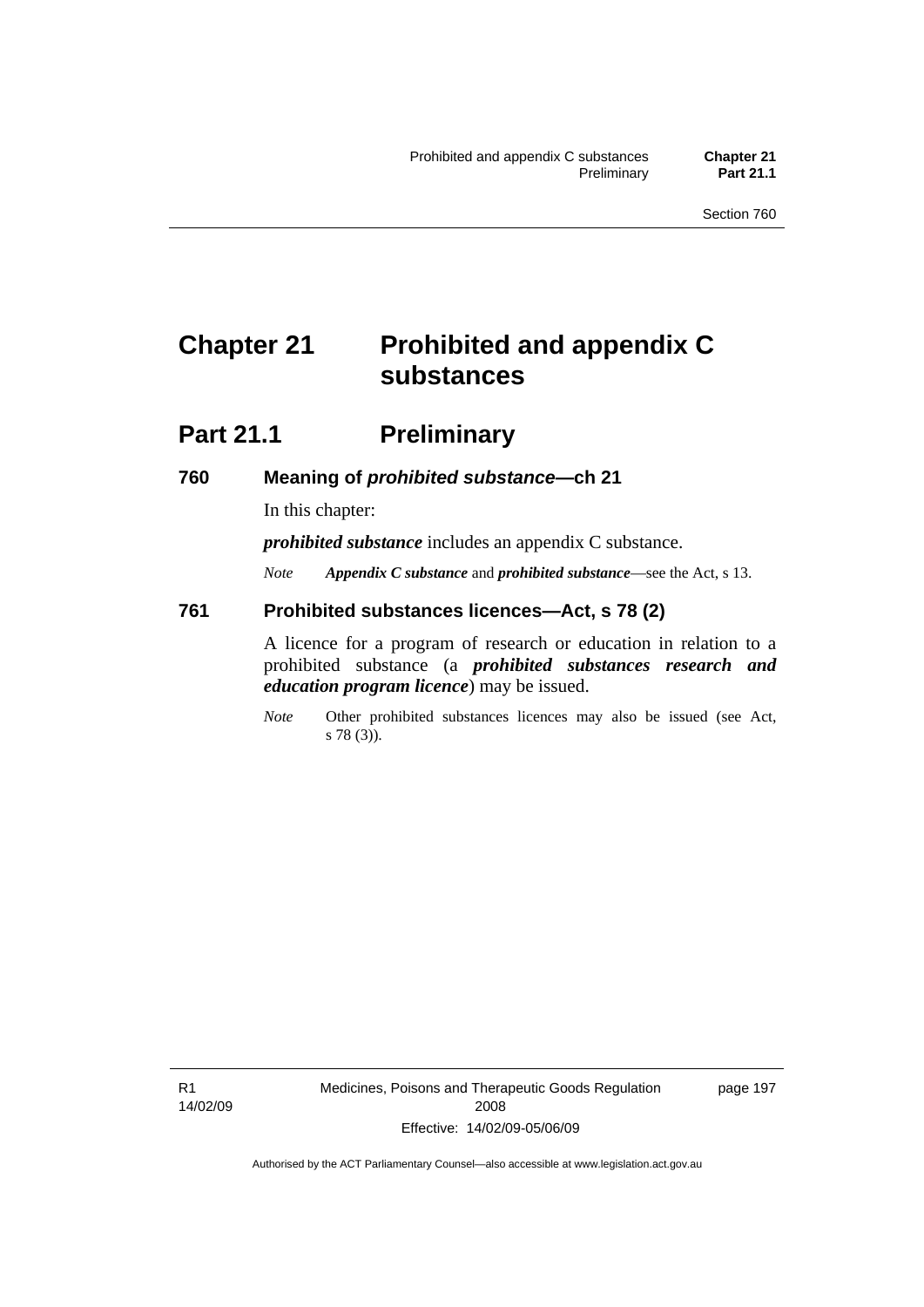# Chapter 21 Prohibited and appendix C substances

## Part 21.1 Preliminary

### 760 Meaning of *prohibited substance*—ch 21

In this chapter:

***prohibited substance*** includes an appendix C substance.

*Note* ***Appendix C substance*** and ***prohibited substance***—see the Act, s 13.

### 761 Prohibited substances licences—Act, s 78 (2)

A licence for a program of research or education in relation to a prohibited substance (a ***prohibited substances research and education program licence***) may be issued.

*Note* Other prohibited substances licences may also be issued (see Act, s 78 (3)).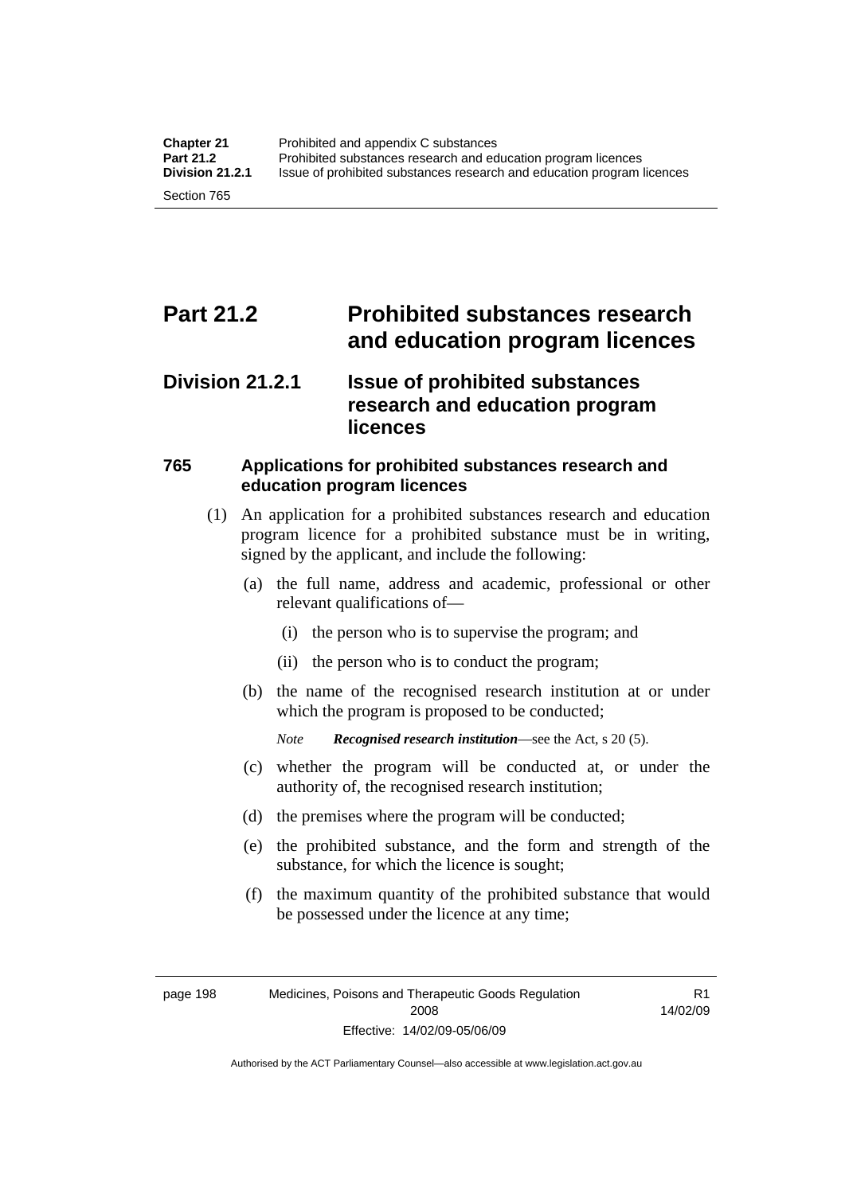# Part 21.2 Prohibited substances research and education program licences

## Division 21.2.1 Issue of prohibited substances research and education program licences

### 765 Applications for prohibited substances research and education program licences

(1) An application for a prohibited substances research and education program licence for a prohibited substance must be in writing, signed by the applicant, and include the following:

(a) the full name, address and academic, professional or other relevant qualifications of—

(i) the person who is to supervise the program; and

(ii) the person who is to conduct the program;

(b) the name of the recognised research institution at or under which the program is proposed to be conducted;

*Note* ***Recognised research institution***—see the Act, s 20 (5).

(c) whether the program will be conducted at, or under the authority of, the recognised research institution;

(d) the premises where the program will be conducted;

(e) the prohibited substance, and the form and strength of the substance, for which the licence is sought;

(f) the maximum quantity of the prohibited substance that would be possessed under the licence at any time;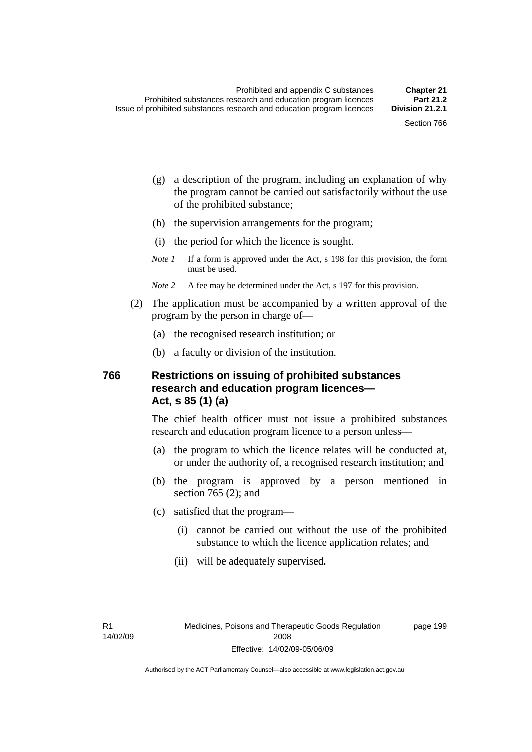(g) a description of the program, including an explanation of why the program cannot be carried out satisfactorily without the use of the prohibited substance;

(h) the supervision arrangements for the program;

(i) the period for which the licence is sought.

*Note 1* If a form is approved under the Act, s 198 for this provision, the form must be used.

*Note 2* A fee may be determined under the Act, s 197 for this provision.

(2) The application must be accompanied by a written approval of the program by the person in charge of—

(a) the recognised research institution; or

(b) a faculty or division of the institution.

### 766 Restrictions on issuing of prohibited substances research and education program licences—Act, s 85 (1) (a)

The chief health officer must not issue a prohibited substances research and education program licence to a person unless—

(a) the program to which the licence relates will be conducted at, or under the authority of, a recognised research institution; and

(b) the program is approved by a person mentioned in section 765 (2); and

(c) satisfied that the program—

(i) cannot be carried out without the use of the prohibited substance to which the licence application relates; and

(ii) will be adequately supervised.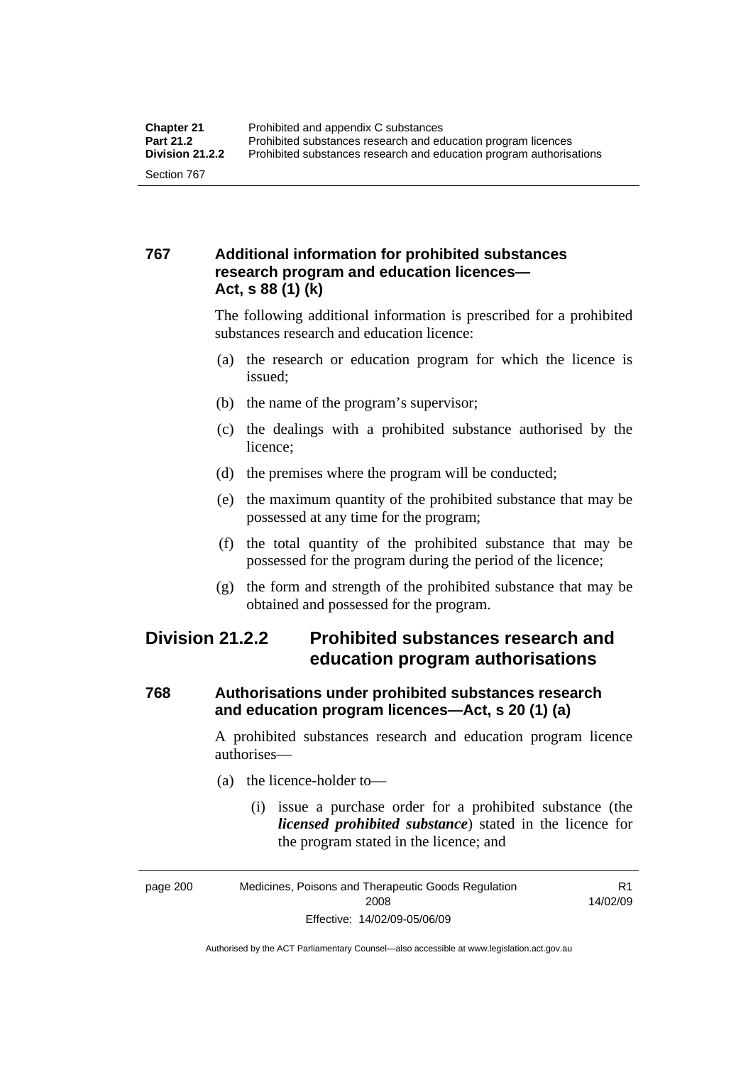### 767 Additional information for prohibited substances research program and education licences—Act, s 88 (1) (k)

The following additional information is prescribed for a prohibited substances research and education licence:

(a) the research or education program for which the licence is issued;

(b) the name of the program's supervisor;

(c) the dealings with a prohibited substance authorised by the licence;

(d) the premises where the program will be conducted;

(e) the maximum quantity of the prohibited substance that may be possessed at any time for the program;

(f) the total quantity of the prohibited substance that may be possessed for the program during the period of the licence;

(g) the form and strength of the prohibited substance that may be obtained and possessed for the program.

## Division 21.2.2 Prohibited substances research and education program authorisations

### 768 Authorisations under prohibited substances research and education program licences—Act, s 20 (1) (a)

A prohibited substances research and education program licence authorises—

(a) the licence-holder to—

(i) issue a purchase order for a prohibited substance (the ***licensed prohibited substance***) stated in the licence for the program stated in the licence; and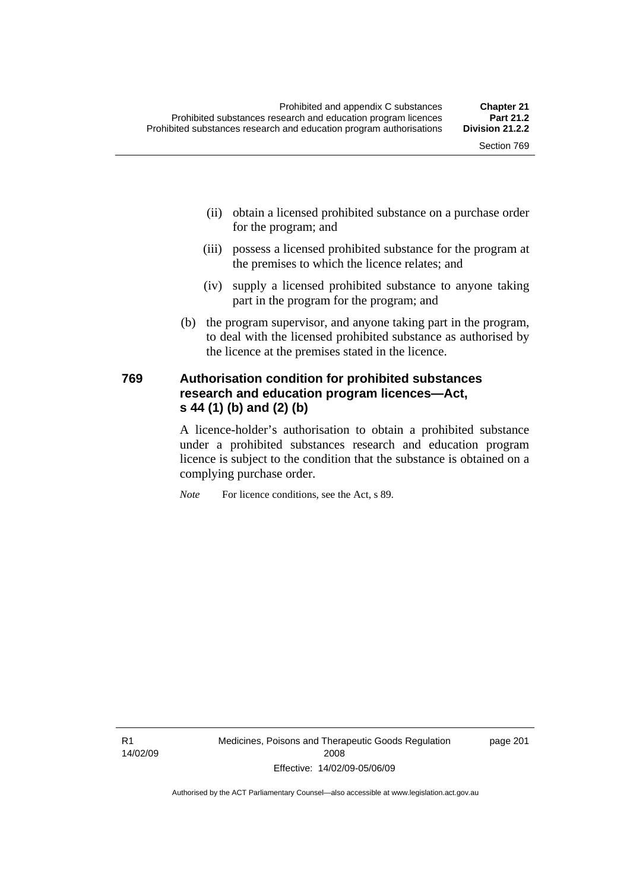(ii) obtain a licensed prohibited substance on a purchase order for the program; and

(iii) possess a licensed prohibited substance for the program at the premises to which the licence relates; and

(iv) supply a licensed prohibited substance to anyone taking part in the program for the program; and

(b) the program supervisor, and anyone taking part in the program, to deal with the licensed prohibited substance as authorised by the licence at the premises stated in the licence.

### 769 Authorisation condition for prohibited substances research and education program licences—Act, s 44 (1) (b) and (2) (b)

A licence-holder's authorisation to obtain a prohibited substance under a prohibited substances research and education program licence is subject to the condition that the substance is obtained on a complying purchase order.

*Note* For licence conditions, see the Act, s 89.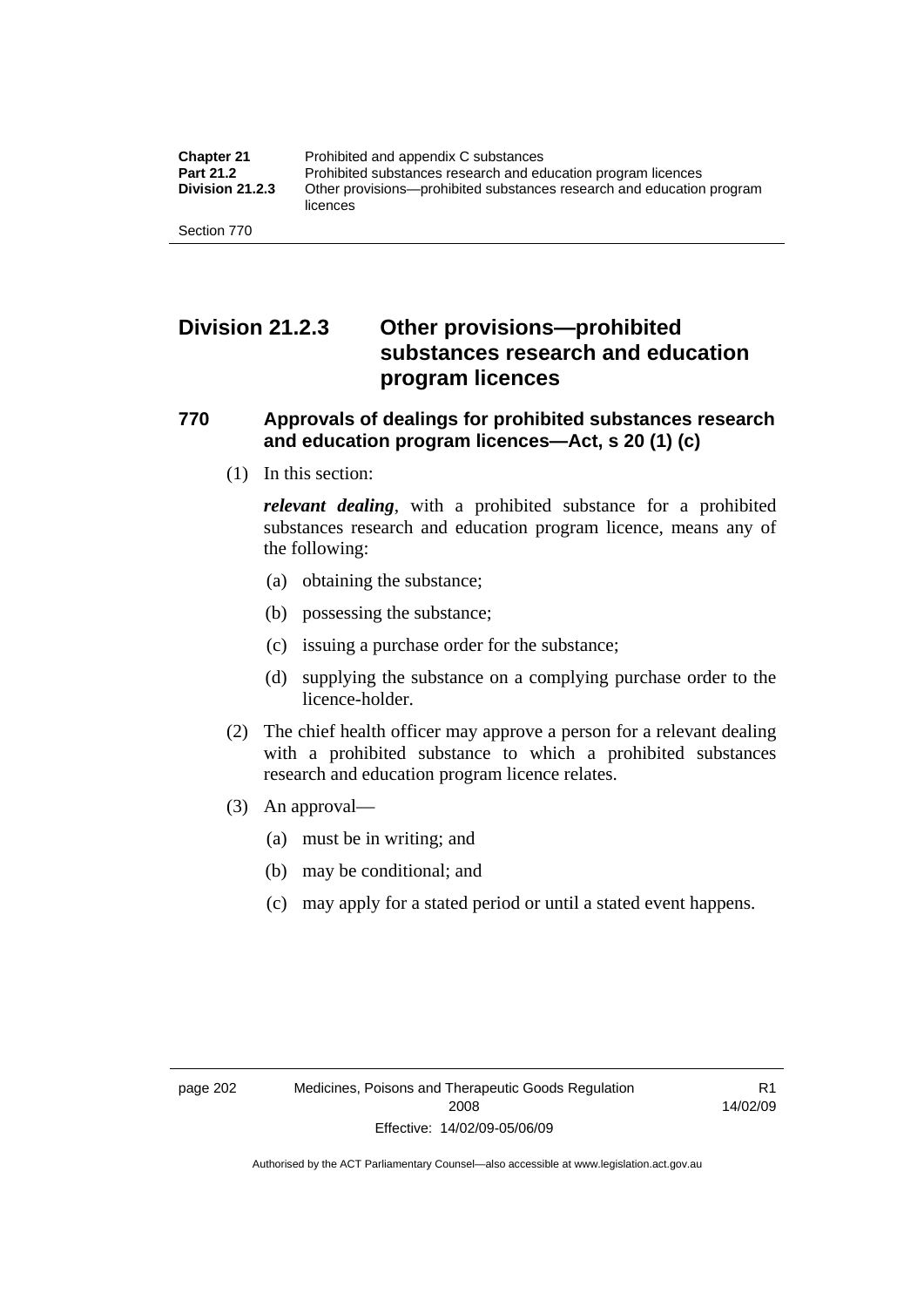## Division 21.2.3 Other provisions—prohibited substances research and education program licences

### 770 Approvals of dealings for prohibited substances research and education program licences—Act, s 20 (1) (c)

(1) In this section:

***relevant dealing***, with a prohibited substance for a prohibited substances research and education program licence, means any of the following:

- (a) obtaining the substance;
- (b) possessing the substance;
- (c) issuing a purchase order for the substance;
- (d) supplying the substance on a complying purchase order to the licence-holder.

(2) The chief health officer may approve a person for a relevant dealing with a prohibited substance to which a prohibited substances research and education program licence relates.

(3) An approval—

- (a) must be in writing; and
- (b) may be conditional; and
- (c) may apply for a stated period or until a stated event happens.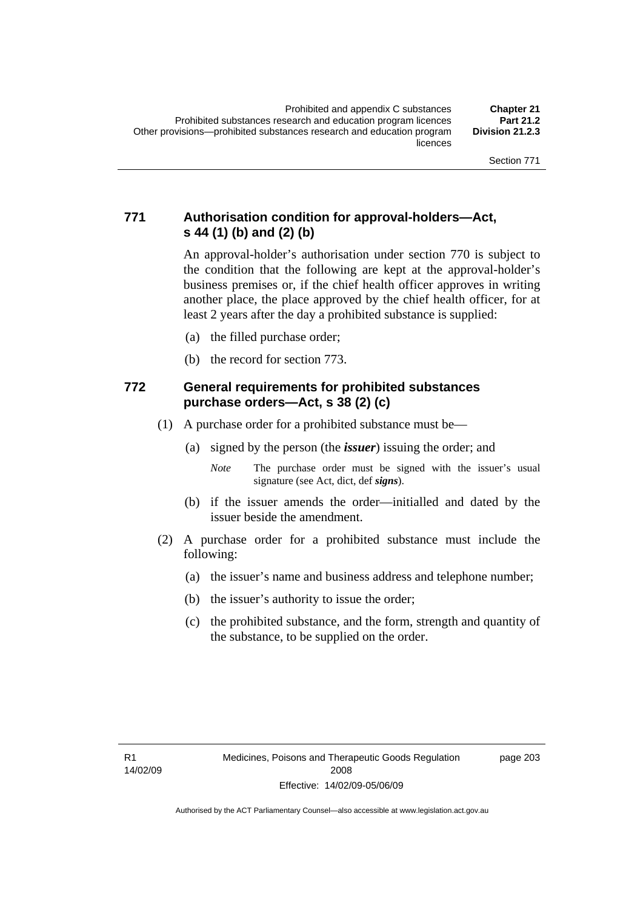### 771 Authorisation condition for approval-holders—Act, s 44 (1) (b) and (2) (b)

An approval-holder's authorisation under section 770 is subject to the condition that the following are kept at the approval-holder's business premises or, if the chief health officer approves in writing another place, the place approved by the chief health officer, for at least 2 years after the day a prohibited substance is supplied:

(a) the filled purchase order;

(b) the record for section 773.

### 772 General requirements for prohibited substances purchase orders—Act, s 38 (2) (c)

(1) A purchase order for a prohibited substance must be—

(a) signed by the person (the ***issuer***) issuing the order; and

*Note* The purchase order must be signed with the issuer's usual signature (see Act, dict, def ***signs***).

(b) if the issuer amends the order—initialled and dated by the issuer beside the amendment.

(2) A purchase order for a prohibited substance must include the following:

(a) the issuer's name and business address and telephone number;

(b) the issuer's authority to issue the order;

(c) the prohibited substance, and the form, strength and quantity of the substance, to be supplied on the order.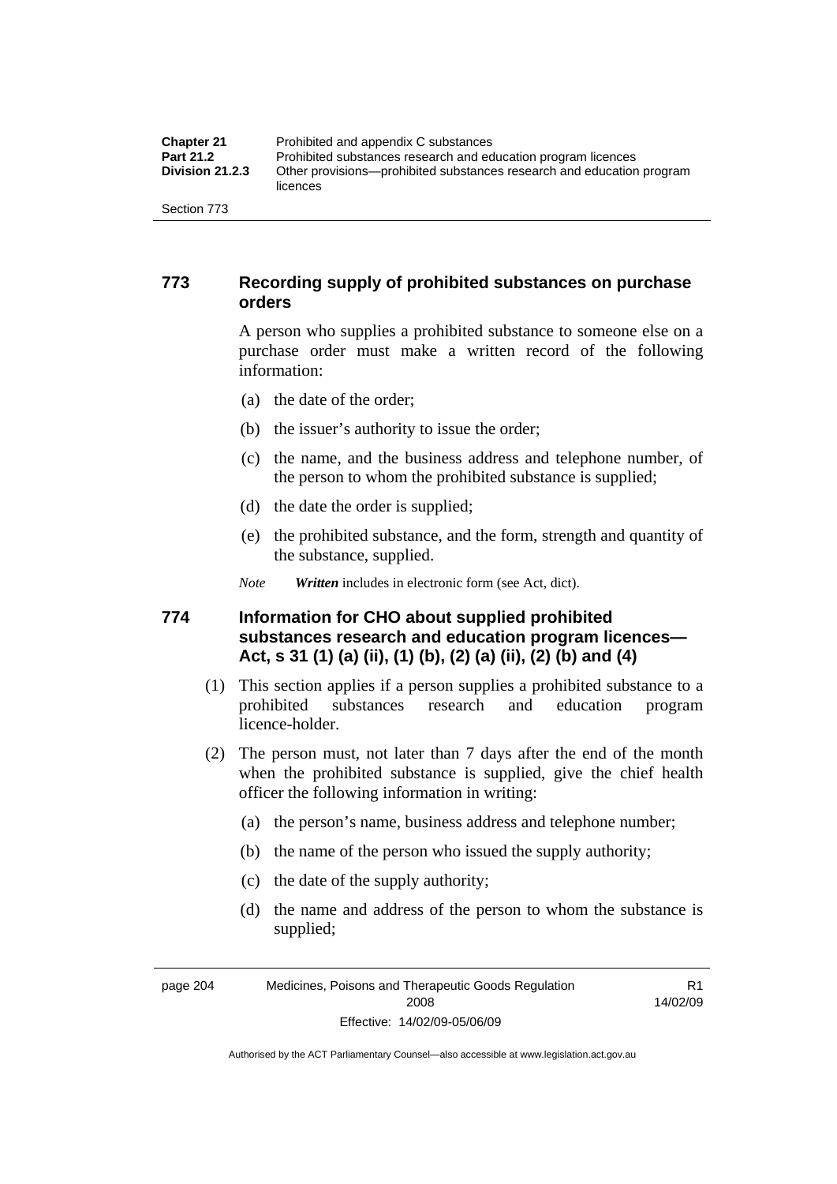## 773 Recording supply of prohibited substances on purchase orders

A person who supplies a prohibited substance to someone else on a purchase order must make a written record of the following information:

(a) the date of the order;

(b) the issuer's authority to issue the order;

(c) the name, and the business address and telephone number, of the person to whom the prohibited substance is supplied;

(d) the date the order is supplied;

(e) the prohibited substance, and the form, strength and quantity of the substance, supplied.

*Note* ***Written*** includes in electronic form (see Act, dict).

## 774 Information for CHO about supplied prohibited substances research and education program licences—Act, s 31 (1) (a) (ii), (1) (b), (2) (a) (ii), (2) (b) and (4)

(1) This section applies if a person supplies a prohibited substance to a prohibited substances research and education program licence-holder.

(2) The person must, not later than 7 days after the end of the month when the prohibited substance is supplied, give the chief health officer the following information in writing:

(a) the person's name, business address and telephone number;

(b) the name of the person who issued the supply authority;

(c) the date of the supply authority;

(d) the name and address of the person to whom the substance is supplied;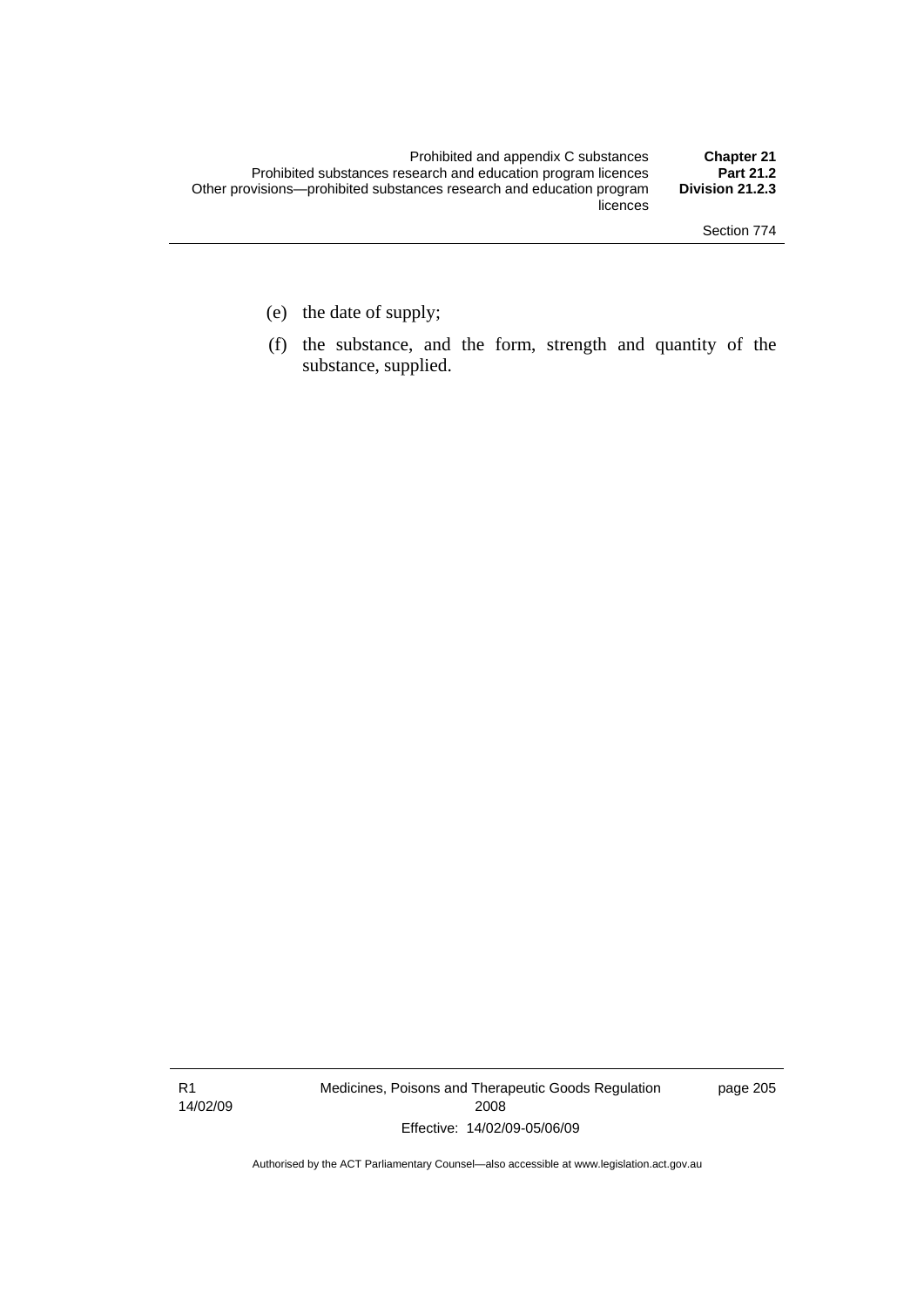(e) the date of supply;

(f) the substance, and the form, strength and quantity of the substance, supplied.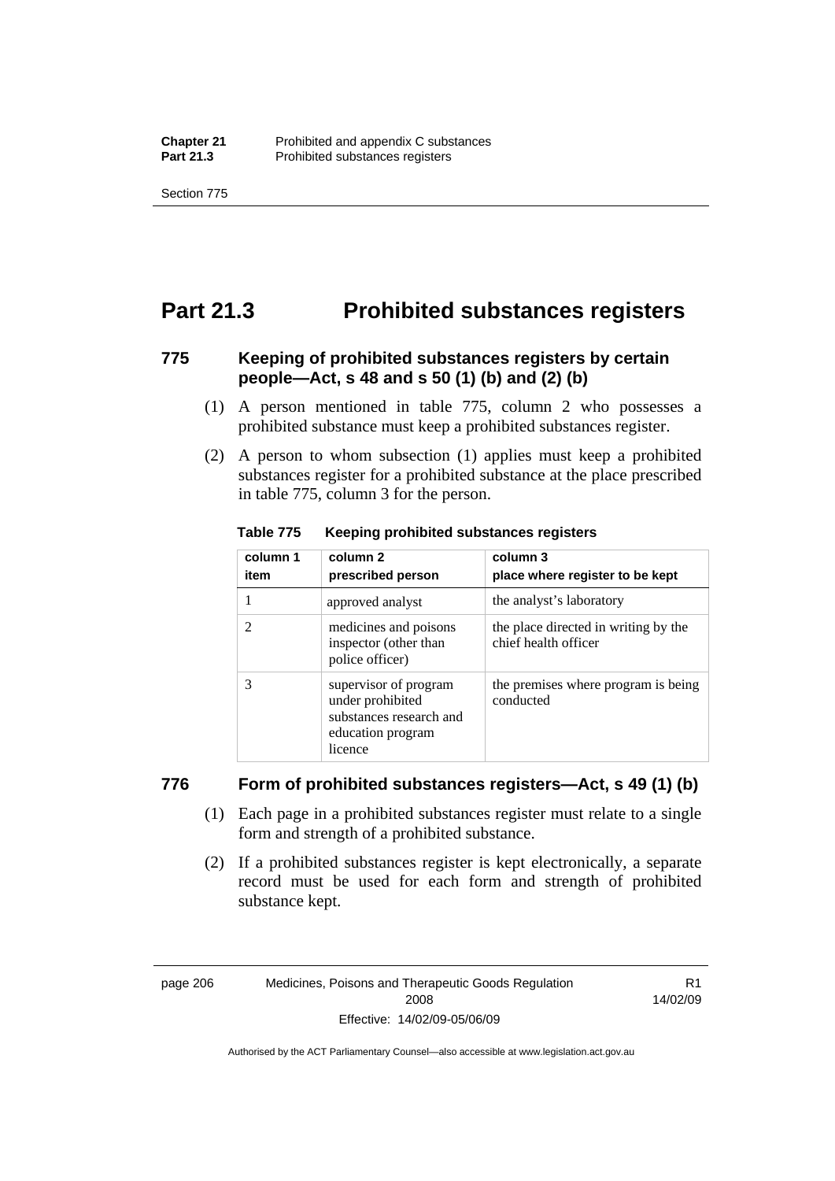# Part 21.3 Prohibited substances registers

### 775 Keeping of prohibited substances registers by certain people—Act, s 48 and s 50 (1) (b) and (2) (b)

(1) A person mentioned in table 775, column 2 who possesses a prohibited substance must keep a prohibited substances register.

(2) A person to whom subsection (1) applies must keep a prohibited substances register for a prohibited substance at the place prescribed in table 775, column 3 for the person.

**Table 775 Keeping prohibited substances registers**

| column 1<br>item | column 2<br>prescribed person | column 3<br>place where register to be kept |
|---|---|---|
| 1 | approved analyst | the analyst's laboratory |
| 2 | medicines and poisons inspector (other than police officer) | the place directed in writing by the chief health officer |
| 3 | supervisor of program under prohibited substances research and education program licence | the premises where program is being conducted |

### 776 Form of prohibited substances registers—Act, s 49 (1) (b)

(1) Each page in a prohibited substances register must relate to a single form and strength of a prohibited substance.

(2) If a prohibited substances register is kept electronically, a separate record must be used for each form and strength of prohibited substance kept.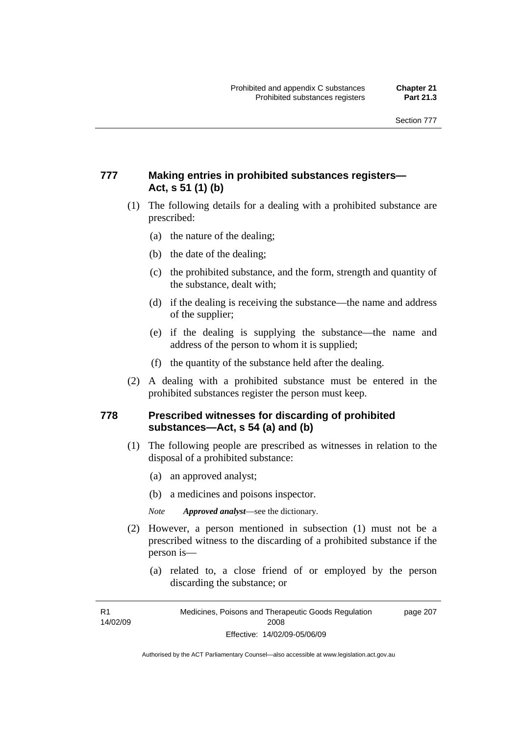### 777 Making entries in prohibited substances registers—Act, s 51 (1) (b)

(1) The following details for a dealing with a prohibited substance are prescribed:

- (a) the nature of the dealing;
- (b) the date of the dealing;
- (c) the prohibited substance, and the form, strength and quantity of the substance, dealt with;
- (d) if the dealing is receiving the substance—the name and address of the supplier;
- (e) if the dealing is supplying the substance—the name and address of the person to whom it is supplied;
- (f) the quantity of the substance held after the dealing.

(2) A dealing with a prohibited substance must be entered in the prohibited substances register the person must keep.

### 778 Prescribed witnesses for discarding of prohibited substances—Act, s 54 (a) and (b)

(1) The following people are prescribed as witnesses in relation to the disposal of a prohibited substance:

- (a) an approved analyst;
- (b) a medicines and poisons inspector.

*Note* ***Approved analyst***—see the dictionary.

(2) However, a person mentioned in subsection (1) must not be a prescribed witness to the discarding of a prohibited substance if the person is—

- (a) related to, a close friend of or employed by the person discarding the substance; or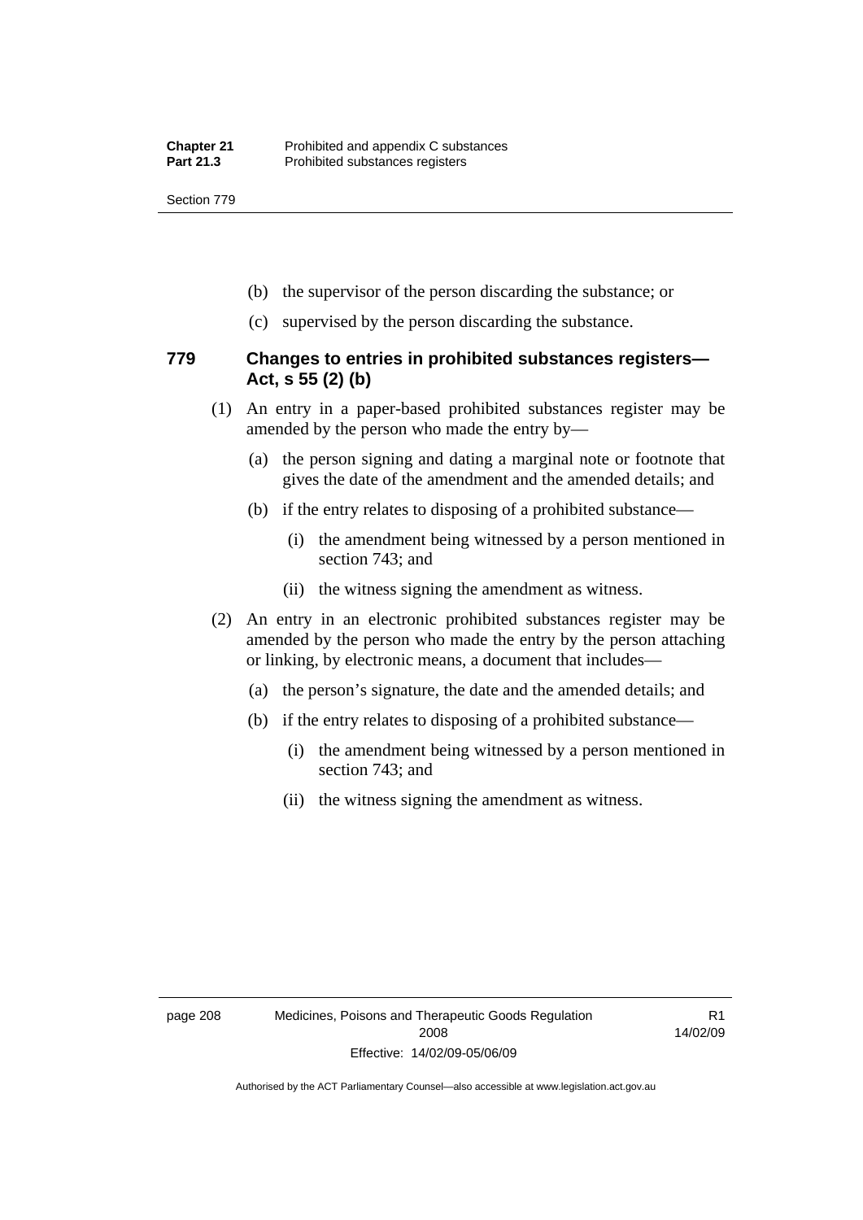(b) the supervisor of the person discarding the substance; or

(c) supervised by the person discarding the substance.

### 779 Changes to entries in prohibited substances registers—Act, s 55 (2) (b)

(1) An entry in a paper-based prohibited substances register may be amended by the person who made the entry by—

(a) the person signing and dating a marginal note or footnote that gives the date of the amendment and the amended details; and

(b) if the entry relates to disposing of a prohibited substance—

(i) the amendment being witnessed by a person mentioned in section 743; and

(ii) the witness signing the amendment as witness.

(2) An entry in an electronic prohibited substances register may be amended by the person who made the entry by the person attaching or linking, by electronic means, a document that includes—

(a) the person's signature, the date and the amended details; and

(b) if the entry relates to disposing of a prohibited substance—

(i) the amendment being witnessed by a person mentioned in section 743; and

(ii) the witness signing the amendment as witness.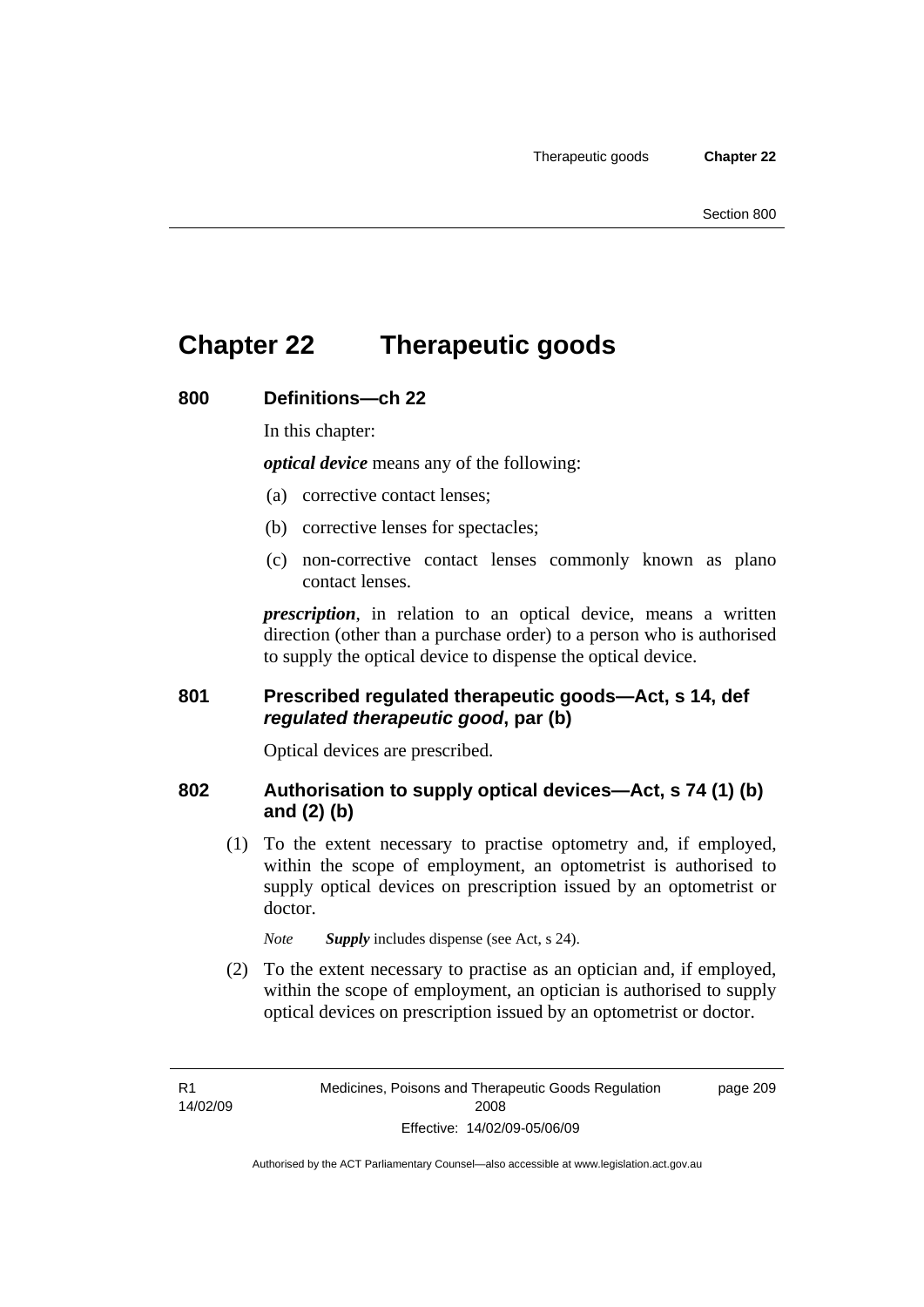# Chapter 22 Therapeutic goods

## 800 Definitions—ch 22

In this chapter:

***optical device*** means any of the following:

(a) corrective contact lenses;

(b) corrective lenses for spectacles;

(c) non-corrective contact lenses commonly known as plano contact lenses.

***prescription***, in relation to an optical device, means a written direction (other than a purchase order) to a person who is authorised to supply the optical device to dispense the optical device.

## 801 Prescribed regulated therapeutic goods—Act, s 14, def *regulated therapeutic good*, par (b)

Optical devices are prescribed.

## 802 Authorisation to supply optical devices—Act, s 74 (1) (b) and (2) (b)

(1) To the extent necessary to practise optometry and, if employed, within the scope of employment, an optometrist is authorised to supply optical devices on prescription issued by an optometrist or doctor.

*Note* ***Supply*** includes dispense (see Act, s 24).

(2) To the extent necessary to practise as an optician and, if employed, within the scope of employment, an optician is authorised to supply optical devices on prescription issued by an optometrist or doctor.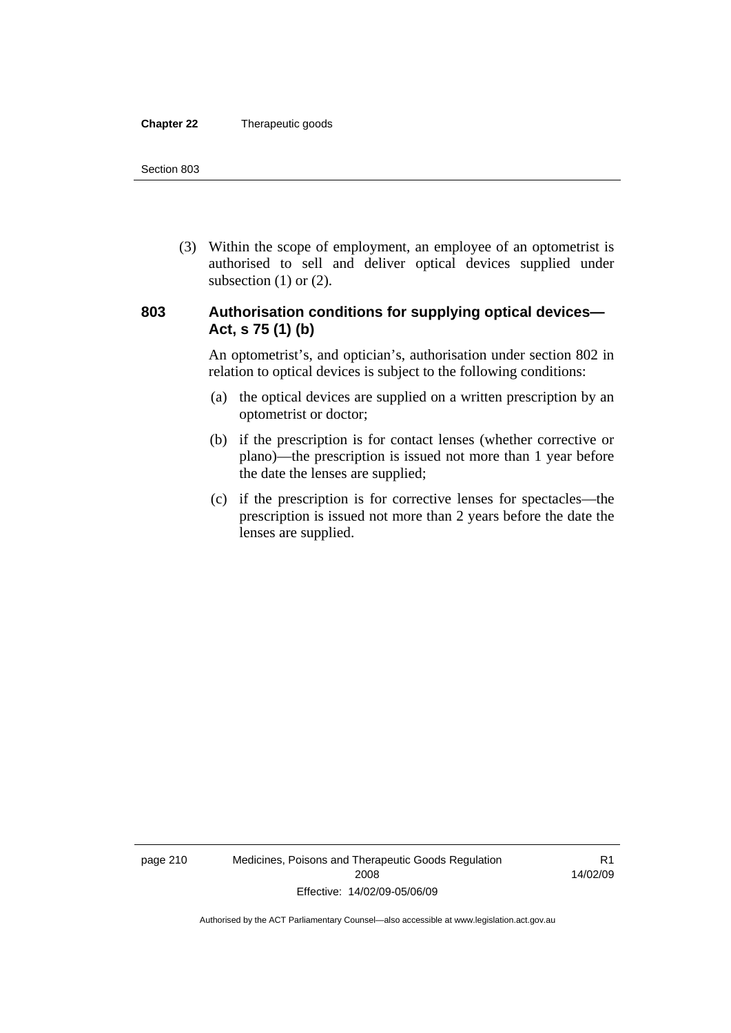(3) Within the scope of employment, an employee of an optometrist is authorised to sell and deliver optical devices supplied under subsection (1) or (2).

### 803 Authorisation conditions for supplying optical devices—Act, s 75 (1) (b)

An optometrist's, and optician's, authorisation under section 802 in relation to optical devices is subject to the following conditions:

(a) the optical devices are supplied on a written prescription by an optometrist or doctor;

(b) if the prescription is for contact lenses (whether corrective or plano)—the prescription is issued not more than 1 year before the date the lenses are supplied;

(c) if the prescription is for corrective lenses for spectacles—the prescription is issued not more than 2 years before the date the lenses are supplied.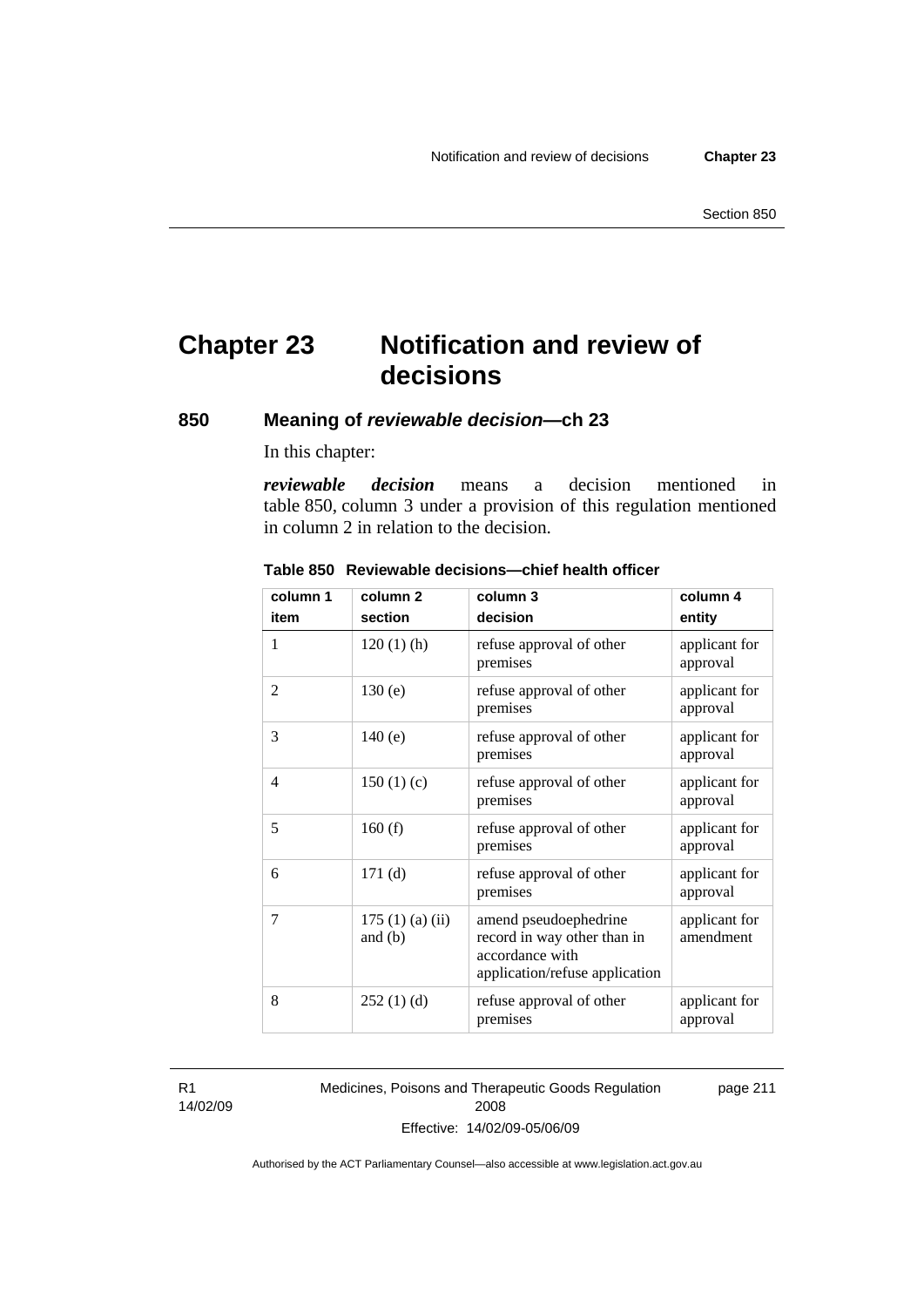# Chapter 23 Notification and review of decisions

## 850 Meaning of *reviewable decision*—ch 23

In this chapter:

***reviewable decision*** means a decision mentioned in table 850, column 3 under a provision of this regulation mentioned in column 2 in relation to the decision.

**Table 850 Reviewable decisions—chief health officer**

| column 1 item | column 2 section | column 3 decision | column 4 entity |
|---|---|---|---|
| 1 | 120 (1) (h) | refuse approval of other premises | applicant for approval |
| 2 | 130 (e) | refuse approval of other premises | applicant for approval |
| 3 | 140 (e) | refuse approval of other premises | applicant for approval |
| 4 | 150 (1) (c) | refuse approval of other premises | applicant for approval |
| 5 | 160 (f) | refuse approval of other premises | applicant for approval |
| 6 | 171 (d) | refuse approval of other premises | applicant for approval |
| 7 | 175 (1) (a) (ii) and (b) | amend pseudoephedrine record in way other than in accordance with application/refuse application | applicant for amendment |
| 8 | 252 (1) (d) | refuse approval of other premises | applicant for approval |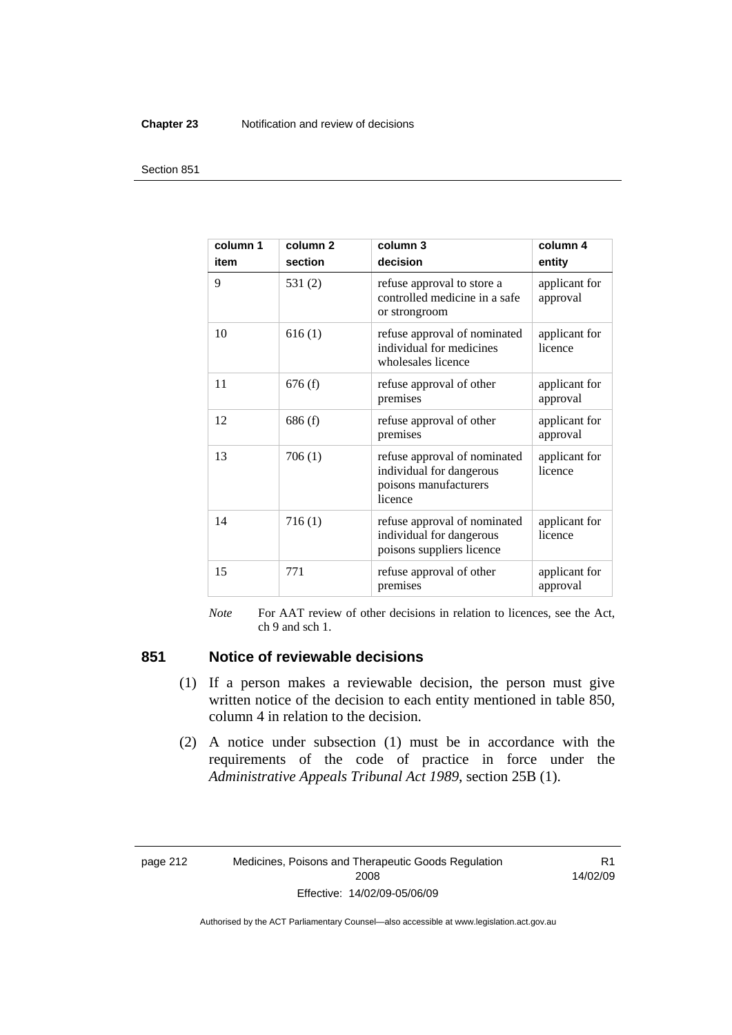| column 1 item | column 2 section | column 3 decision | column 4 entity |
|---|---|---|---|
| 9 | 531 (2) | refuse approval to store a controlled medicine in a safe or strongroom | applicant for approval |
| 10 | 616 (1) | refuse approval of nominated individual for medicines wholesales licence | applicant for licence |
| 11 | 676 (f) | refuse approval of other premises | applicant for approval |
| 12 | 686 (f) | refuse approval of other premises | applicant for approval |
| 13 | 706 (1) | refuse approval of nominated individual for dangerous poisons manufacturers licence | applicant for licence |
| 14 | 716 (1) | refuse approval of nominated individual for dangerous poisons suppliers licence | applicant for licence |
| 15 | 771 | refuse approval of other premises | applicant for approval |

*Note* For AAT review of other decisions in relation to licences, see the Act, ch 9 and sch 1.

## 851 Notice of reviewable decisions

(1) If a person makes a reviewable decision, the person must give written notice of the decision to each entity mentioned in table 850, column 4 in relation to the decision.

(2) A notice under subsection (1) must be in accordance with the requirements of the code of practice in force under the *Administrative Appeals Tribunal Act 1989*, section 25B (1).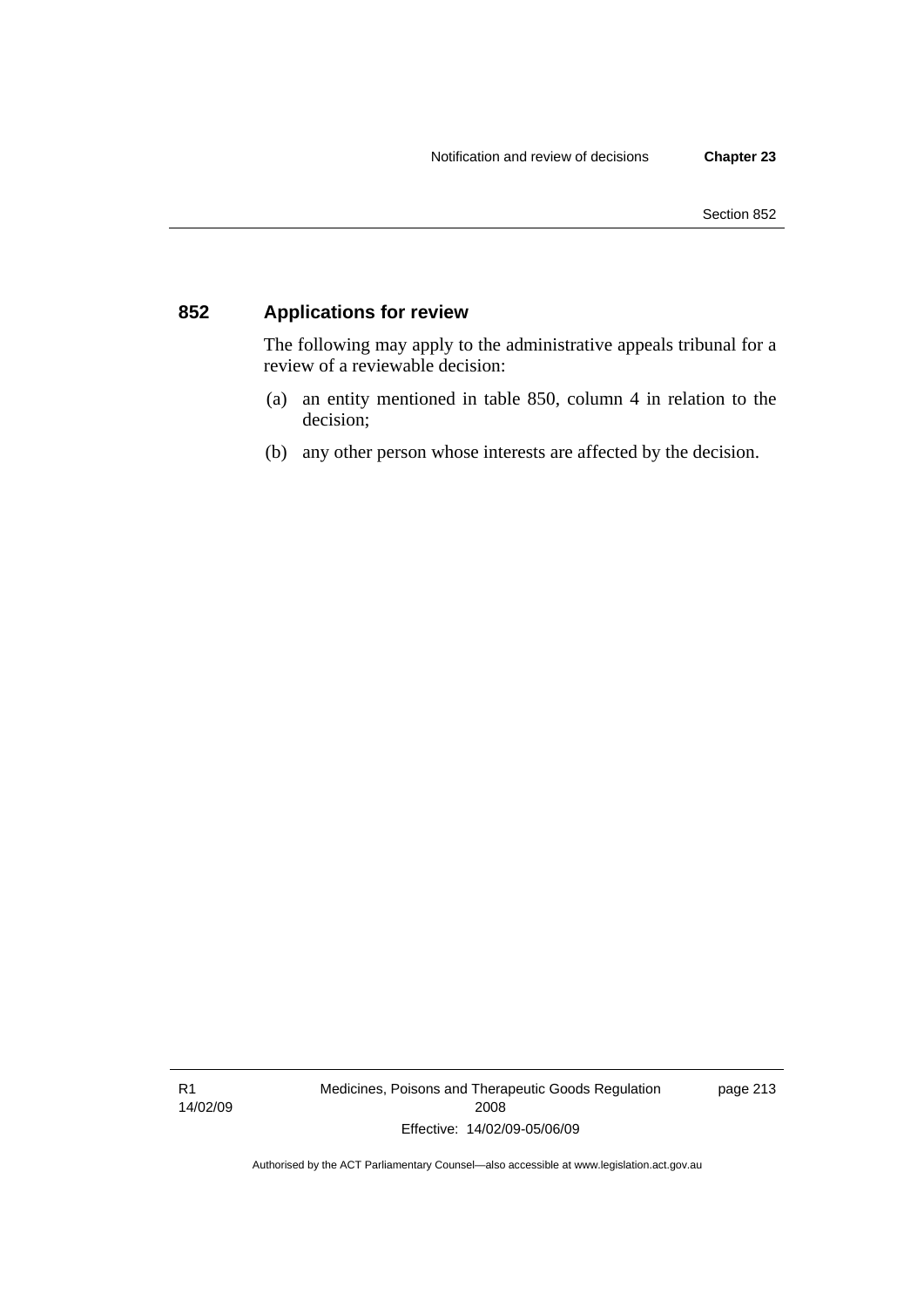## 852 Applications for review

The following may apply to the administrative appeals tribunal for a review of a reviewable decision:

(a) an entity mentioned in table 850, column 4 in relation to the decision;

(b) any other person whose interests are affected by the decision.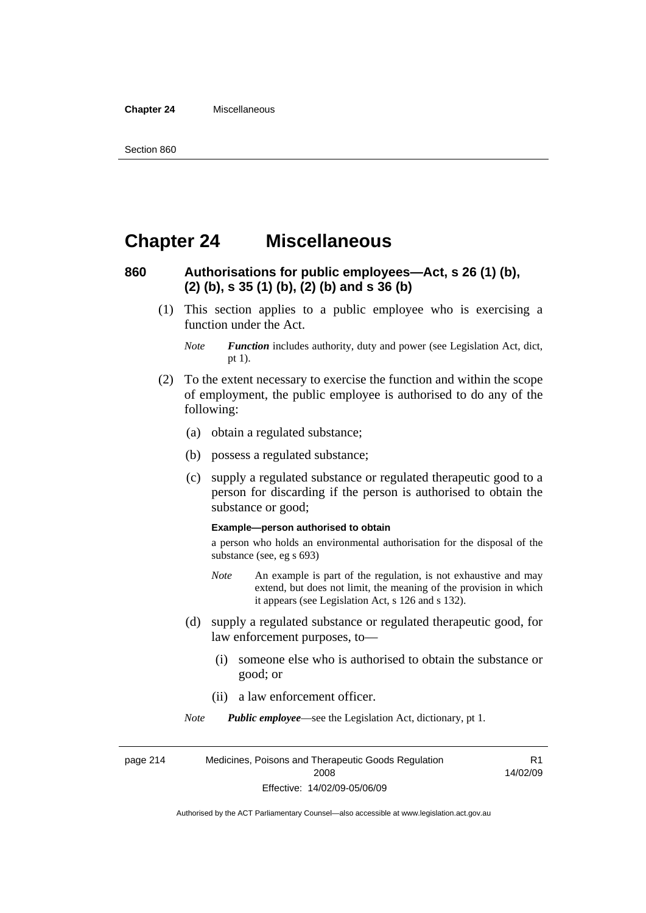# Chapter 24 Miscellaneous

## 860 Authorisations for public employees—Act, s 26 (1) (b), (2) (b), s 35 (1) (b), (2) (b) and s 36 (b)

(1) This section applies to a public employee who is exercising a function under the Act.

*Note* ***Function*** includes authority, duty and power (see Legislation Act, dict, pt 1).

(2) To the extent necessary to exercise the function and within the scope of employment, the public employee is authorised to do any of the following:

(a) obtain a regulated substance;

(b) possess a regulated substance;

(c) supply a regulated substance or regulated therapeutic good to a person for discarding if the person is authorised to obtain the substance or good;

**Example—person authorised to obtain**

a person who holds an environmental authorisation for the disposal of the substance (see, eg s 693)

*Note* An example is part of the regulation, is not exhaustive and may extend, but does not limit, the meaning of the provision in which it appears (see Legislation Act, s 126 and s 132).

(d) supply a regulated substance or regulated therapeutic good, for law enforcement purposes, to—

(i) someone else who is authorised to obtain the substance or good; or

(ii) a law enforcement officer.

*Note* ***Public employee***—see the Legislation Act, dictionary, pt 1.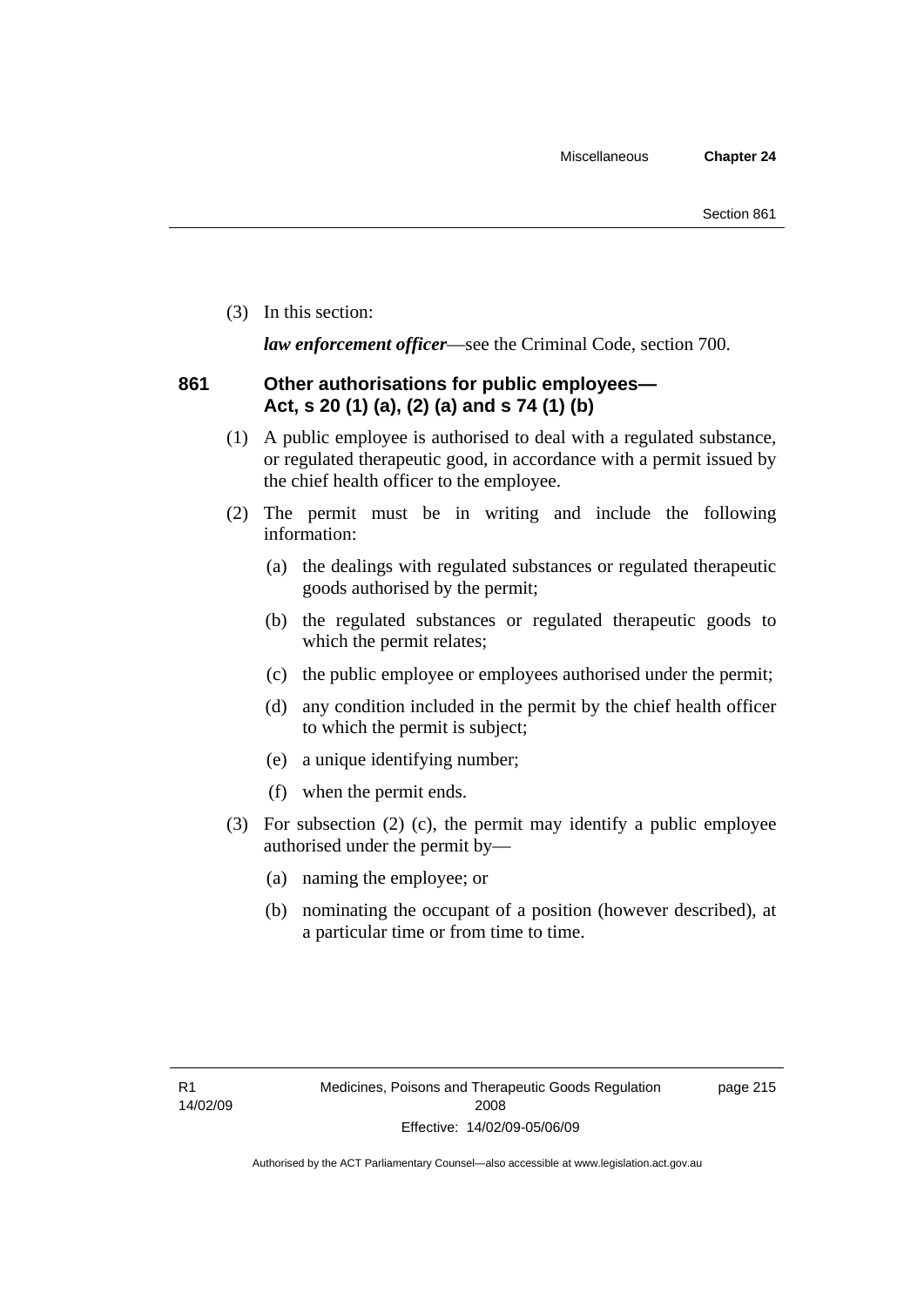(3) In this section:

***law enforcement officer***—see the Criminal Code, section 700.

### 861 Other authorisations for public employees—Act, s 20 (1) (a), (2) (a) and s 74 (1) (b)

(1) A public employee is authorised to deal with a regulated substance, or regulated therapeutic good, in accordance with a permit issued by the chief health officer to the employee.

(2) The permit must be in writing and include the following information:

  (a) the dealings with regulated substances or regulated therapeutic goods authorised by the permit;

  (b) the regulated substances or regulated therapeutic goods to which the permit relates;

  (c) the public employee or employees authorised under the permit;

  (d) any condition included in the permit by the chief health officer to which the permit is subject;

  (e) a unique identifying number;

  (f) when the permit ends.

(3) For subsection (2) (c), the permit may identify a public employee authorised under the permit by—

  (a) naming the employee; or

  (b) nominating the occupant of a position (however described), at a particular time or from time to time.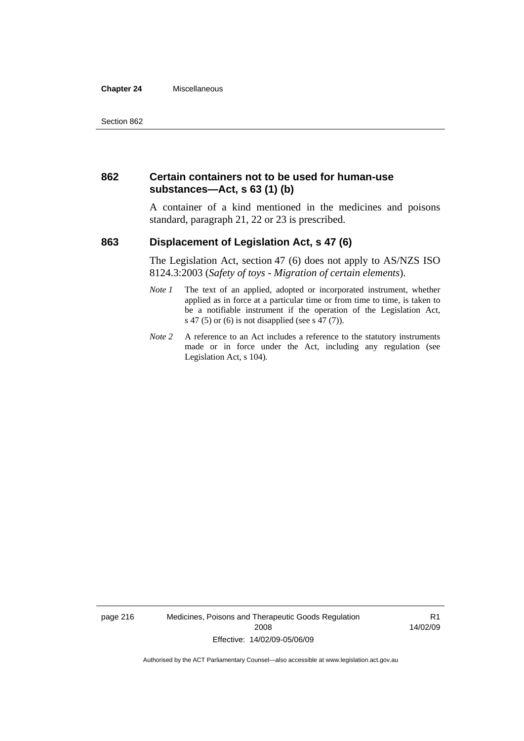### 862 Certain containers not to be used for human-use substances—Act, s 63 (1) (b)

A container of a kind mentioned in the medicines and poisons standard, paragraph 21, 22 or 23 is prescribed.

### 863 Displacement of Legislation Act, s 47 (6)

The Legislation Act, section 47 (6) does not apply to AS/NZS ISO 8124.3:2003 (*Safety of toys - Migration of certain elements*).

*Note 1* The text of an applied, adopted or incorporated instrument, whether applied as in force at a particular time or from time to time, is taken to be a notifiable instrument if the operation of the Legislation Act, s 47 (5) or (6) is not disapplied (see s 47 (7)).

*Note 2* A reference to an Act includes a reference to the statutory instruments made or in force under the Act, including any regulation (see Legislation Act, s 104).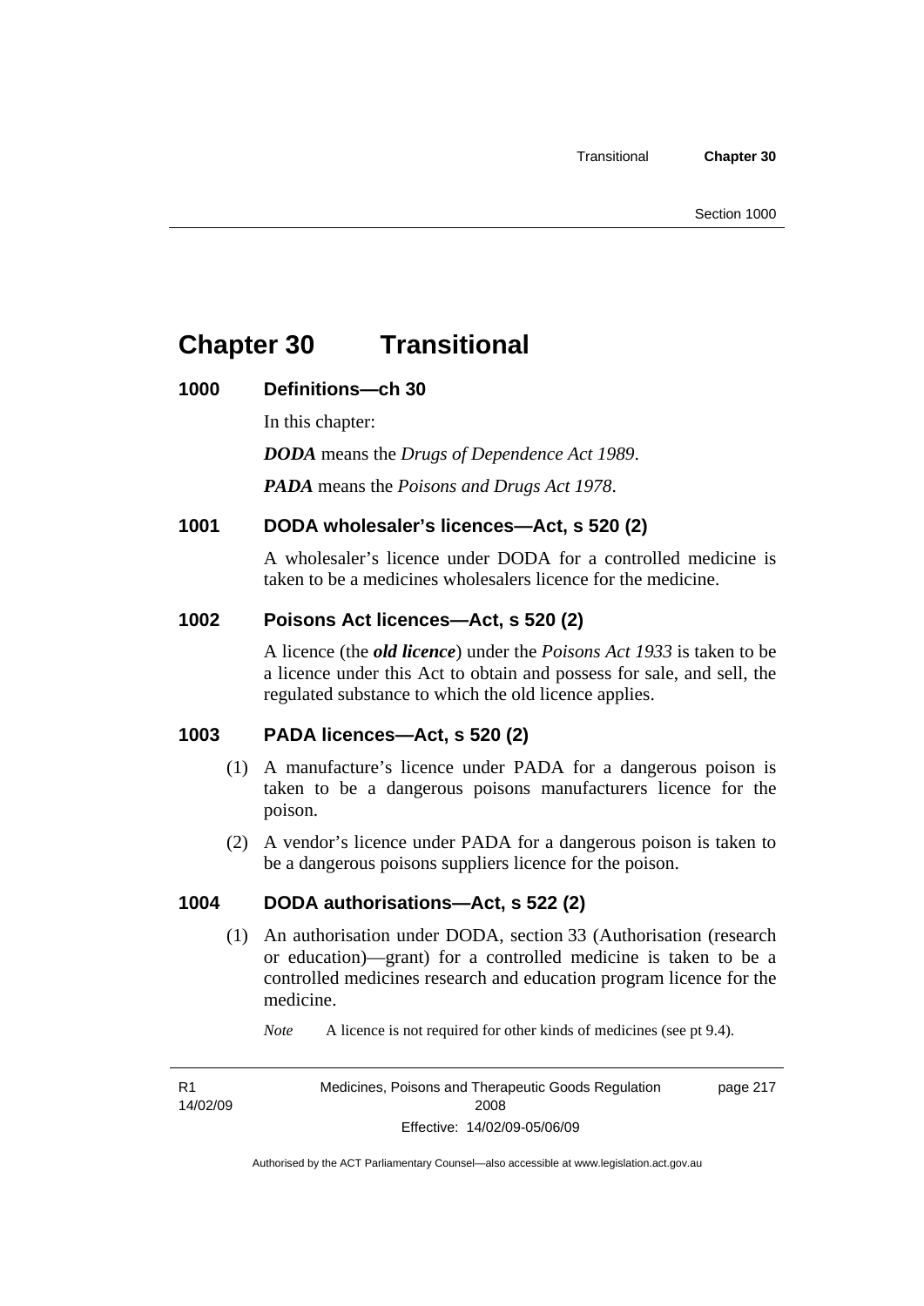# Chapter 30 Transitional

## 1000 Definitions—ch 30

In this chapter:

***DODA*** means the *Drugs of Dependence Act 1989*.

***PADA*** means the *Poisons and Drugs Act 1978*.

## 1001 DODA wholesaler's licences—Act, s 520 (2)

A wholesaler's licence under DODA for a controlled medicine is taken to be a medicines wholesalers licence for the medicine.

## 1002 Poisons Act licences—Act, s 520 (2)

A licence (the ***old licence***) under the *Poisons Act 1933* is taken to be a licence under this Act to obtain and possess for sale, and sell, the regulated substance to which the old licence applies.

## 1003 PADA licences—Act, s 520 (2)

(1) A manufacture's licence under PADA for a dangerous poison is taken to be a dangerous poisons manufacturers licence for the poison.

(2) A vendor's licence under PADA for a dangerous poison is taken to be a dangerous poisons suppliers licence for the poison.

## 1004 DODA authorisations—Act, s 522 (2)

(1) An authorisation under DODA, section 33 (Authorisation (research or education)—grant) for a controlled medicine is taken to be a controlled medicines research and education program licence for the medicine.

*Note* A licence is not required for other kinds of medicines (see pt 9.4).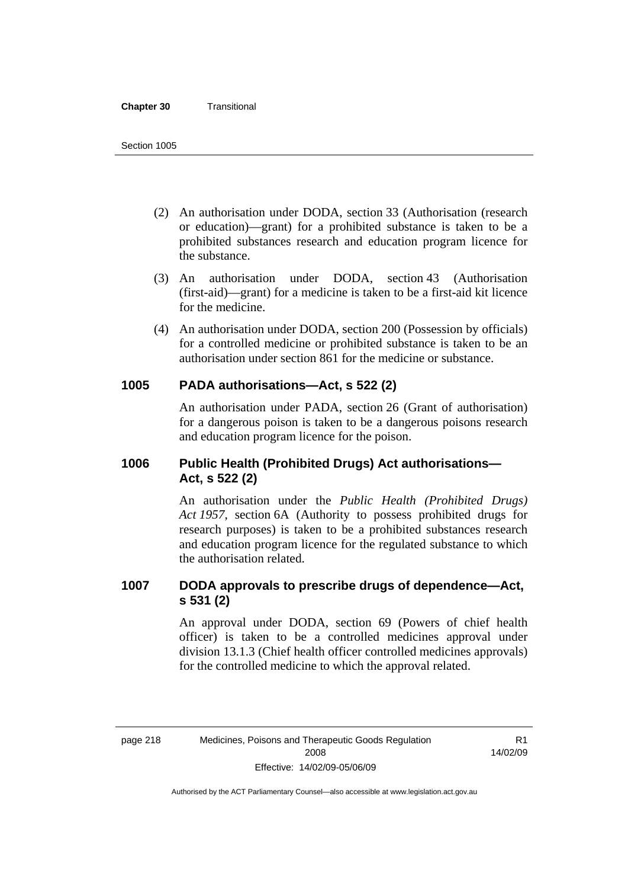(2) An authorisation under DODA, section 33 (Authorisation (research or education)—grant) for a prohibited substance is taken to be a prohibited substances research and education program licence for the substance.

(3) An authorisation under DODA, section 43 (Authorisation (first-aid)—grant) for a medicine is taken to be a first-aid kit licence for the medicine.

(4) An authorisation under DODA, section 200 (Possession by officials) for a controlled medicine or prohibited substance is taken to be an authorisation under section 861 for the medicine or substance.

### 1005 PADA authorisations—Act, s 522 (2)

An authorisation under PADA, section 26 (Grant of authorisation) for a dangerous poison is taken to be a dangerous poisons research and education program licence for the poison.

### 1006 Public Health (Prohibited Drugs) Act authorisations—Act, s 522 (2)

An authorisation under the *Public Health (Prohibited Drugs) Act 1957*, section 6A (Authority to possess prohibited drugs for research purposes) is taken to be a prohibited substances research and education program licence for the regulated substance to which the authorisation related.

### 1007 DODA approvals to prescribe drugs of dependence—Act, s 531 (2)

An approval under DODA, section 69 (Powers of chief health officer) is taken to be a controlled medicines approval under division 13.1.3 (Chief health officer controlled medicines approvals) for the controlled medicine to which the approval related.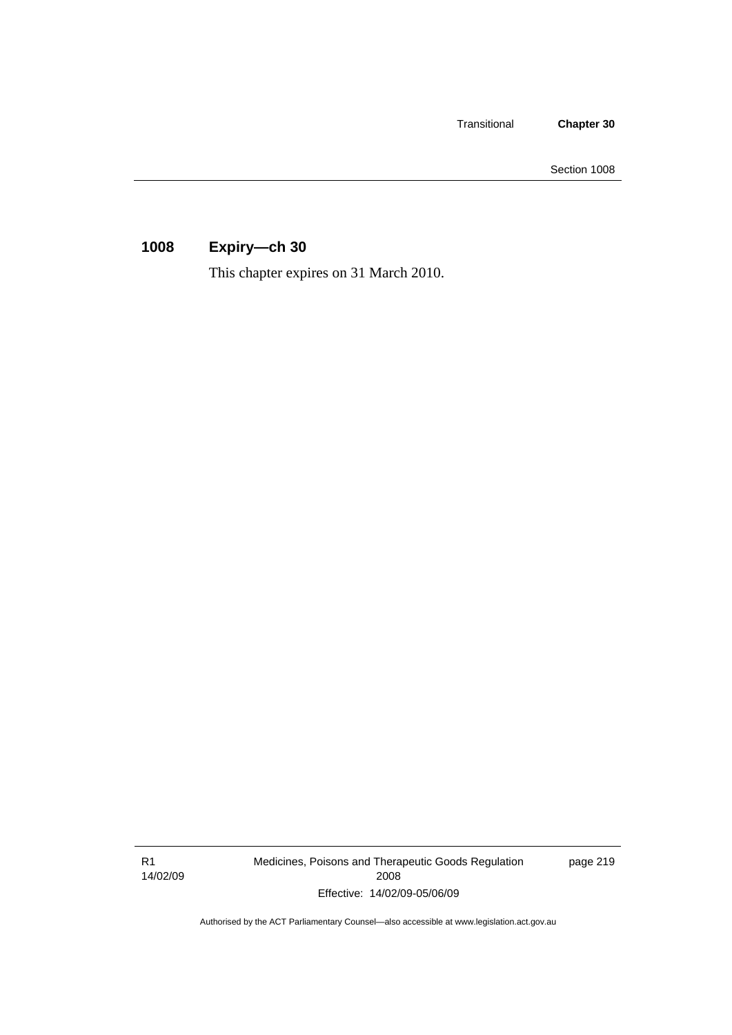## 1008 Expiry—ch 30

This chapter expires on 31 March 2010.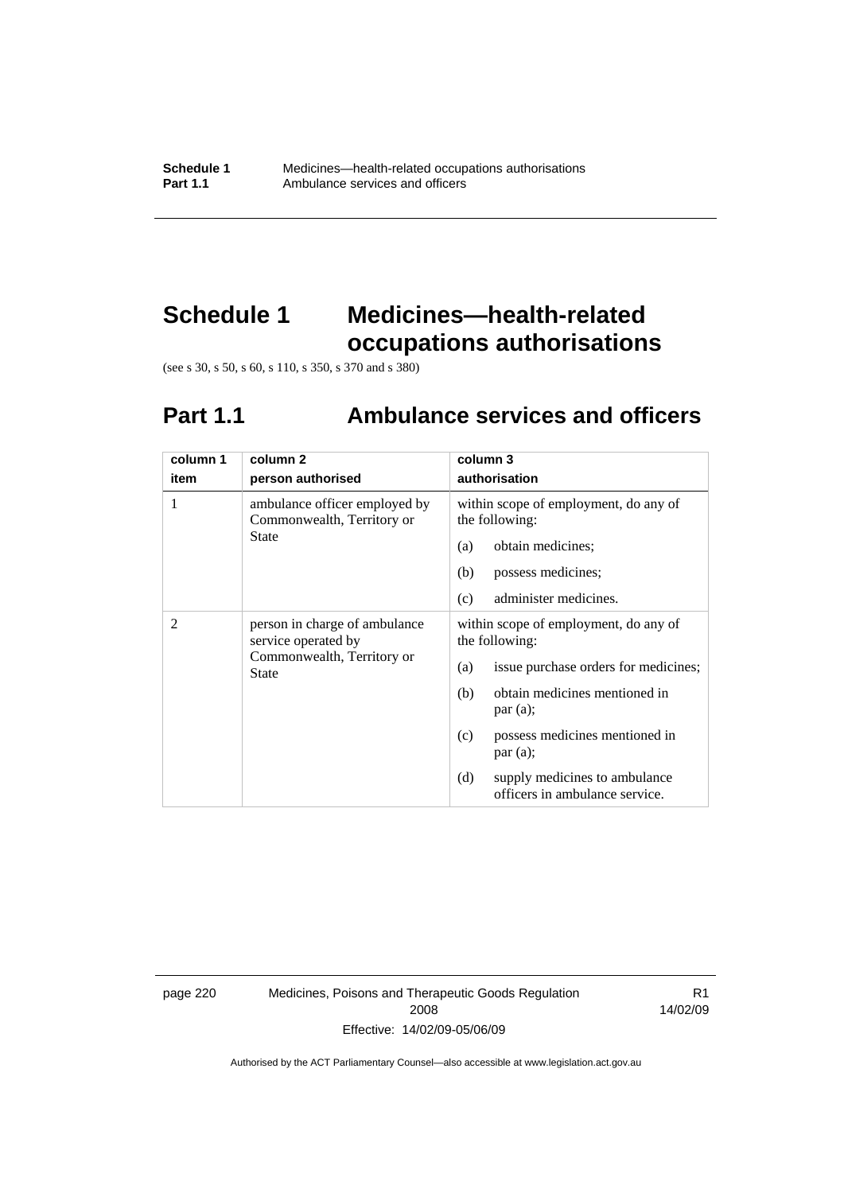# Schedule 1 Medicines—health-related occupations authorisations

(see s 30, s 50, s 60, s 110, s 350, s 370 and s 380)

## Part 1.1 Ambulance services and officers

| column 1<br>item | column 2<br>person authorised | column 3<br>authorisation |
|---|---|---|
| 1 | ambulance officer employed by Commonwealth, Territory or State | within scope of employment, do any of the following:<br>(a) obtain medicines;<br>(b) possess medicines;<br>(c) administer medicines. |
| 2 | person in charge of ambulance service operated by Commonwealth, Territory or State | within scope of employment, do any of the following:<br>(a) issue purchase orders for medicines;<br>(b) obtain medicines mentioned in par (a);<br>(c) possess medicines mentioned in par (a);<br>(d) supply medicines to ambulance officers in ambulance service. |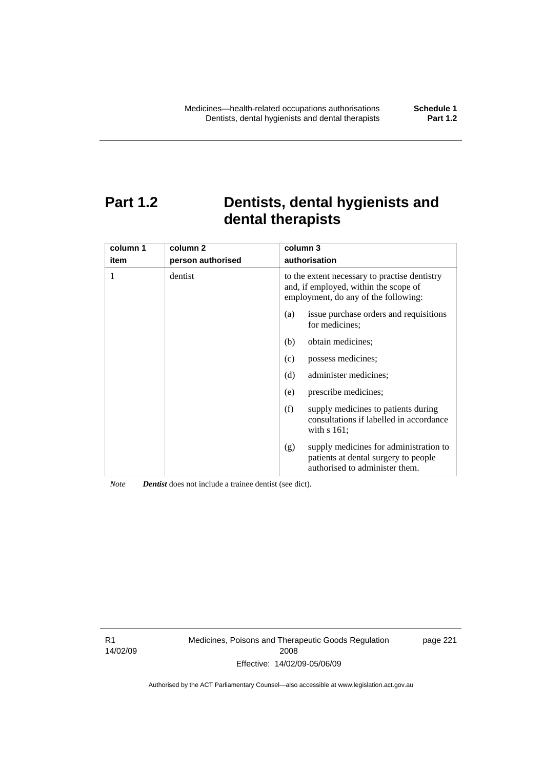# Part 1.2 Dentists, dental hygienists and dental therapists

| column 1<br>item | column 2<br>person authorised | column 3<br>authorisation |
|---|---|---|
| 1 | dentist | to the extent necessary to practise dentistry and, if employed, within the scope of employment, do any of the following:<br>(a) issue purchase orders and requisitions for medicines;<br>(b) obtain medicines;<br>(c) possess medicines;<br>(d) administer medicines;<br>(e) prescribe medicines;<br>(f) supply medicines to patients during consultations if labelled in accordance with s 161;<br>(g) supply medicines for administration to patients at dental surgery to people authorised to administer them. |

*Note* ***Dentist*** does not include a trainee dentist (see dict).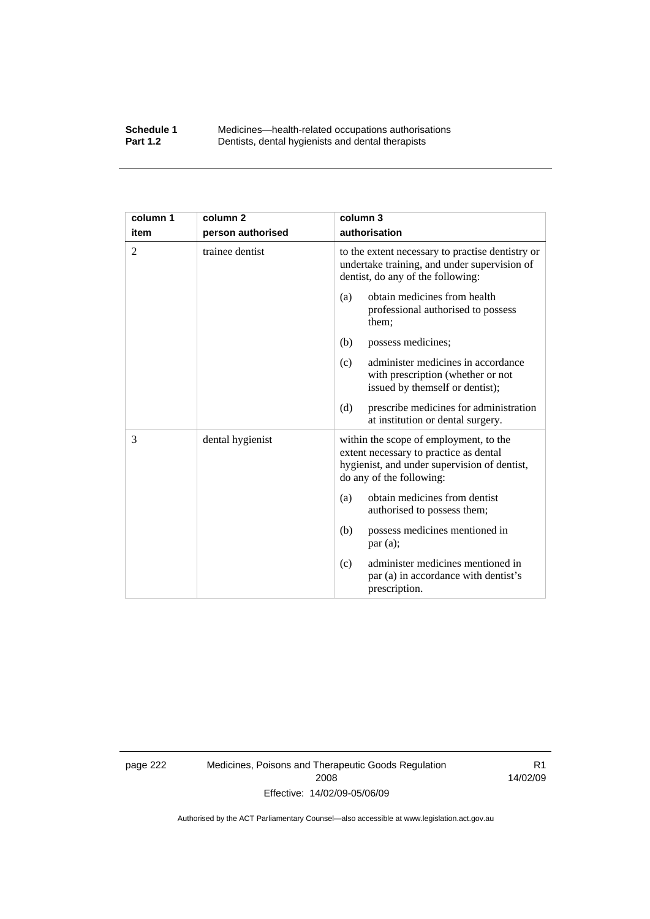| column 1 item | column 2 person authorised | column 3 authorisation |
|---|---|---|
| 2 | trainee dentist | to the extent necessary to practise dentistry or undertake training, and under supervision of dentist, do any of the following:<br>(a) obtain medicines from health professional authorised to possess them;<br>(b) possess medicines;<br>(c) administer medicines in accordance with prescription (whether or not issued by themself or dentist);<br>(d) prescribe medicines for administration at institution or dental surgery. |
| 3 | dental hygienist | within the scope of employment, to the extent necessary to practice as dental hygienist, and under supervision of dentist, do any of the following:<br>(a) obtain medicines from dentist authorised to possess them;<br>(b) possess medicines mentioned in par (a);<br>(c) administer medicines mentioned in par (a) in accordance with dentist's prescription. |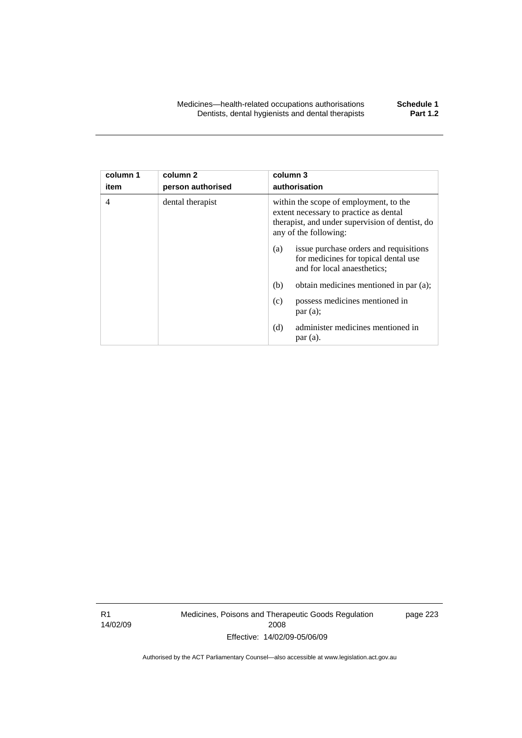| column 1 item | column 2 person authorised | column 3 authorisation |
|---|---|---|
| 4 | dental therapist | within the scope of employment, to the extent necessary to practice as dental therapist, and under supervision of dentist, do any of the following:<br>(a) issue purchase orders and requisitions for medicines for topical dental use and for local anaesthetics;<br>(b) obtain medicines mentioned in par (a);<br>(c) possess medicines mentioned in par (a);<br>(d) administer medicines mentioned in par (a). |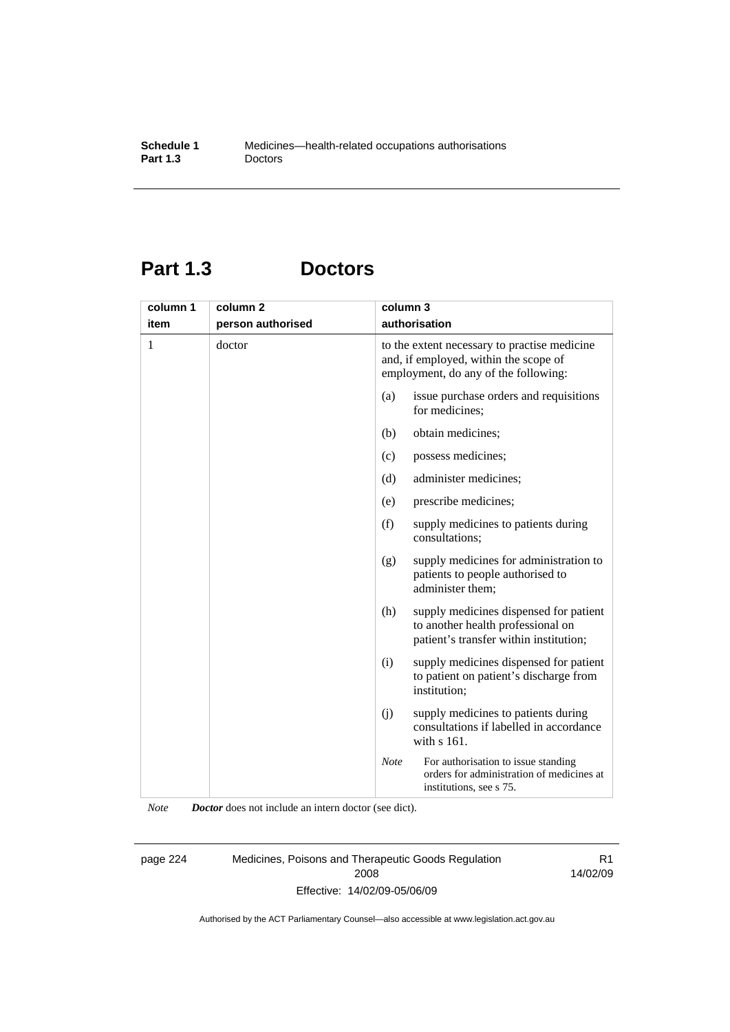# Part 1.3 Doctors

| column 1 item | column 2 person authorised | column 3 authorisation |
|---|---|---|
| 1 | doctor | to the extent necessary to practise medicine and, if employed, within the scope of employment, do any of the following:<br>(a) issue purchase orders and requisitions for medicines;<br>(b) obtain medicines;<br>(c) possess medicines;<br>(d) administer medicines;<br>(e) prescribe medicines;<br>(f) supply medicines to patients during consultations;<br>(g) supply medicines for administration to patients to people authorised to administer them;<br>(h) supply medicines dispensed for patient to another health professional on patient's transfer within institution;<br>(i) supply medicines dispensed for patient to patient on patient's discharge from institution;<br>(j) supply medicines to patients during consultations if labelled in accordance with s 161.<br>*Note* For authorisation to issue standing orders for administration of medicines at institutions, see s 75. |

*Note* ***Doctor*** does not include an intern doctor (see dict).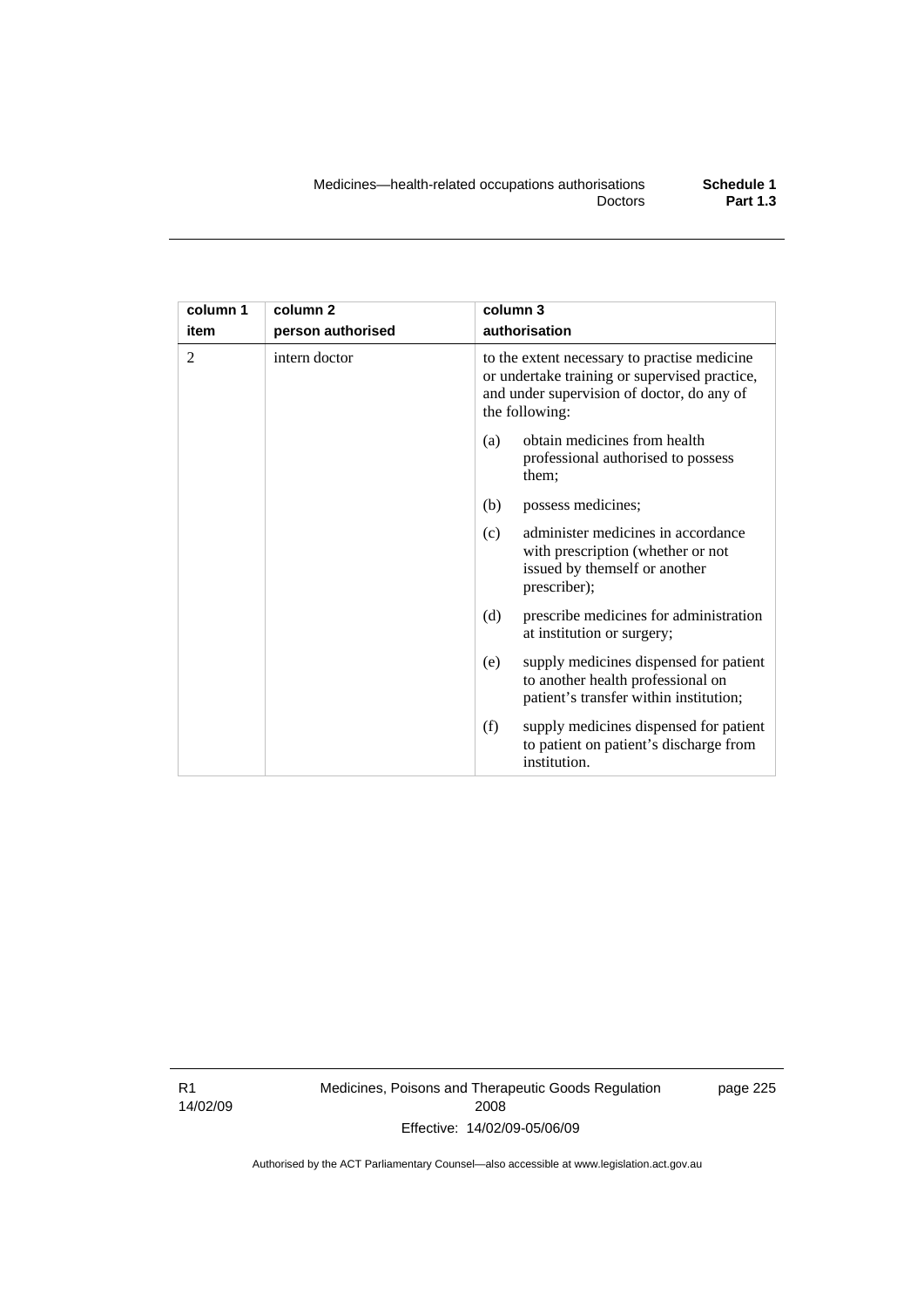| column 1 item | column 2 person authorised | column 3 authorisation |
| --- | --- | --- |
| 2 | intern doctor | to the extent necessary to practise medicine or undertake training or supervised practice, and under supervision of doctor, do any of the following:<br>(a) obtain medicines from health professional authorised to possess them;<br>(b) possess medicines;<br>(c) administer medicines in accordance with prescription (whether or not issued by themself or another prescriber);<br>(d) prescribe medicines for administration at institution or surgery;<br>(e) supply medicines dispensed for patient to another health professional on patient's transfer within institution;<br>(f) supply medicines dispensed for patient to patient on patient's discharge from institution. |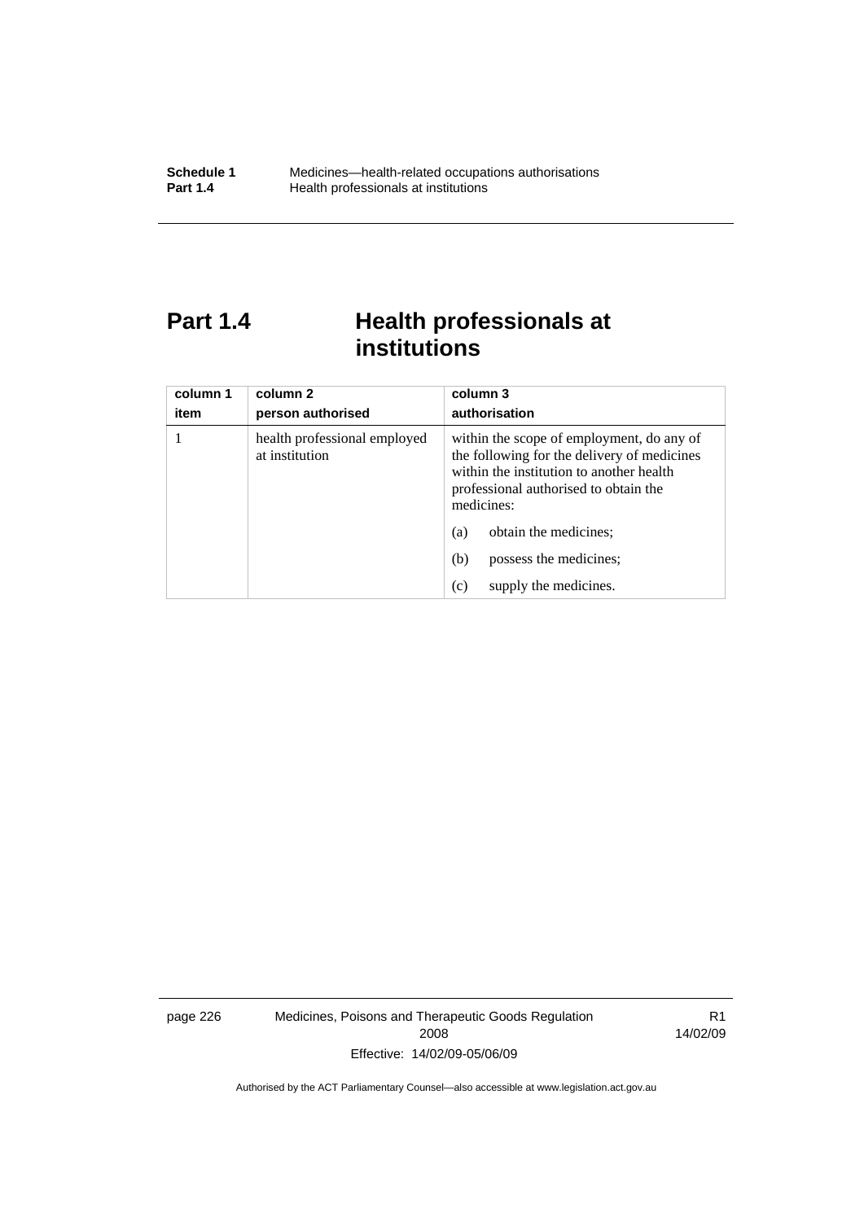# Part 1.4 Health professionals at institutions

| column 1<br>item | column 2<br>person authorised | column 3<br>authorisation |
|---|---|---|
| 1 | health professional employed at institution | within the scope of employment, do any of the following for the delivery of medicines within the institution to another health professional authorised to obtain the medicines:<br>(a) obtain the medicines;<br>(b) possess the medicines;<br>(c) supply the medicines. |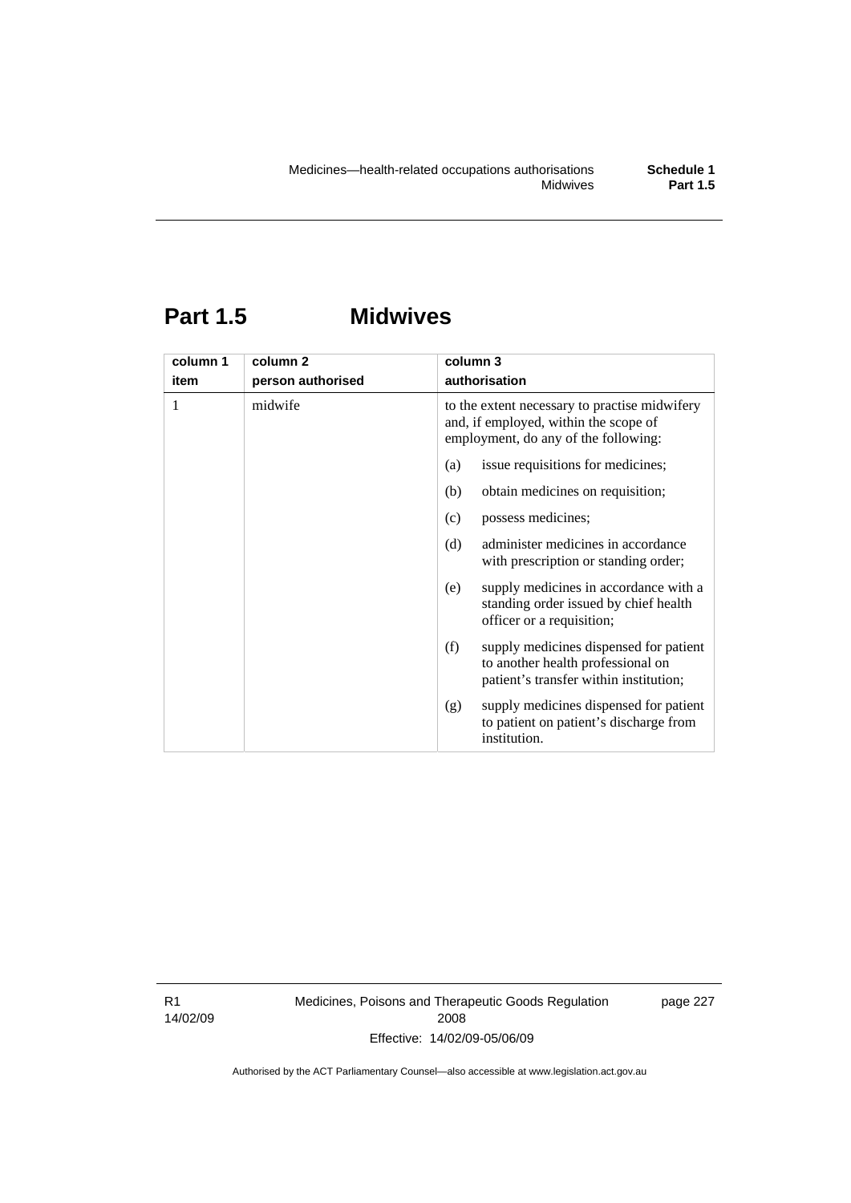## Part 1.5 Midwives

| column 1<br>item | column 2<br>person authorised | column 3<br>authorisation |
|---|---|---|
| 1 | midwife | to the extent necessary to practise midwifery and, if employed, within the scope of employment, do any of the following:<br>(a) issue requisitions for medicines;<br>(b) obtain medicines on requisition;<br>(c) possess medicines;<br>(d) administer medicines in accordance with prescription or standing order;<br>(e) supply medicines in accordance with a standing order issued by chief health officer or a requisition;<br>(f) supply medicines dispensed for patient to another health professional on patient's transfer within institution;<br>(g) supply medicines dispensed for patient to patient on patient's discharge from institution. |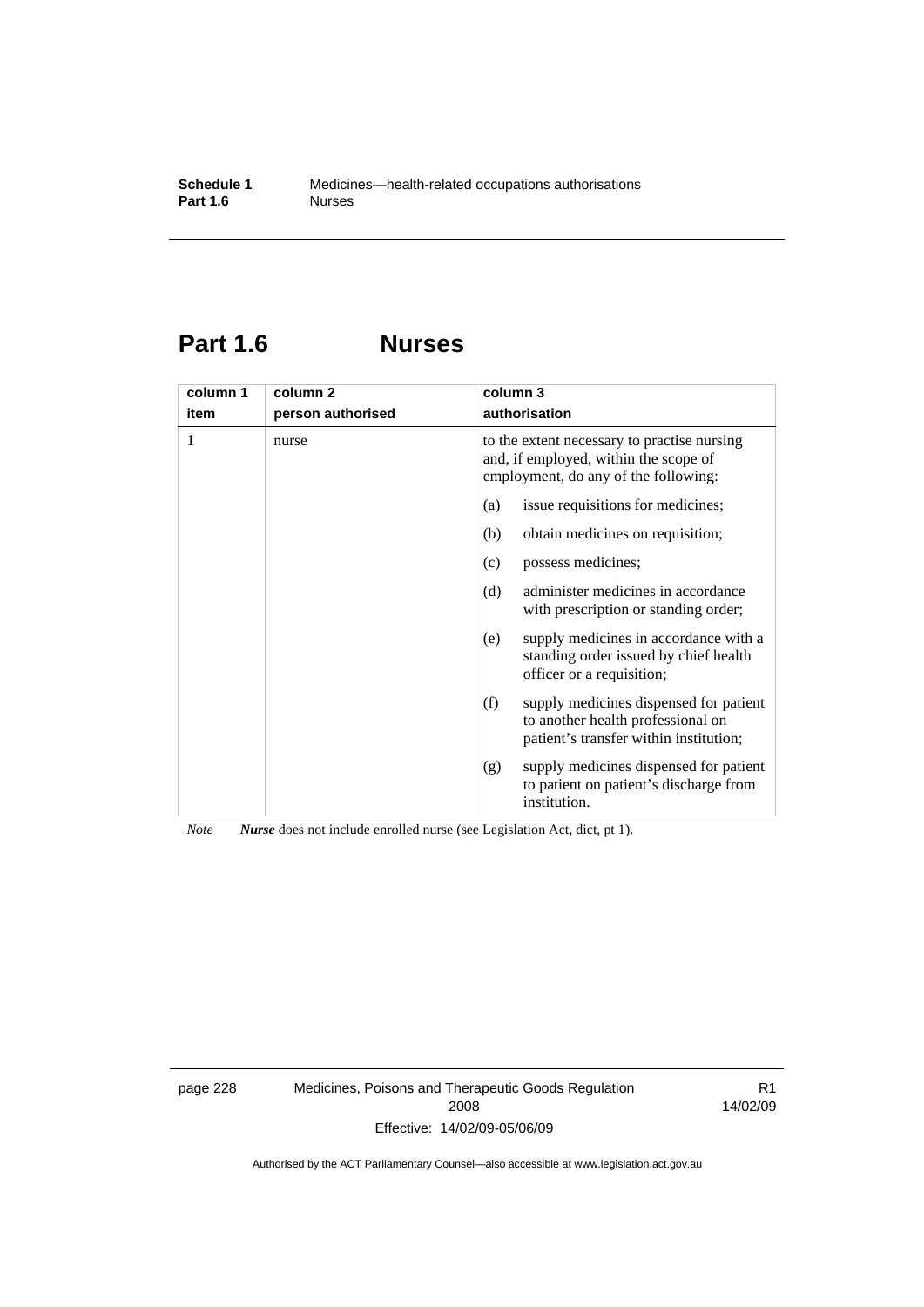# Part 1.6 Nurses

| column 1<br>item | column 2<br>person authorised | column 3<br>authorisation |
|---|---|---|
| 1 | nurse | to the extent necessary to practise nursing and, if employed, within the scope of employment, do any of the following:<br>(a) issue requisitions for medicines;<br>(b) obtain medicines on requisition;<br>(c) possess medicines;<br>(d) administer medicines in accordance with prescription or standing order;<br>(e) supply medicines in accordance with a standing order issued by chief health officer or a requisition;<br>(f) supply medicines dispensed for patient to another health professional on patient's transfer within institution;<br>(g) supply medicines dispensed for patient to patient on patient's discharge from institution. |

*Note* ***Nurse*** does not include enrolled nurse (see Legislation Act, dict, pt 1).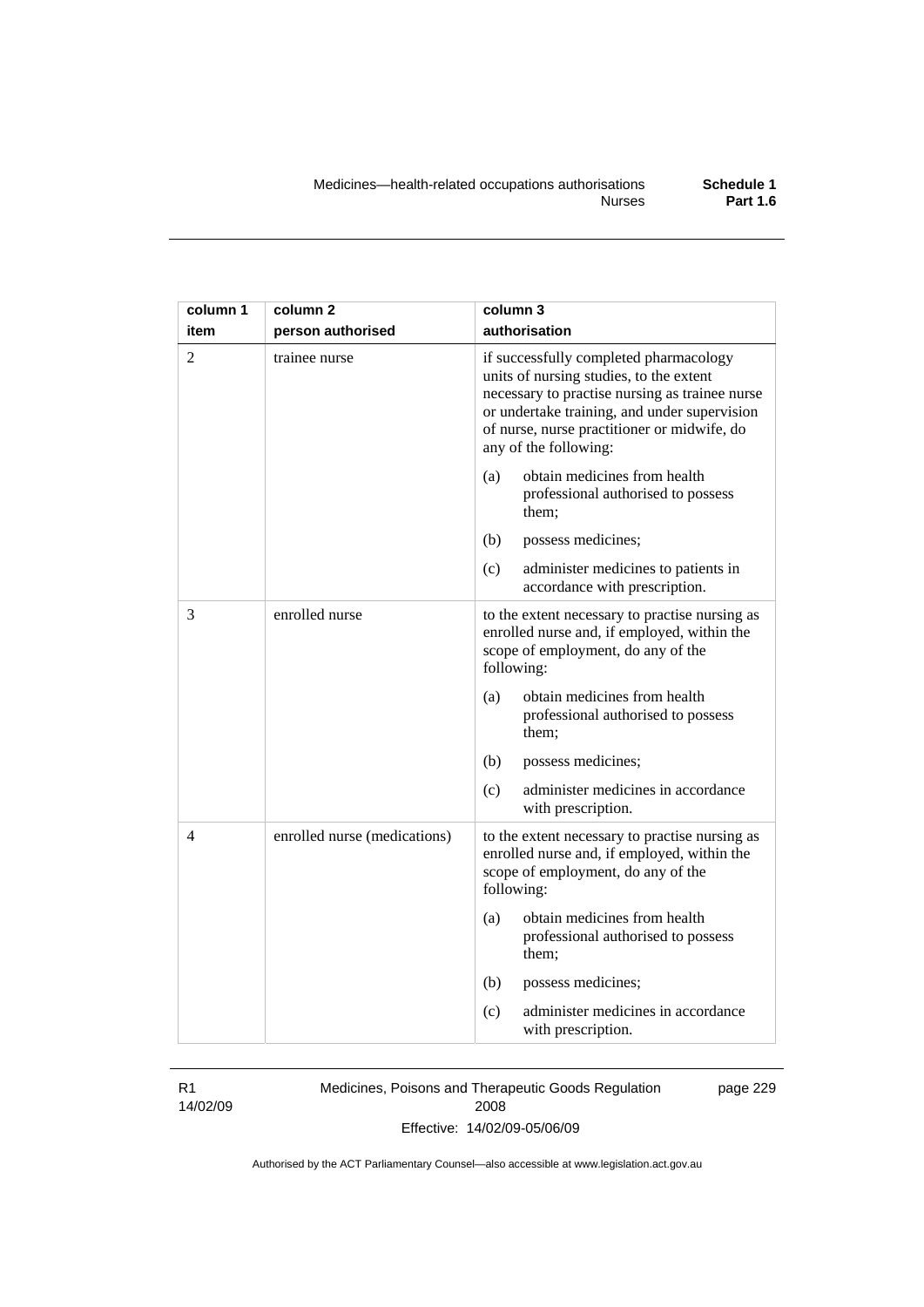| column 1 item | column 2 person authorised | column 3 authorisation |
|---|---|---|
| 2 | trainee nurse | if successfully completed pharmacology units of nursing studies, to the extent necessary to practise nursing as trainee nurse or undertake training, and under supervision of nurse, nurse practitioner or midwife, do any of the following:<br>(a) obtain medicines from health professional authorised to possess them;<br>(b) possess medicines;<br>(c) administer medicines to patients in accordance with prescription. |
| 3 | enrolled nurse | to the extent necessary to practise nursing as enrolled nurse and, if employed, within the scope of employment, do any of the following:<br>(a) obtain medicines from health professional authorised to possess them;<br>(b) possess medicines;<br>(c) administer medicines in accordance with prescription. |
| 4 | enrolled nurse (medications) | to the extent necessary to practise nursing as enrolled nurse and, if employed, within the scope of employment, do any of the following:<br>(a) obtain medicines from health professional authorised to possess them;<br>(b) possess medicines;<br>(c) administer medicines in accordance with prescription. |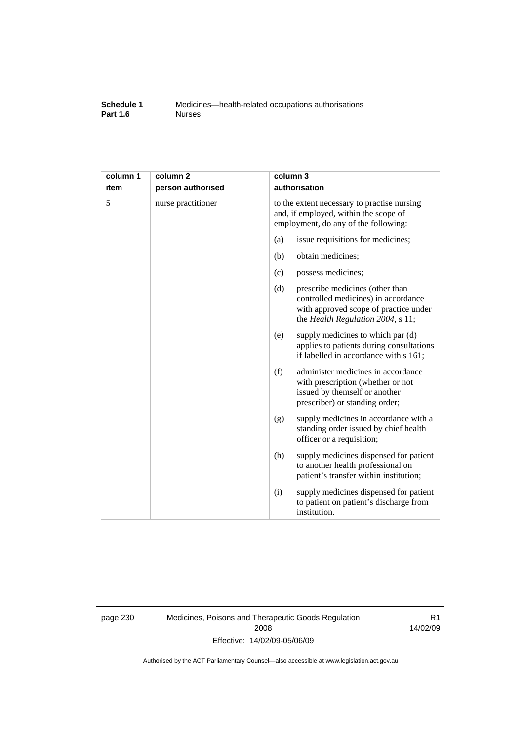| column 1<br>item | column 2<br>person authorised | column 3<br>authorisation |
|---|---|---|
| 5 | nurse practitioner | to the extent necessary to practise nursing and, if employed, within the scope of employment, do any of the following:<br>(a) issue requisitions for medicines;<br>(b) obtain medicines;<br>(c) possess medicines;<br>(d) prescribe medicines (other than controlled medicines) in accordance with approved scope of practice under the *Health Regulation 2004*, s 11;<br>(e) supply medicines to which par (d) applies to patients during consultations if labelled in accordance with s 161;<br>(f) administer medicines in accordance with prescription (whether or not issued by themself or another prescriber) or standing order;<br>(g) supply medicines in accordance with a standing order issued by chief health officer or a requisition;<br>(h) supply medicines dispensed for patient to another health professional on patient's transfer within institution;<br>(i) supply medicines dispensed for patient to patient on patient's discharge from institution. |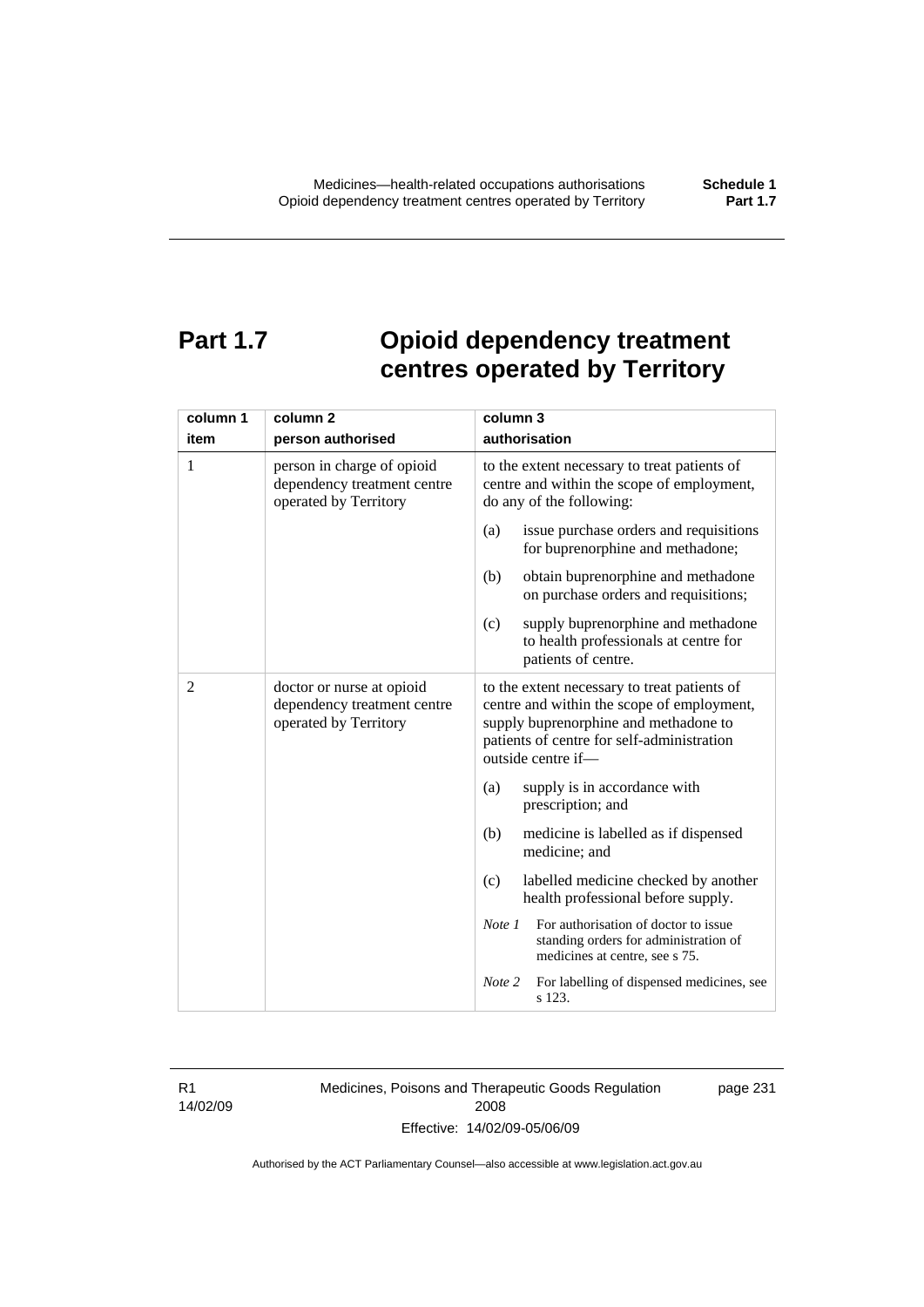# Part 1.7 Opioid dependency treatment centres operated by Territory

| column 1 item | column 2 person authorised | column 3 authorisation |
|---|---|---|
| 1 | person in charge of opioid dependency treatment centre operated by Territory | to the extent necessary to treat patients of centre and within the scope of employment, do any of the following:<br>(a) issue purchase orders and requisitions for buprenorphine and methadone;<br>(b) obtain buprenorphine and methadone on purchase orders and requisitions;<br>(c) supply buprenorphine and methadone to health professionals at centre for patients of centre. |
| 2 | doctor or nurse at opioid dependency treatment centre operated by Territory | to the extent necessary to treat patients of centre and within the scope of employment, supply buprenorphine and methadone to patients of centre for self-administration outside centre if—<br>(a) supply is in accordance with prescription; and<br>(b) medicine is labelled as if dispensed medicine; and<br>(c) labelled medicine checked by another health professional before supply.<br>*Note 1* For authorisation of doctor to issue standing orders for administration of medicines at centre, see s 75.<br>*Note 2* For labelling of dispensed medicines, see s 123. |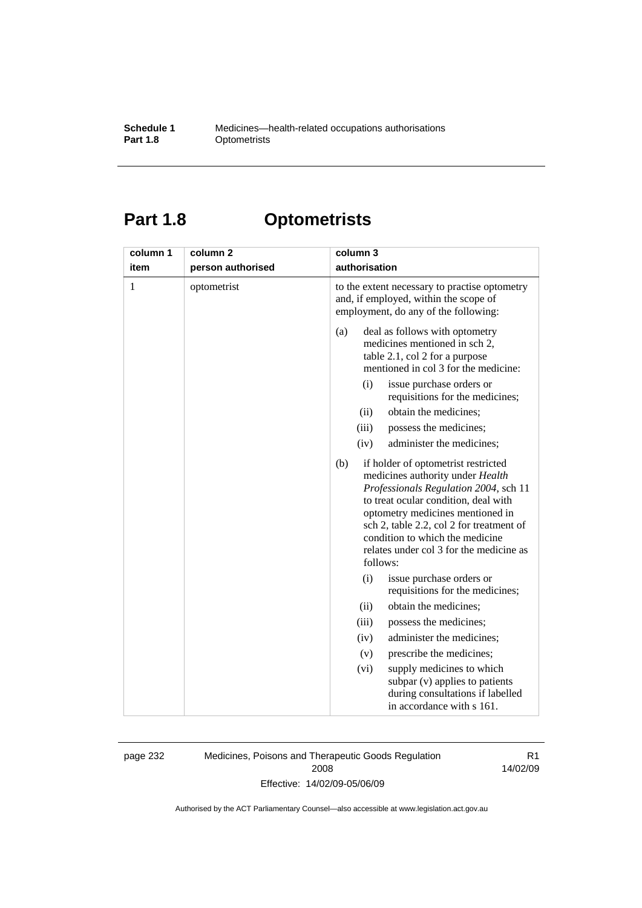# Part 1.8 Optometrists

| column 1<br>item | column 2<br>person authorised | column 3<br>authorisation |
|---|---|---|
| 1 | optometrist | to the extent necessary to practise optometry and, if employed, within the scope of employment, do any of the following:<br><br>(a) deal as follows with optometry medicines mentioned in sch 2, table 2.1, col 2 for a purpose mentioned in col 3 for the medicine:<br>(i) issue purchase orders or requisitions for the medicines;<br>(ii) obtain the medicines;<br>(iii) possess the medicines;<br>(iv) administer the medicines;<br><br>(b) if holder of optometrist restricted medicines authority under *Health Professionals Regulation 2004*, sch 11 to treat ocular condition, deal with optometry medicines mentioned in sch 2, table 2.2, col 2 for treatment of condition to which the medicine relates under col 3 for the medicine as follows:<br>(i) issue purchase orders or requisitions for the medicines;<br>(ii) obtain the medicines;<br>(iii) possess the medicines;<br>(iv) administer the medicines;<br>(v) prescribe the medicines;<br>(vi) supply medicines to which subpar (v) applies to patients during consultations if labelled in accordance with s 161. |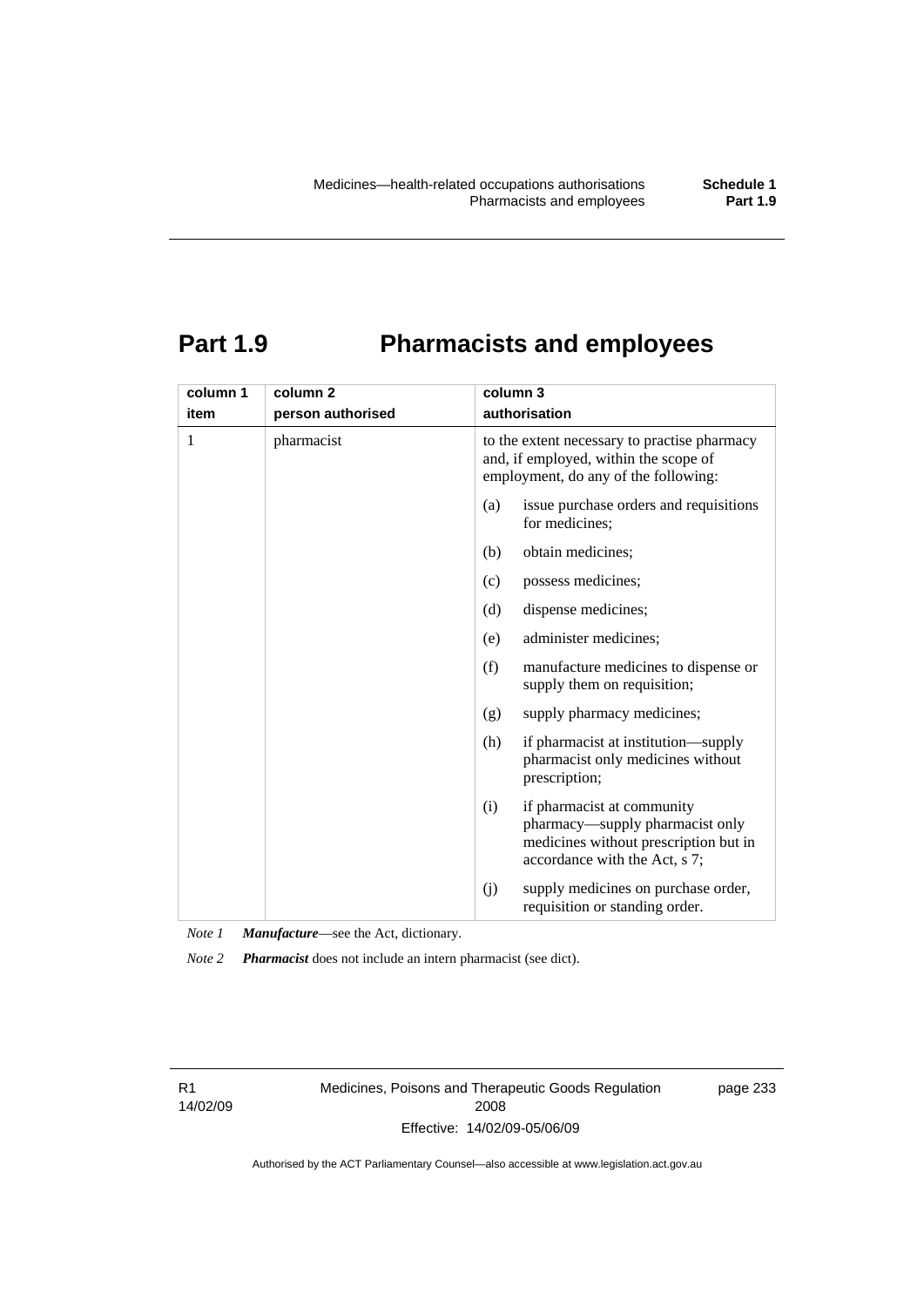# Part 1.9 Pharmacists and employees

| column 1 item | column 2 person authorised | column 3 authorisation |
|---|---|---|
| 1 | pharmacist | to the extent necessary to practise pharmacy and, if employed, within the scope of employment, do any of the following:<br>(a) issue purchase orders and requisitions for medicines;<br>(b) obtain medicines;<br>(c) possess medicines;<br>(d) dispense medicines;<br>(e) administer medicines;<br>(f) manufacture medicines to dispense or supply them on requisition;<br>(g) supply pharmacy medicines;<br>(h) if pharmacist at institution—supply pharmacist only medicines without prescription;<br>(i) if pharmacist at community pharmacy—supply pharmacist only medicines without prescription but in accordance with the Act, s 7;<br>(j) supply medicines on purchase order, requisition or standing order. |

*Note 1* ***Manufacture***—see the Act, dictionary.

*Note 2* ***Pharmacist*** does not include an intern pharmacist (see dict).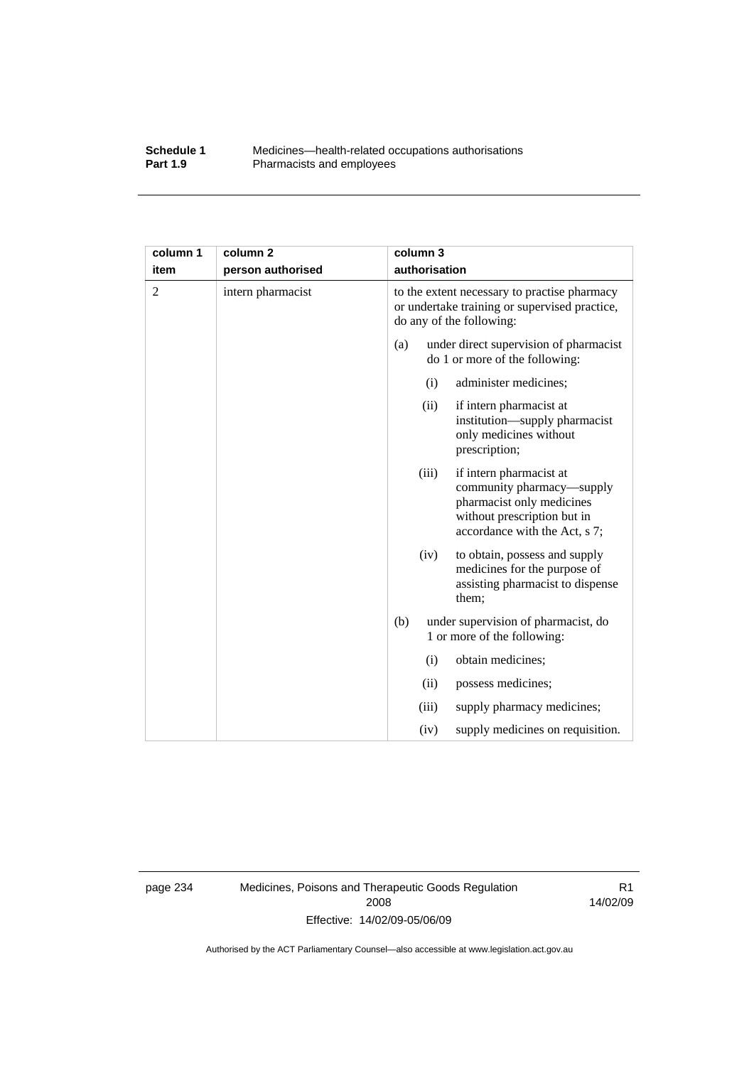| column 1<br>item | column 2<br>person authorised | column 3<br>authorisation |
|---|---|---|
| 2 | intern pharmacist | to the extent necessary to practise pharmacy or undertake training or supervised practice, do any of the following:<br>(a) under direct supervision of pharmacist do 1 or more of the following:<br>(i) administer medicines;<br>(ii) if intern pharmacist at institution—supply pharmacist only medicines without prescription;<br>(iii) if intern pharmacist at community pharmacy—supply pharmacist only medicines without prescription but in accordance with the Act, s 7;<br>(iv) to obtain, possess and supply medicines for the purpose of assisting pharmacist to dispense them;<br>(b) under supervision of pharmacist, do 1 or more of the following:<br>(i) obtain medicines;<br>(ii) possess medicines;<br>(iii) supply pharmacy medicines;<br>(iv) supply medicines on requisition. |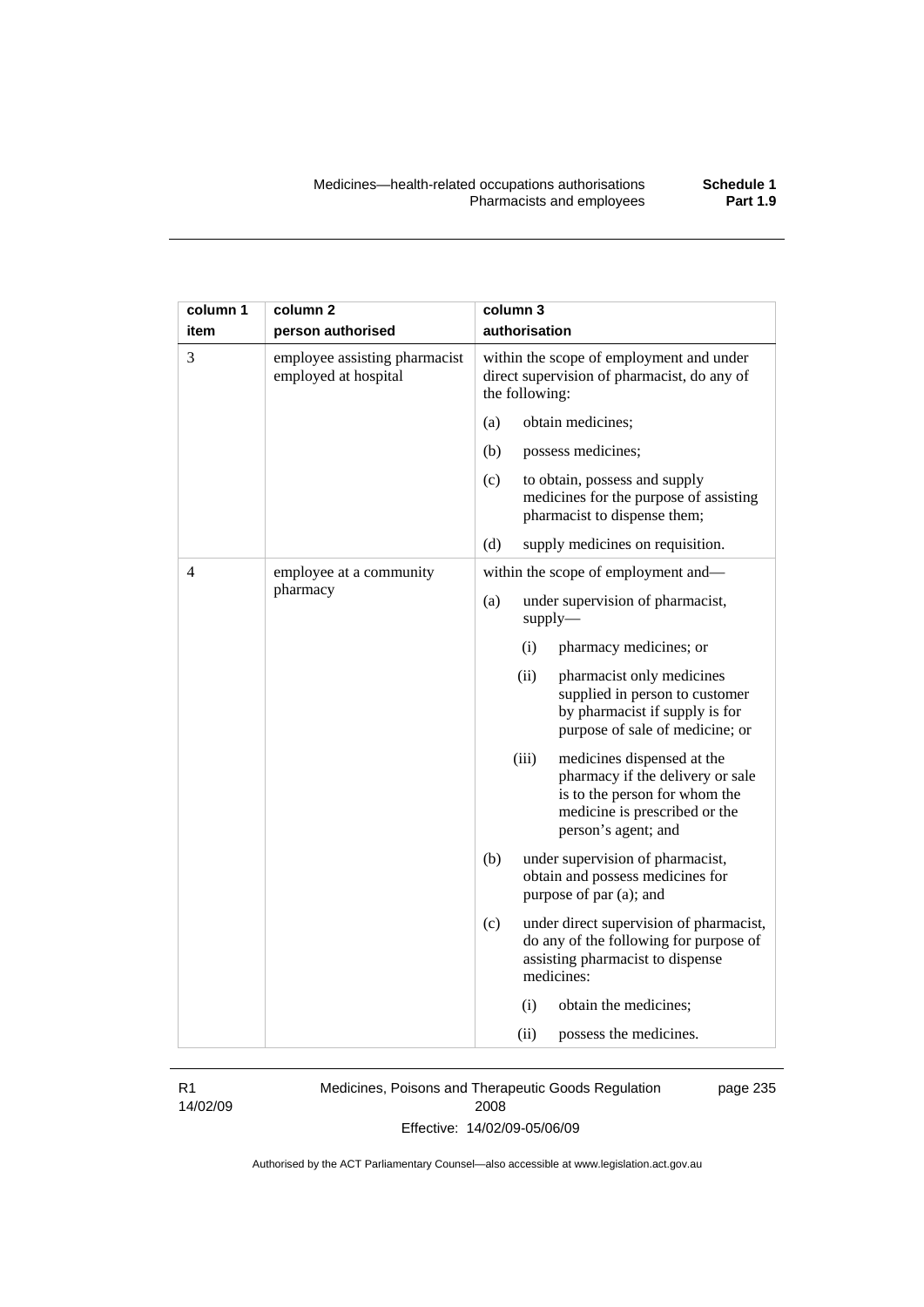| column 1 item | column 2 person authorised | column 3 authorisation |
|---|---|---|
| 3 | employee assisting pharmacist employed at hospital | within the scope of employment and under direct supervision of pharmacist, do any of the following:<br>(a) obtain medicines;<br>(b) possess medicines;<br>(c) to obtain, possess and supply medicines for the purpose of assisting pharmacist to dispense them;<br>(d) supply medicines on requisition. |
| 4 | employee at a community pharmacy | within the scope of employment and—<br>(a) under supervision of pharmacist, supply—<br>(i) pharmacy medicines; or<br>(ii) pharmacist only medicines supplied in person to customer by pharmacist if supply is for purpose of sale of medicine; or<br>(iii) medicines dispensed at the pharmacy if the delivery or sale is to the person for whom the medicine is prescribed or the person's agent; and<br>(b) under supervision of pharmacist, obtain and possess medicines for purpose of par (a); and<br>(c) under direct supervision of pharmacist, do any of the following for purpose of assisting pharmacist to dispense medicines:<br>(i) obtain the medicines;<br>(ii) possess the medicines. |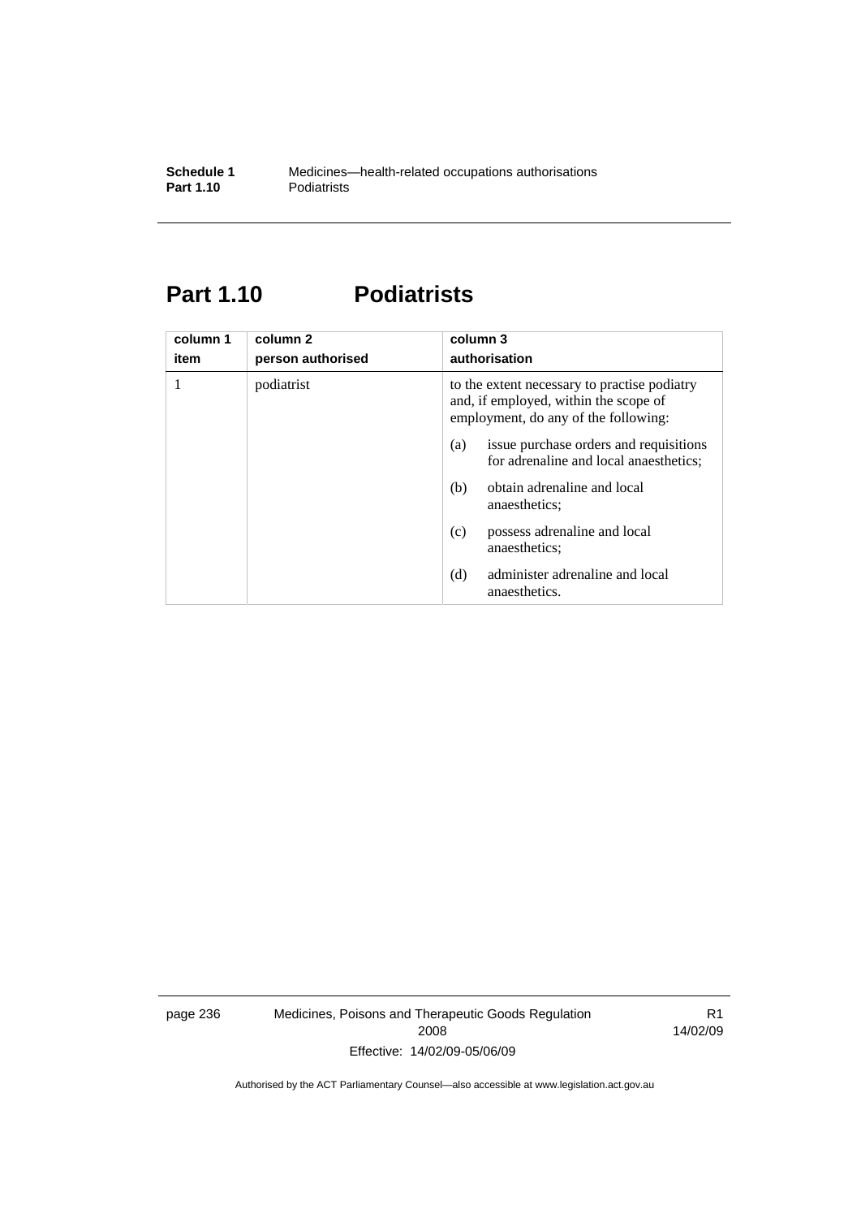# Part 1.10 Podiatrists

| column 1<br>item | column 2<br>person authorised | column 3<br>authorisation |
|---|---|---|
| 1 | podiatrist | to the extent necessary to practise podiatry and, if employed, within the scope of employment, do any of the following:<br>(a) issue purchase orders and requisitions for adrenaline and local anaesthetics;<br>(b) obtain adrenaline and local anaesthetics;<br>(c) possess adrenaline and local anaesthetics;<br>(d) administer adrenaline and local anaesthetics. |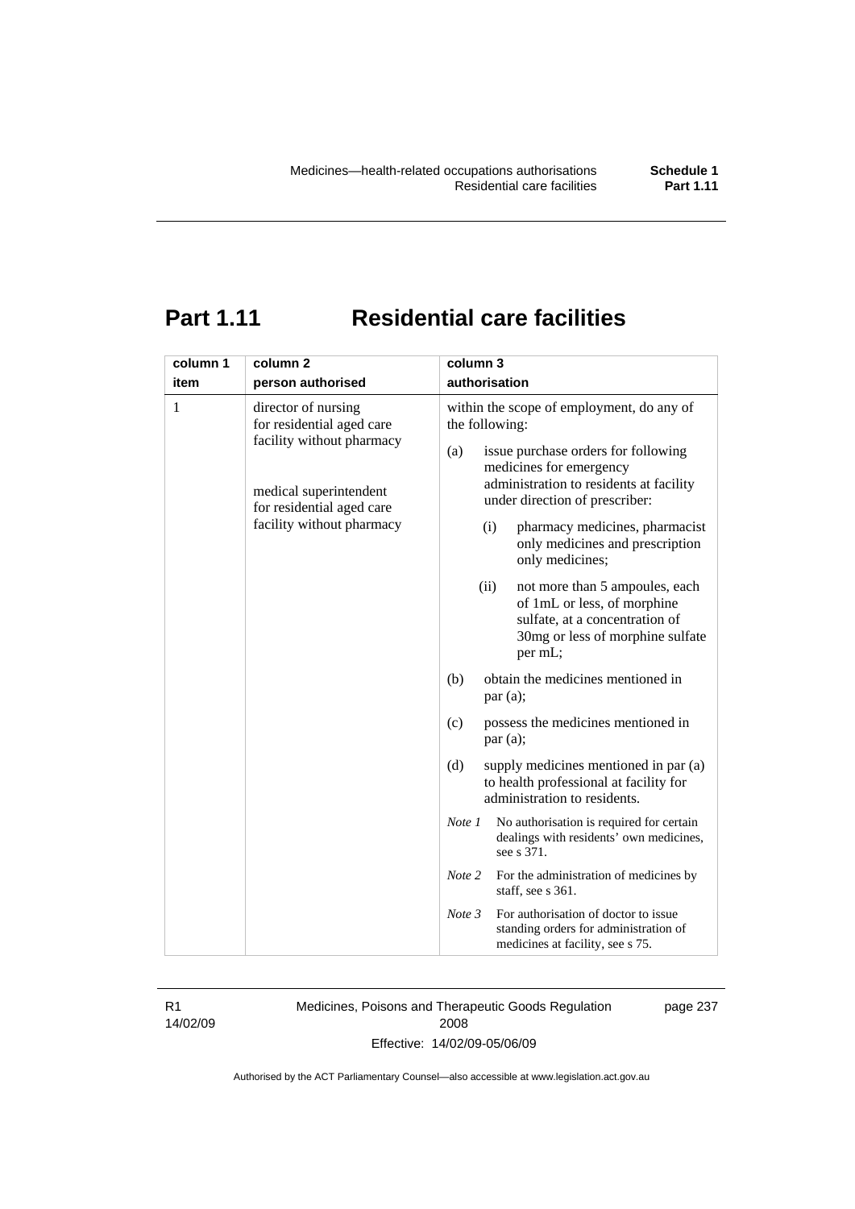# Part 1.11 Residential care facilities

| column 1<br>item | column 2<br>person authorised | column 3<br>authorisation |
|---|---|---|
| 1 | director of nursing for residential aged care facility without pharmacy<br><br>medical superintendent for residential aged care facility without pharmacy | within the scope of employment, do any of the following:<br>(a) issue purchase orders for following medicines for emergency administration to residents at facility under direction of prescriber:<br>(i) pharmacy medicines, pharmacist only medicines and prescription only medicines;<br>(ii) not more than 5 ampoules, each of 1mL or less, of morphine sulfate, at a concentration of 30mg or less of morphine sulfate per mL;<br>(b) obtain the medicines mentioned in par (a);<br>(c) possess the medicines mentioned in par (a);<br>(d) supply medicines mentioned in par (a) to health professional at facility for administration to residents.<br>*Note 1* No authorisation is required for certain dealings with residents' own medicines, see s 371.<br>*Note 2* For the administration of medicines by staff, see s 361.<br>*Note 3* For authorisation of doctor to issue standing orders for administration of medicines at facility, see s 75. |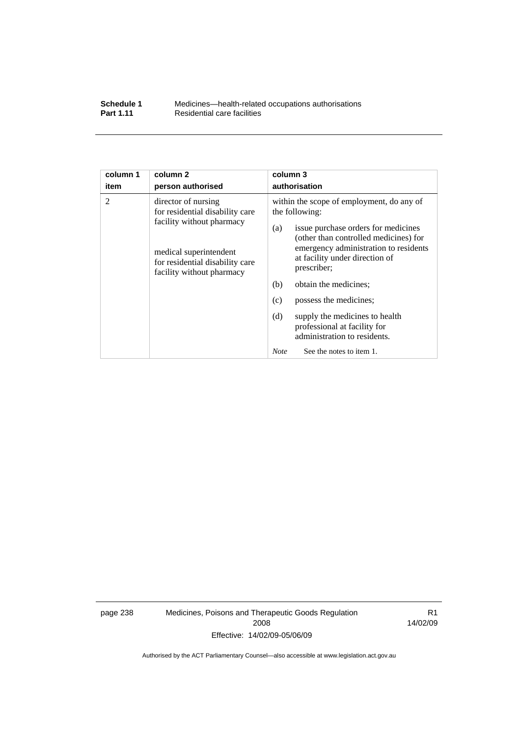| column 1<br>item | column 2<br>person authorised | column 3<br>authorisation |
|---|---|---|
| 2 | director of nursing for residential disability care facility without pharmacy<br><br>medical superintendent for residential disability care facility without pharmacy | within the scope of employment, do any of the following:<br>(a) issue purchase orders for medicines (other than controlled medicines) for emergency administration to residents at facility under direction of prescriber;<br>(b) obtain the medicines;<br>(c) possess the medicines;<br>(d) supply the medicines to health professional at facility for administration to residents.<br>*Note* See the notes to item 1. |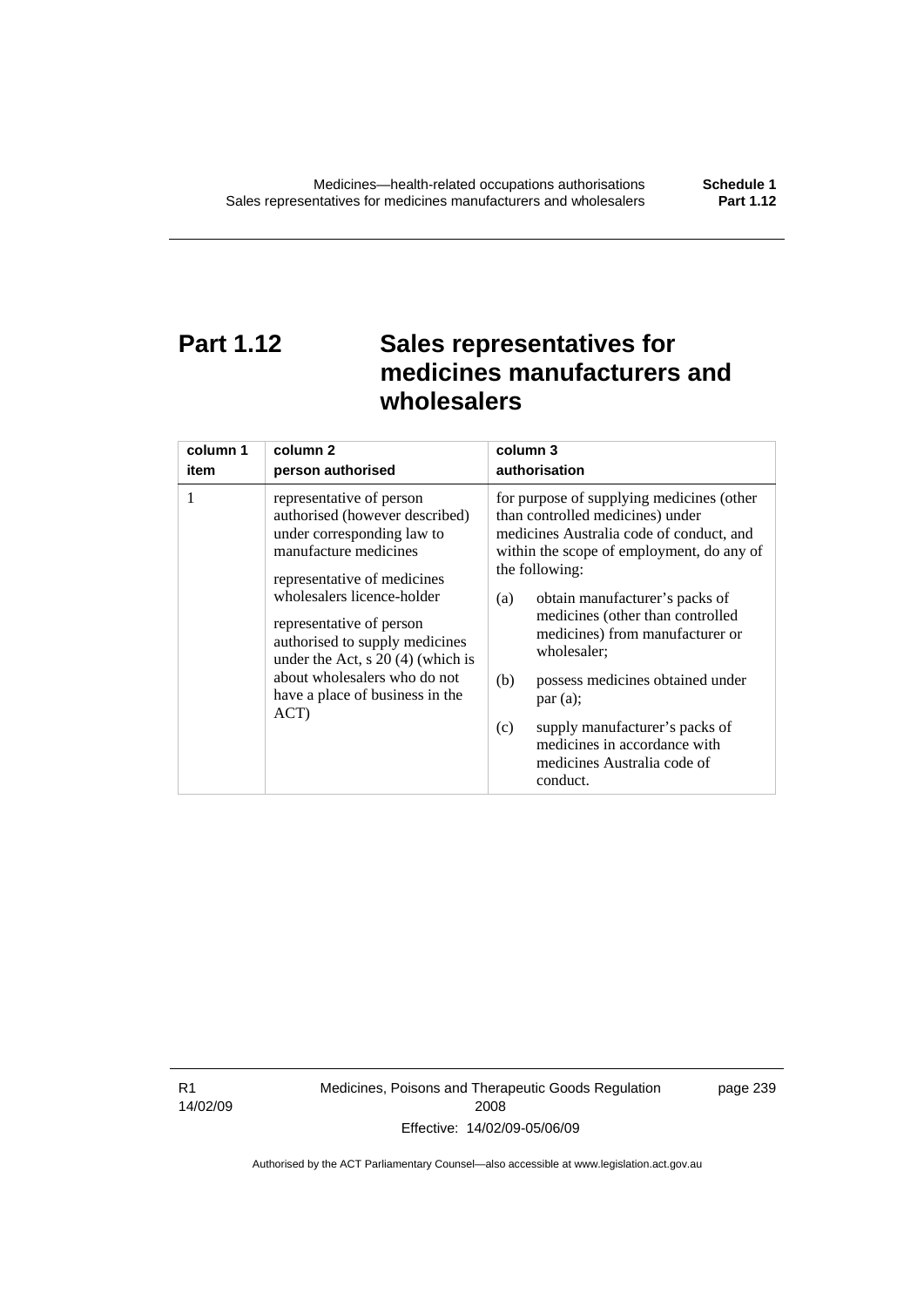# Part 1.12 Sales representatives for medicines manufacturers and wholesalers

| column 1 item | column 2 person authorised | column 3 authorisation |
|---|---|---|
| 1 | representative of person authorised (however described) under corresponding law to manufacture medicines<br><br>representative of medicines wholesalers licence-holder<br><br>representative of person authorised to supply medicines under the Act, s 20 (4) (which is about wholesalers who do not have a place of business in the ACT) | for purpose of supplying medicines (other than controlled medicines) under medicines Australia code of conduct, and within the scope of employment, do any of the following:<br><br>(a) obtain manufacturer's packs of medicines (other than controlled medicines) from manufacturer or wholesaler;<br><br>(b) possess medicines obtained under par (a);<br><br>(c) supply manufacturer's packs of medicines in accordance with medicines Australia code of conduct. |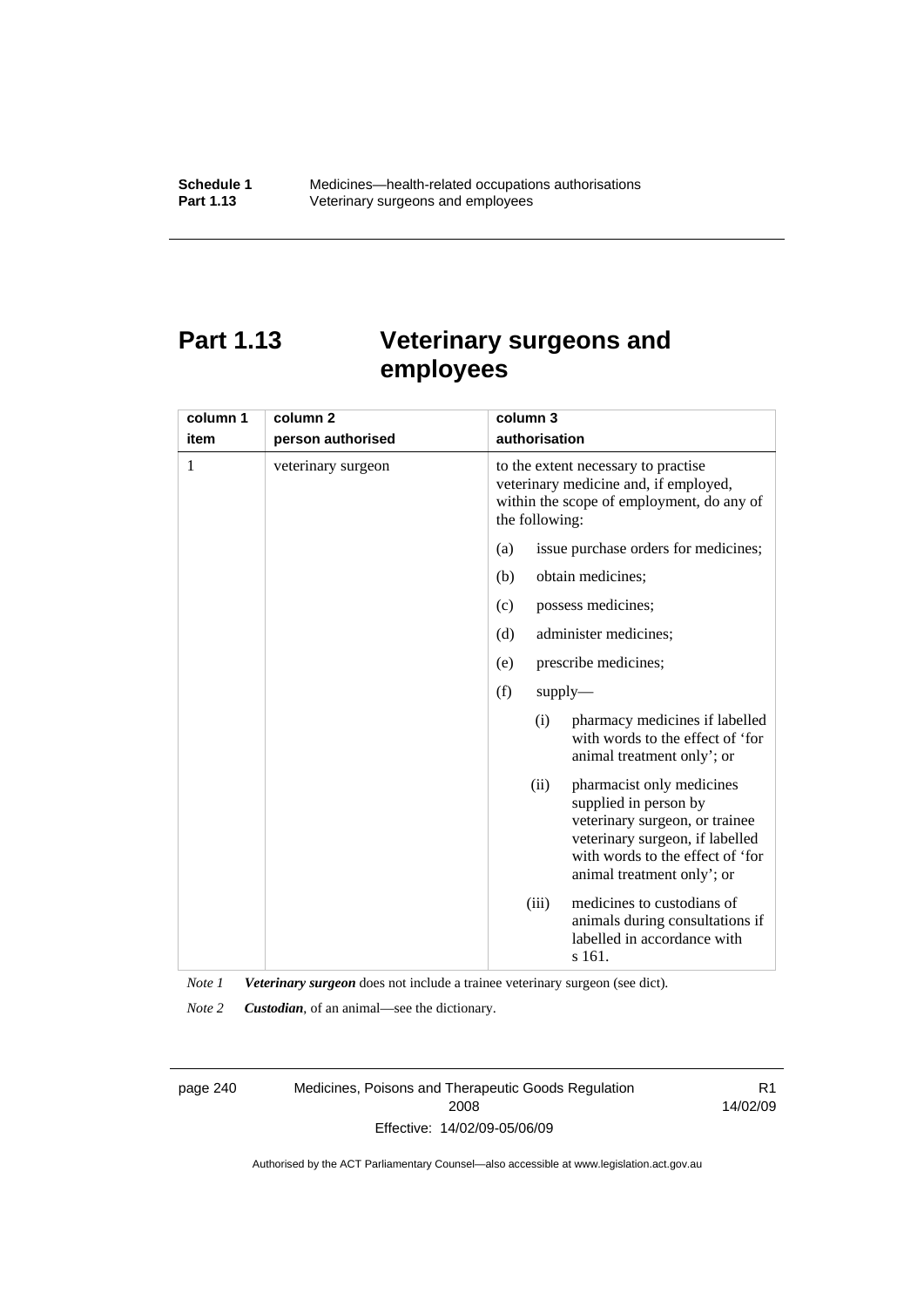# Part 1.13 Veterinary surgeons and employees

| column 1<br>item | column 2<br>person authorised | column 3<br>authorisation |
|---|---|---|
| 1 | veterinary surgeon | to the extent necessary to practise veterinary medicine and, if employed, within the scope of employment, do any of the following:<br>(a) issue purchase orders for medicines;<br>(b) obtain medicines;<br>(c) possess medicines;<br>(d) administer medicines;<br>(e) prescribe medicines;<br>(f) supply—<br>(i) pharmacy medicines if labelled with words to the effect of 'for animal treatment only'; or<br>(ii) pharmacist only medicines supplied in person by veterinary surgeon, or trainee veterinary surgeon, if labelled with words to the effect of 'for animal treatment only'; or<br>(iii) medicines to custodians of animals during consultations if labelled in accordance with s 161. |

*Note 1* ***Veterinary surgeon*** does not include a trainee veterinary surgeon (see dict).

*Note 2* ***Custodian***, of an animal—see the dictionary.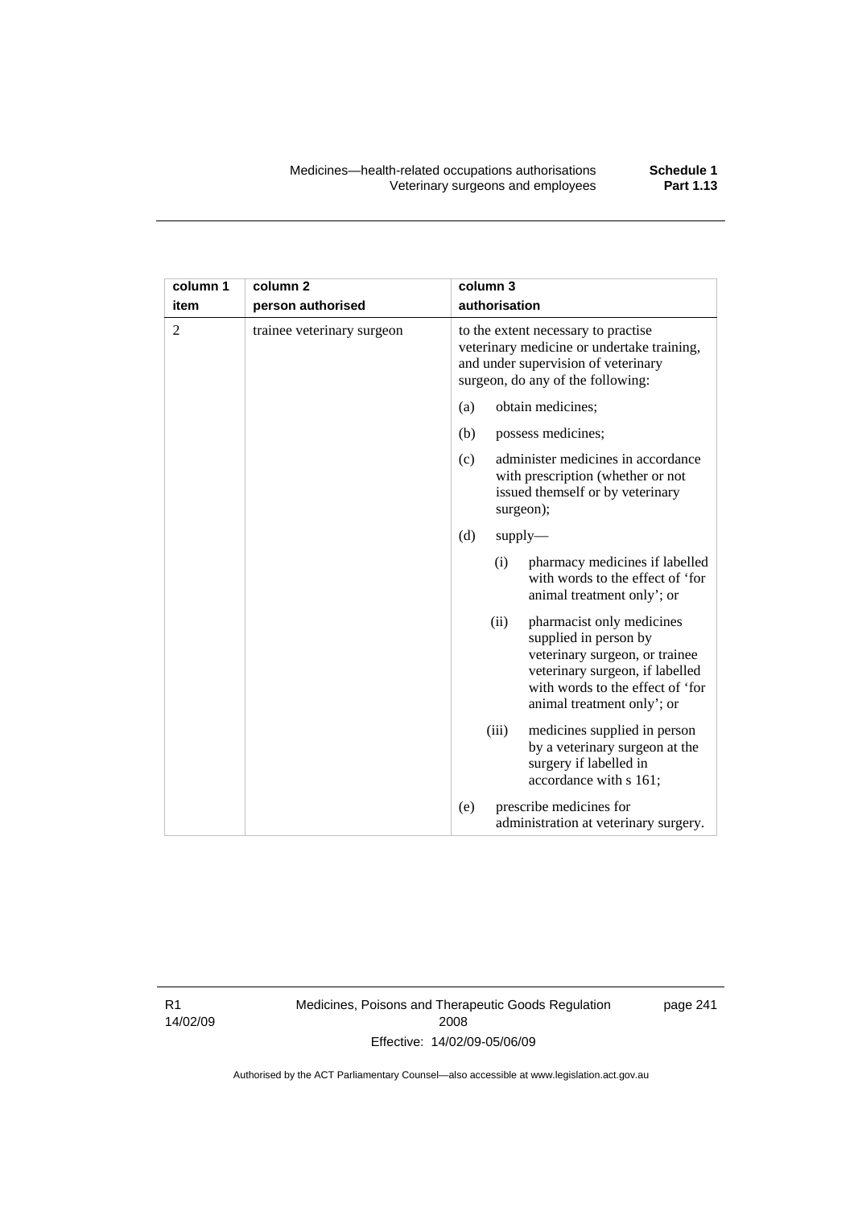| column 1 item | column 2 person authorised | column 3 authorisation |
|---|---|---|
| 2 | trainee veterinary surgeon | to the extent necessary to practise veterinary medicine or undertake training, and under supervision of veterinary surgeon, do any of the following:<br>(a) obtain medicines;<br>(b) possess medicines;<br>(c) administer medicines in accordance with prescription (whether or not issued themself or by veterinary surgeon);<br>(d) supply—<br>(i) pharmacy medicines if labelled with words to the effect of 'for animal treatment only'; or<br>(ii) pharmacist only medicines supplied in person by veterinary surgeon, or trainee veterinary surgeon, if labelled with words to the effect of 'for animal treatment only'; or<br>(iii) medicines supplied in person by a veterinary surgeon at the surgery if labelled in accordance with s 161;<br>(e) prescribe medicines for administration at veterinary surgery. |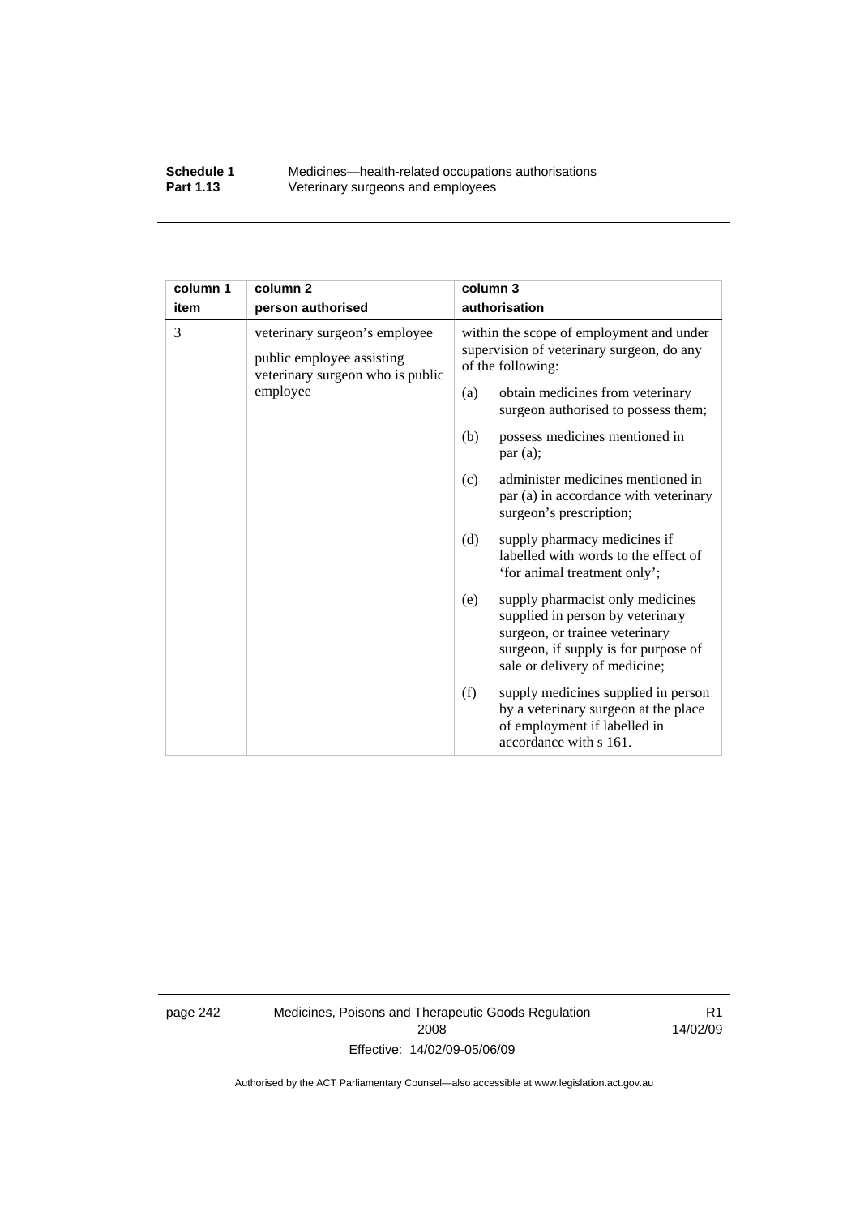| column 1 item | column 2 person authorised | column 3 authorisation |
|---|---|---|
| 3 | veterinary surgeon's employee<br><br>public employee assisting veterinary surgeon who is public employee | within the scope of employment and under supervision of veterinary surgeon, do any of the following:<br><br>(a) obtain medicines from veterinary surgeon authorised to possess them;<br><br>(b) possess medicines mentioned in par (a);<br><br>(c) administer medicines mentioned in par (a) in accordance with veterinary surgeon's prescription;<br><br>(d) supply pharmacy medicines if labelled with words to the effect of 'for animal treatment only';<br><br>(e) supply pharmacist only medicines supplied in person by veterinary surgeon, or trainee veterinary surgeon, if supply is for purpose of sale or delivery of medicine;<br><br>(f) supply medicines supplied in person by a veterinary surgeon at the place of employment if labelled in accordance with s 161. |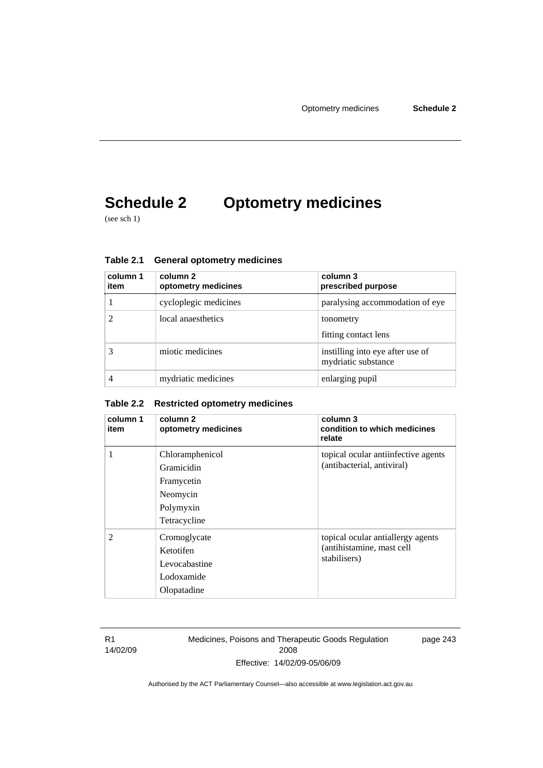# Schedule 2 Optometry medicines

(see sch 1)

### Table 2.1 General optometry medicines

| column 1 item | column 2 optometry medicines | column 3 prescribed purpose |
|---|---|---|
| 1 | cycloplegic medicines | paralysing accommodation of eye |
| 2 | local anaesthetics | tonometry<br>fitting contact lens |
| 3 | miotic medicines | instilling into eye after use of mydriatic substance |
| 4 | mydriatic medicines | enlarging pupil |

### Table 2.2 Restricted optometry medicines

| column 1 item | column 2 optometry medicines | column 3 condition to which medicines relate |
|---|---|---|
| 1 | Chloramphenicol<br>Gramicidin<br>Framycetin<br>Neomycin<br>Polymyxin<br>Tetracycline | topical ocular antiinfective agents (antibacterial, antiviral) |
| 2 | Cromoglycate<br>Ketotifen<br>Levocabastine<br>Lodoxamide<br>Olopatadine | topical ocular antiallergy agents (antihistamine, mast cell stabilisers) |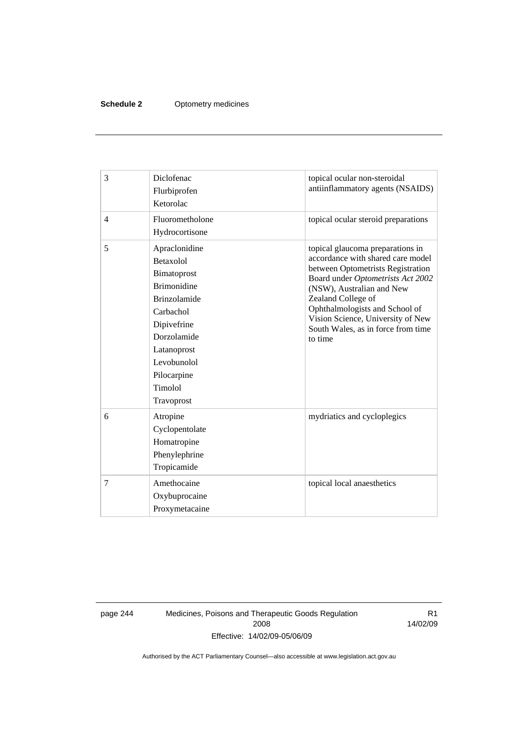| | | |
|---|---|---|
| 3 | Diclofenac<br>Flurbiprofen<br>Ketorolac | topical ocular non-steroidal antiinflammatory agents (NSAIDS) |
| 4 | Fluorometholone<br>Hydrocortisone | topical ocular steroid preparations |
| 5 | Apraclonidine<br>Betaxolol<br>Bimatoprost<br>Brimonidine<br>Brinzolamide<br>Carbachol<br>Dipivefrine<br>Dorzolamide<br>Latanoprost<br>Levobunolol<br>Pilocarpine<br>Timolol<br>Travoprost | topical glaucoma preparations in accordance with shared care model between Optometrists Registration Board under *Optometrists Act 2002* (NSW), Australian and New Zealand College of Ophthalmologists and School of Vision Science, University of New South Wales, as in force from time to time |
| 6 | Atropine<br>Cyclopentolate<br>Homatropine<br>Phenylephrine<br>Tropicamide | mydriatics and cycloplegics |
| 7 | Amethocaine<br>Oxybuprocaine<br>Proxymetacaine | topical local anaesthetics |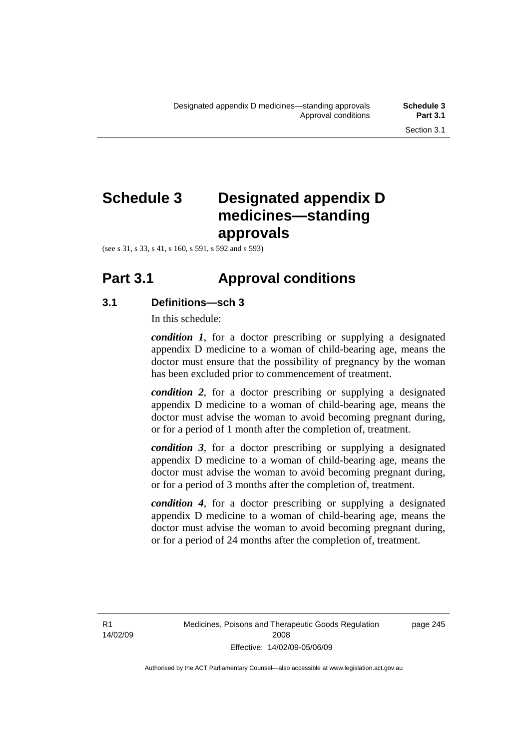# Schedule 3 Designated appendix D medicines—standing approvals

(see s 31, s 33, s 41, s 160, s 591, s 592 and s 593)

## Part 3.1 Approval conditions

### 3.1 Definitions—sch 3

In this schedule:

***condition 1***, for a doctor prescribing or supplying a designated appendix D medicine to a woman of child-bearing age, means the doctor must ensure that the possibility of pregnancy by the woman has been excluded prior to commencement of treatment.

***condition 2***, for a doctor prescribing or supplying a designated appendix D medicine to a woman of child-bearing age, means the doctor must advise the woman to avoid becoming pregnant during, or for a period of 1 month after the completion of, treatment.

***condition 3***, for a doctor prescribing or supplying a designated appendix D medicine to a woman of child-bearing age, means the doctor must advise the woman to avoid becoming pregnant during, or for a period of 3 months after the completion of, treatment.

***condition 4***, for a doctor prescribing or supplying a designated appendix D medicine to a woman of child-bearing age, means the doctor must advise the woman to avoid becoming pregnant during, or for a period of 24 months after the completion of, treatment.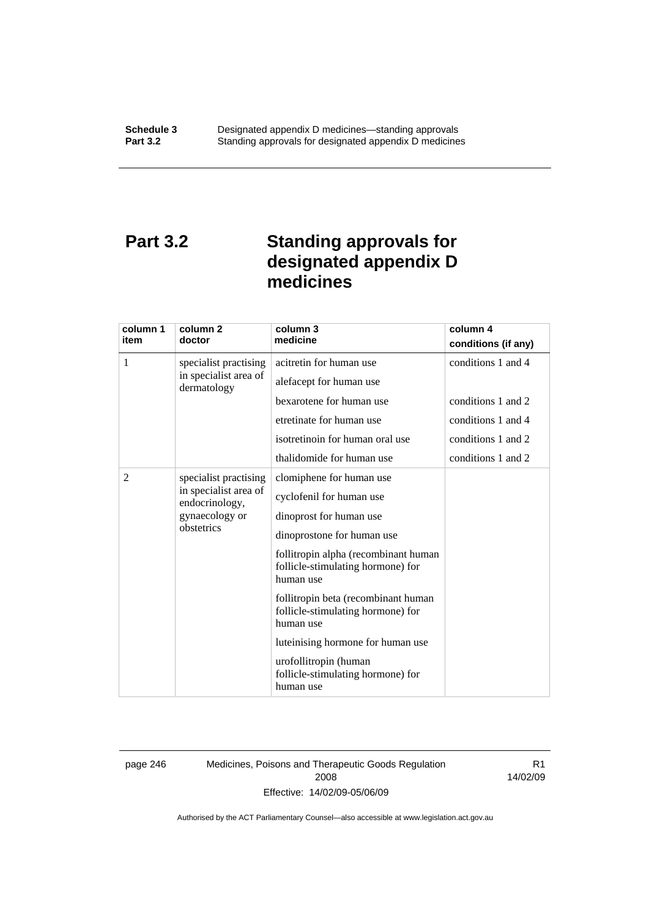# Part 3.2 Standing approvals for designated appendix D medicines

| column 1 item | column 2 doctor | column 3 medicine | column 4 conditions (if any) |
|---|---|---|---|
| 1 | specialist practising in specialist area of dermatology | acitretin for human use | conditions 1 and 4 |
| | | alefacept for human use | |
| | | bexarotene for human use | conditions 1 and 2 |
| | | etretinate for human use | conditions 1 and 4 |
| | | isotretinoin for human oral use | conditions 1 and 2 |
| | | thalidomide for human use | conditions 1 and 2 |
| 2 | specialist practising in specialist area of endocrinology, gynaecology or obstetrics | clomiphene for human use | |
| | | cyclofenil for human use | |
| | | dinoprost for human use | |
| | | dinoprostone for human use | |
| | | follitropin alpha (recombinant human follicle-stimulating hormone) for human use | |
| | | follitropin beta (recombinant human follicle-stimulating hormone) for human use | |
| | | luteinising hormone for human use | |
| | | urofollitropin (human follicle-stimulating hormone) for human use | |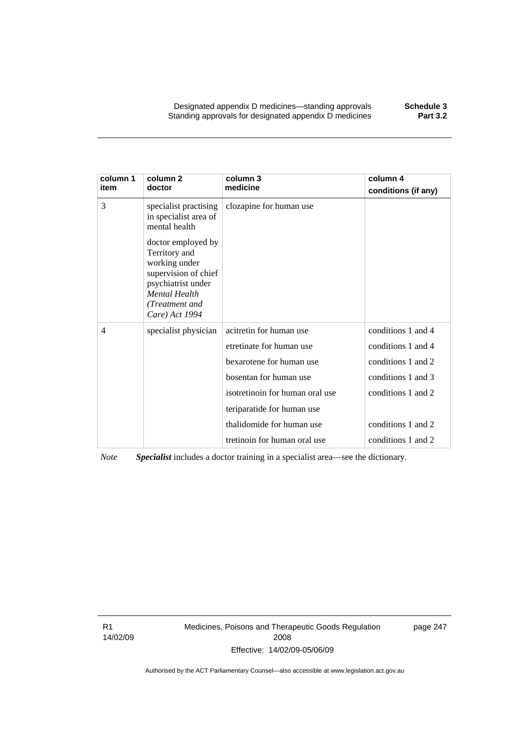| column 1 item | column 2 doctor | column 3 medicine | column 4 conditions (if any) |
|---|---|---|---|
| 3 | specialist practising in specialist area of mental health<br><br>doctor employed by Territory and working under supervision of chief psychiatrist under *Mental Health (Treatment and Care) Act 1994* | clozapine for human use | |
| 4 | specialist physician | acitretin for human use | conditions 1 and 4 |
| | | etretinate for human use | conditions 1 and 4 |
| | | bexarotene for human use | conditions 1 and 2 |
| | | bosentan for human use | conditions 1 and 3 |
| | | isotretinoin for human oral use | conditions 1 and 2 |
| | | teriparatide for human use | |
| | | thalidomide for human use | conditions 1 and 2 |
| | | tretinoin for human oral use | conditions 1 and 2 |

*Note* ***Specialist*** includes a doctor training in a specialist area—see the dictionary.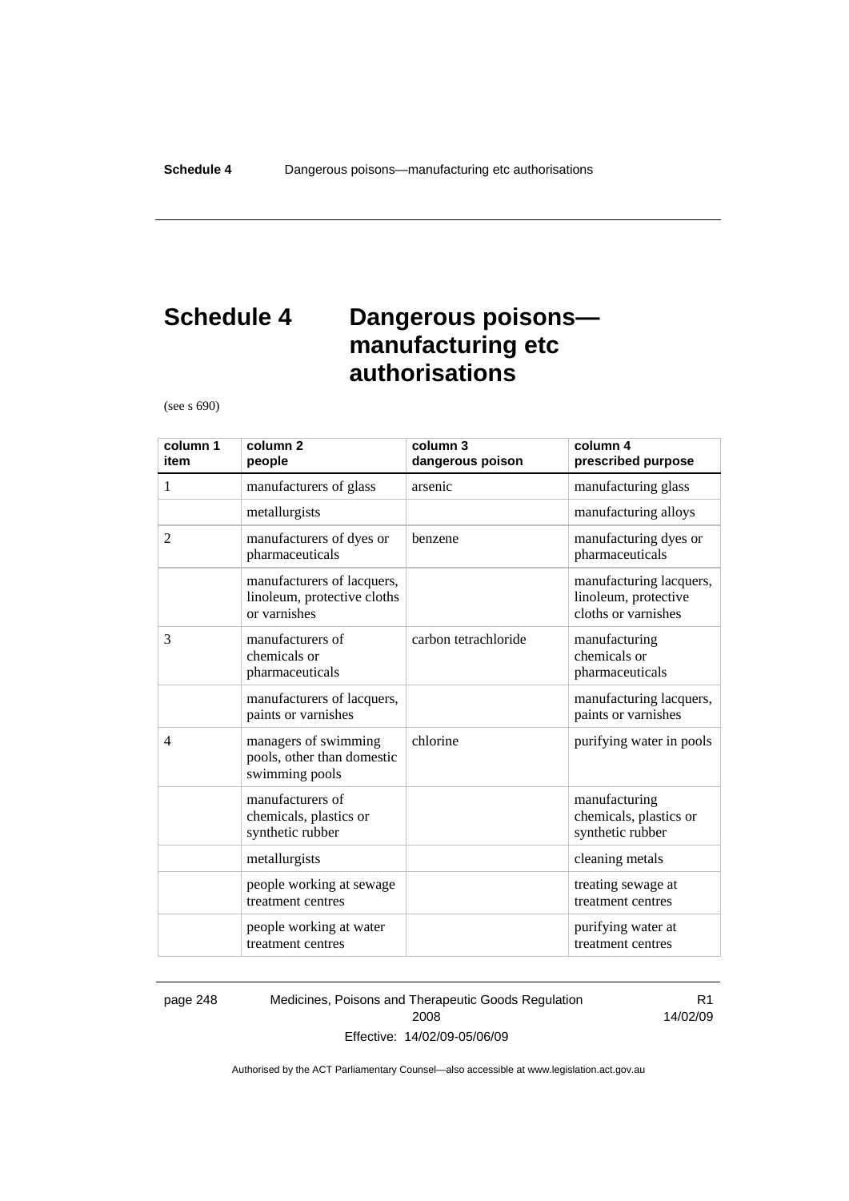# Schedule 4 Dangerous poisons—manufacturing etc authorisations

(see s 690)

| column 1 item | column 2 people | column 3 dangerous poison | column 4 prescribed purpose |
|---|---|---|---|
| 1 | manufacturers of glass | arsenic | manufacturing glass |
| | metallurgists | | manufacturing alloys |
| 2 | manufacturers of dyes or pharmaceuticals | benzene | manufacturing dyes or pharmaceuticals |
| | manufacturers of lacquers, linoleum, protective cloths or varnishes | | manufacturing lacquers, linoleum, protective cloths or varnishes |
| 3 | manufacturers of chemicals or pharmaceuticals | carbon tetrachloride | manufacturing chemicals or pharmaceuticals |
| | manufacturers of lacquers, paints or varnishes | | manufacturing lacquers, paints or varnishes |
| 4 | managers of swimming pools, other than domestic swimming pools | chlorine | purifying water in pools |
| | manufacturers of chemicals, plastics or synthetic rubber | | manufacturing chemicals, plastics or synthetic rubber |
| | metallurgists | | cleaning metals |
| | people working at sewage treatment centres | | treating sewage at treatment centres |
| | people working at water treatment centres | | purifying water at treatment centres |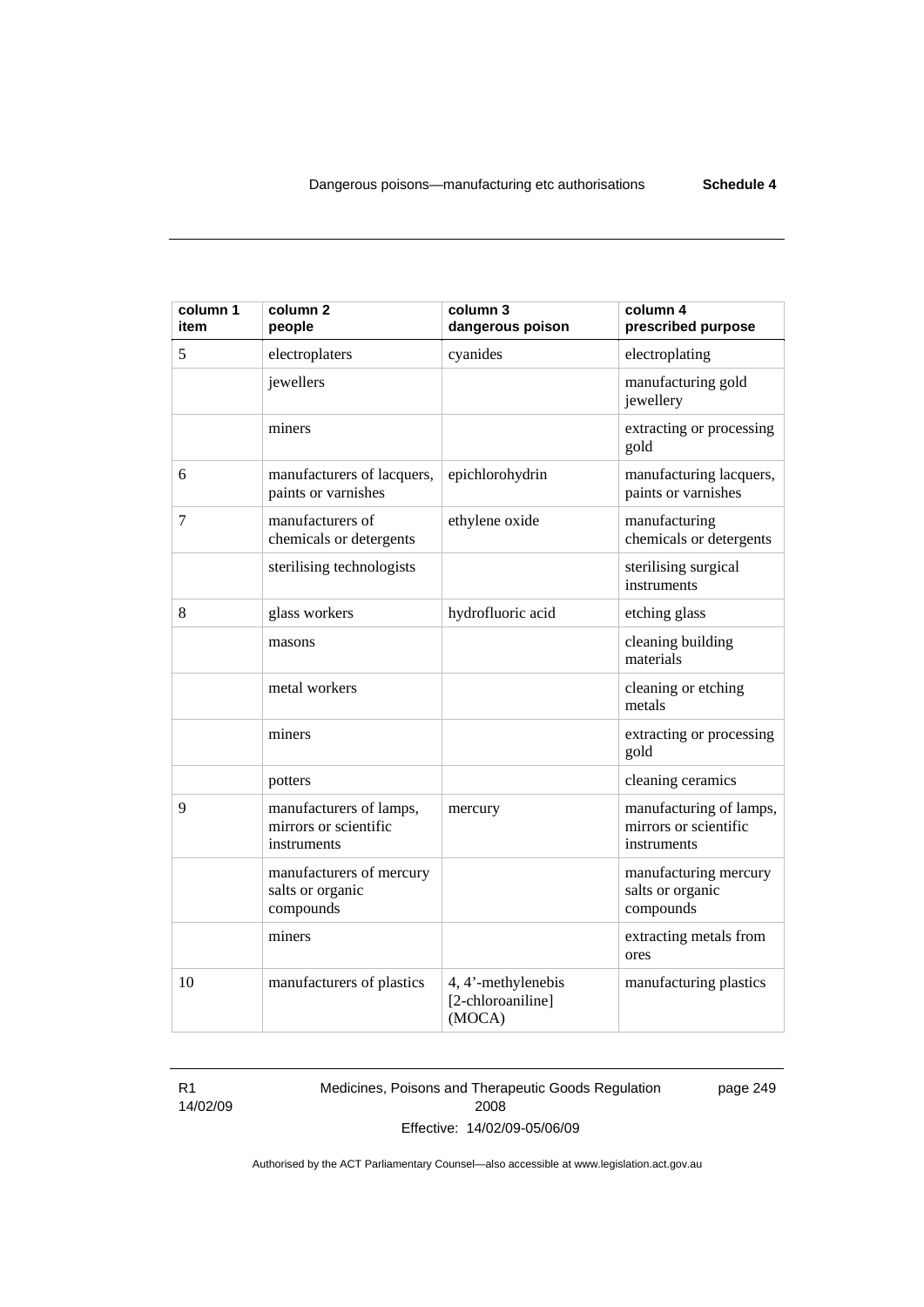| column 1 item | column 2 people | column 3 dangerous poison | column 4 prescribed purpose |
|---|---|---|---|
| 5 | electroplaters | cyanides | electroplating |
| | jewellers | | manufacturing gold jewellery |
| | miners | | extracting or processing gold |
| 6 | manufacturers of lacquers, paints or varnishes | epichlorohydrin | manufacturing lacquers, paints or varnishes |
| 7 | manufacturers of chemicals or detergents | ethylene oxide | manufacturing chemicals or detergents |
| | sterilising technologists | | sterilising surgical instruments |
| 8 | glass workers | hydrofluoric acid | etching glass |
| | masons | | cleaning building materials |
| | metal workers | | cleaning or etching metals |
| | miners | | extracting or processing gold |
| | potters | | cleaning ceramics |
| 9 | manufacturers of lamps, mirrors or scientific instruments | mercury | manufacturing of lamps, mirrors or scientific instruments |
| | manufacturers of mercury salts or organic compounds | | manufacturing mercury salts or organic compounds |
| | miners | | extracting metals from ores |
| 10 | manufacturers of plastics | 4, 4'-methylenebis [2-chloroaniline] (MOCA) | manufacturing plastics |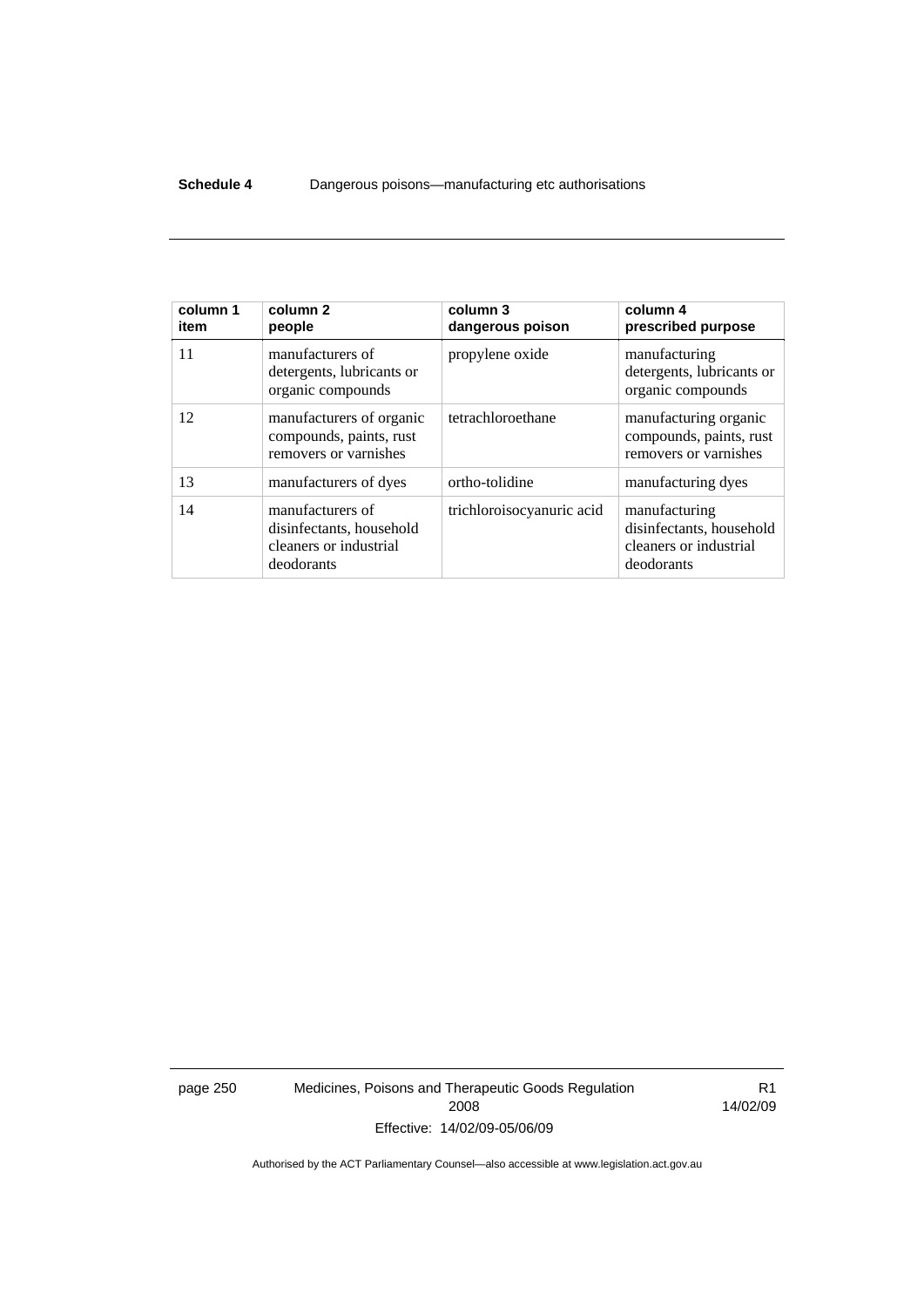| column 1 item | column 2 people | column 3 dangerous poison | column 4 prescribed purpose |
|---|---|---|---|
| 11 | manufacturers of detergents, lubricants or organic compounds | propylene oxide | manufacturing detergents, lubricants or organic compounds |
| 12 | manufacturers of organic compounds, paints, rust removers or varnishes | tetrachloroethane | manufacturing organic compounds, paints, rust removers or varnishes |
| 13 | manufacturers of dyes | ortho-tolidine | manufacturing dyes |
| 14 | manufacturers of disinfectants, household cleaners or industrial deodorants | trichloroisocyanuric acid | manufacturing disinfectants, household cleaners or industrial deodorants |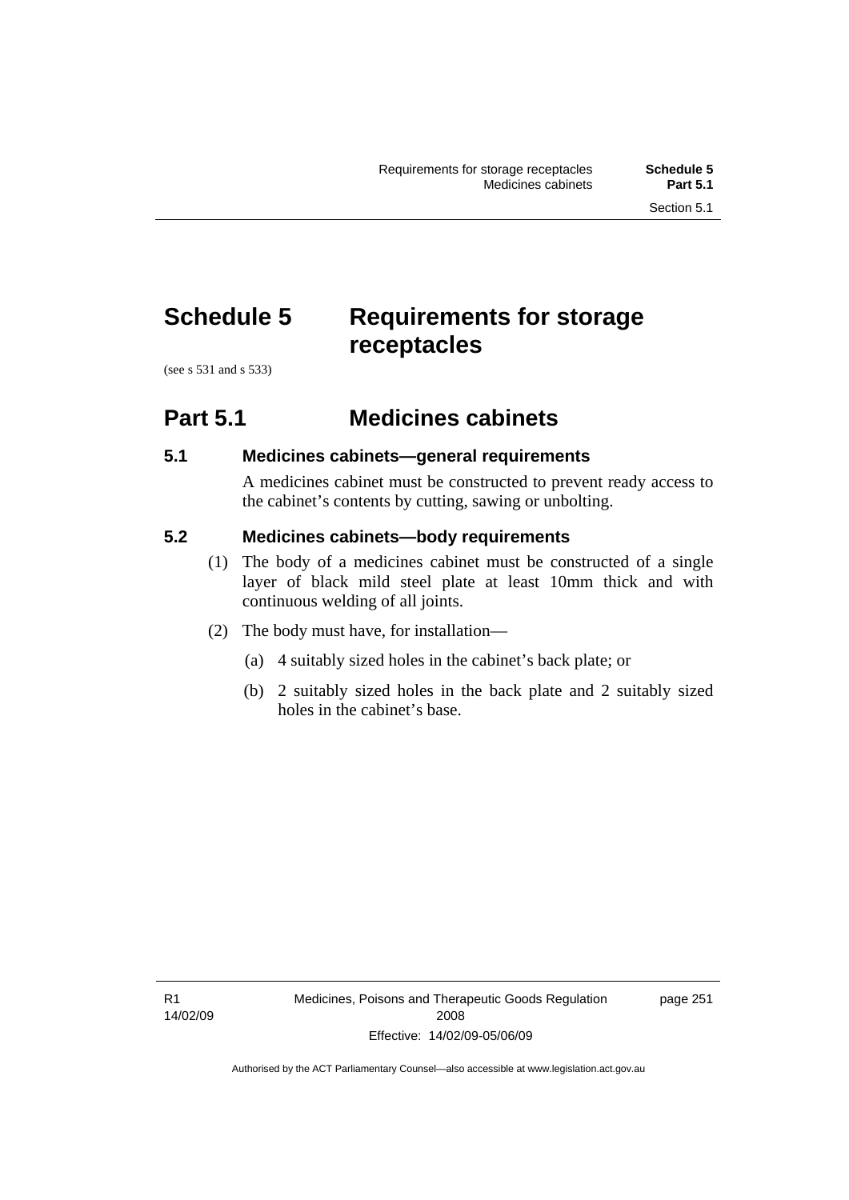# Schedule 5 Requirements for storage receptacles

(see s 531 and s 533)

## Part 5.1 Medicines cabinets

### 5.1 Medicines cabinets—general requirements

A medicines cabinet must be constructed to prevent ready access to the cabinet's contents by cutting, sawing or unbolting.

### 5.2 Medicines cabinets—body requirements

(1) The body of a medicines cabinet must be constructed of a single layer of black mild steel plate at least 10mm thick and with continuous welding of all joints.

(2) The body must have, for installation—

(a) 4 suitably sized holes in the cabinet's back plate; or

(b) 2 suitably sized holes in the back plate and 2 suitably sized holes in the cabinet's base.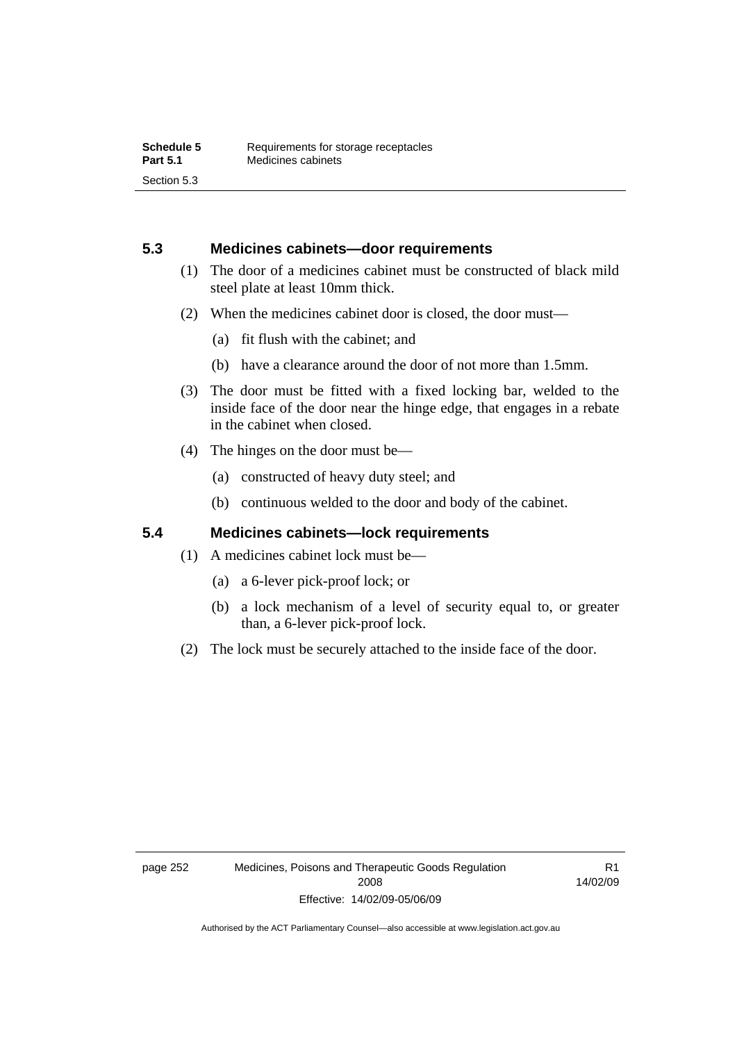## 5.3 Medicines cabinets—door requirements

(1) The door of a medicines cabinet must be constructed of black mild steel plate at least 10mm thick.

(2) When the medicines cabinet door is closed, the door must—

(a) fit flush with the cabinet; and

(b) have a clearance around the door of not more than 1.5mm.

(3) The door must be fitted with a fixed locking bar, welded to the inside face of the door near the hinge edge, that engages in a rebate in the cabinet when closed.

(4) The hinges on the door must be—

(a) constructed of heavy duty steel; and

(b) continuous welded to the door and body of the cabinet.

## 5.4 Medicines cabinets—lock requirements

(1) A medicines cabinet lock must be—

(a) a 6-lever pick-proof lock; or

(b) a lock mechanism of a level of security equal to, or greater than, a 6-lever pick-proof lock.

(2) The lock must be securely attached to the inside face of the door.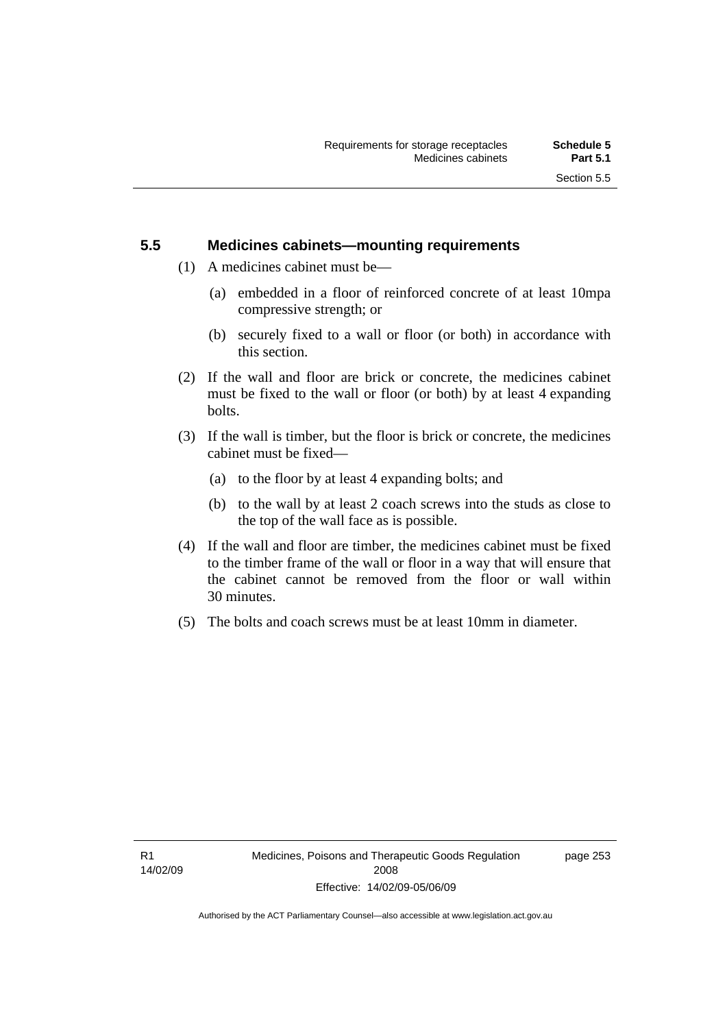## 5.5 Medicines cabinets—mounting requirements

(1) A medicines cabinet must be—

(a) embedded in a floor of reinforced concrete of at least 10mpa compressive strength; or

(b) securely fixed to a wall or floor (or both) in accordance with this section.

(2) If the wall and floor are brick or concrete, the medicines cabinet must be fixed to the wall or floor (or both) by at least 4 expanding bolts.

(3) If the wall is timber, but the floor is brick or concrete, the medicines cabinet must be fixed—

(a) to the floor by at least 4 expanding bolts; and

(b) to the wall by at least 2 coach screws into the studs as close to the top of the wall face as is possible.

(4) If the wall and floor are timber, the medicines cabinet must be fixed to the timber frame of the wall or floor in a way that will ensure that the cabinet cannot be removed from the floor or wall within 30 minutes.

(5) The bolts and coach screws must be at least 10mm in diameter.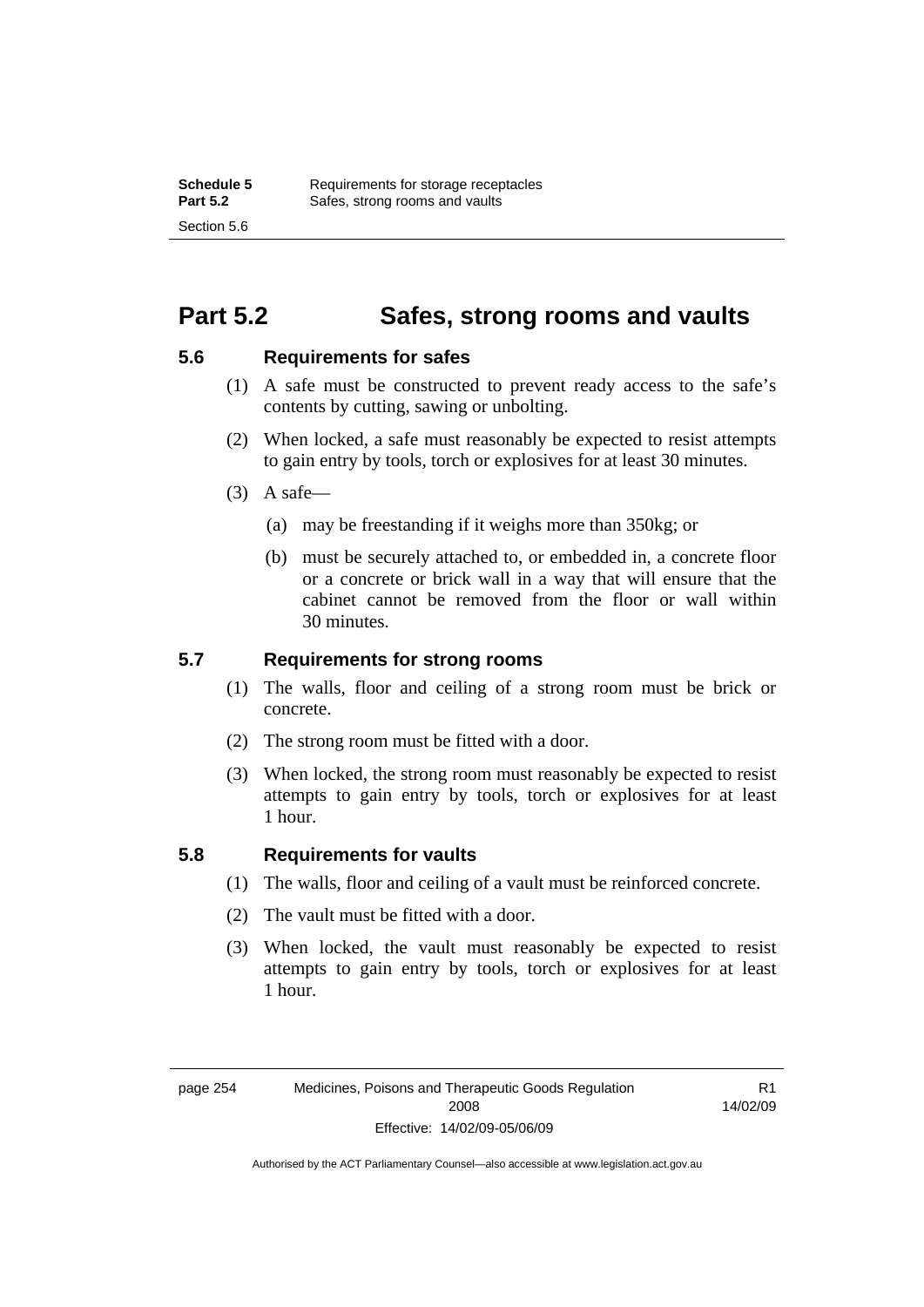# Part 5.2 Safes, strong rooms and vaults

## 5.6 Requirements for safes

(1) A safe must be constructed to prevent ready access to the safe's contents by cutting, sawing or unbolting.

(2) When locked, a safe must reasonably be expected to resist attempts to gain entry by tools, torch or explosives for at least 30 minutes.

(3) A safe—

(a) may be freestanding if it weighs more than 350kg; or

(b) must be securely attached to, or embedded in, a concrete floor or a concrete or brick wall in a way that will ensure that the cabinet cannot be removed from the floor or wall within 30 minutes.

## 5.7 Requirements for strong rooms

(1) The walls, floor and ceiling of a strong room must be brick or concrete.

(2) The strong room must be fitted with a door.

(3) When locked, the strong room must reasonably be expected to resist attempts to gain entry by tools, torch or explosives for at least 1 hour.

## 5.8 Requirements for vaults

(1) The walls, floor and ceiling of a vault must be reinforced concrete.

(2) The vault must be fitted with a door.

(3) When locked, the vault must reasonably be expected to resist attempts to gain entry by tools, torch or explosives for at least 1 hour.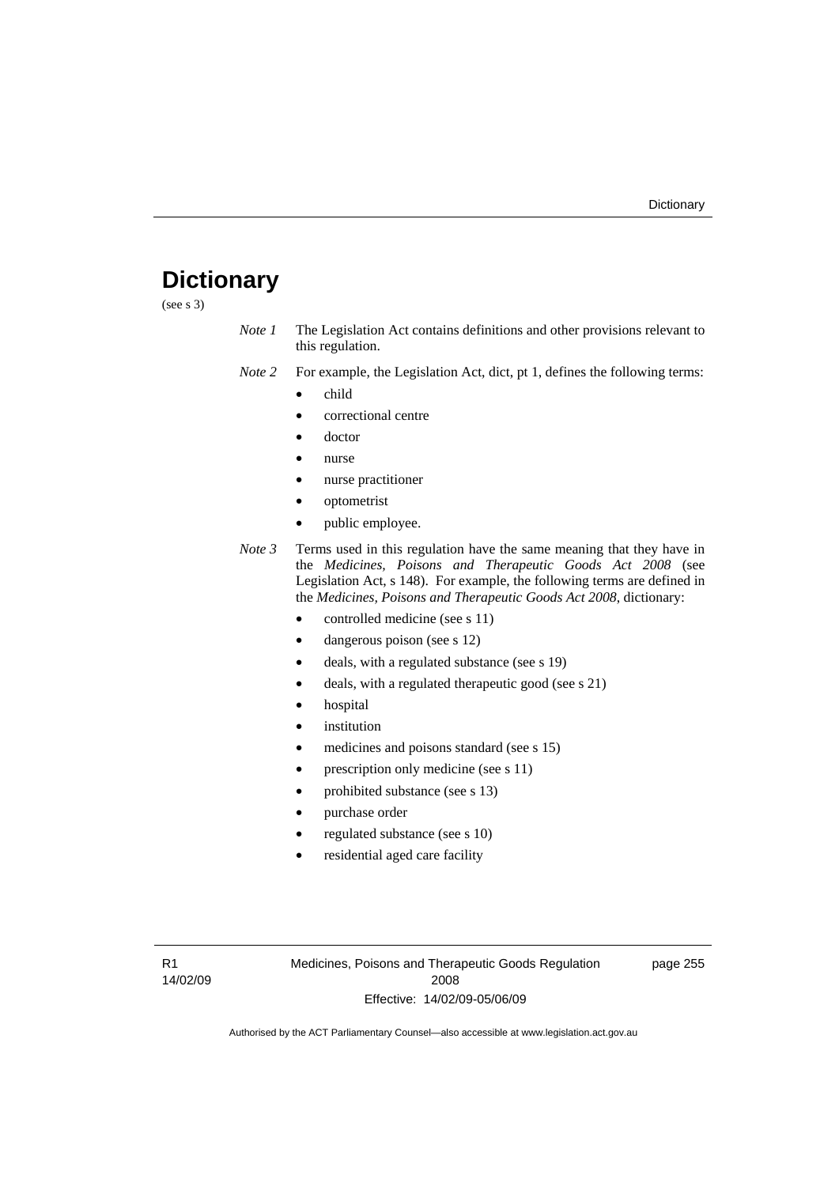# Dictionary

(see s 3)

*Note 1* The Legislation Act contains definitions and other provisions relevant to this regulation.

*Note 2* For example, the Legislation Act, dict, pt 1, defines the following terms:

- child
- correctional centre
- doctor
- nurse
- nurse practitioner
- optometrist
- public employee.

*Note 3* Terms used in this regulation have the same meaning that they have in the *Medicines, Poisons and Therapeutic Goods Act 2008* (see Legislation Act, s 148). For example, the following terms are defined in the *Medicines, Poisons and Therapeutic Goods Act 2008*, dictionary:

- controlled medicine (see s 11)
- dangerous poison (see s 12)
- deals, with a regulated substance (see s 19)
- deals, with a regulated therapeutic good (see s 21)
- hospital
- institution
- medicines and poisons standard (see s 15)
- prescription only medicine (see s 11)
- prohibited substance (see s 13)
- purchase order
- regulated substance (see s 10)
- residential aged care facility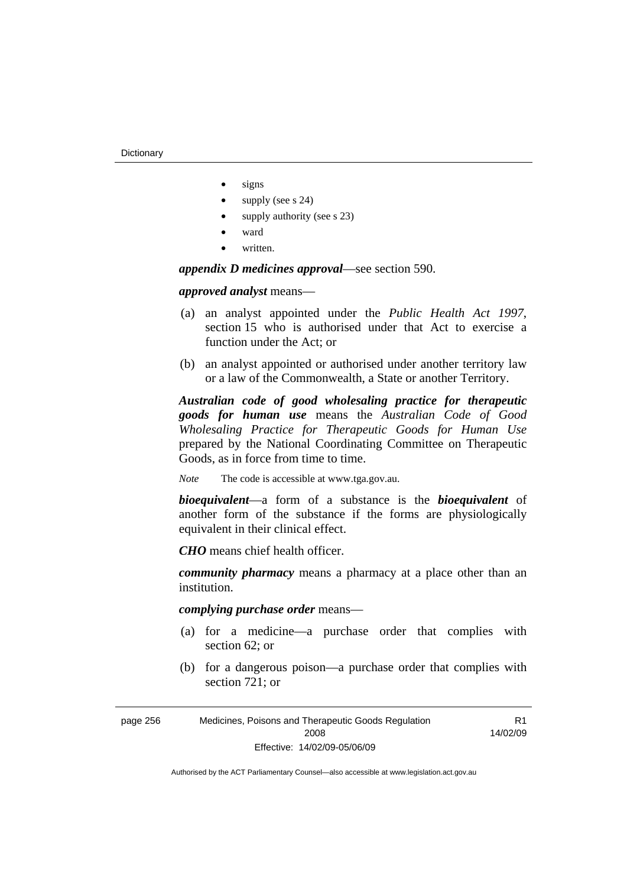- signs
- supply (see s 24)
- supply authority (see s 23)
- ward
- written.

***appendix D medicines approval***—see section 590.

***approved analyst*** means—

(a) an analyst appointed under the *Public Health Act 1997*, section 15 who is authorised under that Act to exercise a function under the Act; or

(b) an analyst appointed or authorised under another territory law or a law of the Commonwealth, a State or another Territory.

***Australian code of good wholesaling practice for therapeutic goods for human use*** means the *Australian Code of Good Wholesaling Practice for Therapeutic Goods for Human Use* prepared by the National Coordinating Committee on Therapeutic Goods, as in force from time to time.

*Note* The code is accessible at www.tga.gov.au.

***bioequivalent***—a form of a substance is the ***bioequivalent*** of another form of the substance if the forms are physiologically equivalent in their clinical effect.

***CHO*** means chief health officer.

***community pharmacy*** means a pharmacy at a place other than an institution.

***complying purchase order*** means—

(a) for a medicine—a purchase order that complies with section 62; or

(b) for a dangerous poison—a purchase order that complies with section 721; or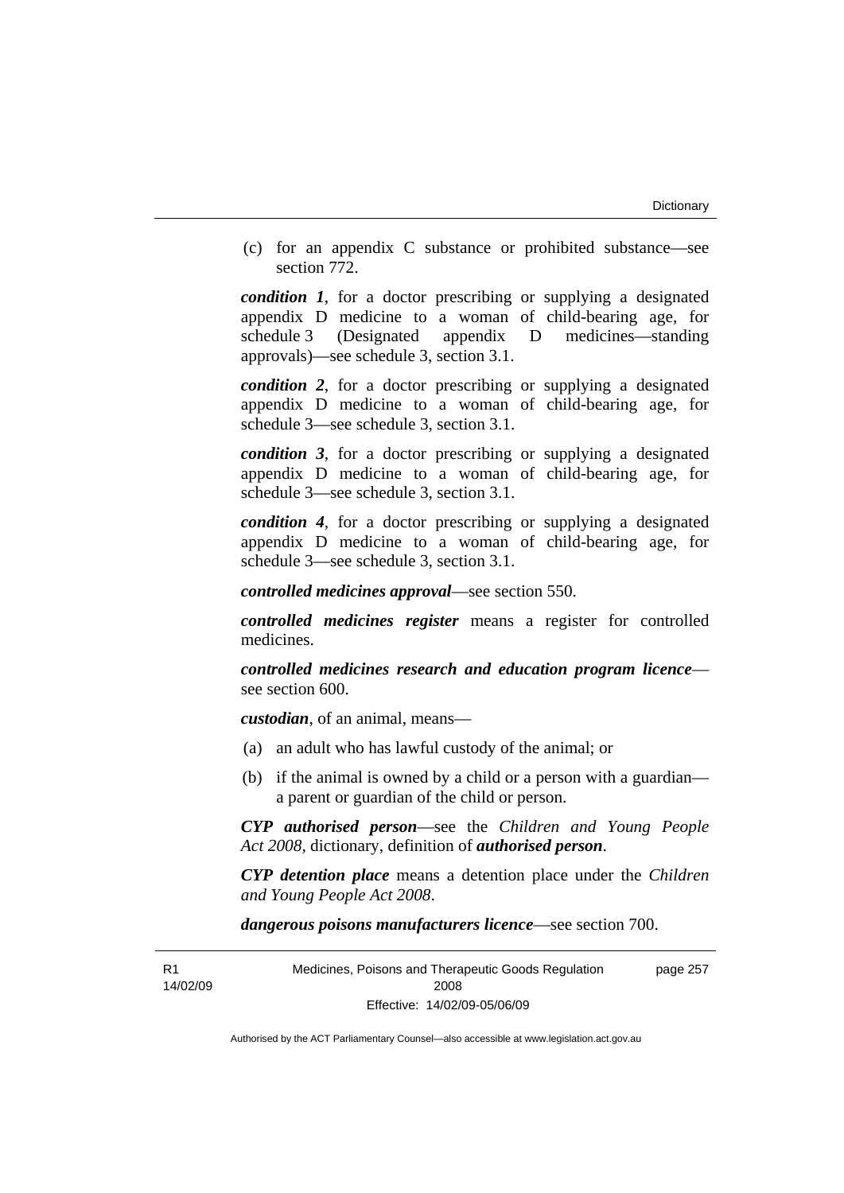(c) for an appendix C substance or prohibited substance—see section 772.

***condition 1***, for a doctor prescribing or supplying a designated appendix D medicine to a woman of child-bearing age, for schedule 3 (Designated appendix D medicines—standing approvals)—see schedule 3, section 3.1.

***condition 2***, for a doctor prescribing or supplying a designated appendix D medicine to a woman of child-bearing age, for schedule 3—see schedule 3, section 3.1.

***condition 3***, for a doctor prescribing or supplying a designated appendix D medicine to a woman of child-bearing age, for schedule 3—see schedule 3, section 3.1.

***condition 4***, for a doctor prescribing or supplying a designated appendix D medicine to a woman of child-bearing age, for schedule 3—see schedule 3, section 3.1.

***controlled medicines approval***—see section 550.

***controlled medicines register*** means a register for controlled medicines.

***controlled medicines research and education program licence***—see section 600.

***custodian***, of an animal, means—

(a) an adult who has lawful custody of the animal; or

(b) if the animal is owned by a child or a person with a guardian—a parent or guardian of the child or person.

***CYP authorised person***—see the *Children and Young People Act 2008*, dictionary, definition of ***authorised person***.

***CYP detention place*** means a detention place under the *Children and Young People Act 2008*.

***dangerous poisons manufacturers licence***—see section 700.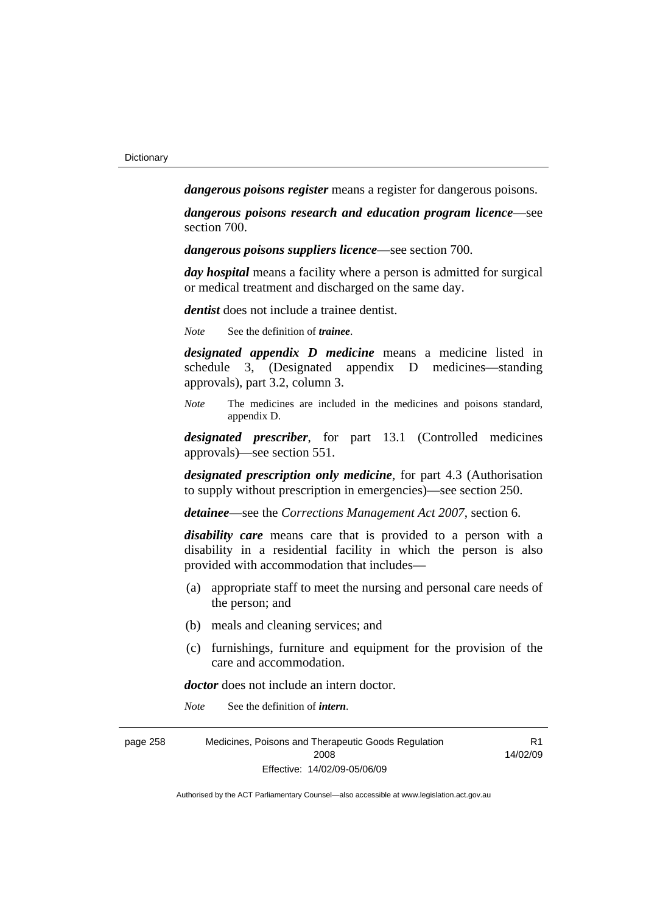***dangerous poisons register*** means a register for dangerous poisons.

***dangerous poisons research and education program licence***—see section 700.

***dangerous poisons suppliers licence***—see section 700.

***day hospital*** means a facility where a person is admitted for surgical or medical treatment and discharged on the same day.

***dentist*** does not include a trainee dentist.

*Note* See the definition of ***trainee***.

***designated appendix D medicine*** means a medicine listed in schedule 3, (Designated appendix D medicines—standing approvals), part 3.2, column 3.

*Note* The medicines are included in the medicines and poisons standard, appendix D.

***designated prescriber***, for part 13.1 (Controlled medicines approvals)—see section 551.

***designated prescription only medicine***, for part 4.3 (Authorisation to supply without prescription in emergencies)—see section 250.

***detainee***—see the *Corrections Management Act 2007*, section 6.

***disability care*** means care that is provided to a person with a disability in a residential facility in which the person is also provided with accommodation that includes—

(a) appropriate staff to meet the nursing and personal care needs of the person; and

(b) meals and cleaning services; and

(c) furnishings, furniture and equipment for the provision of the care and accommodation.

***doctor*** does not include an intern doctor.

*Note* See the definition of ***intern***.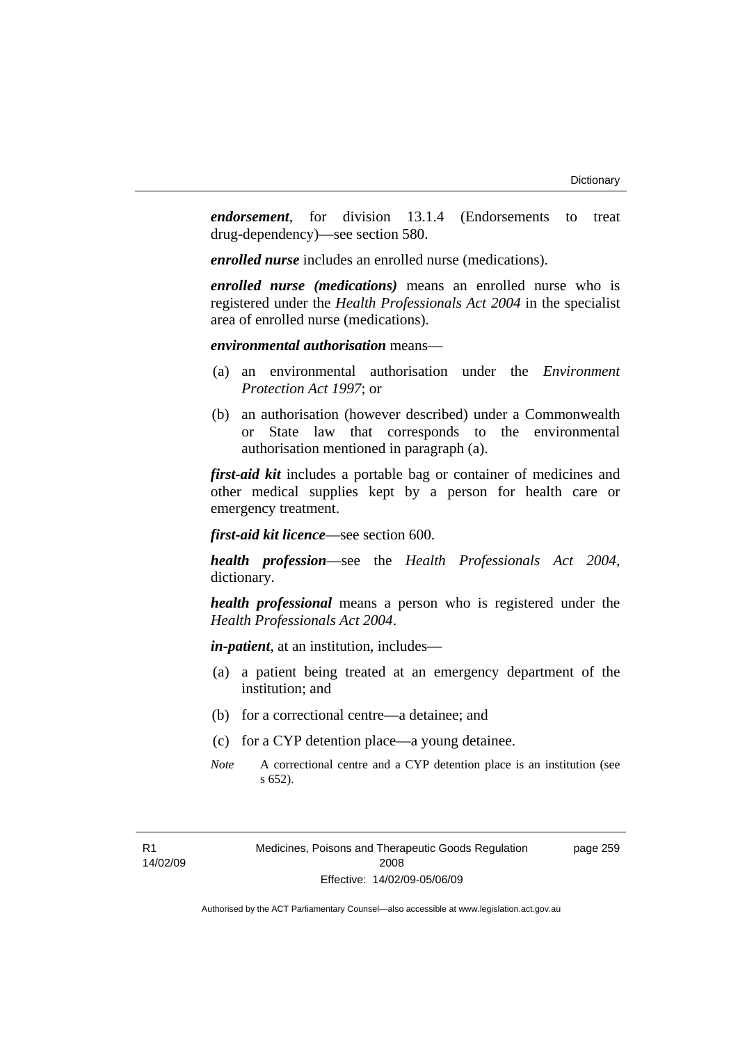***endorsement***, for division 13.1.4 (Endorsements to treat drug-dependency)—see section 580.

***enrolled nurse*** includes an enrolled nurse (medications).

***enrolled nurse (medications)*** means an enrolled nurse who is registered under the *Health Professionals Act 2004* in the specialist area of enrolled nurse (medications).

***environmental authorisation*** means—

(a) an environmental authorisation under the *Environment Protection Act 1997*; or

(b) an authorisation (however described) under a Commonwealth or State law that corresponds to the environmental authorisation mentioned in paragraph (a).

***first-aid kit*** includes a portable bag or container of medicines and other medical supplies kept by a person for health care or emergency treatment.

***first-aid kit licence***—see section 600.

***health profession***—see the *Health Professionals Act 2004*, dictionary.

***health professional*** means a person who is registered under the *Health Professionals Act 2004*.

***in-patient***, at an institution, includes—

(a) a patient being treated at an emergency department of the institution; and

(b) for a correctional centre—a detainee; and

(c) for a CYP detention place—a young detainee.

*Note* A correctional centre and a CYP detention place is an institution (see s 652).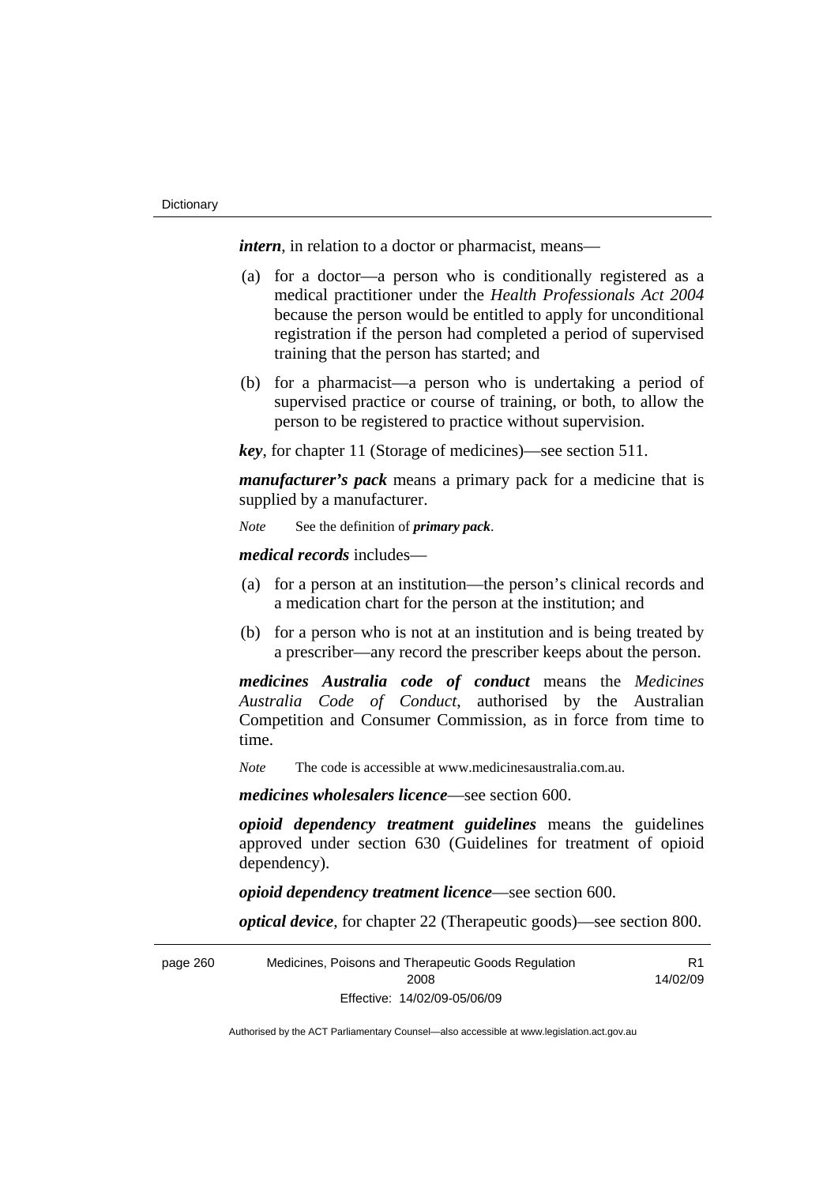***intern***, in relation to a doctor or pharmacist, means—

(a) for a doctor—a person who is conditionally registered as a medical practitioner under the *Health Professionals Act 2004* because the person would be entitled to apply for unconditional registration if the person had completed a period of supervised training that the person has started; and

(b) for a pharmacist—a person who is undertaking a period of supervised practice or course of training, or both, to allow the person to be registered to practice without supervision.

***key***, for chapter 11 (Storage of medicines)—see section 511.

***manufacturer's pack*** means a primary pack for a medicine that is supplied by a manufacturer.

*Note* See the definition of ***primary pack***.

***medical records*** includes—

(a) for a person at an institution—the person's clinical records and a medication chart for the person at the institution; and

(b) for a person who is not at an institution and is being treated by a prescriber—any record the prescriber keeps about the person.

***medicines Australia code of conduct*** means the *Medicines Australia Code of Conduct*, authorised by the Australian Competition and Consumer Commission, as in force from time to time.

*Note* The code is accessible at www.medicinesaustralia.com.au.

***medicines wholesalers licence***—see section 600.

***opioid dependency treatment guidelines*** means the guidelines approved under section 630 (Guidelines for treatment of opioid dependency).

***opioid dependency treatment licence***—see section 600.

***optical device***, for chapter 22 (Therapeutic goods)—see section 800.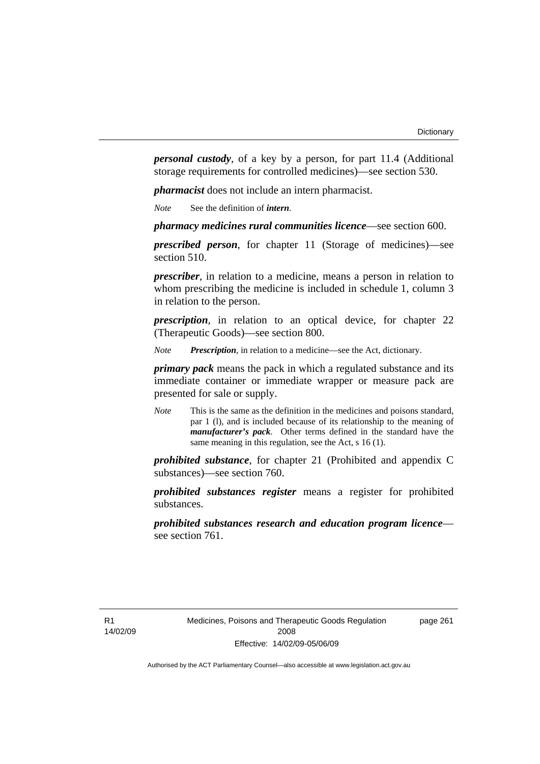***personal custody***, of a key by a person, for part 11.4 (Additional storage requirements for controlled medicines)—see section 530.

***pharmacist*** does not include an intern pharmacist.

*Note* See the definition of ***intern***.

***pharmacy medicines rural communities licence***—see section 600.

***prescribed person***, for chapter 11 (Storage of medicines)—see section 510.

***prescriber***, in relation to a medicine, means a person in relation to whom prescribing the medicine is included in schedule 1, column 3 in relation to the person.

***prescription***, in relation to an optical device, for chapter 22 (Therapeutic Goods)—see section 800.

*Note* ***Prescription***, in relation to a medicine—see the Act, dictionary.

***primary pack*** means the pack in which a regulated substance and its immediate container or immediate wrapper or measure pack are presented for sale or supply.

*Note* This is the same as the definition in the medicines and poisons standard, par 1 (l), and is included because of its relationship to the meaning of ***manufacturer's pack***. Other terms defined in the standard have the same meaning in this regulation, see the Act, s 16 (1).

***prohibited substance***, for chapter 21 (Prohibited and appendix C substances)—see section 760.

***prohibited substances register*** means a register for prohibited substances.

***prohibited substances research and education program licence***—see section 761.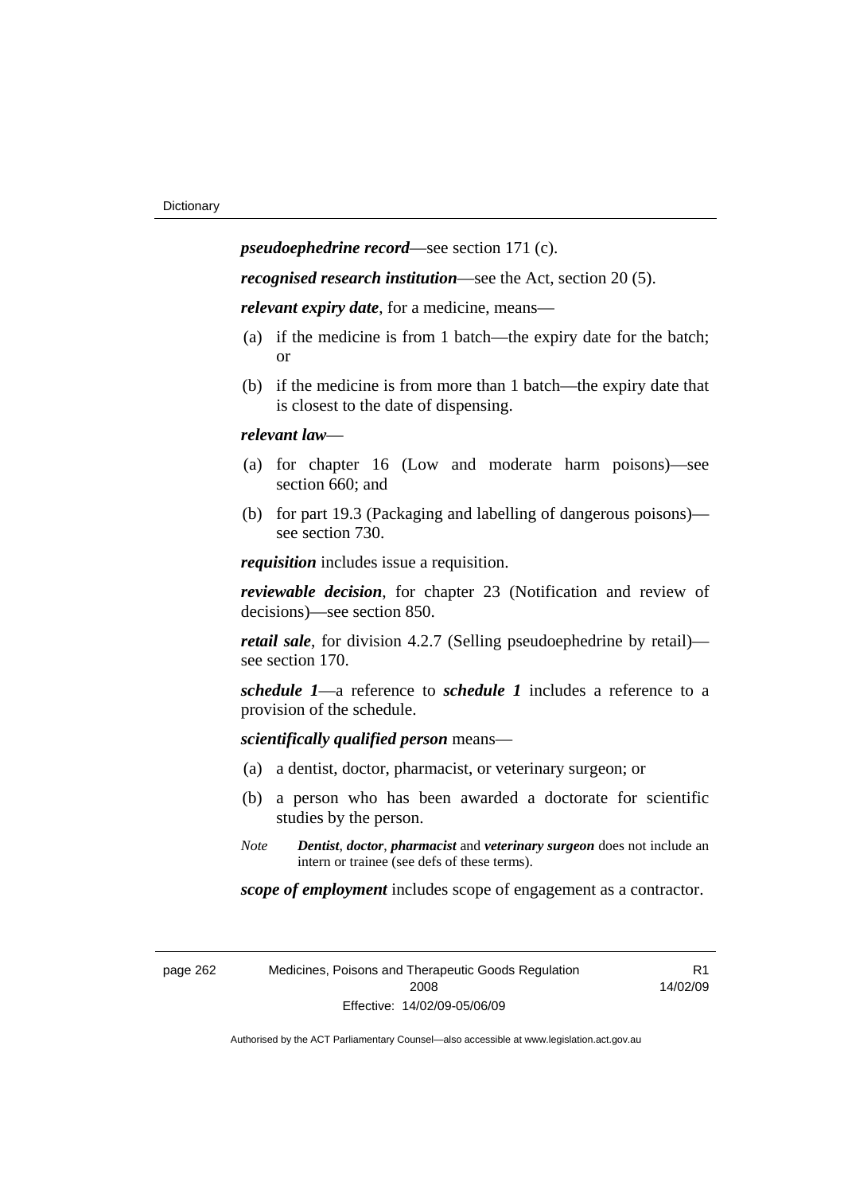***pseudoephedrine record***—see section 171 (c).

***recognised research institution***—see the Act, section 20 (5).

***relevant expiry date***, for a medicine, means—

(a) if the medicine is from 1 batch—the expiry date for the batch; or

(b) if the medicine is from more than 1 batch—the expiry date that is closest to the date of dispensing.

***relevant law***—

(a) for chapter 16 (Low and moderate harm poisons)—see section 660; and

(b) for part 19.3 (Packaging and labelling of dangerous poisons)—see section 730.

***requisition*** includes issue a requisition.

***reviewable decision***, for chapter 23 (Notification and review of decisions)—see section 850.

***retail sale***, for division 4.2.7 (Selling pseudoephedrine by retail)—see section 170.

***schedule 1***—a reference to ***schedule 1*** includes a reference to a provision of the schedule.

***scientifically qualified person*** means—

(a) a dentist, doctor, pharmacist, or veterinary surgeon; or

(b) a person who has been awarded a doctorate for scientific studies by the person.

*Note* ***Dentist***, ***doctor***, ***pharmacist*** and ***veterinary surgeon*** does not include an intern or trainee (see defs of these terms).

***scope of employment*** includes scope of engagement as a contractor.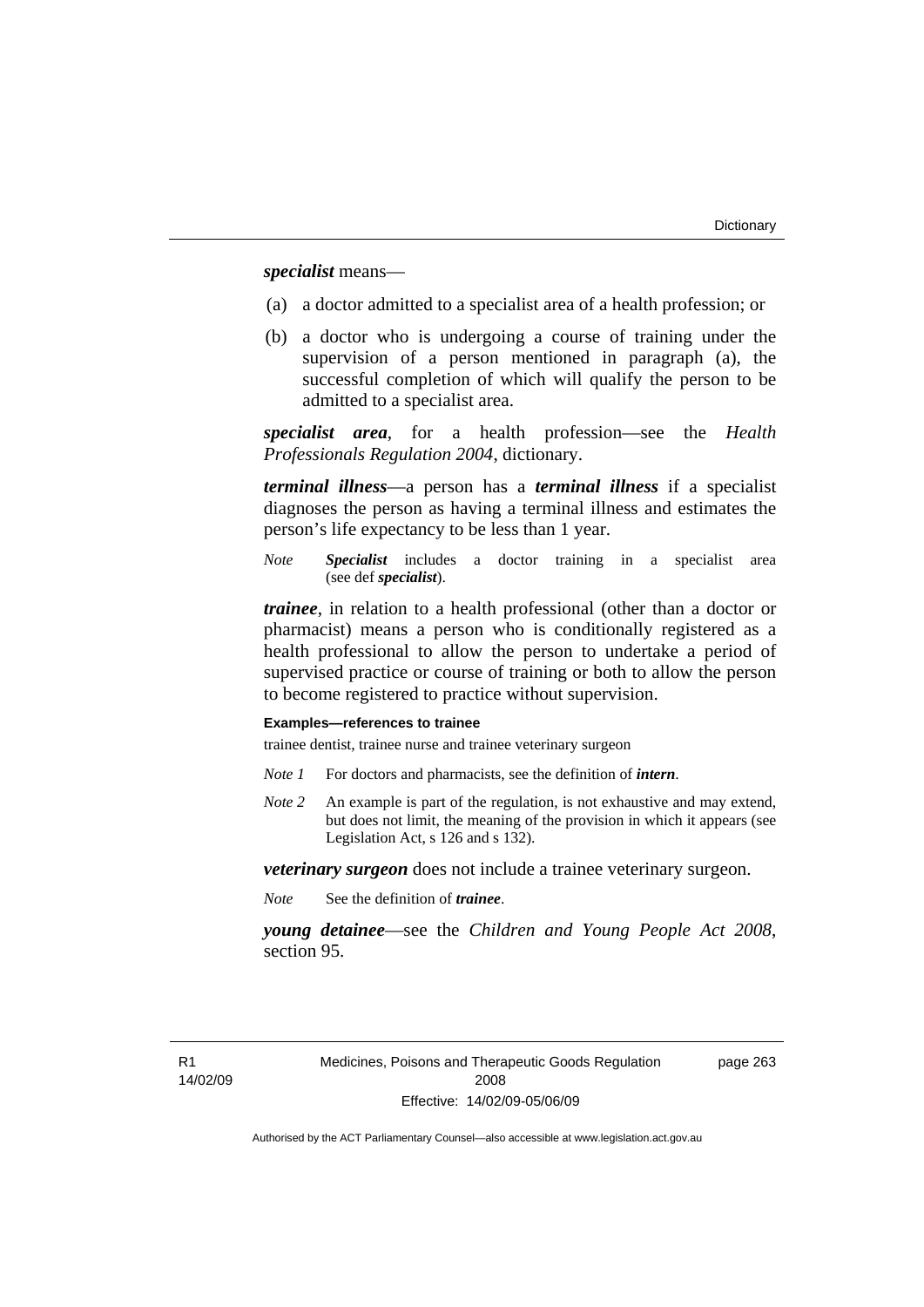***specialist*** means—

(a) a doctor admitted to a specialist area of a health profession; or

(b) a doctor who is undergoing a course of training under the supervision of a person mentioned in paragraph (a), the successful completion of which will qualify the person to be admitted to a specialist area.

***specialist area***, for a health profession—see the *Health Professionals Regulation 2004*, dictionary.

***terminal illness***—a person has a ***terminal illness*** if a specialist diagnoses the person as having a terminal illness and estimates the person's life expectancy to be less than 1 year.

*Note* ***Specialist*** includes a doctor training in a specialist area (see def ***specialist***).

***trainee***, in relation to a health professional (other than a doctor or pharmacist) means a person who is conditionally registered as a health professional to allow the person to undertake a period of supervised practice or course of training or both to allow the person to become registered to practice without supervision.

**Examples—references to trainee**

trainee dentist, trainee nurse and trainee veterinary surgeon

*Note 1* For doctors and pharmacists, see the definition of ***intern***.

*Note 2* An example is part of the regulation, is not exhaustive and may extend, but does not limit, the meaning of the provision in which it appears (see Legislation Act, s 126 and s 132).

***veterinary surgeon*** does not include a trainee veterinary surgeon.

*Note* See the definition of ***trainee***.

***young detainee***—see the *Children and Young People Act 2008*, section 95.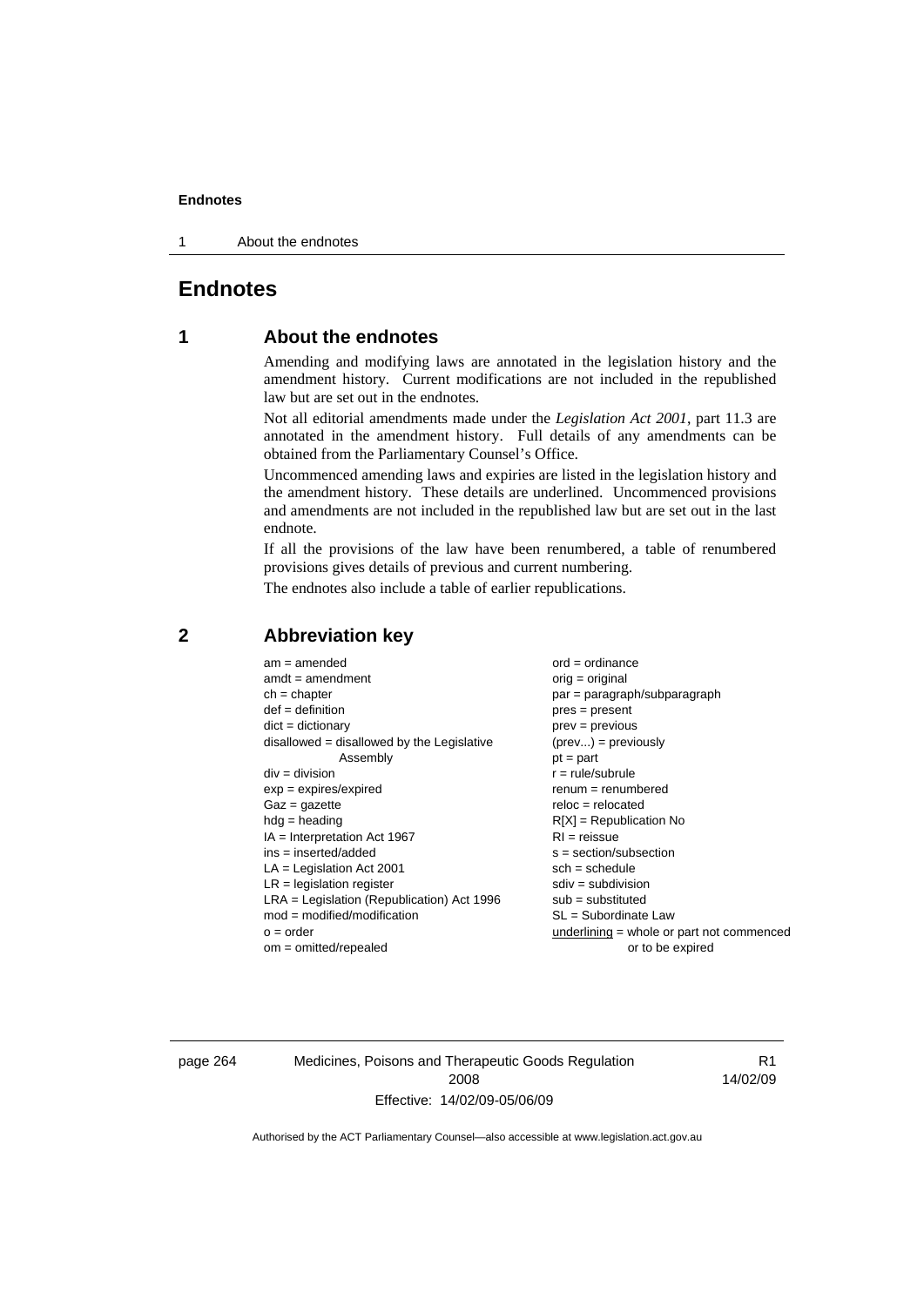# Endnotes

## 1 About the endnotes

Amending and modifying laws are annotated in the legislation history and the amendment history. Current modifications are not included in the republished law but are set out in the endnotes.

Not all editorial amendments made under the *Legislation Act 2001*, part 11.3 are annotated in the amendment history. Full details of any amendments can be obtained from the Parliamentary Counsel's Office.

Uncommenced amending laws and expiries are listed in the legislation history and the amendment history. These details are underlined. Uncommenced provisions and amendments are not included in the republished law but are set out in the last endnote.

If all the provisions of the law have been renumbered, a table of renumbered provisions gives details of previous and current numbering.

The endnotes also include a table of earlier republications.

## 2 Abbreviation key

am = amended
amdt = amendment
ch = chapter
def = definition
dict = dictionary
disallowed = disallowed by the Legislative Assembly
div = division
exp = expires/expired
Gaz = gazette
hdg = heading
IA = Interpretation Act 1967
ins = inserted/added
LA = Legislation Act 2001
LR = legislation register
LRA = Legislation (Republication) Act 1996
mod = modified/modification
o = order
om = omitted/repealed
ord = ordinance
orig = original
par = paragraph/subparagraph
pres = present
prev = previous
(prev...) = previously
pt = part
r = rule/subrule
renum = renumbered
reloc = relocated
R[X] = Republication No
RI = reissue
s = section/subsection
sch = schedule
sdiv = subdivision
sub = substituted
SL = Subordinate Law
<u>underlining</u> = whole or part not commenced or to be expired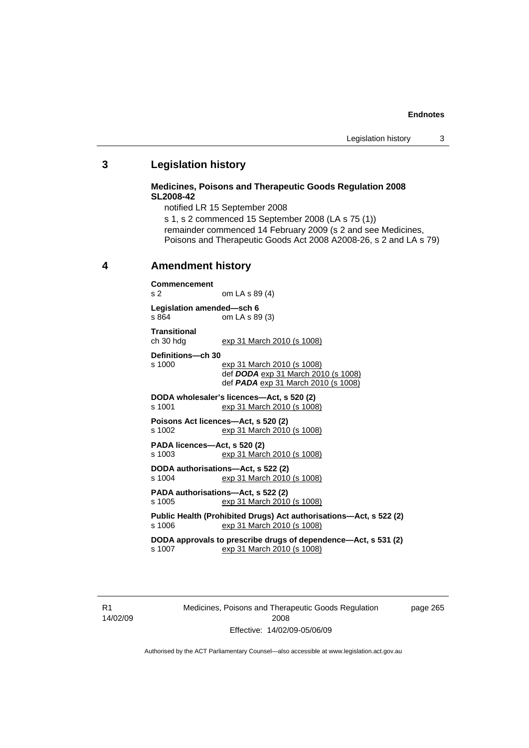## 3 Legislation history

**Medicines, Poisons and Therapeutic Goods Regulation 2008 SL2008-42**

notified LR 15 September 2008

s 1, s 2 commenced 15 September 2008 (LA s 75 (1))

remainder commenced 14 February 2009 (s 2 and see Medicines, Poisons and Therapeutic Goods Act 2008 A2008-26, s 2 and LA s 79)

## 4 Amendment history

**Commencement**
s 2 om LA s 89 (4)

**Legislation amended—sch 6**
s 864 om LA s 89 (3)

**Transitional**
ch 30 hdg exp 31 March 2010 (s 1008)

**Definitions—ch 30**
s 1000 exp 31 March 2010 (s 1008)
def ***DODA*** exp 31 March 2010 (s 1008)
def ***PADA*** exp 31 March 2010 (s 1008)

**DODA wholesaler's licences—Act, s 520 (2)**
s 1001 exp 31 March 2010 (s 1008)

**Poisons Act licences—Act, s 520 (2)**
s 1002 exp 31 March 2010 (s 1008)

**PADA licences—Act, s 520 (2)**
s 1003 exp 31 March 2010 (s 1008)

**DODA authorisations—Act, s 522 (2)**
s 1004 exp 31 March 2010 (s 1008)

**PADA authorisations—Act, s 522 (2)**
s 1005 exp 31 March 2010 (s 1008)

**Public Health (Prohibited Drugs) Act authorisations—Act, s 522 (2)**
s 1006 exp 31 March 2010 (s 1008)

**DODA approvals to prescribe drugs of dependence—Act, s 531 (2)**
s 1007 exp 31 March 2010 (s 1008)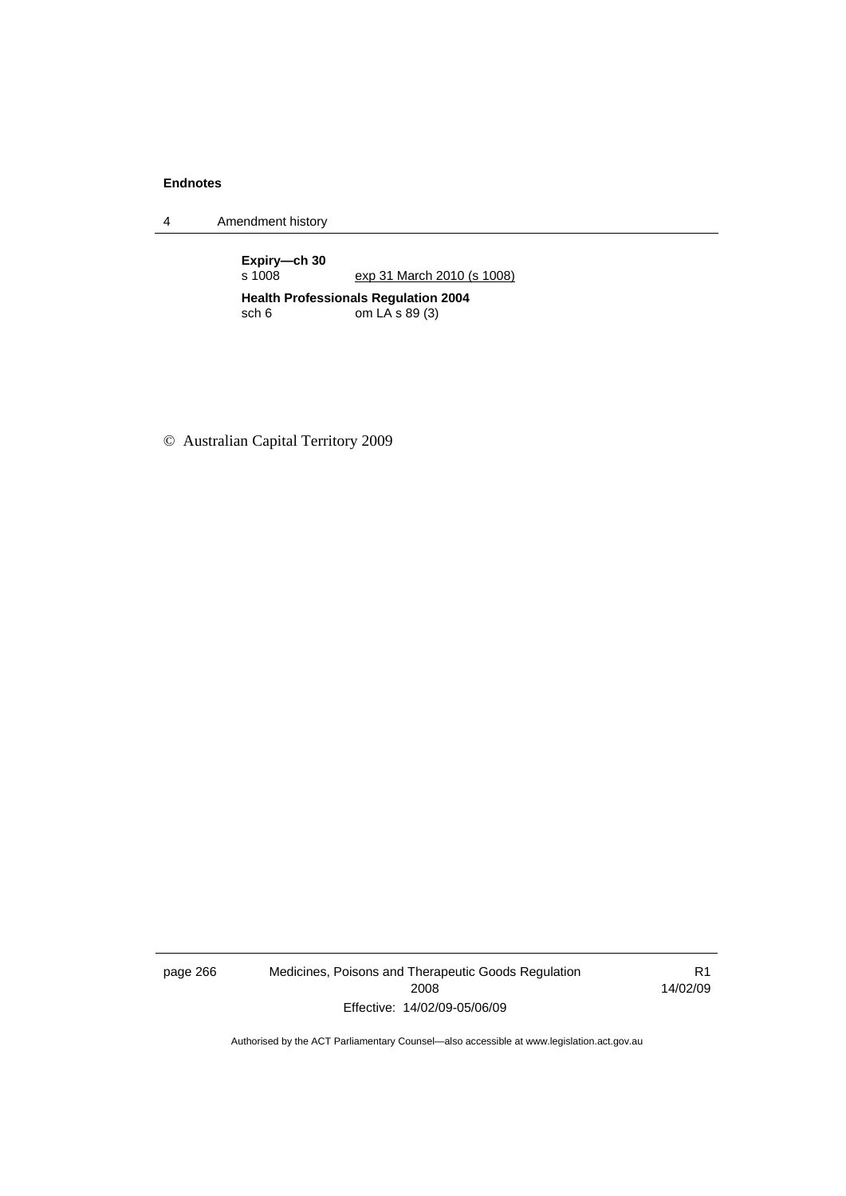**Expiry—ch 30**
s 1008 exp 31 March 2010 (s 1008)

**Health Professionals Regulation 2004**
sch 6 om LA s 89 (3)

© Australian Capital Territory 2009